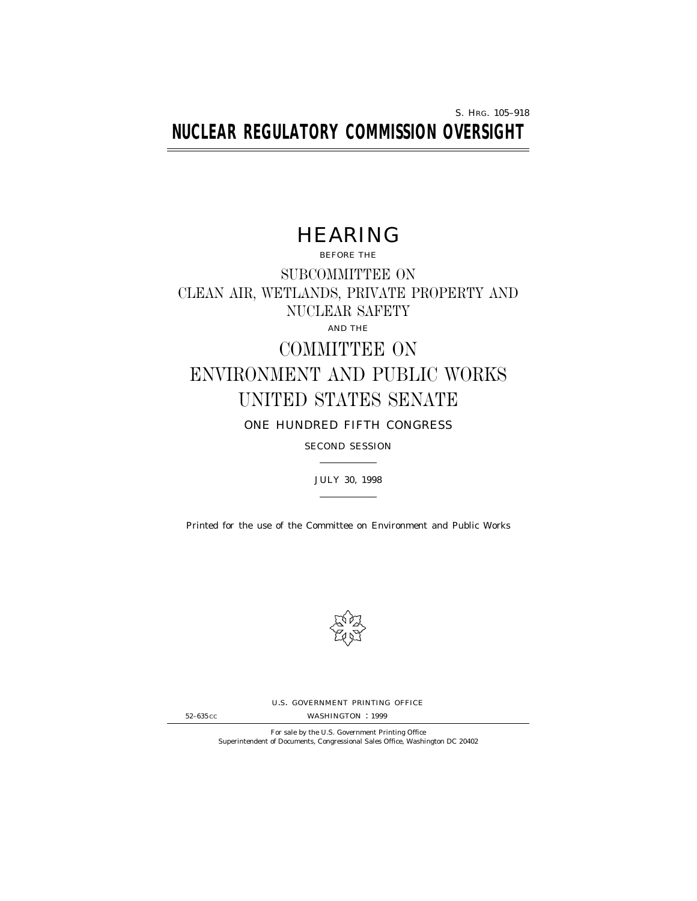S. HRG. 105–918

# NUCLEAR REGULATORY COMMISSION OVERSIGHT

## HEARING

BEFORE THE

SUBCOMMITTEE ON
CLEAN AIR, WETLANDS, PRIVATE PROPERTY AND
NUCLEAR SAFETY

AND THE

COMMITTEE ON
ENVIRONMENT AND PUBLIC WORKS
UNITED STATES SENATE

ONE HUNDRED FIFTH CONGRESS

SECOND SESSION

JULY 30, 1998

Printed for the use of the Committee on Environment and Public Works

U.S. GOVERNMENT PRINTING OFFICE

52–635CC WASHINGTON : 1999

For sale by the U.S. Government Printing Office
Superintendent of Documents, Congressional Sales Office, Washington DC 20402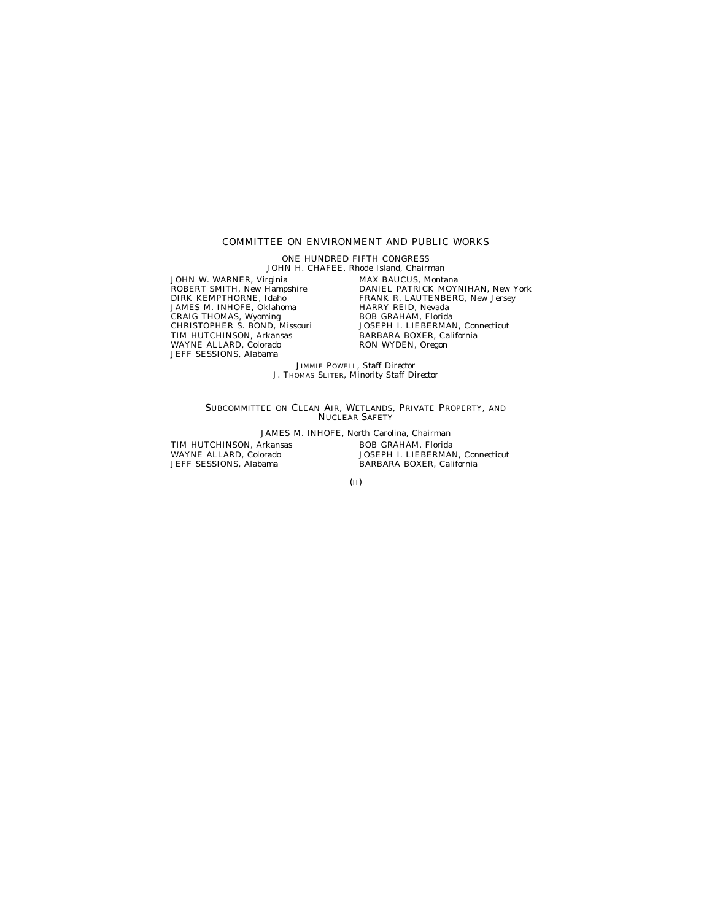## COMMITTEE ON ENVIRONMENT AND PUBLIC WORKS

ONE HUNDRED FIFTH CONGRESS

JOHN H. CHAFEE, Rhode Island, *Chairman*

JOHN W. WARNER, Virginia
ROBERT SMITH, New Hampshire
DIRK KEMPTHORNE, Idaho
JAMES M. INHOFE, Oklahoma
CRAIG THOMAS, Wyoming
CHRISTOPHER S. BOND, Missouri
TIM HUTCHINSON, Arkansas
WAYNE ALLARD, Colorado
JEFF SESSIONS, Alabama

MAX BAUCUS, Montana
DANIEL PATRICK MOYNIHAN, New York
FRANK R. LAUTENBERG, New Jersey
HARRY REID, Nevada
BOB GRAHAM, Florida
JOSEPH I. LIEBERMAN, Connecticut
BARBARA BOXER, California
RON WYDEN, Oregon

JIMMIE POWELL, *Staff Director*
J. THOMAS SLITER, *Minority Staff Director*

---

### SUBCOMMITTEE ON CLEAN AIR, WETLANDS, PRIVATE PROPERTY, AND NUCLEAR SAFETY

JAMES M. INHOFE, North Carolina, *Chairman*

TIM HUTCHINSON, Arkansas
WAYNE ALLARD, Colorado
JEFF SESSIONS, Alabama

BOB GRAHAM, Florida
JOSEPH I. LIEBERMAN, Connecticut
BARBARA BOXER, California

(II)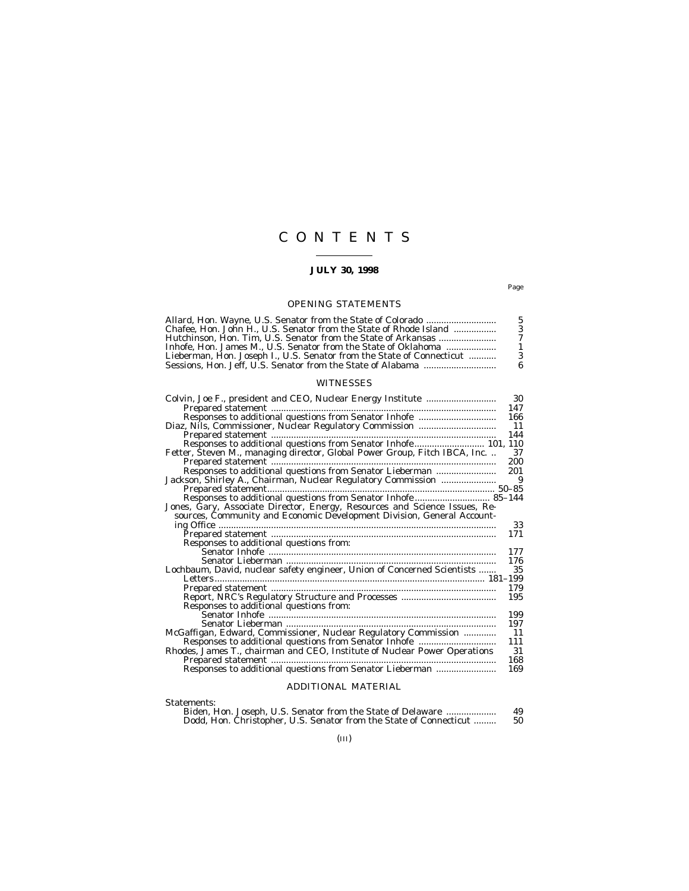# CONTENTS

**JULY 30, 1998**

Page

## OPENING STATEMENTS

Allard, Hon. Wayne, U.S. Senator from the State of Colorado ............................ 5
Chafee, Hon. John H., U.S. Senator from the State of Rhode Island ................. 3
Hutchinson, Hon. Tim, U.S. Senator from the State of Arkansas ....................... 7
Inhofe, Hon. James M., U.S. Senator from the State of Oklahoma .................... 1
Lieberman, Hon. Joseph I., U.S. Senator from the State of Connecticut ........... 3
Sessions, Hon. Jeff, U.S. Senator from the State of Alabama ............................ 6

## WITNESSES

Colvin, Joe F., president and CEO, Nuclear Energy Institute ............................ 30
- Prepared statement .......................................................................................... 147
- Responses to additional questions from Senator Inhofe ............................... 166

Diaz, Nils, Commissioner, Nuclear Regulatory Commission ............................... 11
- Prepared statement .......................................................................................... 144
- Responses to additional questions from Senator Inhofe............................ 101, 110

Fetter, Steven M., managing director, Global Power Group, Fitch IBCA, Inc. .. 37
- Prepared statement .......................................................................................... 200
- Responses to additional questions from Senator Lieberman ........................ 201

Jackson, Shirley A., Chairman, Nuclear Regulatory Commission ...................... 9
- Prepared statement.......................................................................................... 50–85
- Responses to additional questions from Senator Inhofe............................. 85–144

Jones, Gary, Associate Director, Energy, Resources and Science Issues, Resources, Community and Economic Development Division, General Accounting Office .............................................................................................................. 33
- Prepared statement .......................................................................................... 171
- Responses to additional questions from:
  - Senator Inhofe ........................................................................................... 177
  - Senator Lieberman .................................................................................... 176

Lochbaum, David, nuclear safety engineer, Union of Concerned Scientists ....... 35
- Letters............................................................................................................ 181–199
- Prepared statement .......................................................................................... 179
- Report, NRC's Regulatory Structure and Processes ...................................... 195
- Responses to additional questions from:
  - Senator Inhofe ........................................................................................... 199
  - Senator Lieberman .................................................................................... 197

McGaffigan, Edward, Commissioner, Nuclear Regulatory Commission ............. 11
- Responses to additional questions from Senator Inhofe ............................... 111

Rhodes, James T., chairman and CEO, Institute of Nuclear Power Operations 31
- Prepared statement .......................................................................................... 168
- Responses to additional questions from Senator Lieberman ........................ 169

## ADDITIONAL MATERIAL

Statements:
- Biden, Hon. Joseph, U.S. Senator from the State of Delaware .................... 49
- Dodd, Hon. Christopher, U.S. Senator from the State of Connecticut ......... 50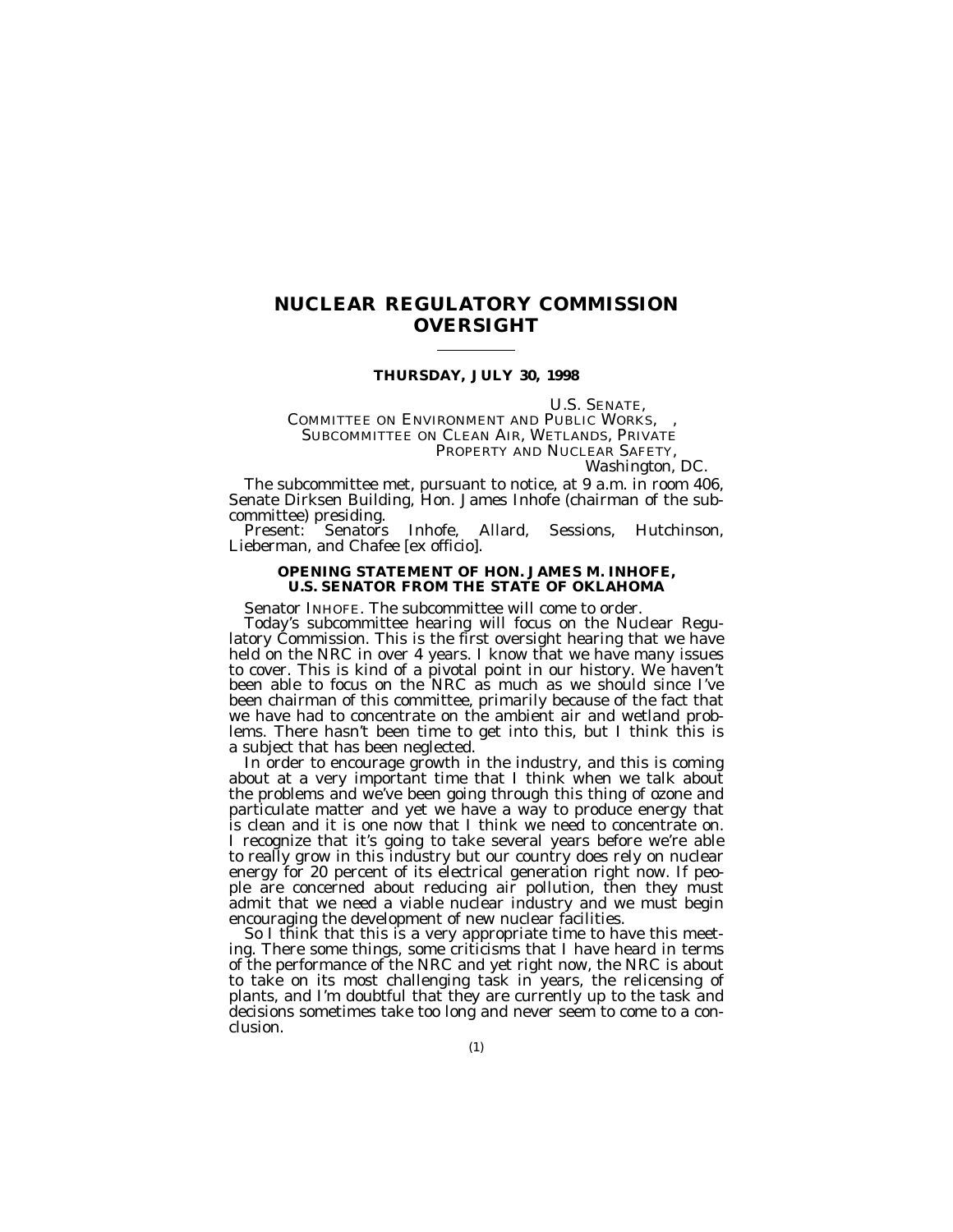# NUCLEAR REGULATORY COMMISSION OVERSIGHT

**THURSDAY, JULY 30, 1998**

U.S. SENATE,
COMMITTEE ON ENVIRONMENT AND PUBLIC WORKS, ,
SUBCOMMITTEE ON CLEAN AIR, WETLANDS, PRIVATE
PROPERTY AND NUCLEAR SAFETY,
*Washington, DC.*

The subcommittee met, pursuant to notice, at 9 a.m. in room 406, Senate Dirksen Building, Hon. James Inhofe (chairman of the subcommittee) presiding.

Present: Senators Inhofe, Allard, Sessions, Hutchinson, Lieberman, and Chafee [ex officio].

## OPENING STATEMENT OF HON. JAMES M. INHOFE, U.S. SENATOR FROM THE STATE OF OKLAHOMA

Senator INHOFE. The subcommittee will come to order.

Today's subcommittee hearing will focus on the Nuclear Regulatory Commission. This is the first oversight hearing that we have held on the NRC in over 4 years. I know that we have many issues to cover. This is kind of a pivotal point in our history. We haven't been able to focus on the NRC as much as we should since I've been chairman of this committee, primarily because of the fact that we have had to concentrate on the ambient air and wetland problems. There hasn't been time to get into this, but I think this is a subject that has been neglected.

In order to encourage growth in the industry, and this is coming about at a very important time that I think when we talk about the problems and we've been going through this thing of ozone and particulate matter and yet we have a way to produce energy that is clean and it is one now that I think we need to concentrate on. I recognize that it's going to take several years before we're able to really grow in this industry but our country does rely on nuclear energy for 20 percent of its electrical generation right now. If people are concerned about reducing air pollution, then they must admit that we need a viable nuclear industry and we must begin encouraging the development of new nuclear facilities.

So I think that this is a very appropriate time to have this meeting. There some things, some criticisms that I have heard in terms of the performance of the NRC and yet right now, the NRC is about to take on its most challenging task in years, the relicensing of plants, and I'm doubtful that they are currently up to the task and decisions sometimes take too long and never seem to come to a conclusion.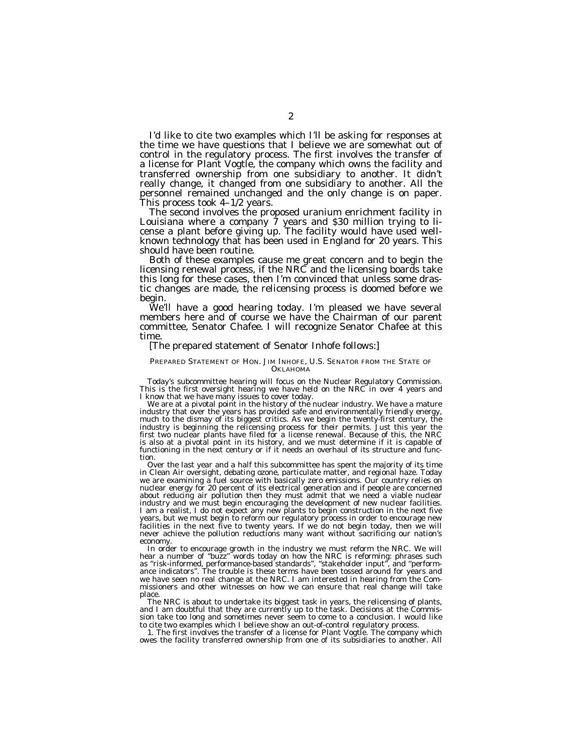I'd like to cite two examples which I'll be asking for responses at the time we have questions that I believe we are somewhat out of control in the regulatory process. The first involves the transfer of a license for Plant Vogtle, the company which owns the facility and transferred ownership from one subsidiary to another. It didn't really change, it changed from one subsidiary to another. All the personnel remained unchanged and the only change is on paper. This process took 4–1/2 years.

The second involves the proposed uranium enrichment facility in Louisiana where a company 7 years and $30 million trying to license a plant before giving up. The facility would have used well-known technology that has been used in England for 20 years. This should have been routine.

Both of these examples cause me great concern and to begin the licensing renewal process, if the NRC and the licensing boards take this long for these cases, then I'm convinced that unless some drastic changes are made, the relicensing process is doomed before we begin.

We'll have a good hearing today. I'm pleased we have several members here and of course we have the Chairman of our parent committee, Senator Chafee. I will recognize Senator Chafee at this time.

[The prepared statement of Senator Inhofe follows:]

PREPARED STATEMENT OF HON. JIM INHOFE, U.S. SENATOR FROM THE STATE OF OKLAHOMA

Today's subcommittee hearing will focus on the Nuclear Regulatory Commission. This is the first oversight hearing we have held on the NRC in over 4 years and I know that we have many issues to cover today.

We are at a pivotal point in the history of the nuclear industry. We have a mature industry that over the years has provided safe and environmentally friendly energy, much to the dismay of its biggest critics. As we begin the twenty-first century, the industry is beginning the relicensing process for their permits. Just this year the first two nuclear plants have filed for a license renewal. Because of this, the NRC is also at a pivotal point in its history, and we must determine if it is capable of functioning in the next century or if it needs an overhaul of its structure and function.

Over the last year and a half this subcommittee has spent the majority of its time in Clean Air oversight, debating ozone, particulate matter, and regional haze. Today we are examining a fuel source with basically zero emissions. Our country relies on nuclear energy for 20 percent of its electrical generation and if people are concerned about reducing air pollution then they must admit that we need a viable nuclear industry and we must begin encouraging the development of new nuclear facilities. I am a realist, I do not expect any new plants to begin construction in the next five years, but we must begin to reform our regulatory process in order to encourage new facilities in the next five to twenty years. If we do not begin today, then we will never achieve the pollution reductions many want without sacrificing our nation's economy.

In order to encourage growth in the industry we must reform the NRC. We will hear a number of "buzz" words today on how the NRC is reforming: phrases such as "risk-informed, performance-based standards", "stakeholder input", and "performance indicators". The trouble is these terms have been tossed around for years and we have seen no real change at the NRC. I am interested in hearing from the Commissioners and other witnesses on how we can ensure that real change will take place.

The NRC is about to undertake its biggest task in years, the relicensing of plants, and I am doubtful that they are currently up to the task. Decisions at the Commission take too long and sometimes never seem to come to a conclusion. I would like to cite two examples which I believe show an out-of-control regulatory process.

1. The first involves the transfer of a license for Plant Vogtle. The company which owes the facility transferred ownership from one of its subsidiaries to another. All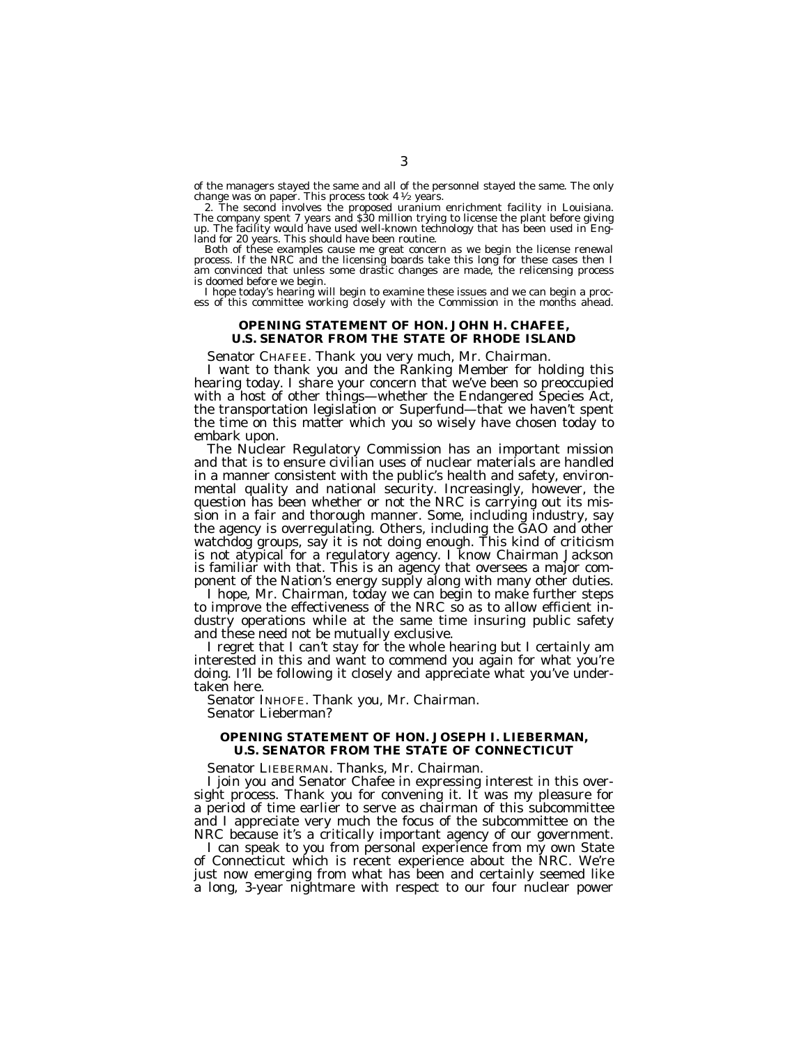of the managers stayed the same and all of the personnel stayed the same. The only change was on paper. This process took 4½ years.

2. The second involves the proposed uranium enrichment facility in Louisiana. The company spent 7 years and $30 million trying to license the plant before giving up. The facility would have used well-known technology that has been used in England for 20 years. This should have been routine.

Both of these examples cause me great concern as we begin the license renewal process. If the NRC and the licensing boards take this long for these cases then I am convinced that unless some drastic changes are made, the relicensing process is doomed before we begin.

I hope today's hearing will begin to examine these issues and we can begin a process of this committee working closely with the Commission in the months ahead.

## OPENING STATEMENT OF HON. JOHN H. CHAFEE, U.S. SENATOR FROM THE STATE OF RHODE ISLAND

Senator CHAFEE. Thank you very much, Mr. Chairman.

I want to thank you and the Ranking Member for holding this hearing today. I share your concern that we've been so preoccupied with a host of other things—whether the Endangered Species Act, the transportation legislation or Superfund—that we haven't spent the time on this matter which you so wisely have chosen today to embark upon.

The Nuclear Regulatory Commission has an important mission and that is to ensure civilian uses of nuclear materials are handled in a manner consistent with the public's health and safety, environmental quality and national security. Increasingly, however, the question has been whether or not the NRC is carrying out its mission in a fair and thorough manner. Some, including industry, say the agency is overregulating. Others, including the GAO and other watchdog groups, say it is not doing enough. This kind of criticism is not atypical for a regulatory agency. I know Chairman Jackson is familiar with that. This is an agency that oversees a major component of the Nation's energy supply along with many other duties.

I hope, Mr. Chairman, today we can begin to make further steps to improve the effectiveness of the NRC so as to allow efficient industry operations while at the same time insuring public safety and these need not be mutually exclusive.

I regret that I can't stay for the whole hearing but I certainly am interested in this and want to commend you again for what you're doing. I'll be following it closely and appreciate what you've undertaken here.

Senator INHOFE. Thank you, Mr. Chairman.

Senator Lieberman?

## OPENING STATEMENT OF HON. JOSEPH I. LIEBERMAN, U.S. SENATOR FROM THE STATE OF CONNECTICUT

Senator LIEBERMAN. Thanks, Mr. Chairman.

I join you and Senator Chafee in expressing interest in this oversight process. Thank you for convening it. It was my pleasure for a period of time earlier to serve as chairman of this subcommittee and I appreciate very much the focus of the subcommittee on the NRC because it's a critically important agency of our government.

I can speak to you from personal experience from my own State of Connecticut which is recent experience about the NRC. We're just now emerging from what has been and certainly seemed like a long, 3-year nightmare with respect to our four nuclear power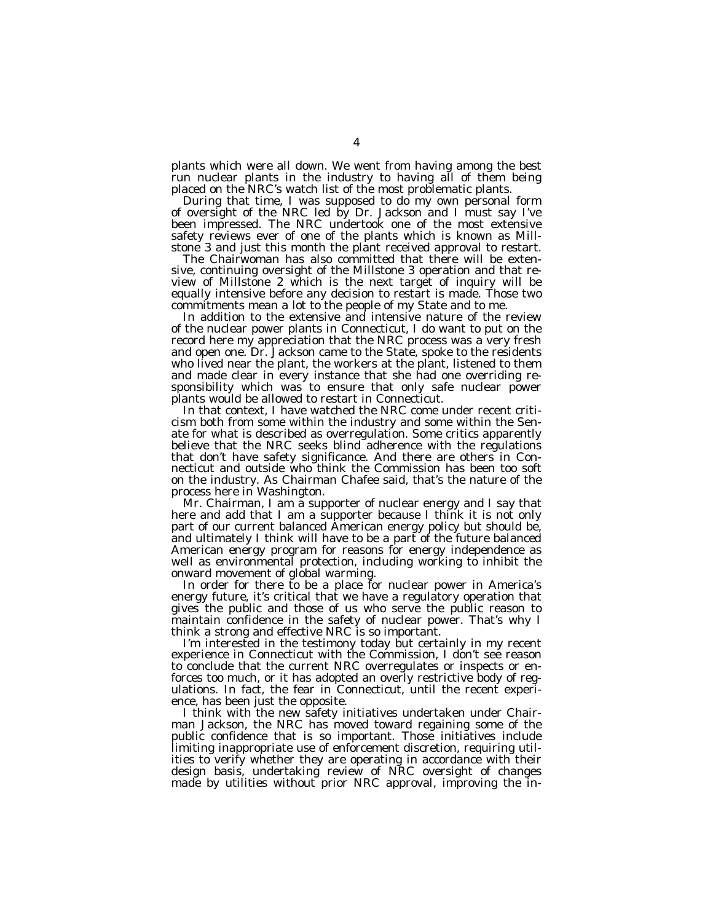plants which were all down. We went from having among the best run nuclear plants in the industry to having all of them being placed on the NRC's watch list of the most problematic plants.

During that time, I was supposed to do my own personal form of oversight of the NRC led by Dr. Jackson and I must say I've been impressed. The NRC undertook one of the most extensive safety reviews ever of one of the plants which is known as Millstone 3 and just this month the plant received approval to restart.

The Chairwoman has also committed that there will be extensive, continuing oversight of the Millstone 3 operation and that review of Millstone 2 which is the next target of inquiry will be equally intensive before any decision to restart is made. Those two commitments mean a lot to the people of my State and to me.

In addition to the extensive and intensive nature of the review of the nuclear power plants in Connecticut, I do want to put on the record here my appreciation that the NRC process was a very fresh and open one. Dr. Jackson came to the State, spoke to the residents who lived near the plant, the workers at the plant, listened to them and made clear in every instance that she had one overriding responsibility which was to ensure that only safe nuclear power plants would be allowed to restart in Connecticut.

In that context, I have watched the NRC come under recent criticism both from some within the industry and some within the Senate for what is described as overregulation. Some critics apparently believe that the NRC seeks blind adherence with the regulations that don't have safety significance. And there are others in Connecticut and outside who think the Commission has been too soft on the industry. As Chairman Chafee said, that's the nature of the process here in Washington.

Mr. Chairman, I am a supporter of nuclear energy and I say that here and add that I am a supporter because I think it is not only part of our current balanced American energy policy but should be, and ultimately I think will have to be a part of the future balanced American energy program for reasons for energy independence as well as environmental protection, including working to inhibit the onward movement of global warming.

In order for there to be a place for nuclear power in America's energy future, it's critical that we have a regulatory operation that gives the public and those of us who serve the public reason to maintain confidence in the safety of nuclear power. That's why I think a strong and effective NRC is so important.

I'm interested in the testimony today but certainly in my recent experience in Connecticut with the Commission, I don't see reason to conclude that the current NRC overregulates or inspects or enforces too much, or it has adopted an overly restrictive body of regulations. In fact, the fear in Connecticut, until the recent experience, has been just the opposite.

I think with the new safety initiatives undertaken under Chairman Jackson, the NRC has moved toward regaining some of the public confidence that is so important. Those initiatives include limiting inappropriate use of enforcement discretion, requiring utilities to verify whether they are operating in accordance with their design basis, undertaking review of NRC oversight of changes made by utilities without prior NRC approval, improving the in-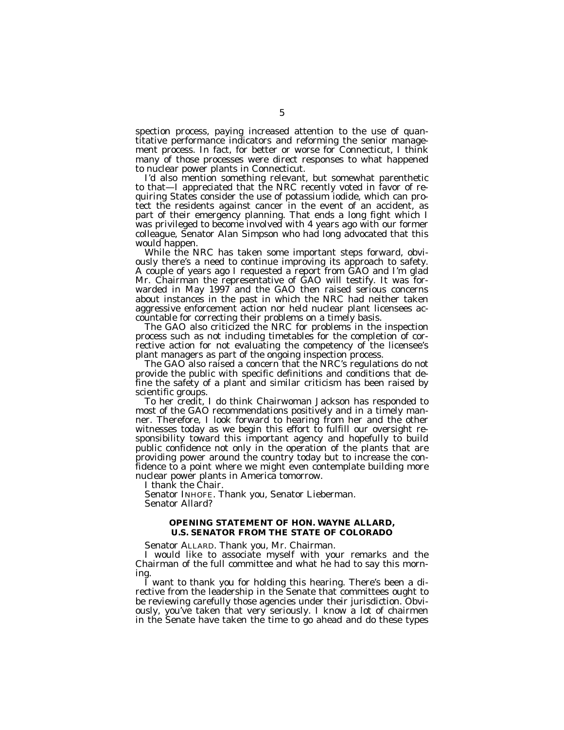spection process, paying increased attention to the use of quantitative performance indicators and reforming the senior management process. In fact, for better or worse for Connecticut, I think many of those processes were direct responses to what happened to nuclear power plants in Connecticut.

I'd also mention something relevant, but somewhat parenthetic to that—I appreciated that the NRC recently voted in favor of requiring States consider the use of potassium iodide, which can protect the residents against cancer in the event of an accident, as part of their emergency planning. That ends a long fight which I was privileged to become involved with 4 years ago with our former colleague, Senator Alan Simpson who had long advocated that this would happen.

While the NRC has taken some important steps forward, obviously there's a need to continue improving its approach to safety. A couple of years ago I requested a report from GAO and I'm glad Mr. Chairman the representative of GAO will testify. It was forwarded in May 1997 and the GAO then raised serious concerns about instances in the past in which the NRC had neither taken aggressive enforcement action nor held nuclear plant licensees accountable for correcting their problems on a timely basis.

The GAO also criticized the NRC for problems in the inspection process such as not including timetables for the completion of corrective action for not evaluating the competency of the licensee's plant managers as part of the ongoing inspection process.

The GAO also raised a concern that the NRC's regulations do not provide the public with specific definitions and conditions that define the safety of a plant and similar criticism has been raised by scientific groups.

To her credit, I do think Chairwoman Jackson has responded to most of the GAO recommendations positively and in a timely manner. Therefore, I look forward to hearing from her and the other witnesses today as we begin this effort to fulfill our oversight responsibility toward this important agency and hopefully to build public confidence not only in the operation of the plants that are providing power around the country today but to increase the confidence to a point where we might even contemplate building more nuclear power plants in America tomorrow.

I thank the Chair.

Senator INHOFE. Thank you, Senator Lieberman.

Senator Allard?

## OPENING STATEMENT OF HON. WAYNE ALLARD, U.S. SENATOR FROM THE STATE OF COLORADO

Senator ALLARD. Thank you, Mr. Chairman.

I would like to associate myself with your remarks and the Chairman of the full committee and what he had to say this morning.

I want to thank you for holding this hearing. There's been a directive from the leadership in the Senate that committees ought to be reviewing carefully those agencies under their jurisdiction. Obviously, you've taken that very seriously. I know a lot of chairmen in the Senate have taken the time to go ahead and do these types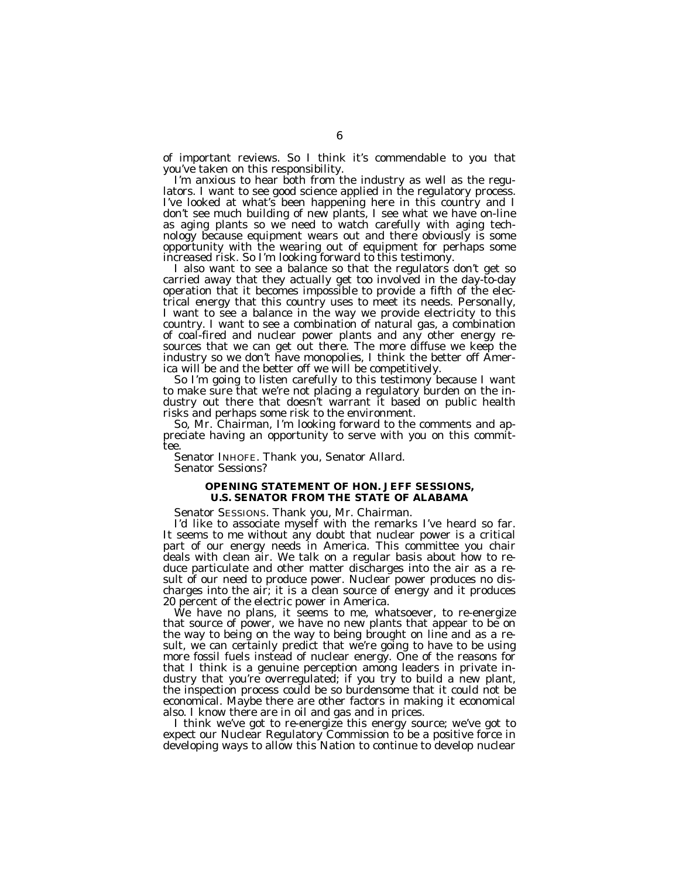of important reviews. So I think it's commendable to you that you've taken on this responsibility.

I'm anxious to hear both from the industry as well as the regulators. I want to see good science applied in the regulatory process. I've looked at what's been happening here in this country and I don't see much building of new plants, I see what we have on-line as aging plants so we need to watch carefully with aging technology because equipment wears out and there obviously is some opportunity with the wearing out of equipment for perhaps some increased risk. So I'm looking forward to this testimony.

I also want to see a balance so that the regulators don't get so carried away that they actually get too involved in the day-to-day operation that it becomes impossible to provide a fifth of the electrical energy that this country uses to meet its needs. Personally, I want to see a balance in the way we provide electricity to this country. I want to see a combination of natural gas, a combination of coal-fired and nuclear power plants and any other energy resources that we can get out there. The more diffuse we keep the industry so we don't have monopolies, I think the better off America will be and the better off we will be competitively.

So I'm going to listen carefully to this testimony because I want to make sure that we're not placing a regulatory burden on the industry out there that doesn't warrant it based on public health risks and perhaps some risk to the environment.

So, Mr. Chairman, I'm looking forward to the comments and appreciate having an opportunity to serve with you on this committee.

Senator INHOFE. Thank you, Senator Allard.

Senator Sessions?

## OPENING STATEMENT OF HON. JEFF SESSIONS, U.S. SENATOR FROM THE STATE OF ALABAMA

Senator SESSIONS. Thank you, Mr. Chairman.

I'd like to associate myself with the remarks I've heard so far. It seems to me without any doubt that nuclear power is a critical part of our energy needs in America. This committee you chair deals with clean air. We talk on a regular basis about how to reduce particulate and other matter discharges into the air as a result of our need to produce power. Nuclear power produces no discharges into the air; it is a clean source of energy and it produces 20 percent of the electric power in America.

We have no plans, it seems to me, whatsoever, to re-energize that source of power, we have no new plants that appear to be on the way to being on the way to being brought on line and as a result, we can certainly predict that we're going to have to be using more fossil fuels instead of nuclear energy. One of the reasons for that I think is a genuine perception among leaders in private industry that you're overregulated; if you try to build a new plant, the inspection process could be so burdensome that it could not be economical. Maybe there are other factors in making it economical also. I know there are in oil and gas and in prices.

I think we've got to re-energize this energy source; we've got to expect our Nuclear Regulatory Commission to be a positive force in developing ways to allow this Nation to continue to develop nuclear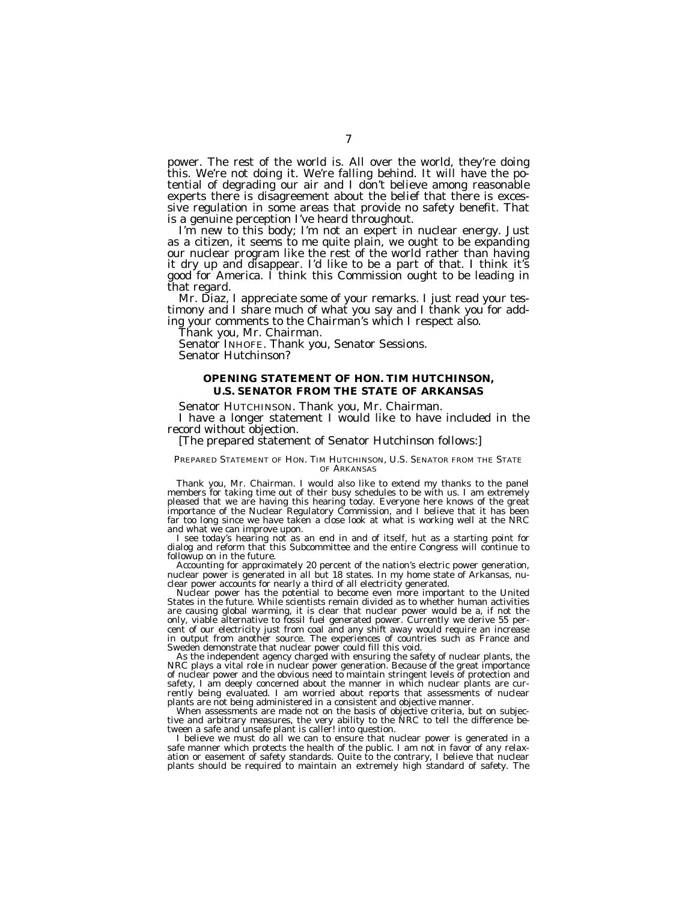power. The rest of the world is. All over the world, they're doing this. We're not doing it. We're falling behind. It will have the potential of degrading our air and I don't believe among reasonable experts there is disagreement about the belief that there is excessive regulation in some areas that provide no safety benefit. That is a genuine perception I've heard throughout.

I'm new to this body; I'm not an expert in nuclear energy. Just as a citizen, it seems to me quite plain, we ought to be expanding our nuclear program like the rest of the world rather than having it dry up and disappear. I'd like to be a part of that. I think it's good for America. I think this Commission ought to be leading in that regard.

Mr. Diaz, I appreciate some of your remarks. I just read your testimony and I share much of what you say and I thank you for adding your comments to the Chairman's which I respect also.

Thank you, Mr. Chairman.

Senator INHOFE. Thank you, Senator Sessions.

Senator Hutchinson?

## OPENING STATEMENT OF HON. TIM HUTCHINSON, U.S. SENATOR FROM THE STATE OF ARKANSAS

Senator HUTCHINSON. Thank you, Mr. Chairman.

I have a longer statement I would like to have included in the record without objection.

[The prepared statement of Senator Hutchinson follows:]

PREPARED STATEMENT OF HON. TIM HUTCHINSON, U.S. SENATOR FROM THE STATE OF ARKANSAS

Thank you, Mr. Chairman. I would also like to extend my thanks to the panel members for taking time out of their busy schedules to be with us. I am extremely pleased that we are having this hearing today. Everyone here knows of the great importance of the Nuclear Regulatory Commission, and I believe that it has been far too long since we have taken a close look at what is working well at the NRC and what we can improve upon.

I see today's hearing not as an end in and of itself, hut as a starting point for dialog and reform that this Subcommittee and the entire Congress will continue to followup on in the future.

Accounting for approximately 20 percent of the nation's electric power generation, nuclear power is generated in all but 18 states. In my home state of Arkansas, nuclear power accounts for nearly a third of all electricity generated.

Nuclear power has the potential to become even more important to the United States in the future. While scientists remain divided as to whether human activities are causing global warming, it is clear that nuclear power would be a, if not the only, viable alternative to fossil fuel generated power. Currently we derive 55 percent of our electricity just from coal and any shift away would require an increase in output from another source. The experiences of countries such as France and Sweden demonstrate that nuclear power could fill this void.

As the independent agency charged with ensuring the safety of nuclear plants, the NRC plays a vital role in nuclear power generation. Because of the great importance of nuclear power and the obvious need to maintain stringent levels of protection and safety, I am deeply concerned about the manner in which nuclear plants are currently being evaluated. I am worried about reports that assessments of nuclear plants are not being administered in a consistent and objective manner.

When assessments are made not on the basis of objective criteria, but on subjective and arbitrary measures, the very ability to the NRC to tell the difference between a safe and unsafe plant is caller! into question.

I believe we must do all we can to ensure that nuclear power is generated in a safe manner which protects the health of the public. I am not in favor of any relaxation or easement of safety standards. Quite to the contrary, I believe that nuclear plants should be required to maintain an extremely high standard of safety. The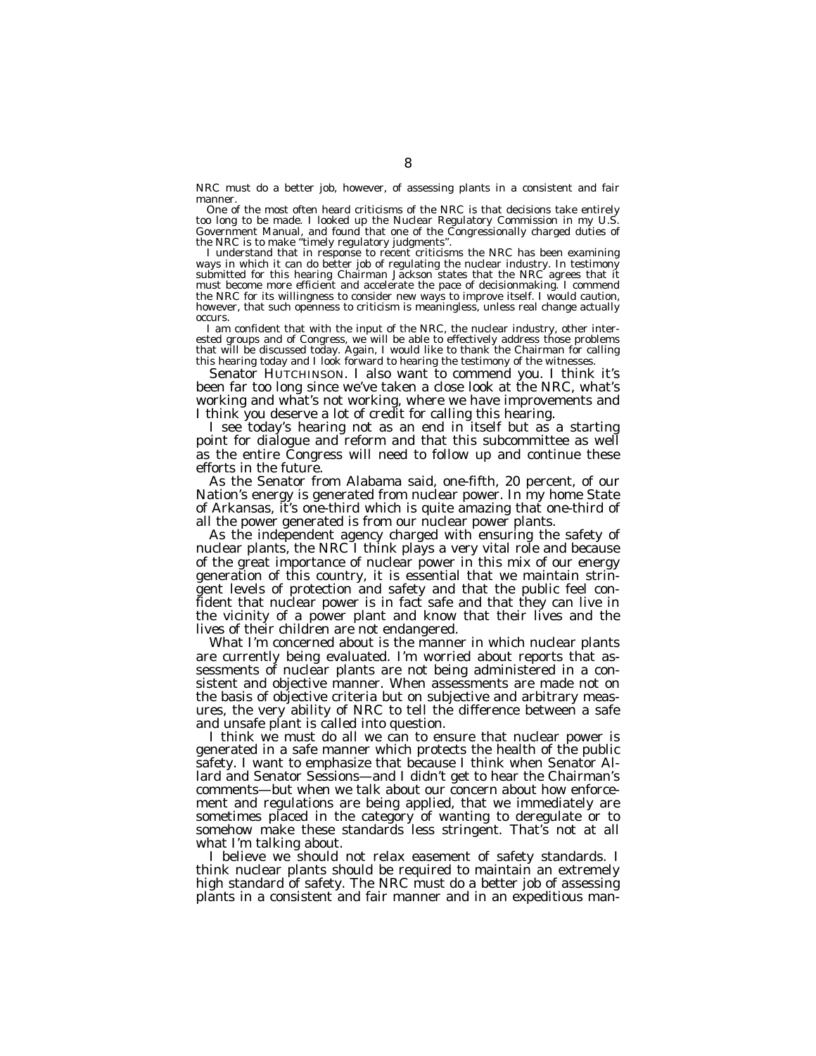NRC must do a better job, however, of assessing plants in a consistent and fair manner.

One of the most often heard criticisms of the NRC is that decisions take entirely too long to be made. I looked up the Nuclear Regulatory Commission in my U.S. Government Manual, and found that one of the Congressionally charged duties of the NRC is to make "timely regulatory judgments".

I understand that in response to recent criticisms the NRC has been examining ways in which it can do better job of regulating the nuclear industry. In testimony submitted for this hearing Chairman Jackson states that the NRC agrees that it must become more efficient and accelerate the pace of decisionmaking. I commend the NRC for its willingness to consider new ways to improve itself. I would caution, however, that such openness to criticism is meaningless, unless real change actually occurs.

I am confident that with the input of the NRC, the nuclear industry, other interested groups and of Congress, we will be able to effectively address those problems that will be discussed today. Again, I would like to thank the Chairman for calling this hearing today and I look forward to hearing the testimony of the witnesses.

Senator HUTCHINSON. I also want to commend you. I think it's been far too long since we've taken a close look at the NRC, what's working and what's not working, where we have improvements and I think you deserve a lot of credit for calling this hearing.

I see today's hearing not as an end in itself but as a starting point for dialogue and reform and that this subcommittee as well as the entire Congress will need to follow up and continue these efforts in the future.

As the Senator from Alabama said, one-fifth, 20 percent, of our Nation's energy is generated from nuclear power. In my home State of Arkansas, it's one-third which is quite amazing that one-third of all the power generated is from our nuclear power plants.

As the independent agency charged with ensuring the safety of nuclear plants, the NRC I think plays a very vital role and because of the great importance of nuclear power in this mix of our energy generation of this country, it is essential that we maintain stringent levels of protection and safety and that the public feel confident that nuclear power is in fact safe and that they can live in the vicinity of a power plant and know that their lives and the lives of their children are not endangered.

What I'm concerned about is the manner in which nuclear plants are currently being evaluated. I'm worried about reports that assessments of nuclear plants are not being administered in a consistent and objective manner. When assessments are made not on the basis of objective criteria but on subjective and arbitrary measures, the very ability of NRC to tell the difference between a safe and unsafe plant is called into question.

I think we must do all we can to ensure that nuclear power is generated in a safe manner which protects the health of the public safety. I want to emphasize that because I think when Senator Allard and Senator Sessions—and I didn't get to hear the Chairman's comments—but when we talk about our concern about how enforcement and regulations are being applied, that we immediately are sometimes placed in the category of wanting to deregulate or to somehow make these standards less stringent. That's not at all what I'm talking about.

I believe we should not relax easement of safety standards. I think nuclear plants should be required to maintain an extremely high standard of safety. The NRC must do a better job of assessing plants in a consistent and fair manner and in an expeditious man-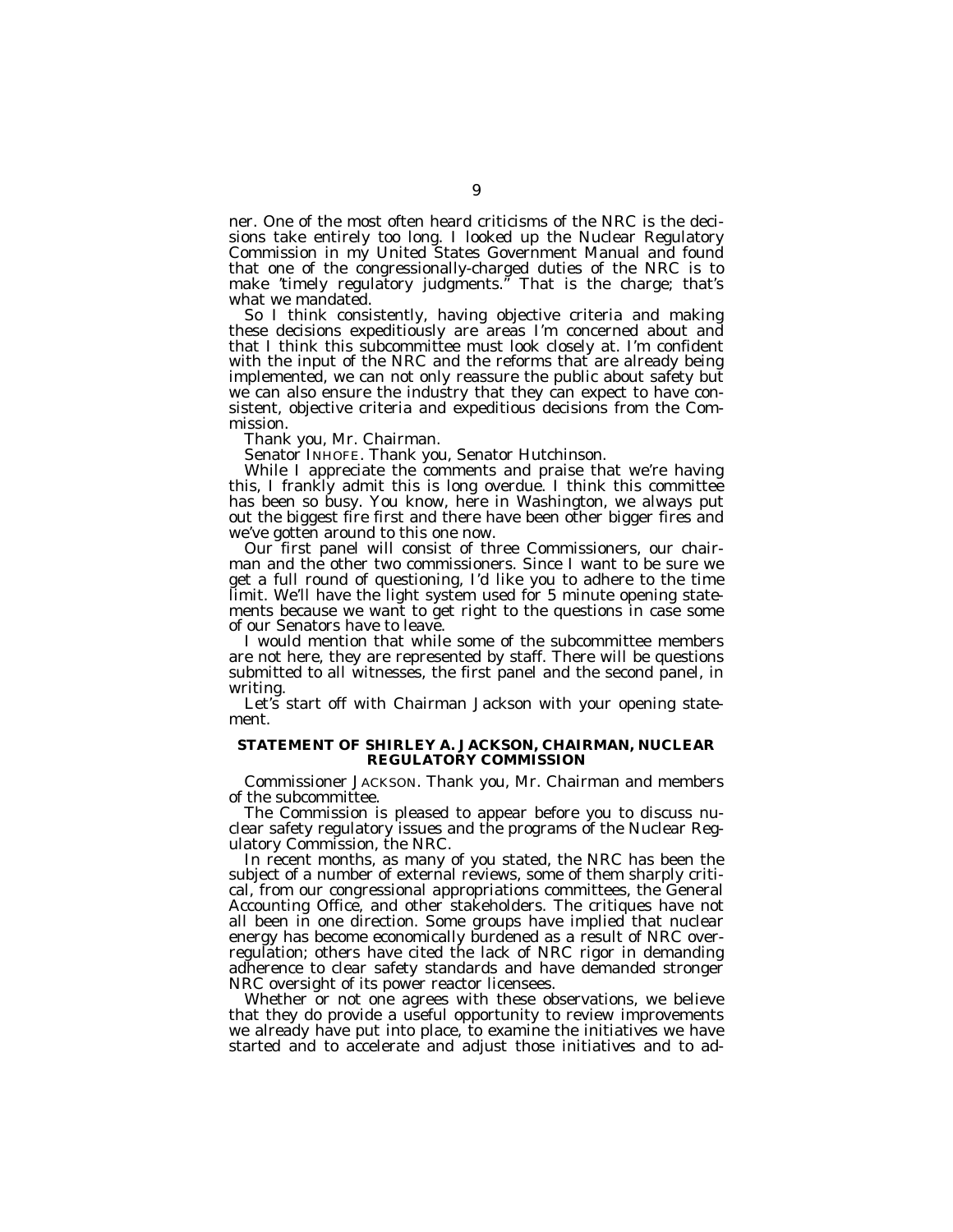ner. One of the most often heard criticisms of the NRC is the decisions take entirely too long. I looked up the Nuclear Regulatory Commission in my United States Government Manual and found that one of the congressionally-charged duties of the NRC is to make 'timely regulatory judgments." That is the charge; that's what we mandated.

So I think consistently, having objective criteria and making these decisions expeditiously are areas I'm concerned about and that I think this subcommittee must look closely at. I'm confident with the input of the NRC and the reforms that are already being implemented, we can not only reassure the public about safety but we can also ensure the industry that they can expect to have consistent, objective criteria and expeditious decisions from the Commission.

Thank you, Mr. Chairman.

Senator INHOFE. Thank you, Senator Hutchinson.

While I appreciate the comments and praise that we're having this, I frankly admit this is long overdue. I think this committee has been so busy. You know, here in Washington, we always put out the biggest fire first and there have been other bigger fires and we've gotten around to this one now.

Our first panel will consist of three Commissioners, our chairman and the other two commissioners. Since I want to be sure we get a full round of questioning, I'd like you to adhere to the time limit. We'll have the light system used for 5 minute opening statements because we want to get right to the questions in case some of our Senators have to leave.

I would mention that while some of the subcommittee members are not here, they are represented by staff. There will be questions submitted to all witnesses, the first panel and the second panel, in writing.

Let's start off with Chairman Jackson with your opening statement.

## STATEMENT OF SHIRLEY A. JACKSON, CHAIRMAN, NUCLEAR REGULATORY COMMISSION

Commissioner JACKSON. Thank you, Mr. Chairman and members of the subcommittee.

The Commission is pleased to appear before you to discuss nuclear safety regulatory issues and the programs of the Nuclear Regulatory Commission, the NRC.

In recent months, as many of you stated, the NRC has been the subject of a number of external reviews, some of them sharply critical, from our congressional appropriations committees, the General Accounting Office, and other stakeholders. The critiques have not all been in one direction. Some groups have implied that nuclear energy has become economically burdened as a result of NRC overregulation; others have cited the lack of NRC rigor in demanding adherence to clear safety standards and have demanded stronger NRC oversight of its power reactor licensees.

Whether or not one agrees with these observations, we believe that they do provide a useful opportunity to review improvements we already have put into place, to examine the initiatives we have started and to accelerate and adjust those initiatives and to ad-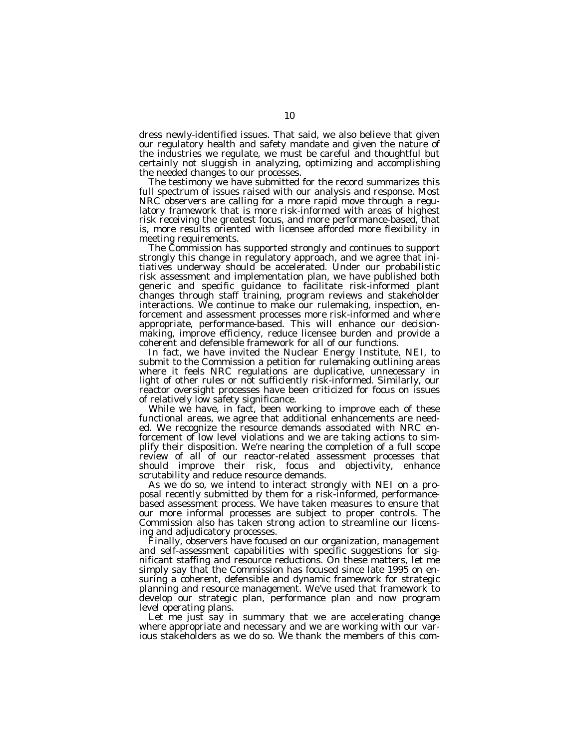dress newly-identified issues. That said, we also believe that given our regulatory health and safety mandate and given the nature of the industries we regulate, we must be careful and thoughtful but certainly not sluggish in analyzing, optimizing and accomplishing the needed changes to our processes.

The testimony we have submitted for the record summarizes this full spectrum of issues raised with our analysis and response. Most NRC observers are calling for a more rapid move through a regulatory framework that is more risk-informed with areas of highest risk receiving the greatest focus, and more performance-based, that is, more results oriented with licensee afforded more flexibility in meeting requirements.

The Commission has supported strongly and continues to support strongly this change in regulatory approach, and we agree that initiatives underway should be accelerated. Under our probabilistic risk assessment and implementation plan, we have published both generic and specific guidance to facilitate risk-informed plant changes through staff training, program reviews and stakeholder interactions. We continue to make our rulemaking, inspection, enforcement and assessment processes more risk-informed and where appropriate, performance-based. This will enhance our decisionmaking, improve efficiency, reduce licensee burden and provide a coherent and defensible framework for all of our functions.

In fact, we have invited the Nuclear Energy Institute, NEI, to submit to the Commission a petition for rulemaking outlining areas where it feels NRC regulations are duplicative, unnecessary in light of other rules or not sufficiently risk-informed. Similarly, our reactor oversight processes have been criticized for focus on issues of relatively low safety significance.

While we have, in fact, been working to improve each of these functional areas, we agree that additional enhancements are needed. We recognize the resource demands associated with NRC enforcement of low level violations and we are taking actions to simplify their disposition. We're nearing the completion of a full scope review of all of our reactor-related assessment processes that should improve their risk, focus and objectivity, enhance scrutability and reduce resource demands.

As we do so, we intend to interact strongly with NEI on a proposal recently submitted by them for a risk-informed, performance-based assessment process. We have taken measures to ensure that our more informal processes are subject to proper controls. The Commission also has taken strong action to streamline our licensing and adjudicatory processes.

Finally, observers have focused on our organization, management and self-assessment capabilities with specific suggestions for significant staffing and resource reductions. On these matters, let me simply say that the Commission has focused since late 1995 on ensuring a coherent, defensible and dynamic framework for strategic planning and resource management. We've used that framework to develop our strategic plan, performance plan and now program level operating plans.

Let me just say in summary that we are accelerating change where appropriate and necessary and we are working with our various stakeholders as we do so. We thank the members of this com-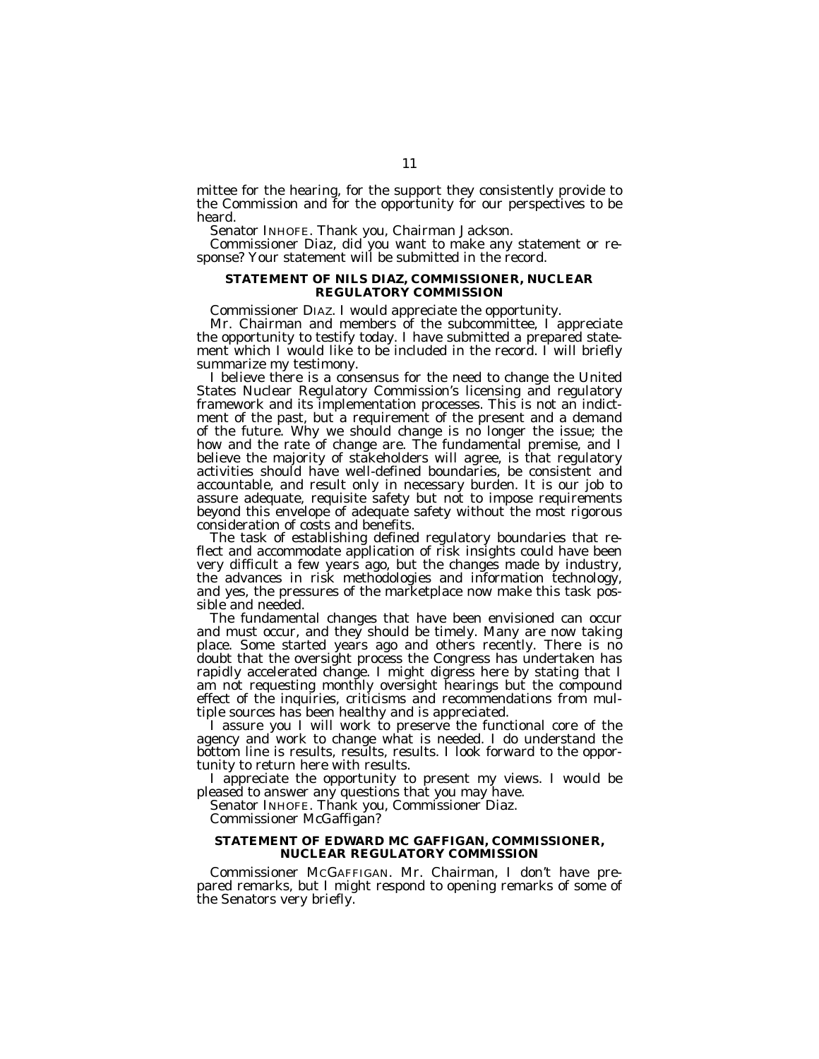mittee for the hearing, for the support they consistently provide to the Commission and for the opportunity for our perspectives to be heard.

Senator INHOFE. Thank you, Chairman Jackson.

Commissioner Diaz, did you want to make any statement or response? Your statement will be submitted in the record.

## STATEMENT OF NILS DIAZ, COMMISSIONER, NUCLEAR REGULATORY COMMISSION

Commissioner DIAZ. I would appreciate the opportunity.

Mr. Chairman and members of the subcommittee, I appreciate the opportunity to testify today. I have submitted a prepared statement which I would like to be included in the record. I will briefly summarize my testimony.

I believe there is a consensus for the need to change the United States Nuclear Regulatory Commission's licensing and regulatory framework and its implementation processes. This is not an indictment of the past, but a requirement of the present and a demand of the future. Why we should change is no longer the issue; the how and the rate of change are. The fundamental premise, and I believe the majority of stakeholders will agree, is that regulatory activities should have well-defined boundaries, be consistent and accountable, and result only in necessary burden. It is our job to assure adequate, requisite safety but not to impose requirements beyond this envelope of adequate safety without the most rigorous consideration of costs and benefits.

The task of establishing defined regulatory boundaries that reflect and accommodate application of risk insights could have been very difficult a few years ago, but the changes made by industry, the advances in risk methodologies and information technology, and yes, the pressures of the marketplace now make this task possible and needed.

The fundamental changes that have been envisioned can occur and must occur, and they should be timely. Many are now taking place. Some started years ago and others recently. There is no doubt that the oversight process the Congress has undertaken has rapidly accelerated change. I might digress here by stating that I am not requesting monthly oversight hearings but the compound effect of the inquiries, criticisms and recommendations from multiple sources has been healthy and is appreciated.

I assure you I will work to preserve the functional core of the agency and work to change what is needed. I do understand the bottom line is results, results, results. I look forward to the opportunity to return here with results.

I appreciate the opportunity to present my views. I would be pleased to answer any questions that you may have.

Senator INHOFE. Thank you, Commissioner Diaz.

Commissioner McGaffigan?

## STATEMENT OF EDWARD MC GAFFIGAN, COMMISSIONER, NUCLEAR REGULATORY COMMISSION

Commissioner MCGAFFIGAN. Mr. Chairman, I don't have prepared remarks, but I might respond to opening remarks of some of the Senators very briefly.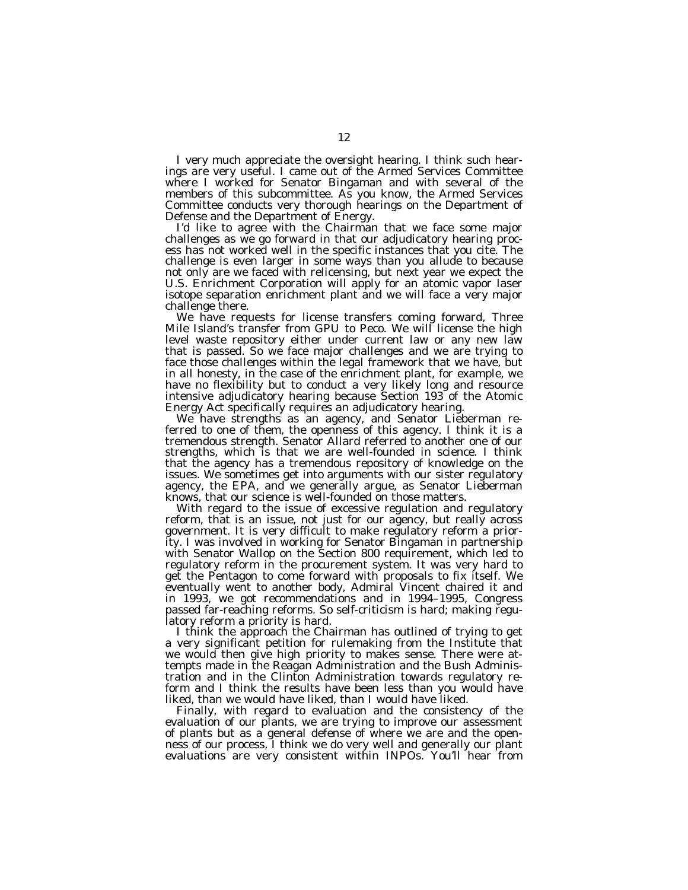I very much appreciate the oversight hearing. I think such hearings are very useful. I came out of the Armed Services Committee where I worked for Senator Bingaman and with several of the members of this subcommittee. As you know, the Armed Services Committee conducts very thorough hearings on the Department of Defense and the Department of Energy.

I'd like to agree with the Chairman that we face some major challenges as we go forward in that our adjudicatory hearing process has not worked well in the specific instances that you cite. The challenge is even larger in some ways than you allude to because not only are we faced with relicensing, but next year we expect the U.S. Enrichment Corporation will apply for an atomic vapor laser isotope separation enrichment plant and we will face a very major challenge there.

We have requests for license transfers coming forward, Three Mile Island's transfer from GPU to Peco. We will license the high level waste repository either under current law or any new law that is passed. So we face major challenges and we are trying to face those challenges within the legal framework that we have, but in all honesty, in the case of the enrichment plant, for example, we have no flexibility but to conduct a very likely long and resource intensive adjudicatory hearing because Section 193 of the Atomic Energy Act specifically requires an adjudicatory hearing.

We have strengths as an agency, and Senator Lieberman referred to one of them, the openness of this agency. I think it is a tremendous strength. Senator Allard referred to another one of our strengths, which is that we are well-founded in science. I think that the agency has a tremendous repository of knowledge on the issues. We sometimes get into arguments with our sister regulatory agency, the EPA, and we generally argue, as Senator Lieberman knows, that our science is well-founded on those matters.

With regard to the issue of excessive regulation and regulatory reform, that is an issue, not just for our agency, but really across government. It is very difficult to make regulatory reform a priority. I was involved in working for Senator Bingaman in partnership with Senator Wallop on the Section 800 requirement, which led to regulatory reform in the procurement system. It was very hard to get the Pentagon to come forward with proposals to fix itself. We eventually went to another body, Admiral Vincent chaired it and in 1993, we got recommendations and in 1994–1995, Congress passed far-reaching reforms. So self-criticism is hard; making regulatory reform a priority is hard.

I think the approach the Chairman has outlined of trying to get a very significant petition for rulemaking from the Institute that we would then give high priority to makes sense. There were attempts made in the Reagan Administration and the Bush Administration and in the Clinton Administration towards regulatory reform and I think the results have been less than you would have liked, than we would have liked, than I would have liked.

Finally, with regard to evaluation and the consistency of the evaluation of our plants, we are trying to improve our assessment of plants but as a general defense of where we are and the openness of our process, I think we do very well and generally our plant evaluations are very consistent within INPOs. You'll hear from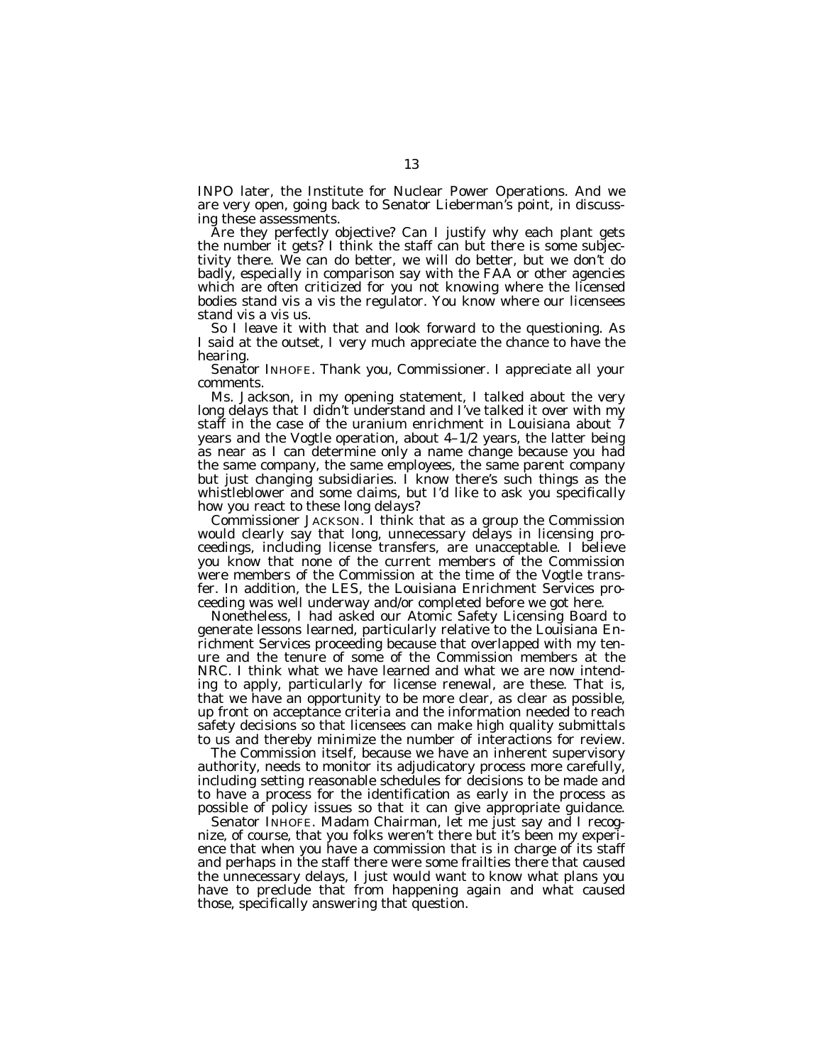INPO later, the Institute for Nuclear Power Operations. And we are very open, going back to Senator Lieberman's point, in discussing these assessments.

Are they perfectly objective? Can I justify why each plant gets the number it gets? I think the staff can but there is some subjectivity there. We can do better, we will do better, but we don't do badly, especially in comparison say with the FAA or other agencies which are often criticized for you not knowing where the licensed bodies stand vis a vis the regulator. You know where our licensees stand vis a vis us.

So I leave it with that and look forward to the questioning. As I said at the outset, I very much appreciate the chance to have the hearing.

Senator INHOFE. Thank you, Commissioner. I appreciate all your comments.

Ms. Jackson, in my opening statement, I talked about the very long delays that I didn't understand and I've talked it over with my staff in the case of the uranium enrichment in Louisiana about 7 years and the Vogtle operation, about 4–1/2 years, the latter being as near as I can determine only a name change because you had the same company, the same employees, the same parent company but just changing subsidiaries. I know there's such things as the whistleblower and some claims, but I'd like to ask you specifically how you react to these long delays?

Commissioner JACKSON. I think that as a group the Commission would clearly say that long, unnecessary delays in licensing proceedings, including license transfers, are unacceptable. I believe you know that none of the current members of the Commission were members of the Commission at the time of the Vogtle transfer. In addition, the LES, the Louisiana Enrichment Services proceeding was well underway and/or completed before we got here.

Nonetheless, I had asked our Atomic Safety Licensing Board to generate lessons learned, particularly relative to the Louisiana Enrichment Services proceeding because that overlapped with my tenure and the tenure of some of the Commission members at the NRC. I think what we have learned and what we are now intending to apply, particularly for license renewal, are these. That is, that we have an opportunity to be more clear, as clear as possible, up front on acceptance criteria and the information needed to reach safety decisions so that licensees can make high quality submittals to us and thereby minimize the number of interactions for review.

The Commission itself, because we have an inherent supervisory authority, needs to monitor its adjudicatory process more carefully, including setting reasonable schedules for decisions to be made and to have a process for the identification as early in the process as possible of policy issues so that it can give appropriate guidance.

Senator INHOFE. Madam Chairman, let me just say and I recognize, of course, that you folks weren't there but it's been my experience that when you have a commission that is in charge of its staff and perhaps in the staff there were some frailties there that caused the unnecessary delays, I just would want to know what plans you have to preclude that from happening again and what caused those, specifically answering that question.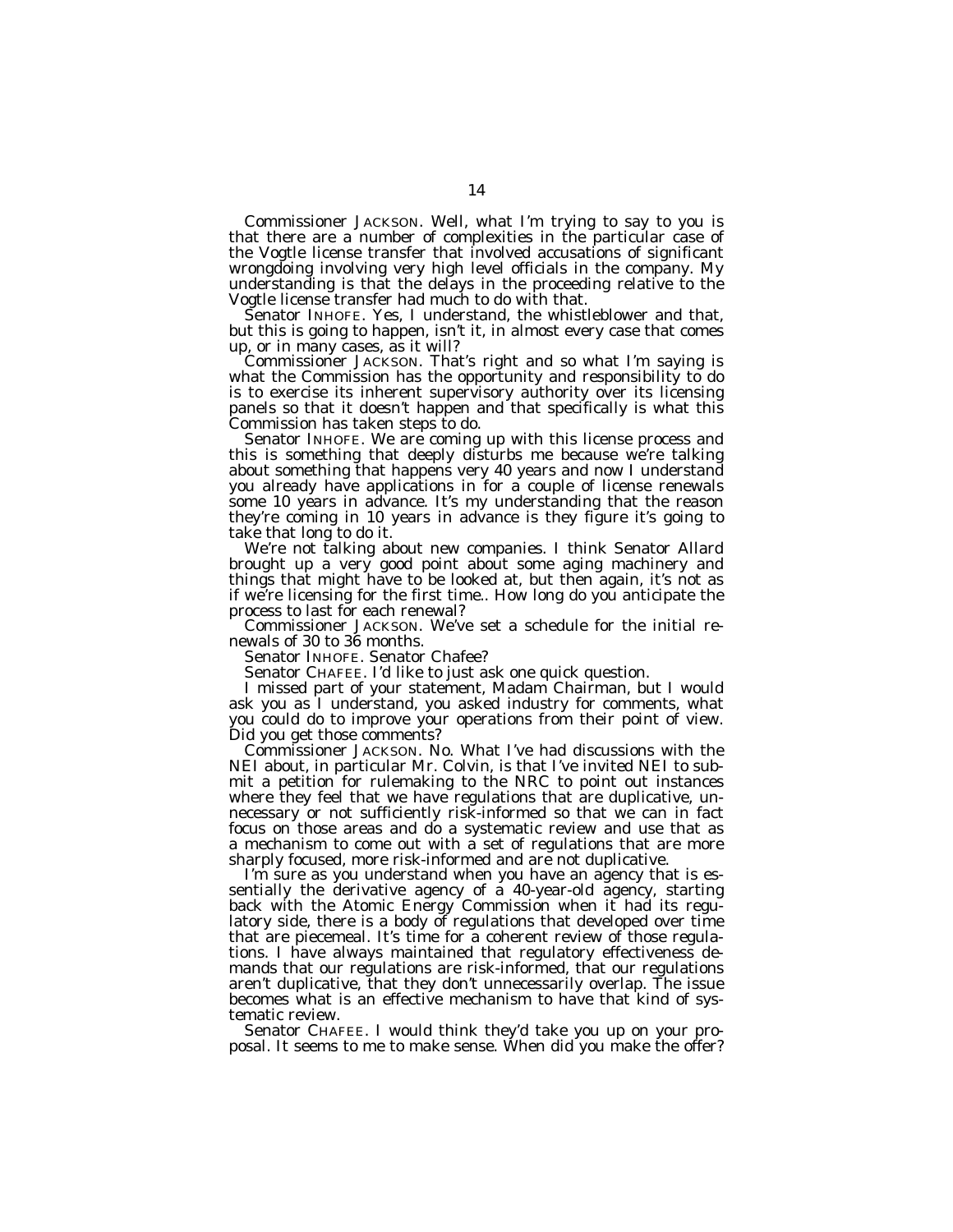Commissioner JACKSON. Well, what I'm trying to say to you is that there are a number of complexities in the particular case of the Vogtle license transfer that involved accusations of significant wrongdoing involving very high level officials in the company. My understanding is that the delays in the proceeding relative to the Vogtle license transfer had much to do with that.

Senator INHOFE. Yes, I understand, the whistleblower and that, but this is going to happen, isn't it, in almost every case that comes up, or in many cases, as it will?

Commissioner JACKSON. That's right and so what I'm saying is what the Commission has the opportunity and responsibility to do is to exercise its inherent supervisory authority over its licensing panels so that it doesn't happen and that specifically is what this Commission has taken steps to do.

Senator INHOFE. We are coming up with this license process and this is something that deeply disturbs me because we're talking about something that happens very 40 years and now I understand you already have applications in for a couple of license renewals some 10 years in advance. It's my understanding that the reason they're coming in 10 years in advance is they figure it's going to take that long to do it.

We're not talking about new companies. I think Senator Allard brought up a very good point about some aging machinery and things that might have to be looked at, but then again, it's not as if we're licensing for the first time.. How long do you anticipate the process to last for each renewal?

Commissioner JACKSON. We've set a schedule for the initial renewals of 30 to 36 months.

Senator INHOFE. Senator Chafee?

Senator CHAFEE. I'd like to just ask one quick question.

I missed part of your statement, Madam Chairman, but I would ask you as I understand, you asked industry for comments, what you could do to improve your operations from their point of view. Did you get those comments?

Commissioner JACKSON. No. What I've had discussions with the NEI about, in particular Mr. Colvin, is that I've invited NEI to submit a petition for rulemaking to the NRC to point out instances where they feel that we have regulations that are duplicative, unnecessary or not sufficiently risk-informed so that we can in fact focus on those areas and do a systematic review and use that as a mechanism to come out with a set of regulations that are more sharply focused, more risk-informed and are not duplicative.

I'm sure as you understand when you have an agency that is essentially the derivative agency of a 40-year-old agency, starting back with the Atomic Energy Commission when it had its regulatory side, there is a body of regulations that developed over time that are piecemeal. It's time for a coherent review of those regulations. I have always maintained that regulatory effectiveness demands that our regulations are risk-informed, that our regulations aren't duplicative, that they don't unnecessarily overlap. The issue becomes what is an effective mechanism to have that kind of systematic review.

Senator CHAFEE. I would think they'd take you up on your proposal. It seems to me to make sense. When did you make the offer?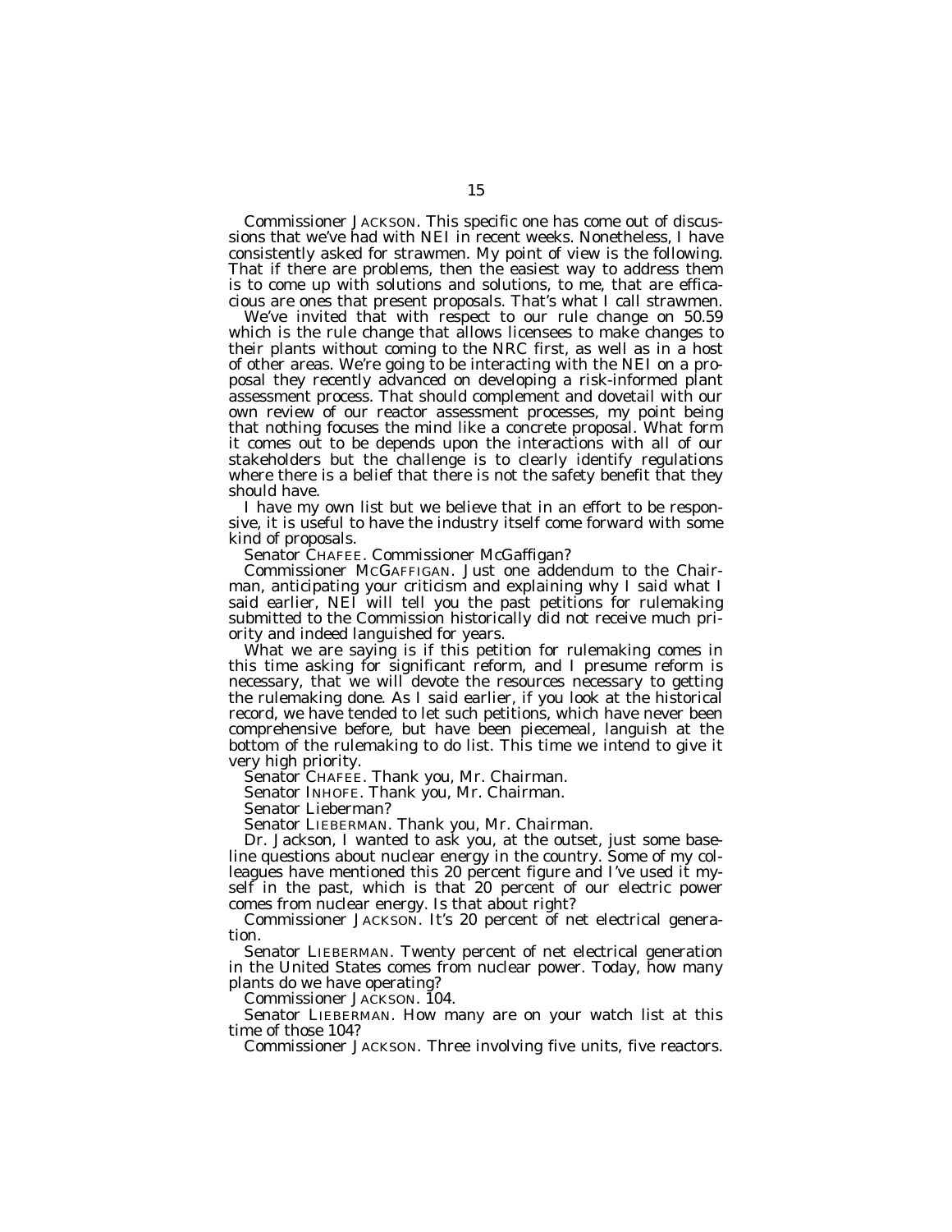Commissioner JACKSON. This specific one has come out of discussions that we've had with NEI in recent weeks. Nonetheless, I have consistently asked for strawmen. My point of view is the following. That if there are problems, then the easiest way to address them is to come up with solutions and solutions, to me, that are efficacious are ones that present proposals. That's what I call strawmen.

We've invited that with respect to our rule change on 50.59 which is the rule change that allows licensees to make changes to their plants without coming to the NRC first, as well as in a host of other areas. We're going to be interacting with the NEI on a proposal they recently advanced on developing a risk-informed plant assessment process. That should complement and dovetail with our own review of our reactor assessment processes, my point being that nothing focuses the mind like a concrete proposal. What form it comes out to be depends upon the interactions with all of our stakeholders but the challenge is to clearly identify regulations where there is a belief that there is not the safety benefit that they should have.

I have my own list but we believe that in an effort to be responsive, it is useful to have the industry itself come forward with some kind of proposals.

Senator CHAFEE. Commissioner McGaffigan?

Commissioner MCGAFFIGAN. Just one addendum to the Chairman, anticipating your criticism and explaining why I said what I said earlier, NEI will tell you the past petitions for rulemaking submitted to the Commission historically did not receive much priority and indeed languished for years.

What we are saying is if this petition for rulemaking comes in this time asking for significant reform, and I presume reform is necessary, that we will devote the resources necessary to getting the rulemaking done. As I said earlier, if you look at the historical record, we have tended to let such petitions, which have never been comprehensive before, but have been piecemeal, languish at the bottom of the rulemaking to do list. This time we intend to give it very high priority.

Senator CHAFEE. Thank you, Mr. Chairman.

Senator INHOFE. Thank you, Mr. Chairman.

Senator Lieberman?

Senator LIEBERMAN. Thank you, Mr. Chairman.

Dr. Jackson, I wanted to ask you, at the outset, just some baseline questions about nuclear energy in the country. Some of my colleagues have mentioned this 20 percent figure and I've used it myself in the past, which is that 20 percent of our electric power comes from nuclear energy. Is that about right?

Commissioner JACKSON. It's 20 percent of net electrical generation.

Senator LIEBERMAN. Twenty percent of net electrical generation in the United States comes from nuclear power. Today, how many plants do we have operating?

Commissioner JACKSON. 104.

Senator LIEBERMAN. How many are on your watch list at this time of those 104?

Commissioner JACKSON. Three involving five units, five reactors.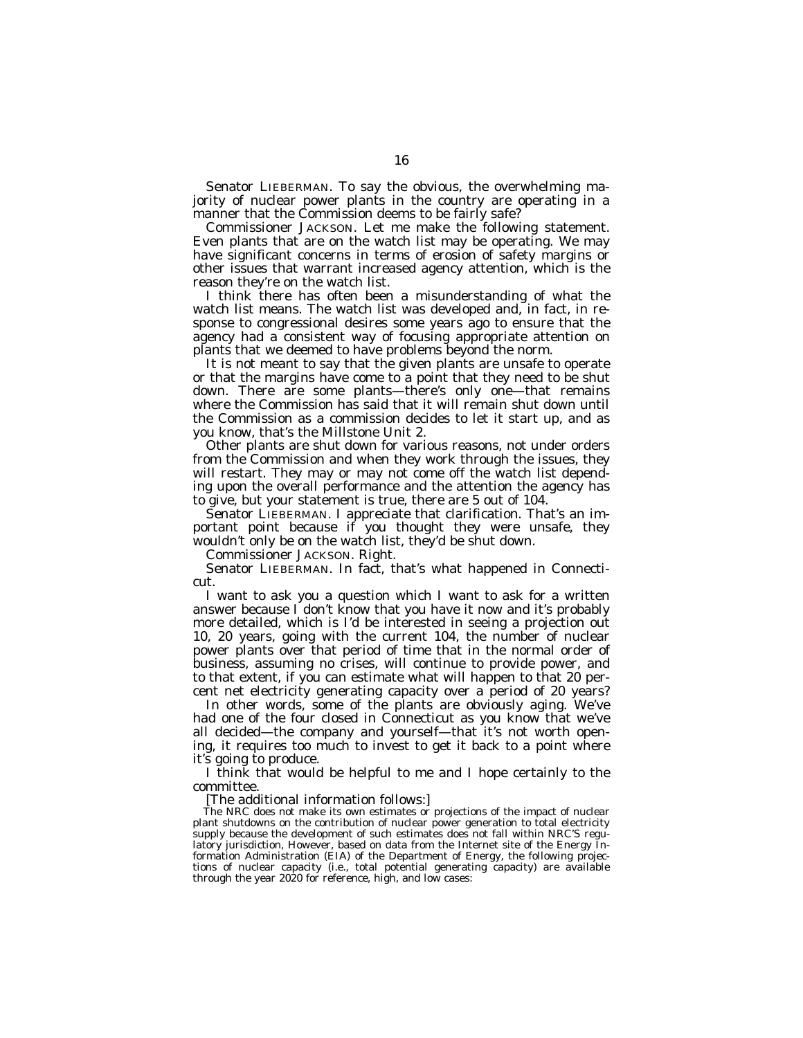Senator LIEBERMAN. To say the obvious, the overwhelming majority of nuclear power plants in the country are operating in a manner that the Commission deems to be fairly safe?

Commissioner JACKSON. Let me make the following statement. Even plants that are on the watch list may be operating. We may have significant concerns in terms of erosion of safety margins or other issues that warrant increased agency attention, which is the reason they're on the watch list.

I think there has often been a misunderstanding of what the watch list means. The watch list was developed and, in fact, in response to congressional desires some years ago to ensure that the agency had a consistent way of focusing appropriate attention on plants that we deemed to have problems beyond the norm.

It is not meant to say that the given plants are unsafe to operate or that the margins have come to a point that they need to be shut down. There are some plants—there's only one—that remains where the Commission has said that it will remain shut down until the Commission as a commission decides to let it start up, and as you know, that's the Millstone Unit 2.

Other plants are shut down for various reasons, not under orders from the Commission and when they work through the issues, they will restart. They may or may not come off the watch list depending upon the overall performance and the attention the agency has to give, but your statement is true, there are 5 out of 104.

Senator LIEBERMAN. I appreciate that clarification. That's an important point because if you thought they were unsafe, they wouldn't only be on the watch list, they'd be shut down.

Commissioner JACKSON. Right.

Senator LIEBERMAN. In fact, that's what happened in Connecticut.

I want to ask you a question which I want to ask for a written answer because I don't know that you have it now and it's probably more detailed, which is I'd be interested in seeing a projection out 10, 20 years, going with the current 104, the number of nuclear power plants over that period of time that in the normal order of business, assuming no crises, will continue to provide power, and to that extent, if you can estimate what will happen to that 20 percent net electricity generating capacity over a period of 20 years?

In other words, some of the plants are obviously aging. We've had one of the four closed in Connecticut as you know that we've all decided—the company and yourself—that it's not worth opening, it requires too much to invest to get it back to a point where it's going to produce.

I think that would be helpful to me and I hope certainly to the committee.

[The additional information follows:]

The NRC does not make its own estimates or projections of the impact of nuclear plant shutdowns on the contribution of nuclear power generation to total electricity supply because the development of such estimates does not fall within NRC'S regulatory jurisdiction, However, based on data from the Internet site of the Energy Information Administration (EIA) of the Department of Energy, the following projections of nuclear capacity (i.e., total potential generating capacity) are available through the year 2020 for reference, high, and low cases: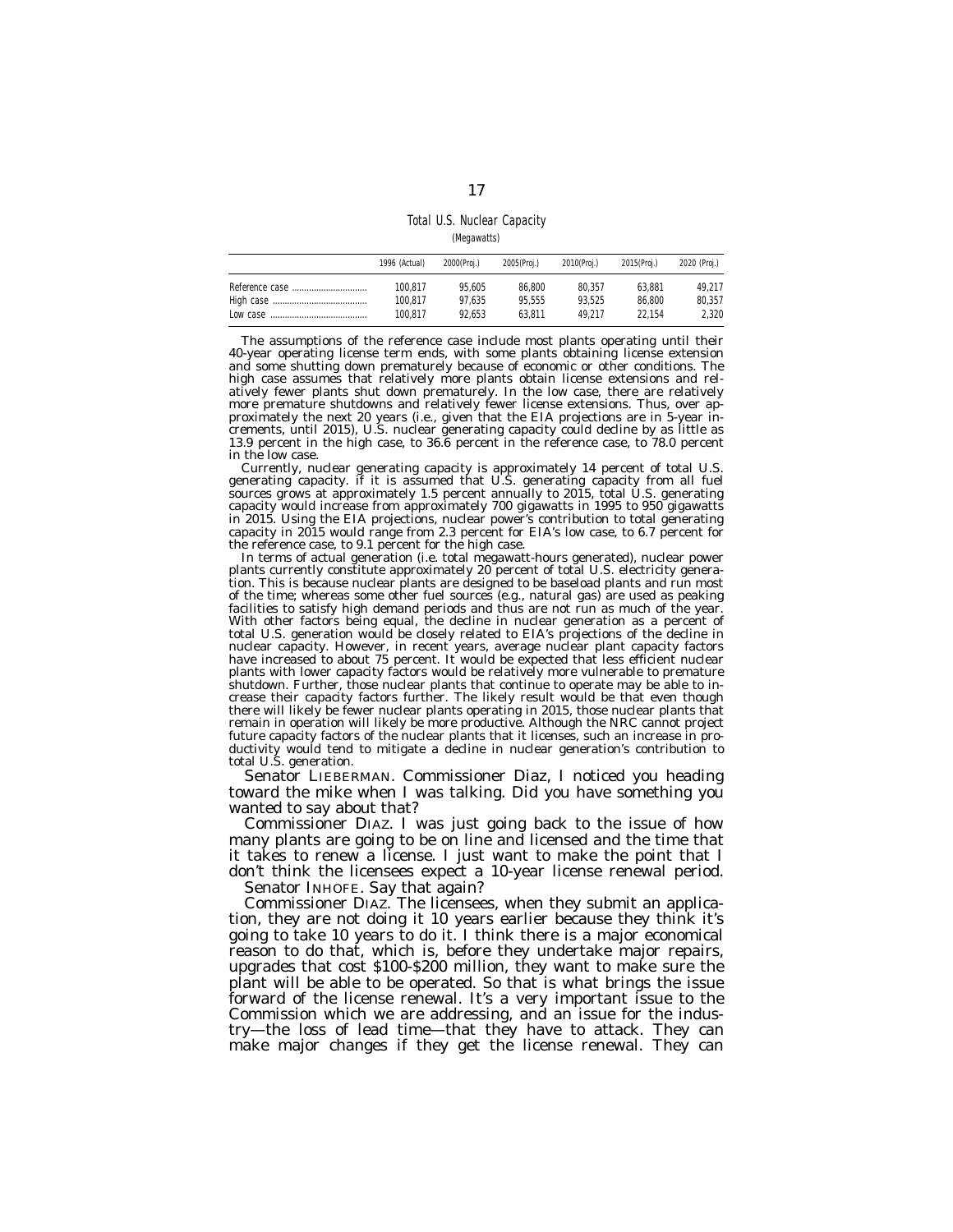Total U.S. Nuclear Capacity

(Megawatts)

| | 1996 (Actual) | 2000(Proj.) | 2005(Proj.) | 2010(Proj.) | 2015(Proj.) | 2020 (Proj.) |
|---|---|---|---|---|---|---|
| Reference case | 100,817 | 95,605 | 86,800 | 80,357 | 63,881 | 49,217 |
| High case | 100,817 | 97,635 | 95,555 | 93,525 | 86,800 | 80,357 |
| Low case | 100,817 | 92,653 | 63,811 | 49,217 | 22,154 | 2,320 |

The assumptions of the reference case include most plants operating until their 40-year operating license term ends, with some plants obtaining license extension and some shutting down prematurely because of economic or other conditions. The high case assumes that relatively more plants obtain license extensions and relatively fewer plants shut down prematurely. In the low case, there are relatively more premature shutdowns and relatively fewer license extensions. Thus, over approximately the next 20 years (i.e., given that the EIA projections are in 5-year increments, until 2015), U.S. nuclear generating capacity could decline by as little as 13.9 percent in the high case, to 36.6 percent in the reference case, to 78.0 percent in the low case.

Currently, nuclear generating capacity is approximately 14 percent of total U.S. generating capacity. if it is assumed that U.S. generating capacity from all fuel sources grows at approximately 1.5 percent annually to 2015, total U.S. generating capacity would increase from approximately 700 gigawatts in 1995 to 950 gigawatts in 2015. Using the EIA projections, nuclear power's contribution to total generating capacity in 2015 would range from 2.3 percent for EIA's low case, to 6.7 percent for the reference case, to 9.1 percent for the high case.

In terms of actual generation (i.e. total megawatt-hours generated), nuclear power plants currently constitute approximately 20 percent of total U.S. electricity generation. This is because nuclear plants are designed to be baseload plants and run most of the time; whereas some other fuel sources (e.g., natural gas) are used as peaking facilities to satisfy high demand periods and thus are not run as much of the year. With other factors being equal, the decline in nuclear generation as a percent of total U.S. generation would be closely related to EIA's projections of the decline in nuclear capacity. However, in recent years, average nuclear plant capacity factors have increased to about 75 percent. It would be expected that less efficient nuclear plants with lower capacity factors would be relatively more vulnerable to premature shutdown. Further, those nuclear plants that continue to operate may be able to increase their capacity factors further. The likely result would be that even though there will likely be fewer nuclear plants operating in 2015, those nuclear plants that remain in operation will likely be more productive. Although the NRC cannot project future capacity factors of the nuclear plants that it licenses, such an increase in productivity would tend to mitigate a decline in nuclear generation's contribution to total U.S. generation.

Senator LIEBERMAN. Commissioner Diaz, I noticed you heading toward the mike when I was talking. Did you have something you wanted to say about that?

Commissioner DIAZ. I was just going back to the issue of how many plants are going to be on line and licensed and the time that it takes to renew a license. I just want to make the point that I don't think the licensees expect a 10-year license renewal period.

Senator INHOFE. Say that again?

Commissioner DIAZ. The licensees, when they submit an application, they are not doing it 10 years earlier because they think it's going to take 10 years to do it. I think there is a major economical reason to do that, which is, before they undertake major repairs, upgrades that cost $100-$200 million, they want to make sure the plant will be able to be operated. So that is what brings the issue forward of the license renewal. It's a very important issue to the Commission which we are addressing, and an issue for the industry—the loss of lead time—that they have to attack. They can make major changes if they get the license renewal. They can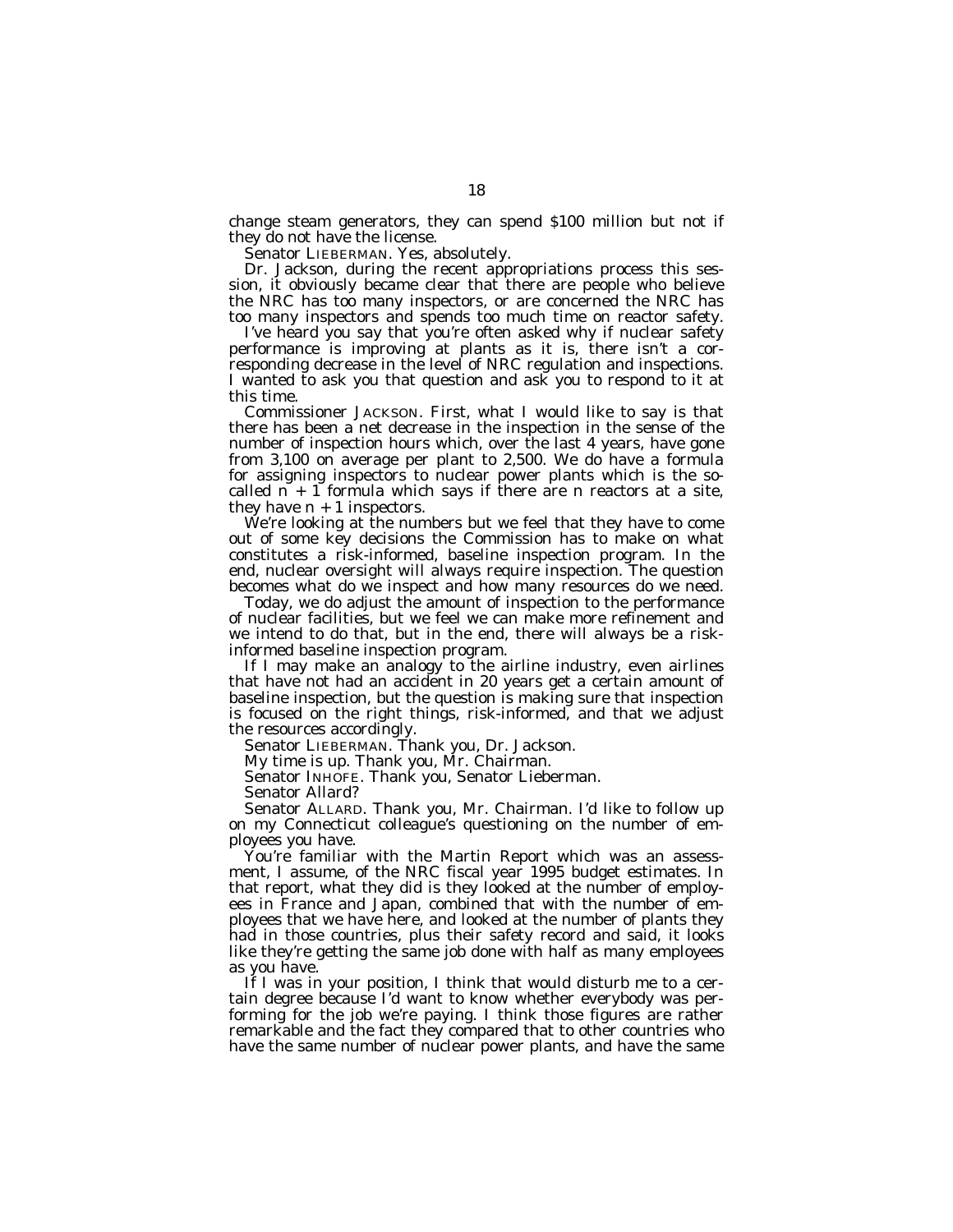change steam generators, they can spend $100 million but not if they do not have the license.

Senator LIEBERMAN. Yes, absolutely.

Dr. Jackson, during the recent appropriations process this session, it obviously became clear that there are people who believe the NRC has too many inspectors, or are concerned the NRC has too many inspectors and spends too much time on reactor safety.

I've heard you say that you're often asked why if nuclear safety performance is improving at plants as it is, there isn't a corresponding decrease in the level of NRC regulation and inspections. I wanted to ask you that question and ask you to respond to it at this time.

Commissioner JACKSON. First, what I would like to say is that there has been a net decrease in the inspection in the sense of the number of inspection hours which, over the last 4 years, have gone from 3,100 on average per plant to 2,500. We do have a formula for assigning inspectors to nuclear power plants which is the so-called $n + 1$ formula which says if there are n reactors at a site, they have $n + 1$ inspectors.

We're looking at the numbers but we feel that they have to come out of some key decisions the Commission has to make on what constitutes a risk-informed, baseline inspection program. In the end, nuclear oversight will always require inspection. The question becomes what do we inspect and how many resources do we need.

Today, we do adjust the amount of inspection to the performance of nuclear facilities, but we feel we can make more refinement and we intend to do that, but in the end, there will always be a risk-informed baseline inspection program.

If I may make an analogy to the airline industry, even airlines that have not had an accident in 20 years get a certain amount of baseline inspection, but the question is making sure that inspection is focused on the right things, risk-informed, and that we adjust the resources accordingly.

Senator LIEBERMAN. Thank you, Dr. Jackson.

My time is up. Thank you, Mr. Chairman.

Senator INHOFE. Thank you, Senator Lieberman.

Senator Allard?

Senator ALLARD. Thank you, Mr. Chairman. I'd like to follow up on my Connecticut colleague's questioning on the number of employees you have.

You're familiar with the Martin Report which was an assessment, I assume, of the NRC fiscal year 1995 budget estimates. In that report, what they did is they looked at the number of employees in France and Japan, combined that with the number of employees that we have here, and looked at the number of plants they had in those countries, plus their safety record and said, it looks like they're getting the same job done with half as many employees as you have.

If I was in your position, I think that would disturb me to a certain degree because I'd want to know whether everybody was performing for the job we're paying. I think those figures are rather remarkable and the fact they compared that to other countries who have the same number of nuclear power plants, and have the same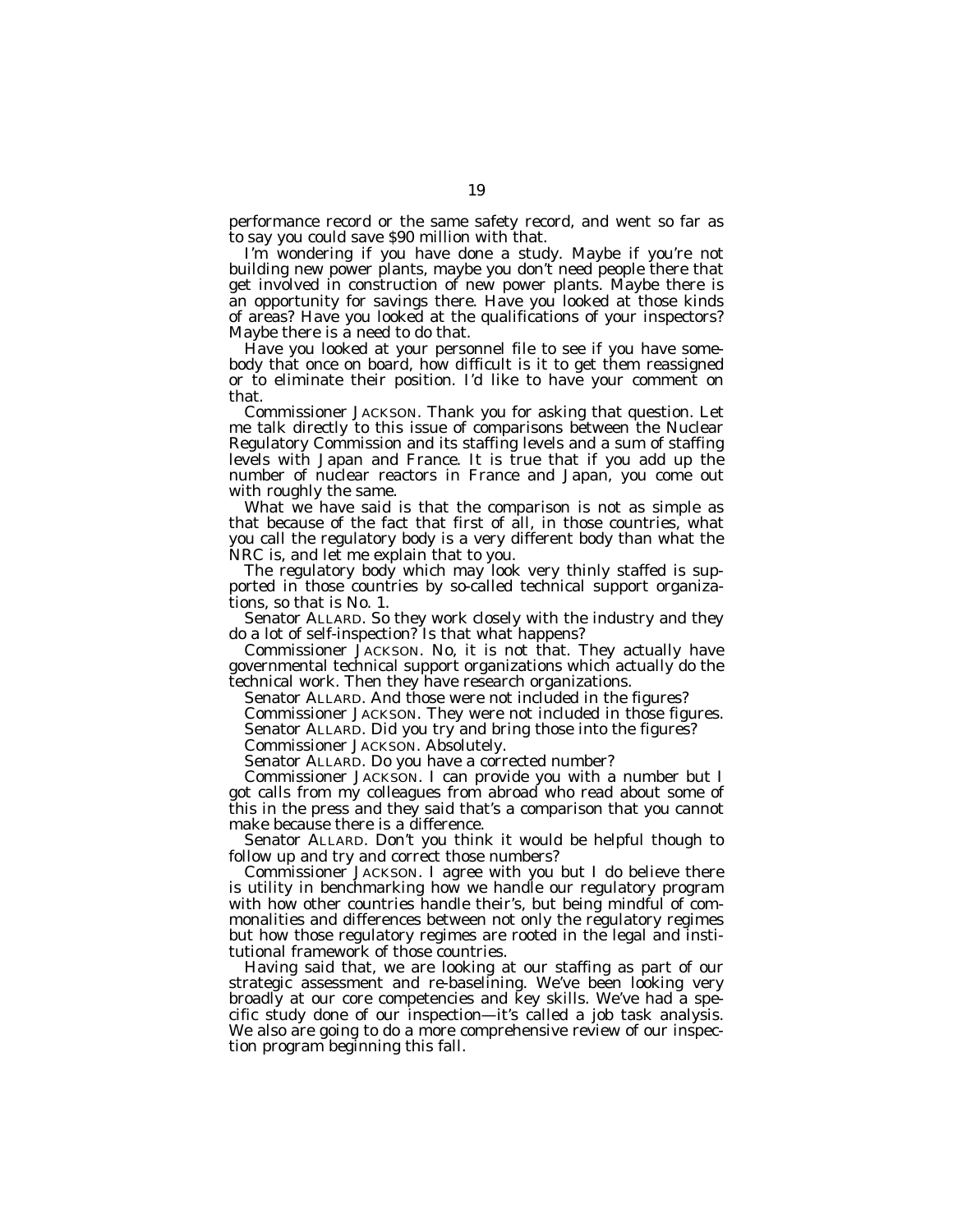performance record or the same safety record, and went so far as to say you could save $90 million with that.

I'm wondering if you have done a study. Maybe if you're not building new power plants, maybe you don't need people there that get involved in construction of new power plants. Maybe there is an opportunity for savings there. Have you looked at those kinds of areas? Have you looked at the qualifications of your inspectors? Maybe there is a need to do that.

Have you looked at your personnel file to see if you have somebody that once on board, how difficult is it to get them reassigned or to eliminate their position. I'd like to have your comment on that.

Commissioner JACKSON. Thank you for asking that question. Let me talk directly to this issue of comparisons between the Nuclear Regulatory Commission and its staffing levels and a sum of staffing levels with Japan and France. It is true that if you add up the number of nuclear reactors in France and Japan, you come out with roughly the same.

What we have said is that the comparison is not as simple as that because of the fact that first of all, in those countries, what you call the regulatory body is a very different body than what the NRC is, and let me explain that to you.

The regulatory body which may look very thinly staffed is supported in those countries by so-called technical support organizations, so that is No. 1.

Senator ALLARD. So they work closely with the industry and they do a lot of self-inspection? Is that what happens?

Commissioner JACKSON. No, it is not that. They actually have governmental technical support organizations which actually do the technical work. Then they have research organizations.

Senator ALLARD. And those were not included in the figures?

Commissioner JACKSON. They were not included in those figures.

Senator ALLARD. Did you try and bring those into the figures?

Commissioner JACKSON. Absolutely.

Senator ALLARD. Do you have a corrected number?

Commissioner JACKSON. I can provide you with a number but I got calls from my colleagues from abroad who read about some of this in the press and they said that's a comparison that you cannot make because there is a difference.

Senator ALLARD. Don't you think it would be helpful though to follow up and try and correct those numbers?

Commissioner JACKSON. I agree with you but I do believe there is utility in benchmarking how we handle our regulatory program with how other countries handle their's, but being mindful of commonalities and differences between not only the regulatory regimes but how those regulatory regimes are rooted in the legal and institutional framework of those countries.

Having said that, we are looking at our staffing as part of our strategic assessment and re-baselining. We've been looking very broadly at our core competencies and key skills. We've had a specific study done of our inspection—it's called a job task analysis. We also are going to do a more comprehensive review of our inspection program beginning this fall.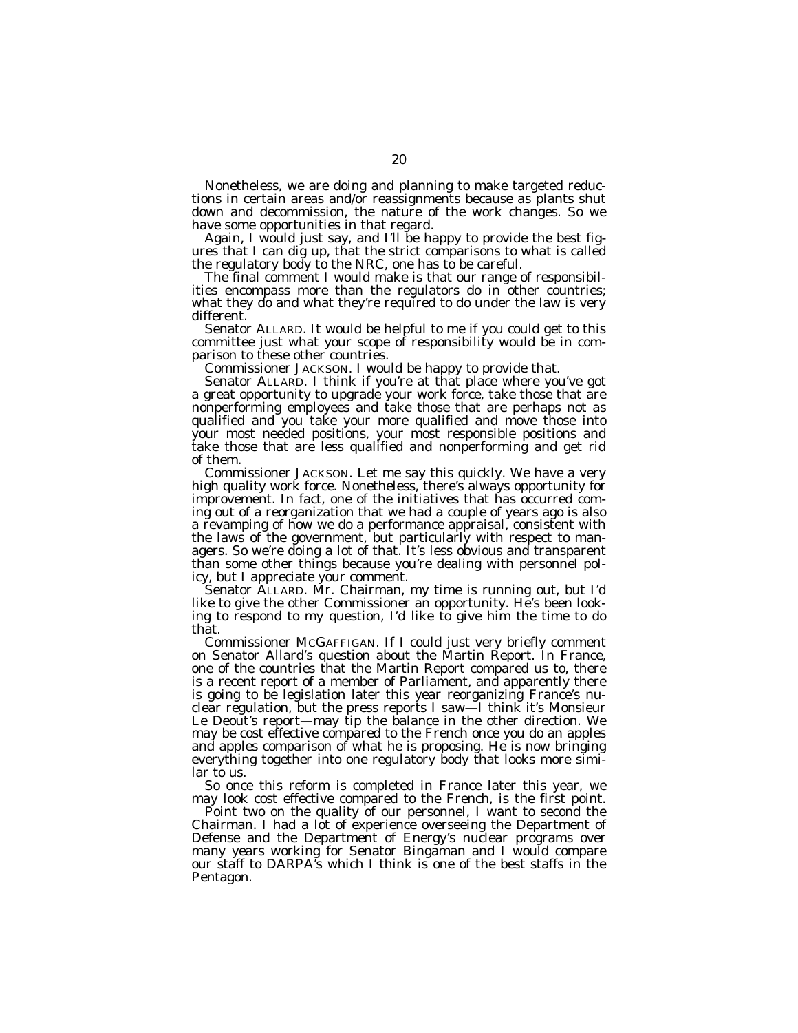Nonetheless, we are doing and planning to make targeted reductions in certain areas and/or reassignments because as plants shut down and decommission, the nature of the work changes. So we have some opportunities in that regard.

Again, I would just say, and I'll be happy to provide the best figures that I can dig up, that the strict comparisons to what is called the regulatory body to the NRC, one has to be careful.

The final comment I would make is that our range of responsibilities encompass more than the regulators do in other countries; what they do and what they're required to do under the law is very different.

Senator ALLARD. It would be helpful to me if you could get to this committee just what your scope of responsibility would be in comparison to these other countries.

Commissioner JACKSON. I would be happy to provide that.

Senator ALLARD. I think if you're at that place where you've got a great opportunity to upgrade your work force, take those that are nonperforming employees and take those that are perhaps not as qualified and you take your more qualified and move those into your most needed positions, your most responsible positions and take those that are less qualified and nonperforming and get rid of them.

Commissioner JACKSON. Let me say this quickly. We have a very high quality work force. Nonetheless, there's always opportunity for improvement. In fact, one of the initiatives that has occurred coming out of a reorganization that we had a couple of years ago is also a revamping of how we do a performance appraisal, consistent with the laws of the government, but particularly with respect to managers. So we're doing a lot of that. It's less obvious and transparent than some other things because you're dealing with personnel policy, but I appreciate your comment.

Senator ALLARD. Mr. Chairman, my time is running out, but I'd like to give the other Commissioner an opportunity. He's been looking to respond to my question, I'd like to give him the time to do that.

Commissioner MCGAFFIGAN. If I could just very briefly comment on Senator Allard's question about the Martin Report. In France, one of the countries that the Martin Report compared us to, there is a recent report of a member of Parliament, and apparently there is going to be legislation later this year reorganizing France's nuclear regulation, but the press reports I saw—I think it's Monsieur Le Deout's report—may tip the balance in the other direction. We may be cost effective compared to the French once you do an apples and apples comparison of what he is proposing. He is now bringing everything together into one regulatory body that looks more similar to us.

So once this reform is completed in France later this year, we may look cost effective compared to the French, is the first point.

Point two on the quality of our personnel, I want to second the Chairman. I had a lot of experience overseeing the Department of Defense and the Department of Energy's nuclear programs over many years working for Senator Bingaman and I would compare our staff to DARPA's which I think is one of the best staffs in the Pentagon.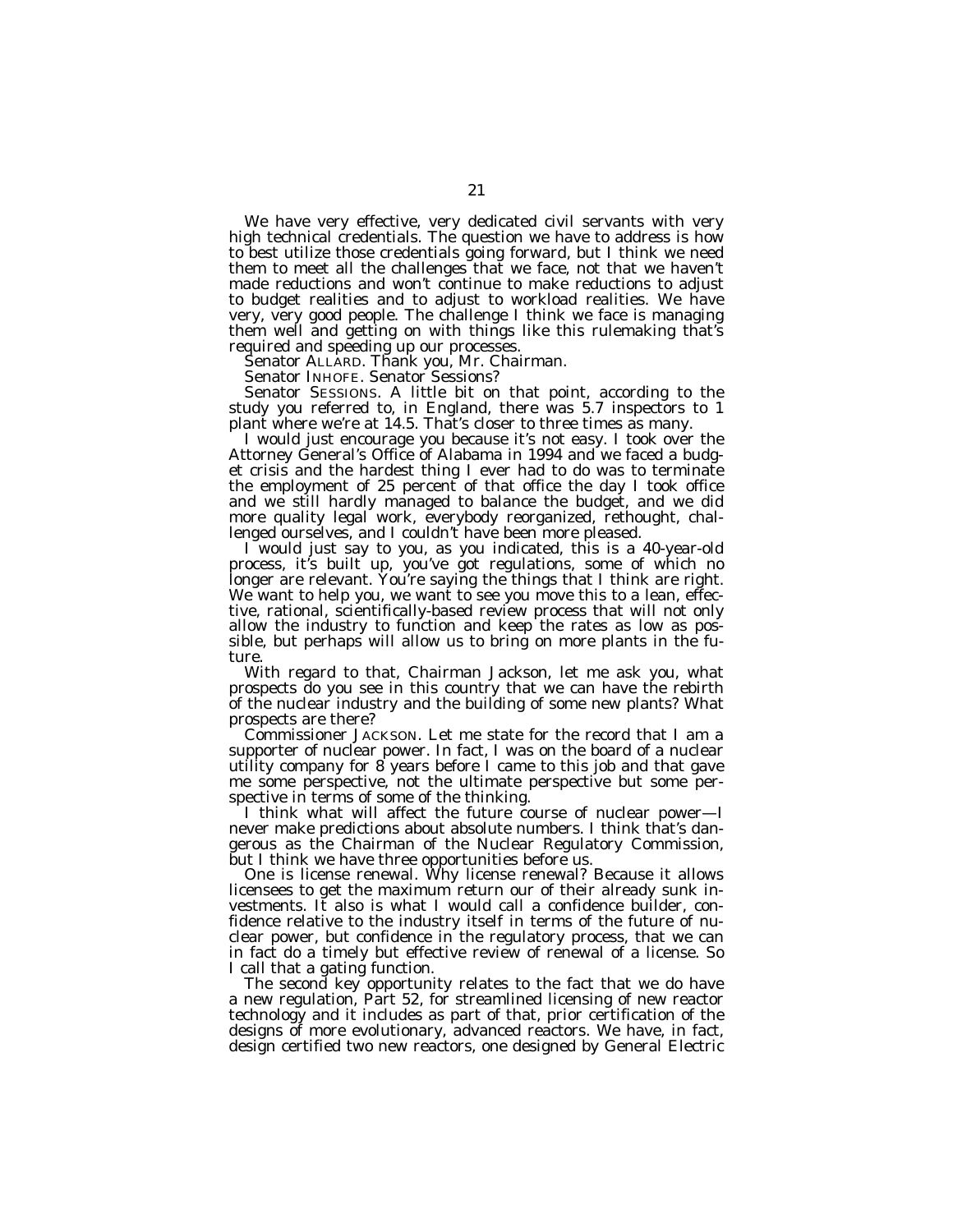We have very effective, very dedicated civil servants with very high technical credentials. The question we have to address is how to best utilize those credentials going forward, but I think we need them to meet all the challenges that we face, not that we haven't made reductions and won't continue to make reductions to adjust to budget realities and to adjust to workload realities. We have very, very good people. The challenge I think we face is managing them well and getting on with things like this rulemaking that's required and speeding up our processes.

Senator ALLARD. Thank you, Mr. Chairman.

Senator INHOFE. Senator Sessions?

Senator SESSIONS. A little bit on that point, according to the study you referred to, in England, there was 5.7 inspectors to 1 plant where we're at 14.5. That's closer to three times as many.

I would just encourage you because it's not easy. I took over the Attorney General's Office of Alabama in 1994 and we faced a budget crisis and the hardest thing I ever had to do was to terminate the employment of 25 percent of that office the day I took office and we still hardly managed to balance the budget, and we did more quality legal work, everybody reorganized, rethought, challenged ourselves, and I couldn't have been more pleased.

I would just say to you, as you indicated, this is a 40-year-old process, it's built up, you've got regulations, some of which no longer are relevant. You're saying the things that I think are right. We want to help you, we want to see you move this to a lean, effective, rational, scientifically-based review process that will not only allow the industry to function and keep the rates as low as possible, but perhaps will allow us to bring on more plants in the future.

With regard to that, Chairman Jackson, let me ask you, what prospects do you see in this country that we can have the rebirth of the nuclear industry and the building of some new plants? What prospects are there?

Commissioner JACKSON. Let me state for the record that I am a supporter of nuclear power. In fact, I was on the board of a nuclear utility company for 8 years before I came to this job and that gave me some perspective, not the ultimate perspective but some perspective in terms of some of the thinking.

I think what will affect the future course of nuclear power—I never make predictions about absolute numbers. I think that's dangerous as the Chairman of the Nuclear Regulatory Commission, but I think we have three opportunities before us.

One is license renewal. Why license renewal? Because it allows licensees to get the maximum return our of their already sunk investments. It also is what I would call a confidence builder, confidence relative to the industry itself in terms of the future of nuclear power, but confidence in the regulatory process, that we can in fact do a timely but effective review of renewal of a license. So I call that a gating function.

The second key opportunity relates to the fact that we do have a new regulation, Part 52, for streamlined licensing of new reactor technology and it includes as part of that, prior certification of the designs of more evolutionary, advanced reactors. We have, in fact, design certified two new reactors, one designed by General Electric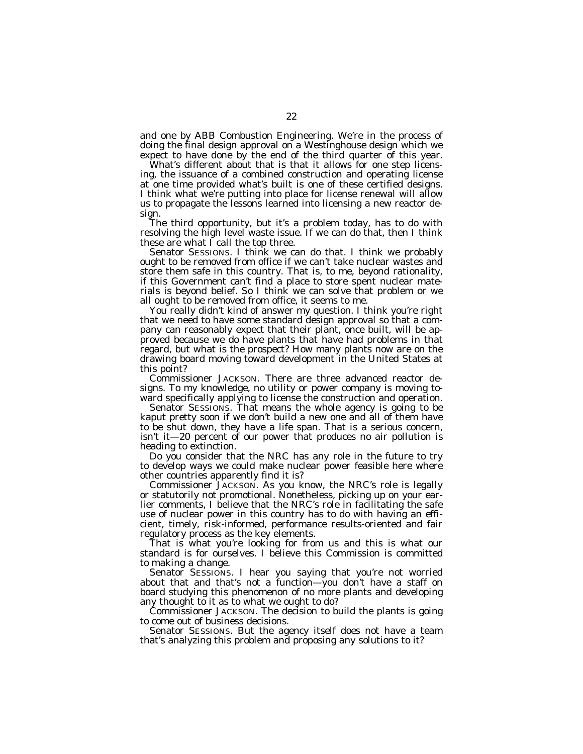and one by ABB Combustion Engineering. We're in the process of doing the final design approval on a Westinghouse design which we expect to have done by the end of the third quarter of this year.

What's different about that is that it allows for one step licensing, the issuance of a combined construction and operating license at one time provided what's built is one of these certified designs. I think what we're putting into place for license renewal will allow us to propagate the lessons learned into licensing a new reactor design.

The third opportunity, but it's a problem today, has to do with resolving the high level waste issue. If we can do that, then I think these are what I call the top three.

Senator SESSIONS. I think we can do that. I think we probably ought to be removed from office if we can't take nuclear wastes and store them safe in this country. That is, to me, beyond rationality, if this Government can't find a place to store spent nuclear materials is beyond belief. So I think we can solve that problem or we all ought to be removed from office, it seems to me.

You really didn't kind of answer my question. I think you're right that we need to have some standard design approval so that a company can reasonably expect that their plant, once built, will be approved because we do have plants that have had problems in that regard, but what is the prospect? How many plants now are on the drawing board moving toward development in the United States at this point?

Commissioner JACKSON. There are three advanced reactor designs. To my knowledge, no utility or power company is moving toward specifically applying to license the construction and operation.

Senator SESSIONS. That means the whole agency is going to be kaput pretty soon if we don't build a new one and all of them have to be shut down, they have a life span. That is a serious concern, isn't it—20 percent of our power that produces no air pollution is heading to extinction.

Do you consider that the NRC has any role in the future to try to develop ways we could make nuclear power feasible here where other countries apparently find it is?

Commissioner JACKSON. As you know, the NRC's role is legally or statutorily not promotional. Nonetheless, picking up on your earlier comments, I believe that the NRC's role in facilitating the safe use of nuclear power in this country has to do with having an efficient, timely, risk-informed, performance results-oriented and fair regulatory process as the key elements.

That is what you're looking for from us and this is what our standard is for ourselves. I believe this Commission is committed to making a change.

Senator SESSIONS. I hear you saying that you're not worried about that and that's not a function—you don't have a staff on board studying this phenomenon of no more plants and developing any thought to it as to what we ought to do?

Commissioner JACKSON. The decision to build the plants is going to come out of business decisions.

Senator SESSIONS. But the agency itself does not have a team that's analyzing this problem and proposing any solutions to it?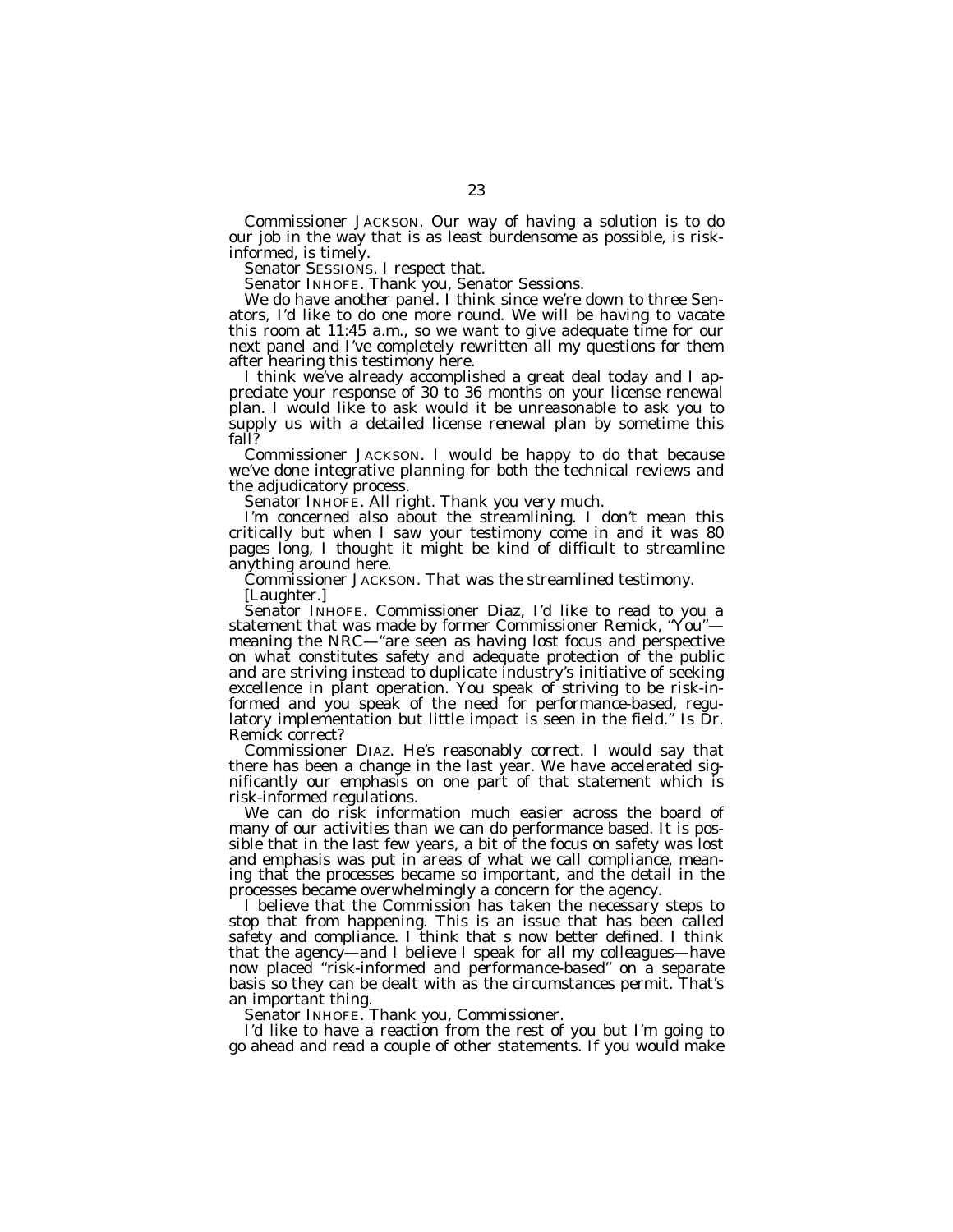Commissioner JACKSON. Our way of having a solution is to do our job in the way that is as least burdensome as possible, is risk-informed, is timely.

Senator SESSIONS. I respect that.

Senator INHOFE. Thank you, Senator Sessions.

We do have another panel. I think since we're down to three Senators, I'd like to do one more round. We will be having to vacate this room at 11:45 a.m., so we want to give adequate time for our next panel and I've completely rewritten all my questions for them after hearing this testimony here.

I think we've already accomplished a great deal today and I appreciate your response of 30 to 36 months on your license renewal plan. I would like to ask would it be unreasonable to ask you to supply us with a detailed license renewal plan by sometime this fall?

Commissioner JACKSON. I would be happy to do that because we've done integrative planning for both the technical reviews and the adjudicatory process.

Senator INHOFE. All right. Thank you very much.

I'm concerned also about the streamlining. I don't mean this critically but when I saw your testimony come in and it was 80 pages long, I thought it might be kind of difficult to streamline anything around here.

Commissioner JACKSON. That was the streamlined testimony.

[Laughter.]

Senator INHOFE. Commissioner Diaz, I'd like to read to you a statement that was made by former Commissioner Remick, "You"—meaning the NRC—"are seen as having lost focus and perspective on what constitutes safety and adequate protection of the public and are striving instead to duplicate industry's initiative of seeking excellence in plant operation. You speak of striving to be risk-informed and you speak of the need for performance-based, regulatory implementation but little impact is seen in the field." Is Dr. Remick correct?

Commissioner DIAZ. He's reasonably correct. I would say that there has been a change in the last year. We have accelerated significantly our emphasis on one part of that statement which is risk-informed regulations.

We can do risk information much easier across the board of many of our activities than we can do performance based. It is possible that in the last few years, a bit of the focus on safety was lost and emphasis was put in areas of what we call compliance, meaning that the processes became so important, and the detail in the processes became overwhelmingly a concern for the agency.

I believe that the Commission has taken the necessary steps to stop that from happening. This is an issue that has been called safety and compliance. I think that s now better defined. I think that the agency—and I believe I speak for all my colleagues—have now placed "risk-informed and performance-based" on a separate basis so they can be dealt with as the circumstances permit. That's an important thing.

Senator INHOFE. Thank you, Commissioner.

I'd like to have a reaction from the rest of you but I'm going to go ahead and read a couple of other statements. If you would make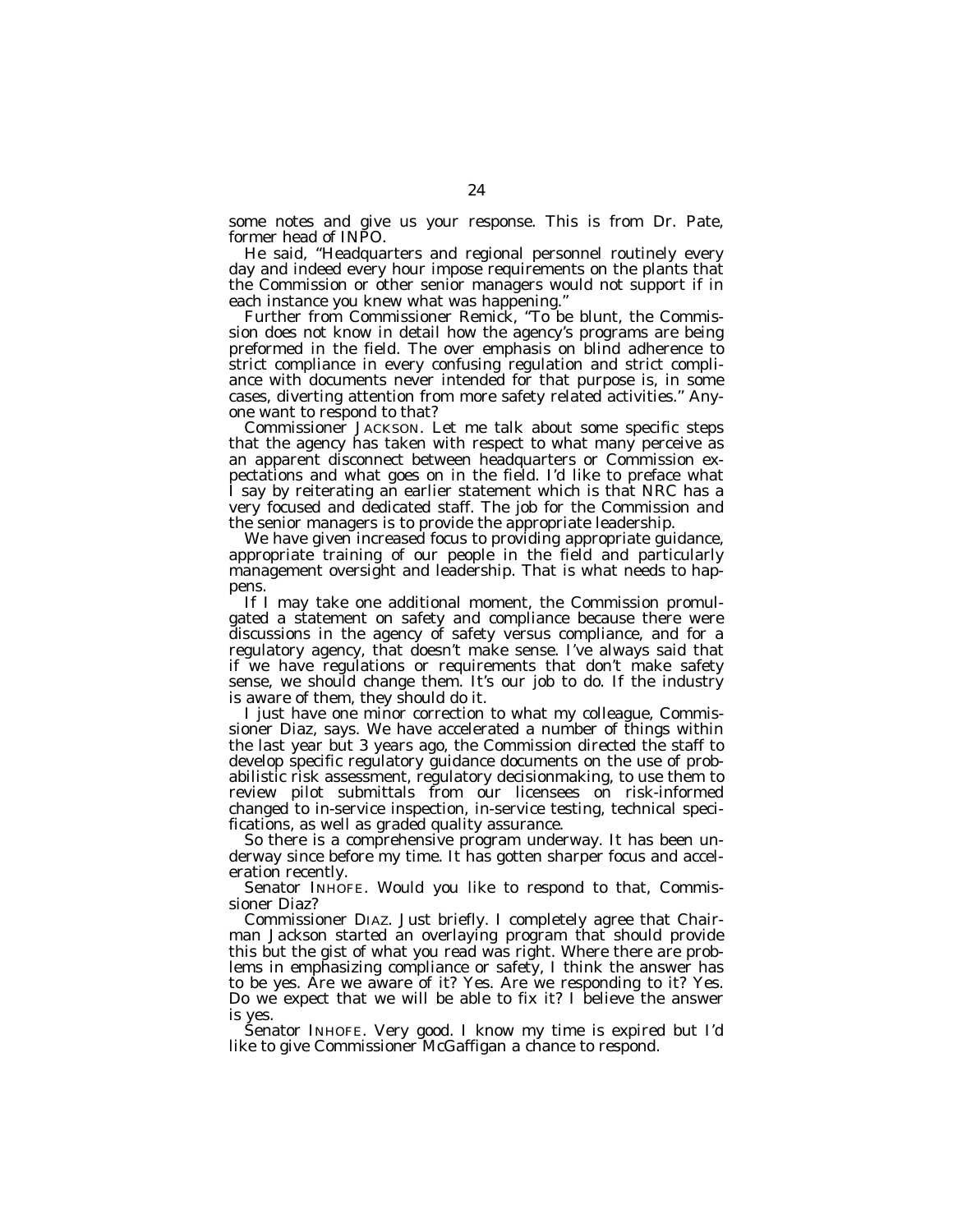some notes and give us your response. This is from Dr. Pate, former head of INPO.

He said, "Headquarters and regional personnel routinely every day and indeed every hour impose requirements on the plants that the Commission or other senior managers would not support if in each instance you knew what was happening."

Further from Commissioner Remick, "To be blunt, the Commission does not know in detail how the agency's programs are being preformed in the field. The over emphasis on blind adherence to strict compliance in every confusing regulation and strict compliance with documents never intended for that purpose is, in some cases, diverting attention from more safety related activities." Anyone want to respond to that?

Commissioner JACKSON. Let me talk about some specific steps that the agency has taken with respect to what many perceive as an apparent disconnect between headquarters or Commission expectations and what goes on in the field. I'd like to preface what I say by reiterating an earlier statement which is that NRC has a very focused and dedicated staff. The job for the Commission and the senior managers is to provide the appropriate leadership.

We have given increased focus to providing appropriate guidance, appropriate training of our people in the field and particularly management oversight and leadership. That is what needs to happens.

If I may take one additional moment, the Commission promulgated a statement on safety and compliance because there were discussions in the agency of safety versus compliance, and for a regulatory agency, that doesn't make sense. I've always said that if we have regulations or requirements that don't make safety sense, we should change them. It's our job to do. If the industry is aware of them, they should do it.

I just have one minor correction to what my colleague, Commissioner Diaz, says. We have accelerated a number of things within the last year but 3 years ago, the Commission directed the staff to develop specific regulatory guidance documents on the use of probabilistic risk assessment, regulatory decisionmaking, to use them to review pilot submittals from our licensees on risk-informed changed to in-service inspection, in-service testing, technical specifications, as well as graded quality assurance.

So there is a comprehensive program underway. It has been underway since before my time. It has gotten sharper focus and acceleration recently.

Senator INHOFE. Would you like to respond to that, Commissioner Diaz?

Commissioner DIAZ. Just briefly. I completely agree that Chairman Jackson started an overlaying program that should provide this but the gist of what you read was right. Where there are problems in emphasizing compliance or safety, I think the answer has to be yes. Are we aware of it? Yes. Are we responding to it? Yes. Do we expect that we will be able to fix it? I believe the answer is yes.

Senator INHOFE. Very good. I know my time is expired but I'd like to give Commissioner McGaffigan a chance to respond.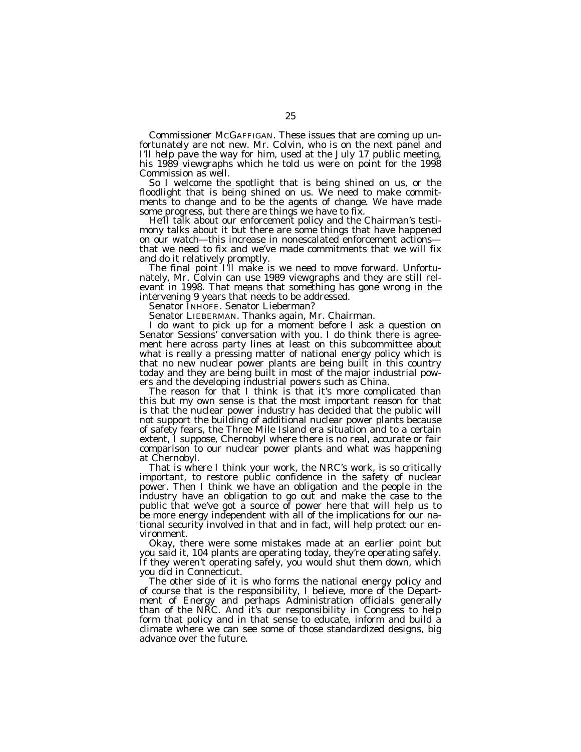Commissioner MCGAFFIGAN. These issues that are coming up unfortunately are not new. Mr. Colvin, who is on the next panel and I'll help pave the way for him, used at the July 17 public meeting, his 1989 viewgraphs which he told us were on point for the 1998 Commission as well.

So I welcome the spotlight that is being shined on us, or the floodlight that is being shined on us. We need to make commitments to change and to be the agents of change. We have made some progress, but there are things we have to fix.

He'll talk about our enforcement policy and the Chairman's testimony talks about it but there are some things that have happened on our watch—this increase in nonescalated enforcement actions—that we need to fix and we've made commitments that we will fix and do it relatively promptly.

The final point I'll make is we need to move forward. Unfortunately, Mr. Colvin can use 1989 viewgraphs and they are still relevant in 1998. That means that something has gone wrong in the intervening 9 years that needs to be addressed.

Senator INHOFE. Senator Lieberman?

Senator LIEBERMAN. Thanks again, Mr. Chairman.

I do want to pick up for a moment before I ask a question on Senator Sessions' conversation with you. I do think there is agreement here across party lines at least on this subcommittee about what is really a pressing matter of national energy policy which is that no new nuclear power plants are being built in this country today and they are being built in most of the major industrial powers and the developing industrial powers such as China.

The reason for that I think is that it's more complicated than this but my own sense is that the most important reason for that is that the nuclear power industry has decided that the public will not support the building of additional nuclear power plants because of safety fears, the Three Mile Island era situation and to a certain extent, I suppose, Chernobyl where there is no real, accurate or fair comparison to our nuclear power plants and what was happening at Chernobyl.

That is where I think your work, the NRC's work, is so critically important, to restore public confidence in the safety of nuclear power. Then I think we have an obligation and the people in the industry have an obligation to go out and make the case to the public that we've got a source of power here that will help us to be more energy independent with all of the implications for our national security involved in that and in fact, will help protect our environment.

Okay, there were some mistakes made at an earlier point but you said it, 104 plants are operating today, they're operating safely. If they weren't operating safely, you would shut them down, which you did in Connecticut.

The other side of it is who forms the national energy policy and of course that is the responsibility, I believe, more of the Department of Energy and perhaps Administration officials generally than of the NRC. And it's our responsibility in Congress to help form that policy and in that sense to educate, inform and build a climate where we can see some of those standardized designs, big advance over the future.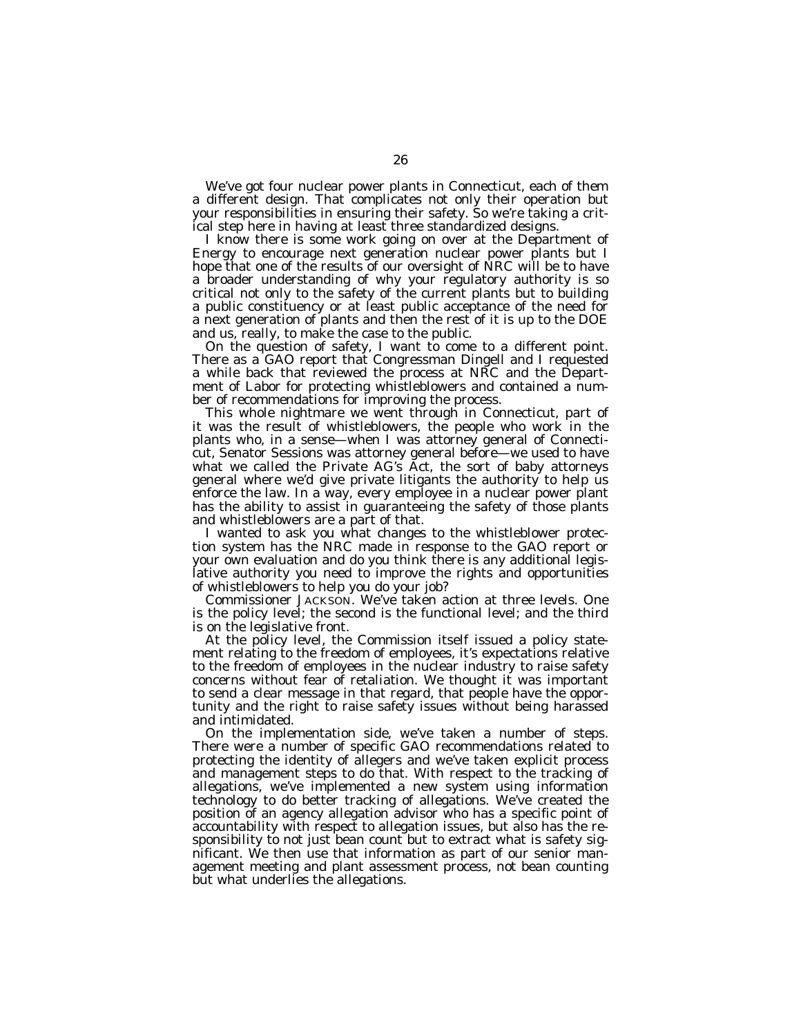We've got four nuclear power plants in Connecticut, each of them a different design. That complicates not only their operation but your responsibilities in ensuring their safety. So we're taking a critical step here in having at least three standardized designs.

I know there is some work going on over at the Department of Energy to encourage next generation nuclear power plants but I hope that one of the results of our oversight of NRC will be to have a broader understanding of why your regulatory authority is so critical not only to the safety of the current plants but to building a public constituency or at least public acceptance of the need for a next generation of plants and then the rest of it is up to the DOE and us, really, to make the case to the public.

On the question of safety, I want to come to a different point. There as a GAO report that Congressman Dingell and I requested a while back that reviewed the process at NRC and the Department of Labor for protecting whistleblowers and contained a number of recommendations for improving the process.

This whole nightmare we went through in Connecticut, part of it was the result of whistleblowers, the people who work in the plants who, in a sense—when I was attorney general of Connecticut, Senator Sessions was attorney general before—we used to have what we called the Private AG's Act, the sort of baby attorneys general where we'd give private litigants the authority to help us enforce the law. In a way, every employee in a nuclear power plant has the ability to assist in guaranteeing the safety of those plants and whistleblowers are a part of that.

I wanted to ask you what changes to the whistleblower protection system has the NRC made in response to the GAO report or your own evaluation and do you think there is any additional legislative authority you need to improve the rights and opportunities of whistleblowers to help you do your job?

Commissioner JACKSON. We've taken action at three levels. One is the policy level; the second is the functional level; and the third is on the legislative front.

At the policy level, the Commission itself issued a policy statement relating to the freedom of employees, it's expectations relative to the freedom of employees in the nuclear industry to raise safety concerns without fear of retaliation. We thought it was important to send a clear message in that regard, that people have the opportunity and the right to raise safety issues without being harassed and intimidated.

On the implementation side, we've taken a number of steps. There were a number of specific GAO recommendations related to protecting the identity of allegers and we've taken explicit process and management steps to do that. With respect to the tracking of allegations, we've implemented a new system using information technology to do better tracking of allegations. We've created the position of an agency allegation advisor who has a specific point of accountability with respect to allegation issues, but also has the responsibility to not just bean count but to extract what is safety significant. We then use that information as part of our senior management meeting and plant assessment process, not bean counting but what underlies the allegations.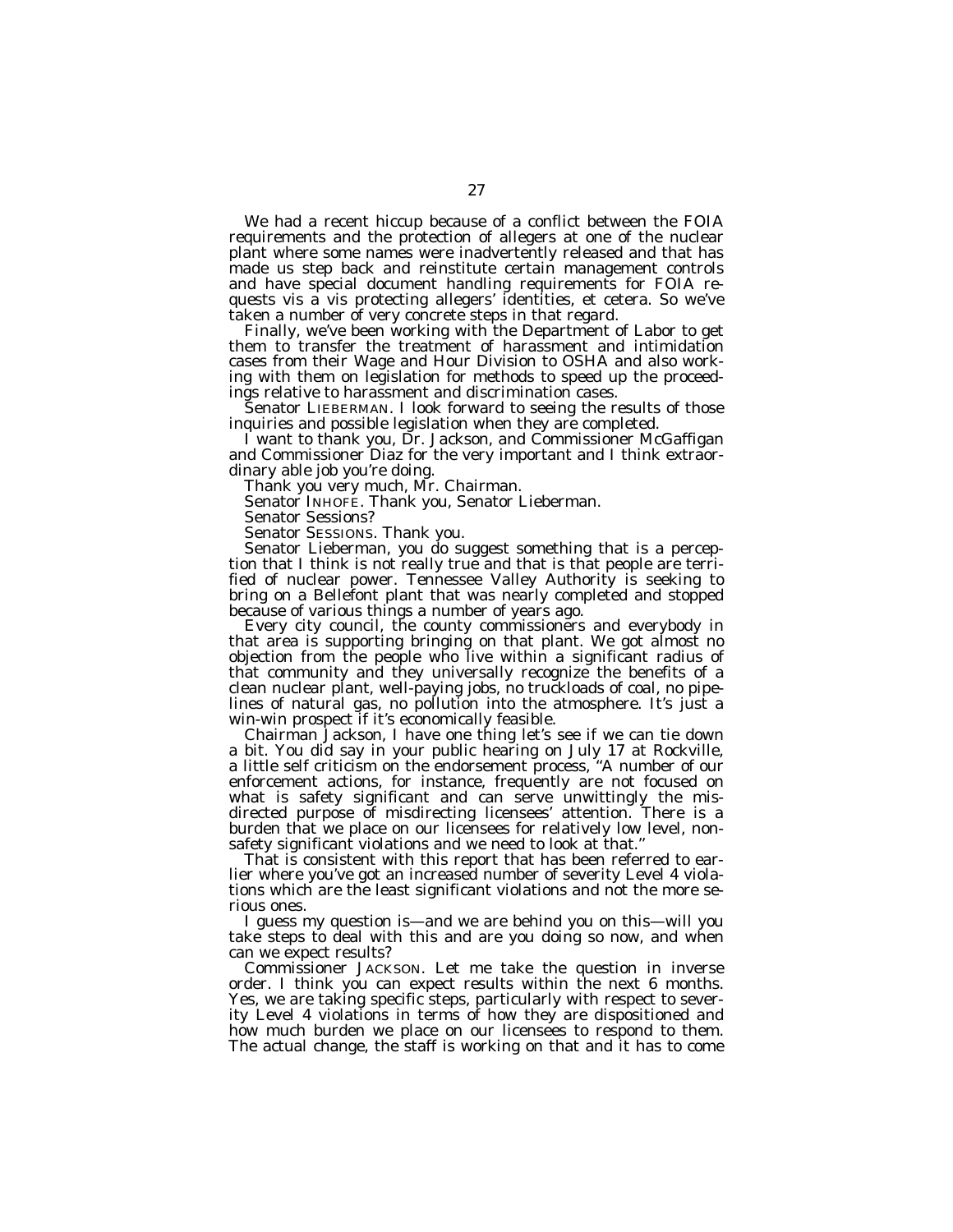We had a recent hiccup because of a conflict between the FOIA requirements and the protection of allegers at one of the nuclear plant where some names were inadvertently released and that has made us step back and reinstitute certain management controls and have special document handling requirements for FOIA requests vis a vis protecting allegers' identities, et cetera. So we've taken a number of very concrete steps in that regard.

Finally, we've been working with the Department of Labor to get them to transfer the treatment of harassment and intimidation cases from their Wage and Hour Division to OSHA and also working with them on legislation for methods to speed up the proceedings relative to harassment and discrimination cases.

Senator LIEBERMAN. I look forward to seeing the results of those inquiries and possible legislation when they are completed.

I want to thank you, Dr. Jackson, and Commissioner McGaffigan and Commissioner Diaz for the very important and I think extraordinary able job you're doing.

Thank you very much, Mr. Chairman.

Senator INHOFE. Thank you, Senator Lieberman.

Senator Sessions?

Senator SESSIONS. Thank you.

Senator Lieberman, you do suggest something that is a perception that I think is not really true and that is that people are terrified of nuclear power. Tennessee Valley Authority is seeking to bring on a Bellefont plant that was nearly completed and stopped because of various things a number of years ago.

Every city council, the county commissioners and everybody in that area is supporting bringing on that plant. We got almost no objection from the people who live within a significant radius of that community and they universally recognize the benefits of a clean nuclear plant, well-paying jobs, no truckloads of coal, no pipelines of natural gas, no pollution into the atmosphere. It's just a win-win prospect if it's economically feasible.

Chairman Jackson, I have one thing let's see if we can tie down a bit. You did say in your public hearing on July 17 at Rockville, a little self criticism on the endorsement process, "A number of our enforcement actions, for instance, frequently are not focused on what is safety significant and can serve unwittingly the misdirected purpose of misdirecting licensees' attention. There is a burden that we place on our licensees for relatively low level, non-safety significant violations and we need to look at that."

That is consistent with this report that has been referred to earlier where you've got an increased number of severity Level 4 violations which are the least significant violations and not the more serious ones.

I guess my question is—and we are behind you on this—will you take steps to deal with this and are you doing so now, and when can we expect results?

Commissioner JACKSON. Let me take the question in inverse order. I think you can expect results within the next 6 months. Yes, we are taking specific steps, particularly with respect to severity Level 4 violations in terms of how they are dispositioned and how much burden we place on our licensees to respond to them. The actual change, the staff is working on that and it has to come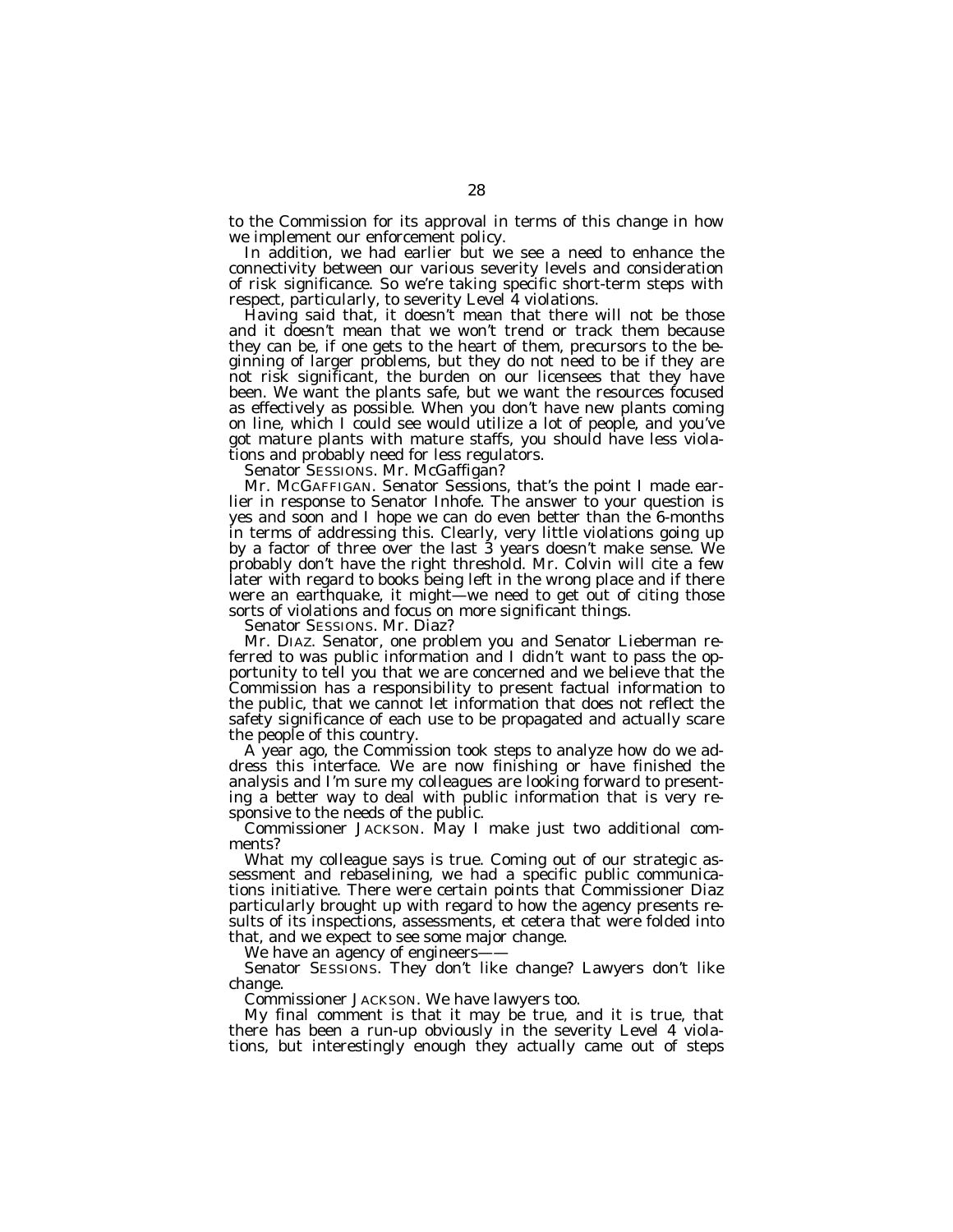to the Commission for its approval in terms of this change in how we implement our enforcement policy.

In addition, we had earlier but we see a need to enhance the connectivity between our various severity levels and consideration of risk significance. So we're taking specific short-term steps with respect, particularly, to severity Level 4 violations.

Having said that, it doesn't mean that there will not be those and it doesn't mean that we won't trend or track them because they can be, if one gets to the heart of them, precursors to the beginning of larger problems, but they do not need to be if they are not risk significant, the burden on our licensees that they have been. We want the plants safe, but we want the resources focused as effectively as possible. When you don't have new plants coming on line, which I could see would utilize a lot of people, and you've got mature plants with mature staffs, you should have less violations and probably need for less regulators.

Senator SESSIONS. Mr. McGaffigan?

Mr. MCGAFFIGAN. Senator Sessions, that's the point I made earlier in response to Senator Inhofe. The answer to your question is yes and soon and I hope we can do even better than the 6-months in terms of addressing this. Clearly, very little violations going up by a factor of three over the last 3 years doesn't make sense. We probably don't have the right threshold. Mr. Colvin will cite a few later with regard to books being left in the wrong place and if there were an earthquake, it might—we need to get out of citing those sorts of violations and focus on more significant things.

Senator SESSIONS. Mr. Diaz?

Mr. DIAZ. Senator, one problem you and Senator Lieberman referred to was public information and I didn't want to pass the opportunity to tell you that we are concerned and we believe that the Commission has a responsibility to present factual information to the public, that we cannot let information that does not reflect the safety significance of each use to be propagated and actually scare the people of this country.

A year ago, the Commission took steps to analyze how do we address this interface. We are now finishing or have finished the analysis and I'm sure my colleagues are looking forward to presenting a better way to deal with public information that is very responsive to the needs of the public.

Commissioner JACKSON. May I make just two additional comments?

What my colleague says is true. Coming out of our strategic assessment and rebaselining, we had a specific public communications initiative. There were certain points that Commissioner Diaz particularly brought up with regard to how the agency presents results of its inspections, assessments, et cetera that were folded into that, and we expect to see some major change.

We have an agency of engineers——

Senator SESSIONS. They don't like change? Lawyers don't like change.

Commissioner JACKSON. We have lawyers too.

My final comment is that it may be true, and it is true, that there has been a run-up obviously in the severity Level 4 violations, but interestingly enough they actually came out of steps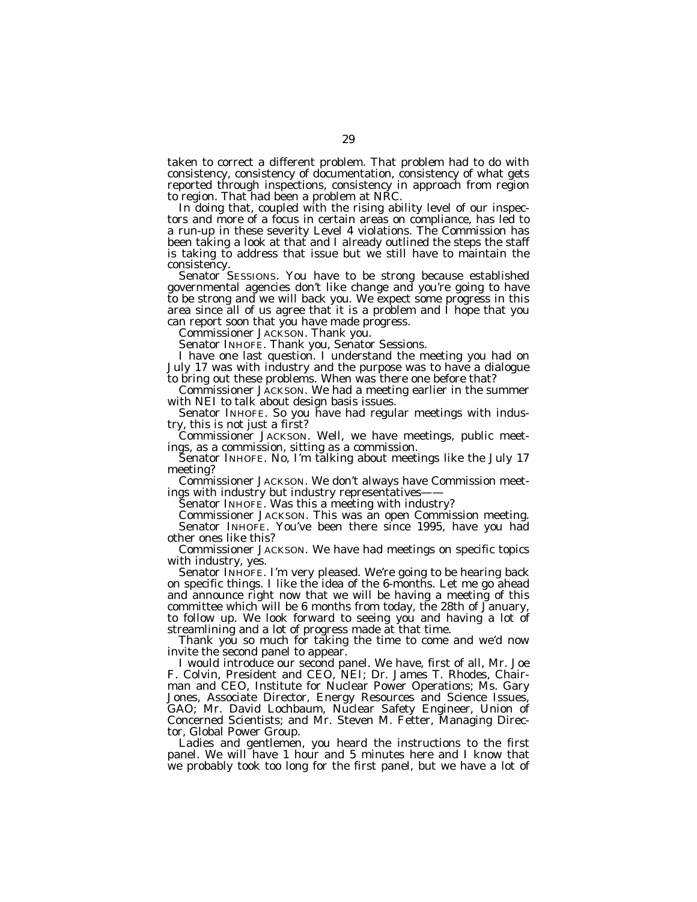taken to correct a different problem. That problem had to do with consistency, consistency of documentation, consistency of what gets reported through inspections, consistency in approach from region to region. That had been a problem at NRC.

In doing that, coupled with the rising ability level of our inspectors and more of a focus in certain areas on compliance, has led to a run-up in these severity Level 4 violations. The Commission has been taking a look at that and I already outlined the steps the staff is taking to address that issue but we still have to maintain the consistency.

Senator SESSIONS. You have to be strong because established governmental agencies don't like change and you're going to have to be strong and we will back you. We expect some progress in this area since all of us agree that it is a problem and I hope that you can report soon that you have made progress.

Commissioner JACKSON. Thank you.

Senator INHOFE. Thank you, Senator Sessions.

I have one last question. I understand the meeting you had on July 17 was with industry and the purpose was to have a dialogue to bring out these problems. When was there one before that?

Commissioner JACKSON. We had a meeting earlier in the summer with NEI to talk about design basis issues.

Senator INHOFE. So you have had regular meetings with industry, this is not just a first?

Commissioner JACKSON. Well, we have meetings, public meetings, as a commission, sitting as a commission.

Senator INHOFE. No, I'm talking about meetings like the July 17 meeting?

Commissioner JACKSON. We don't always have Commission meetings with industry but industry representatives——

Senator INHOFE. Was this a meeting with industry?

Commissioner JACKSON. This was an open Commission meeting.

Senator INHOFE. You've been there since 1995, have you had other ones like this?

Commissioner JACKSON. We have had meetings on specific topics with industry, yes.

Senator INHOFE. I'm very pleased. We're going to be hearing back on specific things. I like the idea of the 6-months. Let me go ahead and announce right now that we will be having a meeting of this committee which will be 6 months from today, the 28th of January, to follow up. We look forward to seeing you and having a lot of streamlining and a lot of progress made at that time.

Thank you so much for taking the time to come and we'd now invite the second panel to appear.

I would introduce our second panel. We have, first of all, Mr. Joe F. Colvin, President and CEO, NEI; Dr. James T. Rhodes, Chairman and CEO, Institute for Nuclear Power Operations; Ms. Gary Jones, Associate Director, Energy Resources and Science Issues, GAO; Mr. David Lochbaum, Nuclear Safety Engineer, Union of Concerned Scientists; and Mr. Steven M. Fetter, Managing Director, Global Power Group.

Ladies and gentlemen, you heard the instructions to the first panel. We will have 1 hour and 5 minutes here and I know that we probably took too long for the first panel, but we have a lot of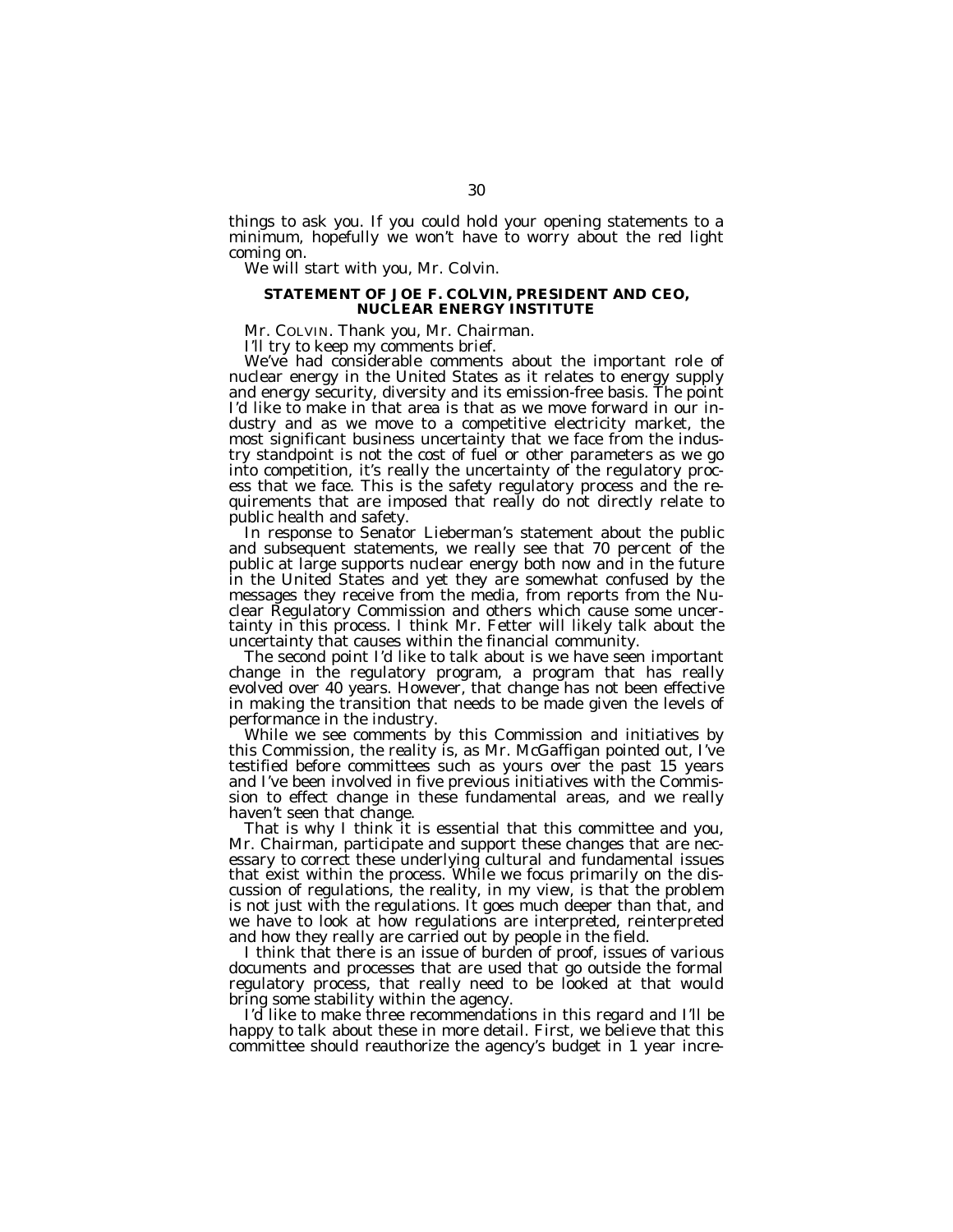things to ask you. If you could hold your opening statements to a minimum, hopefully we won't have to worry about the red light coming on.

We will start with you, Mr. Colvin.

## STATEMENT OF JOE F. COLVIN, PRESIDENT AND CEO, NUCLEAR ENERGY INSTITUTE

Mr. COLVIN. Thank you, Mr. Chairman.

I'll try to keep my comments brief.

We've had considerable comments about the important role of nuclear energy in the United States as it relates to energy supply and energy security, diversity and its emission-free basis. The point I'd like to make in that area is that as we move forward in our industry and as we move to a competitive electricity market, the most significant business uncertainty that we face from the industry standpoint is not the cost of fuel or other parameters as we go into competition, it's really the uncertainty of the regulatory process that we face. This is the safety regulatory process and the requirements that are imposed that really do not directly relate to public health and safety.

In response to Senator Lieberman's statement about the public and subsequent statements, we really see that 70 percent of the public at large supports nuclear energy both now and in the future in the United States and yet they are somewhat confused by the messages they receive from the media, from reports from the Nuclear Regulatory Commission and others which cause some uncertainty in this process. I think Mr. Fetter will likely talk about the uncertainty that causes within the financial community.

The second point I'd like to talk about is we have seen important change in the regulatory program, a program that has really evolved over 40 years. However, that change has not been effective in making the transition that needs to be made given the levels of performance in the industry.

While we see comments by this Commission and initiatives by this Commission, the reality is, as Mr. McGaffigan pointed out, I've testified before committees such as yours over the past 15 years and I've been involved in five previous initiatives with the Commission to effect change in these fundamental areas, and we really haven't seen that change.

That is why I think it is essential that this committee and you, Mr. Chairman, participate and support these changes that are necessary to correct these underlying cultural and fundamental issues that exist within the process. While we focus primarily on the discussion of regulations, the reality, in my view, is that the problem is not just with the regulations. It goes much deeper than that, and we have to look at how regulations are interpreted, reinterpreted and how they really are carried out by people in the field.

I think that there is an issue of burden of proof, issues of various documents and processes that are used that go outside the formal regulatory process, that really need to be looked at that would bring some stability within the agency.

I'd like to make three recommendations in this regard and I'll be happy to talk about these in more detail. First, we believe that this committee should reauthorize the agency's budget in 1 year incre-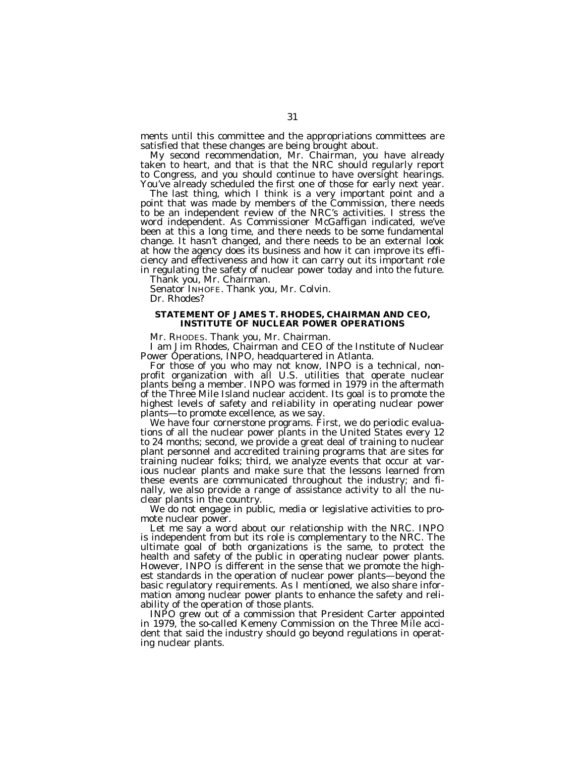ments until this committee and the appropriations committees are satisfied that these changes are being brought about.

My second recommendation, Mr. Chairman, you have already taken to heart, and that is that the NRC should regularly report to Congress, and you should continue to have oversight hearings. You've already scheduled the first one of those for early next year.

The last thing, which I think is a very important point and a point that was made by members of the Commission, there needs to be an independent review of the NRC's activities. I stress the word independent. As Commissioner McGaffigan indicated, we've been at this a long time, and there needs to be some fundamental change. It hasn't changed, and there needs to be an external look at how the agency does its business and how it can improve its efficiency and effectiveness and how it can carry out its important role in regulating the safety of nuclear power today and into the future.

Thank you, Mr. Chairman.

Senator INHOFE. Thank you, Mr. Colvin.

Dr. Rhodes?

## STATEMENT OF JAMES T. RHODES, CHAIRMAN AND CEO, INSTITUTE OF NUCLEAR POWER OPERATIONS

Mr. RHODES. Thank you, Mr. Chairman.

I am Jim Rhodes, Chairman and CEO of the Institute of Nuclear Power Operations, INPO, headquartered in Atlanta.

For those of you who may not know, INPO is a technical, nonprofit organization with all U.S. utilities that operate nuclear plants being a member. INPO was formed in 1979 in the aftermath of the Three Mile Island nuclear accident. Its goal is to promote the highest levels of safety and reliability in operating nuclear power plants—to promote excellence, as we say.

We have four cornerstone programs. First, we do periodic evaluations of all the nuclear power plants in the United States every 12 to 24 months; second, we provide a great deal of training to nuclear plant personnel and accredited training programs that are sites for training nuclear folks; third, we analyze events that occur at various nuclear plants and make sure that the lessons learned from these events are communicated throughout the industry; and finally, we also provide a range of assistance activity to all the nuclear plants in the country.

We do not engage in public, media or legislative activities to promote nuclear power.

Let me say a word about our relationship with the NRC. INPO is independent from but its role is complementary to the NRC. The ultimate goal of both organizations is the same, to protect the health and safety of the public in operating nuclear power plants. However, INPO is different in the sense that we promote the highest standards in the operation of nuclear power plants—beyond the basic regulatory requirements. As I mentioned, we also share information among nuclear power plants to enhance the safety and reliability of the operation of those plants.

INPO grew out of a commission that President Carter appointed in 1979, the so-called Kemeny Commission on the Three Mile accident that said the industry should go beyond regulations in operating nuclear plants.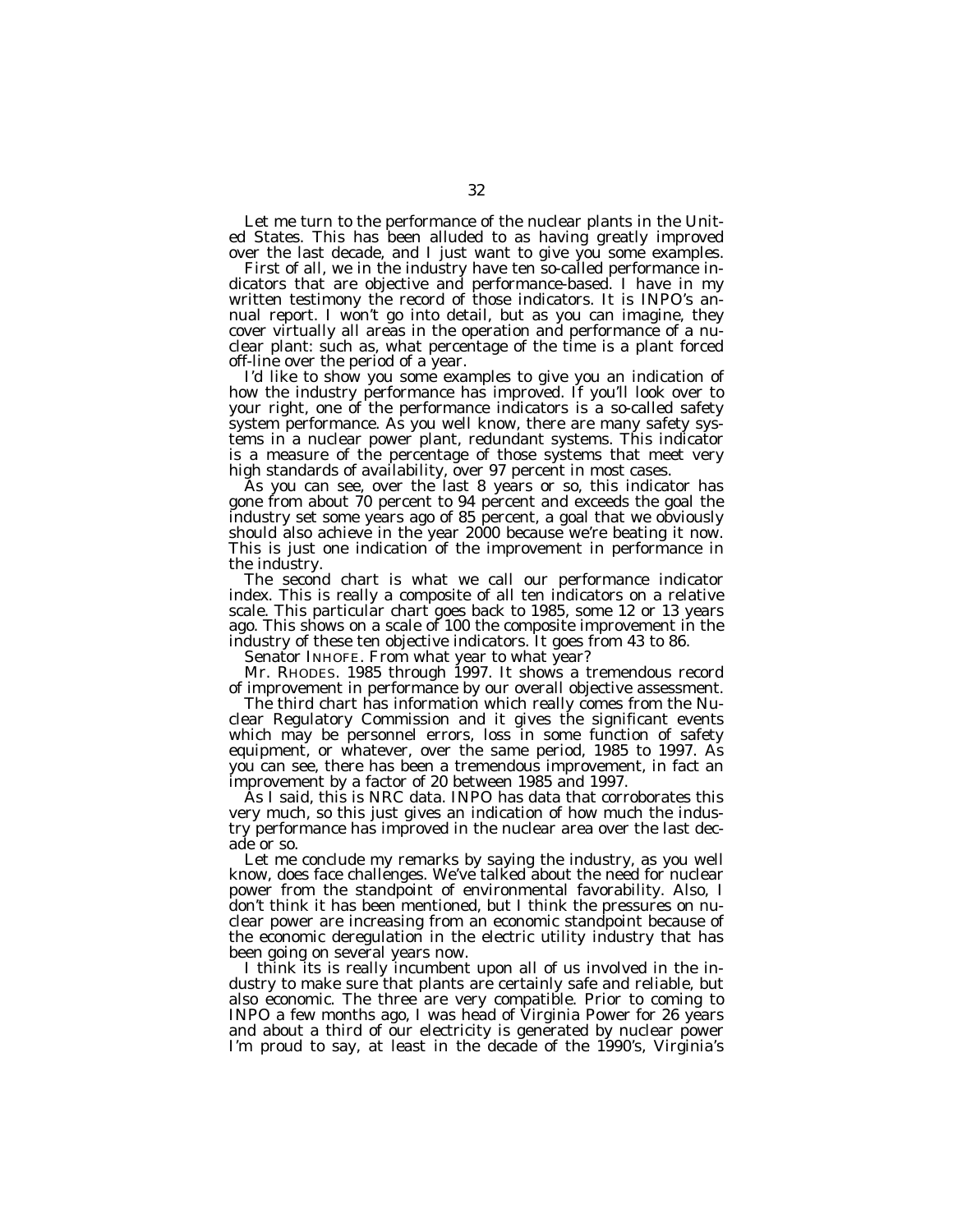Let me turn to the performance of the nuclear plants in the United States. This has been alluded to as having greatly improved over the last decade, and I just want to give you some examples.

First of all, we in the industry have ten so-called performance indicators that are objective and performance-based. I have in my written testimony the record of those indicators. It is INPO's annual report. I won't go into detail, but as you can imagine, they cover virtually all areas in the operation and performance of a nuclear plant: such as, what percentage of the time is a plant forced off-line over the period of a year.

I'd like to show you some examples to give you an indication of how the industry performance has improved. If you'll look over to your right, one of the performance indicators is a so-called safety system performance. As you well know, there are many safety systems in a nuclear power plant, redundant systems. This indicator is a measure of the percentage of those systems that meet very high standards of availability, over 97 percent in most cases.

As you can see, over the last 8 years or so, this indicator has gone from about 70 percent to 94 percent and exceeds the goal the industry set some years ago of 85 percent, a goal that we obviously should also achieve in the year 2000 because we're beating it now. This is just one indication of the improvement in performance in the industry.

The second chart is what we call our performance indicator index. This is really a composite of all ten indicators on a relative scale. This particular chart goes back to 1985, some 12 or 13 years ago. This shows on a scale of 100 the composite improvement in the industry of these ten objective indicators. It goes from 43 to 86.

Senator INHOFE. From what year to what year?

Mr. RHODES. 1985 through 1997. It shows a tremendous record of improvement in performance by our overall objective assessment.

The third chart has information which really comes from the Nuclear Regulatory Commission and it gives the significant events which may be personnel errors, loss in some function of safety equipment, or whatever, over the same period, 1985 to 1997. As you can see, there has been a tremendous improvement, in fact an improvement by a factor of 20 between 1985 and 1997.

As I said, this is NRC data. INPO has data that corroborates this very much, so this just gives an indication of how much the industry performance has improved in the nuclear area over the last decade or so.

Let me conclude my remarks by saying the industry, as you well know, does face challenges. We've talked about the need for nuclear power from the standpoint of environmental favorability. Also, I don't think it has been mentioned, but I think the pressures on nuclear power are increasing from an economic standpoint because of the economic deregulation in the electric utility industry that has been going on several years now.

I think its is really incumbent upon all of us involved in the industry to make sure that plants are certainly safe and reliable, but also economic. The three are very compatible. Prior to coming to INPO a few months ago, I was head of Virginia Power for 26 years and about a third of our electricity is generated by nuclear power I'm proud to say, at least in the decade of the 1990's, Virginia's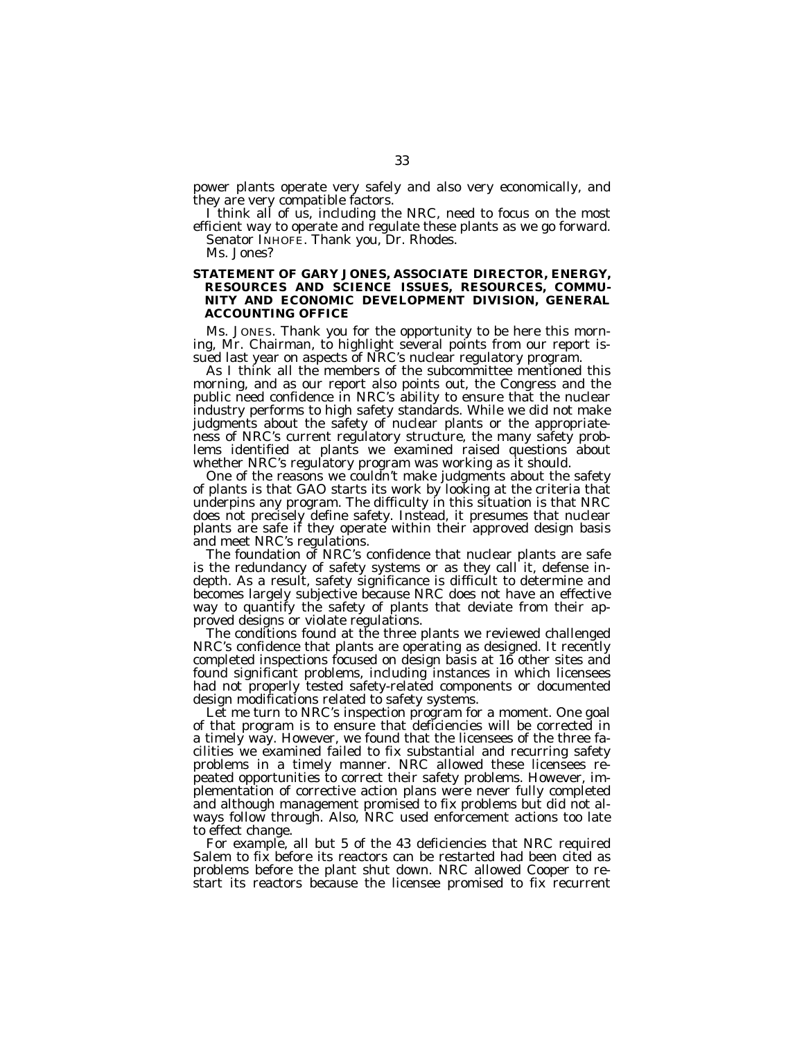power plants operate very safely and also very economically, and they are very compatible factors.

I think all of us, including the NRC, need to focus on the most efficient way to operate and regulate these plants as we go forward.

Senator INHOFE. Thank you, Dr. Rhodes.

Ms. Jones?

## STATEMENT OF GARY JONES, ASSOCIATE DIRECTOR, ENERGY, RESOURCES AND SCIENCE ISSUES, RESOURCES, COMMUNITY AND ECONOMIC DEVELOPMENT DIVISION, GENERAL ACCOUNTING OFFICE

Ms. JONES. Thank you for the opportunity to be here this morning, Mr. Chairman, to highlight several points from our report issued last year on aspects of NRC's nuclear regulatory program.

As I think all the members of the subcommittee mentioned this morning, and as our report also points out, the Congress and the public need confidence in NRC's ability to ensure that the nuclear industry performs to high safety standards. While we did not make judgments about the safety of nuclear plants or the appropriateness of NRC's current regulatory structure, the many safety problems identified at plants we examined raised questions about whether NRC's regulatory program was working as it should.

One of the reasons we couldn't make judgments about the safety of plants is that GAO starts its work by looking at the criteria that underpins any program. The difficulty in this situation is that NRC does not precisely define safety. Instead, it presumes that nuclear plants are safe if they operate within their approved design basis and meet NRC's regulations.

The foundation of NRC's confidence that nuclear plants are safe is the redundancy of safety systems or as they call it, defense in-depth. As a result, safety significance is difficult to determine and becomes largely subjective because NRC does not have an effective way to quantify the safety of plants that deviate from their approved designs or violate regulations.

The conditions found at the three plants we reviewed challenged NRC's confidence that plants are operating as designed. It recently completed inspections focused on design basis at 16 other sites and found significant problems, including instances in which licensees had not properly tested safety-related components or documented design modifications related to safety systems.

Let me turn to NRC's inspection program for a moment. One goal of that program is to ensure that deficiencies will be corrected in a timely way. However, we found that the licensees of the three facilities we examined failed to fix substantial and recurring safety problems in a timely manner. NRC allowed these licensees repeated opportunities to correct their safety problems. However, implementation of corrective action plans were never fully completed and although management promised to fix problems but did not always follow through. Also, NRC used enforcement actions too late to effect change.

For example, all but 5 of the 43 deficiencies that NRC required Salem to fix before its reactors can be restarted had been cited as problems before the plant shut down. NRC allowed Cooper to restart its reactors because the licensee promised to fix recurrent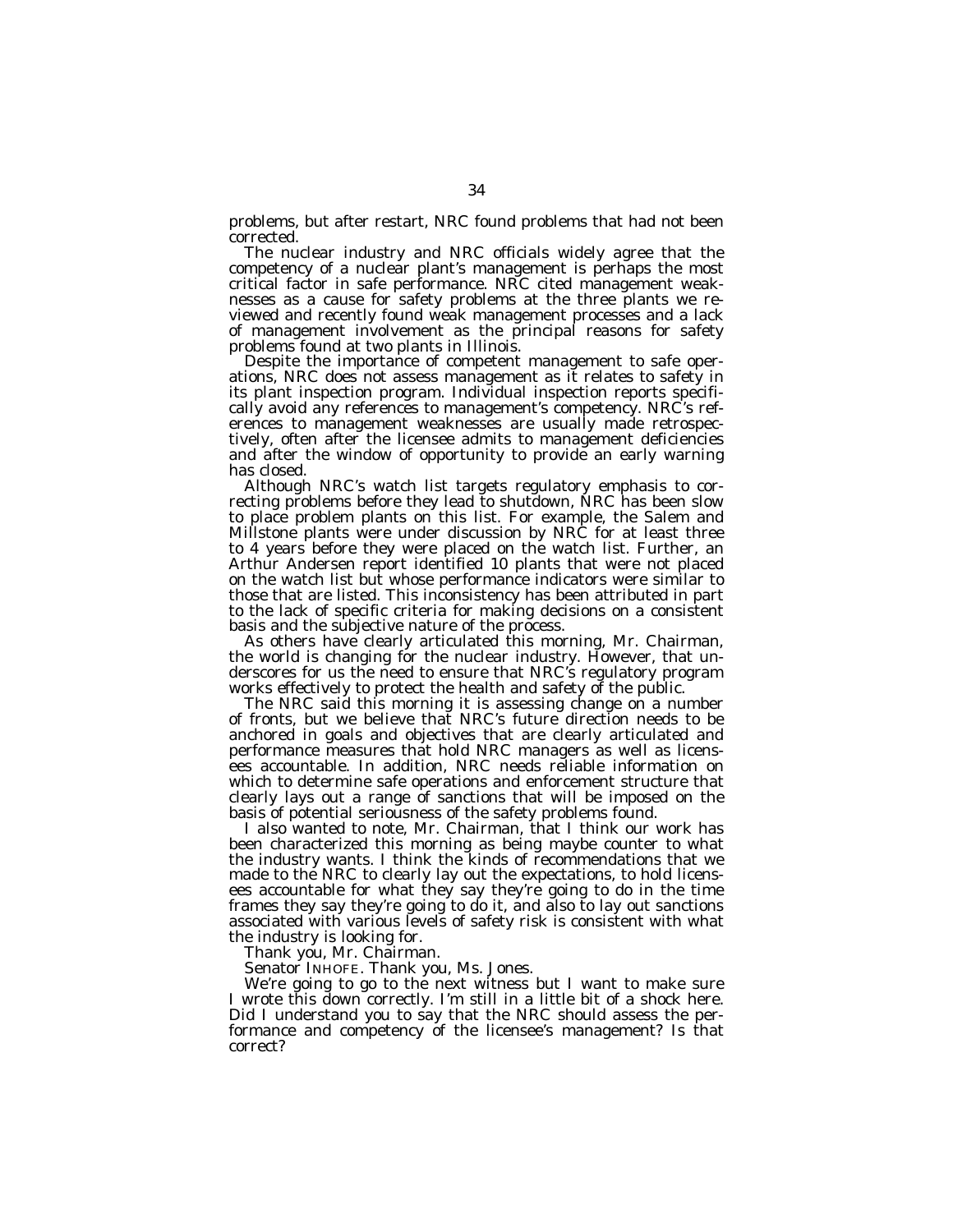problems, but after restart, NRC found problems that had not been corrected.

The nuclear industry and NRC officials widely agree that the competency of a nuclear plant's management is perhaps the most critical factor in safe performance. NRC cited management weaknesses as a cause for safety problems at the three plants we reviewed and recently found weak management processes and a lack of management involvement as the principal reasons for safety problems found at two plants in Illinois.

Despite the importance of competent management to safe operations, NRC does not assess management as it relates to safety in its plant inspection program. Individual inspection reports specifically avoid any references to management's competency. NRC's references to management weaknesses are usually made retrospectively, often after the licensee admits to management deficiencies and after the window of opportunity to provide an early warning has closed.

Although NRC's watch list targets regulatory emphasis to correcting problems before they lead to shutdown, NRC has been slow to place problem plants on this list. For example, the Salem and Millstone plants were under discussion by NRC for at least three to 4 years before they were placed on the watch list. Further, an Arthur Andersen report identified 10 plants that were not placed on the watch list but whose performance indicators were similar to those that are listed. This inconsistency has been attributed in part to the lack of specific criteria for making decisions on a consistent basis and the subjective nature of the process.

As others have clearly articulated this morning, Mr. Chairman, the world is changing for the nuclear industry. However, that underscores for us the need to ensure that NRC's regulatory program works effectively to protect the health and safety of the public.

The NRC said this morning it is assessing change on a number of fronts, but we believe that NRC's future direction needs to be anchored in goals and objectives that are clearly articulated and performance measures that hold NRC managers as well as licensees accountable. In addition, NRC needs reliable information on which to determine safe operations and enforcement structure that clearly lays out a range of sanctions that will be imposed on the basis of potential seriousness of the safety problems found.

I also wanted to note, Mr. Chairman, that I think our work has been characterized this morning as being maybe counter to what the industry wants. I think the kinds of recommendations that we made to the NRC to clearly lay out the expectations, to hold licensees accountable for what they say they're going to do in the time frames they say they're going to do it, and also to lay out sanctions associated with various levels of safety risk is consistent with what the industry is looking for.

Thank you, Mr. Chairman.

Senator INHOFE. Thank you, Ms. Jones.

We're going to go to the next witness but I want to make sure I wrote this down correctly. I'm still in a little bit of a shock here. Did I understand you to say that the NRC should assess the performance and competency of the licensee's management? Is that correct?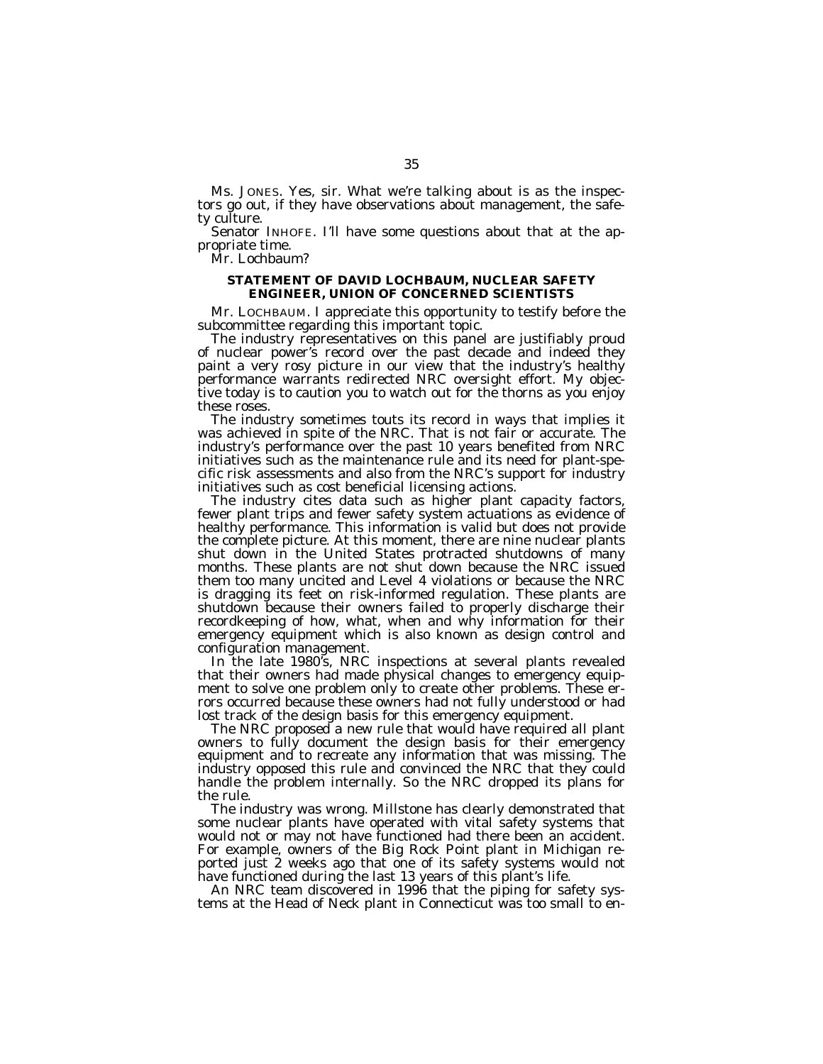Ms. JONES. Yes, sir. What we're talking about is as the inspectors go out, if they have observations about management, the safety culture.

Senator INHOFE. I'll have some questions about that at the appropriate time.

Mr. Lochbaum?

## STATEMENT OF DAVID LOCHBAUM, NUCLEAR SAFETY ENGINEER, UNION OF CONCERNED SCIENTISTS

Mr. LOCHBAUM. I appreciate this opportunity to testify before the subcommittee regarding this important topic.

The industry representatives on this panel are justifiably proud of nuclear power's record over the past decade and indeed they paint a very rosy picture in our view that the industry's healthy performance warrants redirected NRC oversight effort. My objective today is to caution you to watch out for the thorns as you enjoy these roses.

The industry sometimes touts its record in ways that implies it was achieved in spite of the NRC. That is not fair or accurate. The industry's performance over the past 10 years benefited from NRC initiatives such as the maintenance rule and its need for plant-specific risk assessments and also from the NRC's support for industry initiatives such as cost beneficial licensing actions.

The industry cites data such as higher plant capacity factors, fewer plant trips and fewer safety system actuations as evidence of healthy performance. This information is valid but does not provide the complete picture. At this moment, there are nine nuclear plants shut down in the United States protracted shutdowns of many months. These plants are not shut down because the NRC issued them too many uncited and Level 4 violations or because the NRC is dragging its feet on risk-informed regulation. These plants are shutdown because their owners failed to properly discharge their recordkeeping of how, what, when and why information for their emergency equipment which is also known as design control and configuration management.

In the late 1980's, NRC inspections at several plants revealed that their owners had made physical changes to emergency equipment to solve one problem only to create other problems. These errors occurred because these owners had not fully understood or had lost track of the design basis for this emergency equipment.

The NRC proposed a new rule that would have required all plant owners to fully document the design basis for their emergency equipment and to recreate any information that was missing. The industry opposed this rule and convinced the NRC that they could handle the problem internally. So the NRC dropped its plans for the rule.

The industry was wrong. Millstone has clearly demonstrated that some nuclear plants have operated with vital safety systems that would not or may not have functioned had there been an accident. For example, owners of the Big Rock Point plant in Michigan reported just 2 weeks ago that one of its safety systems would not have functioned during the last 13 years of this plant's life.

An NRC team discovered in 1996 that the piping for safety systems at the Head of Neck plant in Connecticut was too small to en-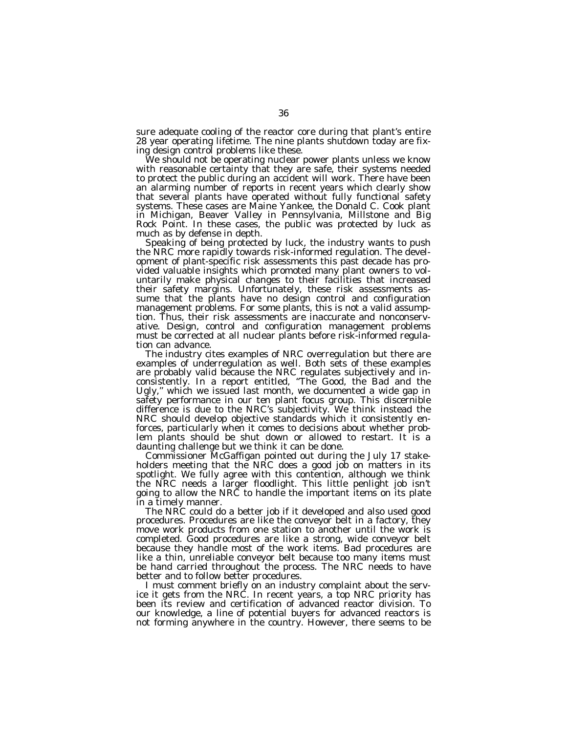sure adequate cooling of the reactor core during that plant's entire 28 year operating lifetime. The nine plants shutdown today are fixing design control problems like these.

We should not be operating nuclear power plants unless we know with reasonable certainty that they are safe, their systems needed to protect the public during an accident will work. There have been an alarming number of reports in recent years which clearly show that several plants have operated without fully functional safety systems. These cases are Maine Yankee, the Donald C. Cook plant in Michigan, Beaver Valley in Pennsylvania, Millstone and Big Rock Point. In these cases, the public was protected by luck as much as by defense in depth.

Speaking of being protected by luck, the industry wants to push the NRC more rapidly towards risk-informed regulation. The development of plant-specific risk assessments this past decade has provided valuable insights which promoted many plant owners to voluntarily make physical changes to their facilities that increased their safety margins. Unfortunately, these risk assessments assume that the plants have no design control and configuration management problems. For some plants, this is not a valid assumption. Thus, their risk assessments are inaccurate and nonconservative. Design, control and configuration management problems must be corrected at all nuclear plants before risk-informed regulation can advance.

The industry cites examples of NRC overregulation but there are examples of underregulation as well. Both sets of these examples are probably valid because the NRC regulates subjectively and inconsistently. In a report entitled, "The Good, the Bad and the Ugly," which we issued last month, we documented a wide gap in safety performance in our ten plant focus group. This discernible difference is due to the NRC's subjectivity. We think instead the NRC should develop objective standards which it consistently enforces, particularly when it comes to decisions about whether problem plants should be shut down or allowed to restart. It is a daunting challenge but we think it can be done.

Commissioner McGaffigan pointed out during the July 17 stakeholders meeting that the NRC does a good job on matters in its spotlight. We fully agree with this contention, although we think the NRC needs a larger floodlight. This little penlight job isn't going to allow the NRC to handle the important items on its plate in a timely manner.

The NRC could do a better job if it developed and also used good procedures. Procedures are like the conveyor belt in a factory, they move work products from one station to another until the work is completed. Good procedures are like a strong, wide conveyor belt because they handle most of the work items. Bad procedures are like a thin, unreliable conveyor belt because too many items must be hand carried throughout the process. The NRC needs to have better and to follow better procedures.

I must comment briefly on an industry complaint about the service it gets from the NRC. In recent years, a top NRC priority has been its review and certification of advanced reactor division. To our knowledge, a line of potential buyers for advanced reactors is not forming anywhere in the country. However, there seems to be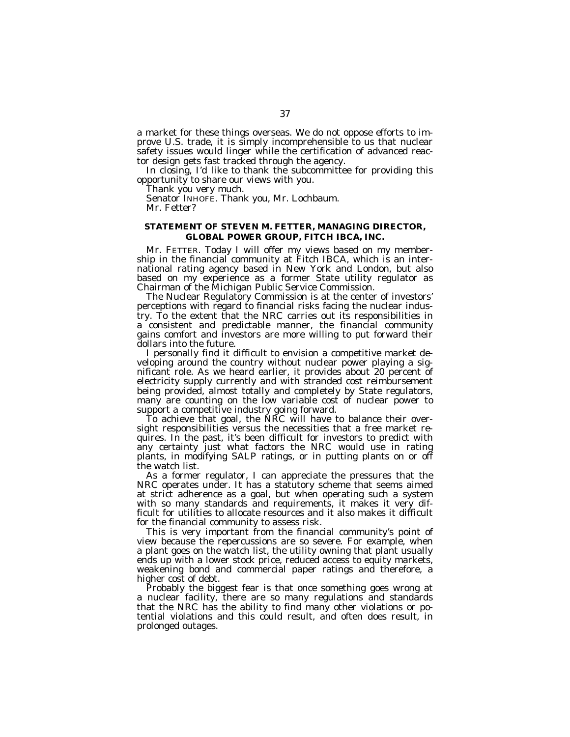a market for these things overseas. We do not oppose efforts to improve U.S. trade, it is simply incomprehensible to us that nuclear safety issues would linger while the certification of advanced reactor design gets fast tracked through the agency.

In closing, I'd like to thank the subcommittee for providing this opportunity to share our views with you.

Thank you very much.

Senator INHOFE. Thank you, Mr. Lochbaum.

Mr. Fetter?

## STATEMENT OF STEVEN M. FETTER, MANAGING DIRECTOR, GLOBAL POWER GROUP, FITCH IBCA, INC.

Mr. FETTER. Today I will offer my views based on my membership in the financial community at Fitch IBCA, which is an international rating agency based in New York and London, but also based on my experience as a former State utility regulator as Chairman of the Michigan Public Service Commission.

The Nuclear Regulatory Commission is at the center of investors' perceptions with regard to financial risks facing the nuclear industry. To the extent that the NRC carries out its responsibilities in a consistent and predictable manner, the financial community gains comfort and investors are more willing to put forward their dollars into the future.

I personally find it difficult to envision a competitive market developing around the country without nuclear power playing a significant role. As we heard earlier, it provides about 20 percent of electricity supply currently and with stranded cost reimbursement being provided, almost totally and completely by State regulators, many are counting on the low variable cost of nuclear power to support a competitive industry going forward.

To achieve that goal, the NRC will have to balance their oversight responsibilities versus the necessities that a free market requires. In the past, it's been difficult for investors to predict with any certainty just what factors the NRC would use in rating plants, in modifying SALP ratings, or in putting plants on or off the watch list.

As a former regulator, I can appreciate the pressures that the NRC operates under. It has a statutory scheme that seems aimed at strict adherence as a goal, but when operating such a system with so many standards and requirements, it makes it very difficult for utilities to allocate resources and it also makes it difficult for the financial community to assess risk.

This is very important from the financial community's point of view because the repercussions are so severe. For example, when a plant goes on the watch list, the utility owning that plant usually ends up with a lower stock price, reduced access to equity markets, weakening bond and commercial paper ratings and therefore, a higher cost of debt.

Probably the biggest fear is that once something goes wrong at a nuclear facility, there are so many regulations and standards that the NRC has the ability to find many other violations or potential violations and this could result, and often does result, in prolonged outages.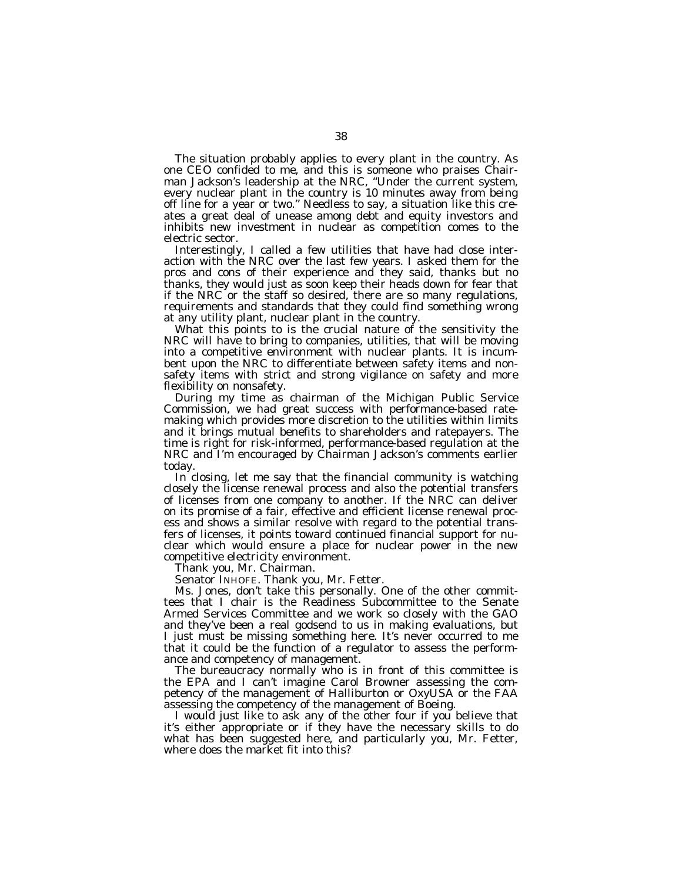The situation probably applies to every plant in the country. As one CEO confided to me, and this is someone who praises Chairman Jackson's leadership at the NRC, "Under the current system, every nuclear plant in the country is 10 minutes away from being off line for a year or two." Needless to say, a situation like this creates a great deal of unease among debt and equity investors and inhibits new investment in nuclear as competition comes to the electric sector.

Interestingly, I called a few utilities that have had close interaction with the NRC over the last few years. I asked them for the pros and cons of their experience and they said, thanks but no thanks, they would just as soon keep their heads down for fear that if the NRC or the staff so desired, there are so many regulations, requirements and standards that they could find something wrong at any utility plant, nuclear plant in the country.

What this points to is the crucial nature of the sensitivity the NRC will have to bring to companies, utilities, that will be moving into a competitive environment with nuclear plants. It is incumbent upon the NRC to differentiate between safety items and nonsafety items with strict and strong vigilance on safety and more flexibility on nonsafety.

During my time as chairman of the Michigan Public Service Commission, we had great success with performance-based ratemaking which provides more discretion to the utilities within limits and it brings mutual benefits to shareholders and ratepayers. The time is right for risk-informed, performance-based regulation at the NRC and I'm encouraged by Chairman Jackson's comments earlier today.

In closing, let me say that the financial community is watching closely the license renewal process and also the potential transfers of licenses from one company to another. If the NRC can deliver on its promise of a fair, effective and efficient license renewal process and shows a similar resolve with regard to the potential transfers of licenses, it points toward continued financial support for nuclear which would ensure a place for nuclear power in the new competitive electricity environment.

Thank you, Mr. Chairman.

Senator INHOFE. Thank you, Mr. Fetter.

Ms. Jones, don't take this personally. One of the other committees that I chair is the Readiness Subcommittee to the Senate Armed Services Committee and we work so closely with the GAO and they've been a real godsend to us in making evaluations, but I just must be missing something here. It's never occurred to me that it could be the function of a regulator to assess the performance and competency of management.

The bureaucracy normally who is in front of this committee is the EPA and I can't imagine Carol Browner assessing the competency of the management of Halliburton or OxyUSA or the FAA assessing the competency of the management of Boeing.

I would just like to ask any of the other four if you believe that it's either appropriate or if they have the necessary skills to do what has been suggested here, and particularly you, Mr. Fetter, where does the market fit into this?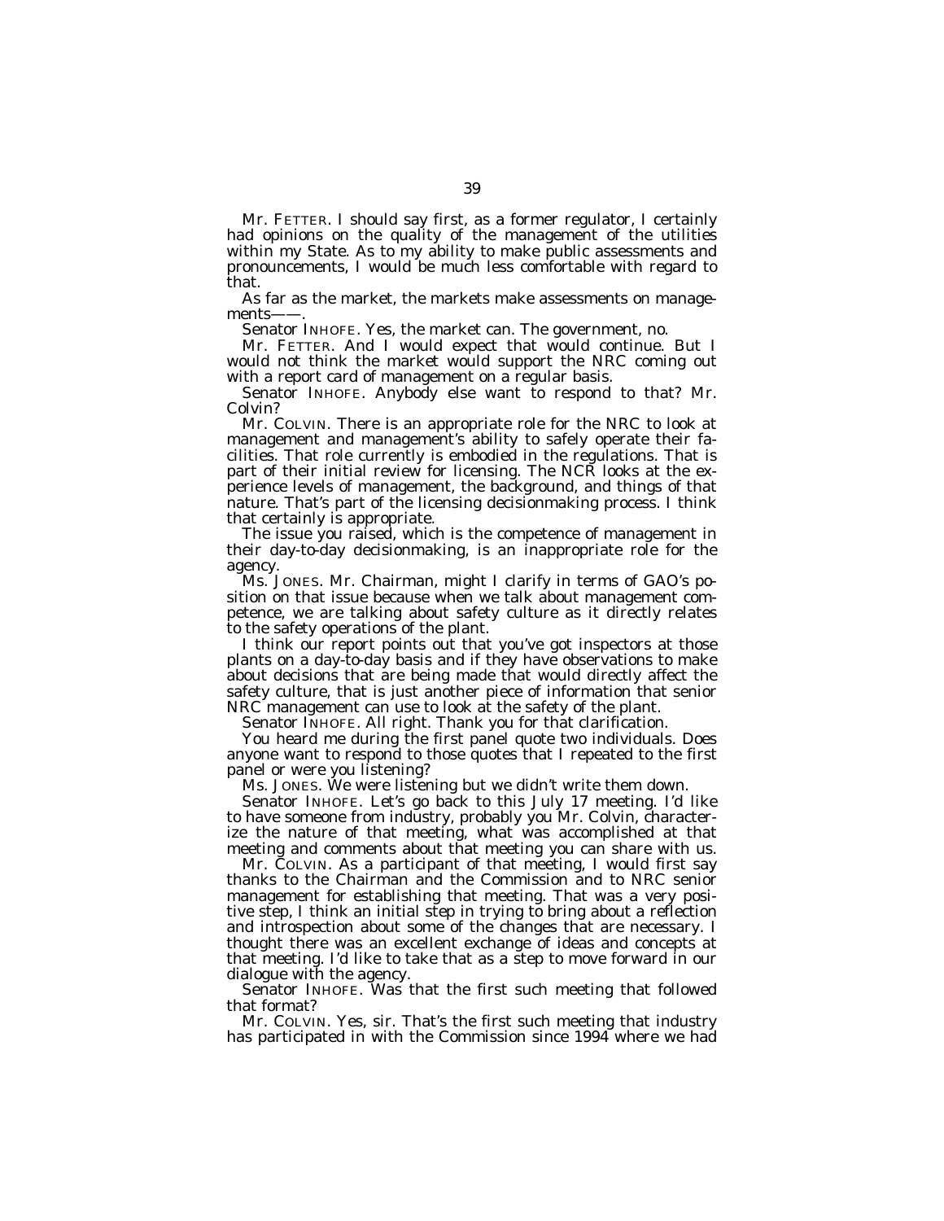Mr. FETTER. I should say first, as a former regulator, I certainly had opinions on the quality of the management of the utilities within my State. As to my ability to make public assessments and pronouncements, I would be much less comfortable with regard to that.

As far as the market, the markets make assessments on managements——.

Senator INHOFE. Yes, the market can. The government, no.

Mr. FETTER. And I would expect that would continue. But I would not think the market would support the NRC coming out with a report card of management on a regular basis.

Senator INHOFE. Anybody else want to respond to that? Mr. Colvin?

Mr. COLVIN. There is an appropriate role for the NRC to look at management and management's ability to safely operate their facilities. That role currently is embodied in the regulations. That is part of their initial review for licensing. The NCR looks at the experience levels of management, the background, and things of that nature. That's part of the licensing decisionmaking process. I think that certainly is appropriate.

The issue you raised, which is the competence of management in their day-to-day decisionmaking, is an inappropriate role for the agency.

Ms. JONES. Mr. Chairman, might I clarify in terms of GAO's position on that issue because when we talk about management competence, we are talking about safety culture as it directly relates to the safety operations of the plant.

I think our report points out that you've got inspectors at those plants on a day-to-day basis and if they have observations to make about decisions that are being made that would directly affect the safety culture, that is just another piece of information that senior NRC management can use to look at the safety of the plant.

Senator INHOFE. All right. Thank you for that clarification.

You heard me during the first panel quote two individuals. Does anyone want to respond to those quotes that I repeated to the first panel or were you listening?

Ms. JONES. We were listening but we didn't write them down.

Senator INHOFE. Let's go back to this July 17 meeting. I'd like to have someone from industry, probably you Mr. Colvin, characterize the nature of that meeting, what was accomplished at that meeting and comments about that meeting you can share with us.

Mr. COLVIN. As a participant of that meeting, I would first say thanks to the Chairman and the Commission and to NRC senior management for establishing that meeting. That was a very positive step, I think an initial step in trying to bring about a reflection and introspection about some of the changes that are necessary. I thought there was an excellent exchange of ideas and concepts at that meeting. I'd like to take that as a step to move forward in our dialogue with the agency.

Senator INHOFE. Was that the first such meeting that followed that format?

Mr. COLVIN. Yes, sir. That's the first such meeting that industry has participated in with the Commission since 1994 where we had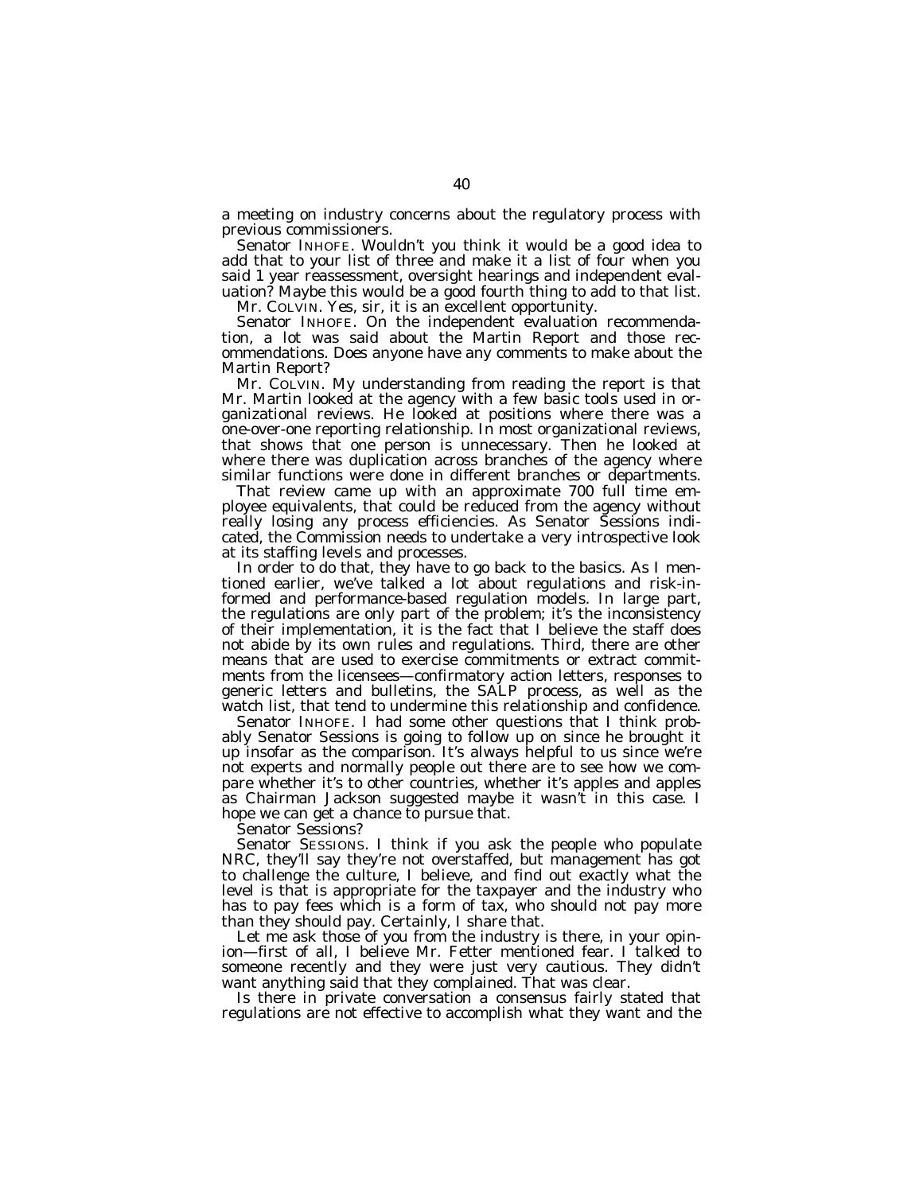a meeting on industry concerns about the regulatory process with previous commissioners.

Senator INHOFE. Wouldn't you think it would be a good idea to add that to your list of three and make it a list of four when you said 1 year reassessment, oversight hearings and independent evaluation? Maybe this would be a good fourth thing to add to that list.

Mr. COLVIN. Yes, sir, it is an excellent opportunity.

Senator INHOFE. On the independent evaluation recommendation, a lot was said about the Martin Report and those recommendations. Does anyone have any comments to make about the Martin Report?

Mr. COLVIN. My understanding from reading the report is that Mr. Martin looked at the agency with a few basic tools used in organizational reviews. He looked at positions where there was a one-over-one reporting relationship. In most organizational reviews, that shows that one person is unnecessary. Then he looked at where there was duplication across branches of the agency where similar functions were done in different branches or departments.

That review came up with an approximate 700 full time employee equivalents, that could be reduced from the agency without really losing any process efficiencies. As Senator Sessions indicated, the Commission needs to undertake a very introspective look at its staffing levels and processes.

In order to do that, they have to go back to the basics. As I mentioned earlier, we've talked a lot about regulations and risk-informed and performance-based regulation models. In large part, the regulations are only part of the problem; it's the inconsistency of their implementation, it is the fact that I believe the staff does not abide by its own rules and regulations. Third, there are other means that are used to exercise commitments or extract commitments from the licensees—confirmatory action letters, responses to generic letters and bulletins, the SALP process, as well as the watch list, that tend to undermine this relationship and confidence.

Senator INHOFE. I had some other questions that I think probably Senator Sessions is going to follow up on since he brought it up insofar as the comparison. It's always helpful to us since we're not experts and normally people out there are to see how we compare whether it's to other countries, whether it's apples and apples as Chairman Jackson suggested maybe it wasn't in this case. I hope we can get a chance to pursue that.

Senator Sessions?

Senator SESSIONS. I think if you ask the people who populate NRC, they'll say they're not overstaffed, but management has got to challenge the culture, I believe, and find out exactly what the level is that is appropriate for the taxpayer and the industry who has to pay fees which is a form of tax, who should not pay more than they should pay. Certainly, I share that.

Let me ask those of you from the industry is there, in your opinion—first of all, I believe Mr. Fetter mentioned fear. I talked to someone recently and they were just very cautious. They didn't want anything said that they complained. That was clear.

Is there in private conversation a consensus fairly stated that regulations are not effective to accomplish what they want and the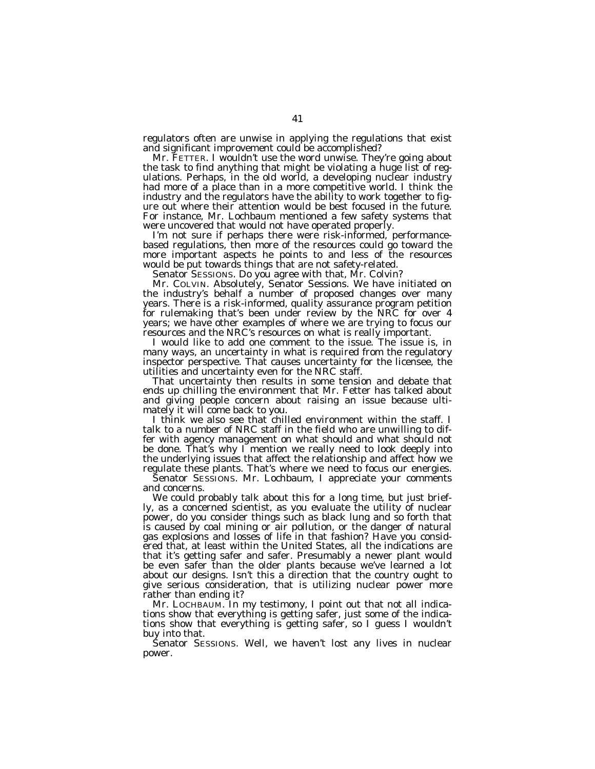regulators often are unwise in applying the regulations that exist and significant improvement could be accomplished?

Mr. FETTER. I wouldn't use the word unwise. They're going about the task to find anything that might be violating a huge list of regulations. Perhaps, in the old world, a developing nuclear industry had more of a place than in a more competitive world. I think the industry and the regulators have the ability to work together to figure out where their attention would be best focused in the future. For instance, Mr. Lochbaum mentioned a few safety systems that were uncovered that would not have operated properly.

I'm not sure if perhaps there were risk-informed, performance-based regulations, then more of the resources could go toward the more important aspects he points to and less of the resources would be put towards things that are not safety-related.

Senator SESSIONS. Do you agree with that, Mr. Colvin?

Mr. COLVIN. Absolutely, Senator Sessions. We have initiated on the industry's behalf a number of proposed changes over many years. There is a risk-informed, quality assurance program petition for rulemaking that's been under review by the NRC for over 4 years; we have other examples of where we are trying to focus our resources and the NRC's resources on what is really important.

I would like to add one comment to the issue. The issue is, in many ways, an uncertainty in what is required from the regulatory inspector perspective. That causes uncertainty for the licensee, the utilities and uncertainty even for the NRC staff.

That uncertainty then results in some tension and debate that ends up chilling the environment that Mr. Fetter has talked about and giving people concern about raising an issue because ultimately it will come back to you.

I think we also see that chilled environment within the staff. I talk to a number of NRC staff in the field who are unwilling to differ with agency management on what should and what should not be done. That's why I mention we really need to look deeply into the underlying issues that affect the relationship and affect how we regulate these plants. That's where we need to focus our energies.

Senator SESSIONS. Mr. Lochbaum, I appreciate your comments and concerns.

We could probably talk about this for a long time, but just briefly, as a concerned scientist, as you evaluate the utility of nuclear power, do you consider things such as black lung and so forth that is caused by coal mining or air pollution, or the danger of natural gas explosions and losses of life in that fashion? Have you considered that, at least within the United States, all the indications are that it's getting safer and safer. Presumably a newer plant would be even safer than the older plants because we've learned a lot about our designs. Isn't this a direction that the country ought to give serious consideration, that is utilizing nuclear power more rather than ending it?

Mr. LOCHBAUM. In my testimony, I point out that not all indications show that everything is getting safer, just some of the indications show that everything is getting safer, so I guess I wouldn't buy into that.

Senator SESSIONS. Well, we haven't lost any lives in nuclear power.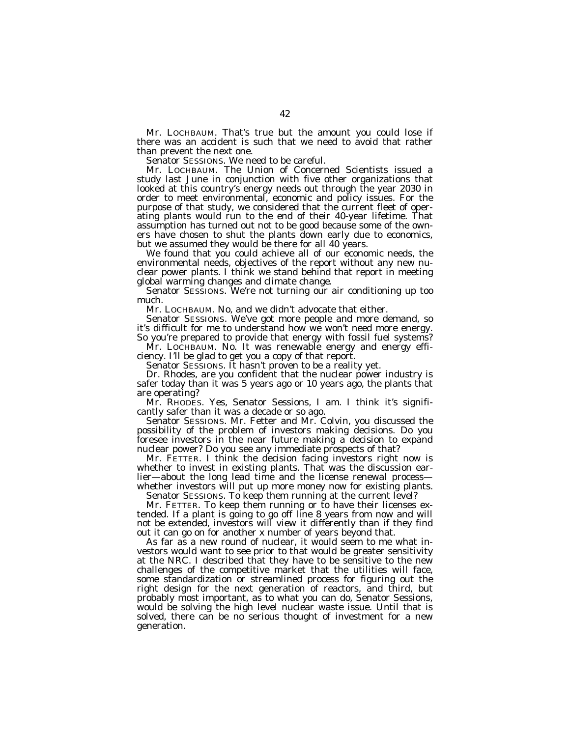Mr. LOCHBAUM. That's true but the amount you could lose if there was an accident is such that we need to avoid that rather than prevent the next one.

Senator SESSIONS. We need to be careful.

Mr. LOCHBAUM. The Union of Concerned Scientists issued a study last June in conjunction with five other organizations that looked at this country's energy needs out through the year 2030 in order to meet environmental, economic and policy issues. For the purpose of that study, we considered that the current fleet of operating plants would run to the end of their 40-year lifetime. That assumption has turned out not to be good because some of the owners have chosen to shut the plants down early due to economics, but we assumed they would be there for all 40 years.

We found that you could achieve all of our economic needs, the environmental needs, objectives of the report without any new nuclear power plants. I think we stand behind that report in meeting global warming changes and climate change.

Senator SESSIONS. We're not turning our air conditioning up too much.

Mr. LOCHBAUM. No, and we didn't advocate that either.

Senator SESSIONS. We've got more people and more demand, so it's difficult for me to understand how we won't need more energy. So you're prepared to provide that energy with fossil fuel systems?

Mr. LOCHBAUM. No. It was renewable energy and energy efficiency. I'll be glad to get you a copy of that report.

Senator SESSIONS. It hasn't proven to be a reality yet.

Dr. Rhodes, are you confident that the nuclear power industry is safer today than it was 5 years ago or 10 years ago, the plants that are operating?

Mr. RHODES. Yes, Senator Sessions, I am. I think it's significantly safer than it was a decade or so ago.

Senator SESSIONS. Mr. Fetter and Mr. Colvin, you discussed the possibility of the problem of investors making decisions. Do you foresee investors in the near future making a decision to expand nuclear power? Do you see any immediate prospects of that?

Mr. FETTER. I think the decision facing investors right now is whether to invest in existing plants. That was the discussion earlier—about the long lead time and the license renewal process—whether investors will put up more money now for existing plants.

Senator SESSIONS. To keep them running at the current level?

Mr. FETTER. To keep them running or to have their licenses extended. If a plant is going to go off line 8 years from now and will not be extended, investors will view it differently than if they find out it can go on for another x number of years beyond that.

As far as a new round of nuclear, it would seem to me what investors would want to see prior to that would be greater sensitivity at the NRC. I described that they have to be sensitive to the new challenges of the competitive market that the utilities will face, some standardization or streamlined process for figuring out the right design for the next generation of reactors, and third, but probably most important, as to what you can do, Senator Sessions, would be solving the high level nuclear waste issue. Until that is solved, there can be no serious thought of investment for a new generation.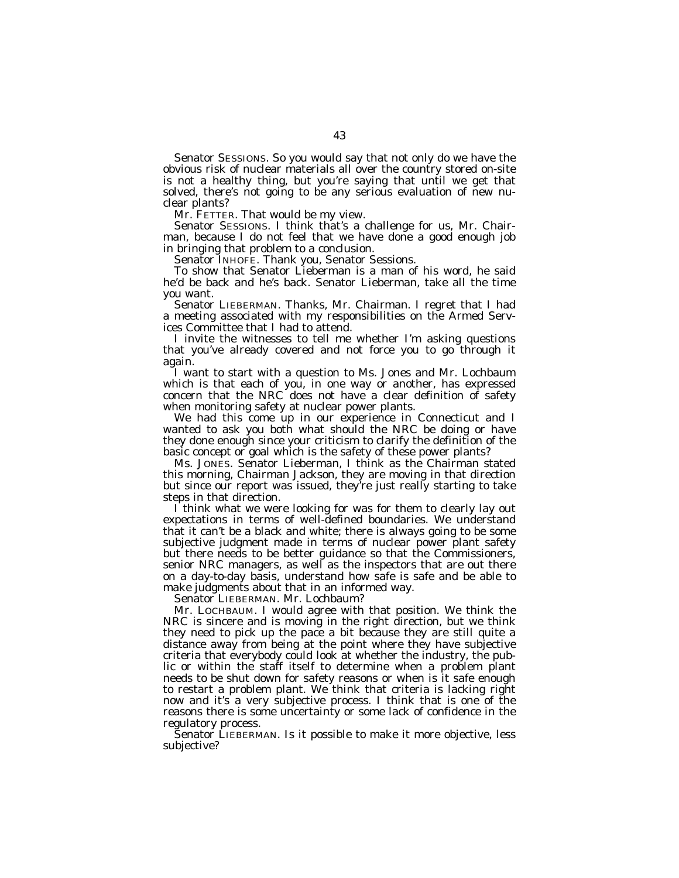Senator SESSIONS. So you would say that not only do we have the obvious risk of nuclear materials all over the country stored on-site is not a healthy thing, but you're saying that until we get that solved, there's not going to be any serious evaluation of new nuclear plants?

Mr. FETTER. That would be my view.

Senator SESSIONS. I think that's a challenge for us, Mr. Chairman, because I do not feel that we have done a good enough job in bringing that problem to a conclusion.

Senator INHOFE. Thank you, Senator Sessions.

To show that Senator Lieberman is a man of his word, he said he'd be back and he's back. Senator Lieberman, take all the time you want.

Senator LIEBERMAN. Thanks, Mr. Chairman. I regret that I had a meeting associated with my responsibilities on the Armed Services Committee that I had to attend.

I invite the witnesses to tell me whether I'm asking questions that you've already covered and not force you to go through it again.

I want to start with a question to Ms. Jones and Mr. Lochbaum which is that each of you, in one way or another, has expressed concern that the NRC does not have a clear definition of safety when monitoring safety at nuclear power plants.

We had this come up in our experience in Connecticut and I wanted to ask you both what should the NRC be doing or have they done enough since your criticism to clarify the definition of the basic concept or goal which is the safety of these power plants?

Ms. JONES. Senator Lieberman, I think as the Chairman stated this morning, Chairman Jackson, they are moving in that direction but since our report was issued, they're just really starting to take steps in that direction.

I think what we were looking for was for them to clearly lay out expectations in terms of well-defined boundaries. We understand that it can't be a black and white; there is always going to be some subjective judgment made in terms of nuclear power plant safety but there needs to be better guidance so that the Commissioners, senior NRC managers, as well as the inspectors that are out there on a day-to-day basis, understand how safe is safe and be able to make judgments about that in an informed way.

Senator LIEBERMAN. Mr. Lochbaum?

Mr. LOCHBAUM. I would agree with that position. We think the NRC is sincere and is moving in the right direction, but we think they need to pick up the pace a bit because they are still quite a distance away from being at the point where they have subjective criteria that everybody could look at whether the industry, the public or within the staff itself to determine when a problem plant needs to be shut down for safety reasons or when is it safe enough to restart a problem plant. We think that criteria is lacking right now and it's a very subjective process. I think that is one of the reasons there is some uncertainty or some lack of confidence in the regulatory process.

Senator LIEBERMAN. Is it possible to make it more objective, less subjective?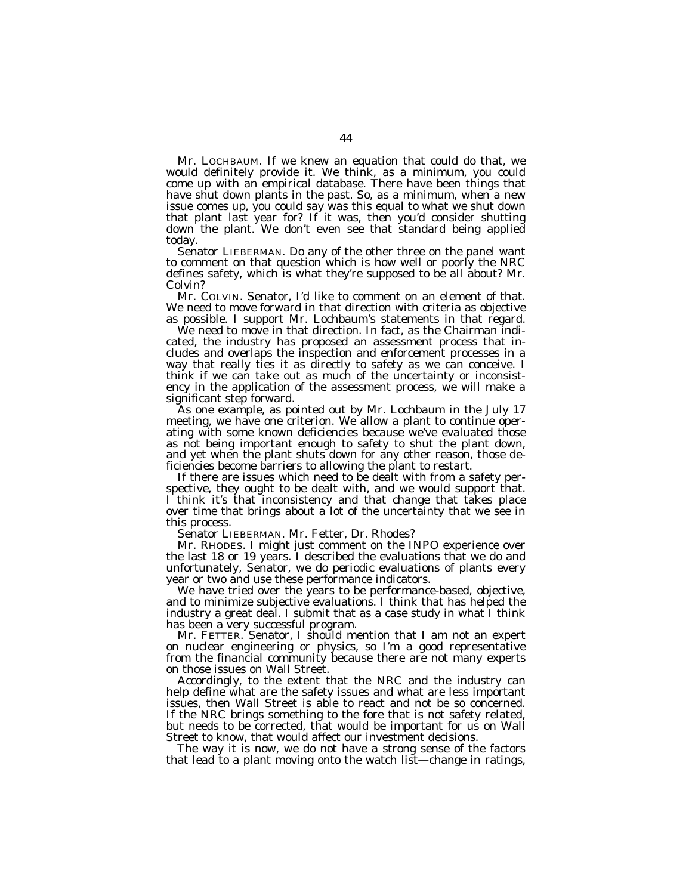Mr. LOCHBAUM. If we knew an equation that could do that, we would definitely provide it. We think, as a minimum, you could come up with an empirical database. There have been things that have shut down plants in the past. So, as a minimum, when a new issue comes up, you could say was this equal to what we shut down that plant last year for? If it was, then you'd consider shutting down the plant. We don't even see that standard being applied today.

Senator LIEBERMAN. Do any of the other three on the panel want to comment on that question which is how well or poorly the NRC defines safety, which is what they're supposed to be all about? Mr. Colvin?

Mr. COLVIN. Senator, I'd like to comment on an element of that. We need to move forward in that direction with criteria as objective as possible. I support Mr. Lochbaum's statements in that regard.

We need to move in that direction. In fact, as the Chairman indicated, the industry has proposed an assessment process that includes and overlaps the inspection and enforcement processes in a way that really ties it as directly to safety as we can conceive. I think if we can take out as much of the uncertainty or inconsistency in the application of the assessment process, we will make a significant step forward.

As one example, as pointed out by Mr. Lochbaum in the July 17 meeting, we have one criterion. We allow a plant to continue operating with some known deficiencies because we've evaluated those as not being important enough to safety to shut the plant down, and yet when the plant shuts down for any other reason, those deficiencies become barriers to allowing the plant to restart.

If there are issues which need to be dealt with from a safety perspective, they ought to be dealt with, and we would support that. I think it's that inconsistency and that change that takes place over time that brings about a lot of the uncertainty that we see in this process.

Senator LIEBERMAN. Mr. Fetter, Dr. Rhodes?

Mr. RHODES. I might just comment on the INPO experience over the last 18 or 19 years. I described the evaluations that we do and unfortunately, Senator, we do periodic evaluations of plants every year or two and use these performance indicators.

We have tried over the years to be performance-based, objective, and to minimize subjective evaluations. I think that has helped the industry a great deal. I submit that as a case study in what I think has been a very successful program.

Mr. FETTER. Senator, I should mention that I am not an expert on nuclear engineering or physics, so I'm a good representative from the financial community because there are not many experts on those issues on Wall Street.

Accordingly, to the extent that the NRC and the industry can help define what are the safety issues and what are less important issues, then Wall Street is able to react and not be so concerned. If the NRC brings something to the fore that is not safety related, but needs to be corrected, that would be important for us on Wall Street to know, that would affect our investment decisions.

The way it is now, we do not have a strong sense of the factors that lead to a plant moving onto the watch list—change in ratings,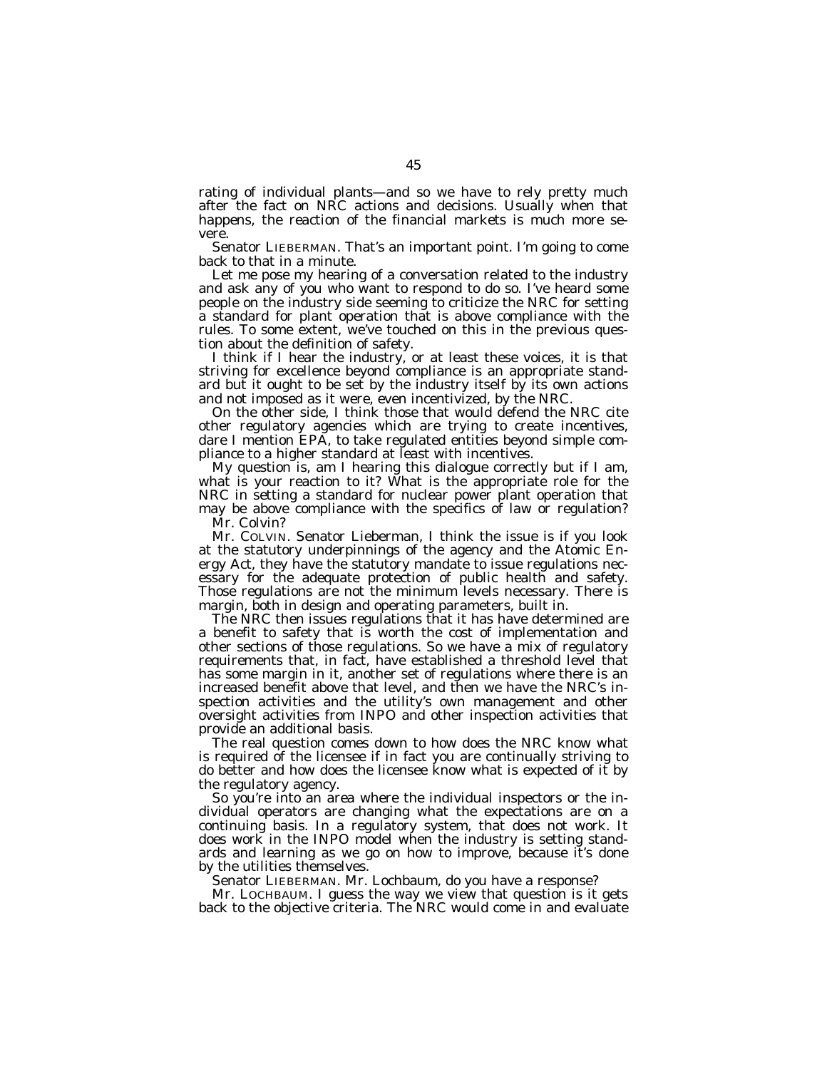rating of individual plants—and so we have to rely pretty much after the fact on NRC actions and decisions. Usually when that happens, the reaction of the financial markets is much more severe.

Senator LIEBERMAN. That's an important point. I'm going to come back to that in a minute.

Let me pose my hearing of a conversation related to the industry and ask any of you who want to respond to do so. I've heard some people on the industry side seeming to criticize the NRC for setting a standard for plant operation that is above compliance with the rules. To some extent, we've touched on this in the previous question about the definition of safety.

I think if I hear the industry, or at least these voices, it is that striving for excellence beyond compliance is an appropriate standard but it ought to be set by the industry itself by its own actions and not imposed as it were, even incentivized, by the NRC.

On the other side, I think those that would defend the NRC cite other regulatory agencies which are trying to create incentives, dare I mention EPA, to take regulated entities beyond simple compliance to a higher standard at least with incentives.

My question is, am I hearing this dialogue correctly but if I am, what is your reaction to it? What is the appropriate role for the NRC in setting a standard for nuclear power plant operation that may be above compliance with the specifics of law or regulation?

Mr. Colvin?

Mr. COLVIN. Senator Lieberman, I think the issue is if you look at the statutory underpinnings of the agency and the Atomic Energy Act, they have the statutory mandate to issue regulations necessary for the adequate protection of public health and safety. Those regulations are not the minimum levels necessary. There is margin, both in design and operating parameters, built in.

The NRC then issues regulations that it has have determined are a benefit to safety that is worth the cost of implementation and other sections of those regulations. So we have a mix of regulatory requirements that, in fact, have established a threshold level that has some margin in it, another set of regulations where there is an increased benefit above that level, and then we have the NRC's inspection activities and the utility's own management and other oversight activities from INPO and other inspection activities that provide an additional basis.

The real question comes down to how does the NRC know what is required of the licensee if in fact you are continually striving to do better and how does the licensee know what is expected of it by the regulatory agency.

So you're into an area where the individual inspectors or the individual operators are changing what the expectations are on a continuing basis. In a regulatory system, that does not work. It does work in the INPO model when the industry is setting standards and learning as we go on how to improve, because it's done by the utilities themselves.

Senator LIEBERMAN. Mr. Lochbaum, do you have a response?

Mr. LOCHBAUM. I guess the way we view that question is it gets back to the objective criteria. The NRC would come in and evaluate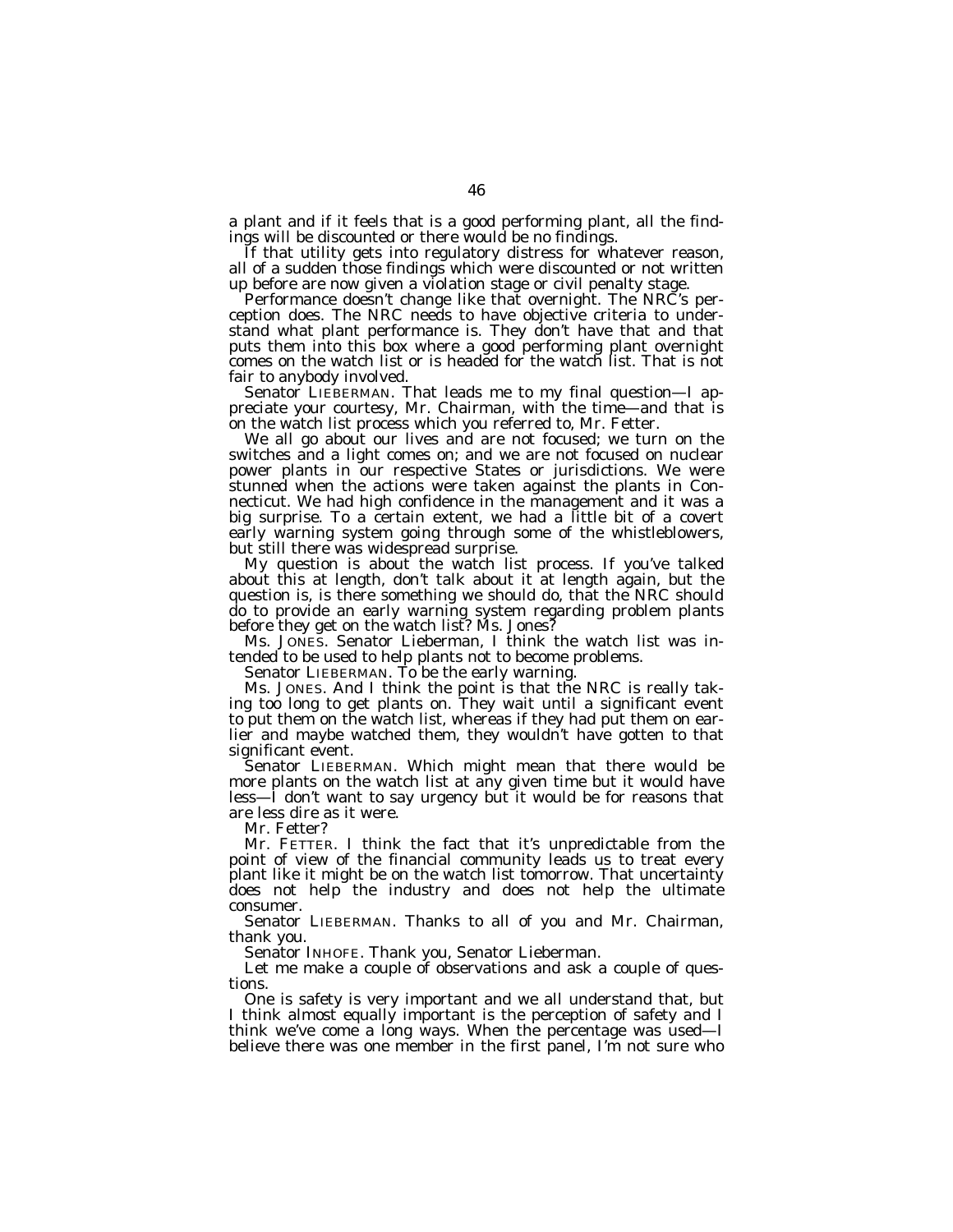a plant and if it feels that is a good performing plant, all the findings will be discounted or there would be no findings.

If that utility gets into regulatory distress for whatever reason, all of a sudden those findings which were discounted or not written up before are now given a violation stage or civil penalty stage.

Performance doesn't change like that overnight. The NRC's perception does. The NRC needs to have objective criteria to understand what plant performance is. They don't have that and that puts them into this box where a good performing plant overnight comes on the watch list or is headed for the watch list. That is not fair to anybody involved.

Senator LIEBERMAN. That leads me to my final question—I appreciate your courtesy, Mr. Chairman, with the time—and that is on the watch list process which you referred to, Mr. Fetter.

We all go about our lives and are not focused; we turn on the switches and a light comes on; and we are not focused on nuclear power plants in our respective States or jurisdictions. We were stunned when the actions were taken against the plants in Connecticut. We had high confidence in the management and it was a big surprise. To a certain extent, we had a little bit of a covert early warning system going through some of the whistleblowers, but still there was widespread surprise.

My question is about the watch list process. If you've talked about this at length, don't talk about it at length again, but the question is, is there something we should do, that the NRC should do to provide an early warning system regarding problem plants before they get on the watch list? Ms. Jones?

Ms. JONES. Senator Lieberman, I think the watch list was intended to be used to help plants not to become problems.

Senator LIEBERMAN. To be the early warning.

Ms. JONES. And I think the point is that the NRC is really taking too long to get plants on. They wait until a significant event to put them on the watch list, whereas if they had put them on earlier and maybe watched them, they wouldn't have gotten to that significant event.

Senator LIEBERMAN. Which might mean that there would be more plants on the watch list at any given time but it would have less—I don't want to say urgency but it would be for reasons that are less dire as it were.

Mr. Fetter?

Mr. FETTER. I think the fact that it's unpredictable from the point of view of the financial community leads us to treat every plant like it might be on the watch list tomorrow. That uncertainty does not help the industry and does not help the ultimate consumer.

Senator LIEBERMAN. Thanks to all of you and Mr. Chairman, thank you.

Senator INHOFE. Thank you, Senator Lieberman.

Let me make a couple of observations and ask a couple of questions.

One is safety is very important and we all understand that, but I think almost equally important is the perception of safety and I think we've come a long ways. When the percentage was used—I believe there was one member in the first panel, I'm not sure who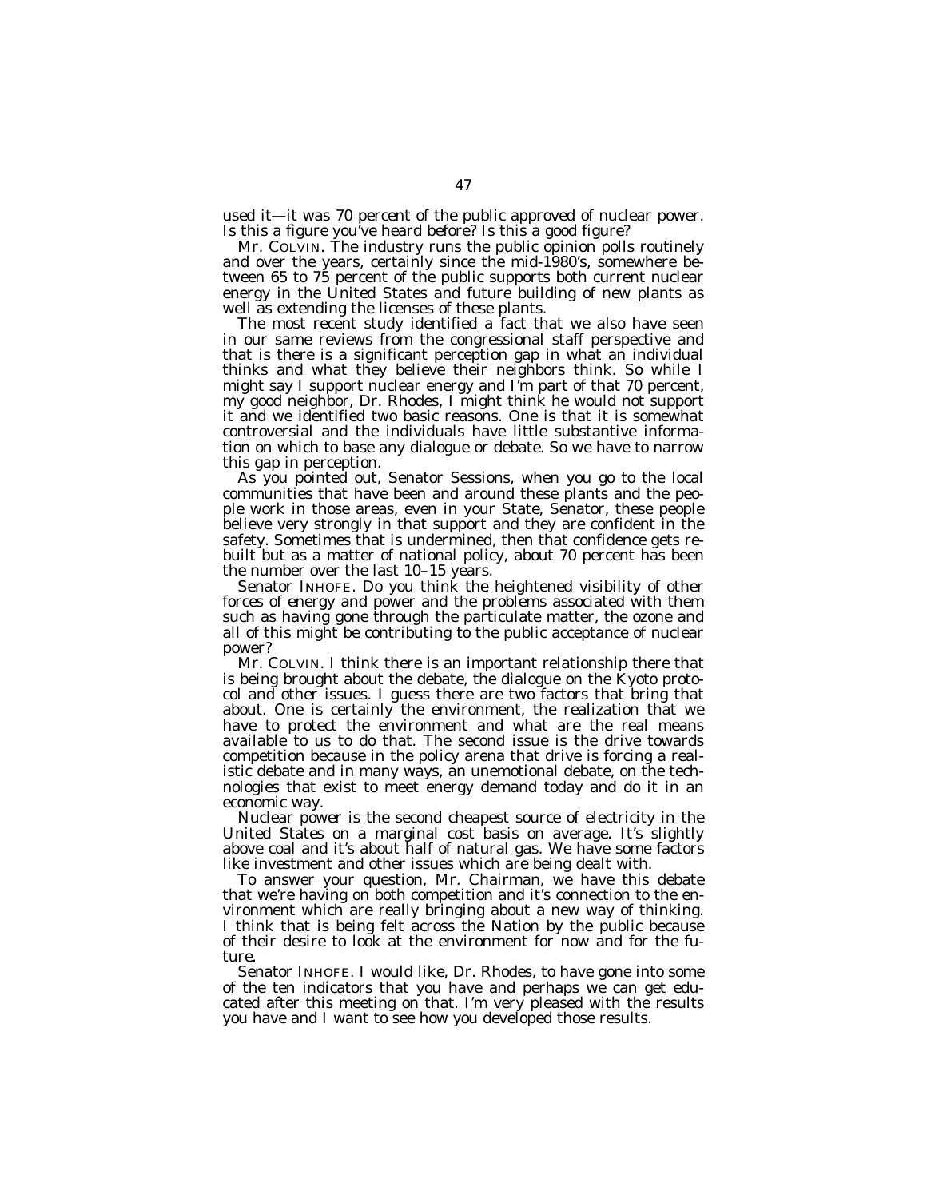used it—it was 70 percent of the public approved of nuclear power. Is this a figure you've heard before? Is this a good figure?

Mr. COLVIN. The industry runs the public opinion polls routinely and over the years, certainly since the mid-1980's, somewhere between 65 to 75 percent of the public supports both current nuclear energy in the United States and future building of new plants as well as extending the licenses of these plants.

The most recent study identified a fact that we also have seen in our same reviews from the congressional staff perspective and that is there is a significant perception gap in what an individual thinks and what they believe their neighbors think. So while I might say I support nuclear energy and I'm part of that 70 percent, my good neighbor, Dr. Rhodes, I might think he would not support it and we identified two basic reasons. One is that it is somewhat controversial and the individuals have little substantive information on which to base any dialogue or debate. So we have to narrow this gap in perception.

As you pointed out, Senator Sessions, when you go to the local communities that have been and around these plants and the people work in those areas, even in your State, Senator, these people believe very strongly in that support and they are confident in the safety. Sometimes that is undermined, then that confidence gets rebuilt but as a matter of national policy, about 70 percent has been the number over the last 10–15 years.

Senator INHOFE. Do you think the heightened visibility of other forces of energy and power and the problems associated with them such as having gone through the particulate matter, the ozone and all of this might be contributing to the public acceptance of nuclear power?

Mr. COLVIN. I think there is an important relationship there that is being brought about the debate, the dialogue on the Kyoto protocol and other issues. I guess there are two factors that bring that about. One is certainly the environment, the realization that we have to protect the environment and what are the real means available to us to do that. The second issue is the drive towards competition because in the policy arena that drive is forcing a realistic debate and in many ways, an unemotional debate, on the technologies that exist to meet energy demand today and do it in an economic way.

Nuclear power is the second cheapest source of electricity in the United States on a marginal cost basis on average. It's slightly above coal and it's about half of natural gas. We have some factors like investment and other issues which are being dealt with.

To answer your question, Mr. Chairman, we have this debate that we're having on both competition and it's connection to the environment which are really bringing about a new way of thinking. I think that is being felt across the Nation by the public because of their desire to look at the environment for now and for the future.

Senator INHOFE. I would like, Dr. Rhodes, to have gone into some of the ten indicators that you have and perhaps we can get educated after this meeting on that. I'm very pleased with the results you have and I want to see how you developed those results.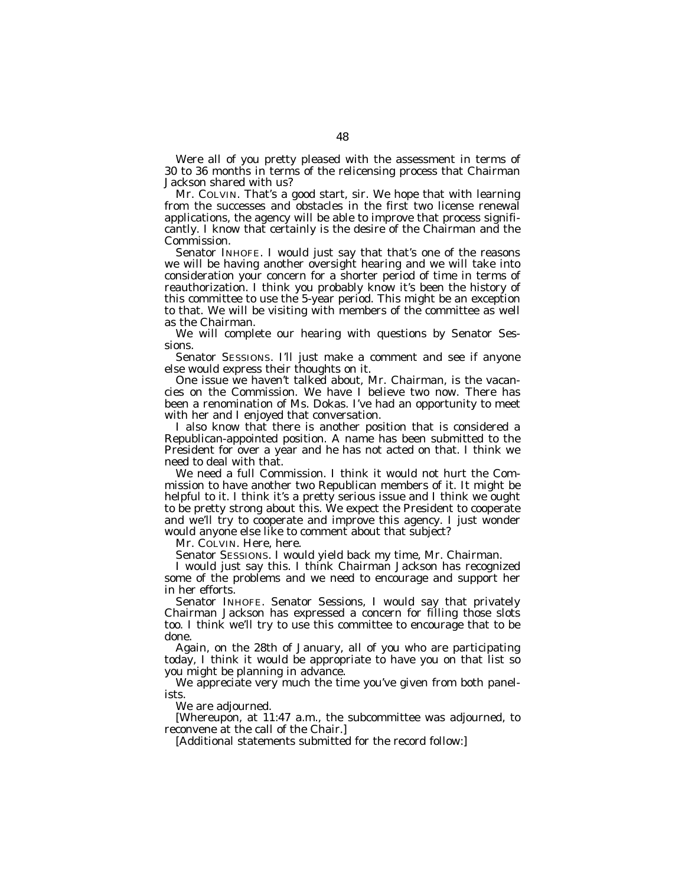Were all of you pretty pleased with the assessment in terms of 30 to 36 months in terms of the relicensing process that Chairman Jackson shared with us?

Mr. COLVIN. That's a good start, sir. We hope that with learning from the successes and obstacles in the first two license renewal applications, the agency will be able to improve that process significantly. I know that certainly is the desire of the Chairman and the Commission.

Senator INHOFE. I would just say that that's one of the reasons we will be having another oversight hearing and we will take into consideration your concern for a shorter period of time in terms of reauthorization. I think you probably know it's been the history of this committee to use the 5-year period. This might be an exception to that. We will be visiting with members of the committee as well as the Chairman.

We will complete our hearing with questions by Senator Sessions.

Senator SESSIONS. I'll just make a comment and see if anyone else would express their thoughts on it.

One issue we haven't talked about, Mr. Chairman, is the vacancies on the Commission. We have I believe two now. There has been a renomination of Ms. Dokas. I've had an opportunity to meet with her and I enjoyed that conversation.

I also know that there is another position that is considered a Republican-appointed position. A name has been submitted to the President for over a year and he has not acted on that. I think we need to deal with that.

We need a full Commission. I think it would not hurt the Commission to have another two Republican members of it. It might be helpful to it. I think it's a pretty serious issue and I think we ought to be pretty strong about this. We expect the President to cooperate and we'll try to cooperate and improve this agency. I just wonder would anyone else like to comment about that subject?

Mr. COLVIN. Here, here.

Senator SESSIONS. I would yield back my time, Mr. Chairman.

I would just say this. I think Chairman Jackson has recognized some of the problems and we need to encourage and support her in her efforts.

Senator INHOFE. Senator Sessions, I would say that privately Chairman Jackson has expressed a concern for filling those slots too. I think we'll try to use this committee to encourage that to be done.

Again, on the 28th of January, all of you who are participating today, I think it would be appropriate to have you on that list so you might be planning in advance.

We appreciate very much the time you've given from both panelists.

We are adjourned.

[Whereupon, at 11:47 a.m., the subcommittee was adjourned, to reconvene at the call of the Chair.]

[Additional statements submitted for the record follow:]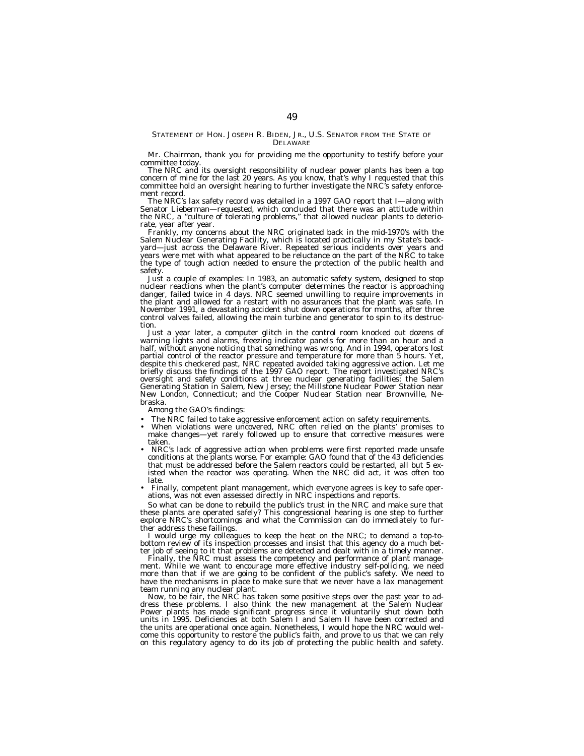## STATEMENT OF HON. JOSEPH R. BIDEN, JR., U.S. SENATOR FROM THE STATE OF DELAWARE

Mr. Chairman, thank you for providing me the opportunity to testify before your committee today.

The NRC and its oversight responsibility of nuclear power plants has been a top concern of mine for the last 20 years. As you know, that's why I requested that this committee hold an oversight hearing to further investigate the NRC's safety enforcement record.

The NRC's lax safety record was detailed in a 1997 GAO report that I—along with Senator Lieberman—requested, which concluded that there was an attitude within the NRC, a "culture of tolerating problems," that allowed nuclear plants to deteriorate, year after year.

Frankly, my concerns about the NRC originated back in the mid-1970's with the Salem Nuclear Generating Facility, which is located practically in my State's backyard—just across the Delaware River. Repeated serious incidents over years and years were met with what appeared to be reluctance on the part of the NRC to take the type of tough action needed to ensure the protection of the public health and safety.

Just a couple of examples: In 1983, an automatic safety system, designed to stop nuclear reactions when the plant's computer determines the reactor is approaching danger, failed twice in 4 days. NRC seemed unwilling to require improvements in the plant and allowed for a restart with no assurances that the plant was safe. In November 1991, a devastating accident shut down operations for months, after three control valves failed, allowing the main turbine and generator to spin to its destruction.

Just a year later, a computer glitch in the control room knocked out dozens of warning lights and alarms, freezing indicator panels for more than an hour and a half, without anyone noticing that something was wrong. And in 1994, operators lost partial control of the reactor pressure and temperature for more than 5 hours. Yet, despite this checkered past, NRC repeated avoided taking aggressive action. Let me briefly discuss the findings of the 1997 GAO report. The report investigated NRC's oversight and safety conditions at three nuclear generating facilities: the Salem Generating Station in Salem, New Jersey; the Millstone Nuclear Power Station near New London, Connecticut; and the Cooper Nuclear Station near Brownville, Nebraska.

Among the GAO's findings:

- The NRC failed to take aggressive enforcement action on safety requirements.
- When violations were uncovered, NRC often relied on the plants' promises to make changes—yet rarely followed up to ensure that corrective measures were taken.
- NRC's lack of aggressive action when problems were first reported made unsafe conditions at the plants worse. For example: GAO found that of the 43 deficiencies that must be addressed before the Salem reactors could be restarted, all but 5 existed when the reactor was operating. When the NRC did act, it was often too late.
- Finally, competent plant management, which everyone agrees is key to safe operations, was not even assessed directly in NRC inspections and reports.

So what can be done to rebuild the public's trust in the NRC and make sure that these plants are operated safely? This congressional hearing is one step to further explore NRC's shortcomings and what the Commission can do immediately to further address these failings.

I would urge my colleagues to keep the heat on the NRC; to demand a top-to-bottom review of its inspection processes and insist that this agency do a much better job of seeing to it that problems are detected and dealt with in a timely manner.

Finally, the NRC must assess the competency and performance of plant management. While we want to encourage more effective industry self-policing, we need more than that if we are going to be confident of the public's safety. We need to have the mechanisms in place to make sure that we never have a lax management team running any nuclear plant.

Now, to be fair, the NRC has taken some positive steps over the past year to address these problems. I also think the new management at the Salem Nuclear Power plants has made significant progress since it voluntarily shut down both units in 1995. Deficiencies at both Salem I and Salem II have been corrected and the units are operational once again. Nonetheless, I would hope the NRC would welcome this opportunity to restore the public's faith, and prove to us that we can rely on this regulatory agency to do its job of protecting the public health and safety.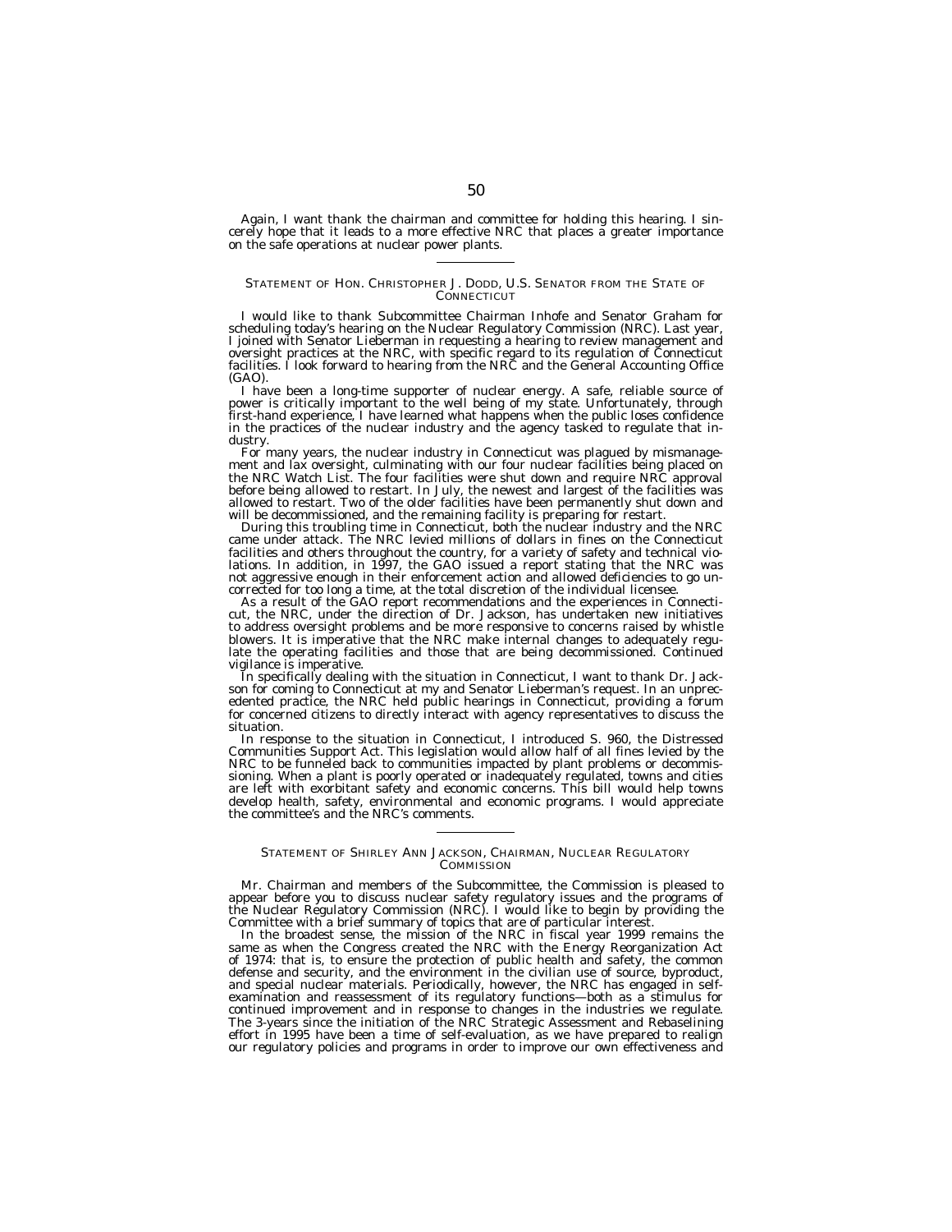Again, I want thank the chairman and committee for holding this hearing. I sincerely hope that it leads to a more effective NRC that places a greater importance on the safe operations at nuclear power plants.

---

## STATEMENT OF HON. CHRISTOPHER J. DODD, U.S. SENATOR FROM THE STATE OF CONNECTICUT

I would like to thank Subcommittee Chairman Inhofe and Senator Graham for scheduling today's hearing on the Nuclear Regulatory Commission (NRC). Last year, I joined with Senator Lieberman in requesting a hearing to review management and oversight practices at the NRC, with specific regard to its regulation of Connecticut facilities. I look forward to hearing from the NRC and the General Accounting Office (GAO).

I have been a long-time supporter of nuclear energy. A safe, reliable source of power is critically important to the well being of my state. Unfortunately, through first-hand experience, I have learned what happens when the public loses confidence in the practices of the nuclear industry and the agency tasked to regulate that industry.

For many years, the nuclear industry in Connecticut was plagued by mismanagement and lax oversight, culminating with our four nuclear facilities being placed on the NRC Watch List. The four facilities were shut down and require NRC approval before being allowed to restart. In July, the newest and largest of the facilities was allowed to restart. Two of the older facilities have been permanently shut down and will be decommissioned, and the remaining facility is preparing for restart.

During this troubling time in Connecticut, both the nuclear industry and the NRC came under attack. The NRC levied millions of dollars in fines on the Connecticut facilities and others throughout the country, for a variety of safety and technical violations. In addition, in 1997, the GAO issued a report stating that the NRC was not aggressive enough in their enforcement action and allowed deficiencies to go uncorrected for too long a time, at the total discretion of the individual licensee.

As a result of the GAO report recommendations and the experiences in Connecticut, the NRC, under the direction of Dr. Jackson, has undertaken new initiatives to address oversight problems and be more responsive to concerns raised by whistle blowers. It is imperative that the NRC make internal changes to adequately regulate the operating facilities and those that are being decommissioned. Continued vigilance is imperative.

In specifically dealing with the situation in Connecticut, I want to thank Dr. Jackson for coming to Connecticut at my and Senator Lieberman's request. In an unprecedented practice, the NRC held public hearings in Connecticut, providing a forum for concerned citizens to directly interact with agency representatives to discuss the situation.

In response to the situation in Connecticut, I introduced S. 960, the Distressed Communities Support Act. This legislation would allow half of all fines levied by the NRC to be funneled back to communities impacted by plant problems or decommissioning. When a plant is poorly operated or inadequately regulated, towns and cities are left with exorbitant safety and economic concerns. This bill would help towns develop health, safety, environmental and economic programs. I would appreciate the committee's and the NRC's comments.

---

## STATEMENT OF SHIRLEY ANN JACKSON, CHAIRMAN, NUCLEAR REGULATORY COMMISSION

Mr. Chairman and members of the Subcommittee, the Commission is pleased to appear before you to discuss nuclear safety regulatory issues and the programs of the Nuclear Regulatory Commission (NRC). I would like to begin by providing the Committee with a brief summary of topics that are of particular interest.

In the broadest sense, the mission of the NRC in fiscal year 1999 remains the same as when the Congress created the NRC with the Energy Reorganization Act of 1974: that is, to ensure the protection of public health and safety, the common defense and security, and the environment in the civilian use of source, byproduct, and special nuclear materials. Periodically, however, the NRC has engaged in self-examination and reassessment of its regulatory functions—both as a stimulus for continued improvement and in response to changes in the industries we regulate. The 3-years since the initiation of the NRC Strategic Assessment and Rebaselining effort in 1995 have been a time of self-evaluation, as we have prepared to realign our regulatory policies and programs in order to improve our own effectiveness and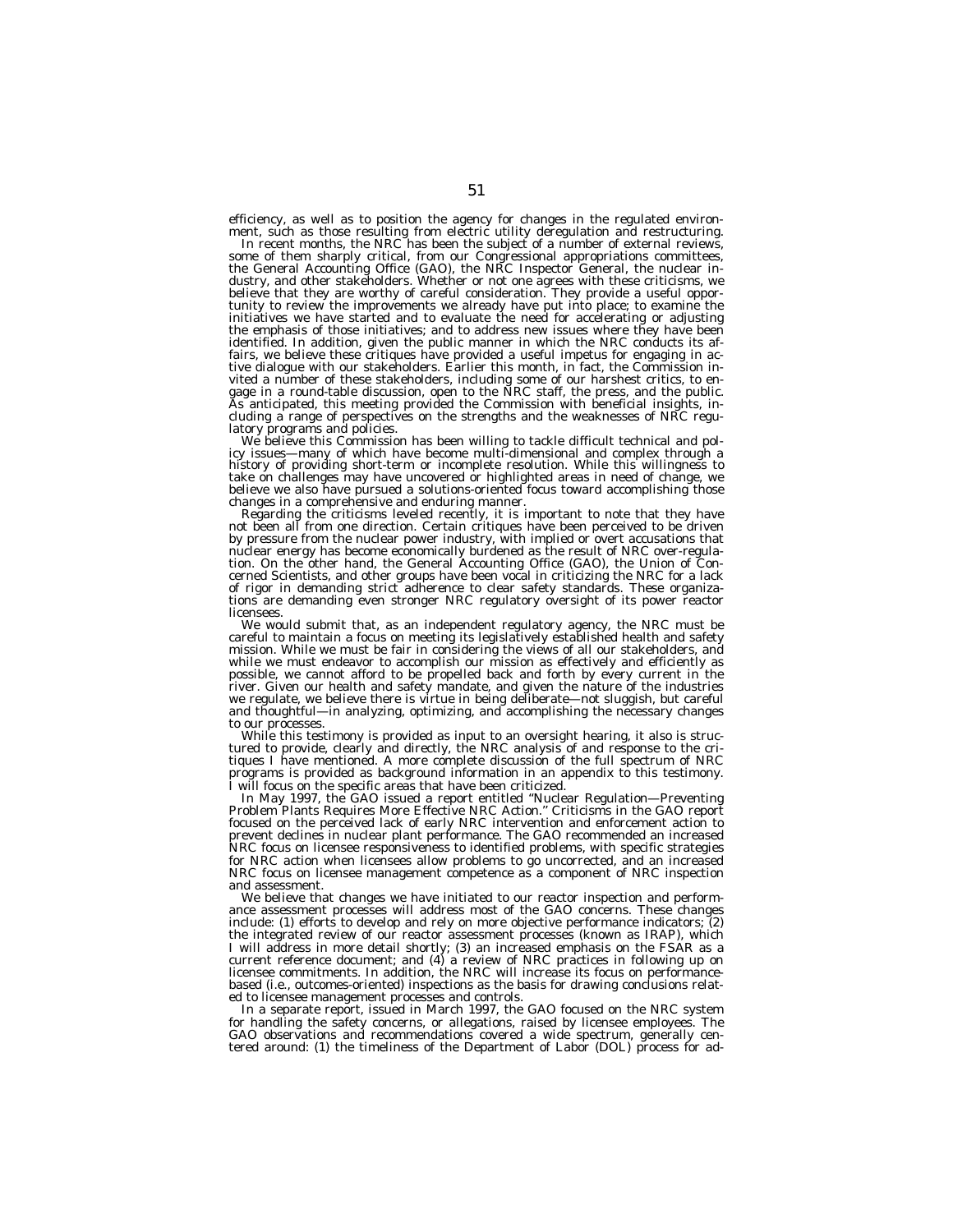efficiency, as well as to position the agency for changes in the regulated environment, such as those resulting from electric utility deregulation and restructuring.

In recent months, the NRC has been the subject of a number of external reviews, some of them sharply critical, from our Congressional appropriations committees, the General Accounting Office (GAO), the NRC Inspector General, the nuclear industry, and other stakeholders. Whether or not one agrees with these criticisms, we believe that they are worthy of careful consideration. They provide a useful opportunity to review the improvements we already have put into place; to examine the initiatives we have started and to evaluate the need for accelerating or adjusting the emphasis of those initiatives; and to address new issues where they have been identified. In addition, given the public manner in which the NRC conducts its affairs, we believe these critiques have provided a useful impetus for engaging in active dialogue with our stakeholders. Earlier this month, in fact, the Commission invited a number of these stakeholders, including some of our harshest critics, to engage in a round-table discussion, open to the NRC staff, the press, and the public. As anticipated, this meeting provided the Commission with beneficial insights, including a range of perspectives on the strengths and the weaknesses of NRC regulatory programs and policies.

We believe this Commission has been willing to tackle difficult technical and policy issues—many of which have become multi-dimensional and complex through a history of providing short-term or incomplete resolution. While this willingness to take on challenges may have uncovered or highlighted areas in need of change, we believe we also have pursued a solutions-oriented focus toward accomplishing those changes in a comprehensive and enduring manner.

Regarding the criticisms leveled recently, it is important to note that they have not been all from one direction. Certain critiques have been perceived to be driven by pressure from the nuclear power industry, with implied or overt accusations that nuclear energy has become economically burdened as the result of NRC over-regulation. On the other hand, the General Accounting Office (GAO), the Union of Concerned Scientists, and other groups have been vocal in criticizing the NRC for a lack of rigor in demanding strict adherence to clear safety standards. These organizations are demanding even stronger NRC regulatory oversight of its power reactor licensees.

We would submit that, as an independent regulatory agency, the NRC must be careful to maintain a focus on meeting its legislatively established health and safety mission. While we must be fair in considering the views of all our stakeholders, and while we must endeavor to accomplish our mission as effectively and efficiently as possible, we cannot afford to be propelled back and forth by every current in the river. Given our health and safety mandate, and given the nature of the industries we regulate, we believe there is virtue in being deliberate—not sluggish, but careful and thoughtful—in analyzing, optimizing, and accomplishing the necessary changes to our processes.

While this testimony is provided as input to an oversight hearing, it also is structured to provide, clearly and directly, the NRC analysis of and response to the critiques I have mentioned. A more complete discussion of the full spectrum of NRC programs is provided as background information in an appendix to this testimony. I will focus on the specific areas that have been criticized.

In May 1997, the GAO issued a report entitled "Nuclear Regulation—Preventing Problem Plants Requires More Effective NRC Action." Criticisms in the GAO report focused on the perceived lack of early NRC intervention and enforcement action to prevent declines in nuclear plant performance. The GAO recommended an increased NRC focus on licensee responsiveness to identified problems, with specific strategies for NRC action when licensees allow problems to go uncorrected, and an increased NRC focus on licensee management competence as a component of NRC inspection and assessment.

We believe that changes we have initiated to our reactor inspection and performance assessment processes will address most of the GAO concerns. These changes include: (1) efforts to develop and rely on more objective performance indicators; (2) the integrated review of our reactor assessment processes (known as IRAP), which I will address in more detail shortly; (3) an increased emphasis on the FSAR as a current reference document; and (4) a review of NRC practices in following up on licensee commitments. In addition, the NRC will increase its focus on performance-based (i.e., outcomes-oriented) inspections as the basis for drawing conclusions related to licensee management processes and controls.

In a separate report, issued in March 1997, the GAO focused on the NRC system for handling the safety concerns, or allegations, raised by licensee employees. The GAO observations and recommendations covered a wide spectrum, generally centered around: (1) the timeliness of the Department of Labor (DOL) process for ad-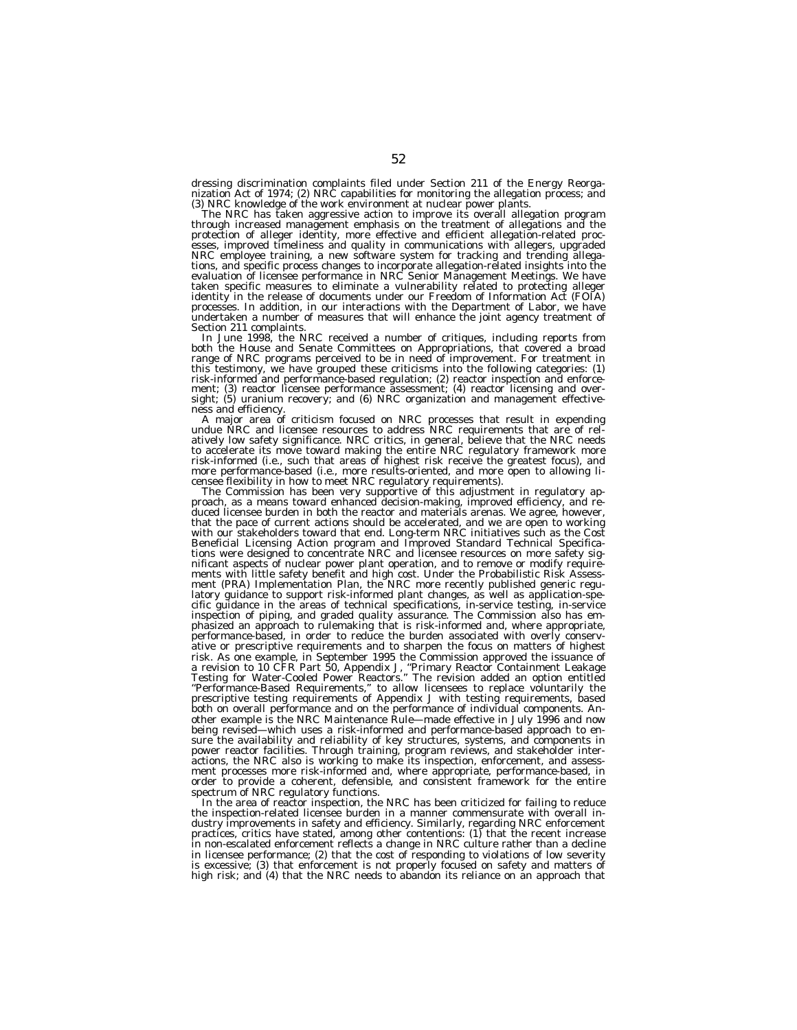dressing discrimination complaints filed under Section 211 of the Energy Reorganization Act of 1974; (2) NRC capabilities for monitoring the allegation process; and (3) NRC knowledge of the work environment at nuclear power plants.

The NRC has taken aggressive action to improve its overall allegation program through increased management emphasis on the treatment of allegations and the protection of alleger identity, more effective and efficient allegation-related processes, improved timeliness and quality in communications with allegers, upgraded NRC employee training, a new software system for tracking and trending allegations, and specific process changes to incorporate allegation-related insights into the evaluation of licensee performance in NRC Senior Management Meetings. We have taken specific measures to eliminate a vulnerability related to protecting alleger identity in the release of documents under our Freedom of Information Act (FOIA) processes. In addition, in our interactions with the Department of Labor, we have undertaken a number of measures that will enhance the joint agency treatment of Section 211 complaints.

In June 1998, the NRC received a number of critiques, including reports from both the House and Senate Committees on Appropriations, that covered a broad range of NRC programs perceived to be in need of improvement. For treatment in this testimony, we have grouped these criticisms into the following categories: (1) risk-informed and performance-based regulation; (2) reactor inspection and enforcement; (3) reactor licensee performance assessment; (4) reactor licensing and oversight; (5) uranium recovery; and (6) NRC organization and management effectiveness and efficiency.

A major area of criticism focused on NRC processes that result in expending undue NRC and licensee resources to address NRC requirements that are of relatively low safety significance. NRC critics, in general, believe that the NRC needs to accelerate its move toward making the entire NRC regulatory framework more risk-informed (i.e., such that areas of highest risk receive the greatest focus), and more performance-based (i.e., more results-oriented, and more open to allowing licensee flexibility in how to meet NRC regulatory requirements).

The Commission has been very supportive of this adjustment in regulatory approach, as a means toward enhanced decision-making, improved efficiency, and reduced licensee burden in both the reactor and materials arenas. We agree, however, that the pace of current actions should be accelerated, and we are open to working with our stakeholders toward that end. Long-term NRC initiatives such as the Cost Beneficial Licensing Action program and Improved Standard Technical Specifications were designed to concentrate NRC and licensee resources on more safety significant aspects of nuclear power plant operation, and to remove or modify requirements with little safety benefit and high cost. Under the Probabilistic Risk Assessment (PRA) Implementation Plan, the NRC more recently published generic regulatory guidance to support risk-informed plant changes, as well as application-specific guidance in the areas of technical specifications, in-service testing, in-service inspection of piping, and graded quality assurance. The Commission also has emphasized an approach to rulemaking that is risk-informed and, where appropriate, performance-based, in order to reduce the burden associated with overly conservative or prescriptive requirements and to sharpen the focus on matters of highest risk. As one example, in September 1995 the Commission approved the issuance of a revision to 10 CFR Part 50, Appendix J, "Primary Reactor Containment Leakage Testing for Water-Cooled Power Reactors." The revision added an option entitled "Performance-Based Requirements," to allow licensees to replace voluntarily the prescriptive testing requirements of Appendix J with testing requirements, based both on overall performance and on the performance of individual components. Another example is the NRC Maintenance Rule—made effective in July 1996 and now being revised—which uses a risk-informed and performance-based approach to ensure the availability and reliability of key structures, systems, and components in power reactor facilities. Through training, program reviews, and stakeholder interactions, the NRC also is working to make its inspection, enforcement, and assessment processes more risk-informed and, where appropriate, performance-based, in order to provide a coherent, defensible, and consistent framework for the entire spectrum of NRC regulatory functions.

In the area of reactor inspection, the NRC has been criticized for failing to reduce the inspection-related licensee burden in a manner commensurate with overall industry improvements in safety and efficiency. Similarly, regarding NRC enforcement practices, critics have stated, among other contentions: (1) that the recent increase in non-escalated enforcement reflects a change in NRC culture rather than a decline in licensee performance; (2) that the cost of responding to violations of low severity is excessive; (3) that enforcement is not properly focused on safety and matters of high risk; and (4) that the NRC needs to abandon its reliance on an approach that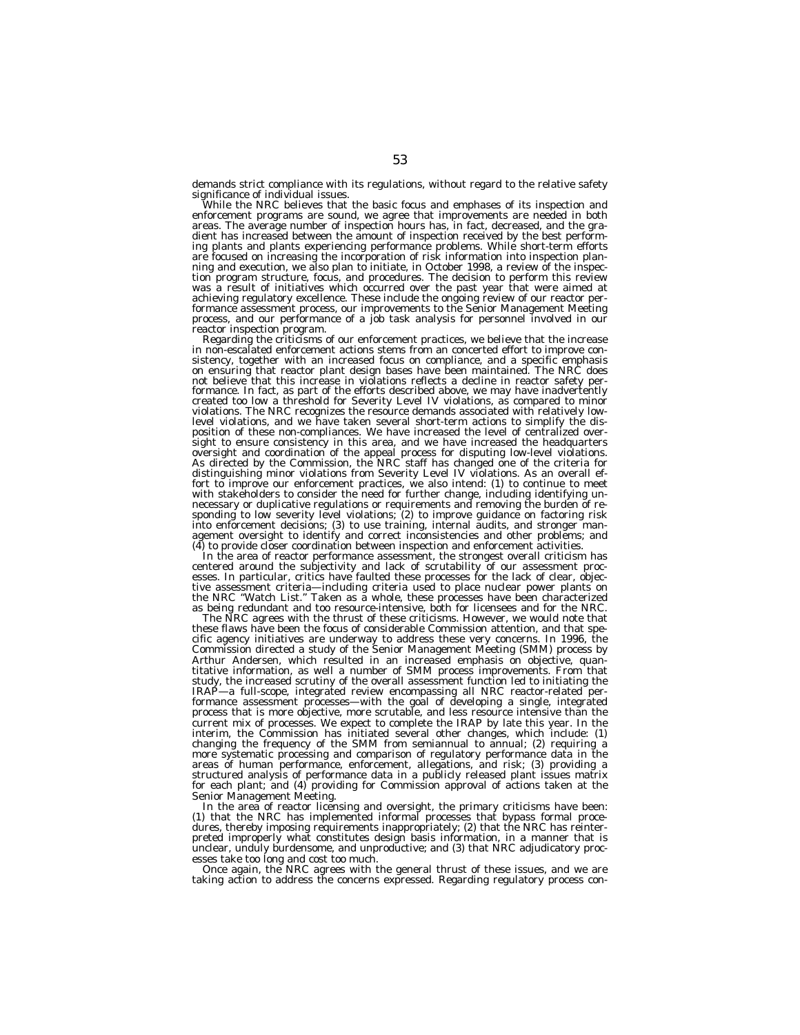demands strict compliance with its regulations, without regard to the relative safety significance of individual issues.

While the NRC believes that the basic focus and emphases of its inspection and enforcement programs are sound, we agree that improvements are needed in both areas. The average number of inspection hours has, in fact, decreased, and the gradient has increased between the amount of inspection received by the best performing plants and plants experiencing performance problems. While short-term efforts are focused on increasing the incorporation of risk information into inspection planning and execution, we also plan to initiate, in October 1998, a review of the inspection program structure, focus, and procedures. The decision to perform this review was a result of initiatives which occurred over the past year that were aimed at achieving regulatory excellence. These include the ongoing review of our reactor performance assessment process, our improvements to the Senior Management Meeting process, and our performance of a job task analysis for personnel involved in our reactor inspection program.

Regarding the criticisms of our enforcement practices, we believe that the increase in non-escalated enforcement actions stems from an concerted effort to improve consistency, together with an increased focus on compliance, and a specific emphasis on ensuring that reactor plant design bases have been maintained. The NRC does not believe that this increase in violations reflects a decline in reactor safety performance. In fact, as part of the efforts described above, we may have inadvertently created too low a threshold for Severity Level IV violations, as compared to minor violations. The NRC recognizes the resource demands associated with relatively low-level violations, and we have taken several short-term actions to simplify the disposition of these non-compliances. We have increased the level of centralized oversight to ensure consistency in this area, and we have increased the headquarters oversight and coordination of the appeal process for disputing low-level violations. As directed by the Commission, the NRC staff has changed one of the criteria for distinguishing minor violations from Severity Level IV violations. As an overall effort to improve our enforcement practices, we also intend: (1) to continue to meet with stakeholders to consider the need for further change, including identifying unnecessary or duplicative regulations or requirements and removing the burden of responding to low severity level violations; (2) to improve guidance on factoring risk into enforcement decisions; (3) to use training, internal audits, and stronger management oversight to identify and correct inconsistencies and other problems; and (4) to provide closer coordination between inspection and enforcement activities.

In the area of reactor performance assessment, the strongest overall criticism has centered around the subjectivity and lack of scrutability of our assessment processes. In particular, critics have faulted these processes for the lack of clear, objective assessment criteria—including criteria used to place nuclear power plants on the NRC "Watch List." Taken as a whole, these processes have been characterized as being redundant and too resource-intensive, both for licensees and for the NRC.

The NRC agrees with the thrust of these criticisms. However, we would note that these flaws have been the focus of considerable Commission attention, and that specific agency initiatives are underway to address these very concerns. In 1996, the Commission directed a study of the Senior Management Meeting (SMM) process by Arthur Andersen, which resulted in an increased emphasis on objective, quantitative information, as well a number of SMM process improvements. From that study, the increased scrutiny of the overall assessment function led to initiating the IRAP—a full-scope, integrated review encompassing all NRC reactor-related performance assessment processes—with the goal of developing a single, integrated process that is more objective, more scrutable, and less resource intensive than the current mix of processes. We expect to complete the IRAP by late this year. In the interim, the Commission has initiated several other changes, which include: (1) changing the frequency of the SMM from semiannual to annual; (2) requiring a more systematic processing and comparison of regulatory performance data in the areas of human performance, enforcement, allegations, and risk; (3) providing a structured analysis of performance data in a publicly released plant issues matrix for each plant; and (4) providing for Commission approval of actions taken at the Senior Management Meeting.

In the area of reactor licensing and oversight, the primary criticisms have been: (1) that the NRC has implemented informal processes that bypass formal procedures, thereby imposing requirements inappropriately; (2) that the NRC has reinterpreted improperly what constitutes design basis information, in a manner that is unclear, unduly burdensome, and unproductive; and (3) that NRC adjudicatory processes take too long and cost too much.

Once again, the NRC agrees with the general thrust of these issues, and we are taking action to address the concerns expressed. Regarding regulatory process con-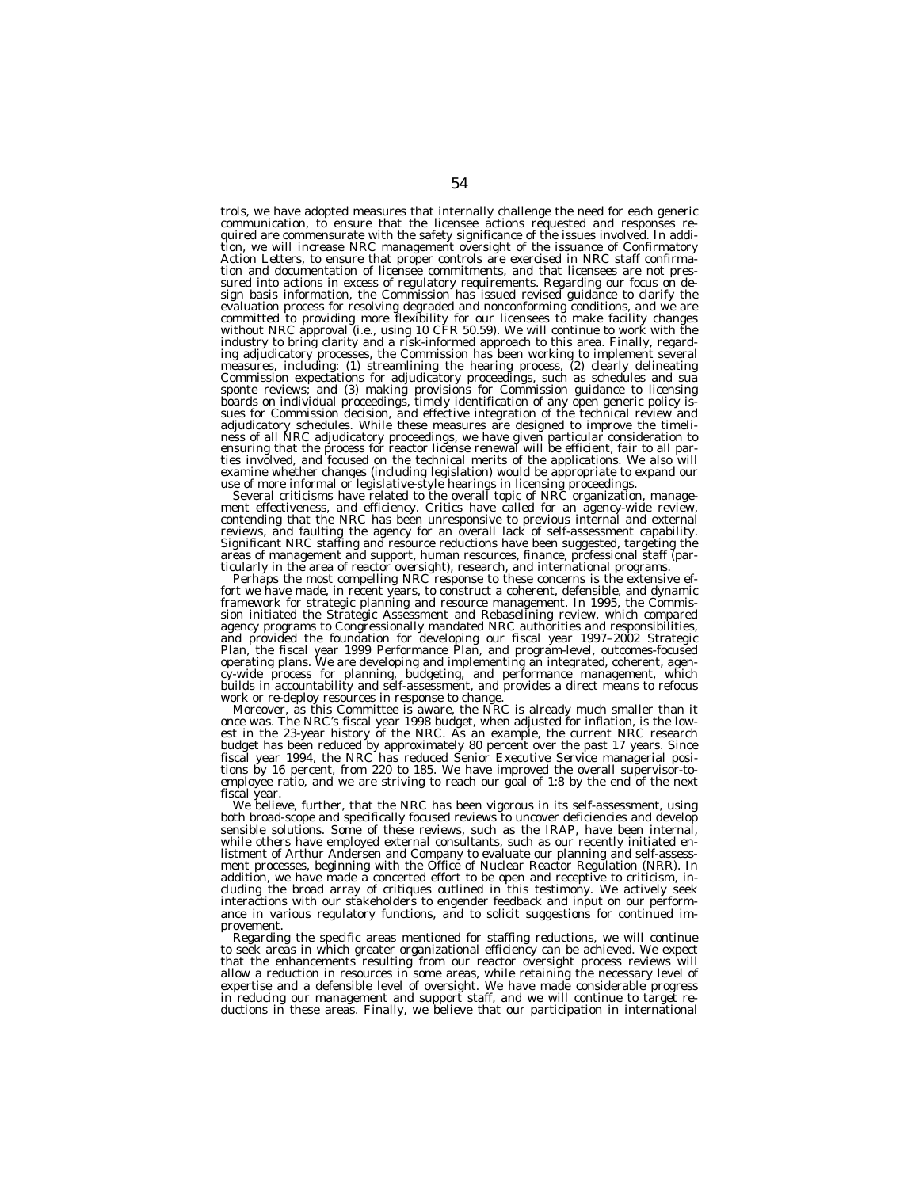trols, we have adopted measures that internally challenge the need for each generic communication, to ensure that the licensee actions requested and responses required are commensurate with the safety significance of the issues involved. In addition, we will increase NRC management oversight of the issuance of Confirmatory Action Letters, to ensure that proper controls are exercised in NRC staff confirmation and documentation of licensee commitments, and that licensees are not pressured into actions in excess of regulatory requirements. Regarding our focus on design basis information, the Commission has issued revised guidance to clarify the evaluation process for resolving degraded and nonconforming conditions, and we are committed to providing more flexibility for our licensees to make facility changes without NRC approval (i.e., using 10 CFR 50.59). We will continue to work with the industry to bring clarity and a risk-informed approach to this area. Finally, regarding adjudicatory processes, the Commission has been working to implement several measures, including: (1) streamlining the hearing process, (2) clearly delineating Commission expectations for adjudicatory proceedings, such as schedules and sua sponte reviews; and (3) making provisions for Commission guidance to licensing boards on individual proceedings, timely identification of any open generic policy issues for Commission decision, and effective integration of the technical review and adjudicatory schedules. While these measures are designed to improve the timeliness of all NRC adjudicatory proceedings, we have given particular consideration to ensuring that the process for reactor license renewal will be efficient, fair to all parties involved, and focused on the technical merits of the applications. We also will examine whether changes (including legislation) would be appropriate to expand our use of more informal or legislative-style hearings in licensing proceedings.

Several criticisms have related to the overall topic of NRC organization, management effectiveness, and efficiency. Critics have called for an agency-wide review, contending that the NRC has been unresponsive to previous internal and external reviews, and faulting the agency for an overall lack of self-assessment capability. Significant NRC staffing and resource reductions have been suggested, targeting the areas of management and support, human resources, finance, professional staff (particularly in the area of reactor oversight), research, and international programs.

Perhaps the most compelling NRC response to these concerns is the extensive effort we have made, in recent years, to construct a coherent, defensible, and dynamic framework for strategic planning and resource management. In 1995, the Commission initiated the Strategic Assessment and Rebaselining review, which compared agency programs to Congressionally mandated NRC authorities and responsibilities, and provided the foundation for developing our fiscal year 1997–2002 Strategic Plan, the fiscal year 1999 Performance Plan, and program-level, outcomes-focused operating plans. We are developing and implementing an integrated, coherent, agency-wide process for planning, budgeting, and performance management, which builds in accountability and self-assessment, and provides a direct means to refocus work or re-deploy resources in response to change.

Moreover, as this Committee is aware, the NRC is already much smaller than it once was. The NRC's fiscal year 1998 budget, when adjusted for inflation, is the lowest in the 23-year history of the NRC. As an example, the current NRC research budget has been reduced by approximately 80 percent over the past 17 years. Since fiscal year 1994, the NRC has reduced Senior Executive Service managerial positions by 16 percent, from 220 to 185. We have improved the overall supervisor-to-employee ratio, and we are striving to reach our goal of 1:8 by the end of the next fiscal year.

We believe, further, that the NRC has been vigorous in its self-assessment, using both broad-scope and specifically focused reviews to uncover deficiencies and develop sensible solutions. Some of these reviews, such as the IRAP, have been internal, while others have employed external consultants, such as our recently initiated enlistment of Arthur Andersen and Company to evaluate our planning and self-assessment processes, beginning with the Office of Nuclear Reactor Regulation (NRR). In addition, we have made a concerted effort to be open and receptive to criticism, including the broad array of critiques outlined in this testimony. We actively seek interactions with our stakeholders to engender feedback and input on our performance in various regulatory functions, and to solicit suggestions for continued improvement.

Regarding the specific areas mentioned for staffing reductions, we will continue to seek areas in which greater organizational efficiency can be achieved. We expect that the enhancements resulting from our reactor oversight process reviews will allow a reduction in resources in some areas, while retaining the necessary level of expertise and a defensible level of oversight. We have made considerable progress in reducing our management and support staff, and we will continue to target reductions in these areas. Finally, we believe that our participation in international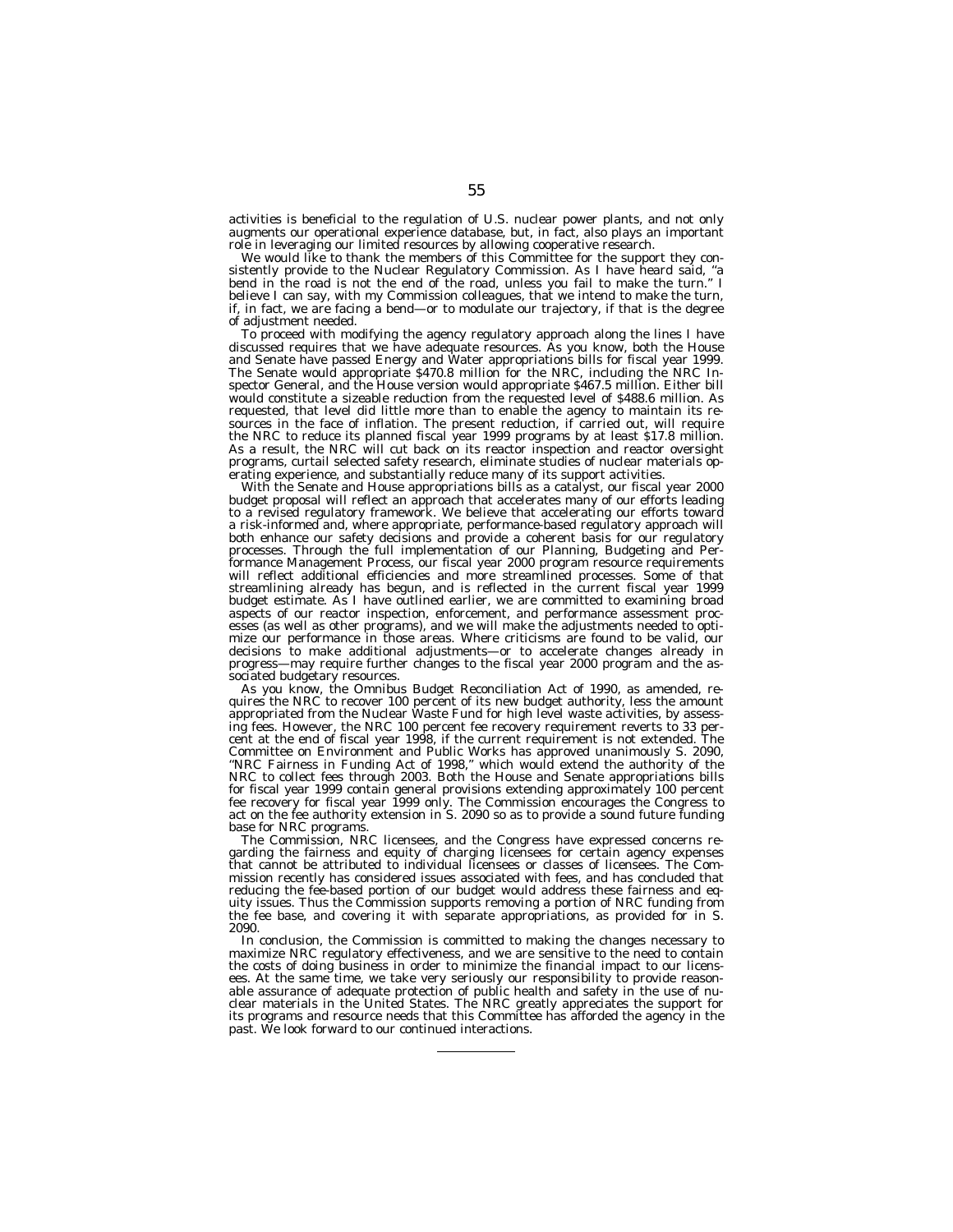activities is beneficial to the regulation of U.S. nuclear power plants, and not only augments our operational experience database, but, in fact, also plays an important role in leveraging our limited resources by allowing cooperative research.

We would like to thank the members of this Committee for the support they consistently provide to the Nuclear Regulatory Commission. As I have heard said, "a bend in the road is not the end of the road, unless you fail to make the turn." I believe I can say, with my Commission colleagues, that we intend to make the turn, if, in fact, we are facing a bend—or to modulate our trajectory, if that is the degree of adjustment needed.

To proceed with modifying the agency regulatory approach along the lines I have discussed requires that we have adequate resources. As you know, both the House and Senate have passed Energy and Water appropriations bills for fiscal year 1999. The Senate would appropriate $470.8 million for the NRC, including the NRC Inspector General, and the House version would appropriate $467.5 million. Either bill would constitute a sizeable reduction from the requested level of $488.6 million. As requested, that level did little more than to enable the agency to maintain its resources in the face of inflation. The present reduction, if carried out, will require the NRC to reduce its planned fiscal year 1999 programs by at least $17.8 million. As a result, the NRC will cut back on its reactor inspection and reactor oversight programs, curtail selected safety research, eliminate studies of nuclear materials operating experience, and substantially reduce many of its support activities.

With the Senate and House appropriations bills as a catalyst, our fiscal year 2000 budget proposal will reflect an approach that accelerates many of our efforts leading to a revised regulatory framework. We believe that accelerating our efforts toward a risk-informed and, where appropriate, performance-based regulatory approach will both enhance our safety decisions and provide a coherent basis for our regulatory processes. Through the full implementation of our Planning, Budgeting and Performance Management Process, our fiscal year 2000 program resource requirements will reflect additional efficiencies and more streamlined processes. Some of that streamlining already has begun, and is reflected in the current fiscal year 1999 budget estimate. As I have outlined earlier, we are committed to examining broad aspects of our reactor inspection, enforcement, and performance assessment processes (as well as other programs), and we will make the adjustments needed to optimize our performance in those areas. Where criticisms are found to be valid, our decisions to make additional adjustments—or to accelerate changes already in progress—may require further changes to the fiscal year 2000 program and the associated budgetary resources.

As you know, the Omnibus Budget Reconciliation Act of 1990, as amended, requires the NRC to recover 100 percent of its new budget authority, less the amount appropriated from the Nuclear Waste Fund for high level waste activities, by assessing fees. However, the NRC 100 percent fee recovery requirement reverts to 33 percent at the end of fiscal year 1998, if the current requirement is not extended. The Committee on Environment and Public Works has approved unanimously S. 2090, "NRC Fairness in Funding Act of 1998," which would extend the authority of the NRC to collect fees through 2003. Both the House and Senate appropriations bills for fiscal year 1999 contain general provisions extending approximately 100 percent fee recovery for fiscal year 1999 only. The Commission encourages the Congress to act on the fee authority extension in S. 2090 so as to provide a sound future funding base for NRC programs.

The Commission, NRC licensees, and the Congress have expressed concerns regarding the fairness and equity of charging licensees for certain agency expenses that cannot be attributed to individual licensees or classes of licensees. The Commission recently has considered issues associated with fees, and has concluded that reducing the fee-based portion of our budget would address these fairness and equity issues. Thus the Commission supports removing a portion of NRC funding from the fee base, and covering it with separate appropriations, as provided for in S. 2090.

In conclusion, the Commission is committed to making the changes necessary to maximize NRC regulatory effectiveness, and we are sensitive to the need to contain the costs of doing business in order to minimize the financial impact to our licensees. At the same time, we take very seriously our responsibility to provide reasonable assurance of adequate protection of public health and safety in the use of nuclear materials in the United States. The NRC greatly appreciates the support for its programs and resource needs that this Committee has afforded the agency in the past. We look forward to our continued interactions.

---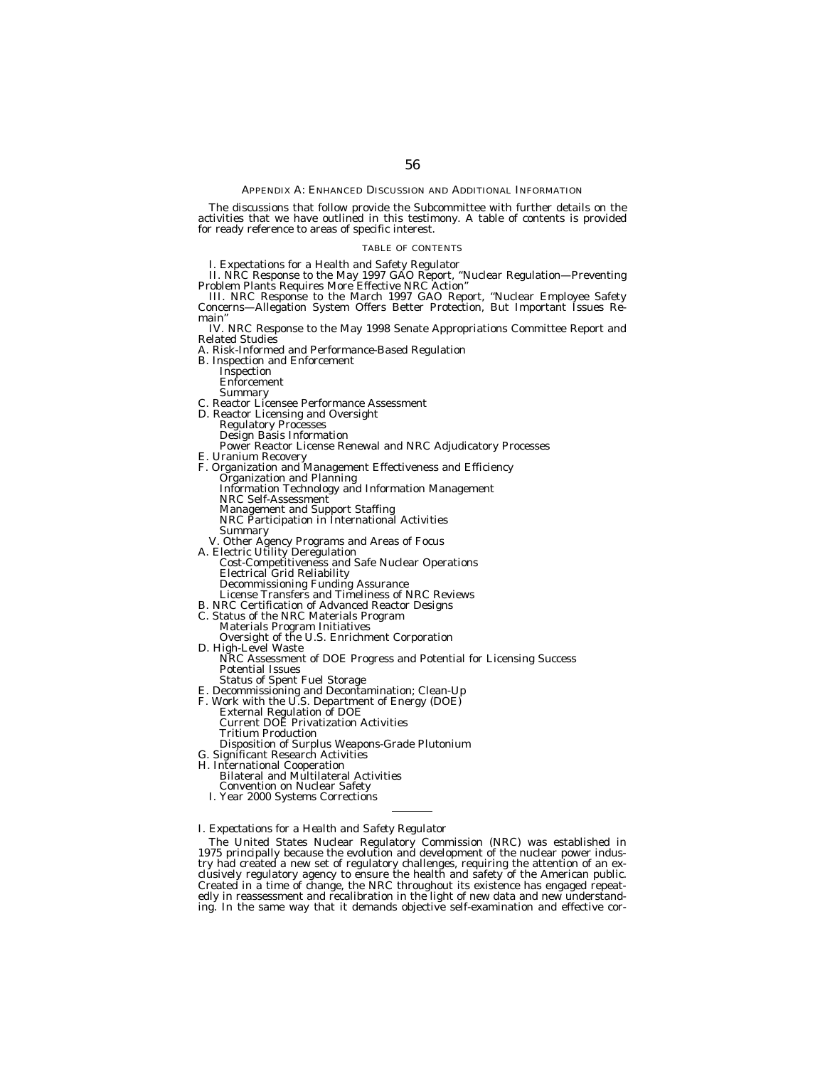## APPENDIX A: ENHANCED DISCUSSION AND ADDITIONAL INFORMATION

The discussions that follow provide the Subcommittee with further details on the activities that we have outlined in this testimony. A table of contents is provided for ready reference to areas of specific interest.

### TABLE OF CONTENTS

I. Expectations for a Health and Safety Regulator

II. NRC Response to the May 1997 GAO Report, "Nuclear Regulation—Preventing Problem Plants Requires More Effective NRC Action"

III. NRC Response to the March 1997 GAO Report, "Nuclear Employee Safety Concerns—Allegation System Offers Better Protection, But Important Issues Remain"

IV. NRC Response to the May 1998 Senate Appropriations Committee Report and Related Studies

- A. Risk-Informed and Performance-Based Regulation
- B. Inspection and Enforcement
  - Inspection
  - Enforcement
  - Summary
- C. Reactor Licensee Performance Assessment
- D. Reactor Licensing and Oversight
  - Regulatory Processes
  - Design Basis Information
  - Power Reactor License Renewal and NRC Adjudicatory Processes
- E. Uranium Recovery
- F. Organization and Management Effectiveness and Efficiency
  - Organization and Planning
  - Information Technology and Information Management
  - NRC Self-Assessment
  - Management and Support Staffing
  - NRC Participation in International Activities
  - Summary

V. Other Agency Programs and Areas of Focus

- A. Electric Utility Deregulation
  - Cost-Competitiveness and Safe Nuclear Operations
  - Electrical Grid Reliability
  - Decommissioning Funding Assurance
  - License Transfers and Timeliness of NRC Reviews
- B. NRC Certification of Advanced Reactor Designs
- C. Status of the NRC Materials Program
  - Materials Program Initiatives
  - Oversight of the U.S. Enrichment Corporation
- D. High-Level Waste
  - NRC Assessment of DOE Progress and Potential for Licensing Success
  - Potential Issues
  - Status of Spent Fuel Storage
- E. Decommissioning and Decontamination; Clean-Up
- F. Work with the U.S. Department of Energy (DOE)
  - External Regulation of DOE
  - Current DOE Privatization Activities
  - Tritium Production
  - Disposition of Surplus Weapons-Grade Plutonium
- G. Significant Research Activities
- H. International Cooperation
  - Bilateral and Multilateral Activities
  - Convention on Nuclear Safety
- I. Year 2000 Systems Corrections

---

### *I. Expectations for a Health and Safety Regulator*

The United States Nuclear Regulatory Commission (NRC) was established in 1975 principally because the evolution and development of the nuclear power industry had created a new set of regulatory challenges, requiring the attention of an exclusively regulatory agency to ensure the health and safety of the American public. Created in a time of change, the NRC throughout its existence has engaged repeatedly in reassessment and recalibration in the light of new data and new understanding. In the same way that it demands objective self-examination and effective cor-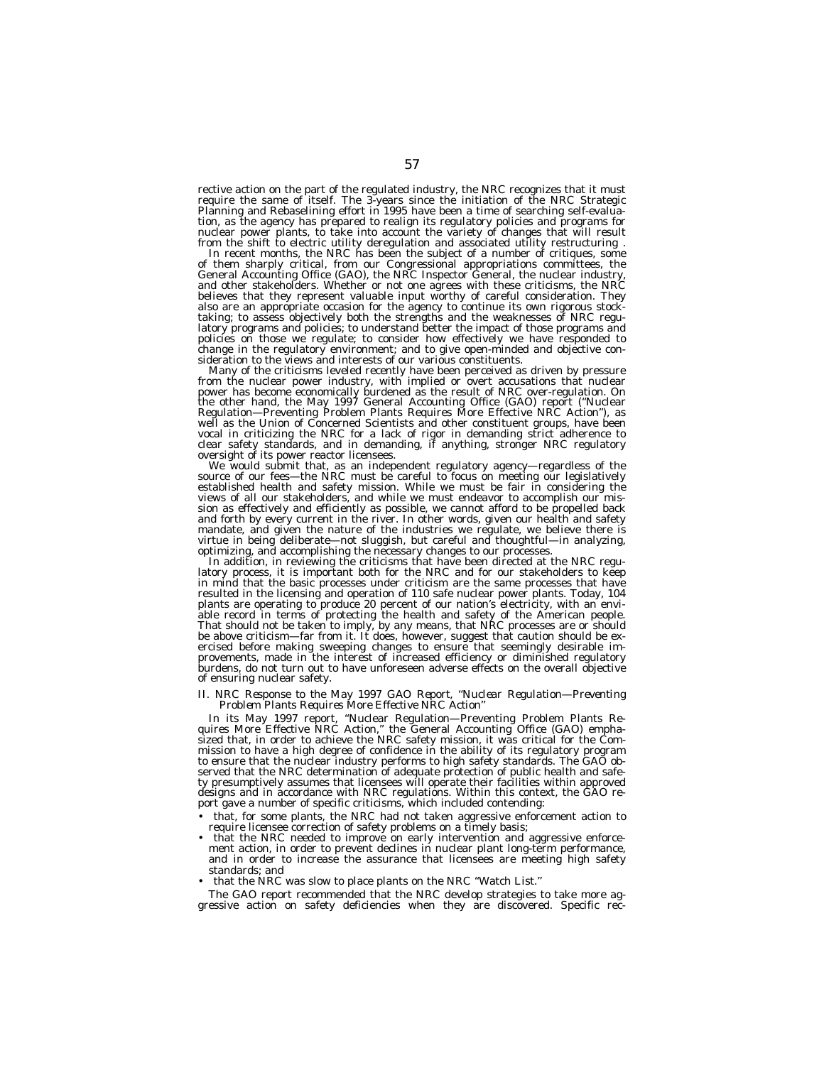rective action on the part of the regulated industry, the NRC recognizes that it must require the same of itself. The 3-years since the initiation of the NRC Strategic Planning and Rebaselining effort in 1995 have been a time of searching self-evaluation, as the agency has prepared to realign its regulatory policies and programs for nuclear power plants, to take into account the variety of changes that will result from the shift to electric utility deregulation and associated utility restructuring .

In recent months, the NRC has been the subject of a number of critiques, some of them sharply critical, from our Congressional appropriations committees, the General Accounting Office (GAO), the NRC Inspector General, the nuclear industry, and other stakeholders. Whether or not one agrees with these criticisms, the NRC believes that they represent valuable input worthy of careful consideration. They also are an appropriate occasion for the agency to continue its own rigorous stock-taking; to assess objectively both the strengths and the weaknesses of NRC regulatory programs and policies; to understand better the impact of those programs and policies on those we regulate; to consider how effectively we have responded to change in the regulatory environment; and to give open-minded and objective consideration to the views and interests of our various constituents.

Many of the criticisms leveled recently have been perceived as driven by pressure from the nuclear power industry, with implied or overt accusations that nuclear power has become economically burdened as the result of NRC over-regulation. On the other hand, the May 1997 General Accounting Office (GAO) report ("Nuclear Regulation—Preventing Problem Plants Requires More Effective NRC Action"), as well as the Union of Concerned Scientists and other constituent groups, have been vocal in criticizing the NRC for a lack of rigor in demanding strict adherence to clear safety standards, and in demanding, if anything, stronger NRC regulatory oversight of its power reactor licensees.

We would submit that, as an independent regulatory agency—regardless of the source of our fees—the NRC must be careful to focus on meeting our legislatively established health and safety mission. While we must be fair in considering the views of all our stakeholders, and while we must endeavor to accomplish our mission as effectively and efficiently as possible, we cannot afford to be propelled back and forth by every current in the river. In other words, given our health and safety mandate, and given the nature of the industries we regulate, we believe there is virtue in being deliberate—not sluggish, but careful and thoughtful—in analyzing, optimizing, and accomplishing the necessary changes to our processes.

In addition, in reviewing the criticisms that have been directed at the NRC regulatory process, it is important both for the NRC and for our stakeholders to keep in mind that the basic processes under criticism are the same processes that have resulted in the licensing and operation of 110 safe nuclear power plants. Today, 104 plants are operating to produce 20 percent of our nation's electricity, with an enviable record in terms of protecting the health and safety of the American people. That should not be taken to imply, by any means, that NRC processes are or should be above criticism—far from it. It does, however, suggest that caution should be exercised before making sweeping changes to ensure that seemingly desirable improvements, made in the interest of increased efficiency or diminished regulatory burdens, do not turn out to have unforeseen adverse effects on the overall objective of ensuring nuclear safety.

## II. NRC Response to the May 1997 GAO Report, *"Nuclear Regulation—Preventing Problem Plants Requires More Effective NRC Action"*

In its May 1997 report, "Nuclear Regulation—Preventing Problem Plants Requires More Effective NRC Action," the General Accounting Office (GAO) emphasized that, in order to achieve the NRC safety mission, it was critical for the Commission to have a high degree of confidence in the ability of its regulatory program to ensure that the nuclear industry performs to high safety standards. The GAO observed that the NRC determination of adequate protection of public health and safety presumptively assumes that licensees will operate their facilities within approved designs and in accordance with NRC regulations. Within this context, the GAO report gave a number of specific criticisms, which included contending:

- that, for some plants, the NRC had not taken aggressive enforcement action to require licensee correction of safety problems on a timely basis;
- that the NRC needed to improve on early intervention and aggressive enforcement action, in order to prevent declines in nuclear plant long-term performance, and in order to increase the assurance that licensees are meeting high safety standards; and
- that the NRC was slow to place plants on the NRC "Watch List."

The GAO report recommended that the NRC develop strategies to take more aggressive action on safety deficiencies when they are discovered. Specific rec-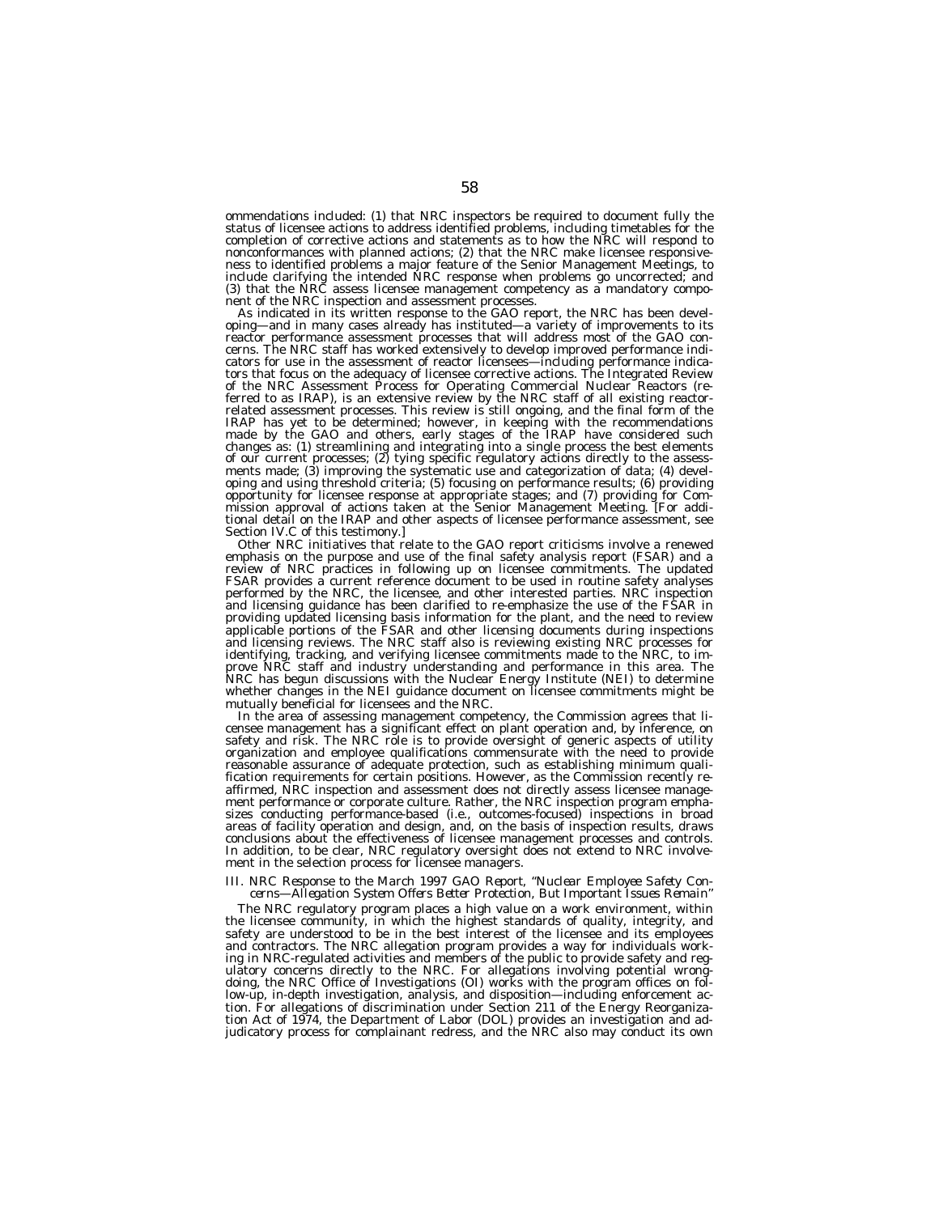ommendations included: (1) that NRC inspectors be required to document fully the status of licensee actions to address identified problems, including timetables for the completion of corrective actions and statements as to how the NRC will respond to nonconformances with planned actions; (2) that the NRC make licensee responsiveness to identified problems a major feature of the Senior Management Meetings, to include clarifying the intended NRC response when problems go uncorrected; and (3) that the NRC assess licensee management competency as a mandatory component of the NRC inspection and assessment processes.

As indicated in its written response to the GAO report, the NRC has been developing—and in many cases already has instituted—a variety of improvements to its reactor performance assessment processes that will address most of the GAO concerns. The NRC staff has worked extensively to develop improved performance indicators for use in the assessment of reactor licensees—including performance indicators that focus on the adequacy of licensee corrective actions. The Integrated Review of the NRC Assessment Process for Operating Commercial Nuclear Reactors (referred to as IRAP), is an extensive review by the NRC staff of all existing reactor-related assessment processes. This review is still ongoing, and the final form of the IRAP has yet to be determined; however, in keeping with the recommendations made by the GAO and others, early stages of the IRAP have considered such changes as: (1) streamlining and integrating into a single process the best elements of our current processes; (2) tying specific regulatory actions directly to the assessments made; (3) improving the systematic use and categorization of data; (4) developing and using threshold criteria; (5) focusing on performance results; (6) providing opportunity for licensee response at appropriate stages; and (7) providing for Commission approval of actions taken at the Senior Management Meeting. [For additional detail on the IRAP and other aspects of licensee performance assessment, see Section IV.C of this testimony.]

Other NRC initiatives that relate to the GAO report criticisms involve a renewed emphasis on the purpose and use of the final safety analysis report (FSAR) and a review of NRC practices in following up on licensee commitments. The updated FSAR provides a current reference document to be used in routine safety analyses performed by the NRC, the licensee, and other interested parties. NRC inspection and licensing guidance has been clarified to re-emphasize the use of the FSAR in providing updated licensing basis information for the plant, and the need to review applicable portions of the FSAR and other licensing documents during inspections and licensing reviews. The NRC staff also is reviewing existing NRC processes for identifying, tracking, and verifying licensee commitments made to the NRC, to improve NRC staff and industry understanding and performance in this area. The NRC has begun discussions with the Nuclear Energy Institute (NEI) to determine whether changes in the NEI guidance document on licensee commitments might be mutually beneficial for licensees and the NRC.

In the area of assessing management competency, the Commission agrees that licensee management has a significant effect on plant operation and, by inference, on safety and risk. The NRC role is to provide oversight of generic aspects of utility organization and employee qualifications commensurate with the need to provide reasonable assurance of adequate protection, such as establishing minimum qualification requirements for certain positions. However, as the Commission recently reaffirmed, NRC inspection and assessment does not directly assess licensee management performance or corporate culture. Rather, the NRC inspection program emphasizes conducting performance-based (i.e., outcomes-focused) inspections in broad areas of facility operation and design, and, on the basis of inspection results, draws conclusions about the effectiveness of licensee management processes and controls. In addition, to be clear, NRC regulatory oversight does not extend to NRC involvement in the selection process for licensee managers.

### III. NRC Response to the March 1997 GAO Report, *"Nuclear Employee Safety Concerns—Allegation System Offers Better Protection, But Important Issues Remain"*

The NRC regulatory program places a high value on a work environment, within the licensee community, in which the highest standards of quality, integrity, and safety are understood to be in the best interest of the licensee and its employees and contractors. The NRC allegation program provides a way for individuals working in NRC-regulated activities and members of the public to provide safety and regulatory concerns directly to the NRC. For allegations involving potential wrongdoing, the NRC Office of Investigations (OI) works with the program offices on follow-up, in-depth investigation, analysis, and disposition—including enforcement action. For allegations of discrimination under Section 211 of the Energy Reorganization Act of 1974, the Department of Labor (DOL) provides an investigation and adjudicatory process for complainant redress, and the NRC also may conduct its own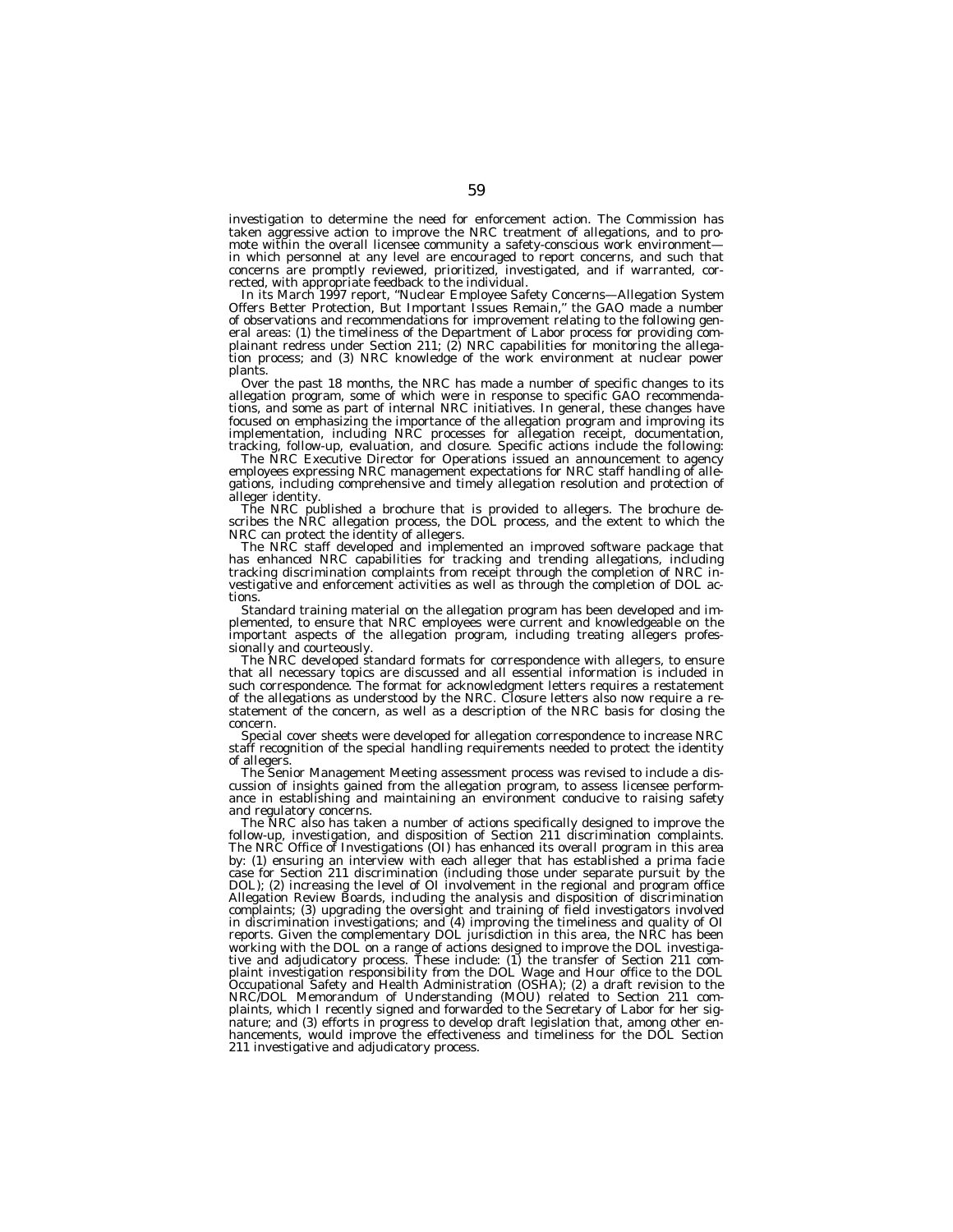investigation to determine the need for enforcement action. The Commission has taken aggressive action to improve the NRC treatment of allegations, and to promote within the overall licensee community a safety-conscious work environment—in which personnel at any level are encouraged to report concerns, and such that concerns are promptly reviewed, prioritized, investigated, and if warranted, corrected, with appropriate feedback to the individual.

In its March 1997 report, "Nuclear Employee Safety Concerns—Allegation System Offers Better Protection, But Important Issues Remain," the GAO made a number of observations and recommendations for improvement relating to the following general areas: (1) the timeliness of the Department of Labor process for providing complainant redress under Section 211; (2) NRC capabilities for monitoring the allegation process; and (3) NRC knowledge of the work environment at nuclear power plants.

Over the past 18 months, the NRC has made a number of specific changes to its allegation program, some of which were in response to specific GAO recommendations, and some as part of internal NRC initiatives. In general, these changes have focused on emphasizing the importance of the allegation program and improving its implementation, including NRC processes for allegation receipt, documentation, tracking, follow-up, evaluation, and closure. Specific actions include the following:

The NRC Executive Director for Operations issued an announcement to agency employees expressing NRC management expectations for NRC staff handling of allegations, including comprehensive and timely allegation resolution and protection of alleger identity.

The NRC published a brochure that is provided to allegers. The brochure describes the NRC allegation process, the DOL process, and the extent to which the NRC can protect the identity of allegers.

The NRC staff developed and implemented an improved software package that has enhanced NRC capabilities for tracking and trending allegations, including tracking discrimination complaints from receipt through the completion of NRC investigative and enforcement activities as well as through the completion of DOL actions.

Standard training material on the allegation program has been developed and implemented, to ensure that NRC employees were current and knowledgeable on the important aspects of the allegation program, including treating allegers professionally and courteously.

The NRC developed standard formats for correspondence with allegers, to ensure that all necessary topics are discussed and all essential information is included in such correspondence. The format for acknowledgment letters requires a restatement of the allegations as understood by the NRC. Closure letters also now require a restatement of the concern, as well as a description of the NRC basis for closing the concern.

Special cover sheets were developed for allegation correspondence to increase NRC staff recognition of the special handling requirements needed to protect the identity of allegers.

The Senior Management Meeting assessment process was revised to include a discussion of insights gained from the allegation program, to assess licensee performance in establishing and maintaining an environment conducive to raising safety and regulatory concerns.

The NRC also has taken a number of actions specifically designed to improve the follow-up, investigation, and disposition of Section 211 discrimination complaints. The NRC Office of Investigations (OI) has enhanced its overall program in this area by: (1) ensuring an interview with each alleger that has established a prima facie case for Section 211 discrimination (including those under separate pursuit by the DOL); (2) increasing the level of OI involvement in the regional and program office Allegation Review Boards, including the analysis and disposition of discrimination complaints; (3) upgrading the oversight and training of field investigators involved in discrimination investigations; and (4) improving the timeliness and quality of OI reports. Given the complementary DOL jurisdiction in this area, the NRC has been working with the DOL on a range of actions designed to improve the DOL investigative and adjudicatory process. These include: (1) the transfer of Section 211 complaint investigation responsibility from the DOL Wage and Hour office to the DOL Occupational Safety and Health Administration (OSHA); (2) a draft revision to the NRC/DOL Memorandum of Understanding (MOU) related to Section 211 complaints, which I recently signed and forwarded to the Secretary of Labor for her signature; and (3) efforts in progress to develop draft legislation that, among other enhancements, would improve the effectiveness and timeliness for the DOL Section 211 investigative and adjudicatory process.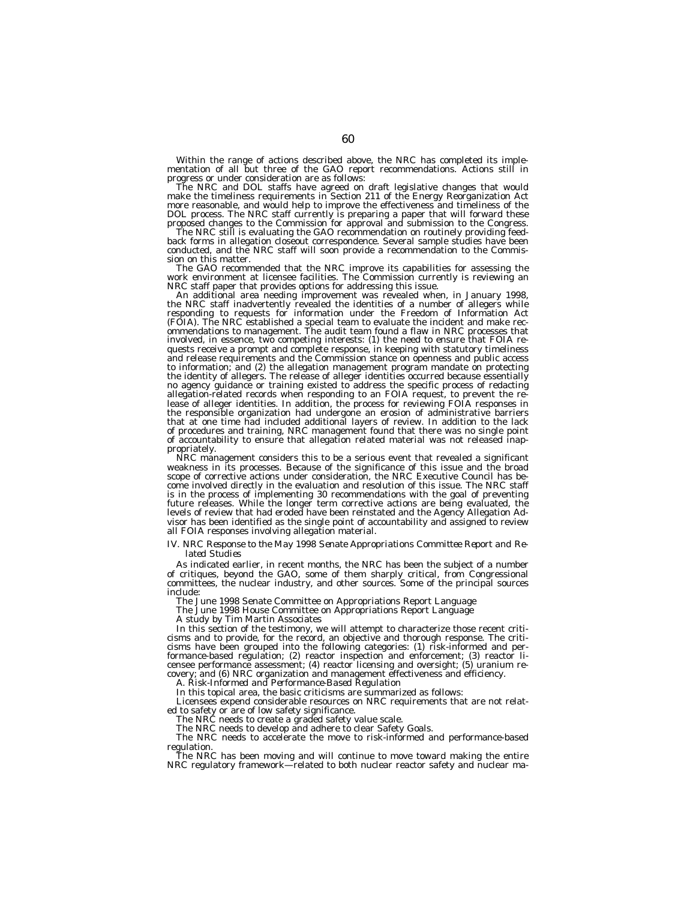Within the range of actions described above, the NRC has completed its implementation of all but three of the GAO report recommendations. Actions still in progress or under consideration are as follows:

The NRC and DOL staffs have agreed on draft legislative changes that would make the timeliness requirements in Section 211 of the Energy Reorganization Act more reasonable, and would help to improve the effectiveness and timeliness of the DOL process. The NRC staff currently is preparing a paper that will forward these proposed changes to the Commission for approval and submission to the Congress.

The NRC still is evaluating the GAO recommendation on routinely providing feedback forms in allegation closeout correspondence. Several sample studies have been conducted, and the NRC staff will soon provide a recommendation to the Commission on this matter.

The GAO recommended that the NRC improve its capabilities for assessing the work environment at licensee facilities. The Commission currently is reviewing an NRC staff paper that provides options for addressing this issue.

An additional area needing improvement was revealed when, in January 1998, the NRC staff inadvertently revealed the identities of a number of allegers while responding to requests for information under the Freedom of Information Act (FOIA). The NRC established a special team to evaluate the incident and make recommendations to management. The audit team found a flaw in NRC processes that involved, in essence, two competing interests: (1) the need to ensure that FOIA requests receive a prompt and complete response, in keeping with statutory timeliness and release requirements and the Commission stance on openness and public access to information; and (2) the allegation management program mandate on protecting the identity of allegers. The release of alleger identities occurred because essentially no agency guidance or training existed to address the specific process of redacting allegation-related records when responding to an FOIA request, to prevent the release of alleger identities. In addition, the process for reviewing FOIA responses in the responsible organization had undergone an erosion of administrative barriers that at one time had included additional layers of review. In addition to the lack of procedures and training, NRC management found that there was no single point of accountability to ensure that allegation related material was not released inappropriately.

NRC management considers this to be a serious event that revealed a significant weakness in its processes. Because of the significance of this issue and the broad scope of corrective actions under consideration, the NRC Executive Council has become involved directly in the evaluation and resolution of this issue. The NRC staff is in the process of implementing 30 recommendations with the goal of preventing future releases. While the longer term corrective actions are being evaluated, the levels of review that had eroded have been reinstated and the Agency Allegation Advisor has been identified as the single point of accountability and assigned to review all FOIA responses involving allegation material.

*IV. NRC Response to the May 1998 Senate Appropriations Committee Report and Related Studies*

As indicated earlier, in recent months, the NRC has been the subject of a number of critiques, beyond the GAO, some of them sharply critical, from Congressional committees, the nuclear industry, and other sources. Some of the principal sources include:

The June 1998 Senate Committee on Appropriations Report Language

The June 1998 House Committee on Appropriations Report Language

A study by Tim Martin Associates

In this section of the testimony, we will attempt to characterize those recent criticisms and to provide, for the record, an objective and thorough response. The criticisms have been grouped into the following categories: (1) risk-informed and performance-based regulation; (2) reactor inspection and enforcement; (3) reactor licensee performance assessment; (4) reactor licensing and oversight; (5) uranium recovery; and (6) NRC organization and management effectiveness and efficiency.

*A. Risk-Informed and Performance-Based Regulation*

In this topical area, the basic criticisms are summarized as follows:

Licensees expend considerable resources on NRC requirements that are not related to safety or are of low safety significance.

The NRC needs to create a graded safety value scale.

The NRC needs to develop and adhere to clear Safety Goals.

The NRC needs to accelerate the move to risk-informed and performance-based regulation.

The NRC has been moving and will continue to move toward making the entire NRC regulatory framework—related to both nuclear reactor safety and nuclear ma-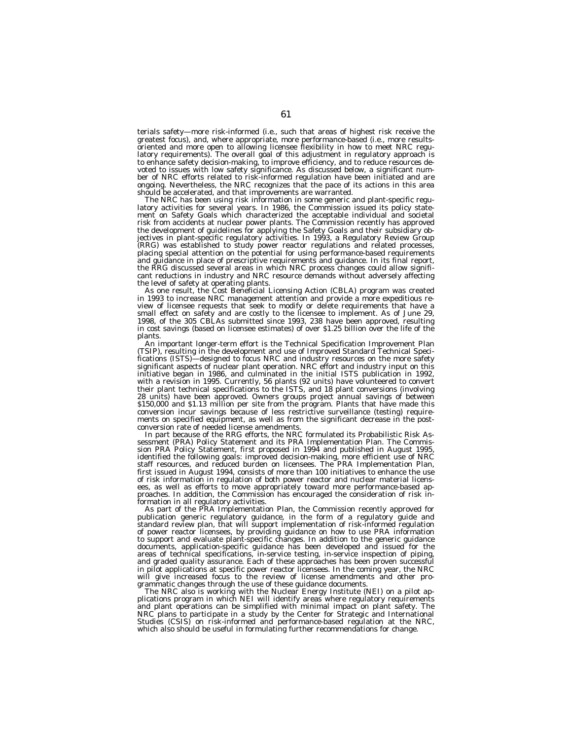terials safety—more risk-informed (i.e., such that areas of highest risk receive the greatest focus), and, where appropriate, more performance-based (i.e., more results-oriented and more open to allowing licensee flexibility in how to meet NRC regulatory requirements). The overall goal of this adjustment in regulatory approach is to enhance safety decision-making, to improve efficiency, and to reduce resources devoted to issues with low safety significance. As discussed below, a significant number of NRC efforts related to risk-informed regulation have been initiated and are ongoing. Nevertheless, the NRC recognizes that the pace of its actions in this area should be accelerated, and that improvements are warranted.

The NRC has been using risk information in some generic and plant-specific regulatory activities for several years. In 1986, the Commission issued its policy statement on Safety Goals which characterized the acceptable individual and societal risk from accidents at nuclear power plants. The Commission recently has approved the development of guidelines for applying the Safety Goals and their subsidiary objectives in plant-specific regulatory activities. In 1993, a Regulatory Review Group (RRG) was established to study power reactor regulations and related processes, placing special attention on the potential for using performance-based requirements and guidance in place of prescriptive requirements and guidance. In its final report, the RRG discussed several areas in which NRC process changes could allow significant reductions in industry and NRC resource demands without adversely affecting the level of safety at operating plants.

As one result, the Cost Beneficial Licensing Action (CBLA) program was created in 1993 to increase NRC management attention and provide a more expeditious review of licensee requests that seek to modify or delete requirements that have a small effect on safety and are costly to the licensee to implement. As of June 29, 1998, of the 305 CBLAs submitted since 1993, 238 have been approved, resulting in cost savings (based on licensee estimates) of over $1.25 billion over the life of the plants.

An important longer-term effort is the Technical Specification Improvement Plan (TSIP), resulting in the development and use of Improved Standard Technical Specifications (ISTS)—designed to focus NRC and industry resources on the more safety significant aspects of nuclear plant operation. NRC effort and industry input on this initiative began in 1986, and culminated in the initial ISTS publication in 1992, with a revision in 1995. Currently, 56 plants (92 units) have volunteered to convert their plant technical specifications to the ISTS, and 18 plant conversions (involving 28 units) have been approved. Owners groups project annual savings of between $150,000 and $1.13 million per site from the program. Plants that have made this conversion incur savings because of less restrictive surveillance (testing) requirements on specified equipment, as well as from the significant decrease in the post-conversion rate of needed license amendments.

In part because of the RRG efforts, the NRC formulated its Probabilistic Risk Assessment (PRA) Policy Statement and its PRA Implementation Plan. The Commission PRA Policy Statement, first proposed in 1994 and published in August 1995, identified the following goals: improved decision-making, more efficient use of NRC staff resources, and reduced burden on licensees. The PRA Implementation Plan, first issued in August 1994, consists of more than 100 initiatives to enhance the use of risk information in regulation of both power reactor and nuclear material licensees, as well as efforts to move appropriately toward more performance-based approaches. In addition, the Commission has encouraged the consideration of risk information in all regulatory activities.

As part of the PRA Implementation Plan, the Commission recently approved for publication generic regulatory guidance, in the form of a regulatory guide and standard review plan, that will support implementation of risk-informed regulation of power reactor licensees, by providing guidance on how to use PRA information to support and evaluate plant-specific changes. In addition to the generic guidance documents, application-specific guidance has been developed and issued for the areas of technical specifications, in-service testing, in-service inspection of piping, and graded quality assurance. Each of these approaches has been proven successful in pilot applications at specific power reactor licensees. In the coming year, the NRC will give increased focus to the review of license amendments and other programmatic changes through the use of these guidance documents.

The NRC also is working with the Nuclear Energy Institute (NEI) on a pilot applications program in which NEI will identify areas where regulatory requirements and plant operations can be simplified with minimal impact on plant safety. The NRC plans to participate in a study by the Center for Strategic and International Studies (CSIS) on risk-informed and performance-based regulation at the NRC, which also should be useful in formulating further recommendations for change.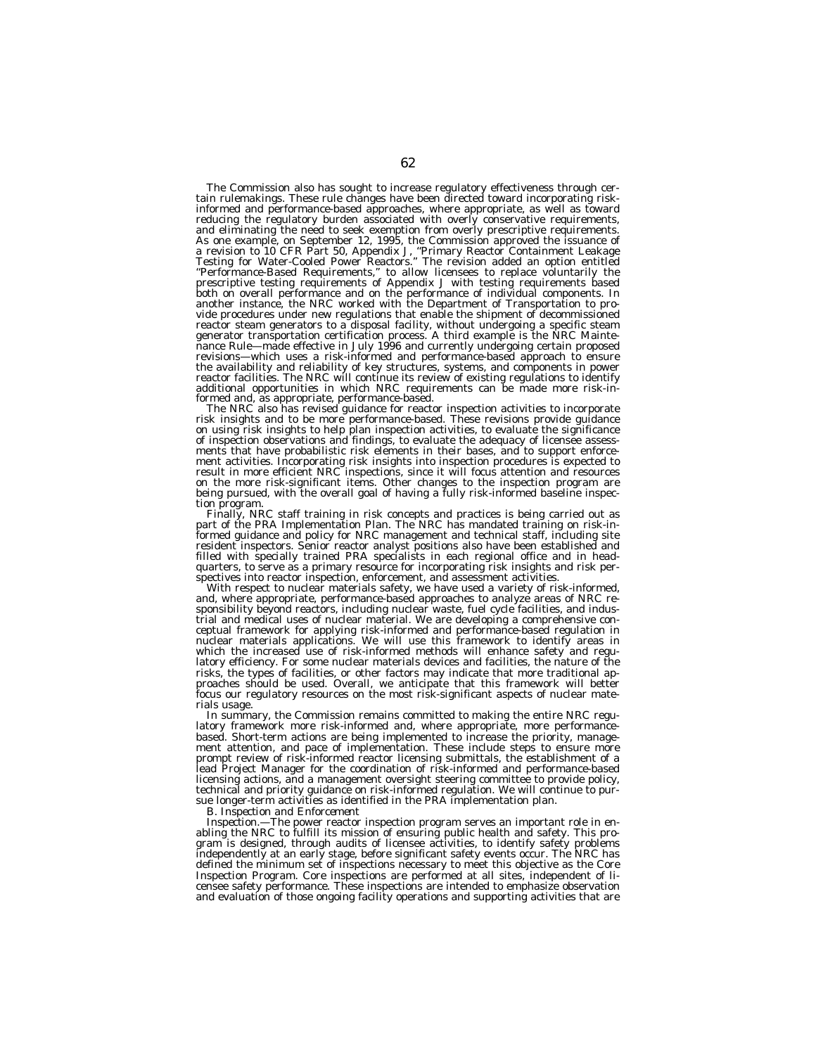The Commission also has sought to increase regulatory effectiveness through certain rulemakings. These rule changes have been directed toward incorporating risk-informed and performance-based approaches, where appropriate, as well as toward reducing the regulatory burden associated with overly conservative requirements, and eliminating the need to seek exemption from overly prescriptive requirements. As one example, on September 12, 1995, the Commission approved the issuance of a revision to 10 CFR Part 50, Appendix J, "Primary Reactor Containment Leakage Testing for Water-Cooled Power Reactors." The revision added an option entitled "Performance-Based Requirements," to allow licensees to replace voluntarily the prescriptive testing requirements of Appendix J with testing requirements based both on overall performance and on the performance of individual components. In another instance, the NRC worked with the Department of Transportation to provide procedures under new regulations that enable the shipment of decommissioned reactor steam generators to a disposal facility, without undergoing a specific steam generator transportation certification process. A third example is the NRC Maintenance Rule—made effective in July 1996 and currently undergoing certain proposed revisions—which uses a risk-informed and performance-based approach to ensure the availability and reliability of key structures, systems, and components in power reactor facilities. The NRC will continue its review of existing regulations to identify additional opportunities in which NRC requirements can be made more risk-informed and, as appropriate, performance-based.

The NRC also has revised guidance for reactor inspection activities to incorporate risk insights and to be more performance-based. These revisions provide guidance on using risk insights to help plan inspection activities, to evaluate the significance of inspection observations and findings, to evaluate the adequacy of licensee assessments that have probabilistic risk elements in their bases, and to support enforcement activities. Incorporating risk insights into inspection procedures is expected to result in more efficient NRC inspections, since it will focus attention and resources on the more risk-significant items. Other changes to the inspection program are being pursued, with the overall goal of having a fully risk-informed baseline inspection program.

Finally, NRC staff training in risk concepts and practices is being carried out as part of the PRA Implementation Plan. The NRC has mandated training on risk-informed guidance and policy for NRC management and technical staff, including site resident inspectors. Senior reactor analyst positions also have been established and filled with specially trained PRA specialists in each regional office and in headquarters, to serve as a primary resource for incorporating risk insights and risk perspectives into reactor inspection, enforcement, and assessment activities.

With respect to nuclear materials safety, we have used a variety of risk-informed, and, where appropriate, performance-based approaches to analyze areas of NRC responsibility beyond reactors, including nuclear waste, fuel cycle facilities, and industrial and medical uses of nuclear material. We are developing a comprehensive conceptual framework for applying risk-informed and performance-based regulation in nuclear materials applications. We will use this framework to identify areas in which the increased use of risk-informed methods will enhance safety and regulatory efficiency. For some nuclear materials devices and facilities, the nature of the risks, the types of facilities, or other factors may indicate that more traditional approaches should be used. Overall, we anticipate that this framework will better focus our regulatory resources on the most risk-significant aspects of nuclear materials usage.

In summary, the Commission remains committed to making the entire NRC regulatory framework more risk-informed and, where appropriate, more performance-based. Short-term actions are being implemented to increase the priority, management attention, and pace of implementation. These include steps to ensure more prompt review of risk-informed reactor licensing submittals, the establishment of a lead Project Manager for the coordination of risk-informed and performance-based licensing actions, and a management oversight steering committee to provide policy, technical and priority guidance on risk-informed regulation. We will continue to pursue longer-term activities as identified in the PRA implementation plan.

*B. Inspection and Enforcement*

*Inspection.*—The power reactor inspection program serves an important role in enabling the NRC to fulfill its mission of ensuring public health and safety. This program is designed, through audits of licensee activities, to identify safety problems independently at an early stage, before significant safety events occur. The NRC has defined the minimum set of inspections necessary to meet this objective as the Core Inspection Program. Core inspections are performed at all sites, independent of licensee safety performance. These inspections are intended to emphasize observation and evaluation of those ongoing facility operations and supporting activities that are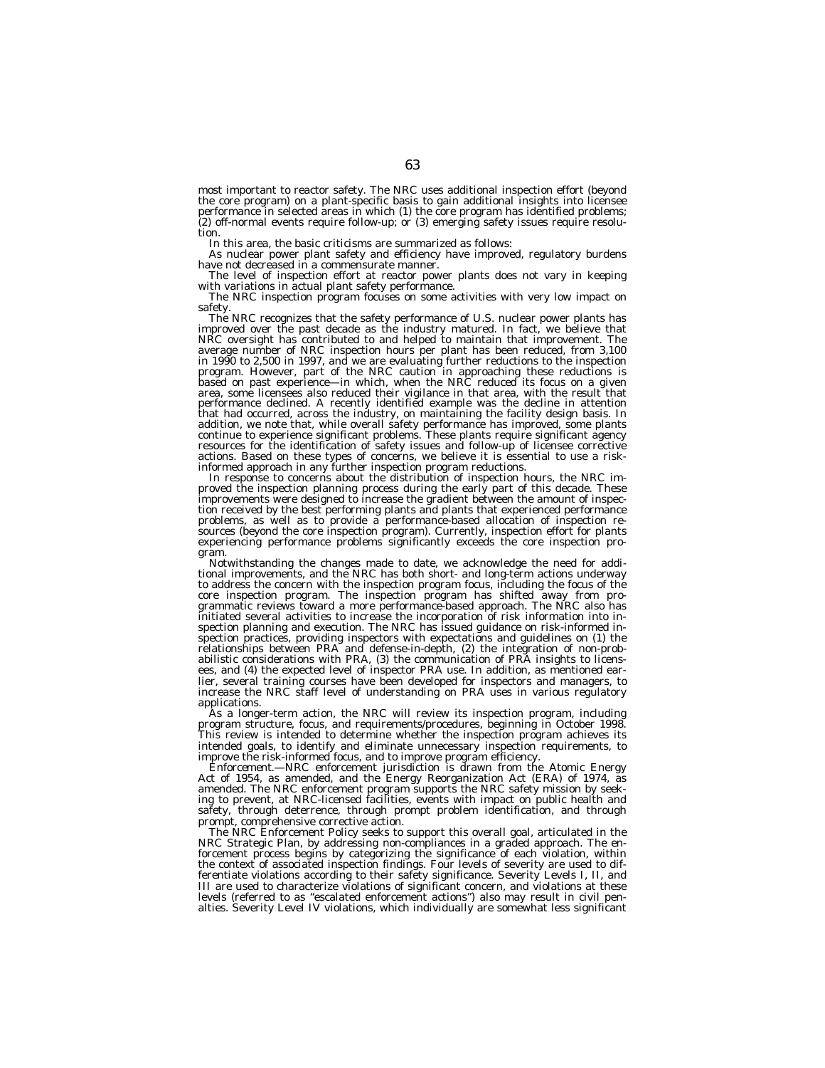most important to reactor safety. The NRC uses additional inspection effort (beyond the core program) on a plant-specific basis to gain additional insights into licensee performance in selected areas in which (1) the core program has identified problems; (2) off-normal events require follow-up; or (3) emerging safety issues require resolution.

In this area, the basic criticisms are summarized as follows:

As nuclear power plant safety and efficiency have improved, regulatory burdens have not decreased in a commensurate manner.

The level of inspection effort at reactor power plants does not vary in keeping with variations in actual plant safety performance.

The NRC inspection program focuses on some activities with very low impact on safety.

The NRC recognizes that the safety performance of U.S. nuclear power plants has improved over the past decade as the industry matured. In fact, we believe that NRC oversight has contributed to and helped to maintain that improvement. The average number of NRC inspection hours per plant has been reduced, from 3,100 in 1990 to 2,500 in 1997, and we are evaluating further reductions to the inspection program. However, part of the NRC caution in approaching these reductions is based on past experience—in which, when the NRC reduced its focus on a given area, some licensees also reduced their vigilance in that area, with the result that performance declined. A recently identified example was the decline in attention that had occurred, across the industry, on maintaining the facility design basis. In addition, we note that, while overall safety performance has improved, some plants continue to experience significant problems. These plants require significant agency resources for the identification of safety issues and follow-up of licensee corrective actions. Based on these types of concerns, we believe it is essential to use a risk-informed approach in any further inspection program reductions.

In response to concerns about the distribution of inspection hours, the NRC improved the inspection planning process during the early part of this decade. These improvements were designed to increase the gradient between the amount of inspection received by the best performing plants and plants that experienced performance problems, as well as to provide a performance-based allocation of inspection resources (beyond the core inspection program). Currently, inspection effort for plants experiencing performance problems significantly exceeds the core inspection program.

Notwithstanding the changes made to date, we acknowledge the need for additional improvements, and the NRC has both short- and long-term actions underway to address the concern with the inspection program focus, including the focus of the core inspection program. The inspection program has shifted away from programmatic reviews toward a more performance-based approach. The NRC also has initiated several activities to increase the incorporation of risk information into inspection planning and execution. The NRC has issued guidance on risk-informed inspection practices, providing inspectors with expectations and guidelines on (1) the relationships between PRA and defense-in-depth, (2) the integration of non-probabilistic considerations with PRA, (3) the communication of PRA insights to licensees, and (4) the expected level of inspector PRA use. In addition, as mentioned earlier, several training courses have been developed for inspectors and managers, to increase the NRC staff level of understanding on PRA uses in various regulatory applications.

As a longer-term action, the NRC will review its inspection program, including program structure, focus, and requirements/procedures, beginning in October 1998. This review is intended to determine whether the inspection program achieves its intended goals, to identify and eliminate unnecessary inspection requirements, to improve the risk-informed focus, and to improve program efficiency.

*Enforcement.*—NRC enforcement jurisdiction is drawn from the Atomic Energy Act of 1954, as amended, and the Energy Reorganization Act (ERA) of 1974, as amended. The NRC enforcement program supports the NRC safety mission by seeking to prevent, at NRC-licensed facilities, events with impact on public health and safety, through deterrence, through prompt problem identification, and through prompt, comprehensive corrective action.

The NRC Enforcement Policy seeks to support this overall goal, articulated in the NRC Strategic Plan, by addressing non-compliances in a graded approach. The enforcement process begins by categorizing the significance of each violation, within the context of associated inspection findings. Four levels of severity are used to differentiate violations according to their safety significance. Severity Levels I, II, and III are used to characterize violations of significant concern, and violations at these levels (referred to as "escalated enforcement actions") also may result in civil penalties. Severity Level IV violations, which individually are somewhat less significant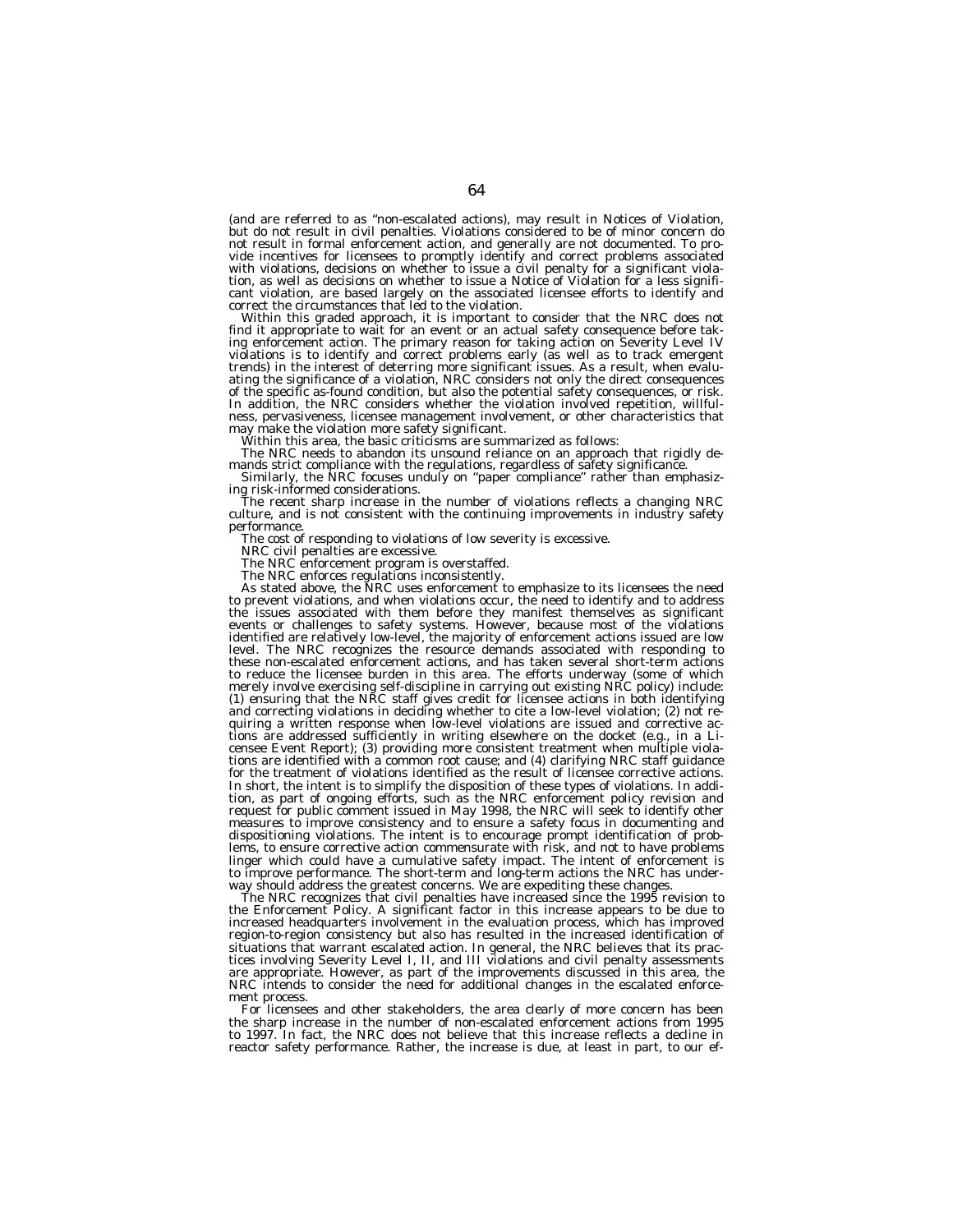(and are referred to as "non-escalated actions), may result in Notices of Violation, but do not result in civil penalties. Violations considered to be of minor concern do not result in formal enforcement action, and generally are not documented. To provide incentives for licensees to promptly identify and correct problems associated with violations, decisions on whether to issue a civil penalty for a significant violation, as well as decisions on whether to issue a Notice of Violation for a less significant violation, are based largely on the associated licensee efforts to identify and correct the circumstances that led to the violation.

Within this graded approach, it is important to consider that the NRC does not find it appropriate to wait for an event or an actual safety consequence before taking enforcement action. The primary reason for taking action on Severity Level IV violations is to identify and correct problems early (as well as to track emergent trends) in the interest of deterring more significant issues. As a result, when evaluating the significance of a violation, NRC considers not only the direct consequences of the specific as-found condition, but also the potential safety consequences, or risk. In addition, the NRC considers whether the violation involved repetition, willfulness, pervasiveness, licensee management involvement, or other characteristics that may make the violation more safety significant.

Within this area, the basic criticisms are summarized as follows:

The NRC needs to abandon its unsound reliance on an approach that rigidly demands strict compliance with the regulations, regardless of safety significance.

Similarly, the NRC focuses unduly on "paper compliance" rather than emphasizing risk-informed considerations.

The recent sharp increase in the number of violations reflects a changing NRC culture, and is not consistent with the continuing improvements in industry safety performance.

The cost of responding to violations of low severity is excessive.

NRC civil penalties are excessive.

The NRC enforcement program is overstaffed.

The NRC enforces regulations inconsistently.

As stated above, the NRC uses enforcement to emphasize to its licensees the need to prevent violations, and when violations occur, the need to identify and to address the issues associated with them before they manifest themselves as significant events or challenges to safety systems. However, because most of the violations identified are relatively low-level, the majority of enforcement actions issued are low level. The NRC recognizes the resource demands associated with responding to these non-escalated enforcement actions, and has taken several short-term actions to reduce the licensee burden in this area. The efforts underway (some of which merely involve exercising self-discipline in carrying out existing NRC policy) include: (1) ensuring that the NRC staff gives credit for licensee actions in both identifying and correcting violations in deciding whether to cite a low-level violation; (2) not requiring a written response when low-level violations are issued and corrective actions are addressed sufficiently in writing elsewhere on the docket (e.g., in a Licensee Event Report); (3) providing more consistent treatment when multiple violations are identified with a common root cause; and (4) clarifying NRC staff guidance for the treatment of violations identified as the result of licensee corrective actions. In short, the intent is to simplify the disposition of these types of violations. In addition, as part of ongoing efforts, such as the NRC enforcement policy revision and request for public comment issued in May 1998, the NRC will seek to identify other measures to improve consistency and to ensure a safety focus in documenting and dispositioning violations. The intent is to encourage prompt identification of problems, to ensure corrective action commensurate with risk, and not to have problems linger which could have a cumulative safety impact. The intent of enforcement is to improve performance. The short-term and long-term actions the NRC has underway should address the greatest concerns. We are expediting these changes.

The NRC recognizes that civil penalties have increased since the 1995 revision to the Enforcement Policy. A significant factor in this increase appears to be due to increased headquarters involvement in the evaluation process, which has improved region-to-region consistency but also has resulted in the increased identification of situations that warrant escalated action. In general, the NRC believes that its practices involving Severity Level I, II, and III violations and civil penalty assessments are appropriate. However, as part of the improvements discussed in this area, the NRC intends to consider the need for additional changes in the escalated enforcement process.

For licensees and other stakeholders, the area clearly of more concern has been the sharp increase in the number of non-escalated enforcement actions from 1995 to 1997. In fact, the NRC does not believe that this increase reflects a decline in reactor safety performance. Rather, the increase is due, at least in part, to our ef-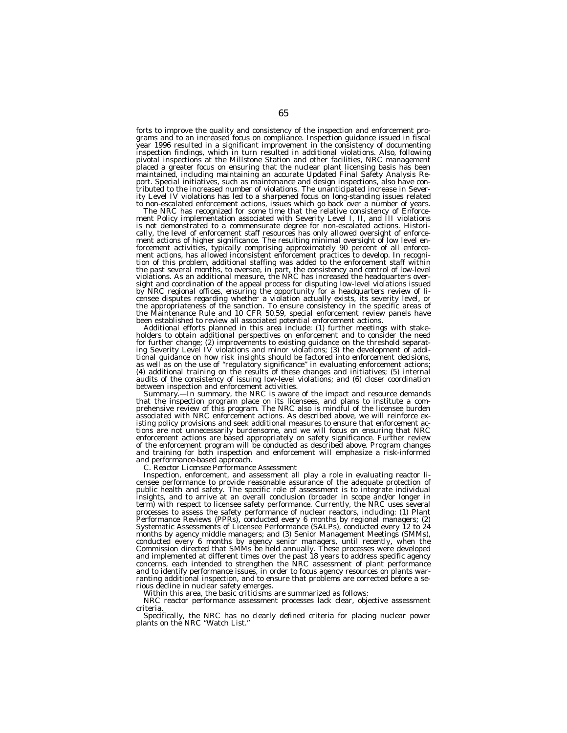forts to improve the quality and consistency of the inspection and enforcement programs and to an increased focus on compliance. Inspection guidance issued in fiscal year 1996 resulted in a significant improvement in the consistency of documenting inspection findings, which in turn resulted in additional violations. Also, following pivotal inspections at the Millstone Station and other facilities, NRC management placed a greater focus on ensuring that the nuclear plant licensing basis has been maintained, including maintaining an accurate Updated Final Safety Analysis Report. Special initiatives, such as maintenance and design inspections, also have contributed to the increased number of violations. The unanticipated increase in Severity Level IV violations has led to a sharpened focus on long-standing issues related to non-escalated enforcement actions, issues which go back over a number of years.

The NRC has recognized for some time that the relative consistency of Enforcement Policy implementation associated with Severity Level I, II, and III violations is not demonstrated to a commensurate degree for non-escalated actions. Historically, the level of enforcement staff resources has only allowed oversight of enforcement actions of higher significance. The resulting minimal oversight of low level enforcement activities, typically comprising approximately 90 percent of all enforcement actions, has allowed inconsistent enforcement practices to develop. In recognition of this problem, additional staffing was added to the enforcement staff within the past several months, to oversee, in part, the consistency and control of low-level violations. As an additional measure, the NRC has increased the headquarters oversight and coordination of the appeal process for disputing low-level violations issued by NRC regional offices, ensuring the opportunity for a headquarters review of licensee disputes regarding whether a violation actually exists, its severity level, or the appropriateness of the sanction. To ensure consistency in the specific areas of the Maintenance Rule and 10 CFR 50.59, special enforcement review panels have been established to review all associated potential enforcement actions.

Additional efforts planned in this area include: (1) further meetings with stakeholders to obtain additional perspectives on enforcement and to consider the need for further change; (2) improvements to existing guidance on the threshold separating Severity Level IV violations and minor violations; (3) the development of additional guidance on how risk insights should be factored into enforcement decisions, as well as on the use of "regulatory significance" in evaluating enforcement actions; (4) additional training on the results of these changes and initiatives; (5) internal audits of the consistency of issuing low-level violations; and (6) closer coordination between inspection and enforcement activities.

*Summary.*—In summary, the NRC is aware of the impact and resource demands that the inspection program place on its licensees, and plans to institute a comprehensive review of this program. The NRC also is mindful of the licensee burden associated with NRC enforcement actions. As described above, we will reinforce existing policy provisions and seek additional measures to ensure that enforcement actions are not unnecessarily burdensome, and we will focus on ensuring that NRC enforcement actions are based appropriately on safety significance. Further review of the enforcement program will be conducted as described above. Program changes and training for both inspection and enforcement will emphasize a risk-informed and performance-based approach.

*C. Reactor Licensee Performance Assessment*

Inspection, enforcement, and assessment all play a role in evaluating reactor licensee performance to provide reasonable assurance of the adequate protection of public health and safety. The specific role of assessment is to integrate individual insights, and to arrive at an overall conclusion (broader in scope and/or longer in term) with respect to licensee safety performance. Currently, the NRC uses several processes to assess the safety performance of nuclear reactors, including: (1) Plant Performance Reviews (PPRs), conducted every 6 months by regional managers; (2) Systematic Assessments of Licensee Performance (SALPs), conducted every 12 to 24 months by agency middle managers; and (3) Senior Management Meetings (SMMs), conducted every 6 months by agency senior managers, until recently, when the Commission directed that SMMs be held annually. These processes were developed and implemented at different times over the past 18 years to address specific agency concerns, each intended to strengthen the NRC assessment of plant performance and to identify performance issues, in order to focus agency resources on plants warranting additional inspection, and to ensure that problems are corrected before a serious decline in nuclear safety emerges.

Within this area, the basic criticisms are summarized as follows:

*NRC reactor performance assessment processes lack clear, objective assessment criteria.*

*Specifically, the NRC has no clearly defined criteria for placing nuclear power plants on the NRC "Watch List."*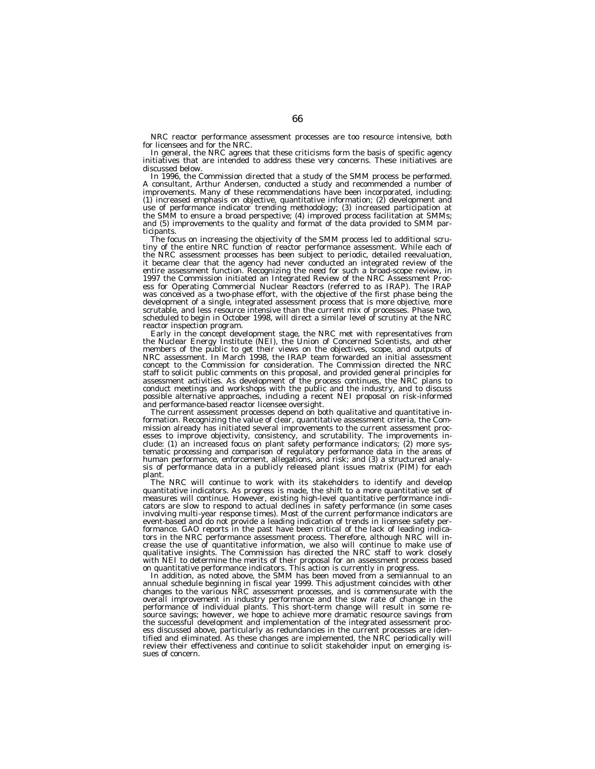NRC reactor performance assessment processes are too resource intensive, both for licensees and for the NRC.

In general, the NRC agrees that these criticisms form the basis of specific agency initiatives that are intended to address these very concerns. These initiatives are discussed below.

In 1996, the Commission directed that a study of the SMM process be performed. A consultant, Arthur Andersen, conducted a study and recommended a number of improvements. Many of these recommendations have been incorporated, including: (1) increased emphasis on objective, quantitative information; (2) development and use of performance indicator trending methodology; (3) increased participation at the SMM to ensure a broad perspective; (4) improved process facilitation at SMMs; and (5) improvements to the quality and format of the data provided to SMM participants.

The focus on increasing the objectivity of the SMM process led to additional scrutiny of the entire NRC function of reactor performance assessment. While each of the NRC assessment processes has been subject to periodic, detailed reevaluation, it became clear that the agency had never conducted an integrated review of the entire assessment function. Recognizing the need for such a broad-scope review, in 1997 the Commission initiated an Integrated Review of the NRC Assessment Process for Operating Commercial Nuclear Reactors (referred to as IRAP). The IRAP was conceived as a two-phase effort, with the objective of the first phase being the development of a single, integrated assessment process that is more objective, more scrutable, and less resource intensive than the current mix of processes. Phase two, scheduled to begin in October 1998, will direct a similar level of scrutiny at the NRC reactor inspection program.

Early in the concept development stage, the NRC met with representatives from the Nuclear Energy Institute (NEI), the Union of Concerned Scientists, and other members of the public to get their views on the objectives, scope, and outputs of NRC assessment. In March 1998, the IRAP team forwarded an initial assessment concept to the Commission for consideration. The Commission directed the NRC staff to solicit public comments on this proposal, and provided general principles for assessment activities. As development of the process continues, the NRC plans to conduct meetings and workshops with the public and the industry, and to discuss possible alternative approaches, including a recent NEI proposal on risk-informed and performance-based reactor licensee oversight.

The current assessment processes depend on both qualitative and quantitative information. Recognizing the value of clear, quantitative assessment criteria, the Commission already has initiated several improvements to the current assessment processes to improve objectivity, consistency, and scrutability. The improvements include: (1) an increased focus on plant safety performance indicators; (2) more systematic processing and comparison of regulatory performance data in the areas of human performance, enforcement, allegations, and risk; and (3) a structured analysis of performance data in a publicly released plant issues matrix (PIM) for each plant.

The NRC will continue to work with its stakeholders to identify and develop quantitative indicators. As progress is made, the shift to a more quantitative set of measures will continue. However, existing high-level quantitative performance indicators are slow to respond to actual declines in safety performance (in some cases involving multi-year response times). Most of the current performance indicators are event-based and do not provide a leading indication of trends in licensee safety performance. GAO reports in the past have been critical of the lack of leading indicators in the NRC performance assessment process. Therefore, although NRC will increase the use of quantitative information, we also will continue to make use of qualitative insights. The Commission has directed the NRC staff to work closely with NEI to determine the merits of their proposal for an assessment process based on quantitative performance indicators. This action is currently in progress.

In addition, as noted above, the SMM has been moved from a semiannual to an annual schedule beginning in fiscal year 1999. This adjustment coincides with other changes to the various NRC assessment processes, and is commensurate with the overall improvement in industry performance and the slow rate of change in the performance of individual plants. This short-term change will result in some resource savings; however, we hope to achieve more dramatic resource savings from the successful development and implementation of the integrated assessment process discussed above, particularly as redundancies in the current processes are identified and eliminated. As these changes are implemented, the NRC periodically will review their effectiveness and continue to solicit stakeholder input on emerging issues of concern.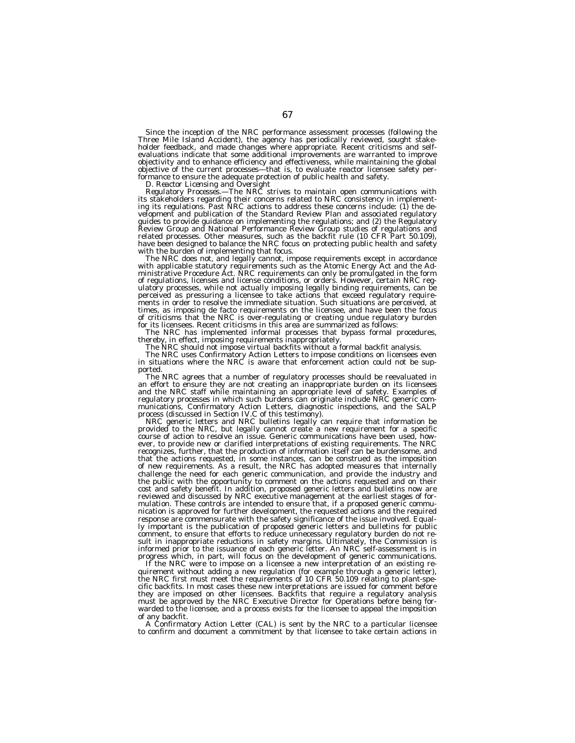Since the inception of the NRC performance assessment processes (following the Three Mile Island Accident), the agency has periodically reviewed, sought stakeholder feedback, and made changes where appropriate. Recent criticisms and self-evaluations indicate that some additional improvements are warranted to improve objectivity and to enhance efficiency and effectiveness, while maintaining the global objective of the current processes—that is, to evaluate reactor licensee safety performance to ensure the adequate protection of public health and safety.

D. *Reactor Licensing and Oversight*

*Regulatory Processes.*—The NRC strives to maintain open communications with its stakeholders regarding their concerns related to NRC consistency in implementing its regulations. Past NRC actions to address these concerns include: (1) the development and publication of the Standard Review Plan and associated regulatory guides to provide guidance on implementing the regulations; and (2) the Regulatory Review Group and National Performance Review Group studies of regulations and related processes. Other measures, such as the backfit rule (10 CFR Part 50.109), have been designed to balance the NRC focus on protecting public health and safety with the burden of implementing that focus.

The NRC does not, and legally cannot, impose requirements except in accordance with applicable statutory requirements such as the Atomic Energy Act and the Administrative Procedure Act. NRC requirements can only be promulgated in the form of regulations, licenses and license conditions, or orders. However, certain NRC regulatory processes, while not actually imposing legally binding requirements, can be perceived as pressuring a licensee to take actions that exceed regulatory requirements in order to resolve the immediate situation. Such situations are perceived, at times, as imposing de facto requirements on the licensee, and have been the focus of criticisms that the NRC is over-regulating or creating undue regulatory burden for its licensees. Recent criticisms in this area are summarized as follows:

The NRC has implemented informal processes that bypass formal procedures, thereby, in effect, imposing requirements inappropriately.

The NRC should not impose virtual backfits without a formal backfit analysis.

The NRC uses Confirmatory Action Letters to impose conditions on licensees even in situations where the NRC is aware that enforcement action could not be supported.

The NRC agrees that a number of regulatory processes should be reevaluated in an effort to ensure they are not creating an inappropriate burden on its licensees and the NRC staff while maintaining an appropriate level of safety. Examples of regulatory processes in which such burdens can originate include NRC generic communications, Confirmatory Action Letters, diagnostic inspections, and the SALP process (discussed in Section IV.C of this testimony).

NRC generic letters and NRC bulletins legally can require that information be provided to the NRC, but legally cannot create a new requirement for a specific course of action to resolve an issue. Generic communications have been used, however, to provide new or clarified interpretations of existing requirements. The NRC recognizes, further, that the production of information itself can be burdensome, and that the actions requested, in some instances, can be construed as the imposition of new requirements. As a result, the NRC has adopted measures that internally challenge the need for each generic communication, and provide the industry and the public with the opportunity to comment on the actions requested and on their cost and safety benefit. In addition, proposed generic letters and bulletins now are reviewed and discussed by NRC executive management at the earliest stages of formulation. These controls are intended to ensure that, if a proposed generic communication is approved for further development, the requested actions and the required response are commensurate with the safety significance of the issue involved. Equally important is the publication of proposed generic letters and bulletins for public comment, to ensure that efforts to reduce unnecessary regulatory burden do not result in inappropriate reductions in safety margins. Ultimately, the Commission is informed prior to the issuance of each generic letter. An NRC self-assessment is in progress which, in part, will focus on the development of generic communications.

If the NRC were to impose on a licensee a new interpretation of an existing requirement without adding a new regulation (for example through a generic letter), the NRC first must meet the requirements of 10 CFR 50.109 relating to plant-specific backfits. In most cases these new interpretations are issued for comment before they are imposed on other licensees. Backfits that require a regulatory analysis must be approved by the NRC Executive Director for Operations before being forwarded to the licensee, and a process exists for the licensee to appeal the imposition of any backfit.

A Confirmatory Action Letter (CAL) is sent by the NRC to a particular licensee to confirm and document a commitment by that licensee to take certain actions in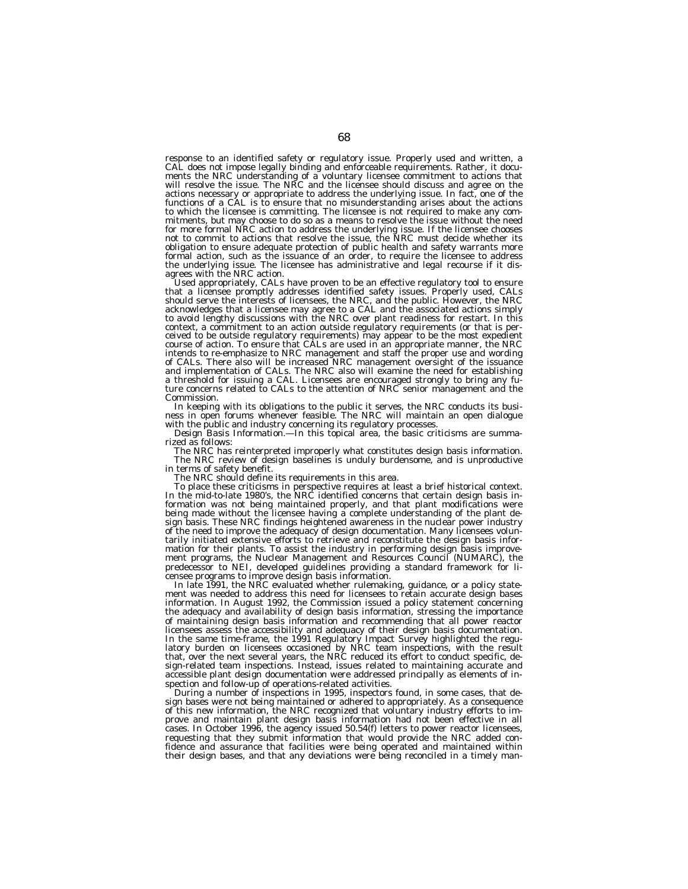response to an identified safety or regulatory issue. Properly used and written, a CAL does not impose legally binding and enforceable requirements. Rather, it documents the NRC understanding of a voluntary licensee commitment to actions that will resolve the issue. The NRC and the licensee should discuss and agree on the actions necessary or appropriate to address the underlying issue. In fact, one of the functions of a CAL is to ensure that no misunderstanding arises about the actions to which the licensee is committing. The licensee is not required to make any commitments, but may choose to do so as a means to resolve the issue without the need for more formal NRC action to address the underlying issue. If the licensee chooses not to commit to actions that resolve the issue, the NRC must decide whether its obligation to ensure adequate protection of public health and safety warrants more formal action, such as the issuance of an order, to require the licensee to address the underlying issue. The licensee has administrative and legal recourse if it disagrees with the NRC action.

Used appropriately, CALs have proven to be an effective regulatory tool to ensure that a licensee promptly addresses identified safety issues. Properly used, CALs should serve the interests of licensees, the NRC, and the public. However, the NRC acknowledges that a licensee may agree to a CAL and the associated actions simply to avoid lengthy discussions with the NRC over plant readiness for restart. In this context, a commitment to an action outside regulatory requirements (or that is perceived to be outside regulatory requirements) may appear to be the most expedient course of action. To ensure that CALs are used in an appropriate manner, the NRC intends to re-emphasize to NRC management and staff the proper use and wording of CALs. There also will be increased NRC management oversight of the issuance and implementation of CALs. The NRC also will examine the need for establishing a threshold for issuing a CAL. Licensees are encouraged strongly to bring any future concerns related to CALs to the attention of NRC senior management and the Commission.

In keeping with its obligations to the public it serves, the NRC conducts its business in open forums whenever feasible. The NRC will maintain an open dialogue with the public and industry concerning its regulatory processes.

*Design Basis Information*.—In this topical area, the basic criticisms are summarized as follows:

The NRC has reinterpreted improperly what constitutes design basis information.

The NRC review of design baselines is unduly burdensome, and is unproductive in terms of safety benefit.

The NRC should define its requirements in this area.

To place these criticisms in perspective requires at least a brief historical context. In the mid-to-late 1980's, the NRC identified concerns that certain design basis information was not being maintained properly, and that plant modifications were being made without the licensee having a complete understanding of the plant design basis. These NRC findings heightened awareness in the nuclear power industry of the need to improve the adequacy of design documentation. Many licensees voluntarily initiated extensive efforts to retrieve and reconstitute the design basis information for their plants. To assist the industry in performing design basis improvement programs, the Nuclear Management and Resources Council (NUMARC), the predecessor to NEI, developed guidelines providing a standard framework for licensee programs to improve design basis information.

In late 1991, the NRC evaluated whether rulemaking, guidance, or a policy statement was needed to address this need for licensees to retain accurate design bases information. In August 1992, the Commission issued a policy statement concerning the adequacy and availability of design basis information, stressing the importance of maintaining design basis information and recommending that all power reactor licensees assess the accessibility and adequacy of their design basis documentation. In the same time-frame, the 1991 Regulatory Impact Survey highlighted the regulatory burden on licensees occasioned by NRC team inspections, with the result that, over the next several years, the NRC reduced its effort to conduct specific, design-related team inspections. Instead, issues related to maintaining accurate and accessible plant design documentation were addressed principally as elements of inspection and follow-up of operations-related activities.

During a number of inspections in 1995, inspectors found, in some cases, that design bases were not being maintained or adhered to appropriately. As a consequence of this new information, the NRC recognized that voluntary industry efforts to improve and maintain plant design basis information had not been effective in all cases. In October 1996, the agency issued 50.54(f) letters to power reactor licensees, requesting that they submit information that would provide the NRC added confidence and assurance that facilities were being operated and maintained within their design bases, and that any deviations were being reconciled in a timely man-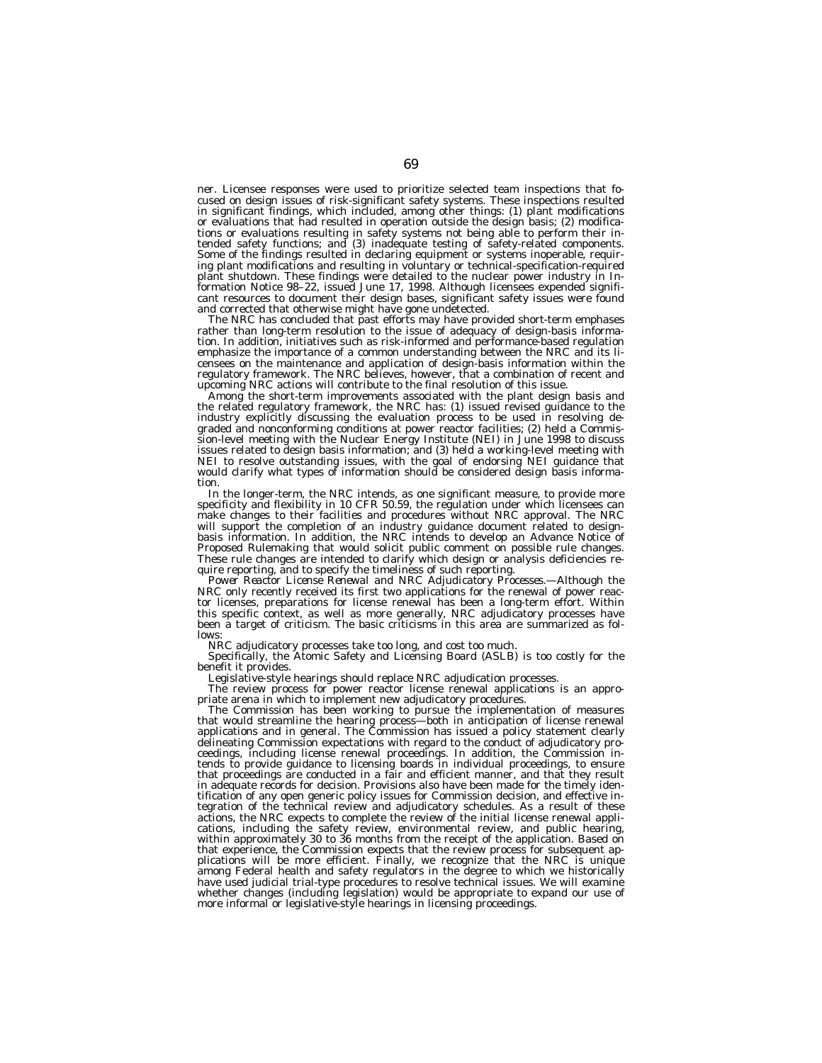ner. Licensee responses were used to prioritize selected team inspections that focused on design issues of risk-significant safety systems. These inspections resulted in significant findings, which included, among other things: (1) plant modifications or evaluations that had resulted in operation outside the design basis; (2) modifications or evaluations resulting in safety systems not being able to perform their intended safety functions; and (3) inadequate testing of safety-related components. Some of the findings resulted in declaring equipment or systems inoperable, requiring plant modifications and resulting in voluntary or technical-specification-required plant shutdown. These findings were detailed to the nuclear power industry in Information Notice 98–22, issued June 17, 1998. Although licensees expended significant resources to document their design bases, significant safety issues were found and corrected that otherwise might have gone undetected.

The NRC has concluded that past efforts may have provided short-term emphases rather than long-term resolution to the issue of adequacy of design-basis information. In addition, initiatives such as risk-informed and performance-based regulation emphasize the importance of a common understanding between the NRC and its licensees on the maintenance and application of design-basis information within the regulatory framework. The NRC believes, however, that a combination of recent and upcoming NRC actions will contribute to the final resolution of this issue.

Among the short-term improvements associated with the plant design basis and the related regulatory framework, the NRC has: (1) issued revised guidance to the industry explicitly discussing the evaluation process to be used in resolving degraded and nonconforming conditions at power reactor facilities; (2) held a Commission-level meeting with the Nuclear Energy Institute (NEI) in June 1998 to discuss issues related to design basis information; and (3) held a working-level meeting with NEI to resolve outstanding issues, with the goal of endorsing NEI guidance that would clarify what types of information should be considered design basis information.

In the longer-term, the NRC intends, as one significant measure, to provide more specificity and flexibility in 10 CFR 50.59, the regulation under which licensees can make changes to their facilities and procedures without NRC approval. The NRC will support the completion of an industry guidance document related to design-basis information. In addition, the NRC intends to develop an Advance Notice of Proposed Rulemaking that would solicit public comment on possible rule changes. These rule changes are intended to clarify which design or analysis deficiencies require reporting, and to specify the timeliness of such reporting.

*Power Reactor License Renewal and NRC Adjudicatory Processes.*—Although the NRC only recently received its first two applications for the renewal of power reactor licenses, preparations for license renewal has been a long-term effort. Within this specific context, as well as more generally, NRC adjudicatory processes have been a target of criticism. The basic criticisms in this area are summarized as follows:

NRC adjudicatory processes take too long, and cost too much.

Specifically, the Atomic Safety and Licensing Board (ASLB) is too costly for the benefit it provides.

Legislative-style hearings should replace NRC adjudication processes.

The review process for power reactor license renewal applications is an appropriate arena in which to implement new adjudicatory procedures.

The Commission has been working to pursue the implementation of measures that would streamline the hearing process—both in anticipation of license renewal applications and in general. The Commission has issued a policy statement clearly delineating Commission expectations with regard to the conduct of adjudicatory proceedings, including license renewal proceedings. In addition, the Commission intends to provide guidance to licensing boards in individual proceedings, to ensure that proceedings are conducted in a fair and efficient manner, and that they result in adequate records for decision. Provisions also have been made for the timely identification of any open generic policy issues for Commission decision, and effective integration of the technical review and adjudicatory schedules. As a result of these actions, the NRC expects to complete the review of the initial license renewal applications, including the safety review, environmental review, and public hearing, within approximately 30 to 36 months from the receipt of the application. Based on that experience, the Commission expects that the review process for subsequent applications will be more efficient. Finally, we recognize that the NRC is unique among Federal health and safety regulators in the degree to which we historically have used judicial trial-type procedures to resolve technical issues. We will examine whether changes (including legislation) would be appropriate to expand our use of more informal or legislative-style hearings in licensing proceedings.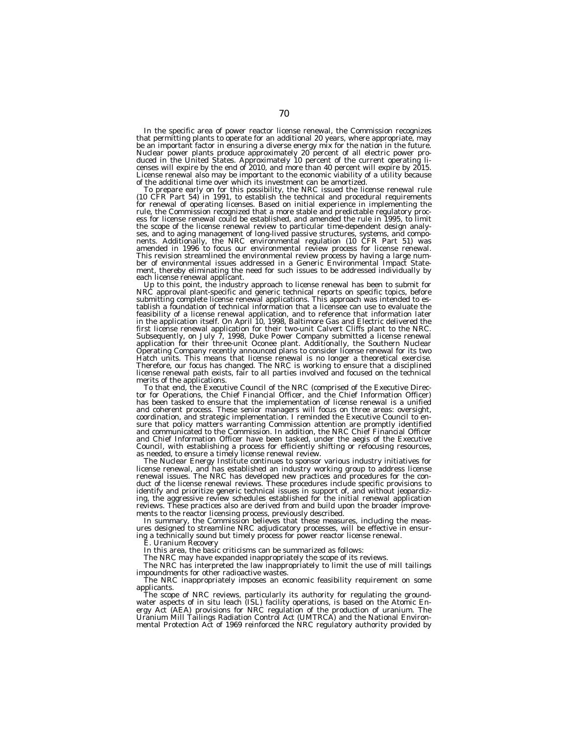In the specific area of power reactor license renewal, the Commission recognizes that permitting plants to operate for an additional 20 years, where appropriate, may be an important factor in ensuring a diverse energy mix for the nation in the future. Nuclear power plants produce approximately 20 percent of all electric power produced in the United States. Approximately 10 percent of the current operating licenses will expire by the end of 2010, and more than 40 percent will expire by 2015. License renewal also may be important to the economic viability of a utility because of the additional time over which its investment can be amortized.

To prepare early on for this possibility, the NRC issued the license renewal rule (10 CFR Part 54) in 1991, to establish the technical and procedural requirements for renewal of operating licenses. Based on initial experience in implementing the rule, the Commission recognized that a more stable and predictable regulatory process for license renewal could be established, and amended the rule in 1995, to limit the scope of the license renewal review to particular time-dependent design analyses, and to aging management of long-lived passive structures, systems, and components. Additionally, the NRC environmental regulation (10 CFR Part 51) was amended in 1996 to focus our environmental review process for license renewal. This revision streamlined the environmental review process by having a large number of environmental issues addressed in a Generic Environmental Impact Statement, thereby eliminating the need for such issues to be addressed individually by each license renewal applicant.

Up to this point, the industry approach to license renewal has been to submit for NRC approval plant-specific and generic technical reports on specific topics, before submitting complete license renewal applications. This approach was intended to establish a foundation of technical information that a licensee can use to evaluate the feasibility of a license renewal application, and to reference that information later in the application itself. On April 10, 1998, Baltimore Gas and Electric delivered the first license renewal application for their two-unit Calvert Cliffs plant to the NRC. Subsequently, on July 7, 1998, Duke Power Company submitted a license renewal application for their three-unit Oconee plant. Additionally, the Southern Nuclear Operating Company recently announced plans to consider license renewal for its two Hatch units. This means that license renewal is no longer a theoretical exercise. Therefore, our focus has changed. The NRC is working to ensure that a disciplined license renewal path exists, fair to all parties involved and focused on the technical merits of the applications.

To that end, the Executive Council of the NRC (comprised of the Executive Director for Operations, the Chief Financial Officer, and the Chief Information Officer) has been tasked to ensure that the implementation of license renewal is a unified and coherent process. These senior managers will focus on three areas: oversight, coordination, and strategic implementation. I reminded the Executive Council to ensure that policy matters warranting Commission attention are promptly identified and communicated to the Commission. In addition, the NRC Chief Financial Officer and Chief Information Officer have been tasked, under the aegis of the Executive Council, with establishing a process for efficiently shifting or refocusing resources, as needed, to ensure a timely license renewal review.

The Nuclear Energy Institute continues to sponsor various industry initiatives for license renewal, and has established an industry working group to address license renewal issues. The NRC has developed new practices and procedures for the conduct of the license renewal reviews. These procedures include specific provisions to identify and prioritize generic technical issues in support of, and without jeopardizing, the aggressive review schedules established for the initial renewal application reviews. These practices also are derived from and build upon the broader improvements to the reactor licensing process, previously described.

In summary, the Commission believes that these measures, including the measures designed to streamline NRC adjudicatory processes, will be effective in ensuring a technically sound but timely process for power reactor license renewal.

*E. Uranium Recovery*

In this area, the basic criticisms can be summarized as follows:

The NRC may have expanded inappropriately the scope of its reviews.

The NRC has interpreted the law inappropriately to limit the use of mill tailings impoundments for other radioactive wastes.

The NRC inappropriately imposes an economic feasibility requirement on some applicants.

The scope of NRC reviews, particularly its authority for regulating the groundwater aspects of in situ leach (ISL) facility operations, is based on the Atomic Energy Act (AEA) provisions for NRC regulation of the production of uranium. The Uranium Mill Tailings Radiation Control Act (UMTRCA) and the National Environmental Protection Act of 1969 reinforced the NRC regulatory authority provided by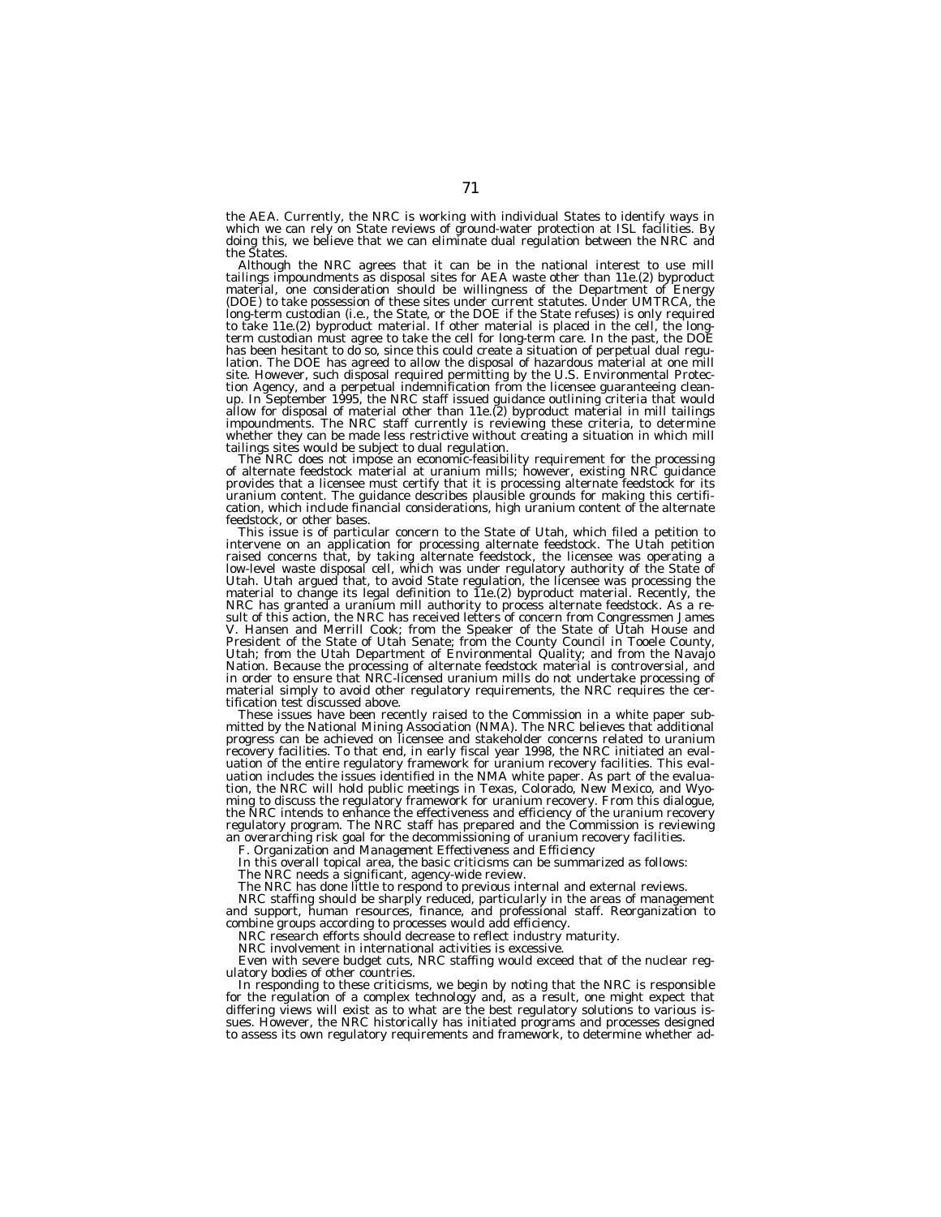the AEA. Currently, the NRC is working with individual States to identify ways in which we can rely on State reviews of ground-water protection at ISL facilities. By doing this, we believe that we can eliminate dual regulation between the NRC and the States.

Although the NRC agrees that it can be in the national interest to use mill tailings impoundments as disposal sites for AEA waste other than 11e.(2) byproduct material, one consideration should be willingness of the Department of Energy (DOE) to take possession of these sites under current statutes. Under UMTRCA, the long-term custodian (i.e., the State, or the DOE if the State refuses) is only required to take 11e.(2) byproduct material. If other material is placed in the cell, the long-term custodian must agree to take the cell for long-term care. In the past, the DOE has been hesitant to do so, since this could create a situation of perpetual dual regulation. The DOE has agreed to allow the disposal of hazardous material at one mill site. However, such disposal required permitting by the U.S. Environmental Protection Agency, and a perpetual indemnification from the licensee guaranteeing clean-up. In September 1995, the NRC staff issued guidance outlining criteria that would allow for disposal of material other than 11e.(2) byproduct material in mill tailings impoundments. The NRC staff currently is reviewing these criteria, to determine whether they can be made less restrictive without creating a situation in which mill tailings sites would be subject to dual regulation.

The NRC does not impose an economic-feasibility requirement for the processing of alternate feedstock material at uranium mills; however, existing NRC guidance provides that a licensee must certify that it is processing alternate feedstock for its uranium content. The guidance describes plausible grounds for making this certification, which include financial considerations, high uranium content of the alternate feedstock, or other bases.

This issue is of particular concern to the State of Utah, which filed a petition to intervene on an application for processing alternate feedstock. The Utah petition raised concerns that, by taking alternate feedstock, the licensee was operating a low-level waste disposal cell, which was under regulatory authority of the State of Utah. Utah argued that, to avoid State regulation, the licensee was processing the material to change its legal definition to 11e.(2) byproduct material. Recently, the NRC has granted a uranium mill authority to process alternate feedstock. As a result of this action, the NRC has received letters of concern from Congressmen James V. Hansen and Merrill Cook; from the Speaker of the State of Utah House and President of the State of Utah Senate; from the County Council in Tooele County, Utah; from the Utah Department of Environmental Quality; and from the Navajo Nation. Because the processing of alternate feedstock material is controversial, and in order to ensure that NRC-licensed uranium mills do not undertake processing of material simply to avoid other regulatory requirements, the NRC requires the certification test discussed above.

These issues have been recently raised to the Commission in a white paper submitted by the National Mining Association (NMA). The NRC believes that additional progress can be achieved on licensee and stakeholder concerns related to uranium recovery facilities. To that end, in early fiscal year 1998, the NRC initiated an evaluation of the entire regulatory framework for uranium recovery facilities. This evaluation includes the issues identified in the NMA white paper. As part of the evaluation, the NRC will hold public meetings in Texas, Colorado, New Mexico, and Wyoming to discuss the regulatory framework for uranium recovery. From this dialogue, the NRC intends to enhance the effectiveness and efficiency of the uranium recovery regulatory program. The NRC staff has prepared and the Commission is reviewing an overarching risk goal for the decommissioning of uranium recovery facilities.

*F. Organization and Management Effectiveness and Efficiency*

In this overall topical area, the basic criticisms can be summarized as follows:

The NRC needs a significant, agency-wide review.

The NRC has done little to respond to previous internal and external reviews.

NRC staffing should be sharply reduced, particularly in the areas of management and support, human resources, finance, and professional staff. Reorganization to combine groups according to processes would add efficiency.

NRC research efforts should decrease to reflect industry maturity.

NRC involvement in international activities is excessive.

Even with severe budget cuts, NRC staffing would exceed that of the nuclear regulatory bodies of other countries.

In responding to these criticisms, we begin by noting that the NRC is responsible for the regulation of a complex technology and, as a result, one might expect that differing views will exist as to what are the best regulatory solutions to various issues. However, the NRC historically has initiated programs and processes designed to assess its own regulatory requirements and framework, to determine whether ad-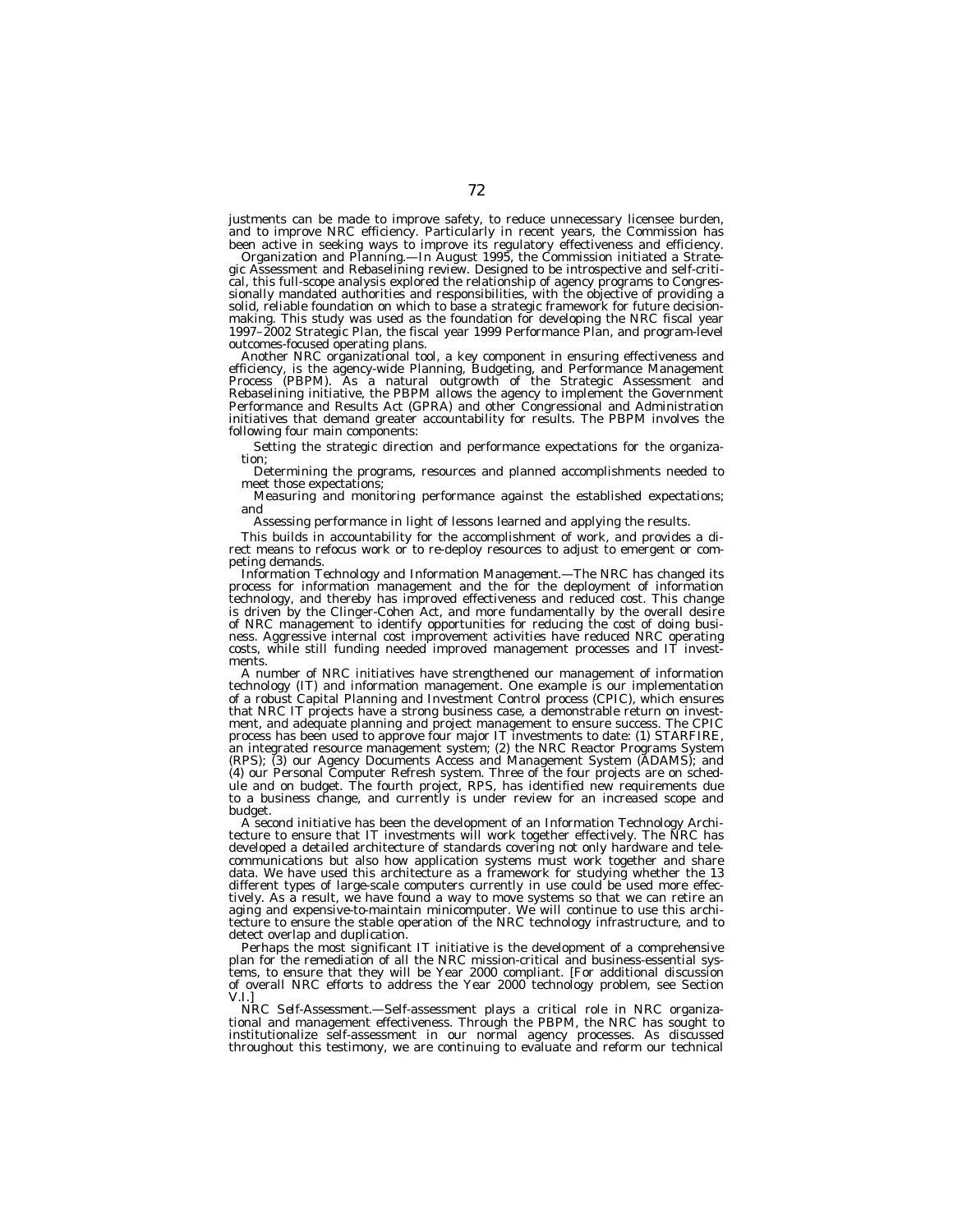justments can be made to improve safety, to reduce unnecessary licensee burden, and to improve NRC efficiency. Particularly in recent years, the Commission has been active in seeking ways to improve its regulatory effectiveness and efficiency.

*Organization and Planning.*—In August 1995, the Commission initiated a Strategic Assessment and Rebaselining review. Designed to be introspective and self-critical, this full-scope analysis explored the relationship of agency programs to Congressionally mandated authorities and responsibilities, with the objective of providing a solid, reliable foundation on which to base a strategic framework for future decisionmaking. This study was used as the foundation for developing the NRC fiscal year 1997–2002 Strategic Plan, the fiscal year 1999 Performance Plan, and program-level outcomes-focused operating plans.

Another NRC organizational tool, a key component in ensuring effectiveness and efficiency, is the agency-wide Planning, Budgeting, and Performance Management Process (PBPM). As a natural outgrowth of the Strategic Assessment and Rebaselining initiative, the PBPM allows the agency to implement the Government Performance and Results Act (GPRA) and other Congressional and Administration initiatives that demand greater accountability for results. The PBPM involves the following four main components:

Setting the strategic direction and performance expectations for the organization;

Determining the programs, resources and planned accomplishments needed to meet those expectations;

Measuring and monitoring performance against the established expectations; and

Assessing performance in light of lessons learned and applying the results.

This builds in accountability for the accomplishment of work, and provides a direct means to refocus work or to re-deploy resources to adjust to emergent or competing demands.

*Information Technology and Information Management.*—The NRC has changed its process for information management and the for the deployment of information technology, and thereby has improved effectiveness and reduced cost. This change is driven by the Clinger-Cohen Act, and more fundamentally by the overall desire of NRC management to identify opportunities for reducing the cost of doing business. Aggressive internal cost improvement activities have reduced NRC operating costs, while still funding needed improved management processes and IT investments.

A number of NRC initiatives have strengthened our management of information technology (IT) and information management. One example is our implementation of a robust Capital Planning and Investment Control process (CPIC), which ensures that NRC IT projects have a strong business case, a demonstrable return on investment, and adequate planning and project management to ensure success. The CPIC process has been used to approve four major IT investments to date: (1) STARFIRE, an integrated resource management system; (2) the NRC Reactor Programs System (RPS); (3) our Agency Documents Access and Management System (ADAMS); and (4) our Personal Computer Refresh system. Three of the four projects are on schedule and on budget. The fourth project, RPS, has identified new requirements due to a business change, and currently is under review for an increased scope and budget.

A second initiative has been the development of an Information Technology Architecture to ensure that IT investments will work together effectively. The NRC has developed a detailed architecture of standards covering not only hardware and telecommunications but also how application systems must work together and share data. We have used this architecture as a framework for studying whether the 13 different types of large-scale computers currently in use could be used more effectively. As a result, we have found a way to move systems so that we can retire an aging and expensive-to-maintain minicomputer. We will continue to use this architecture to ensure the stable operation of the NRC technology infrastructure, and to detect overlap and duplication.

Perhaps the most significant IT initiative is the development of a comprehensive plan for the remediation of all the NRC mission-critical and business-essential systems, to ensure that they will be Year 2000 compliant. [For additional discussion of overall NRC efforts to address the Year 2000 technology problem, see Section V.I.]

*NRC Self-Assessment.*—Self-assessment plays a critical role in NRC organizational and management effectiveness. Through the PBPM, the NRC has sought to institutionalize self-assessment in our normal agency processes. As discussed throughout this testimony, we are continuing to evaluate and reform our technical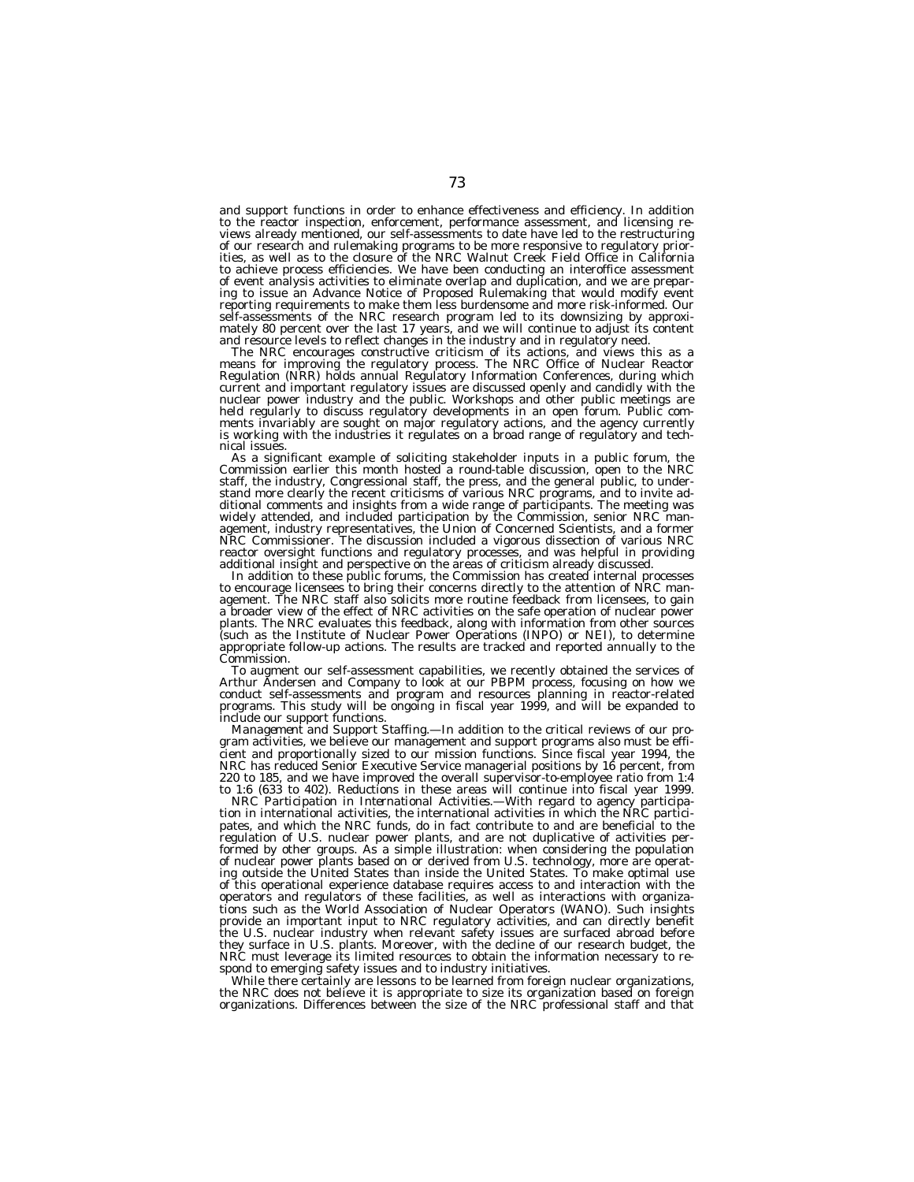and support functions in order to enhance effectiveness and efficiency. In addition to the reactor inspection, enforcement, performance assessment, and licensing reviews already mentioned, our self-assessments to date have led to the restructuring of our research and rulemaking programs to be more responsive to regulatory priorities, as well as to the closure of the NRC Walnut Creek Field Office in California to achieve process efficiencies. We have been conducting an interoffice assessment of event analysis activities to eliminate overlap and duplication, and we are preparing to issue an Advance Notice of Proposed Rulemaking that would modify event reporting requirements to make them less burdensome and more risk-informed. Our self-assessments of the NRC research program led to its downsizing by approximately 80 percent over the last 17 years, and we will continue to adjust its content and resource levels to reflect changes in the industry and in regulatory need.

The NRC encourages constructive criticism of its actions, and views this as a means for improving the regulatory process. The NRC Office of Nuclear Reactor Regulation (NRR) holds annual Regulatory Information Conferences, during which current and important regulatory issues are discussed openly and candidly with the nuclear power industry and the public. Workshops and other public meetings are held regularly to discuss regulatory developments in an open forum. Public comments invariably are sought on major regulatory actions, and the agency currently is working with the industries it regulates on a broad range of regulatory and technical issues.

As a significant example of soliciting stakeholder inputs in a public forum, the Commission earlier this month hosted a round-table discussion, open to the NRC staff, the industry, Congressional staff, the press, and the general public, to understand more clearly the recent criticisms of various NRC programs, and to invite additional comments and insights from a wide range of participants. The meeting was widely attended, and included participation by the Commission, senior NRC management, industry representatives, the Union of Concerned Scientists, and a former NRC Commissioner. The discussion included a vigorous dissection of various NRC reactor oversight functions and regulatory processes, and was helpful in providing additional insight and perspective on the areas of criticism already discussed.

In addition to these public forums, the Commission has created internal processes to encourage licensees to bring their concerns directly to the attention of NRC management. The NRC staff also solicits more routine feedback from licensees, to gain a broader view of the effect of NRC activities on the safe operation of nuclear power plants. The NRC evaluates this feedback, along with information from other sources (such as the Institute of Nuclear Power Operations (INPO) or NEI), to determine appropriate follow-up actions. The results are tracked and reported annually to the Commission.

To augment our self-assessment capabilities, we recently obtained the services of Arthur Andersen and Company to look at our PBPM process, focusing on how we conduct self-assessments and program and resources planning in reactor-related programs. This study will be ongoing in fiscal year 1999, and will be expanded to include our support functions.

*Management and Support Staffing.*—In addition to the critical reviews of our program activities, we believe our management and support programs also must be efficient and proportionally sized to our mission functions. Since fiscal year 1994, the NRC has reduced Senior Executive Service managerial positions by 16 percent, from 220 to 185, and we have improved the overall supervisor-to-employee ratio from 1:4 to 1:6 (633 to 402). Reductions in these areas will continue into fiscal year 1999.

*NRC Participation in International Activities.*—With regard to agency participation in international activities, the international activities in which the NRC participates, and which the NRC funds, do in fact contribute to and are beneficial to the regulation of U.S. nuclear power plants, and are not duplicative of activities performed by other groups. As a simple illustration: when considering the population of nuclear power plants based on or derived from U.S. technology, more are operating outside the United States than inside the United States. To make optimal use of this operational experience database requires access to and interaction with the operators and regulators of these facilities, as well as interactions with organizations such as the World Association of Nuclear Operators (WANO). Such insights provide an important input to NRC regulatory activities, and can directly benefit the U.S. nuclear industry when relevant safety issues are surfaced abroad before they surface in U.S. plants. Moreover, with the decline of our research budget, the NRC must leverage its limited resources to obtain the information necessary to respond to emerging safety issues and to industry initiatives.

While there certainly are lessons to be learned from foreign nuclear organizations, the NRC does not believe it is appropriate to size its organization based on foreign organizations. Differences between the size of the NRC professional staff and that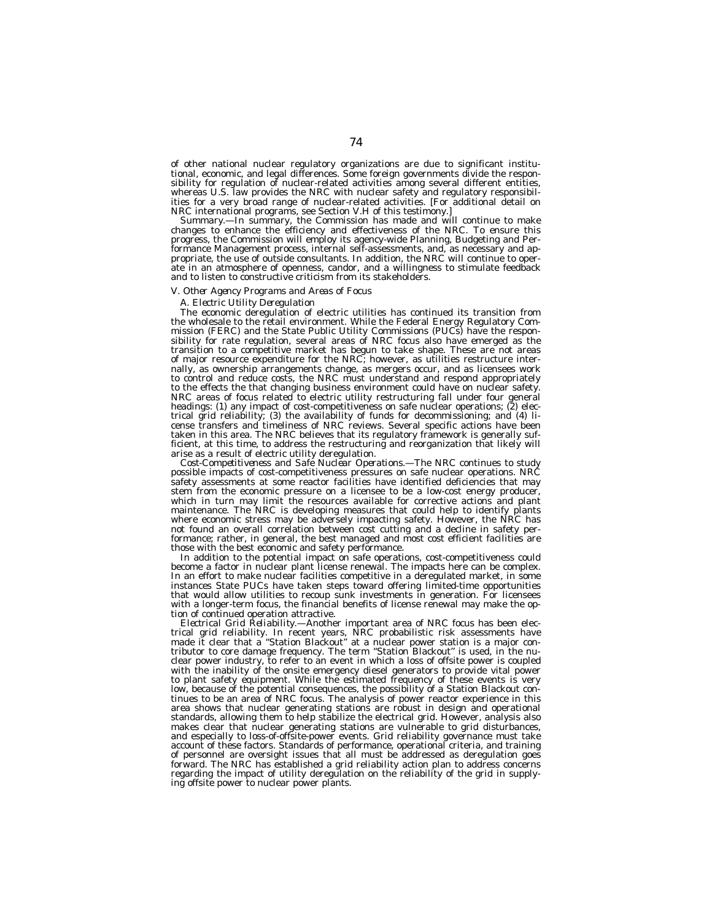of other national nuclear regulatory organizations are due to significant institutional, economic, and legal differences. Some foreign governments divide the responsibility for regulation of nuclear-related activities among several different entities, whereas U.S. law provides the NRC with nuclear safety and regulatory responsibilities for a very broad range of nuclear-related activities. [For additional detail on NRC international programs, see Section V.H of this testimony.]

*Summary.*—In summary, the Commission has made and will continue to make changes to enhance the efficiency and effectiveness of the NRC. To ensure this progress, the Commission will employ its agency-wide Planning, Budgeting and Performance Management process, internal self-assessments, and, as necessary and appropriate, the use of outside consultants. In addition, the NRC will continue to operate in an atmosphere of openness, candor, and a willingness to stimulate feedback and to listen to constructive criticism from its stakeholders.

*V. Other Agency Programs and Areas of Focus*

*A. Electric Utility Deregulation*

The economic deregulation of electric utilities has continued its transition from the wholesale to the retail environment. While the Federal Energy Regulatory Commission (FERC) and the State Public Utility Commissions (PUCs) have the responsibility for rate regulation, several areas of NRC focus also have emerged as the transition to a competitive market has begun to take shape. These are not areas of major resource expenditure for the NRC; however, as utilities restructure internally, as ownership arrangements change, as mergers occur, and as licensees work to control and reduce costs, the NRC must understand and respond appropriately to the effects the that changing business environment could have on nuclear safety. NRC areas of focus related to electric utility restructuring fall under four general headings: (1) any impact of cost-competitiveness on safe nuclear operations; (2) electrical grid reliability; (3) the availability of funds for decommissioning; and (4) license transfers and timeliness of NRC reviews. Several specific actions have been taken in this area. The NRC believes that its regulatory framework is generally sufficient, at this time, to address the restructuring and reorganization that likely will arise as a result of electric utility deregulation.

*Cost-Competitiveness and Safe Nuclear Operations.*—The NRC continues to study possible impacts of cost-competitiveness pressures on safe nuclear operations. NRC safety assessments at some reactor facilities have identified deficiencies that may stem from the economic pressure on a licensee to be a low-cost energy producer, which in turn may limit the resources available for corrective actions and plant maintenance. The NRC is developing measures that could help to identify plants where economic stress may be adversely impacting safety. However, the NRC has not found an overall correlation between cost cutting and a decline in safety performance; rather, in general, the best managed and most cost efficient facilities are those with the best economic and safety performance.

In addition to the potential impact on safe operations, cost-competitiveness could become a factor in nuclear plant license renewal. The impacts here can be complex. In an effort to make nuclear facilities competitive in a deregulated market, in some instances State PUCs have taken steps toward offering limited-time opportunities that would allow utilities to recoup sunk investments in generation. For licensees with a longer-term focus, the financial benefits of license renewal may make the option of continued operation attractive.

*Electrical Grid Reliability.*—Another important area of NRC focus has been electrical grid reliability. In recent years, NRC probabilistic risk assessments have made it clear that a "Station Blackout" at a nuclear power station is a major contributor to core damage frequency. The term "Station Blackout" is used, in the nuclear power industry, to refer to an event in which a loss of offsite power is coupled with the inability of the onsite emergency diesel generators to provide vital power to plant safety equipment. While the estimated frequency of these events is very low, because of the potential consequences, the possibility of a Station Blackout continues to be an area of NRC focus. The analysis of power reactor experience in this area shows that nuclear generating stations are robust in design and operational standards, allowing them to help stabilize the electrical grid. However, analysis also makes clear that nuclear generating stations are vulnerable to grid disturbances, and especially to loss-of-offsite-power events. Grid reliability governance must take account of these factors. Standards of performance, operational criteria, and training of personnel are oversight issues that all must be addressed as deregulation goes forward. The NRC has established a grid reliability action plan to address concerns regarding the impact of utility deregulation on the reliability of the grid in supplying offsite power to nuclear power plants.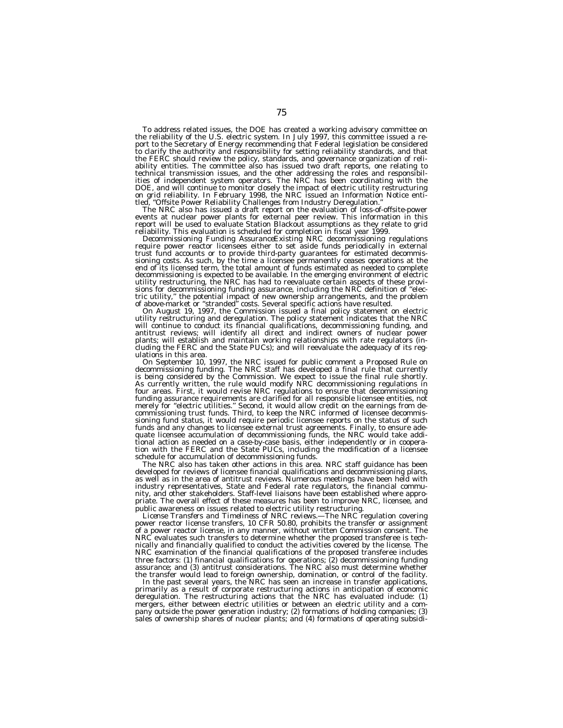To address related issues, the DOE has created a working advisory committee on the reliability of the U.S. electric system. In July 1997, this committee issued a report to the Secretary of Energy recommending that Federal legislation be considered to clarify the authority and responsibility for setting reliability standards, and that the FERC should review the policy, standards, and governance organization of reliability entities. The committee also has issued two draft reports, one relating to technical transmission issues, and the other addressing the roles and responsibilities of independent system operators. The NRC has been coordinating with the DOE, and will continue to monitor closely the impact of electric utility restructuring on grid reliability. In February 1998, the NRC issued an Information Notice entitled, "Offsite Power Reliability Challenges from Industry Deregulation."

The NRC also has issued a draft report on the evaluation of loss-of-offsite-power events at nuclear power plants for external peer review. This information in this report will be used to evaluate Station Blackout assumptions as they relate to grid reliability. This evaluation is scheduled for completion in fiscal year 1999.

*Decommissioning Funding Assurance*Existing NRC decommissioning regulations require power reactor licensees either to set aside funds periodically in external trust fund accounts or to provide third-party guarantees for estimated decommissioning costs. As such, by the time a licensee permanently ceases operations at the end of its licensed term, the total amount of funds estimated as needed to complete decommissioning is expected to be available. In the emerging environment of electric utility restructuring, the NRC has had to reevaluate certain aspects of these provisions for decommissioning funding assurance, including the NRC definition of "electric utility," the potential impact of new ownership arrangements, and the problem of above-market or "stranded" costs. Several specific actions have resulted.

On August 19, 1997, the Commission issued a final policy statement on electric utility restructuring and deregulation. The policy statement indicates that the NRC will continue to conduct its financial qualifications, decommissioning funding, and antitrust reviews; will identify all direct and indirect owners of nuclear power plants; will establish and maintain working relationships with rate regulators (including the FERC and the State PUCs); and will reevaluate the adequacy of its regulations in this area.

On September 10, 1997, the NRC issued for public comment a Proposed Rule on decommissioning funding. The NRC staff has developed a final rule that currently is being considered by the Commission. We expect to issue the final rule shortly. As currently written, the rule would modify NRC decommissioning regulations in four areas. First, it would revise NRC regulations to ensure that decommissioning funding assurance requirements are clarified for all responsible licensee entities, not merely for "electric utilities." Second, it would allow credit on the earnings from decommissioning trust funds. Third, to keep the NRC informed of licensee decommissioning fund status, it would require periodic licensee reports on the status of such funds and any changes to licensee external trust agreements. Finally, to ensure adequate licensee accumulation of decommissioning funds, the NRC would take additional action as needed on a case-by-case basis, either independently or in cooperation with the FERC and the State PUCs, including the modification of a licensee schedule for accumulation of decommissioning funds.

The NRC also has taken other actions in this area. NRC staff guidance has been developed for reviews of licensee financial qualifications and decommissioning plans, as well as in the area of antitrust reviews. Numerous meetings have been held with industry representatives, State and Federal rate regulators, the financial community, and other stakeholders. Staff-level liaisons have been established where appropriate. The overall effect of these measures has been to improve NRC, licensee, and public awareness on issues related to electric utility restructuring.

*License Transfers and Timeliness of NRC reviews.*—The NRC regulation covering power reactor license transfers, 10 CFR 50.80, prohibits the transfer or assignment of a power reactor license, in any manner, without written Commission consent. The NRC evaluates such transfers to determine whether the proposed transferee is technically and financially qualified to conduct the activities covered by the license. The NRC examination of the financial qualifications of the proposed transferee includes three factors: (1) financial qualifications for operations; (2) decommissioning funding assurance; and (3) antitrust considerations. The NRC also must determine whether the transfer would lead to foreign ownership, domination, or control of the facility.

In the past several years, the NRC has seen an increase in transfer applications, primarily as a result of corporate restructuring actions in anticipation of economic deregulation. The restructuring actions that the NRC has evaluated include: (1) mergers, either between electric utilities or between an electric utility and a company outside the power generation industry; (2) formations of holding companies; (3) sales of ownership shares of nuclear plants; and (4) formations of operating subsidi-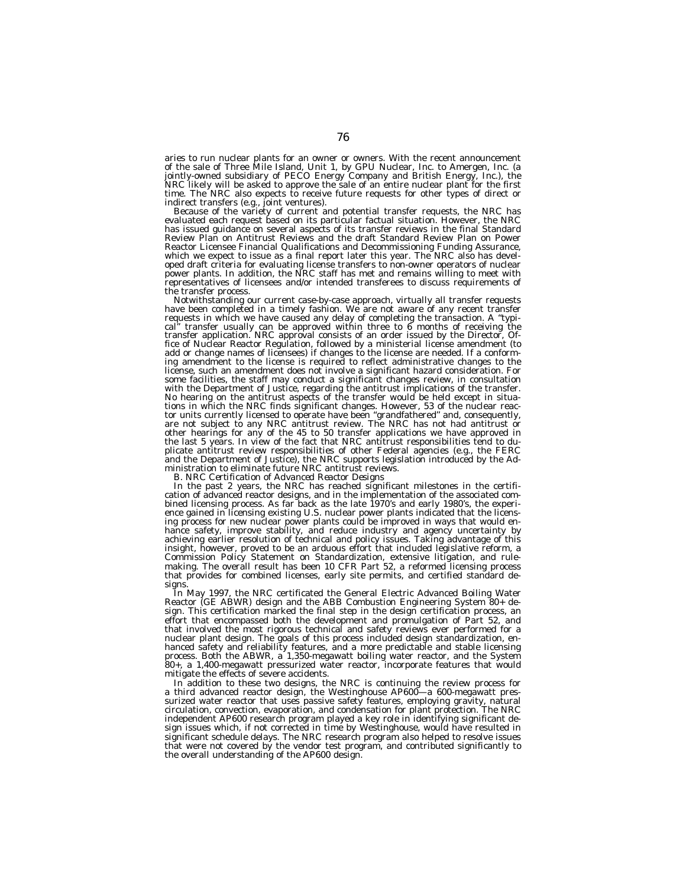aries to run nuclear plants for an owner or owners. With the recent announcement of the sale of Three Mile Island, Unit 1, by GPU Nuclear, Inc. to Amergen, Inc. (a jointly-owned subsidiary of PECO Energy Company and British Energy, Inc.), the NRC likely will be asked to approve the sale of an entire nuclear plant for the first time. The NRC also expects to receive future requests for other types of direct or indirect transfers (e.g., joint ventures).

Because of the variety of current and potential transfer requests, the NRC has evaluated each request based on its particular factual situation. However, the NRC has issued guidance on several aspects of its transfer reviews in the final Standard Review Plan on Antitrust Reviews and the draft Standard Review Plan on Power Reactor Licensee Financial Qualifications and Decommissioning Funding Assurance, which we expect to issue as a final report later this year. The NRC also has developed draft criteria for evaluating license transfers to non-owner operators of nuclear power plants. In addition, the NRC staff has met and remains willing to meet with representatives of licensees and/or intended transferees to discuss requirements of the transfer process.

Notwithstanding our current case-by-case approach, virtually all transfer requests have been completed in a timely fashion. We are not aware of any recent transfer requests in which we have caused any delay of completing the transaction. A "typical" transfer usually can be approved within three to 6 months of receiving the transfer application. NRC approval consists of an order issued by the Director, Office of Nuclear Reactor Regulation, followed by a ministerial license amendment (to add or change names of licensees) if changes to the license are needed. If a conforming amendment to the license is required to reflect administrative changes to the license, such an amendment does not involve a significant hazard consideration. For some facilities, the staff may conduct a significant changes review, in consultation with the Department of Justice, regarding the antitrust implications of the transfer. No hearing on the antitrust aspects of the transfer would be held except in situations in which the NRC finds significant changes. However, 53 of the nuclear reactor units currently licensed to operate have been "grandfathered" and, consequently, are not subject to any NRC antitrust review. The NRC has not had antitrust or other hearings for any of the 45 to 50 transfer applications we have approved in the last 5 years. In view of the fact that NRC antitrust responsibilities tend to duplicate antitrust review responsibilities of other Federal agencies (e.g., the FERC and the Department of Justice), the NRC supports legislation introduced by the Administration to eliminate future NRC antitrust reviews.

*B. NRC Certification of Advanced Reactor Designs*

In the past 2 years, the NRC has reached significant milestones in the certification of advanced reactor designs, and in the implementation of the associated combined licensing process. As far back as the late 1970's and early 1980's, the experience gained in licensing existing U.S. nuclear power plants indicated that the licensing process for new nuclear power plants could be improved in ways that would enhance safety, improve stability, and reduce industry and agency uncertainty by achieving earlier resolution of technical and policy issues. Taking advantage of this insight, however, proved to be an arduous effort that included legislative reform, a Commission Policy Statement on Standardization, extensive litigation, and rulemaking. The overall result has been 10 CFR Part 52, a reformed licensing process that provides for combined licenses, early site permits, and certified standard designs.

In May 1997, the NRC certificated the General Electric Advanced Boiling Water Reactor (GE ABWR) design and the ABB Combustion Engineering System 80+ design. This certification marked the final step in the design certification process, an effort that encompassed both the development and promulgation of Part 52, and that involved the most rigorous technical and safety reviews ever performed for a nuclear plant design. The goals of this process included design standardization, enhanced safety and reliability features, and a more predictable and stable licensing process. Both the ABWR, a 1,350-megawatt boiling water reactor, and the System 80+, a 1,400-megawatt pressurized water reactor, incorporate features that would mitigate the effects of severe accidents.

In addition to these two designs, the NRC is continuing the review process for a third advanced reactor design, the Westinghouse AP600—a 600-megawatt pressurized water reactor that uses passive safety features, employing gravity, natural circulation, convection, evaporation, and condensation for plant protection. The NRC independent AP600 research program played a key role in identifying significant design issues which, if not corrected in time by Westinghouse, would have resulted in significant schedule delays. The NRC research program also helped to resolve issues that were not covered by the vendor test program, and contributed significantly to the overall understanding of the AP600 design.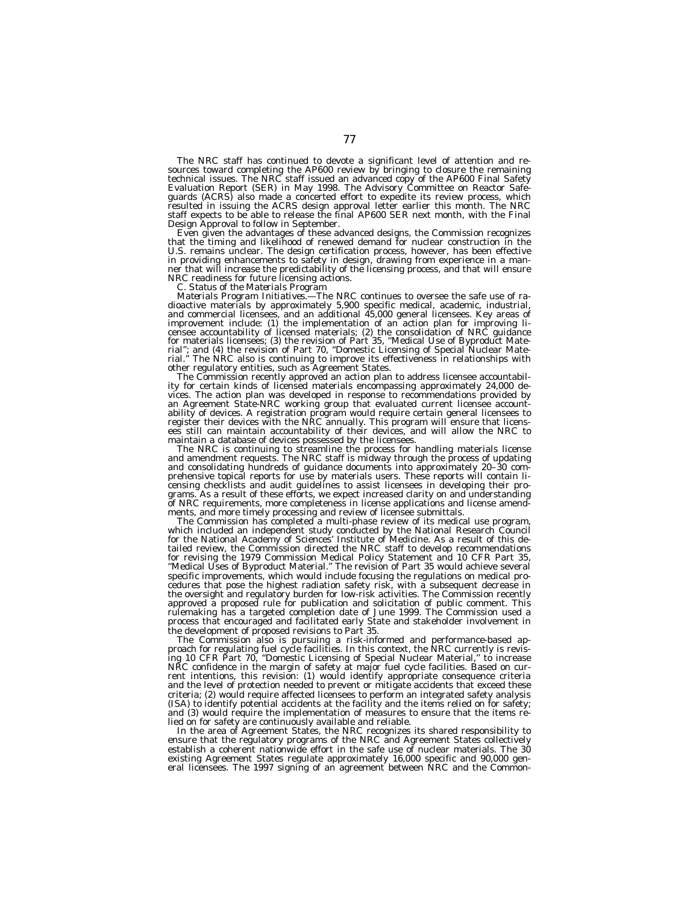The NRC staff has continued to devote a significant level of attention and resources toward completing the AP600 review by bringing to closure the remaining technical issues. The NRC staff issued an advanced copy of the AP600 Final Safety Evaluation Report (SER) in May 1998. The Advisory Committee on Reactor Safeguards (ACRS) also made a concerted effort to expedite its review process, which resulted in issuing the ACRS design approval letter earlier this month. The NRC staff expects to be able to release the final AP600 SER next month, with the Final Design Approval to follow in September.

Even given the advantages of these advanced designs, the Commission recognizes that the timing and likelihood of renewed demand for nuclear construction in the U.S. remains unclear. The design certification process, however, has been effective in providing enhancements to safety in design, drawing from experience in a manner that will increase the predictability of the licensing process, and that will ensure NRC readiness for future licensing actions.

*C. Status of the Materials Program*

*Materials Program Initiatives.*—The NRC continues to oversee the safe use of radioactive materials by approximately 5,900 specific medical, academic, industrial, and commercial licensees, and an additional 45,000 general licensees. Key areas of improvement include: (1) the implementation of an action plan for improving licensee accountability of licensed materials; (2) the consolidation of NRC guidance for materials licensees; (3) the revision of Part 35, "Medical Use of Byproduct Material"; and (4) the revision of Part 70, "Domestic Licensing of Special Nuclear Material." The NRC also is continuing to improve its effectiveness in relationships with other regulatory entities, such as Agreement States.

The Commission recently approved an action plan to address licensee accountability for certain kinds of licensed materials encompassing approximately 24,000 devices. The action plan was developed in response to recommendations provided by an Agreement State-NRC working group that evaluated current licensee accountability of devices. A registration program would require certain general licensees to register their devices with the NRC annually. This program will ensure that licensees still can maintain accountability of their devices, and will allow the NRC to maintain a database of devices possessed by the licensees.

The NRC is continuing to streamline the process for handling materials license and amendment requests. The NRC staff is midway through the process of updating and consolidating hundreds of guidance documents into approximately 20–30 comprehensive topical reports for use by materials users. These reports will contain licensing checklists and audit guidelines to assist licensees in developing their programs. As a result of these efforts, we expect increased clarity on and understanding of NRC requirements, more completeness in license applications and license amendments, and more timely processing and review of licensee submittals.

The Commission has completed a multi-phase review of its medical use program, which included an independent study conducted by the National Research Council for the National Academy of Sciences' Institute of Medicine. As a result of this detailed review, the Commission directed the NRC staff to develop recommendations for revising the 1979 Commission Medical Policy Statement and 10 CFR Part 35, "Medical Uses of Byproduct Material." The revision of Part 35 would achieve several specific improvements, which would include focusing the regulations on medical procedures that pose the highest radiation safety risk, with a subsequent decrease in the oversight and regulatory burden for low-risk activities. The Commission recently approved a proposed rule for publication and solicitation of public comment. This rulemaking has a targeted completion date of June 1999. The Commission used a process that encouraged and facilitated early State and stakeholder involvement in the development of proposed revisions to Part 35.

The Commission also is pursuing a risk-informed and performance-based approach for regulating fuel cycle facilities. In this context, the NRC currently is revising 10 CFR Part 70, "Domestic Licensing of Special Nuclear Material," to increase NRC confidence in the margin of safety at major fuel cycle facilities. Based on current intentions, this revision: (1) would identify appropriate consequence criteria and the level of protection needed to prevent or mitigate accidents that exceed these criteria; (2) would require affected licensees to perform an integrated safety analysis (ISA) to identify potential accidents at the facility and the items relied on for safety; and (3) would require the implementation of measures to ensure that the items relied on for safety are continuously available and reliable.

In the area of Agreement States, the NRC recognizes its shared responsibility to ensure that the regulatory programs of the NRC and Agreement States collectively establish a coherent nationwide effort in the safe use of nuclear materials. The 30 existing Agreement States regulate approximately 16,000 specific and 90,000 general licensees. The 1997 signing of an agreement between NRC and the Common-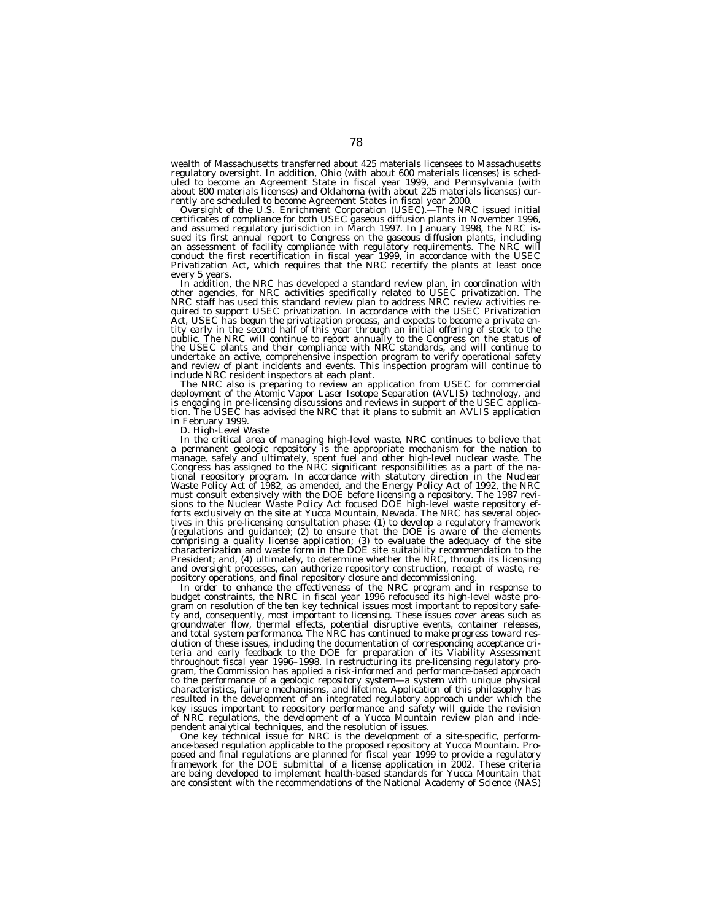wealth of Massachusetts transferred about 425 materials licensees to Massachusetts regulatory oversight. In addition, Ohio (with about 600 materials licenses) is scheduled to become an Agreement State in fiscal year 1999, and Pennsylvania (with about 800 materials licenses) and Oklahoma (with about 225 materials licenses) currently are scheduled to become Agreement States in fiscal year 2000.

*Oversight of the U.S. Enrichment Corporation (USEC).*—The NRC issued initial certificates of compliance for both USEC gaseous diffusion plants in November 1996, and assumed regulatory jurisdiction in March 1997. In January 1998, the NRC issued its first annual report to Congress on the gaseous diffusion plants, including an assessment of facility compliance with regulatory requirements. The NRC will conduct the first recertification in fiscal year 1999, in accordance with the USEC Privatization Act, which requires that the NRC recertify the plants at least once every 5 years.

In addition, the NRC has developed a standard review plan, in coordination with other agencies, for NRC activities specifically related to USEC privatization. The NRC staff has used this standard review plan to address NRC review activities required to support USEC privatization. In accordance with the USEC Privatization Act, USEC has begun the privatization process, and expects to become a private entity early in the second half of this year through an initial offering of stock to the public. The NRC will continue to report annually to the Congress on the status of the USEC plants and their compliance with NRC standards, and will continue to undertake an active, comprehensive inspection program to verify operational safety and review of plant incidents and events. This inspection program will continue to include NRC resident inspectors at each plant.

The NRC also is preparing to review an application from USEC for commercial deployment of the Atomic Vapor Laser Isotope Separation (AVLIS) technology, and is engaging in pre-licensing discussions and reviews in support of the USEC application. The USEC has advised the NRC that it plans to submit an AVLIS application in February 1999.

*D. High-Level Waste*

In the critical area of managing high-level waste, NRC continues to believe that a permanent geologic repository is the appropriate mechanism for the nation to manage, safely and ultimately, spent fuel and other high-level nuclear waste. The Congress has assigned to the NRC significant responsibilities as a part of the national repository program. In accordance with statutory direction in the Nuclear Waste Policy Act of 1982, as amended, and the Energy Policy Act of 1992, the NRC must consult extensively with the DOE before licensing a repository. The 1987 revisions to the Nuclear Waste Policy Act focused DOE high-level waste repository efforts exclusively on the site at Yucca Mountain, Nevada. The NRC has several objectives in this pre-licensing consultation phase: (1) to develop a regulatory framework (regulations and guidance); (2) to ensure that the DOE is aware of the elements comprising a quality license application; (3) to evaluate the adequacy of the site characterization and waste form in the DOE site suitability recommendation to the President; and, (4) ultimately, to determine whether the NRC, through its licensing and oversight processes, can authorize repository construction, receipt of waste, repository operations, and final repository closure and decommissioning.

In order to enhance the effectiveness of the NRC program and in response to budget constraints, the NRC in fiscal year 1996 refocused its high-level waste program on resolution of the ten key technical issues most important to repository safety and, consequently, most important to licensing. These issues cover areas such as groundwater flow, thermal effects, potential disruptive events, container releases, and total system performance. The NRC has continued to make progress toward resolution of these issues, including the documentation of corresponding acceptance criteria and early feedback to the DOE for preparation of its Viability Assessment throughout fiscal year 1996–1998. In restructuring its pre-licensing regulatory program, the Commission has applied a risk-informed and performance-based approach to the performance of a geologic repository system—a system with unique physical characteristics, failure mechanisms, and lifetime. Application of this philosophy has resulted in the development of an integrated regulatory approach under which the key issues important to repository performance and safety will guide the revision of NRC regulations, the development of a Yucca Mountain review plan and independent analytical techniques, and the resolution of issues.

One key technical issue for NRC is the development of a site-specific, performance-based regulation applicable to the proposed repository at Yucca Mountain. Proposed and final regulations are planned for fiscal year 1999 to provide a regulatory framework for the DOE submittal of a license application in 2002. These criteria are being developed to implement health-based standards for Yucca Mountain that are consistent with the recommendations of the National Academy of Science (NAS)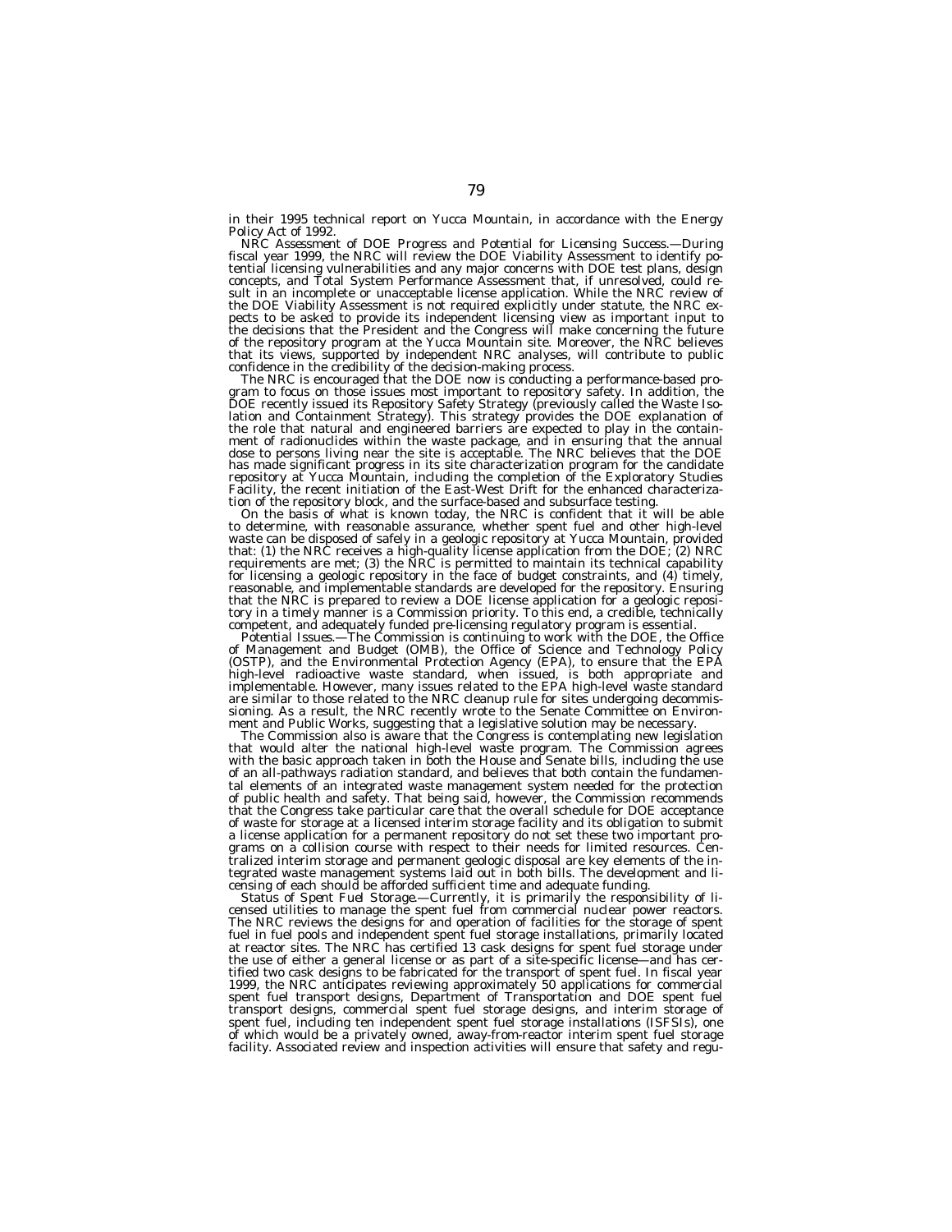in their 1995 technical report on Yucca Mountain, in accordance with the Energy Policy Act of 1992.

*NRC Assessment of DOE Progress and Potential for Licensing Success.*—During fiscal year 1999, the NRC will review the DOE Viability Assessment to identify potential licensing vulnerabilities and any major concerns with DOE test plans, design concepts, and Total System Performance Assessment that, if unresolved, could result in an incomplete or unacceptable license application. While the NRC review of the DOE Viability Assessment is not required explicitly under statute, the NRC expects to be asked to provide its independent licensing view as important input to the decisions that the President and the Congress will make concerning the future of the repository program at the Yucca Mountain site. Moreover, the NRC believes that its views, supported by independent NRC analyses, will contribute to public confidence in the credibility of the decision-making process.

The NRC is encouraged that the DOE now is conducting a performance-based program to focus on those issues most important to repository safety. In addition, the DOE recently issued its Repository Safety Strategy (previously called the Waste Isolation and Containment Strategy). This strategy provides the DOE explanation of the role that natural and engineered barriers are expected to play in the containment of radionuclides within the waste package, and in ensuring that the annual dose to persons living near the site is acceptable. The NRC believes that the DOE has made significant progress in its site characterization program for the candidate repository at Yucca Mountain, including the completion of the Exploratory Studies Facility, the recent initiation of the East-West Drift for the enhanced characterization of the repository block, and the surface-based and subsurface testing.

On the basis of what is known today, the NRC is confident that it will be able to determine, with reasonable assurance, whether spent fuel and other high-level waste can be disposed of safely in a geologic repository at Yucca Mountain, provided that: (1) the NRC receives a high-quality license application from the DOE; (2) NRC requirements are met; (3) the NRC is permitted to maintain its technical capability for licensing a geologic repository in the face of budget constraints, and (4) timely, reasonable, and implementable standards are developed for the repository. Ensuring that the NRC is prepared to review a DOE license application for a geologic repository in a timely manner is a Commission priority. To this end, a credible, technically competent, and adequately funded pre-licensing regulatory program is essential.

*Potential Issues.*—The Commission is continuing to work with the DOE, the Office of Management and Budget (OMB), the Office of Science and Technology Policy (OSTP), and the Environmental Protection Agency (EPA), to ensure that the EPA high-level radioactive waste standard, when issued, is both appropriate and implementable. However, many issues related to the EPA high-level waste standard are similar to those related to the NRC cleanup rule for sites undergoing decommissioning. As a result, the NRC recently wrote to the Senate Committee on Environment and Public Works, suggesting that a legislative solution may be necessary.

The Commission also is aware that the Congress is contemplating new legislation that would alter the national high-level waste program. The Commission agrees with the basic approach taken in both the House and Senate bills, including the use of an all-pathways radiation standard, and believes that both contain the fundamental elements of an integrated waste management system needed for the protection of public health and safety. That being said, however, the Commission recommends that the Congress take particular care that the overall schedule for DOE acceptance of waste for storage at a licensed interim storage facility and its obligation to submit a license application for a permanent repository do not set these two important programs on a collision course with respect to their needs for limited resources. Centralized interim storage and permanent geologic disposal are key elements of the integrated waste management systems laid out in both bills. The development and licensing of each should be afforded sufficient time and adequate funding.

*Status of Spent Fuel Storage.*—Currently, it is primarily the responsibility of licensed utilities to manage the spent fuel from commercial nuclear power reactors. The NRC reviews the designs for and operation of facilities for the storage of spent fuel in fuel pools and independent spent fuel storage installations, primarily located at reactor sites. The NRC has certified 13 cask designs for spent fuel storage under the use of either a general license or as part of a site-specific license—and has certified two cask designs to be fabricated for the transport of spent fuel. In fiscal year 1999, the NRC anticipates reviewing approximately 50 applications for commercial spent fuel transport designs, Department of Transportation and DOE spent fuel transport designs, commercial spent fuel storage designs, and interim storage of spent fuel, including ten independent spent fuel storage installations (ISFSIs), one of which would be a privately owned, away-from-reactor interim spent fuel storage facility. Associated review and inspection activities will ensure that safety and regu-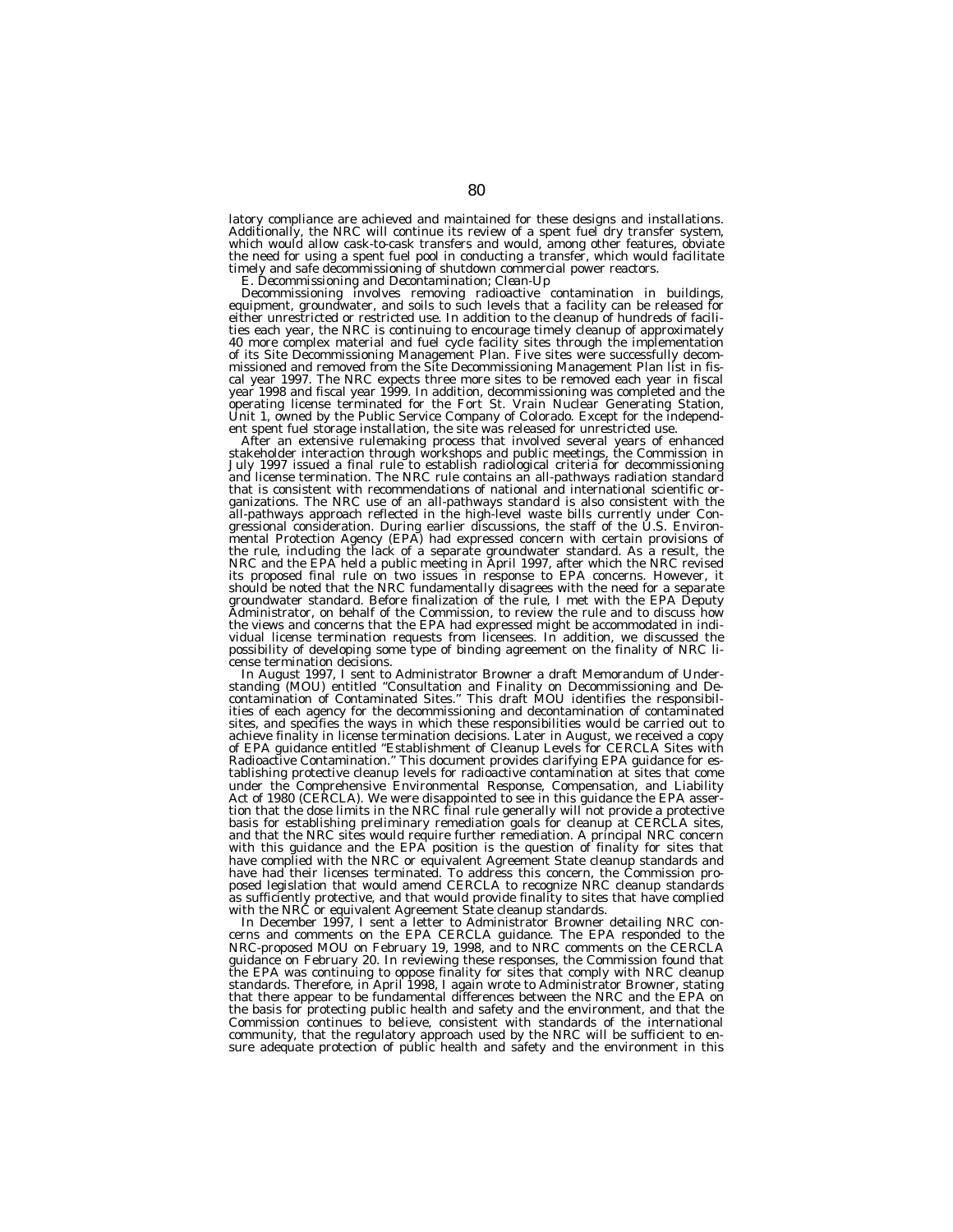latory compliance are achieved and maintained for these designs and installations. Additionally, the NRC will continue its review of a spent fuel dry transfer system, which would allow cask-to-cask transfers and would, among other features, obviate the need for using a spent fuel pool in conducting a transfer, which would facilitate timely and safe decommissioning of shutdown commercial power reactors.

*E. Decommissioning and Decontamination; Clean-Up*

Decommissioning involves removing radioactive contamination in buildings, equipment, groundwater, and soils to such levels that a facility can be released for either unrestricted or restricted use. In addition to the cleanup of hundreds of facilities each year, the NRC is continuing to encourage timely cleanup of approximately 40 more complex material and fuel cycle facility sites through the implementation of its Site Decommissioning Management Plan. Five sites were successfully decommissioned and removed from the Site Decommissioning Management Plan list in fiscal year 1997. The NRC expects three more sites to be removed each year in fiscal year 1998 and fiscal year 1999. In addition, decommissioning was completed and the operating license terminated for the Fort St. Vrain Nuclear Generating Station, Unit 1, owned by the Public Service Company of Colorado. Except for the independent spent fuel storage installation, the site was released for unrestricted use.

After an extensive rulemaking process that involved several years of enhanced stakeholder interaction through workshops and public meetings, the Commission in July 1997 issued a final rule to establish radiological criteria for decommissioning and license termination. The NRC rule contains an all-pathways radiation standard that is consistent with recommendations of national and international scientific organizations. The NRC use of an all-pathways standard is also consistent with the all-pathways approach reflected in the high-level waste bills currently under Congressional consideration. During earlier discussions, the staff of the U.S. Environmental Protection Agency (EPA) had expressed concern with certain provisions of the rule, including the lack of a separate groundwater standard. As a result, the NRC and the EPA held a public meeting in April 1997, after which the NRC revised its proposed final rule on two issues in response to EPA concerns. However, it should be noted that the NRC fundamentally disagrees with the need for a separate groundwater standard. Before finalization of the rule, I met with the EPA Deputy Administrator, on behalf of the Commission, to review the rule and to discuss how the views and concerns that the EPA had expressed might be accommodated in individual license termination requests from licensees. In addition, we discussed the possibility of developing some type of binding agreement on the finality of NRC license termination decisions.

In August 1997, I sent to Administrator Browner a draft Memorandum of Understanding (MOU) entitled "Consultation and Finality on Decommissioning and Decontamination of Contaminated Sites." This draft MOU identifies the responsibilities of each agency for the decommissioning and decontamination of contaminated sites, and specifies the ways in which these responsibilities would be carried out to achieve finality in license termination decisions. Later in August, we received a copy of EPA guidance entitled "Establishment of Cleanup Levels for CERCLA Sites with Radioactive Contamination." This document provides clarifying EPA guidance for establishing protective cleanup levels for radioactive contamination at sites that come under the Comprehensive Environmental Response, Compensation, and Liability Act of 1980 (CERCLA). We were disappointed to see in this guidance the EPA assertion that the dose limits in the NRC final rule generally will not provide a protective basis for establishing preliminary remediation goals for cleanup at CERCLA sites, and that the NRC sites would require further remediation. A principal NRC concern with this guidance and the EPA position is the question of finality for sites that have complied with the NRC or equivalent Agreement State cleanup standards and have had their licenses terminated. To address this concern, the Commission proposed legislation that would amend CERCLA to recognize NRC cleanup standards as sufficiently protective, and that would provide finality to sites that have complied with the NRC or equivalent Agreement State cleanup standards.

In December 1997, I sent a letter to Administrator Browner detailing NRC concerns and comments on the EPA CERCLA guidance. The EPA responded to the NRC-proposed MOU on February 19, 1998, and to NRC comments on the CERCLA guidance on February 20. In reviewing these responses, the Commission found that the EPA was continuing to oppose finality for sites that comply with NRC cleanup standards. Therefore, in April 1998, I again wrote to Administrator Browner, stating that there appear to be fundamental differences between the NRC and the EPA on the basis for protecting public health and safety and the environment, and that the Commission continues to believe, consistent with standards of the international community, that the regulatory approach used by the NRC will be sufficient to ensure adequate protection of public health and safety and the environment in this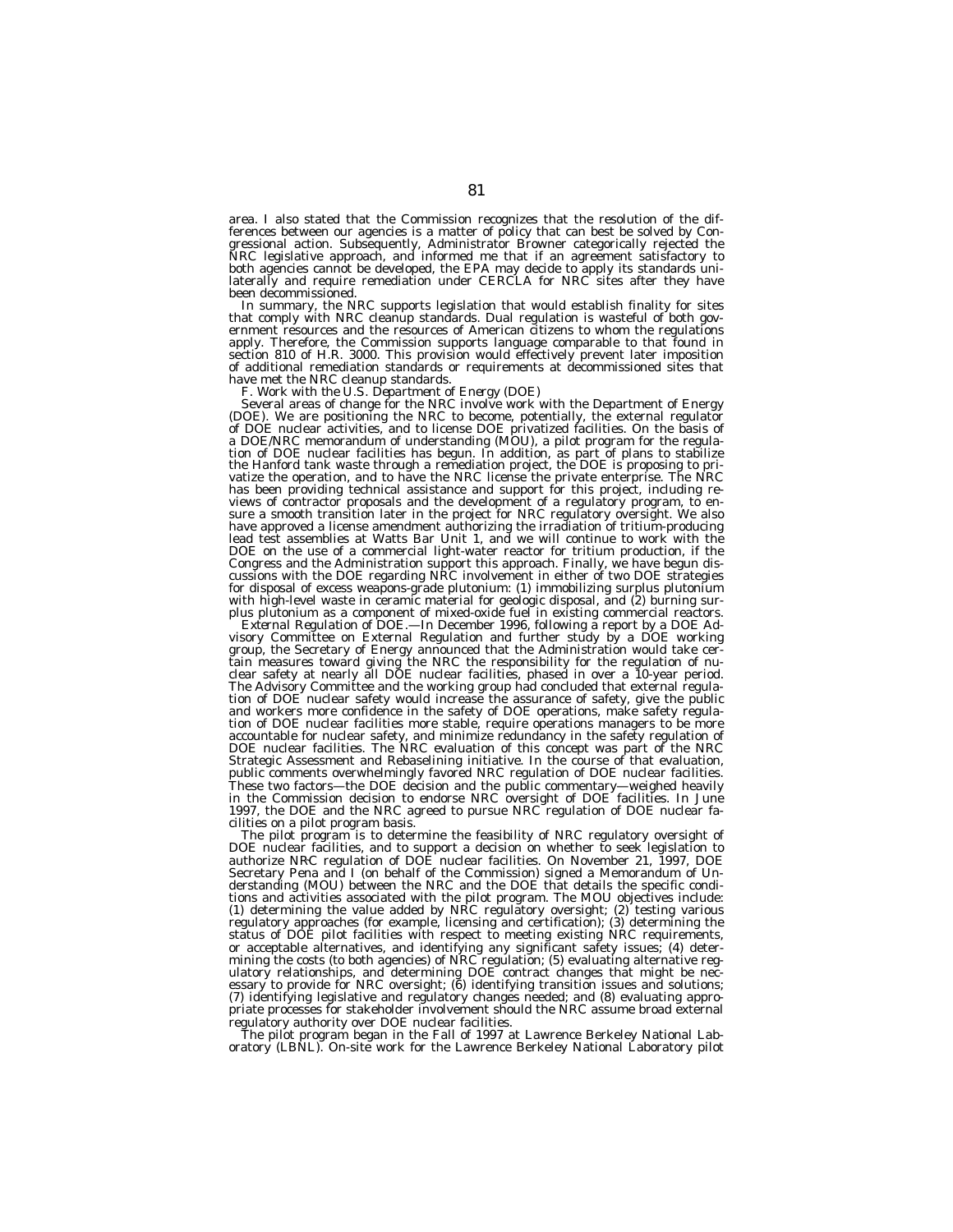area. I also stated that the Commission recognizes that the resolution of the differences between our agencies is a matter of policy that can best be solved by Congressional action. Subsequently, Administrator Browner categorically rejected the NRC legislative approach, and informed me that if an agreement satisfactory to both agencies cannot be developed, the EPA may decide to apply its standards unilaterally and require remediation under CERCLA for NRC sites after they have been decommissioned.

In summary, the NRC supports legislation that would establish finality for sites that comply with NRC cleanup standards. Dual regulation is wasteful of both government resources and the resources of American citizens to whom the regulations apply. Therefore, the Commission supports language comparable to that found in section 810 of H.R. 3000. This provision would effectively prevent later imposition of additional remediation standards or requirements at decommissioned sites that have met the NRC cleanup standards.

*F. Work with the U.S. Department of Energy (DOE)*

Several areas of change for the NRC involve work with the Department of Energy (DOE). We are positioning the NRC to become, potentially, the external regulator of DOE nuclear activities, and to license DOE privatized facilities. On the basis of a DOE/NRC memorandum of understanding (MOU), a pilot program for the regulation of DOE nuclear facilities has begun. In addition, as part of plans to stabilize the Hanford tank waste through a remediation project, the DOE is proposing to privatize the operation, and to have the NRC license the private enterprise. The NRC has been providing technical assistance and support for this project, including reviews of contractor proposals and the development of a regulatory program, to ensure a smooth transition later in the project for NRC regulatory oversight. We also have approved a license amendment authorizing the irradiation of tritium-producing lead test assemblies at Watts Bar Unit 1, and we will continue to work with the DOE on the use of a commercial light-water reactor for tritium production, if the Congress and the Administration support this approach. Finally, we have begun discussions with the DOE regarding NRC involvement in either of two DOE strategies for disposal of excess weapons-grade plutonium: (1) immobilizing surplus plutonium with high-level waste in ceramic material for geologic disposal, and (2) burning surplus plutonium as a component of mixed-oxide fuel in existing commercial reactors.

*External Regulation of DOE.*—In December 1996, following a report by a DOE Advisory Committee on External Regulation and further study by a DOE working group, the Secretary of Energy announced that the Administration would take certain measures toward giving the NRC the responsibility for the regulation of nuclear safety at nearly all DOE nuclear facilities, phased in over a 10-year period. The Advisory Committee and the working group had concluded that external regulation of DOE nuclear safety would increase the assurance of safety, give the public and workers more confidence in the safety of DOE operations, make safety regulation of DOE nuclear facilities more stable, require operations managers to be more accountable for nuclear safety, and minimize redundancy in the safety regulation of DOE nuclear facilities. The NRC evaluation of this concept was part of the NRC Strategic Assessment and Rebaselining initiative. In the course of that evaluation, public comments overwhelmingly favored NRC regulation of DOE nuclear facilities. These two factors—the DOE decision and the public commentary—weighed heavily in the Commission decision to endorse NRC oversight of DOE facilities. In June 1997, the DOE and the NRC agreed to pursue NRC regulation of DOE nuclear facilities on a pilot program basis.

The pilot program is to determine the feasibility of NRC regulatory oversight of DOE nuclear facilities, and to support a decision on whether to seek legislation to authorize NRC regulation of DOE nuclear facilities. On November 21, 1997, DOE Secretary Pena and I (on behalf of the Commission) signed a Memorandum of Understanding (MOU) between the NRC and the DOE that details the specific conditions and activities associated with the pilot program. The MOU objectives include: (1) determining the value added by NRC regulatory oversight; (2) testing various regulatory approaches (for example, licensing and certification); (3) determining the status of DOE pilot facilities with respect to meeting existing NRC requirements, or acceptable alternatives, and identifying any significant safety issues; (4) determining the costs (to both agencies) of NRC regulation; (5) evaluating alternative regulatory relationships, and determining DOE contract changes that might be necessary to provide for NRC oversight; (6) identifying transition issues and solutions; (7) identifying legislative and regulatory changes needed; and (8) evaluating appropriate processes for stakeholder involvement should the NRC assume broad external regulatory authority over DOE nuclear facilities.

The pilot program began in the Fall of 1997 at Lawrence Berkeley National Laboratory (LBNL). On-site work for the Lawrence Berkeley National Laboratory pilot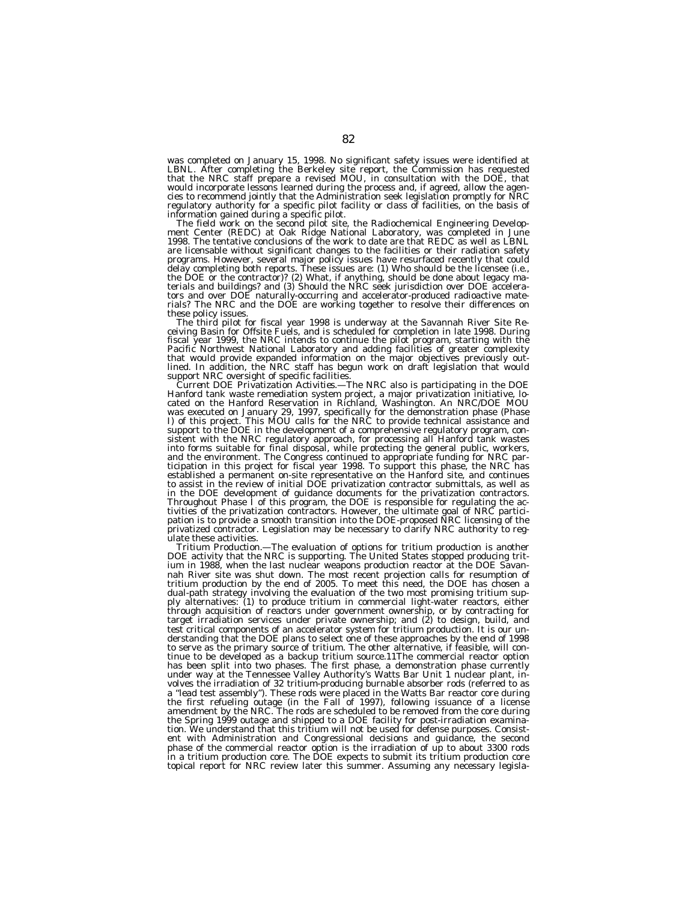was completed on January 15, 1998. No significant safety issues were identified at LBNL. After completing the Berkeley site report, the Commission has requested that the NRC staff prepare a revised MOU, in consultation with the DOE, that would incorporate lessons learned during the process and, if agreed, allow the agencies to recommend jointly that the Administration seek legislation promptly for NRC regulatory authority for a specific pilot facility or class of facilities, on the basis of information gained during a specific pilot.

The field work on the second pilot site, the Radiochemical Engineering Development Center (REDC) at Oak Ridge National Laboratory, was completed in June 1998. The tentative conclusions of the work to date are that REDC as well as LBNL are licensable without significant changes to the facilities or their radiation safety programs. However, several major policy issues have resurfaced recently that could delay completing both reports. These issues are: (1) Who should be the licensee (i.e., the DOE or the contractor)? (2) What, if anything, should be done about legacy materials and buildings? and (3) Should the NRC seek jurisdiction over DOE accelerators and over DOE naturally-occurring and accelerator-produced radioactive materials? The NRC and the DOE are working together to resolve their differences on these policy issues.

The third pilot for fiscal year 1998 is underway at the Savannah River Site Receiving Basin for Offsite Fuels, and is scheduled for completion in late 1998. During fiscal year 1999, the NRC intends to continue the pilot program, starting with the Pacific Northwest National Laboratory and adding facilities of greater complexity that would provide expanded information on the major objectives previously outlined. In addition, the NRC staff has begun work on draft legislation that would support NRC oversight of specific facilities.

*Current DOE Privatization Activities.*—The NRC also is participating in the DOE Hanford tank waste remediation system project, a major privatization initiative, located on the Hanford Reservation in Richland, Washington. An NRC/DOE MOU was executed on January 29, 1997, specifically for the demonstration phase (Phase I) of this project. This MOU calls for the NRC to provide technical assistance and support to the DOE in the development of a comprehensive regulatory program, consistent with the NRC regulatory approach, for processing all Hanford tank wastes into forms suitable for final disposal, while protecting the general public, workers, and the environment. The Congress continued to appropriate funding for NRC participation in this project for fiscal year 1998. To support this phase, the NRC has established a permanent on-site representative on the Hanford site, and continues to assist in the review of initial DOE privatization contractor submittals, as well as in the DOE development of guidance documents for the privatization contractors. Throughout Phase I of this program, the DOE is responsible for regulating the activities of the privatization contractors. However, the ultimate goal of NRC participation is to provide a smooth transition into the DOE-proposed NRC licensing of the privatized contractor. Legislation may be necessary to clarify NRC authority to regulate these activities.

*Tritium Production.*—The evaluation of options for tritium production is another DOE activity that the NRC is supporting. The United States stopped producing tritium in 1988, when the last nuclear weapons production reactor at the DOE Savannah River site was shut down. The most recent projection calls for resumption of tritium production by the end of 2005. To meet this need, the DOE has chosen a dual-path strategy involving the evaluation of the two most promising tritium supply alternatives: (1) to produce tritium in commercial light-water reactors, either through acquisition of reactors under government ownership, or by contracting for target irradiation services under private ownership; and (2) to design, build, and test critical components of an accelerator system for tritium production. It is our understanding that the DOE plans to select one of these approaches by the end of 1998 to serve as the primary source of tritium. The other alternative, if feasible, will continue to be developed as a backup tritium source.11The commercial reactor option has been split into two phases. The first phase, a demonstration phase currently under way at the Tennessee Valley Authority's Watts Bar Unit 1 nuclear plant, involves the irradiation of 32 tritium-producing burnable absorber rods (referred to as a "lead test assembly"). These rods were placed in the Watts Bar reactor core during the first refueling outage (in the Fall of 1997), following issuance of a license amendment by the NRC. The rods are scheduled to be removed from the core during the Spring 1999 outage and shipped to a DOE facility for post-irradiation examination. We understand that this tritium will not be used for defense purposes. Consistent with Administration and Congressional decisions and guidance, the second phase of the commercial reactor option is the irradiation of up to about 3300 rods in a tritium production core. The DOE expects to submit its tritium production core topical report for NRC review later this summer. Assuming any necessary legisla-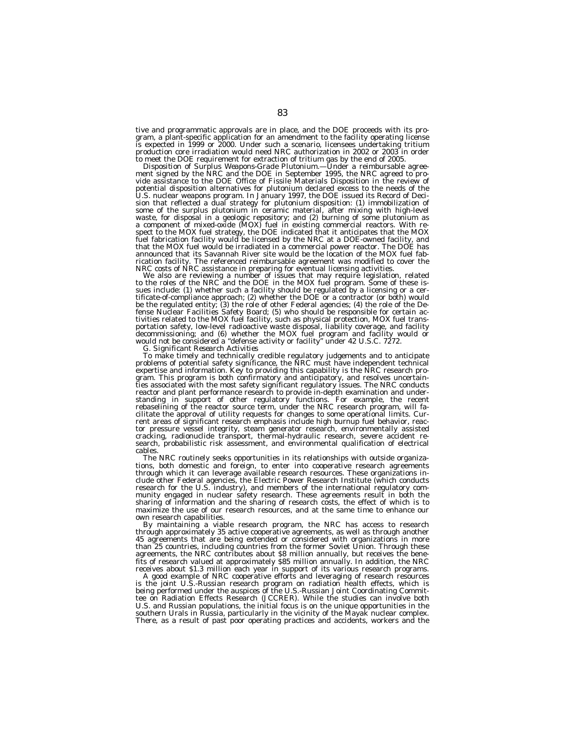tive and programmatic approvals are in place, and the DOE proceeds with its program, a plant-specific application for an amendment to the facility operating license is expected in 1999 or 2000. Under such a scenario, licensees undertaking tritium production core irradiation would need NRC authorization in 2002 or 2003 in order to meet the DOE requirement for extraction of tritium gas by the end of 2005.

*Disposition of Surplus Weapons-Grade Plutonium.*—Under a reimbursable agreement signed by the NRC and the DOE in September 1995, the NRC agreed to provide assistance to the DOE Office of Fissile Materials Disposition in the review of potential disposition alternatives for plutonium declared excess to the needs of the U.S. nuclear weapons program. In January 1997, the DOE issued its Record of Decision that reflected a dual strategy for plutonium disposition: (1) immobilization of some of the surplus plutonium in ceramic material, after mixing with high-level waste, for disposal in a geologic repository; and (2) burning of some plutonium as a component of mixed-oxide (MOX) fuel in existing commercial reactors. With respect to the MOX fuel strategy, the DOE indicated that it anticipates that the MOX fuel fabrication facility would be licensed by the NRC at a DOE-owned facility, and that the MOX fuel would be irradiated in a commercial power reactor. The DOE has announced that its Savannah River site would be the location of the MOX fuel fabrication facility. The referenced reimbursable agreement was modified to cover the NRC costs of NRC assistance in preparing for eventual licensing activities.

We also are reviewing a number of issues that may require legislation, related to the roles of the NRC and the DOE in the MOX fuel program. Some of these issues include: (1) whether such a facility should be regulated by a licensing or a certificate-of-compliance approach; (2) whether the DOE or a contractor (or both) would be the regulated entity; (3) the role of other Federal agencies; (4) the role of the Defense Nuclear Facilities Safety Board; (5) who should be responsible for certain activities related to the MOX fuel facility, such as physical protection, MOX fuel transportation safety, low-level radioactive waste disposal, liability coverage, and facility decommissioning; and (6) whether the MOX fuel program and facility would or would not be considered a "defense activity or facility" under 42 U.S.C. 7272.

*G. Significant Research Activities*

To make timely and technically credible regulatory judgements and to anticipate problems of potential safety significance, the NRC must have independent technical expertise and information. Key to providing this capability is the NRC research program. This program is both confirmatory and anticipatory, and resolves uncertainties associated with the most safety significant regulatory issues. The NRC conducts reactor and plant performance research to provide in-depth examination and understanding in support of other regulatory functions. For example, the recent rebaselining of the reactor source term, under the NRC research program, will facilitate the approval of utility requests for changes to some operational limits. Current areas of significant research emphasis include high burnup fuel behavior, reactor pressure vessel integrity, steam generator research, environmentally assisted cracking, radionuclide transport, thermal-hydraulic research, severe accident research, probabilistic risk assessment, and environmental qualification of electrical cables.

The NRC routinely seeks opportunities in its relationships with outside organizations, both domestic and foreign, to enter into cooperative research agreements through which it can leverage available research resources. These organizations include other Federal agencies, the Electric Power Research Institute (which conducts research for the U.S. industry), and members of the international regulatory community engaged in nuclear safety research. These agreements result in both the sharing of information and the sharing of research costs, the effect of which is to maximize the use of our research resources, and at the same time to enhance our own research capabilities.

By maintaining a viable research program, the NRC has access to research through approximately 35 active cooperative agreements, as well as through another 45 agreements that are being extended or considered with organizations in more than 25 countries, including countries from the former Soviet Union. Through these agreements, the NRC contributes about $8 million annually, but receives the benefits of research valued at approximately $85 million annually. In addition, the NRC receives about $1.3 million each year in support of its various research programs.

A good example of NRC cooperative efforts and leveraging of research resources is the joint U.S.-Russian research program on radiation health effects, which is being performed under the auspices of the U.S.-Russian Joint Coordinating Committee on Radiation Effects Research (JCCRER). While the studies can involve both U.S. and Russian populations, the initial focus is on the unique opportunities in the southern Urals in Russia, particularly in the vicinity of the Mayak nuclear complex. There, as a result of past poor operating practices and accidents, workers and the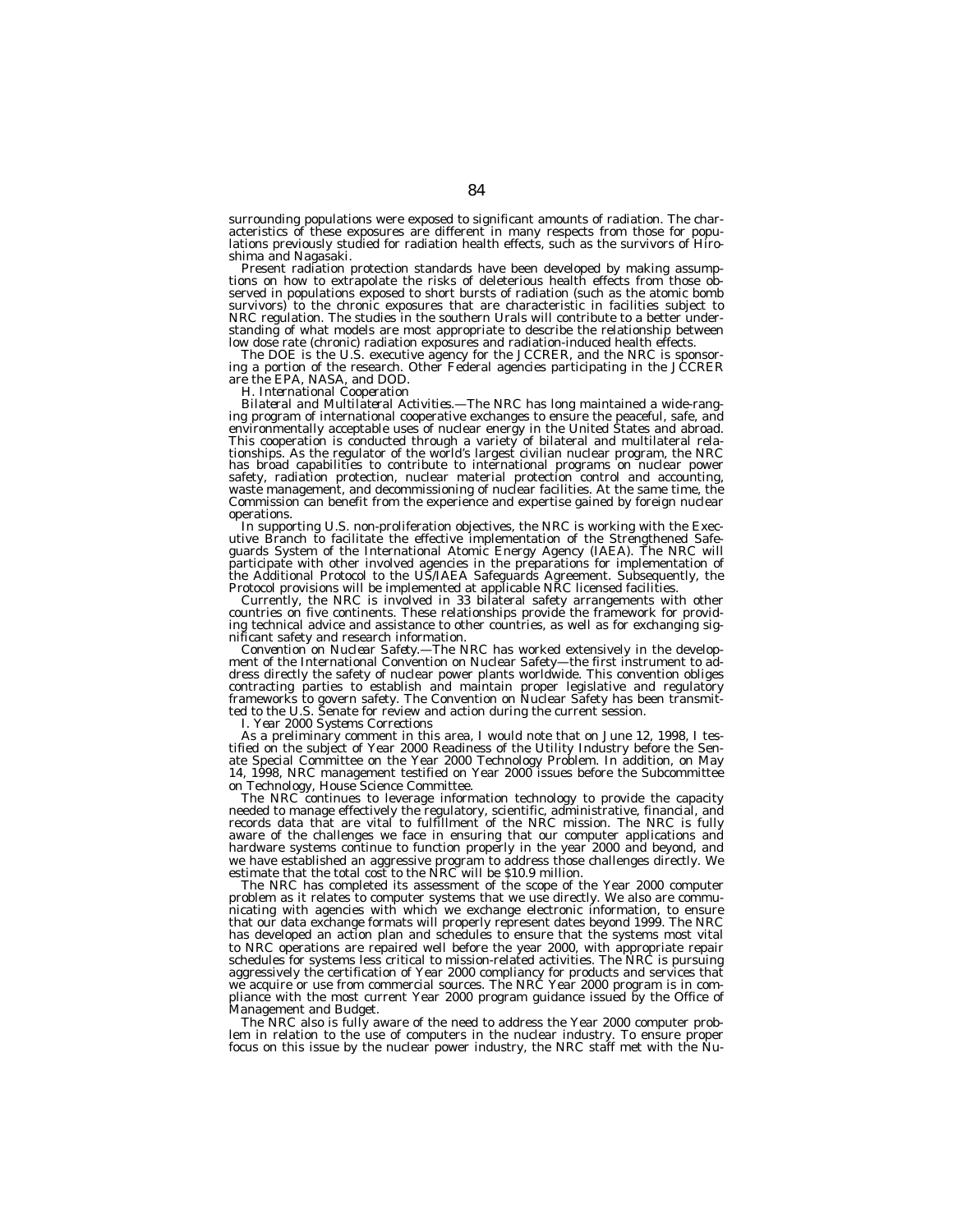surrounding populations were exposed to significant amounts of radiation. The characteristics of these exposures are different in many respects from those for populations previously studied for radiation health effects, such as the survivors of Hiroshima and Nagasaki.

Present radiation protection standards have been developed by making assumptions on how to extrapolate the risks of deleterious health effects from those observed in populations exposed to short bursts of radiation (such as the atomic bomb survivors) to the chronic exposures that are characteristic in facilities subject to NRC regulation. The studies in the southern Urals will contribute to a better understanding of what models are most appropriate to describe the relationship between low dose rate (chronic) radiation exposures and radiation-induced health effects.

The DOE is the U.S. executive agency for the JCCRER, and the NRC is sponsoring a portion of the research. Other Federal agencies participating in the JCCRER are the EPA, NASA, and DOD.

*H. International Cooperation*

*Bilateral and Multilateral Activities.*—The NRC has long maintained a wide-ranging program of international cooperative exchanges to ensure the peaceful, safe, and environmentally acceptable uses of nuclear energy in the United States and abroad. This cooperation is conducted through a variety of bilateral and multilateral relationships. As the regulator of the world's largest civilian nuclear program, the NRC has broad capabilities to contribute to international programs on nuclear power safety, radiation protection, nuclear material protection control and accounting, waste management, and decommissioning of nuclear facilities. At the same time, the Commission can benefit from the experience and expertise gained by foreign nuclear operations.

In supporting U.S. non-proliferation objectives, the NRC is working with the Executive Branch to facilitate the effective implementation of the Strengthened Safeguards System of the International Atomic Energy Agency (IAEA). The NRC will participate with other involved agencies in the preparations for implementation of the Additional Protocol to the US/IAEA Safeguards Agreement. Subsequently, the Protocol provisions will be implemented at applicable NRC licensed facilities.

Currently, the NRC is involved in 33 bilateral safety arrangements with other countries on five continents. These relationships provide the framework for providing technical advice and assistance to other countries, as well as for exchanging significant safety and research information.

*Convention on Nuclear Safety.*—The NRC has worked extensively in the development of the International Convention on Nuclear Safety—the first instrument to address directly the safety of nuclear power plants worldwide. This convention obliges contracting parties to establish and maintain proper legislative and regulatory frameworks to govern safety. The Convention on Nuclear Safety has been transmitted to the U.S. Senate for review and action during the current session.

*I. Year 2000 Systems Corrections*

As a preliminary comment in this area, I would note that on June 12, 1998, I testified on the subject of Year 2000 Readiness of the Utility Industry before the Senate Special Committee on the Year 2000 Technology Problem. In addition, on May 14, 1998, NRC management testified on Year 2000 issues before the Subcommittee on Technology, House Science Committee.

The NRC continues to leverage information technology to provide the capacity needed to manage effectively the regulatory, scientific, administrative, financial, and records data that are vital to fulfillment of the NRC mission. The NRC is fully aware of the challenges we face in ensuring that our computer applications and hardware systems continue to function properly in the year 2000 and beyond, and we have established an aggressive program to address those challenges directly. We estimate that the total cost to the NRC will be $10.9 million.

The NRC has completed its assessment of the scope of the Year 2000 computer problem as it relates to computer systems that we use directly. We also are communicating with agencies with which we exchange electronic information, to ensure that our data exchange formats will properly represent dates beyond 1999. The NRC has developed an action plan and schedules to ensure that the systems most vital to NRC operations are repaired well before the year 2000, with appropriate repair schedules for systems less critical to mission-related activities. The NRC is pursuing aggressively the certification of Year 2000 compliancy for products and services that we acquire or use from commercial sources. The NRC Year 2000 program is in compliance with the most current Year 2000 program guidance issued by the Office of Management and Budget.

The NRC also is fully aware of the need to address the Year 2000 computer problem in relation to the use of computers in the nuclear industry. To ensure proper focus on this issue by the nuclear power industry, the NRC staff met with the Nu-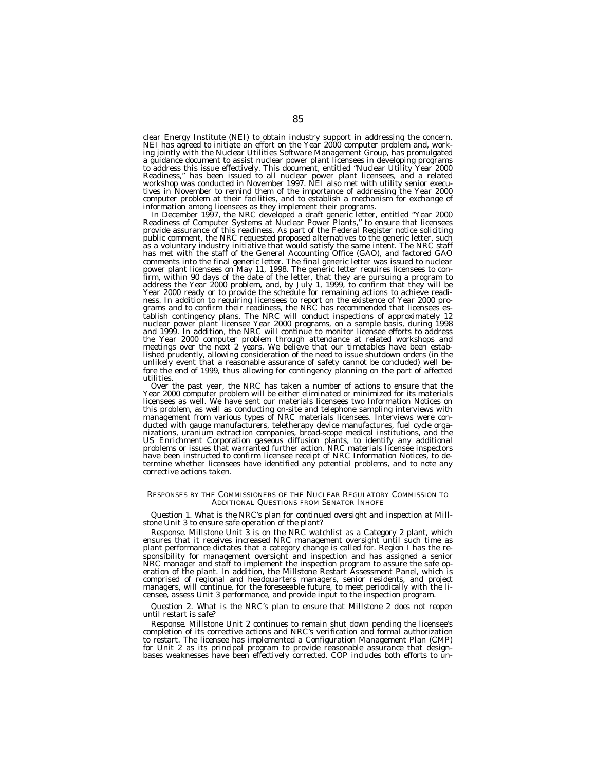clear Energy Institute (NEI) to obtain industry support in addressing the concern. NEI has agreed to initiate an effort on the Year 2000 computer problem and, working jointly with the Nuclear Utilities Software Management Group, has promulgated a guidance document to assist nuclear power plant licensees in developing programs to address this issue effectively. This document, entitled "Nuclear Utility Year 2000 Readiness," has been issued to all nuclear power plant licensees, and a related workshop was conducted in November 1997. NEI also met with utility senior executives in November to remind them of the importance of addressing the Year 2000 computer problem at their facilities, and to establish a mechanism for exchange of information among licensees as they implement their programs.

In December 1997, the NRC developed a draft generic letter, entitled "Year 2000 Readiness of Computer Systems at Nuclear Power Plants," to ensure that licensees provide assurance of this readiness. As part of the Federal Register notice soliciting public comment, the NRC requested proposed alternatives to the generic letter, such as a voluntary industry initiative that would satisfy the same intent. The NRC staff has met with the staff of the General Accounting Office (GAO), and factored GAO comments into the final generic letter. The final generic letter was issued to nuclear power plant licensees on May 11, 1998. The generic letter requires licensees to confirm, within 90 days of the date of the letter, that they are pursuing a program to address the Year 2000 problem, and, by July 1, 1999, to confirm that they will be Year 2000 ready or to provide the schedule for remaining actions to achieve readiness. In addition to requiring licensees to report on the existence of Year 2000 programs and to confirm their readiness, the NRC has recommended that licensees establish contingency plans. The NRC will conduct inspections of approximately 12 nuclear power plant licensee Year 2000 programs, on a sample basis, during 1998 and 1999. In addition, the NRC will continue to monitor licensee efforts to address the Year 2000 computer problem through attendance at related workshops and meetings over the next 2 years. We believe that our timetables have been established prudently, allowing consideration of the need to issue shutdown orders (in the unlikely event that a reasonable assurance of safety cannot be concluded) well before the end of 1999, thus allowing for contingency planning on the part of affected utilities.

Over the past year, the NRC has taken a number of actions to ensure that the Year 2000 computer problem will be either eliminated or minimized for its materials licensees as well. We have sent our materials licensees two Information Notices on this problem, as well as conducting on-site and telephone sampling interviews with management from various types of NRC materials licensees. Interviews were conducted with gauge manufacturers, teletherapy device manufactures, fuel cycle organizations, uranium extraction companies, broad-scope medical institutions, and the US Enrichment Corporation gaseous diffusion plants, to identify any additional problems or issues that warranted further action. NRC materials licensee inspectors have been instructed to confirm licensee receipt of NRC Information Notices, to determine whether licensees have identified any potential problems, and to note any corrective actions taken.

---

RESPONSES BY THE COMMISSIONERS OF THE NUCLEAR REGULATORY COMMISSION TO ADDITIONAL QUESTIONS FROM SENATOR INHOFE

*Question 1. What is the NRC's plan for continued oversight and inspection at Millstone Unit 3 to ensure safe operation of the plant?*

*Response.* Millstone Unit 3 is on the NRC watchlist as a Category 2 plant, which ensures that it receives increased NRC management oversight until such time as plant performance dictates that a category change is called for. Region I has the responsibility for management oversight and inspection and has assigned a senior NRC manager and staff to implement the inspection program to assure the safe operation of the plant. In addition, the Millstone Restart Assessment Panel, which is comprised of regional and headquarters managers, senior residents, and project managers, will continue, for the foreseeable future, to meet periodically with the licensee, assess Unit 3 performance, and provide input to the inspection program.

*Question 2. What is the NRC's plan to ensure that Millstone 2 does not reopen until restart is safe?*

*Response.* Millstone Unit 2 continues to remain shut down pending the licensee's completion of its corrective actions and NRC's verification and formal authorization to restart. The licensee has implemented a Configuration Management Plan (CMP) for Unit 2 as its principal program to provide reasonable assurance that design-bases weaknesses have been effectively corrected. COP includes both efforts to un-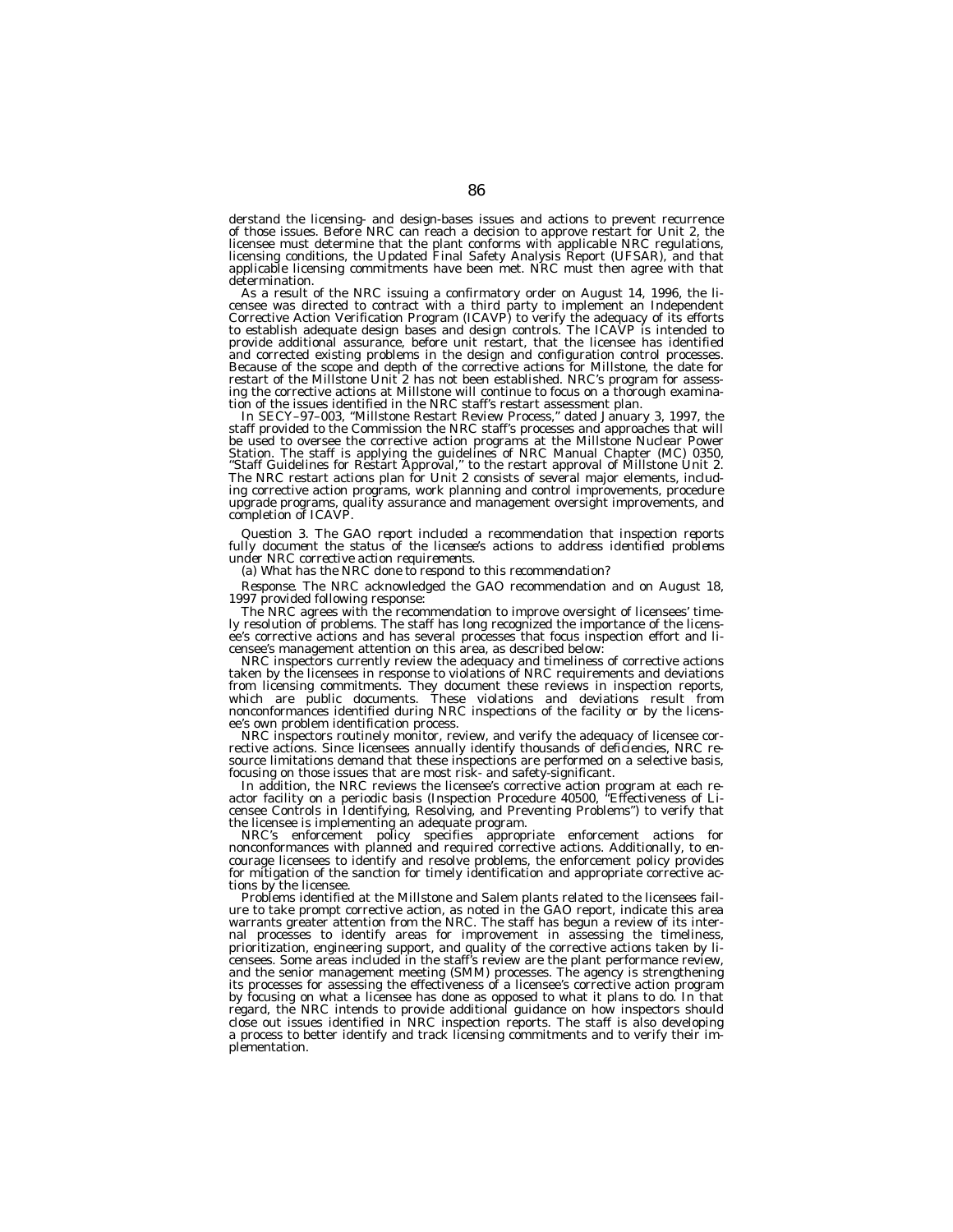derstand the licensing- and design-bases issues and actions to prevent recurrence of those issues. Before NRC can reach a decision to approve restart for Unit 2, the licensee must determine that the plant conforms with applicable NRC regulations, licensing conditions, the Updated Final Safety Analysis Report (UFSAR), and that applicable licensing commitments have been met. NRC must then agree with that determination.

As a result of the NRC issuing a confirmatory order on August 14, 1996, the licensee was directed to contract with a third party to implement an Independent Corrective Action Verification Program (ICAVP) to verify the adequacy of its efforts to establish adequate design bases and design controls. The ICAVP is intended to provide additional assurance, before unit restart, that the licensee has identified and corrected existing problems in the design and configuration control processes. Because of the scope and depth of the corrective actions for Millstone, the date for restart of the Millstone Unit 2 has not been established. NRC's program for assessing the corrective actions at Millstone will continue to focus on a thorough examination of the issues identified in the NRC staff's restart assessment plan.

In SECY–97–003, "Millstone Restart Review Process," dated January 3, 1997, the staff provided to the Commission the NRC staff's processes and approaches that will be used to oversee the corrective action programs at the Millstone Nuclear Power Station. The staff is applying the guidelines of NRC Manual Chapter (MC) 0350, "Staff Guidelines for Restart Approval," to the restart approval of Millstone Unit 2. The NRC restart actions plan for Unit 2 consists of several major elements, including corrective action programs, work planning and control improvements, procedure upgrade programs, quality assurance and management oversight improvements, and completion of ICAVP.

*Question 3. The GAO report included a recommendation that inspection reports fully document the status of the licensee's actions to address identified problems under NRC corrective action requirements.*

*(a) What has the NRC done to respond to this recommendation?*

*Response.* The NRC acknowledged the GAO recommendation and on August 18, 1997 provided following response:

The NRC agrees with the recommendation to improve oversight of licensees' timely resolution of problems. The staff has long recognized the importance of the licensee's corrective actions and has several processes that focus inspection effort and licensee's management attention on this area, as described below:

NRC inspectors currently review the adequacy and timeliness of corrective actions taken by the licensees in response to violations of NRC requirements and deviations from licensing commitments. They document these reviews in inspection reports, which are public documents. These violations and deviations result from nonconformances identified during NRC inspections of the facility or by the licensee's own problem identification process.

NRC inspectors routinely monitor, review, and verify the adequacy of licensee corrective actions. Since licensees annually identify thousands of deficiencies, NRC resource limitations demand that these inspections are performed on a selective basis, focusing on those issues that are most risk- and safety-significant.

In addition, the NRC reviews the licensee's corrective action program at each reactor facility on a periodic basis (Inspection Procedure 40500, "Effectiveness of Licensee Controls in Identifying, Resolving, and Preventing Problems") to verify that the licensee is implementing an adequate program.

NRC's enforcement policy specifies appropriate enforcement actions for nonconformances with planned and required corrective actions. Additionally, to encourage licensees to identify and resolve problems, the enforcement policy provides for mitigation of the sanction for timely identification and appropriate corrective actions by the licensee.

Problems identified at the Millstone and Salem plants related to the licensees failure to take prompt corrective action, as noted in the GAO report, indicate this area warrants greater attention from the NRC. The staff has begun a review of its internal processes to identify areas for improvement in assessing the timeliness, prioritization, engineering support, and quality of the corrective actions taken by licensees. Some areas included in the staff's review are the plant performance review, and the senior management meeting (SMM) processes. The agency is strengthening its processes for assessing the effectiveness of a licensee's corrective action program by focusing on what a licensee has done as opposed to what it plans to do. In that regard, the NRC intends to provide additional guidance on how inspectors should close out issues identified in NRC inspection reports. The staff is also developing a process to better identify and track licensing commitments and to verify their implementation.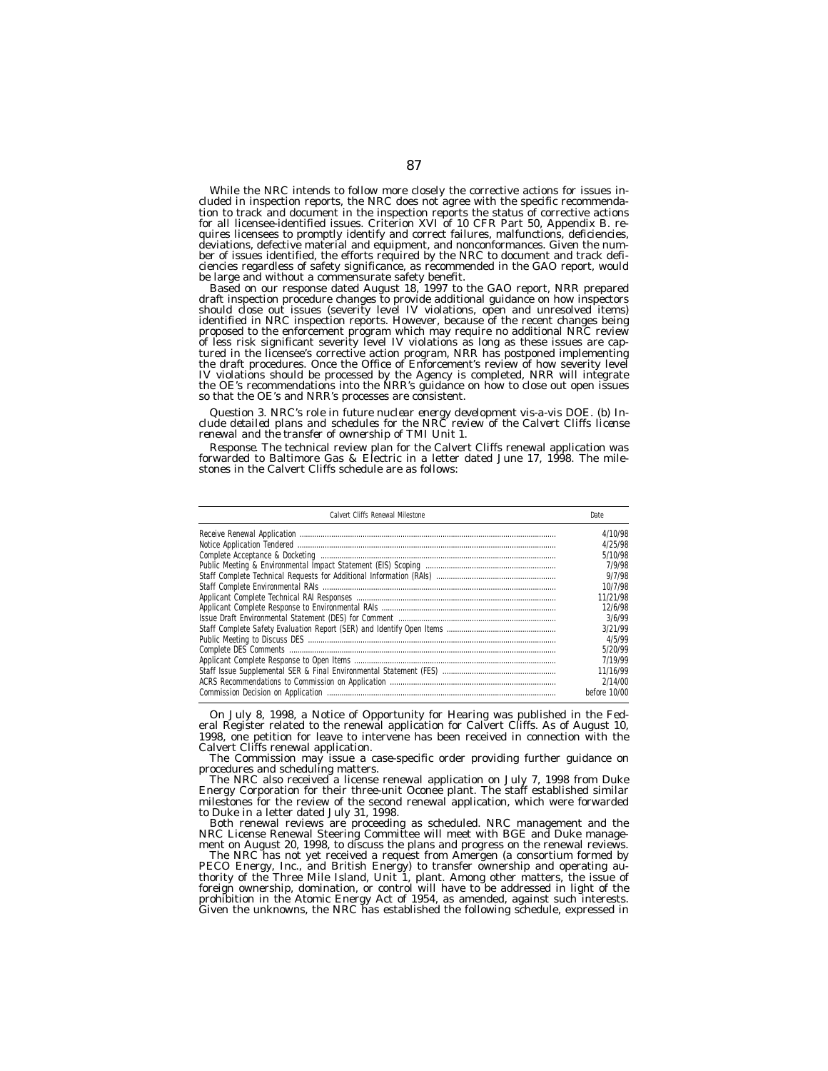While the NRC intends to follow more closely the corrective actions for issues included in inspection reports, the NRC does not agree with the specific recommendation to track and document in the inspection reports the status of corrective actions for all licensee-identified issues. Criterion XVI of 10 CFR Part 50, Appendix B. requires licensees to promptly identify and correct failures, malfunctions, deficiencies, deviations, defective material and equipment, and nonconformances. Given the number of issues identified, the efforts required by the NRC to document and track deficiencies regardless of safety significance, as recommended in the GAO report, would be large and without a commensurate safety benefit.

Based on our response dated August 18, 1997 to the GAO report, NRR prepared draft inspection procedure changes to provide additional guidance on how inspectors should close out issues (severity level IV violations, open and unresolved items) identified in NRC inspection reports. However, because of the recent changes being proposed to the enforcement program which may require no additional NRC review of less risk significant severity level IV violations as long as these issues are captured in the licensee's corrective action program, NRR has postponed implementing the draft procedures. Once the Office of Enforcement's review of how severity level IV violations should be processed by the Agency is completed, NRR will integrate the OE's recommendations into the NRR's guidance on how to close out open issues so that the OE's and NRR's processes are consistent.

*Question 3. NRC's role in future nuclear energy development vis-a-vis DOE. (b) Include detailed plans and schedules for the NRC review of the Calvert Cliffs license renewal and the transfer of ownership of TMI Unit 1.*

*Response.* The technical review plan for the Calvert Cliffs renewal application was forwarded to Baltimore Gas & Electric in a letter dated June 17, 1998. The milestones in the Calvert Cliffs schedule are as follows:

| Calvert Cliffs Renewal Milestone | Date |
|---|---|
| Receive Renewal Application | 4/10/98 |
| Notice Application Tendered | 4/25/98 |
| Complete Acceptance & Docketing | 5/10/98 |
| Public Meeting & Environmental Impact Statement (EIS) Scoping | 7/9/98 |
| Staff Complete Technical Requests for Additional Information (RAIs) | 9/7/98 |
| Staff Complete Environmental RAIs | 10/7/98 |
| Applicant Complete Technical RAI Responses | 11/21/98 |
| Applicant Complete Response to Environmental RAIs | 12/6/98 |
| Issue Draft Environmental Statement (DES) for Comment | 3/6/99 |
| Staff Complete Safety Evaluation Report (SER) and Identify Open Items | 3/21/99 |
| Public Meeting to Discuss DES | 4/5/99 |
| Complete DES Comments | 5/20/99 |
| Applicant Complete Response to Open Items | 7/19/99 |
| Staff Issue Supplemental SER & Final Environmental Statement (FES) | 11/16/99 |
| ACRS Recommendations to Commission on Application | 2/14/00 |
| Commission Decision on Application | before 10/00 |

On July 8, 1998, a Notice of Opportunity for Hearing was published in the Federal Register related to the renewal application for Calvert Cliffs. As of August 10, 1998, one petition for leave to intervene has been received in connection with the Calvert Cliffs renewal application.

The Commission may issue a case-specific order providing further guidance on procedures and scheduling matters.

The NRC also received a license renewal application on July 7, 1998 from Duke Energy Corporation for their three-unit Oconee plant. The staff established similar milestones for the review of the second renewal application, which were forwarded to Duke in a letter dated July 31, 1998.

Both renewal reviews are proceeding as scheduled. NRC management and the NRC License Renewal Steering Committee will meet with BGE and Duke management on August 20, 1998, to discuss the plans and progress on the renewal reviews.

The NRC has not yet received a request from Amergen (a consortium formed by PECO Energy, Inc., and British Energy) to transfer ownership and operating authority of the Three Mile Island, Unit 1, plant. Among other matters, the issue of foreign ownership, domination, or control will have to be addressed in light of the prohibition in the Atomic Energy Act of 1954, as amended, against such interests. Given the unknowns, the NRC has established the following schedule, expressed in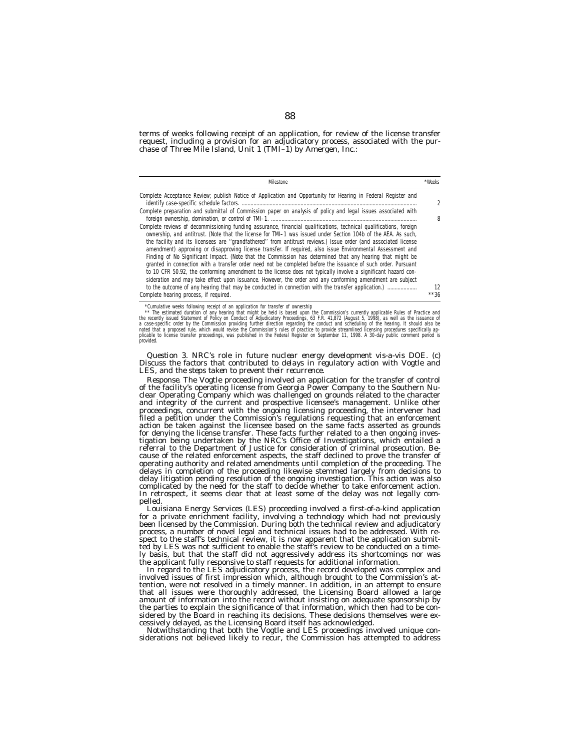terms of weeks following receipt of an application, for review of the license transfer request, including a provision for an adjudicatory process, associated with the purchase of Three Mile Island, Unit 1 (TMI–1) by Amergen, Inc.:

| Milestone | *Weeks |
|---|---|
| Complete Acceptance Review; publish Notice of Application and Opportunity for Hearing in Federal Register and identify case-specific schedule factors. | 2 |
| Complete preparation and submittal of Commission paper on analysis of policy and legal issues associated with foreign ownership, domination, or control of TMI–1. | 8 |
| Complete reviews of decommissioning funding assurance, financial qualifications, technical qualifications, foreign ownership, and antitrust. (Note that the license for TMI–1 was issued under Section 104b of the AEA. As such, the facility and its licensees are ''grandfathered'' from antitrust reviews.) Issue order (and associated license amendment) approving or disapproving license transfer. If required, also issue Environmental Assessment and Finding of No Significant Impact. (Note that the Commission has determined that any hearing that might be granted in connection with a transfer order need not be completed before the issuance of such order. Pursuant to 10 CFR 50.92, the conforming amendment to the license does not typically involve a significant hazard consideration and may take effect upon issuance. However, the order and any conforming amendment are subject to the outcome of any hearing that may be conducted in connection with the transfer application.) | 12 |
| Complete hearing process, if required. | **36 |

*Cumulative weeks following receipt of an application for transfer of ownership

** The estimated duration of any hearing that might be held is based upon the Commission's currently applicable Rules of Practice and the recently issued Statement of Policy on Conduct of Adjudicatory Proceedings, 63 F.R. 41,872 (August 5, 1998), as well as the issuance of a case-specific order by the Commission providing further direction regarding the conduct and scheduling of the hearing. It should also be noted that a proposed rule, which would revise the Commission's rules of practice to provide streamlined licensing procedures specifically applicable to license transfer proceedings, was published in the Federal Register on September 11, 1998. A 30-day public comment period is provided.

*Question 3. NRC's role in future nuclear energy development vis-a-vis DOE. (c) Discuss the factors that contributed to delays in regulatory action with Vogtle and LES, and the steps taken to prevent their recurrence.*

*Response.* The Vogtle proceeding involved an application for the transfer of control of the facility's operating license from Georgia Power Company to the Southern Nuclear Operating Company which was challenged on grounds related to the character and integrity of the current and prospective licensee's management. Unlike other proceedings, concurrent with the ongoing licensing proceeding, the intervener had filed a petition under the Commission's regulations requesting that an enforcement action be taken against the licensee based on the same facts asserted as grounds for denying the license transfer. These facts further related to a then ongoing investigation being undertaken by the NRC's Office of Investigations, which entailed a referral to the Department of Justice for consideration of criminal prosecution. Because of the related enforcement aspects, the staff declined to prove the transfer of operating authority and related amendments until completion of the proceeding. The delays in completion of the proceeding likewise stemmed largely from decisions to delay litigation pending resolution of the ongoing investigation. This action was also complicated by the need for the staff to decide whether to take enforcement action. In retrospect, it seems clear that at least some of the delay was not legally compelled.

Louisiana Energy Services (LES) proceeding involved a first-of-a-kind application for a private enrichment facility, involving a technology which had not previously been licensed by the Commission. During both the technical review and adjudicatory process, a number of novel legal and technical issues had to be addressed. With respect to the staff's technical review, it is now apparent that the application submitted by LES was not sufficient to enable the staff's review to be conducted on a timely basis, but that the staff did not aggressively address its shortcomings nor was the applicant fully responsive to staff requests for additional information.

In regard to the LES adjudicatory process, the record developed was complex and involved issues of first impression which, although brought to the Commission's attention, were not resolved in a timely manner. In addition, in an attempt to ensure that all issues were thoroughly addressed, the Licensing Board allowed a large amount of information into the record without insisting on adequate sponsorship by the parties to explain the significance of that information, which then had to be considered by the Board in reaching its decisions. These decisions themselves were excessively delayed, as the Licensing Board itself has acknowledged.

Notwithstanding that both the Vogtle and LES proceedings involved unique considerations not believed likely to recur, the Commission has attempted to address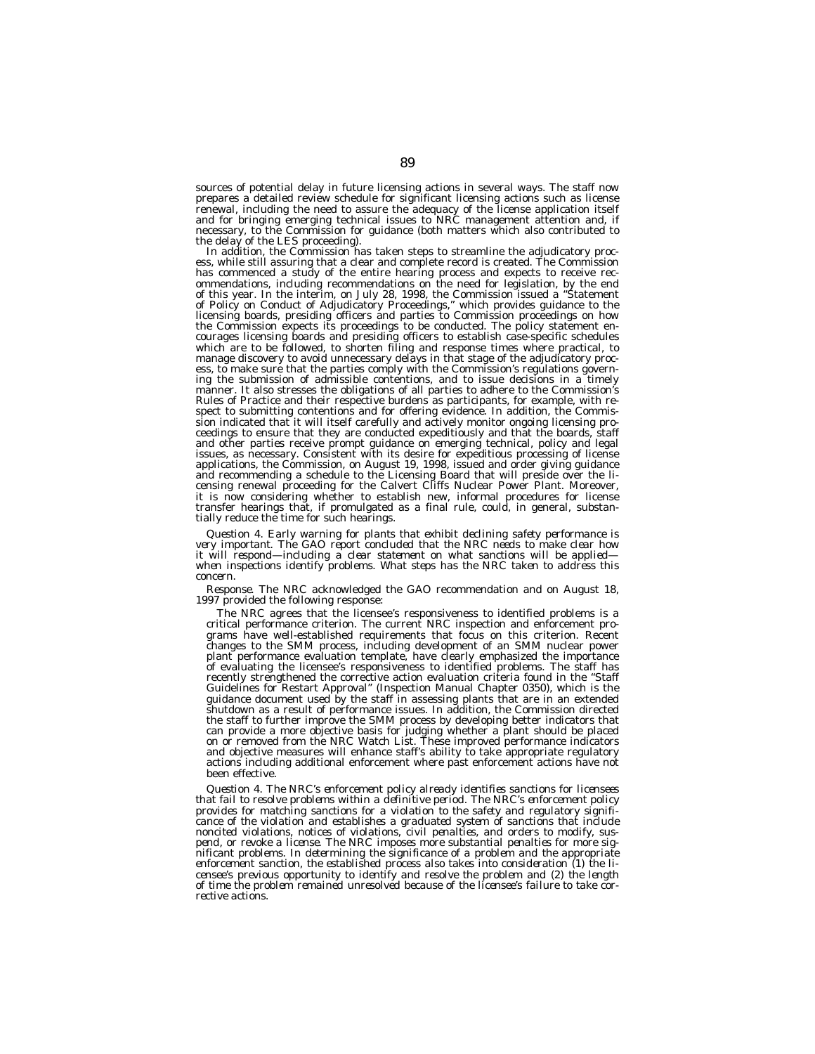sources of potential delay in future licensing actions in several ways. The staff now prepares a detailed review schedule for significant licensing actions such as license renewal, including the need to assure the adequacy of the license application itself and for bringing emerging technical issues to NRC management attention and, if necessary, to the Commission for guidance (both matters which also contributed to the delay of the LES proceeding).

In addition, the Commission has taken steps to streamline the adjudicatory process, while still assuring that a clear and complete record is created. The Commission has commenced a study of the entire hearing process and expects to receive recommendations, including recommendations on the need for legislation, by the end of this year. In the interim, on July 28, 1998, the Commission issued a "Statement of Policy on Conduct of Adjudicatory Proceedings," which provides guidance to the licensing boards, presiding officers and parties to Commission proceedings on how the Commission expects its proceedings to be conducted. The policy statement encourages licensing boards and presiding officers to establish case-specific schedules which are to be followed, to shorten filing and response times where practical, to manage discovery to avoid unnecessary delays in that stage of the adjudicatory process, to make sure that the parties comply with the Commission's regulations governing the submission of admissible contentions, and to issue decisions in a timely manner. It also stresses the obligations of all parties to adhere to the Commission's Rules of Practice and their respective burdens as participants, for example, with respect to submitting contentions and for offering evidence. In addition, the Commission indicated that it will itself carefully and actively monitor ongoing licensing proceedings to ensure that they are conducted expeditiously and that the boards, staff and other parties receive prompt guidance on emerging technical, policy and legal issues, as necessary. Consistent with its desire for expeditious processing of license applications, the Commission, on August 19, 1998, issued and order giving guidance and recommending a schedule to the Licensing Board that will preside over the licensing renewal proceeding for the Calvert Cliffs Nuclear Power Plant. Moreover, it is now considering whether to establish new, informal procedures for license transfer hearings that, if promulgated as a final rule, could, in general, substantially reduce the time for such hearings.

*Question 4. Early warning for plants that exhibit declining safety performance is very important. The GAO report concluded that the NRC needs to make clear how it will respond—including a clear statement on what sanctions will be applied—when inspections identify problems. What steps has the NRC taken to address this concern.*

*Response.* The NRC acknowledged the GAO recommendation and on August 18, 1997 provided the following response:

> The NRC agrees that the licensee's responsiveness to identified problems is a critical performance criterion. The current NRC inspection and enforcement programs have well-established requirements that focus on this criterion. Recent changes to the SMM process, including development of an SMM nuclear power plant performance evaluation template, have clearly emphasized the importance of evaluating the licensee's responsiveness to identified problems. The staff has recently strengthened the corrective action evaluation criteria found in the "Staff Guidelines for Restart Approval" (Inspection Manual Chapter 0350), which is the guidance document used by the staff in assessing plants that are in an extended shutdown as a result of performance issues. In addition, the Commission directed the staff to further improve the SMM process by developing better indicators that can provide a more objective basis for judging whether a plant should be placed on or removed from the NRC Watch List. These improved performance indicators and objective measures will enhance staff's ability to take appropriate regulatory actions including additional enforcement where past enforcement actions have not been effective.

*Question 4. The NRC's enforcement policy already identifies sanctions for licensees that fail to resolve problems within a definitive period. The NRC's enforcement policy provides for matching sanctions for a violation to the safety and regulatory significance of the violation and establishes a graduated system of sanctions that include noncited violations, notices of violations, civil penalties, and orders to modify, suspend, or revoke a license. The NRC imposes more substantial penalties for more significant problems. In determining the significance of a problem and the appropriate enforcement sanction, the established process also takes into consideration (1) the licensee's previous opportunity to identify and resolve the problem and (2) the length of time the problem remained unresolved because of the licensee's failure to take corrective actions.*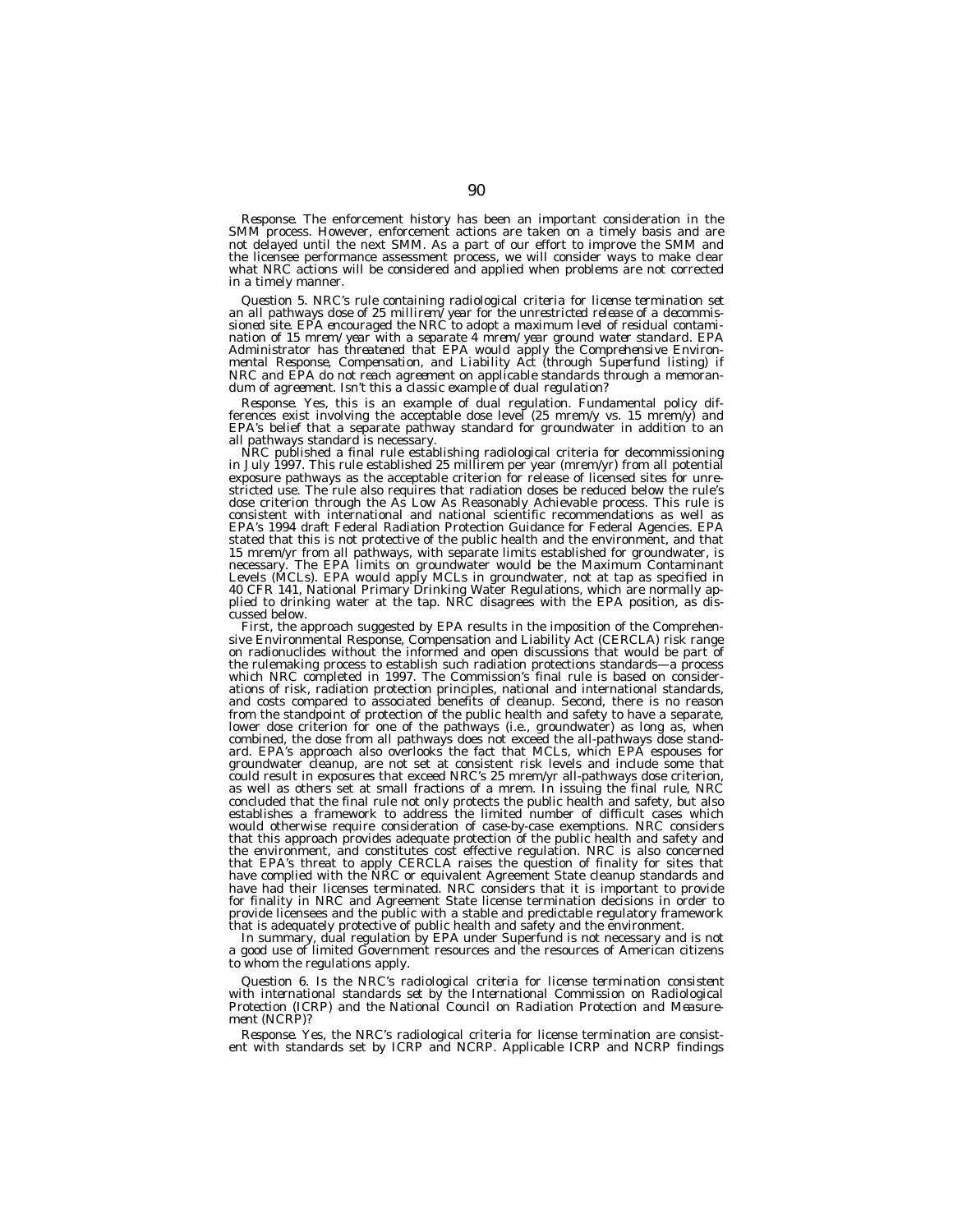*Response.* The enforcement history has been an important consideration in the SMM process. However, enforcement actions are taken on a timely basis and are not delayed until the next SMM. As a part of our effort to improve the SMM and the licensee performance assessment process, we will consider ways to make clear what NRC actions will be considered and applied when problems are not corrected in a timely manner.

*Question 5. NRC's rule containing radiological criteria for license termination set an all pathways dose of 25 millirem/year for the unrestricted release of a decommissioned site. EPA encouraged the NRC to adopt a maximum level of residual contamination of 15 mrem/year with a separate 4 mrem/year ground water standard. EPA Administrator has threatened that EPA would apply the Comprehensive Environmental Response, Compensation, and Liability Act (through Superfund listing) if NRC and EPA do not reach agreement on applicable standards through a memorandum of agreement. Isn't this a classic example of dual regulation?*

*Response.* Yes, this is an example of dual regulation. Fundamental policy differences exist involving the acceptable dose level (25 mrem/y vs. 15 mrem/y) and EPA's belief that a separate pathway standard for groundwater in addition to an all pathways standard is necessary.

NRC published a final rule establishing radiological criteria for decommissioning in July 1997. This rule established 25 millirem per year (mrem/yr) from all potential exposure pathways as the acceptable criterion for release of licensed sites for unrestricted use. The rule also requires that radiation doses be reduced below the rule's dose criterion through the As Low As Reasonably Achievable process. This rule is consistent with international and national scientific recommendations as well as EPA's 1994 draft Federal Radiation Protection Guidance for Federal Agencies. EPA stated that this is not protective of the public health and the environment, and that 15 mrem/yr from all pathways, with separate limits established for groundwater, is necessary. The EPA limits on groundwater would be the Maximum Contaminant Levels (MCLs). EPA would apply MCLs in groundwater, not at tap as specified in 40 CFR 141, National Primary Drinking Water Regulations, which are normally applied to drinking water at the tap. NRC disagrees with the EPA position, as discussed below.

First, the approach suggested by EPA results in the imposition of the Comprehensive Environmental Response, Compensation and Liability Act (CERCLA) risk range on radionuclides without the informed and open discussions that would be part of the rulemaking process to establish such radiation protections standards—a process which NRC completed in 1997. The Commission's final rule is based on considerations of risk, radiation protection principles, national and international standards, and costs compared to associated benefits of cleanup. Second, there is no reason from the standpoint of protection of the public health and safety to have a separate, lower dose criterion for one of the pathways (i.e., groundwater) as long as, when combined, the dose from all pathways does not exceed the all-pathways dose standard. EPA's approach also overlooks the fact that MCLs, which EPA espouses for groundwater cleanup, are not set at consistent risk levels and include some that could result in exposures that exceed NRC's 25 mrem/yr all-pathways dose criterion, as well as others set at small fractions of a mrem. In issuing the final rule, NRC concluded that the final rule not only protects the public health and safety, but also establishes a framework to address the limited number of difficult cases which would otherwise require consideration of case-by-case exemptions. NRC considers that this approach provides adequate protection of the public health and safety and the environment, and constitutes cost effective regulation. NRC is also concerned that EPA's threat to apply CERCLA raises the question of finality for sites that have complied with the NRC or equivalent Agreement State cleanup standards and have had their licenses terminated. NRC considers that it is important to provide for finality in NRC and Agreement State license termination decisions in order to provide licensees and the public with a stable and predictable regulatory framework that is adequately protective of public health and safety and the environment.

In summary, dual regulation by EPA under Superfund is not necessary and is not a good use of limited Government resources and the resources of American citizens to whom the regulations apply.

*Question 6. Is the NRC's radiological criteria for license termination consistent with international standards set by the International Commission on Radiological Protection (ICRP) and the National Council on Radiation Protection and Measurement (NCRP)?*

*Response.* Yes, the NRC's radiological criteria for license termination are consistent with standards set by ICRP and NCRP. Applicable ICRP and NCRP findings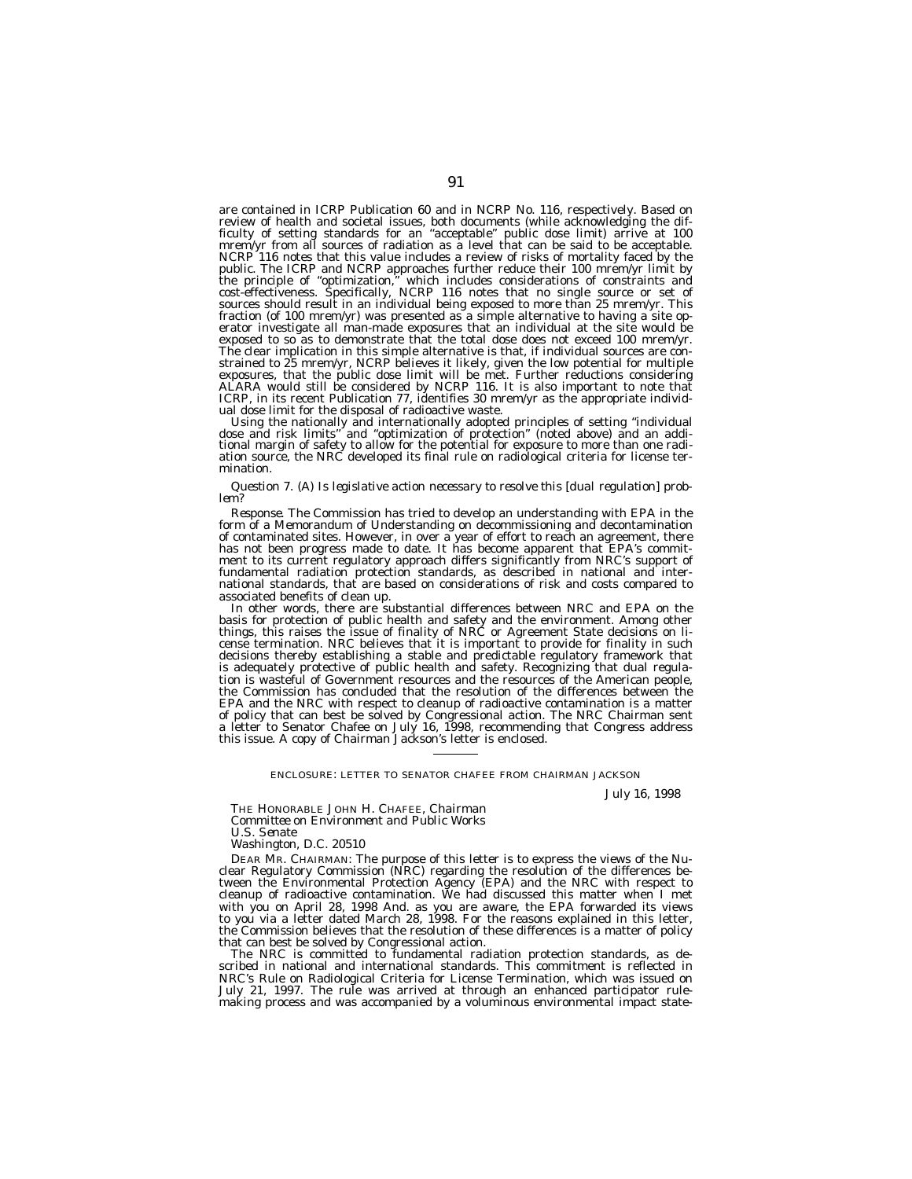are contained in ICRP Publication 60 and in NCRP No. 116, respectively. Based on review of health and societal issues, both documents (while acknowledging the difficulty of setting standards for an "acceptable" public dose limit) arrive at 100 mrem/yr from all sources of radiation as a level that can be said to be acceptable. NCRP 116 notes that this value includes a review of risks of mortality faced by the public. The ICRP and NCRP approaches further reduce their 100 mrem/yr limit by the principle of "optimization," which includes considerations of constraints and cost-effectiveness. Specifically, NCRP 116 notes that no single source or set of sources should result in an individual being exposed to more than 25 mrem/yr. This fraction (of 100 mrem/yr) was presented as a simple alternative to having a site operator investigate all man-made exposures that an individual at the site would be exposed to so as to demonstrate that the total dose does not exceed 100 mrem/yr. The clear implication in this simple alternative is that, if individual sources are constrained to 25 mrem/yr, NCRP believes it likely, given the low potential for multiple exposures, that the public dose limit will be met. Further reductions considering ALARA would still be considered by NCRP 116. It is also important to note that ICRP, in its recent Publication 77, identifies 30 mrem/yr as the appropriate individual dose limit for the disposal of radioactive waste.

Using the nationally and internationally adopted principles of setting "individual dose and risk limits" and "optimization of protection" (noted above) and an additional margin of safety to allow for the potential for exposure to more than one radiation source, the NRC developed its final rule on radiological criteria for license termination.

*Question 7. (A) Is legislative action necessary to resolve this [dual regulation] problem?*

*Response.* The Commission has tried to develop an understanding with EPA in the form of a Memorandum of Understanding on decommissioning and decontamination of contaminated sites. However, in over a year of effort to reach an agreement, there has not been progress made to date. It has become apparent that EPA's commitment to its current regulatory approach differs significantly from NRC's support of fundamental radiation protection standards, as described in national and international standards, that are based on considerations of risk and costs compared to associated benefits of clean up.

In other words, there are substantial differences between NRC and EPA on the basis for protection of public health and safety and the environment. Among other things, this raises the issue of finality of NRC or Agreement State decisions on license termination. NRC believes that it is important to provide for finality in such decisions thereby establishing a stable and predictable regulatory framework that is adequately protective of public health and safety. Recognizing that dual regulation is wasteful of Government resources and the resources of the American people, the Commission has concluded that the resolution of the differences between the EPA and the NRC with respect to cleanup of radioactive contamination is a matter of policy that can best be solved by Congressional action. The NRC Chairman sent a letter to Senator Chafee on July 16, 1998, recommending that Congress address this issue. A copy of Chairman Jackson's letter is enclosed.

---

ENCLOSURE: LETTER TO SENATOR CHAFEE FROM CHAIRMAN JACKSON

*July 16, 1998*

THE HONORABLE JOHN H. CHAFEE, *Chairman*
*Committee on Environment and Public Works*
*U.S. Senate*
*Washington, D.C. 20510*

DEAR MR. CHAIRMAN: The purpose of this letter is to express the views of the Nuclear Regulatory Commission (NRC) regarding the resolution of the differences between the Environmental Protection Agency (EPA) and the NRC with respect to cleanup of radioactive contamination. We had discussed this matter when I met with you on April 28, 1998 And. as you are aware, the EPA forwarded its views to you via a letter dated March 28, 1998. For the reasons explained in this letter, the Commission believes that the resolution of these differences is a matter of policy that can best be solved by Congressional action.

The NRC is committed to fundamental radiation protection standards, as described in national and international standards. This commitment is reflected in NRC's Rule on Radiological Criteria for License Termination, which was issued on July 21, 1997. The rule was arrived at through an enhanced participator rulemaking process and was accompanied by a voluminous environmental impact state-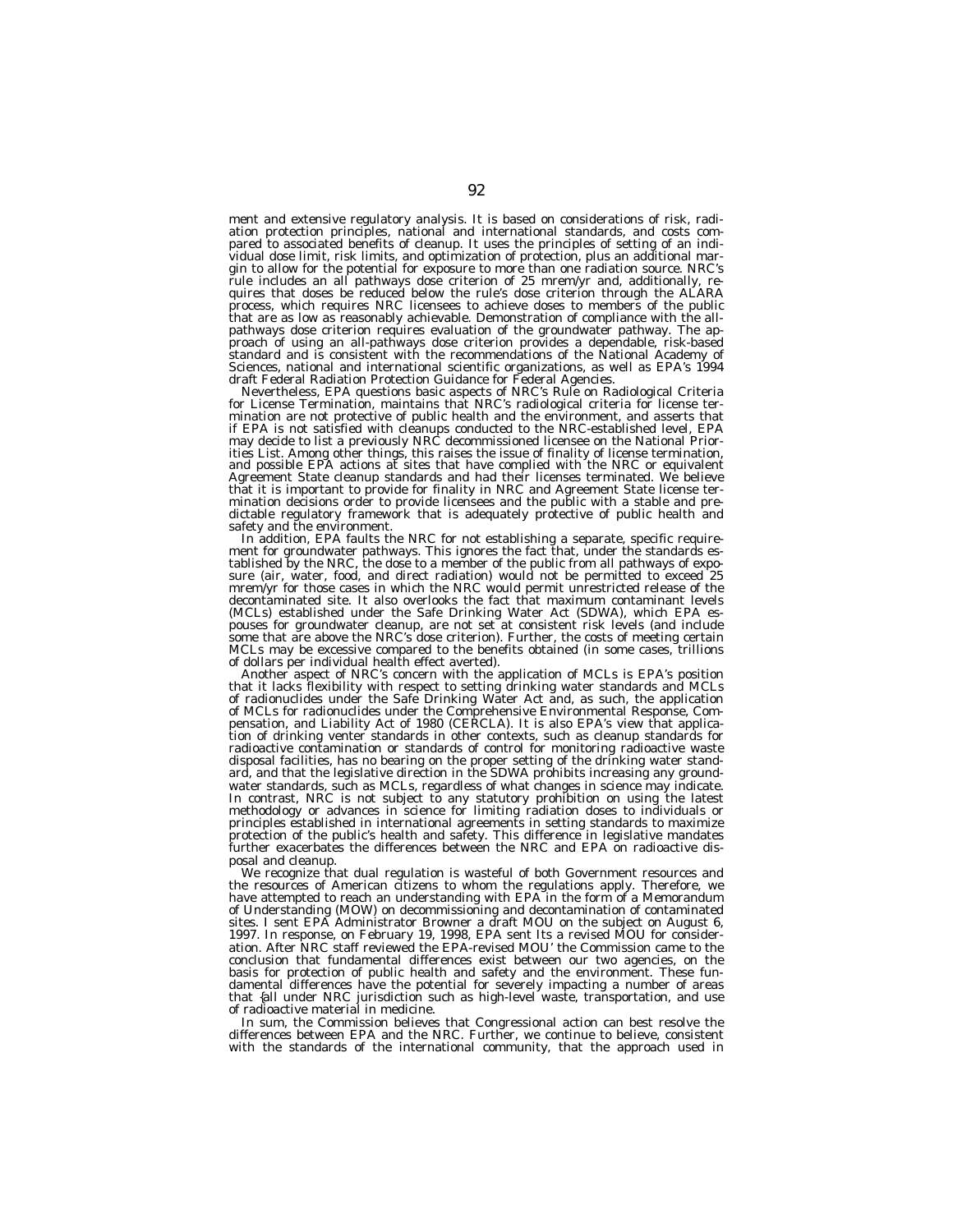ment and extensive regulatory analysis. It is based on considerations of risk, radiation protection principles, national and international standards, and costs compared to associated benefits of cleanup. It uses the principles of setting of an individual dose limit, risk limits, and optimization of protection, plus an additional margin to allow for the potential for exposure to more than one radiation source. NRC's rule includes an all pathways dose criterion of 25 mrem/yr and, additionally, requires that doses be reduced below the rule's dose criterion through the ALARA process, which requires NRC licensees to achieve doses to members of the public that are as low as reasonably achievable. Demonstration of compliance with the all-pathways dose criterion requires evaluation of the groundwater pathway. The approach of using an all-pathways dose criterion provides a dependable, risk-based standard and is consistent with the recommendations of the National Academy of Sciences, national and international scientific organizations, as well as EPA's 1994 draft Federal Radiation Protection Guidance for Federal Agencies.

Nevertheless, EPA questions basic aspects of NRC's Rule on Radiological Criteria for License Termination, maintains that NRC's radiological criteria for license termination are not protective of public health and the environment, and asserts that if EPA is not satisfied with cleanups conducted to the NRC-established level, EPA may decide to list a previously NRC decommissioned licensee on the National Priorities List. Among other things, this raises the issue of finality of license termination, and possible EPA actions at sites that have complied with the NRC or equivalent Agreement State cleanup standards and had their licenses terminated. We believe that it is important to provide for finality in NRC and Agreement State license termination decisions order to provide licensees and the public with a stable and predictable regulatory framework that is adequately protective of public health and safety and the environment.

In addition, EPA faults the NRC for not establishing a separate, specific requirement for groundwater pathways. This ignores the fact that, under the standards established by the NRC, the dose to a member of the public from all pathways of exposure (air, water, food, and direct radiation) would not be permitted to exceed 25 mrem/yr for those cases in which the NRC would permit unrestricted release of the decontaminated site. It also overlooks the fact that maximum contaminant levels (MCLs) established under the Safe Drinking Water Act (SDWA), which EPA espouses for groundwater cleanup, are not set at consistent risk levels (and include some that are above the NRC's dose criterion). Further, the costs of meeting certain MCLs may be excessive compared to the benefits obtained (in some cases, trillions of dollars per individual health effect averted).

Another aspect of NRC's concern with the application of MCLs is EPA's position that it lacks flexibility with respect to setting drinking water standards and MCLs of radionuclides under the Safe Drinking Water Act and, as such, the application of MCLs for radionuclides under the Comprehensive Environmental Response, Compensation, and Liability Act of 1980 (CERCLA). It is also EPA's view that application of drinking venter standards in other contexts, such as cleanup standards for radioactive contamination or standards of control for monitoring radioactive waste disposal facilities, has no bearing on the proper setting of the drinking water standard, and that the legislative direction in the SDWA prohibits increasing any groundwater standards, such as MCLs, regardless of what changes in science may indicate. In contrast, NRC is not subject to any statutory prohibition on using the latest methodology or advances in science for limiting radiation doses to individuals or principles established in international agreements in setting standards to maximize protection of the public's health and safety. This difference in legislative mandates further exacerbates the differences between the NRC and EPA on radioactive disposal and cleanup.

We recognize that dual regulation is wasteful of both Government resources and the resources of American citizens to whom the regulations apply. Therefore, we have attempted to reach an understanding with EPA in the form of a Memorandum of Understanding (MOW) on decommissioning and decontamination of contaminated sites. I sent EPA Administrator Browner a draft MOU on the subject on August 6, 1997. In response, on February 19, 1998, EPA sent Its a revised MOU for consideration. After NRC staff reviewed the EPA-revised MOU' the Commission came to the conclusion that fundamental differences exist between our two agencies, on the basis for protection of public health and safety and the environment. These fundamental differences have the potential for severely impacting a number of areas that {all under NRC jurisdiction such as high-level waste, transportation, and use of radioactive material in medicine.

In sum, the Commission believes that Congressional action can best resolve the differences between EPA and the NRC. Further, we continue to believe, consistent with the standards of the international community, that the approach used in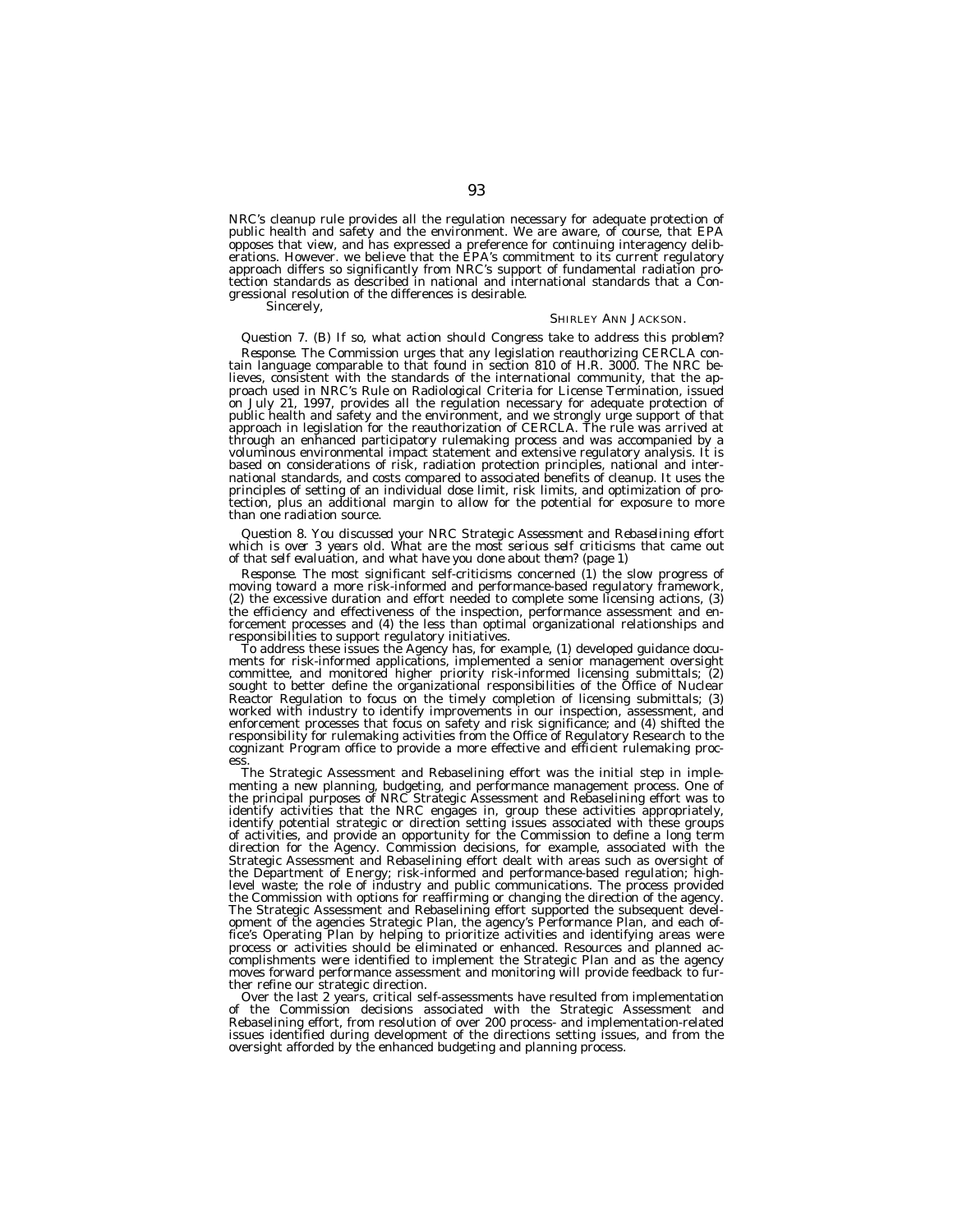NRC's cleanup rule provides all the regulation necessary for adequate protection of public health and safety and the environment. We are aware, of course, that EPA opposes that view, and has expressed a preference for continuing interagency deliberations. However. we believe that the EPA's commitment to its current regulatory approach differs so significantly from NRC's support of fundamental radiation protection standards as described in national and international standards that a Congressional resolution of the differences is desirable.

Sincerely,

SHIRLEY ANN JACKSON.

*Question 7. (B) If so, what action should Congress take to address this problem?*

*Response.* The Commission urges that any legislation reauthorizing CERCLA contain language comparable to that found in section 810 of H.R. 3000. The NRC believes, consistent with the standards of the international community, that the approach used in NRC's Rule on Radiological Criteria for License Termination, issued on July 21, 1997, provides all the regulation necessary for adequate protection of public health and safety and the environment, and we strongly urge support of that approach in legislation for the reauthorization of CERCLA. The rule was arrived at through an enhanced participatory rulemaking process and was accompanied by a voluminous environmental impact statement and extensive regulatory analysis. It is based on considerations of risk, radiation protection principles, national and international standards, and costs compared to associated benefits of cleanup. It uses the principles of setting of an individual dose limit, risk limits, and optimization of protection, plus an additional margin to allow for the potential for exposure to more than one radiation source.

*Question 8. You discussed your NRC Strategic Assessment and Rebaselining effort which is over 3 years old. What are the most serious self criticisms that came out of that self evaluation, and what have you done about them? (page 1)*

*Response.* The most significant self-criticisms concerned (1) the slow progress of moving toward a more risk-informed and performance-based regulatory framework, (2) the excessive duration and effort needed to complete some licensing actions, (3) the efficiency and effectiveness of the inspection, performance assessment and enforcement processes and (4) the less than optimal organizational relationships and responsibilities to support regulatory initiatives.

To address these issues the Agency has, for example, (1) developed guidance documents for risk-informed applications, implemented a senior management oversight committee, and monitored higher priority risk-informed licensing submittals; (2) sought to better define the organizational responsibilities of the Office of Nuclear Reactor Regulation to focus on the timely completion of licensing submittals; (3) worked with industry to identify improvements in our inspection, assessment, and enforcement processes that focus on safety and risk significance; and (4) shifted the responsibility for rulemaking activities from the Office of Regulatory Research to the cognizant Program office to provide a more effective and efficient rulemaking process.

The Strategic Assessment and Rebaselining effort was the initial step in implementing a new planning, budgeting, and performance management process. One of the principal purposes of NRC Strategic Assessment and Rebaselining effort was to identify activities that the NRC engages in, group these activities appropriately, identify potential strategic or direction setting issues associated with these groups of activities, and provide an opportunity for the Commission to define a long term direction for the Agency. Commission decisions, for example, associated with the Strategic Assessment and Rebaselining effort dealt with areas such as oversight of the Department of Energy; risk-informed and performance-based regulation; high-level waste; the role of industry and public communications. The process provided the Commission with options for reaffirming or changing the direction of the agency. The Strategic Assessment and Rebaselining effort supported the subsequent development of the agencies Strategic Plan, the agency's Performance Plan, and each office's Operating Plan by helping to prioritize activities and identifying areas were process or activities should be eliminated or enhanced. Resources and planned accomplishments were identified to implement the Strategic Plan and as the agency moves forward performance assessment and monitoring will provide feedback to further refine our strategic direction.

Over the last 2 years, critical self-assessments have resulted from implementation of the Commission decisions associated with the Strategic Assessment and Rebaselining effort, from resolution of over 200 process- and implementation-related issues identified during development of the directions setting issues, and from the oversight afforded by the enhanced budgeting and planning process.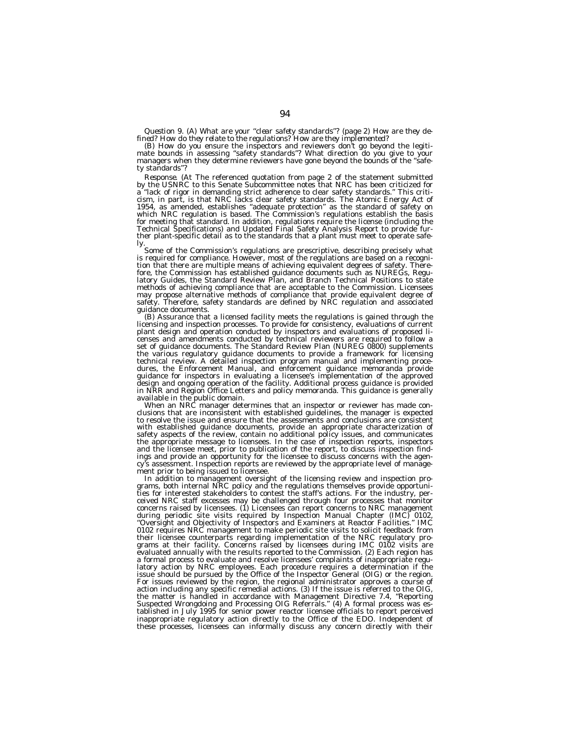*Question 9. (A) What are your "clear safety standards"? (page 2) How are they defined? How do they relate to the regulations? How are they implemented?*

(B) How do you ensure the inspectors and reviewers don't go beyond the legitimate bounds in assessing "safety standards"? What direction do you give to your managers when they determine reviewers have gone beyond the bounds of the "safety standards"?

*Response.* (At The referenced quotation from page 2 of the statement submitted by the USNRC to this Senate Subcommittee notes that NRC has been criticized for a "lack of rigor in demanding strict adherence to clear safety standards." This criticism, in part, is that NRC lacks clear safety standards. The Atomic Energy Act of 1954, as amended, establishes "adequate protection" as the standard of safety on which NRC regulation is based. The Commission's regulations establish the basis for meeting that standard. In addition, regulations require the license (including the Technical Specifications) and Updated Final Safety Analysis Report to provide further plant-specific detail as to the standards that a plant must meet to operate safely.

Some of the Commission's regulations are prescriptive, describing precisely what is required for compliance. However, most of the regulations are based on a recognition that there are multiple means of achieving equivalent degrees of safety. Therefore, the Commission has established guidance documents such as NUREGs, Regulatory Guides, the Standard Review Plan, and Branch Technical Positions to state methods of achieving compliance that are acceptable to the Commission. Licensees may propose alternative methods of compliance that provide equivalent degree of safety. Therefore, safety standards are defined by NRC regulation and associated guidance documents.

(B) Assurance that a licensed facility meets the regulations is gained through the licensing and inspection processes. To provide for consistency, evaluations of current plant design and operation conducted by inspectors and evaluations of proposed licenses and amendments conducted by technical reviewers are required to follow a set of guidance documents. The Standard Review Plan (NUREG 0800) supplements the various regulatory guidance documents to provide a framework for licensing technical review. A detailed inspection program manual and implementing procedures, the Enforcement Manual, and enforcement guidance memoranda provide guidance for inspectors in evaluating a licensee's implementation of the approved design and ongoing operation of the facility. Additional process guidance is provided in NRR and Region Office Letters and policy memoranda. This guidance is generally available in the public domain.

When an NRC manager determines that an inspector or reviewer has made conclusions that are inconsistent with established guidelines, the manager is expected to resolve the issue and ensure that the assessments and conclusions are consistent with established guidance documents, provide an appropriate characterization of safety aspects of the review, contain no additional policy issues, and communicates the appropriate message to licensees. In the case of inspection reports, inspectors and the licensee meet, prior to publication of the report, to discuss inspection findings and provide an opportunity for the licensee to discuss concerns with the agency's assessment. Inspection reports are reviewed by the appropriate level of management prior to being issued to licensee.

In addition to management oversight of the licensing review and inspection programs, both internal NRC policy and the regulations themselves provide opportunities for interested stakeholders to contest the staff's actions. For the industry, perceived NRC staff excesses may be challenged through four processes that monitor concerns raised by licensees. (1) Licensees can report concerns to NRC management during periodic site visits required by Inspection Manual Chapter (IMC) 0102, "Oversight and Objectivity of Inspectors and Examiners at Reactor Facilities." IMC 0102 requires NRC management to make periodic site visits to solicit feedback from their licensee counterparts regarding implementation of the NRC regulatory programs at their facility. Concerns raised by licensees during IMC 0102 visits are evaluated annually with the results reported to the Commission. (2) Each region has a formal process to evaluate and resolve licensees' complaints of inappropriate regulatory action by NRC employees. Each procedure requires a determination if the issue should be pursued by the Office of the Inspector General (OIG) or the region. For issues reviewed by the region, the regional administrator approves a course of action including any specific remedial actions. (3) If the issue is referred to the OIG, the matter is handled in accordance with Management Directive 7.4, "Reporting Suspected Wrongdoing and Processing OIG Referrals." (4) A formal process was established in July 1995 for senior power reactor licensee officials to report perceived inappropriate regulatory action directly to the Office of the EDO. Independent of these processes, licensees can informally discuss any concern directly with their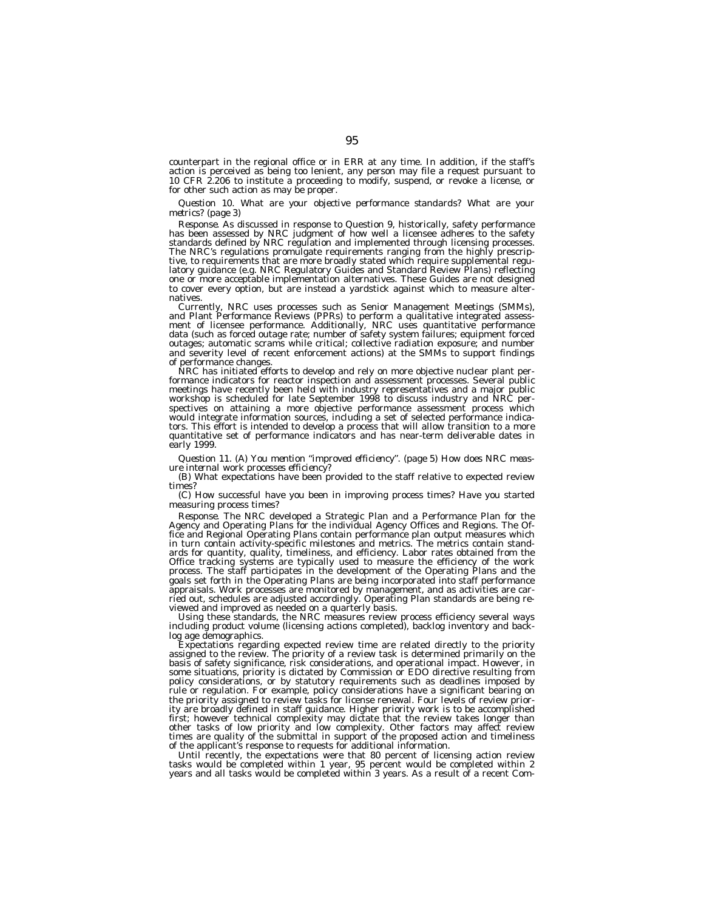counterpart in the regional office or in ERR at any time. In addition, if the staff's action is perceived as being too lenient, any person may file a request pursuant to 10 CFR 2.206 to institute a proceeding to modify, suspend, or revoke a license, or for other such action as may be proper.

*Question 10. What are your objective performance standards? What are your metrics? (page 3)*

*Response.* As discussed in response to Question 9, historically, safety performance has been assessed by NRC judgment of how well a licensee adheres to the safety standards defined by NRC regulation and implemented through licensing processes. The NRC's regulations promulgate requirements ranging from the highly prescriptive, to requirements that are more broadly stated which require supplemental regulatory guidance (e.g. NRC Regulatory Guides and Standard Review Plans) reflecting one or more acceptable implementation alternatives. These Guides are not designed to cover every option, but are instead a yardstick against which to measure alternatives.

Currently, NRC uses processes such as Senior Management Meetings (SMMs), and Plant Performance Reviews (PPRs) to perform a qualitative integrated assessment of licensee performance. Additionally, NRC uses quantitative performance data (such as forced outage rate; number of safety system failures; equipment forced outages; automatic scrams while critical; collective radiation exposure; and number and severity level of recent enforcement actions) at the SMMs to support findings of performance changes.

NRC has initiated efforts to develop and rely on more objective nuclear plant performance indicators for reactor inspection and assessment processes. Several public meetings have recently been held with industry representatives and a major public workshop is scheduled for late September 1998 to discuss industry and NRC perspectives on attaining a more objective performance assessment process which would integrate information sources, including a set of selected performance indicators. This effort is intended to develop a process that will allow transition to a more quantitative set of performance indicators and has near-term deliverable dates in early 1999.

*Question 11. (A) You mention "improved efficiency". (page 5) How does NRC measure internal work processes efficiency?*

*(B) What expectations have been provided to the staff relative to expected review times?*

*(C) How successful have you been in improving process times? Have you started measuring process times?*

*Response.* The NRC developed a Strategic Plan and a Performance Plan for the Agency and Operating Plans for the individual Agency Offices and Regions. The Office and Regional Operating Plans contain performance plan output measures which in turn contain activity-specific milestones and metrics. The metrics contain standards for quantity, quality, timeliness, and efficiency. Labor rates obtained from the Office tracking systems are typically used to measure the efficiency of the work process. The staff participates in the development of the Operating Plans and the goals set forth in the Operating Plans are being incorporated into staff performance appraisals. Work processes are monitored by management, and as activities are carried out, schedules are adjusted accordingly. Operating Plan standards are being reviewed and improved as needed on a quarterly basis.

Using these standards, the NRC measures review process efficiency several ways including product volume (licensing actions completed), backlog inventory and backlog age demographics.

Expectations regarding expected review time are related directly to the priority assigned to the review. The priority of a review task is determined primarily on the basis of safety significance, risk considerations, and operational impact. However, in some situations, priority is dictated by Commission or EDO directive resulting from policy considerations, or by statutory requirements such as deadlines imposed by rule or regulation. For example, policy considerations have a significant bearing on the priority assigned to review tasks for license renewal. Four levels of review priority are broadly defined in staff guidance. Higher priority work is to be accomplished first; however technical complexity may dictate that the review takes longer than other tasks of low priority and low complexity. Other factors may affect review times are quality of the submittal in support of the proposed action and timeliness of the applicant's response to requests for additional information.

Until recently, the expectations were that 80 percent of licensing action review tasks would be completed within 1 year, 95 percent would be completed within 2 years and all tasks would be completed within 3 years. As a result of a recent Com-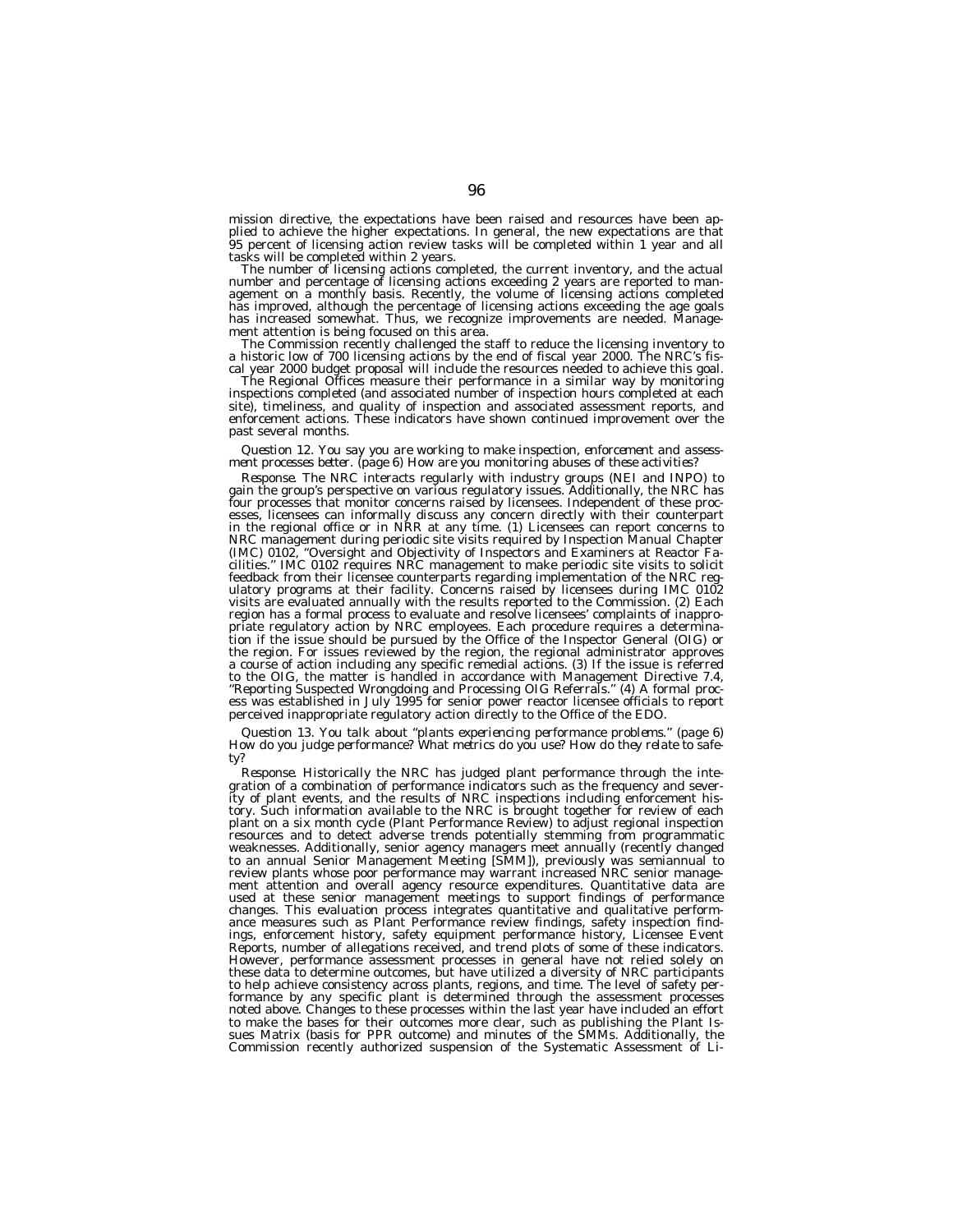mission directive, the expectations have been raised and resources have been applied to achieve the higher expectations. In general, the new expectations are that 95 percent of licensing action review tasks will be completed within 1 year and all tasks will be completed within 2 years.

The number of licensing actions completed, the current inventory, and the actual number and percentage of licensing actions exceeding 2 years are reported to management on a monthly basis. Recently, the volume of licensing actions completed has improved, although the percentage of licensing actions exceeding the age goals has increased somewhat. Thus, we recognize improvements are needed. Management attention is being focused on this area.

The Commission recently challenged the staff to reduce the licensing inventory to a historic low of 700 licensing actions by the end of fiscal year 2000. The NRC's fiscal year 2000 budget proposal will include the resources needed to achieve this goal.

The Regional Offices measure their performance in a similar way by monitoring inspections completed (and associated number of inspection hours completed at each site), timeliness, and quality of inspection and associated assessment reports, and enforcement actions. These indicators have shown continued improvement over the past several months.

*Question 12. You say you are working to make inspection, enforcement and assessment processes better. (page 6) How are you monitoring abuses of these activities?*

*Response.* The NRC interacts regularly with industry groups (NEI and INPO) to gain the group's perspective on various regulatory issues. Additionally, the NRC has four processes that monitor concerns raised by licensees. Independent of these processes, licensees can informally discuss any concern directly with their counterpart in the regional office or in NRR at any time. (1) Licensees can report concerns to NRC management during periodic site visits required by Inspection Manual Chapter (IMC) 0102, "Oversight and Objectivity of Inspectors and Examiners at Reactor Facilities." IMC 0102 requires NRC management to make periodic site visits to solicit feedback from their licensee counterparts regarding implementation of the NRC regulatory programs at their facility. Concerns raised by licensees during IMC 0102 visits are evaluated annually with the results reported to the Commission. (2) Each region has a formal process to evaluate and resolve licensees' complaints of inappropriate regulatory action by NRC employees. Each procedure requires a determination if the issue should be pursued by the Office of the Inspector General (OIG) or the region. For issues reviewed by the region, the regional administrator approves a course of action including any specific remedial actions. (3) If the issue is referred to the OIG, the matter is handled in accordance with Management Directive 7.4, "Reporting Suspected Wrongdoing and Processing OIG Referrals." (4) A formal process was established in July 1995 for senior power reactor licensee officials to report perceived inappropriate regulatory action directly to the Office of the EDO.

*Question 13. You talk about "plants experiencing performance problems." (page 6) How do you judge performance? What metrics do you use? How do they relate to safety?*

*Response.* Historically the NRC has judged plant performance through the integration of a combination of performance indicators such as the frequency and severity of plant events, and the results of NRC inspections including enforcement history. Such information available to the NRC is brought together for review of each plant on a six month cycle (Plant Performance Review) to adjust regional inspection resources and to detect adverse trends potentially stemming from programmatic weaknesses. Additionally, senior agency managers meet annually (recently changed to an annual Senior Management Meeting [SMM]), previously was semiannual to review plants whose poor performance may warrant increased NRC senior management attention and overall agency resource expenditures. Quantitative data are used at these senior management meetings to support findings of performance changes. This evaluation process integrates quantitative and qualitative performance measures such as Plant Performance review findings, safety inspection findings, enforcement history, safety equipment performance history, Licensee Event Reports, number of allegations received, and trend plots of some of these indicators. However, performance assessment processes in general have not relied solely on these data to determine outcomes, but have utilized a diversity of NRC participants to help achieve consistency across plants, regions, and time. The level of safety performance by any specific plant is determined through the assessment processes noted above. Changes to these processes within the last year have included an effort to make the bases for their outcomes more clear, such as publishing the Plant Issues Matrix (basis for PPR outcome) and minutes of the SMMs. Additionally, the Commission recently authorized suspension of the Systematic Assessment of Li-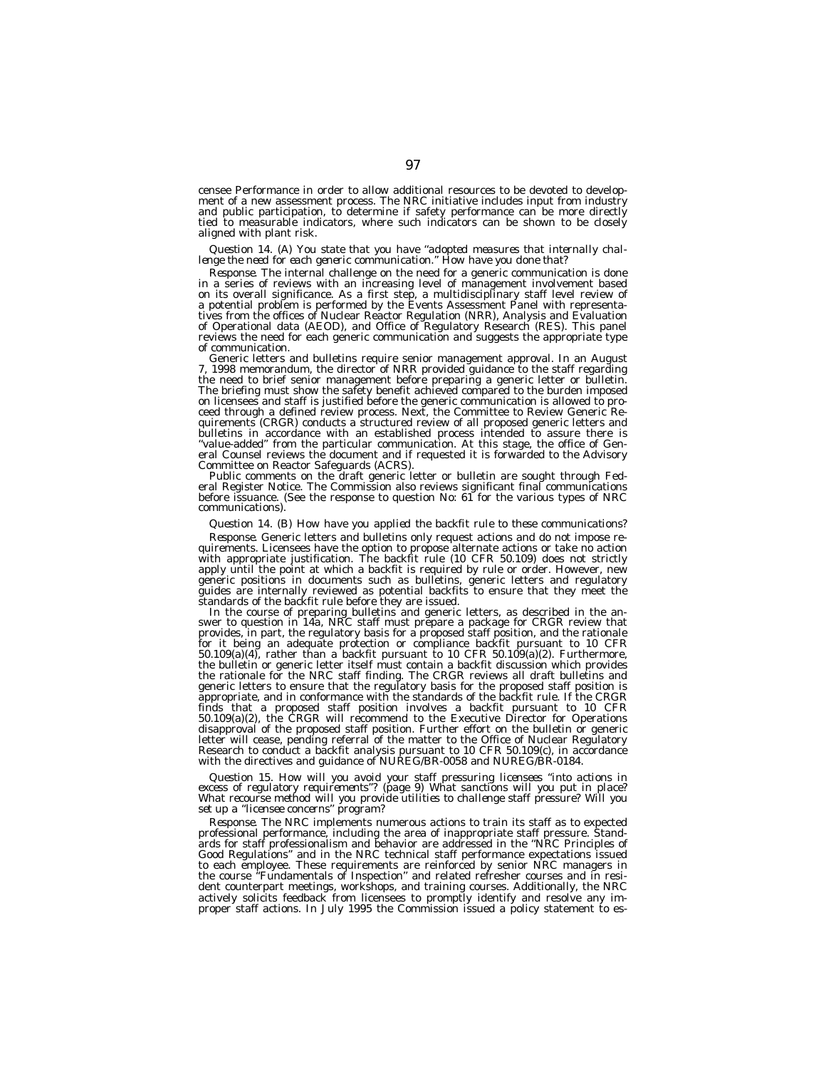censee Performance in order to allow additional resources to be devoted to development of a new assessment process. The NRC initiative includes input from industry and public participation, to determine if safety performance can be more directly tied to measurable indicators, where such indicators can be shown to be closely aligned with plant risk.

*Question 14. (A) You state that you have "adopted measures that internally challenge the need for each generic communication." How have you done that?*

*Response.* The internal challenge on the need for a generic communication is done in a series of reviews with an increasing level of management involvement based on its overall significance. As a first step, a multidisciplinary staff level review of a potential problem is performed by the Events Assessment Panel with representatives from the offices of Nuclear Reactor Regulation (NRR), Analysis and Evaluation of Operational data (AEOD), and Office of Regulatory Research (RES). This panel reviews the need for each generic communication and suggests the appropriate type of communication.

Generic letters and bulletins require senior management approval. In an August 7, 1998 memorandum, the director of NRR provided guidance to the staff regarding the need to brief senior management before preparing a generic letter or bulletin. The briefing must show the safety benefit achieved compared to the burden imposed on licensees and staff is justified before the generic communication is allowed to proceed through a defined review process. Next, the Committee to Review Generic Requirements (CRGR) conducts a structured review of all proposed generic letters and bulletins in accordance with an established process intended to assure there is "value-added" from the particular communication. At this stage, the office of General Counsel reviews the document and if requested it is forwarded to the Advisory Committee on Reactor Safeguards (ACRS).

Public comments on the draft generic letter or bulletin are sought through Federal Register Notice. The Commission also reviews significant final communications before issuance. (See the response to question No: 61 for the various types of NRC communications).

*Question 14. (B) How have you applied the backfit rule to these communications?*

*Response.* Generic letters and bulletins only request actions and do not impose requirements. Licensees have the option to propose alternate actions or take no action with appropriate justification. The backfit rule (10 CFR 50.109) does not strictly apply until the point at which a backfit is required by rule or order. However, new generic positions in documents such as bulletins, generic letters and regulatory guides are internally reviewed as potential backfits to ensure that they meet the standards of the backfit rule before they are issued.

In the course of preparing bulletins and generic letters, as described in the answer to question in 14a, NRC staff must prepare a package for CRGR review that provides, in part, the regulatory basis for a proposed staff position, and the rationale for it being an adequate protection or compliance backfit pursuant to 10 CFR 50.109(a)(4), rather than a backfit pursuant to 10 CFR 50.109(a)(2). Furthermore, the bulletin or generic letter itself must contain a backfit discussion which provides the rationale for the NRC staff finding. The CRGR reviews all draft bulletins and generic letters to ensure that the regulatory basis for the proposed staff position is appropriate, and in conformance with the standards of the backfit rule. If the CRGR finds that a proposed staff position involves a backfit pursuant to 10 CFR 50.109(a)(2), the CRGR will recommend to the Executive Director for Operations disapproval of the proposed staff position. Further effort on the bulletin or generic letter will cease, pending referral of the matter to the Office of Nuclear Regulatory Research to conduct a backfit analysis pursuant to 10 CFR 50.109(c), in accordance with the directives and guidance of NUREG/BR-0058 and NUREG/BR-0184.

*Question 15. How will you avoid your staff pressuring licensees "into actions in excess of regulatory requirements"? (page 9) What sanctions will you put in place? What recourse method will you provide utilities to challenge staff pressure? Will you set up a "licensee concerns" program?*

*Response.* The NRC implements numerous actions to train its staff as to expected professional performance, including the area of inappropriate staff pressure. Standards for staff professionalism and behavior are addressed in the "NRC Principles of Good Regulations" and in the NRC technical staff performance expectations issued to each employee. These requirements are reinforced by senior NRC managers in the course "Fundamentals of Inspection" and related refresher courses and in resident counterpart meetings, workshops, and training courses. Additionally, the NRC actively solicits feedback from licensees to promptly identify and resolve any improper staff actions. In July 1995 the Commission issued a policy statement to es-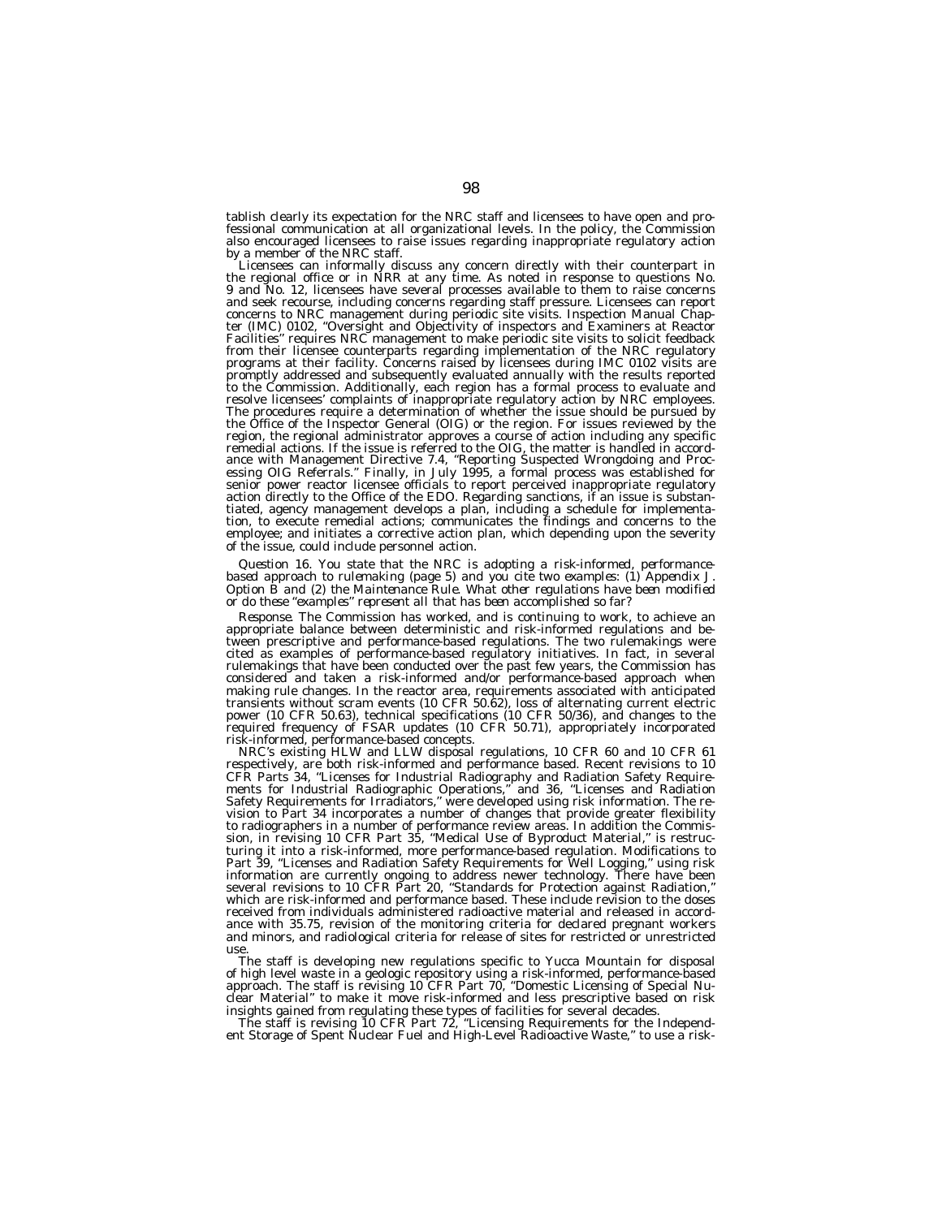tablish clearly its expectation for the NRC staff and licensees to have open and professional communication at all organizational levels. In the policy, the Commission also encouraged licensees to raise issues regarding inappropriate regulatory action by a member of the NRC staff.

Licensees can informally discuss any concern directly with their counterpart in the regional office or in NRR at any time. As noted in response to questions No. 9 and No. 12, licensees have several processes available to them to raise concerns and seek recourse, including concerns regarding staff pressure. Licensees can report concerns to NRC management during periodic site visits. Inspection Manual Chapter (IMC) 0102, "Oversight and Objectivity of inspectors and Examiners at Reactor Facilities" requires NRC management to make periodic site visits to solicit feedback from their licensee counterparts regarding implementation of the NRC regulatory programs at their facility. Concerns raised by licensees during IMC 0102 visits are promptly addressed and subsequently evaluated annually with the results reported to the Commission. Additionally, each region has a formal process to evaluate and resolve licensees' complaints of inappropriate regulatory action by NRC employees. The procedures require a determination of whether the issue should be pursued by the Office of the Inspector General (OIG) or the region. For issues reviewed by the region, the regional administrator approves a course of action including any specific remedial actions. If the issue is referred to the OIG, the matter is handled in accordance with Management Directive 7.4, "Reporting Suspected Wrongdoing and Processing OIG Referrals." Finally, in July 1995, a formal process was established for senior power reactor licensee officials to report perceived inappropriate regulatory action directly to the Office of the EDO. Regarding sanctions, if an issue is substantiated, agency management develops a plan, including a schedule for implementation, to execute remedial actions; communicates the findings and concerns to the employee; and initiates a corrective action plan, which depending upon the severity of the issue, could include personnel action.

*Question 16. You state that the NRC is adopting a risk-informed, performance-based approach to rulemaking (page 5) and you cite two examples: (1) Appendix J. Option B and (2) the Maintenance Rule. What other regulations have been modified or do these "examples" represent all that has been accomplished so far?*

*Response.* The Commission has worked, and is continuing to work, to achieve an appropriate balance between deterministic and risk-informed regulations and between prescriptive and performance-based regulations. The two rulemakings were cited as examples of performance-based regulatory initiatives. In fact, in several rulemakings that have been conducted over the past few years, the Commission has considered and taken a risk-informed and/or performance-based approach when making rule changes. In the reactor area, requirements associated with anticipated transients without scram events (10 CFR 50.62), loss of alternating current electric power (10 CFR 50.63), technical specifications (10 CFR 50/36), and changes to the required frequency of FSAR updates (10 CFR 50.71), appropriately incorporated risk-informed, performance-based concepts.

NRC's existing HLW and LLW disposal regulations, 10 CFR 60 and 10 CFR 61 respectively, are both risk-informed and performance based. Recent revisions to 10 CFR Parts 34, "Licenses for Industrial Radiography and Radiation Safety Requirements for Industrial Radiographic Operations," and 36, "Licenses and Radiation Safety Requirements for Irradiators," were developed using risk information. The revision to Part 34 incorporates a number of changes that provide greater flexibility to radiographers in a number of performance review areas. In addition the Commission, in revising 10 CFR Part 35, "Medical Use of Byproduct Material," is restructuring it into a risk-informed, more performance-based regulation. Modifications to Part 39, "Licenses and Radiation Safety Requirements for Well Logging," using risk information are currently ongoing to address newer technology. There have been several revisions to 10 CFR Part 20, "Standards for Protection against Radiation," which are risk-informed and performance based. These include revision to the doses received from individuals administered radioactive material and released in accordance with 35.75, revision of the monitoring criteria for declared pregnant workers and minors, and radiological criteria for release of sites for restricted or unrestricted use.

The staff is developing new regulations specific to Yucca Mountain for disposal of high level waste in a geologic repository using a risk-informed, performance-based approach. The staff is revising 10 CFR Part 70, "Domestic Licensing of Special Nuclear Material" to make it move risk-informed and less prescriptive based on risk insights gained from regulating these types of facilities for several decades.

The staff is revising 10 CFR Part 72, "Licensing Requirements for the Independent Storage of Spent Nuclear Fuel and High-Level Radioactive Waste," to use a risk-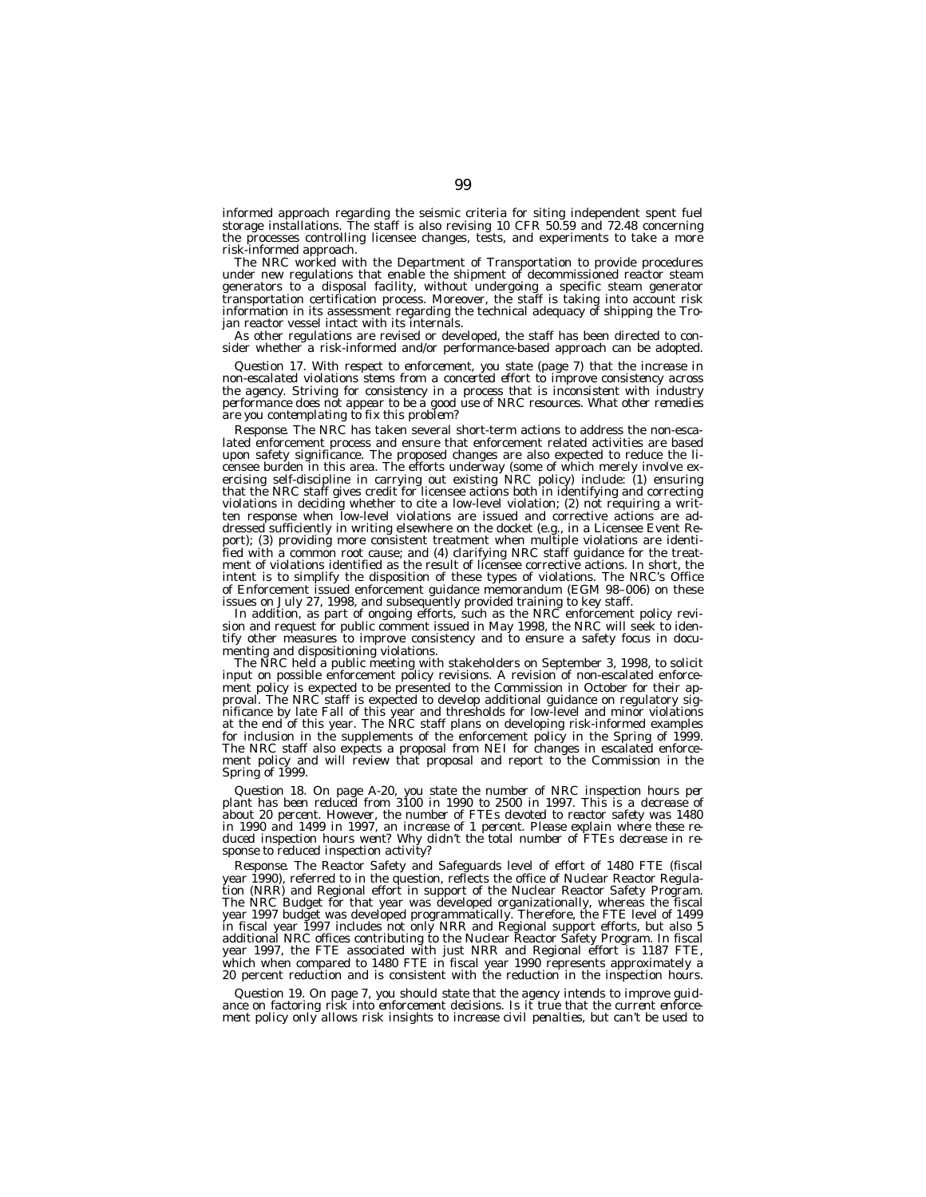informed approach regarding the seismic criteria for siting independent spent fuel storage installations. The staff is also revising 10 CFR 50.59 and 72.48 concerning the processes controlling licensee changes, tests, and experiments to take a more risk-informed approach.

The NRC worked with the Department of Transportation to provide procedures under new regulations that enable the shipment of decommissioned reactor steam generators to a disposal facility, without undergoing a specific steam generator transportation certification process. Moreover, the staff is taking into account risk information in its assessment regarding the technical adequacy of shipping the Trojan reactor vessel intact with its internals.

As other regulations are revised or developed, the staff has been directed to consider whether a risk-informed and/or performance-based approach can be adopted.

*Question 17. With respect to enforcement, you state (page 7) that the increase in non-escalated violations stems from a concerted effort to improve consistency across the agency. Striving for consistency in a process that is inconsistent with industry performance does not appear to be a good use of NRC resources. What other remedies are you contemplating to fix this problem?*

*Response.* The NRC has taken several short-term actions to address the non-escalated enforcement process and ensure that enforcement related activities are based upon safety significance. The proposed changes are also expected to reduce the licensee burden in this area. The efforts underway (some of which merely involve exercising self-discipline in carrying out existing NRC policy) include: (1) ensuring that the NRC staff gives credit for licensee actions both in identifying and correcting violations in deciding whether to cite a low-level violation; (2) not requiring a written response when low-level violations are issued and corrective actions are addressed sufficiently in writing elsewhere on the docket (e.g., in a Licensee Event Report); (3) providing more consistent treatment when multiple violations are identified with a common root cause; and (4) clarifying NRC staff guidance for the treatment of violations identified as the result of licensee corrective actions. In short, the intent is to simplify the disposition of these types of violations. The NRC's Office of Enforcement issued enforcement guidance memorandum (EGM 98–006) on these issues on July 27, 1998, and subsequently provided training to key staff.

In addition, as part of ongoing efforts, such as the NRC enforcement policy revision and request for public comment issued in May 1998, the NRC will seek to identify other measures to improve consistency and to ensure a safety focus in documenting and dispositioning violations.

The NRC held a public meeting with stakeholders on September 3, 1998, to solicit input on possible enforcement policy revisions. A revision of non-escalated enforcement policy is expected to be presented to the Commission in October for their approval. The NRC staff is expected to develop additional guidance on regulatory significance by late Fall of this year and thresholds for low-level and minor violations at the end of this year. The NRC staff plans on developing risk-informed examples for inclusion in the supplements of the enforcement policy in the Spring of 1999. The NRC staff also expects a proposal from NEI for changes in escalated enforcement policy and will review that proposal and report to the Commission in the Spring of 1999.

*Question 18. On page A-20, you state the number of NRC inspection hours per plant has been reduced from 3100 in 1990 to 2500 in 1997. This is a decrease of about 20 percent. However, the number of FTEs devoted to reactor safety was 1480 in 1990 and 1499 in 1997, an increase of 1 percent. Please explain where these reduced inspection hours went? Why didn't the total number of FTEs decrease in response to reduced inspection activity?*

*Response.* The Reactor Safety and Safeguards level of effort of 1480 FTE (fiscal year 1990), referred to in the question, reflects the office of Nuclear Reactor Regulation (NRR) and Regional effort in support of the Nuclear Reactor Safety Program. The NRC Budget for that year was developed organizationally, whereas the fiscal year 1997 budget was developed programmatically. Therefore, the FTE level of 1499 in fiscal year 1997 includes not only NRR and Regional support efforts, but also 5 additional NRC offices contributing to the Nuclear Reactor Safety Program. In fiscal year 1997, the FTE associated with just NRR and Regional effort is 1187 FTE, which when compared to 1480 FTE in fiscal year 1990 represents approximately a 20 percent reduction and is consistent with the reduction in the inspection hours.

*Question 19. On page 7, you should state that the agency intends to improve guidance on factoring risk into enforcement decisions. Is it true that the current enforcement policy only allows risk insights to increase civil penalties, but can't be used to*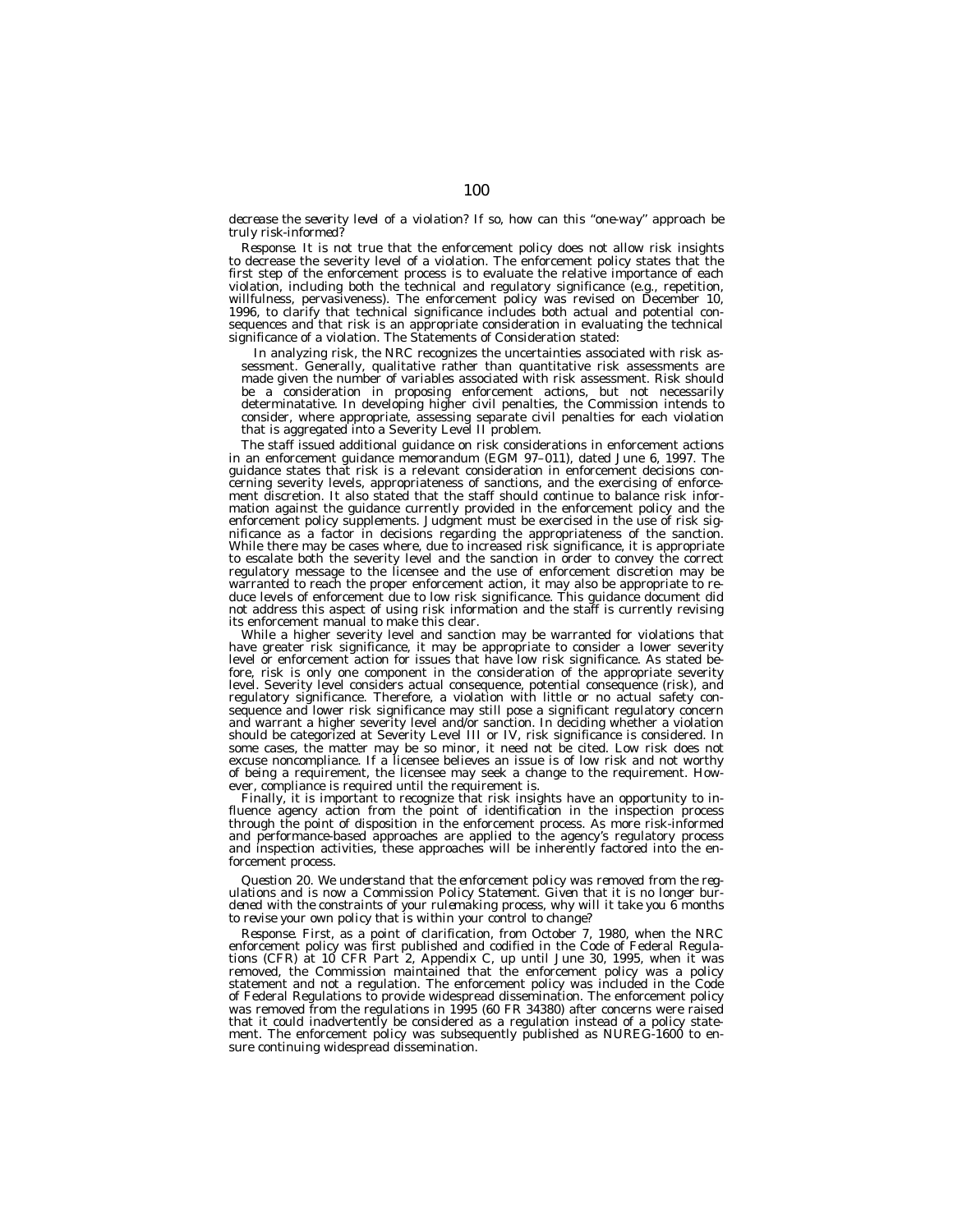*decrease the severity level of a violation? If so, how can this "one-way" approach be truly risk-informed?*

*Response.* It is not true that the enforcement policy does not allow risk insights to decrease the severity level of a violation. The enforcement policy states that the first step of the enforcement process is to evaluate the relative importance of each violation, including both the technical and regulatory significance (e.g., repetition, willfulness, pervasiveness). The enforcement policy was revised on December 10, 1996, to clarify that technical significance includes both actual and potential consequences and that risk is an appropriate consideration in evaluating the technical significance of a violation. The Statements of Consideration stated:

> In analyzing risk, the NRC recognizes the uncertainties associated with risk assessment. Generally, qualitative rather than quantitative risk assessments are made given the number of variables associated with risk assessment. Risk should be a consideration in proposing enforcement actions, but not necessarily determinatative. In developing higher civil penalties, the Commission intends to consider, where appropriate, assessing separate civil penalties for each violation that is aggregated into a Severity Level II problem.

The staff issued additional guidance on risk considerations in enforcement actions in an enforcement guidance memorandum (EGM 97–011), dated June 6, 1997. The guidance states that risk is a relevant consideration in enforcement decisions concerning severity levels, appropriateness of sanctions, and the exercising of enforcement discretion. It also stated that the staff should continue to balance risk information against the guidance currently provided in the enforcement policy and the enforcement policy supplements. Judgment must be exercised in the use of risk significance as a factor in decisions regarding the appropriateness of the sanction. While there may be cases where, due to increased risk significance, it is appropriate to escalate both the severity level and the sanction in order to convey the correct regulatory message to the licensee and the use of enforcement discretion may be warranted to reach the proper enforcement action, it may also be appropriate to reduce levels of enforcement due to low risk significance. This guidance document did not address this aspect of using risk information and the staff is currently revising its enforcement manual to make this clear.

While a higher severity level and sanction may be warranted for violations that have greater risk significance, it may be appropriate to consider a lower severity level or enforcement action for issues that have low risk significance. As stated before, risk is only one component in the consideration of the appropriate severity level. Severity level considers actual consequence, potential consequence (risk), and regulatory significance. Therefore, a violation with little or no actual safety consequence and lower risk significance may still pose a significant regulatory concern and warrant a higher severity level and/or sanction. In deciding whether a violation should be categorized at Severity Level III or IV, risk significance is considered. In some cases, the matter may be so minor, it need not be cited. Low risk does not excuse noncompliance. If a licensee believes an issue is of low risk and not worthy of being a requirement, the licensee may seek a change to the requirement. However, compliance is required until the requirement is.

Finally, it is important to recognize that risk insights have an opportunity to influence agency action from the point of identification in the inspection process through the point of disposition in the enforcement process. As more risk-informed and performance-based approaches are applied to the agency's regulatory process and inspection activities, these approaches will be inherently factored into the enforcement process.

*Question 20. We understand that the enforcement policy was removed from the regulations and is now a Commission Policy Statement. Given that it is no longer burdened with the constraints of your rulemaking process, why will it take you 6 months to revise your own policy that is within your control to change?*

*Response.* First, as a point of clarification, from October 7, 1980, when the NRC enforcement policy was first published and codified in the Code of Federal Regulations (CFR) at 10 CFR Part 2, Appendix C, up until June 30, 1995, when it was removed, the Commission maintained that the enforcement policy was a policy statement and not a regulation. The enforcement policy was included in the Code of Federal Regulations to provide widespread dissemination. The enforcement policy was removed from the regulations in 1995 (60 FR 34380) after concerns were raised that it could inadvertently be considered as a regulation instead of a policy statement. The enforcement policy was subsequently published as NUREG-1600 to ensure continuing widespread dissemination.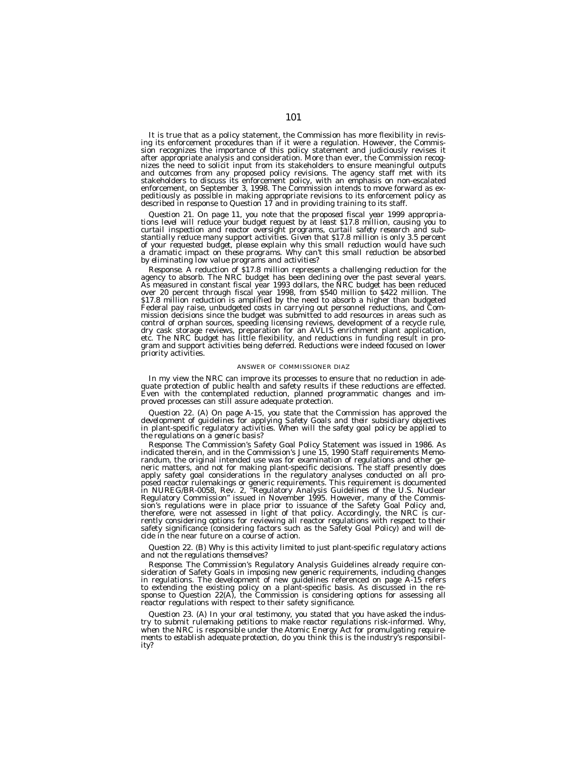It is true that as a policy statement, the Commission has more flexibility in revising its enforcement procedures than if it were a regulation. However, the Commission recognizes the importance of this policy statement and judiciously revises it after appropriate analysis and consideration. More than ever, the Commission recognizes the need to solicit input from its stakeholders to ensure meaningful outputs and outcomes from any proposed policy revisions. The agency staff met with its stakeholders to discuss its enforcement policy, with an emphasis on non-escalated enforcement, on September 3, 1998. The Commission intends to move forward as expeditiously as possible in making appropriate revisions to its enforcement policy as described in response to Question 17 and in providing training to its staff.

*Question 21. On page 11, you note that the proposed fiscal year 1999 appropriations level will reduce your budget request by at least $17.8 million, causing you to curtail inspection and reactor oversight programs, curtail safety research and substantially reduce many support activities. Given that $17.8 million is only 3.5 percent of your requested budget, please explain why this small reduction would have such a dramatic impact on these programs. Why can't this small reduction be absorbed by eliminating low value programs and activities?*

*Response.* A reduction of $17.8 million represents a challenging reduction for the agency to absorb. The NRC budget has been declining over the past several years. As measured in constant fiscal year 1993 dollars, the NRC budget has been reduced over 20 percent through fiscal year 1998, from $540 million to $422 million. The $17.8 million reduction is amplified by the need to absorb a higher than budgeted Federal pay raise, unbudgeted costs in carrying out personnel reductions, and Commission decisions since the budget was submitted to add resources in areas such as control of orphan sources, speeding licensing reviews, development of a recycle rule, dry cask storage reviews, preparation for an AVLIS enrichment plant application, etc. The NRC budget has little flexibility, and reductions in funding result in program and support activities being deferred. Reductions were indeed focused on lower priority activities.

ANSWER OF COMMISSIONER DIAZ

In my view the NRC can improve its processes to ensure that no reduction in adequate protection of public health and safety results if these reductions are effected. Even with the contemplated reduction, planned programmatic changes and improved processes can still assure adequate protection.

*Question 22. (A) On page A-15, you state that the Commission has approved the development of guidelines for applying Safety Goals and their subsidiary objectives in plant-specific regulatory activities. When will the safety goal policy be applied to the regulations on a generic basis?*

*Response.* The Commission's Safety Goal Policy Statement was issued in 1986. As indicated therein, and in the Commission's June 15, 1990 Staff requirements Memorandum, the original intended use was for examination of regulations and other generic matters, and not for making plant-specific decisions. The staff presently does apply safety goal considerations in the regulatory analyses conducted on all proposed reactor rulemakings or generic requirements. This requirement is documented in NUREG/BR-0058, Rev. 2, "Regulatory Analysis Guidelines of the U.S. Nuclear Regulatory Commission" issued in November 1995. However, many of the Commission's regulations were in place prior to issuance of the Safety Goal Policy and, therefore, were not assessed in light of that policy. Accordingly, the NRC is currently considering options for reviewing all reactor regulations with respect to their safety significance (considering factors such as the Safety Goal Policy) and will decide in the near future on a course of action.

*Question 22. (B) Why is this activity limited to just plant-specific regulatory actions and not the regulations themselves?*

*Response.* The Commission's Regulatory Analysis Guidelines already require consideration of Safety Goals in imposing new generic requirements, including changes in regulations. The development of new guidelines referenced on page A-15 refers to extending the existing policy on a plant-specific basis. As discussed in the response to Question 22(A), the Commission is considering options for assessing all reactor regulations with respect to their safety significance.

*Question 23. (A) In your oral testimony, you stated that you have asked the industry to submit rulemaking petitions to make reactor regulations risk-informed. Why, when the NRC is responsible under the Atomic Energy Act for promulgating requirements to establish adequate protection, do you think this is the industry's responsibility?*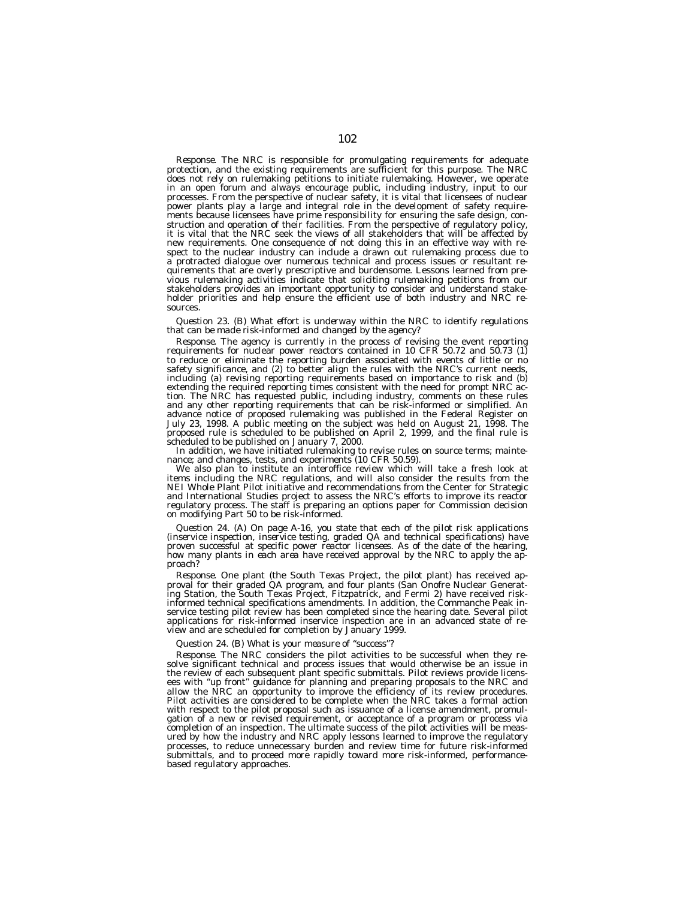*Response.* The NRC is responsible for promulgating requirements for adequate protection, and the existing requirements are sufficient for this purpose. The NRC does not rely on rulemaking petitions to initiate rulemaking. However, we operate in an open forum and always encourage public, including industry, input to our processes. From the perspective of nuclear safety, it is vital that licensees of nuclear power plants play a large and integral role in the development of safety requirements because licensees have prime responsibility for ensuring the safe design, construction and operation of their facilities. From the perspective of regulatory policy, it is vital that the NRC seek the views of all stakeholders that will be affected by new requirements. One consequence of not doing this in an effective way with respect to the nuclear industry can include a drawn out rulemaking process due to a protracted dialogue over numerous technical and process issues or resultant requirements that are overly prescriptive and burdensome. Lessons learned from previous rulemaking activities indicate that soliciting rulemaking petitions from our stakeholders provides an important opportunity to consider and understand stakeholder priorities and help ensure the efficient use of both industry and NRC resources.

*Question 23. (B) What effort is underway within the NRC to identify regulations that can be made risk-informed and changed by the agency?*

*Response.* The agency is currently in the process of revising the event reporting requirements for nuclear power reactors contained in 10 CFR 50.72 and 50.73 (1) to reduce or eliminate the reporting burden associated with events of little or no safety significance, and (2) to better align the rules with the NRC's current needs, including (a) revising reporting requirements based on importance to risk and (b) extending the required reporting times consistent with the need for prompt NRC action. The NRC has requested public, including industry, comments on these rules and any other reporting requirements that can be risk-informed or simplified. An advance notice of proposed rulemaking was published in the Federal Register on July 23, 1998. A public meeting on the subject was held on August 21, 1998. The proposed rule is scheduled to be published on April 2, 1999, and the final rule is scheduled to be published on January 7, 2000.

In addition, we have initiated rulemaking to revise rules on source terms; maintenance; and changes, tests, and experiments (10 CFR 50.59).

We also plan to institute an interoffice review which will take a fresh look at items including the NRC regulations, and will also consider the results from the NEI Whole Plant Pilot initiative and recommendations from the Center for Strategic and International Studies project to assess the NRC's efforts to improve its reactor regulatory process. The staff is preparing an options paper for Commission decision on modifying Part 50 to be risk-informed.

*Question 24. (A) On page A-16, you state that each of the pilot risk applications (inservice inspection, inservice testing, graded QA and technical specifications) have proven successful at specific power reactor licensees. As of the date of the hearing, how many plants in each area have received approval by the NRC to apply the approach?*

*Response.* One plant (the South Texas Project, the pilot plant) has received approval for their graded QA program, and four plants (San Onofre Nuclear Generating Station, the South Texas Project, Fitzpatrick, and Fermi 2) have received risk-informed technical specifications amendments. In addition, the Commanche Peak inservice testing pilot review has been completed since the hearing date. Several pilot applications for risk-informed inservice inspection are in an advanced state of review and are scheduled for completion by January 1999.

*Question 24. (B) What is your measure of "success"?*

*Response.* The NRC considers the pilot activities to be successful when they resolve significant technical and process issues that would otherwise be an issue in the review of each subsequent plant specific submittals. Pilot reviews provide licensees with "up front" guidance for planning and preparing proposals to the NRC and allow the NRC an opportunity to improve the efficiency of its review procedures. Pilot activities are considered to be complete when the NRC takes a formal action with respect to the pilot proposal such as issuance of a license amendment, promulgation of a new or revised requirement, or acceptance of a program or process via completion of an inspection. The ultimate success of the pilot activities will be measured by how the industry and NRC apply lessons learned to improve the regulatory processes, to reduce unnecessary burden and review time for future risk-informed submittals, and to proceed more rapidly toward more risk-informed, performance-based regulatory approaches.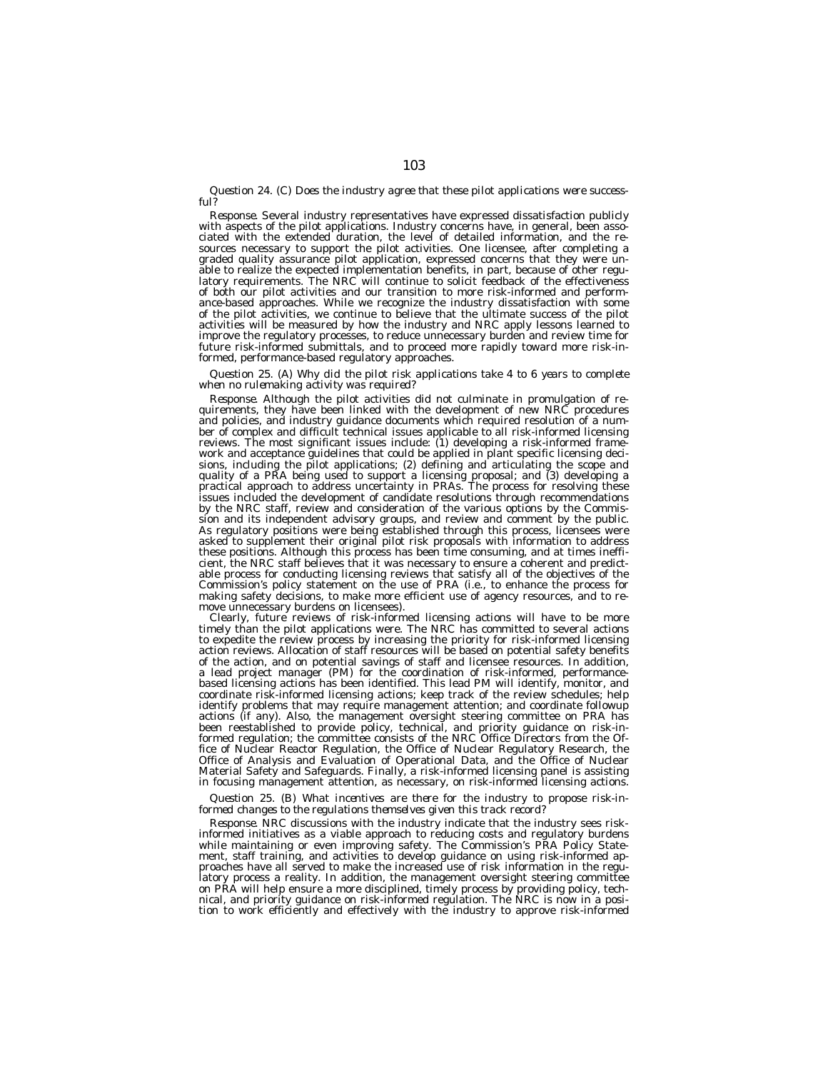*Question 24. (C) Does the industry agree that these pilot applications were successful?*

*Response.* Several industry representatives have expressed dissatisfaction publicly with aspects of the pilot applications. Industry concerns have, in general, been associated with the extended duration, the level of detailed information, and the resources necessary to support the pilot activities. One licensee, after completing a graded quality assurance pilot application, expressed concerns that they were unable to realize the expected implementation benefits, in part, because of other regulatory requirements. The NRC will continue to solicit feedback of the effectiveness of both our pilot activities and our transition to more risk-informed and performance-based approaches. While we recognize the industry dissatisfaction with some of the pilot activities, we continue to believe that the ultimate success of the pilot activities will be measured by how the industry and NRC apply lessons learned to improve the regulatory processes, to reduce unnecessary burden and review time for future risk-informed submittals, and to proceed more rapidly toward more risk-informed, performance-based regulatory approaches.

*Question 25. (A) Why did the pilot risk applications take 4 to 6 years to complete when no rulemaking activity was required?*

*Response.* Although the pilot activities did not culminate in promulgation of requirements, they have been linked with the development of new NRC procedures and policies, and industry guidance documents which required resolution of a number of complex and difficult technical issues applicable to all risk-informed licensing reviews. The most significant issues include: (1) developing a risk-informed framework and acceptance guidelines that could be applied in plant specific licensing decisions, including the pilot applications; (2) defining and articulating the scope and quality of a PRA being used to support a licensing proposal; and (3) developing a practical approach to address uncertainty in PRAs. The process for resolving these issues included the development of candidate resolutions through recommendations by the NRC staff, review and consideration of the various options by the Commission and its independent advisory groups, and review and comment by the public. As regulatory positions were being established through this process, licensees were asked to supplement their original pilot risk proposals with information to address these positions. Although this process has been time consuming, and at times inefficient, the NRC staff believes that it was necessary to ensure a coherent and predictable process for conducting licensing reviews that satisfy all of the objectives of the Commission's policy statement on the use of PRA (i.e., to enhance the process for making safety decisions, to make more efficient use of agency resources, and to remove unnecessary burdens on licensees).

Clearly, future reviews of risk-informed licensing actions will have to be more timely than the pilot applications were. The NRC has committed to several actions to expedite the review process by increasing the priority for risk-informed licensing action reviews. Allocation of staff resources will be based on potential safety benefits of the action, and on potential savings of staff and licensee resources. In addition, a lead project manager (PM) for the coordination of risk-informed, performance-based licensing actions has been identified. This lead PM will identify, monitor, and coordinate risk-informed licensing actions; keep track of the review schedules; help identify problems that may require management attention; and coordinate followup actions (if any). Also, the management oversight steering committee on PRA has been reestablished to provide policy, technical, and priority guidance on risk-informed regulation; the committee consists of the NRC Office Directors from the Office of Nuclear Reactor Regulation, the Office of Nuclear Regulatory Research, the Office of Analysis and Evaluation of Operational Data, and the Office of Nuclear Material Safety and Safeguards. Finally, a risk-informed licensing panel is assisting in focusing management attention, as necessary, on risk-informed licensing actions.

*Question 25. (B) What incentives are there for the industry to propose risk-informed changes to the regulations themselves given this track record?*

*Response.* NRC discussions with the industry indicate that the industry sees risk-informed initiatives as a viable approach to reducing costs and regulatory burdens while maintaining or even improving safety. The Commission's PRA Policy Statement, staff training, and activities to develop guidance on using risk-informed approaches have all served to make the increased use of risk information in the regulatory process a reality. In addition, the management oversight steering committee on PRA will help ensure a more disciplined, timely process by providing policy, technical, and priority guidance on risk-informed regulation. The NRC is now in a position to work efficiently and effectively with the industry to approve risk-informed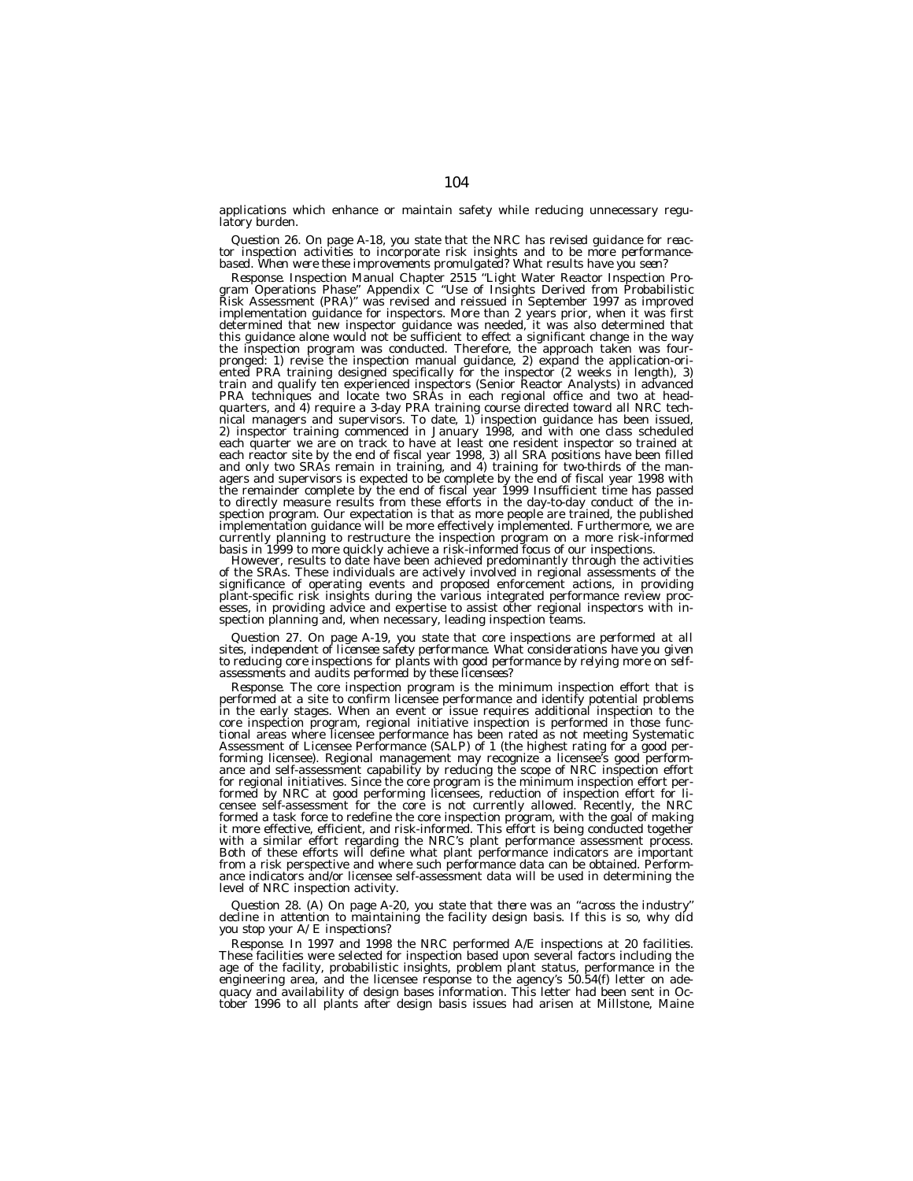applications which enhance or maintain safety while reducing unnecessary regulatory burden.

*Question 26. On page A-18, you state that the NRC has revised guidance for reactor inspection activities to incorporate risk insights and to be more performance-based. When were these improvements promulgated? What results have you seen?*

*Response.* Inspection Manual Chapter 2515 "Light Water Reactor Inspection Program Operations Phase" Appendix C "Use of Insights Derived from Probabilistic Risk Assessment (PRA)" was revised and reissued in September 1997 as improved implementation guidance for inspectors. More than 2 years prior, when it was first determined that new inspector guidance was needed, it was also determined that this guidance alone would not be sufficient to effect a significant change in the way the inspection program was conducted. Therefore, the approach taken was four-pronged: 1) revise the inspection manual guidance, 2) expand the application-oriented PRA training designed specifically for the inspector (2 weeks in length), 3) train and qualify ten experienced inspectors (Senior Reactor Analysts) in advanced PRA techniques and locate two SRAs in each regional office and two at headquarters, and 4) require a 3-day PRA training course directed toward all NRC technical managers and supervisors. To date, 1) inspection guidance has been issued, 2) inspector training commenced in January 1998, and with one class scheduled each quarter we are on track to have at least one resident inspector so trained at each reactor site by the end of fiscal year 1998, 3) all SRA positions have been filled and only two SRAs remain in training, and 4) training for two-thirds of the managers and supervisors is expected to be complete by the end of fiscal year 1998 with the remainder complete by the end of fiscal year 1999 Insufficient time has passed to directly measure results from these efforts in the day-to-day conduct of the inspection program. Our expectation is that as more people are trained, the published implementation guidance will be more effectively implemented. Furthermore, we are currently planning to restructure the inspection program on a more risk-informed basis in 1999 to more quickly achieve a risk-informed focus of our inspections.

However, results to date have been achieved predominantly through the activities of the SRAs. These individuals are actively involved in regional assessments of the significance of operating events and proposed enforcement actions, in providing plant-specific risk insights during the various integrated performance review processes, in providing advice and expertise to assist other regional inspectors with inspection planning and, when necessary, leading inspection teams.

*Question 27. On page A-19, you state that core inspections are performed at all sites, independent of licensee safety performance. What considerations have you given to reducing core inspections for plants with good performance by relying more on self-assessments and audits performed by these licensees?*

*Response.* The core inspection program is the minimum inspection effort that is performed at a site to confirm licensee performance and identify potential problems in the early stages. When an event or issue requires additional inspection to the core inspection program, regional initiative inspection is performed in those functional areas where licensee performance has been rated as not meeting Systematic Assessment of Licensee Performance (SALP) of 1 (the highest rating for a good performing licensee). Regional management may recognize a licensee's good performance and self-assessment capability by reducing the scope of NRC inspection effort for regional initiatives. Since the core program is the minimum inspection effort performed by NRC at good performing licensees, reduction of inspection effort for licensee self-assessment for the core is not currently allowed. Recently, the NRC formed a task force to redefine the core inspection program, with the goal of making it more effective, efficient, and risk-informed. This effort is being conducted together with a similar effort regarding the NRC's plant performance assessment process. Both of these efforts will define what plant performance indicators are important from a risk perspective and where such performance data can be obtained. Performance indicators and/or licensee self-assessment data will be used in determining the level of NRC inspection activity.

*Question 28. (A) On page A-20, you state that there was an "across the industry" decline in attention to maintaining the facility design basis. If this is so, why did you stop your A/E inspections?*

*Response.* In 1997 and 1998 the NRC performed A/E inspections at 20 facilities. These facilities were selected for inspection based upon several factors including the age of the facility, probabilistic insights, problem plant status, performance in the engineering area, and the licensee response to the agency's 50.54(f) letter on adequacy and availability of design bases information. This letter had been sent in October 1996 to all plants after design basis issues had arisen at Millstone, Maine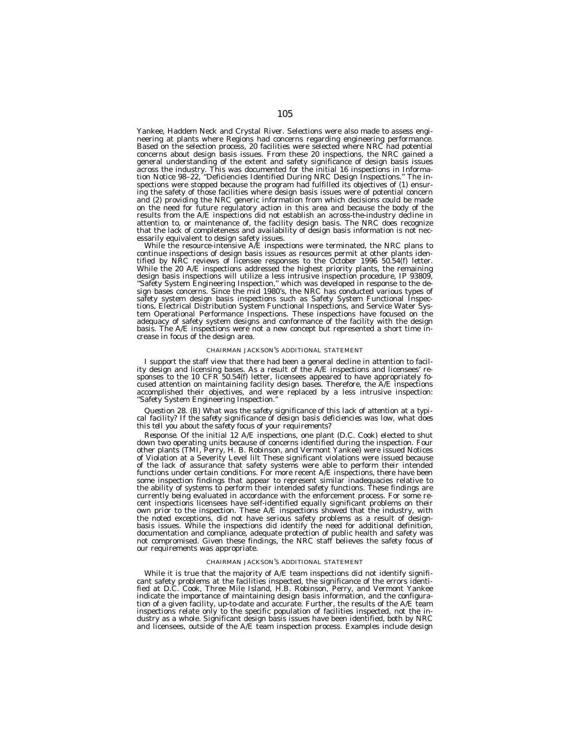Yankee, Haddem Neck and Crystal River. Selections were also made to assess engineering at plants where Regions had concerns regarding engineering performance. Based on the selection process, 20 facilities were selected where NRC had potential concerns about design basis issues. From these 20 inspections, the NRC gained a general understanding of the extent and safety significance of design basis issues across the industry. This was documented for the initial 16 inspections in Information Notice 98–22, ''Deficiencies Identified During NRC Design Inspections.'' The inspections were stopped because the program had fulfilled its objectives of (1) ensuring the safety of those facilities where design basis issues were of potential concern and (2) providing the NRC generic information from which decisions could be made on the need for future regulatory action in this area and because the body of the results from the A/E inspections did not establish an across-the-industry decline in attention to, or maintenance of, the facility design basis. The NRC does recognize that the lack of completeness and availability of design basis information is not necessarily equivalent to design safety issues.

While the resource-intensive A/E inspections were terminated, the NRC plans to continue inspections of design basis issues as resources permit at other plants identified by NRC reviews of licensee responses to the October 1996 50.54(f) letter. While the 20 A/E inspections addressed the highest priority plants, the remaining design basis inspections will utilize a less intrusive inspection procedure, IP 93809, ''Safety System Engineering Inspection,'' which was developed in response to the design bases concerns. Since the mid 1980's, the NRC has conducted various types of safety system design basis inspections such as Safety System Functional Inspections, Electrical Distribution System Functional Inspections, and Service Water System Operational Performance Inspections. These inspections have focused on the adequacy of safety system designs and conformance of the facility with the design basis. The A/E inspections were not a new concept but represented a short time increase in focus of the design area.

#### CHAIRMAN JACKSON'S ADDITIONAL STATEMENT

I support the staff view that there had been a general decline in attention to facility design and licensing bases. As a result of the A/E inspections and licensees' responses to the 10 CFR 50.54(f) letter, licensees appeared to have appropriately focused attention on maintaining facility design bases. Therefore, the A/E inspections accomplished their objectives, and were replaced by a less intrusive inspection: ''Safety System Engineering Inspection.''

*Question 28. (B) What was the safety significance of this lack of attention at a typical facility? If the safety significance of design basis deficiencies was low, what does this tell you about the safety focus of your requirements?*

*Response.* Of the initial 12 A/E inspections, one plant (D.C. Cook) elected to shut down two operating units because of concerns identified during the inspection. Four other plants (TMI, Perry, H. B. Robinson, and Vermont Yankee) were issued Notices of Violation at a Severity Level Iilt These significant violations were issued because of the lack of assurance that safety systems were able to perform their intended functions under certain conditions. For more recent A/E inspections, there have been some inspection findings that appear to represent similar inadequacies relative to the ability of systems to perform their intended safety functions. These findings are currently being evaluated in accordance with the enforcement process. For some recent inspections licensees have self-identified equally significant problems on their own prior to the inspection. These A/E inspections showed that the industry, with the noted exceptions, did not have serious safety problems as a result of design-basis issues. While the inspections did identify the need for additional definition, documentation and compliance, adequate protection of public health and safety was not compromised. Given these findings, the NRC staff believes the safety focus of our requirements was appropriate.

#### CHAIRMAN JACKSON'S ADDITIONAL STATEMENT

While it is true that the majority of A/E team inspections did not identify significant safety problems at the facilities inspected, the significance of the errors identified at D.C. Cook, Three Mile Island, H.B. Robinson, Perry, and Vermont Yankee indicate the importance of maintaining design basis information, and the configuration of a given facility, up-to-date and accurate. Further, the results of the A/E team inspections relate only to the specific population of facilities inspected, not the industry as a whole. Significant design basis issues have been identified, both by NRC and licensees, outside of the A/E team inspection process. Examples include design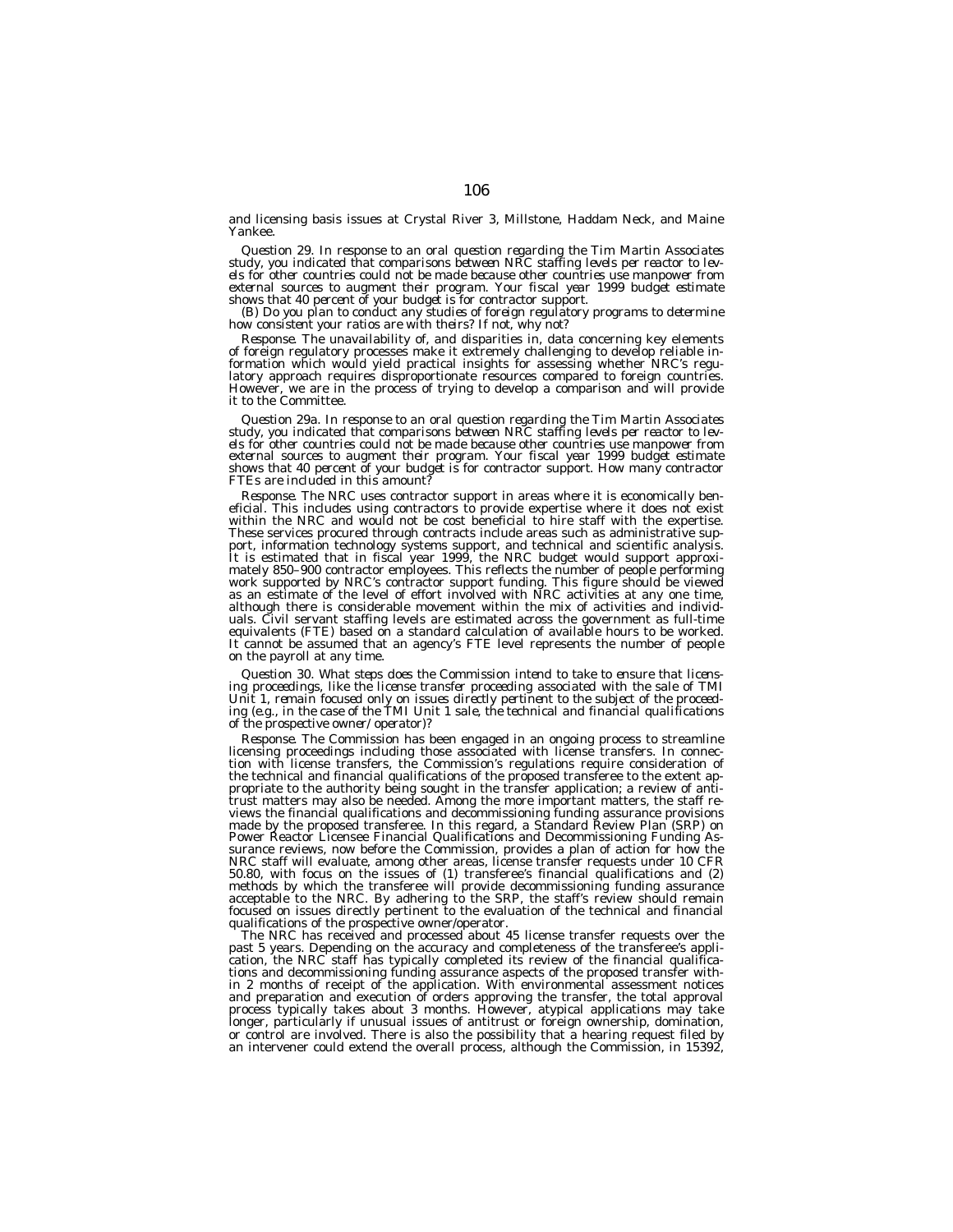and licensing basis issues at Crystal River 3, Millstone, Haddam Neck, and Maine Yankee.

*Question 29. In response to an oral question regarding the Tim Martin Associates study, you indicated that comparisons between NRC staffing levels per reactor to levels for other countries could not be made because other countries use manpower from external sources to augment their program. Your fiscal year 1999 budget estimate shows that 40 percent of your budget is for contractor support.*

*(B) Do you plan to conduct any studies of foreign regulatory programs to determine how consistent your ratios are with theirs? If not, why not?*

*Response.* The unavailability of, and disparities in, data concerning key elements of foreign regulatory processes make it extremely challenging to develop reliable information which would yield practical insights for assessing whether NRC's regulatory approach requires disproportionate resources compared to foreign countries. However, we are in the process of trying to develop a comparison and will provide it to the Committee.

*Question 29a. In response to an oral question regarding the Tim Martin Associates study, you indicated that comparisons between NRC staffing levels per reactor to levels for other countries could not be made because other countries use manpower from external sources to augment their program. Your fiscal year 1999 budget estimate shows that 40 percent of your budget is for contractor support. How many contractor FTEs are included in this amount?*

*Response.* The NRC uses contractor support in areas where it is economically beneficial. This includes using contractors to provide expertise where it does not exist within the NRC and would not be cost beneficial to hire staff with the expertise. These services procured through contracts include areas such as administrative support, information technology systems support, and technical and scientific analysis. It is estimated that in fiscal year 1999, the NRC budget would support approximately 850–900 contractor employees. This reflects the number of people performing work supported by NRC's contractor support funding. This figure should be viewed as an estimate of the level of effort involved with NRC activities at any one time, although there is considerable movement within the mix of activities and individuals. Civil servant staffing levels are estimated across the government as full-time equivalents (FTE) based on a standard calculation of available hours to be worked. It cannot be assumed that an agency's FTE level represents the number of people on the payroll at any time.

*Question 30. What steps does the Commission intend to take to ensure that licensing proceedings, like the license transfer proceeding associated with the sale of TMI Unit 1, remain focused only on issues directly pertinent to the subject of the proceeding (e.g., in the case of the TMI Unit 1 sale, the technical and financial qualifications of the prospective owner/operator)?*

*Response.* The Commission has been engaged in an ongoing process to streamline licensing proceedings including those associated with license transfers. In connection with license transfers, the Commission's regulations require consideration of the technical and financial qualifications of the proposed transferee to the extent appropriate to the authority being sought in the transfer application; a review of antitrust matters may also be needed. Among the more important matters, the staff reviews the financial qualifications and decommissioning funding assurance provisions made by the proposed transferee. In this regard, a Standard Review Plan (SRP) on Power Reactor Licensee Financial Qualifications and Decommissioning Funding Assurance reviews, now before the Commission, provides a plan of action for how the NRC staff will evaluate, among other areas, license transfer requests under 10 CFR 50.80, with focus on the issues of (1) transferee's financial qualifications and (2) methods by which the transferee will provide decommissioning funding assurance acceptable to the NRC. By adhering to the SRP, the staff's review should remain focused on issues directly pertinent to the evaluation of the technical and financial qualifications of the prospective owner/operator.

The NRC has received and processed about 45 license transfer requests over the past 5 years. Depending on the accuracy and completeness of the transferee's application, the NRC staff has typically completed its review of the financial qualifications and decommissioning funding assurance aspects of the proposed transfer within 2 months of receipt of the application. With environmental assessment notices and preparation and execution of orders approving the transfer, the total approval process typically takes about 3 months. However, atypical applications may take longer, particularly if unusual issues of antitrust or foreign ownership, domination, or control are involved. There is also the possibility that a hearing request filed by an intervener could extend the overall process, although the Commission, in 15392,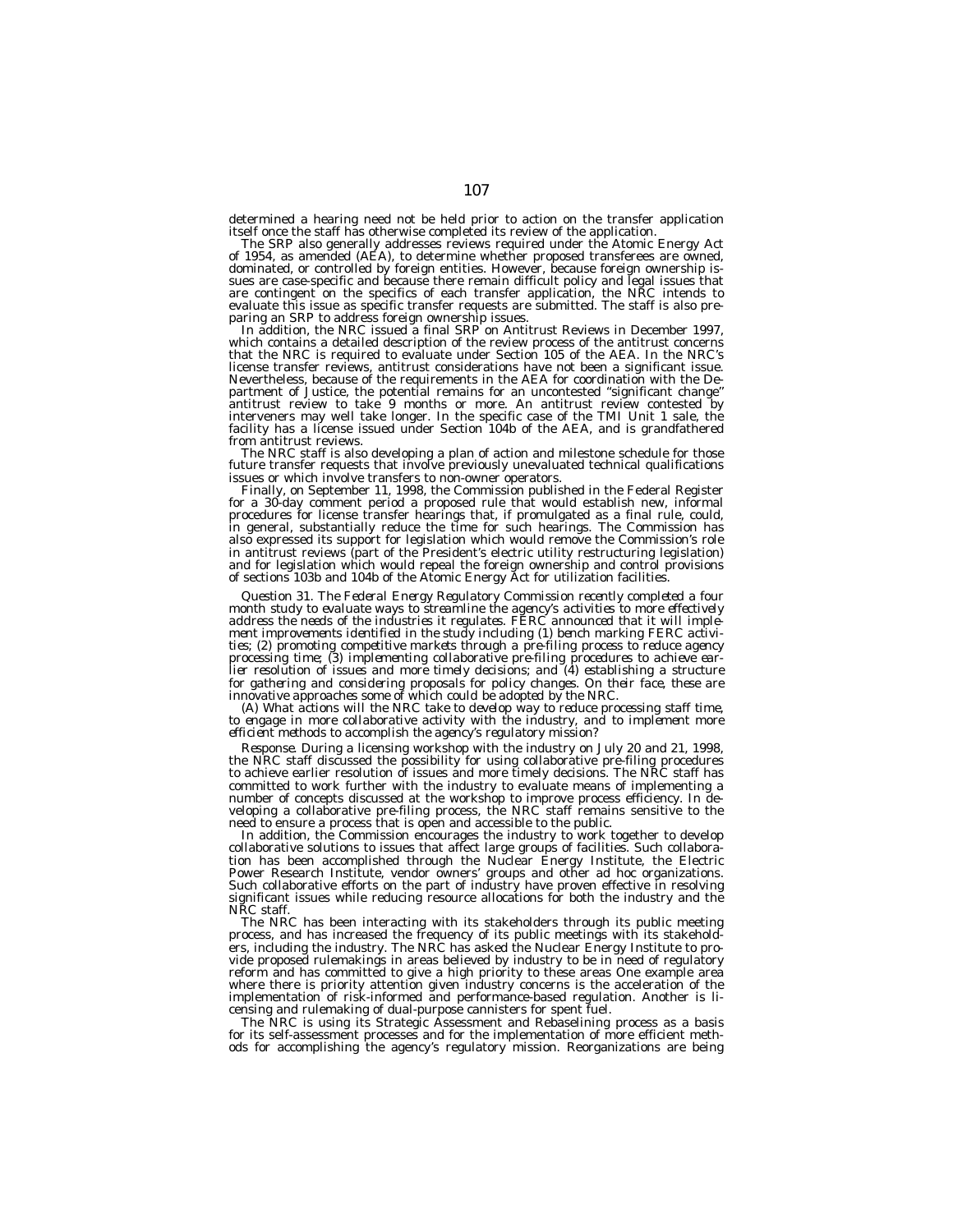determined a hearing need not be held prior to action on the transfer application itself once the staff has otherwise completed its review of the application.

The SRP also generally addresses reviews required under the Atomic Energy Act of 1954, as amended (AEA), to determine whether proposed transferees are owned, dominated, or controlled by foreign entities. However, because foreign ownership issues are case-specific and because there remain difficult policy and legal issues that are contingent on the specifics of each transfer application, the NRC intends to evaluate this issue as specific transfer requests are submitted. The staff is also preparing an SRP to address foreign ownership issues.

In addition, the NRC issued a final SRP on Antitrust Reviews in December 1997, which contains a detailed description of the review process of the antitrust concerns that the NRC is required to evaluate under Section 105 of the AEA. In the NRC's license transfer reviews, antitrust considerations have not been a significant issue. Nevertheless, because of the requirements in the AEA for coordination with the Department of Justice, the potential remains for an uncontested "significant change" antitrust review to take 9 months or more. An antitrust review contested by interveners may well take longer. In the specific case of the TMI Unit 1 sale, the facility has a license issued under Section 104b of the AEA, and is grandfathered from antitrust reviews.

The NRC staff is also developing a plan of action and milestone schedule for those future transfer requests that involve previously unevaluated technical qualifications issues or which involve transfers to non-owner operators.

Finally, on September 11, 1998, the Commission published in the Federal Register for a 30-day comment period a proposed rule that would establish new, informal procedures for license transfer hearings that, if promulgated as a final rule, could, in general, substantially reduce the time for such hearings. The Commission has also expressed its support for legislation which would remove the Commission's role in antitrust reviews (part of the President's electric utility restructuring legislation) and for legislation which would repeal the foreign ownership and control provisions of sections 103b and 104b of the Atomic Energy Act for utilization facilities.

*Question 31. The Federal Energy Regulatory Commission recently completed a four month study to evaluate ways to streamline the agency's activities to more effectively address the needs of the industries it regulates. FERC announced that it will implement improvements identified in the study including (1) bench marking FERC activities; (2) promoting competitive markets through a pre-filing process to reduce agency processing time; (3) implementing collaborative pre-filing procedures to achieve earlier resolution of issues and more timely decisions; and (4) establishing a structure for gathering and considering proposals for policy changes. On their face, these are innovative approaches some of which could be adopted by the NRC.*

*(A) What actions will the NRC take to develop way to reduce processing staff time, to engage in more collaborative activity with the industry, and to implement more efficient methods to accomplish the agency's regulatory mission?*

*Response.* During a licensing workshop with the industry on July 20 and 21, 1998, the NRC staff discussed the possibility for using collaborative pre-filing procedures to achieve earlier resolution of issues and more timely decisions. The NRC staff has committed to work further with the industry to evaluate means of implementing a number of concepts discussed at the workshop to improve process efficiency. In developing a collaborative pre-filing process, the NRC staff remains sensitive to the need to ensure a process that is open and accessible to the public.

In addition, the Commission encourages the industry to work together to develop collaborative solutions to issues that affect large groups of facilities. Such collaboration has been accomplished through the Nuclear Energy Institute, the Electric Power Research Institute, vendor owners' groups and other ad hoc organizations. Such collaborative efforts on the part of industry have proven effective in resolving significant issues while reducing resource allocations for both the industry and the NRC staff.

The NRC has been interacting with its stakeholders through its public meeting process, and has increased the frequency of its public meetings with its stakeholders, including the industry. The NRC has asked the Nuclear Energy Institute to provide proposed rulemakings in areas believed by industry to be in need of regulatory reform and has committed to give a high priority to these areas One example area where there is priority attention given industry concerns is the acceleration of the implementation of risk-informed and performance-based regulation. Another is licensing and rulemaking of dual-purpose cannisters for spent fuel.

The NRC is using its Strategic Assessment and Rebaselining process as a basis for its self-assessment processes and for the implementation of more efficient methods for accomplishing the agency's regulatory mission. Reorganizations are being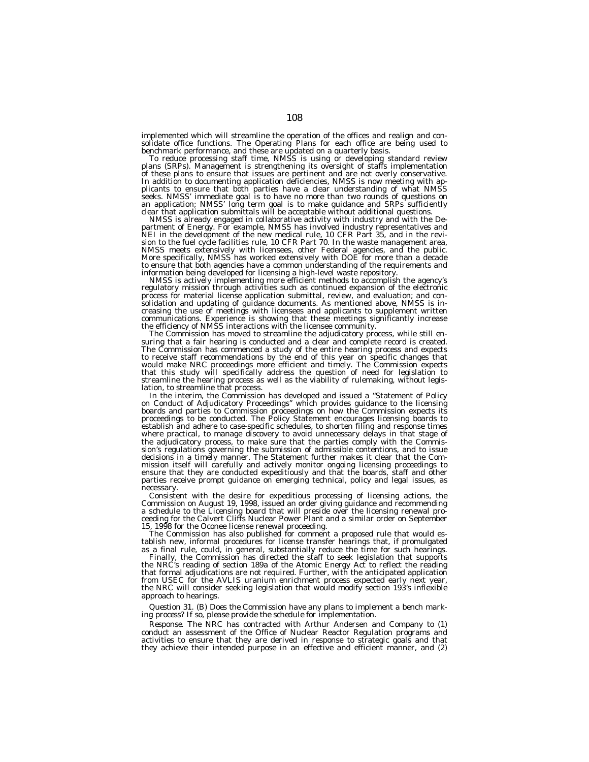implemented which will streamline the operation of the offices and realign and consolidate office functions. The Operating Plans for each office are being used to benchmark performance, and these are updated on a quarterly basis.

To reduce processing staff time, NMSS is using or developing standard review plans (SRPs). Management is strengthening its oversight of staffs implementation of these plans to ensure that issues are pertinent and are not overly conservative. In addition to documenting application deficiencies, NMSS is now meeting with applicants to ensure that both parties have a clear understanding of what NMSS seeks. NMSS' immediate goal is to have no more than two rounds of questions on an application; NMSS' long term goal is to make guidance and SRPs sufficiently clear that application submittals will be acceptable without additional questions.

NMSS is already engaged in collaborative activity with industry and with the Department of Energy. For example, NMSS has involved industry representatives and NEI in the development of the new medical rule, 10 CFR Part 35, and in the revision to the fuel cycle facilities rule, 10 CFR Part 70. In the waste management area, NMSS meets extensively with licensees, other Federal agencies, and the public. More specifically, NMSS has worked extensively with DOE for more than a decade to ensure that both agencies have a common understanding of the requirements and information being developed for licensing a high-level waste repository.

NMSS is actively implementing more efficient methods to accomplish the agency's regulatory mission through activities such as continued expansion of the electronic process for material license application submittal, review, and evaluation; and consolidation and updating of guidance documents. As mentioned above, NMSS is increasing the use of meetings with licensees and applicants to supplement written communications. Experience is showing that these meetings significantly increase the efficiency of NMSS interactions with the licensee community.

The Commission has moved to streamline the adjudicatory process, while still ensuring that a fair hearing is conducted and a clear and complete record is created. The Commission has commenced a study of the entire hearing process and expects to receive staff recommendations by the end of this year on specific changes that would make NRC proceedings more efficient and timely. The Commission expects that this study will specifically address the question of need for legislation to streamline the hearing process as well as the viability of rulemaking, without legislation, to streamline that process.

In the interim, the Commission has developed and issued a "Statement of Policy on Conduct of Adjudicatory Proceedings" which provides guidance to the licensing boards and parties to Commission proceedings on how the Commission expects its proceedings to be conducted. The Policy Statement encourages licensing boards to establish and adhere to case-specific schedules, to shorten filing and response times where practical, to manage discovery to avoid unnecessary delays in that stage of the adjudicatory process, to make sure that the parties comply with the Commission's regulations governing the submission of admissible contentions, and to issue decisions in a timely manner. The Statement further makes it clear that the Commission itself will carefully and actively monitor ongoing licensing proceedings to ensure that they are conducted expeditiously and that the boards, staff and other parties receive prompt guidance on emerging technical, policy and legal issues, as necessary.

Consistent with the desire for expeditious processing of licensing actions, the Commission on August 19, 1998, issued an order giving guidance and recommending a schedule to the Licensing board that will preside over the licensing renewal proceeding for the Calvert Cliffs Nuclear Power Plant and a similar order on September 15, 1998 for the Oconee license renewal proceeding.

The Commission has also published for comment a proposed rule that would establish new, informal procedures for license transfer hearings that, if promulgated as a final rule, could, in general, substantially reduce the time for such hearings.

Finally, the Commission has directed the staff to seek legislation that supports the NRC's reading of section 189a of the Atomic Energy Act to reflect the reading that formal adjudications are not required. Further, with the anticipated application from USEC for the AVLIS uranium enrichment process expected early next year, the NRC will consider seeking legislation that would modify section 193's inflexible approach to hearings.

*Question 31. (B) Does the Commission have any plans to implement a bench marking process? If so, please provide the schedule for implementation.*

*Response.* The NRC has contracted with Arthur Andersen and Company to (1) conduct an assessment of the Office of Nuclear Reactor Regulation programs and activities to ensure that they are derived in response to strategic goals and that they achieve their intended purpose in an effective and efficient manner, and (2)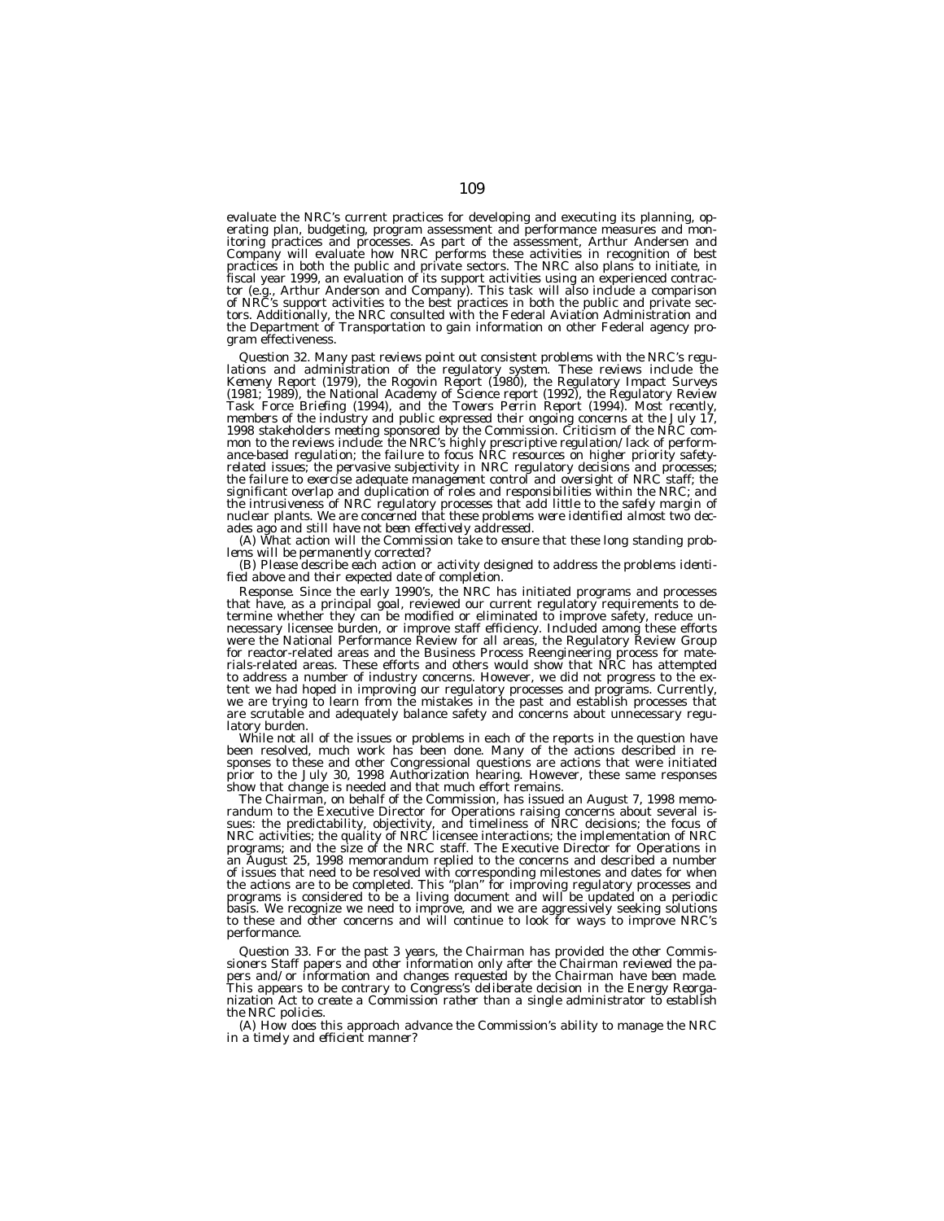evaluate the NRC's current practices for developing and executing its planning, operating plan, budgeting, program assessment and performance measures and monitoring practices and processes. As part of the assessment, Arthur Andersen and Company will evaluate how NRC performs these activities in recognition of best practices in both the public and private sectors. The NRC also plans to initiate, in fiscal year 1999, an evaluation of its support activities using an experienced contractor (e.g., Arthur Anderson and Company). This task will also include a comparison of NRC's support activities to the best practices in both the public and private sectors. Additionally, the NRC consulted with the Federal Aviation Administration and the Department of Transportation to gain information on other Federal agency program effectiveness.

*Question 32. Many past reviews point out consistent problems with the NRC's regulations and administration of the regulatory system. These reviews include the Kemeny Report (1979), the Rogovin Report (1980), the Regulatory Impact Surveys (1981; 1989), the National Academy of Science report (1992), the Regulatory Review Task Force Briefing (1994), and the Towers Perrin Report (1994). Most recently, members of the industry and public expressed their ongoing concerns at the July 17, 1998 stakeholders meeting sponsored by the Commission. Criticism of the NRC common to the reviews include: the NRC's highly prescriptive regulation/lack of performance-based regulation; the failure to focus NRC resources on higher priority safety-related issues; the pervasive subjectivity in NRC regulatory decisions and processes; the failure to exercise adequate management control and oversight of NRC staff; the significant overlap and duplication of roles and responsibilities within the NRC; and the intrusiveness of NRC regulatory processes that add little to the safely margin of nuclear plants. We are concerned that these problems were identified almost two decades ago and still have not been effectively addressed.*

*(A) What action will the Commission take to ensure that these long standing problems will be permanently corrected?*

*(B) Please describe each action or activity designed to address the problems identified above and their expected date of completion.*

*Response.* Since the early 1990's, the NRC has initiated programs and processes that have, as a principal goal, reviewed our current regulatory requirements to determine whether they can be modified or eliminated to improve safety, reduce unnecessary licensee burden, or improve staff efficiency. Included among these efforts were the National Performance Review for all areas, the Regulatory Review Group for reactor-related areas and the Business Process Reengineering process for materials-related areas. These efforts and others would show that NRC has attempted to address a number of industry concerns. However, we did not progress to the extent we had hoped in improving our regulatory processes and programs. Currently, we are trying to learn from the mistakes in the past and establish processes that are scrutable and adequately balance safety and concerns about unnecessary regulatory burden.

While not all of the issues or problems in each of the reports in the question have been resolved, much work has been done. Many of the actions described in responses to these and other Congressional questions are actions that were initiated prior to the July 30, 1998 Authorization hearing. However, these same responses show that change is needed and that much effort remains.

The Chairman, on behalf of the Commission, has issued an August 7, 1998 memorandum to the Executive Director for Operations raising concerns about several issues: the predictability, objectivity, and timeliness of NRC decisions; the focus of NRC activities; the quality of NRC licensee interactions; the implementation of NRC programs; and the size of the NRC staff. The Executive Director for Operations in an August 25, 1998 memorandum replied to the concerns and described a number of issues that need to be resolved with corresponding milestones and dates for when the actions are to be completed. This "plan" for improving regulatory processes and programs is considered to be a living document and will be updated on a periodic basis. We recognize we need to improve, and we are aggressively seeking solutions to these and other concerns and will continue to look for ways to improve NRC's performance.

*Question 33. For the past 3 years, the Chairman has provided the other Commissioners Staff papers and other information only after the Chairman reviewed the papers and/or information and changes requested by the Chairman have been made. This appears to be contrary to Congress's deliberate decision in the Energy Reorganization Act to create a Commission rather than a single administrator to establish the NRC policies.*

*(A) How does this approach advance the Commission's ability to manage the NRC in a timely and efficient manner?*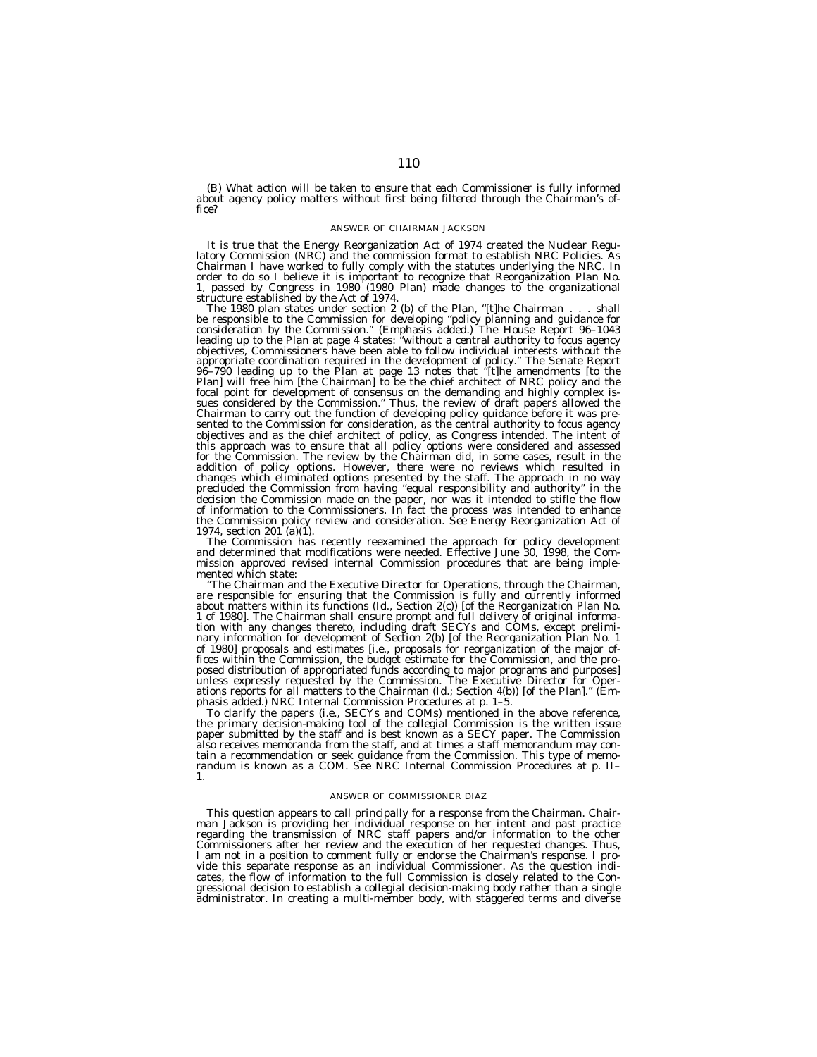*(B) What action will be taken to ensure that each Commissioner is fully informed about agency policy matters without first being filtered through the Chairman's office?*

ANSWER OF CHAIRMAN JACKSON

It is true that the Energy Reorganization Act of 1974 created the Nuclear Regulatory Commission (NRC) and the commission format to establish NRC Policies. As Chairman I have worked to fully comply with the statutes underlying the NRC. In order to do so I believe it is important to recognize that Reorganization Plan No. 1, passed by Congress in 1980 (1980 Plan) made changes to the organizational structure established by the Act of 1974.

The 1980 plan states under section 2 (b) of the Plan, "[t]he Chairman . . . shall be responsible to the Commission for *developing* "policy planning and guidance *for consideration* by the Commission." (Emphasis added.) The House Report 96–1043 leading up to the Plan at page 4 states: "without a central authority to focus agency objectives, Commissioners have been able to follow individual interests without the appropriate coordination required in the development of policy." The Senate Report 96–790 leading up to the Plan at page 13 notes that "[t]he amendments [to the Plan] will free him [the Chairman] to be the chief architect of NRC policy and the focal point for development of consensus on the demanding and highly complex issues considered by the Commission." Thus, the review of draft papers allowed the Chairman to carry out the function of developing policy guidance before it was presented to the Commission for consideration, as the central authority to focus agency objectives and as the chief architect of policy, as Congress intended. The intent of this approach was to ensure that all policy options were considered and assessed for the Commission. The review by the Chairman did, in some cases, result in the addition of policy options. However, there were no reviews which resulted in changes which eliminated options presented by the staff. The approach in no way precluded the Commission from having "equal responsibility and authority" in the decision the Commission made on the paper, nor was it intended to stifle the flow of information to the Commissioners. In fact the process was intended to enhance the Commission policy review and consideration. *See* Energy Reorganization Act of 1974, section 201 (a)(1).

The Commission has recently reexamined the approach for policy development and determined that modifications were needed. Effective June 30, 1998, the Commission approved revised internal Commission procedures that are being implemented which state:

"The Chairman and the Executive Director for Operations, through the Chairman, are responsible for ensuring that the Commission is fully and currently informed about matters within its functions (Id., Section 2(c)) [of the Reorganization Plan No. 1 of 1980]. The Chairman shall ensure prompt and full delivery of original information with any changes thereto, including draft SECYs and COMs, except preliminary information for development of Section 2(b) [of the Reorganization Plan No. 1 of 1980] proposals and estimates [i.e., proposals for reorganization of the major offices within the Commission, the budget estimate for the Commission, and the proposed distribution of appropriated funds according to major programs and purposes] unless expressly requested by the Commission. The Executive Director for Operations reports for all matters to the Chairman (Id.; Section 4(b)) [of the Plan]." (Emphasis added.) NRC Internal Commission Procedures at p. 1–5.

To clarify the papers (i.e., SECYs and COMs) mentioned in the above reference, the primary decision-making tool of the collegial Commission is the written issue paper submitted by the staff and is best known as a SECY paper. The Commission also receives memoranda from the staff, and at times a staff memorandum may contain a recommendation or seek guidance from the Commission. This type of memorandum is known as a COM. See NRC Internal Commission Procedures at p. II–1.

ANSWER OF COMMISSIONER DIAZ

This question appears to call principally for a response from the Chairman. Chairman Jackson is providing her individual response on her intent and past practice regarding the transmission of NRC staff papers and/or information to the other Commissioners after her review and the execution of her requested changes. Thus, I am not in a position to comment fully or endorse the Chairman's response. I provide this separate response as an individual Commissioner. As the question indicates, the flow of information to the full Commission is closely related to the Congressional decision to establish a collegial decision-making body rather than a single administrator. In creating a multi-member body, with staggered terms and diverse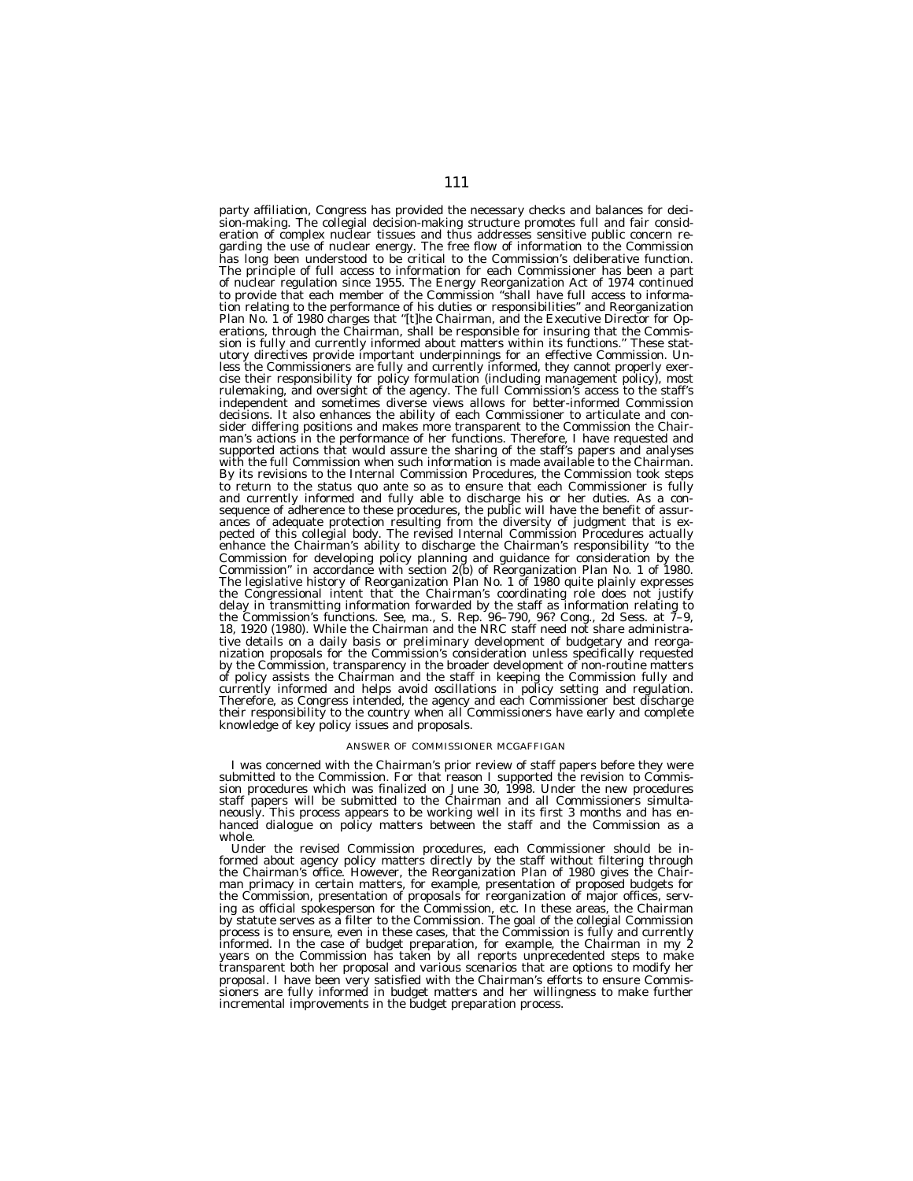party affiliation, Congress has provided the necessary checks and balances for decision-making. The collegial decision-making structure promotes full and fair consideration of complex nuclear tissues and thus addresses sensitive public concern regarding the use of nuclear energy. The free flow of information to the Commission has long been understood to be critical to the Commission's deliberative function. The principle of full access to information for each Commissioner has been a part of nuclear regulation since 1955. The Energy Reorganization Act of 1974 continued to provide that each member of the Commission "shall have full access to information relating to the performance of his duties or responsibilities" and Reorganization Plan No. 1 of 1980 charges that "[t]he Chairman, and the Executive Director for Operations, through the Chairman, shall be responsible for insuring that the Commission is fully and currently informed about matters within its functions." These statutory directives provide important underpinnings for an effective Commission. Unless the Commissioners are fully and currently informed, they cannot properly exercise their responsibility for policy formulation (including management policy), most rulemaking, and oversight of the agency. The full Commission's access to the staff's independent and sometimes diverse views allows for better-informed Commission decisions. It also enhances the ability of each Commissioner to articulate and consider differing positions and makes more transparent to the Commission the Chairman's actions in the performance of her functions. Therefore, I have requested and supported actions that would assure the sharing of the staff's papers and analyses with the full Commission when such information is made available to the Chairman. By its revisions to the Internal Commission Procedures, the Commission took steps to return to the status quo ante so as to ensure that each Commissioner is fully and currently informed and fully able to discharge his or her duties. As a consequence of adherence to these procedures, the public will have the benefit of assurances of adequate protection resulting from the diversity of judgment that is expected of this collegial body. The revised Internal Commission Procedures actually enhance the Chairman's ability to discharge the Chairman's responsibility "to the Commission for developing policy planning and guidance for consideration by the Commission" in accordance with section 2(b) of Reorganization Plan No. 1 of 1980. The legislative history of Reorganization Plan No. 1 of 1980 quite plainly expresses the Congressional intent that the Chairman's coordinating role does not justify delay in transmitting information forwarded by the staff as information relating to the Commission's functions. See, ma., S. Rep. 96–790, 96? Cong., 2d Sess. at 7–9, 18, 1920 (1980). While the Chairman and the NRC staff need not share administrative details on a daily basis or preliminary development of budgetary and reorganization proposals for the Commission's consideration unless specifically requested by the Commission, transparency in the broader development of non-routine matters of policy assists the Chairman and the staff in keeping the Commission fully and currently informed and helps avoid oscillations in policy setting and regulation. Therefore, as Congress intended, the agency and each Commissioner best discharge their responsibility to the country when all Commissioners have early and complete knowledge of key policy issues and proposals.

ANSWER OF COMMISSIONER MCGAFFIGAN

I was concerned with the Chairman's prior review of staff papers before they were submitted to the Commission. For that reason I supported the revision to Commission procedures which was finalized on June 30, 1998. Under the new procedures staff papers will be submitted to the Chairman and all Commissioners simultaneously. This process appears to be working well in its first 3 months and has enhanced dialogue on policy matters between the staff and the Commission as a whole.

Under the revised Commission procedures, each Commissioner should be informed about agency policy matters directly by the staff without filtering through the Chairman's office. However, the Reorganization Plan of 1980 gives the Chairman primacy in certain matters, for example, presentation of proposed budgets for the Commission, presentation of proposals for reorganization of major offices, serving as official spokesperson for the Commission, etc. In these areas, the Chairman by statute serves as a filter to the Commission. The goal of the collegial Commission process is to ensure, even in these cases, that the Commission is fully and currently informed. In the case of budget preparation, for example, the Chairman in my 2 years on the Commission has taken by all reports unprecedented steps to make transparent both her proposal and various scenarios that are options to modify her proposal. I have been very satisfied with the Chairman's efforts to ensure Commissioners are fully informed in budget matters and her willingness to make further incremental improvements in the budget preparation process.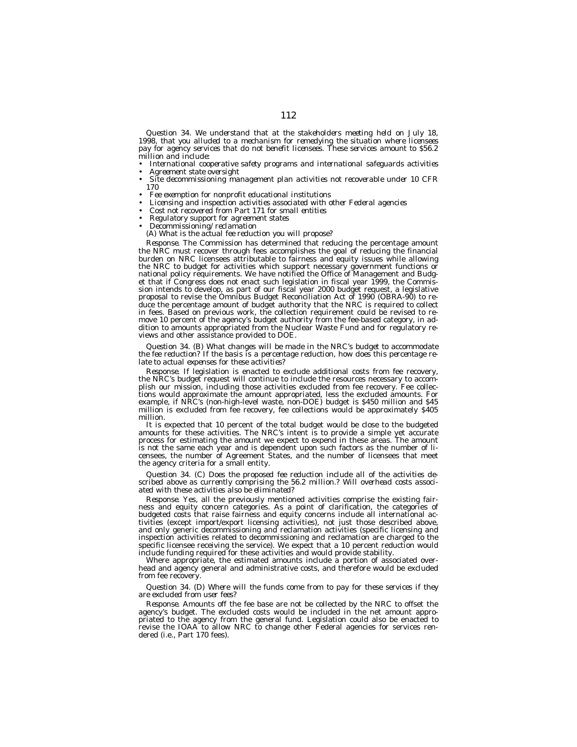*Question 34. We understand that at the stakeholders meeting held on July 18, 1998, that you alluded to a mechanism for remedying the situation where licensees pay for agency services that do not benefit licensees. These services amount to $56.2 million and include:*

- *International cooperative safety programs and international safeguards activities*
- *Agreement state oversight*
- *Site decommissioning management plan activities not recoverable under 10 CFR 170*
- *Fee exemption for nonprofit educational institutions*
- *Licensing and inspection activities associated with other Federal agencies*
- *Cost not recovered from Part 171 for small entities*
- *Regulatory support for agreement states*
- *Decommissioning/reclamation*

*(A) What is the actual fee reduction you will propose?*

*Response.* The Commission has determined that reducing the percentage amount the NRC must recover through fees accomplishes the goal of reducing the financial burden on NRC licensees attributable to fairness and equity issues while allowing the NRC to budget for activities which support necessary government functions or national policy requirements. We have notified the Office of Management and Budget that if Congress does not enact such legislation in fiscal year 1999, the Commission intends to develop, as part of our fiscal year 2000 budget request, a legislative proposal to revise the Omnibus Budget Reconciliation Act of 1990 (OBRA-90) to reduce the percentage amount of budget authority that the NRC is required to collect in fees. Based on previous work, the collection requirement could be revised to remove 10 percent of the agency's budget authority from the fee-based category, in addition to amounts appropriated from the Nuclear Waste Fund and for regulatory reviews and other assistance provided to DOE.

*Question 34. (B) What changes will be made in the NRC's budget to accommodate the fee reduction? If the basis is a percentage reduction, how does this percentage relate to actual expenses for these activities?*

*Response.* If legislation is enacted to exclude additional costs from fee recovery, the NRC's budget request will continue to include the resources necessary to accomplish our mission, including those activities excluded from fee recovery. Fee collections would approximate the amount appropriated, less the excluded amounts. For example, if NRC's (non-high-level waste, non-DOE) budget is $450 million and $45 million is excluded from fee recovery, fee collections would be approximately $405 million.

It is expected that 10 percent of the total budget would be close to the budgeted amounts for these activities. The NRC's intent is to provide a simple yet accurate process for estimating the amount we expect to expend in these areas. The amount is not the same each year and is dependent upon such factors as the number of licensees, the number of Agreement States, and the number of licensees that meet the agency criteria for a small entity.

*Question 34. (C) Does the proposed fee reduction include all of the activities described above as currently comprising the 56.2 million.? Will overhead costs associated with these activities also be eliminated?*

*Response.* Yes, all the previously mentioned activities comprise the existing fairness and equity concern categories. As a point of clarification, the categories of budgeted costs that raise fairness and equity concerns include all international activities (except import/export licensing activities), not just those described above, and only generic decommissioning and reclamation activities (specific licensing and inspection activities related to decommissioning and reclamation are charged to the specific licensee receiving the service). We expect that a 10 percent reduction would include funding required for these activities and would provide stability.

Where appropriate, the estimated amounts include a portion of associated overhead and agency general and administrative costs, and therefore would be excluded from fee recovery.

*Question 34. (D) Where will the funds come from to pay for these services if they are excluded from user fees?*

*Response.* Amounts off the fee base are not be collected by the NRC to offset the agency's budget. The excluded costs would be included in the net amount appropriated to the agency from the general fund. Legislation could also be enacted to revise the IOAA to allow NRC to change other Federal agencies for services rendered (i.e., Part 170 fees).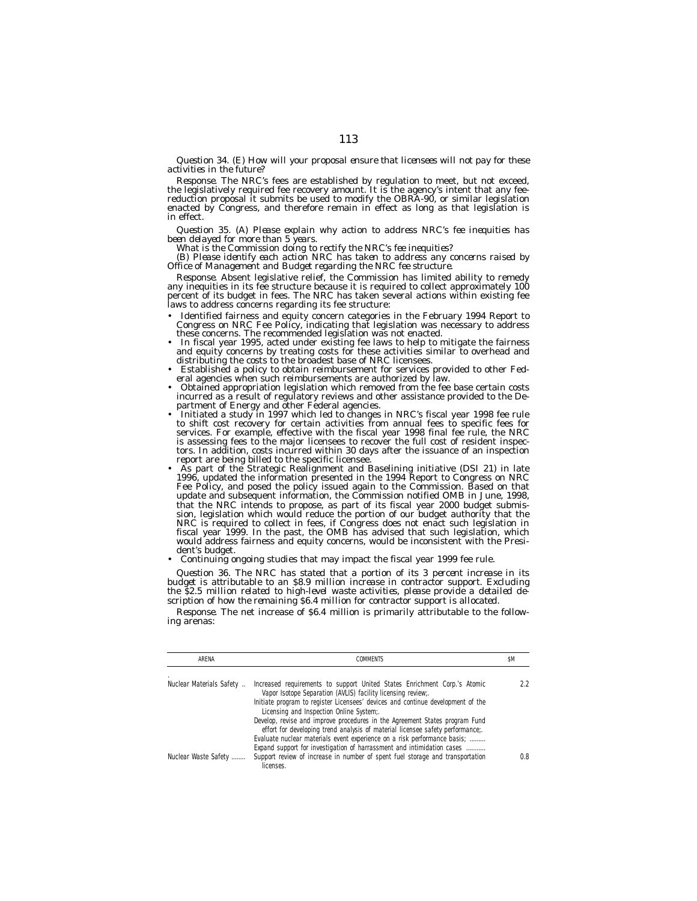*Question 34. (E) How will your proposal ensure that licensees will not pay for these activities in the future?*

*Response.* The NRC's fees are established by regulation to meet, but not exceed, the legislatively required fee recovery amount. It is the agency's intent that any fee-reduction proposal it submits be used to modify the OBRA-90, or similar legislation enacted by Congress, and therefore remain in effect as long as that legislation is in effect.

*Question 35. (A) Please explain why action to address NRC's fee inequities has been delayed for more than 5 years.*

*What is the Commission doing to rectify the NRC's fee inequities?*

*(B) Please identify each action NRC has taken to address any concerns raised by Office of Management and Budget regarding the NRC fee structure.*

*Response.* Absent legislative relief, the Commission has limited ability to remedy any inequities in its fee structure because it is required to collect approximately 100 percent of its budget in fees. The NRC has taken several actions within existing fee laws to address concerns regarding its fee structure:

- Identified fairness and equity concern categories in the February 1994 Report to Congress on NRC Fee Policy, indicating that legislation was necessary to address these concerns. The recommended legislation was not enacted.
- In fiscal year 1995, acted under existing fee laws to help to mitigate the fairness and equity concerns by treating costs for these activities similar to overhead and distributing the costs to the broadest base of NRC licensees.
- Established a policy to obtain reimbursement for services provided to other Federal agencies when such reimbursements are authorized by law.
- Obtained appropriation legislation which removed from the fee base certain costs incurred as a result of regulatory reviews and other assistance provided to the Department of Energy and other Federal agencies.
- Initiated a study in 1997 which led to changes in NRC's fiscal year 1998 fee rule to shift cost recovery for certain activities from annual fees to specific fees for services. For example, effective with the fiscal year 1998 final fee rule, the NRC is assessing fees to the major licensees to recover the full cost of resident inspectors. In addition, costs incurred within 30 days after the issuance of an inspection report are being billed to the specific licensee.
- As part of the Strategic Realignment and Baselining initiative (DSI 21) in late 1996, updated the information presented in the 1994 Report to Congress on NRC Fee Policy, and posed the policy issued again to the Commission. Based on that update and subsequent information, the Commission notified OMB in June, 1998, that the NRC intends to propose, as part of its fiscal year 2000 budget submission, legislation which would reduce the portion of our budget authority that the NRC is required to collect in fees, if Congress does not enact such legislation in fiscal year 1999. In the past, the OMB has advised that such legislation, which would address fairness and equity concerns, would be inconsistent with the President's budget.
- Continuing ongoing studies that may impact the fiscal year 1999 fee rule.

*Question 36. The NRC has stated that a portion of its 3 percent increase in its budget is attributable to an $8.9 million increase in contractor support. Excluding the $2.5 million related to high-level waste activities, please provide a detailed description of how the remaining $6.4 million for contractor support is allocated.*

*Response.* The net increase of $6.4 million is primarily attributable to the following arenas:

| ARENA | COMMENTS | $M |
|---|---|---|
| Nuclear Materials Safety | Increased requirements to support United States Enrichment Corp.'s Atomic Vapor Isotope Separation (AVLIS) facility licensing review;. Initiate program to register Licensees' devices and continue development of the Licensing and Inspection Online System;. Develop, revise and improve procedures in the Agreement States program Fund effort for developing trend analysis of material licensee safety performance;. Evaluate nuclear materials event experience on a risk performance basis; Expand support for investigation of harrassment and intimidation cases | 2.2 |
| Nuclear Waste Safety | Support review of increase in number of spent fuel storage and transportation licenses. | 0.8 |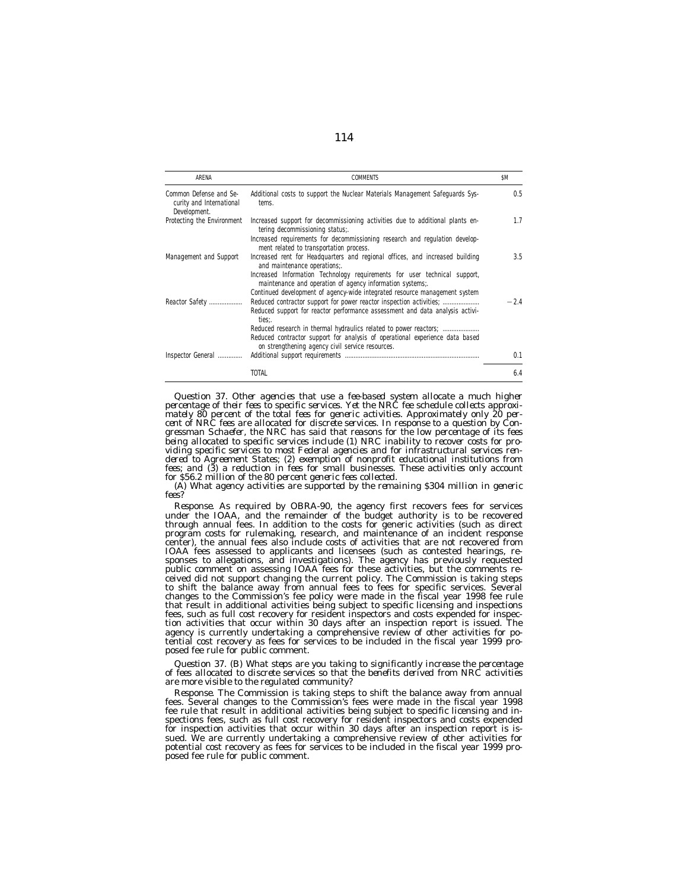| ARENA | COMMENTS | $M |
| --- | --- | --- |
| Common Defense and Security and International Development. | Additional costs to support the Nuclear Materials Management Safeguards Systems. | 0.5 |
| Protecting the Environment | Increased support for decommissioning activities due to additional plants entering decommissioning status;. Increased requirements for decommissioning research and regulation development related to transportation process. | 1.7 |
| Management and Support | Increased rent for Headquarters and regional offices, and increased building and maintenance operations;. Increased Information Technology requirements for user technical support, maintenance and operation of agency information systems;. Continued development of agency-wide integrated resource management system | 3.5 |
| Reactor Safety | Reduced contractor support for power reactor inspection activities; Reduced support for reactor performance assessment and data analysis activities;. Reduced research in thermal hydraulics related to power reactors; Reduced contractor support for analysis of operational experience data based on strengthening agency civil service resources. | −2.4 |
| Inspector General | Additional support requirements | 0.1 |
| | TOTAL | 6.4 |

*Question 37. Other agencies that use a fee-based system allocate a much higher percentage of their fees to specific services. Yet the NRC fee schedule collects approximately 80 percent of the total fees for generic activities. Approximately only 20 percent of NRC fees are allocated for discrete services. In response to a question by Congressman Schaefer, the NRC has said that reasons for the low percentage of its fees being allocated to specific services include (1) NRC inability to recover costs for providing specific services to most Federal agencies and for infrastructural services rendered to Agreement States; (2) exemption of nonprofit educational institutions from fees; and (3) a reduction in fees for small businesses. These activities only account for $56.2 million of the 80 percent generic fees collected.*

*(A) What agency activities are supported by the remaining $304 million in generic fees?*

*Response.* As required by OBRA-90, the agency first recovers fees for services under the IOAA, and the remainder of the budget authority is to be recovered through annual fees. In addition to the costs for generic activities (such as direct program costs for rulemaking, research, and maintenance of an incident response center), the annual fees also include costs of activities that are not recovered from IOAA fees assessed to applicants and licensees (such as contested hearings, responses to allegations, and investigations). The agency has previously requested public comment on assessing IOAA fees for these activities, but the comments received did not support changing the current policy. The Commission is taking steps to shift the balance away from annual fees to fees for specific services. Several changes to the Commission's fee policy were made in the fiscal year 1998 fee rule that result in additional activities being subject to specific licensing and inspections fees, such as full cost recovery for resident inspectors and costs expended for inspection activities that occur within 30 days after an inspection report is issued. The agency is currently undertaking a comprehensive review of other activities for potential cost recovery as fees for services to be included in the fiscal year 1999 proposed fee rule for public comment.

*Question 37. (B) What steps are you taking to significantly increase the percentage of fees allocated to discrete services so that the benefits derived from NRC activities are more visible to the regulated community?*

*Response.* The Commission is taking steps to shift the balance away from annual fees. Several changes to the Commission's fees were made in the fiscal year 1998 fee rule that result in additional activities being subject to specific licensing and inspections fees, such as full cost recovery for resident inspectors and costs expended for inspection activities that occur within 30 days after an inspection report is issued. We are currently undertaking a comprehensive review of other activities for potential cost recovery as fees for services to be included in the fiscal year 1999 proposed fee rule for public comment.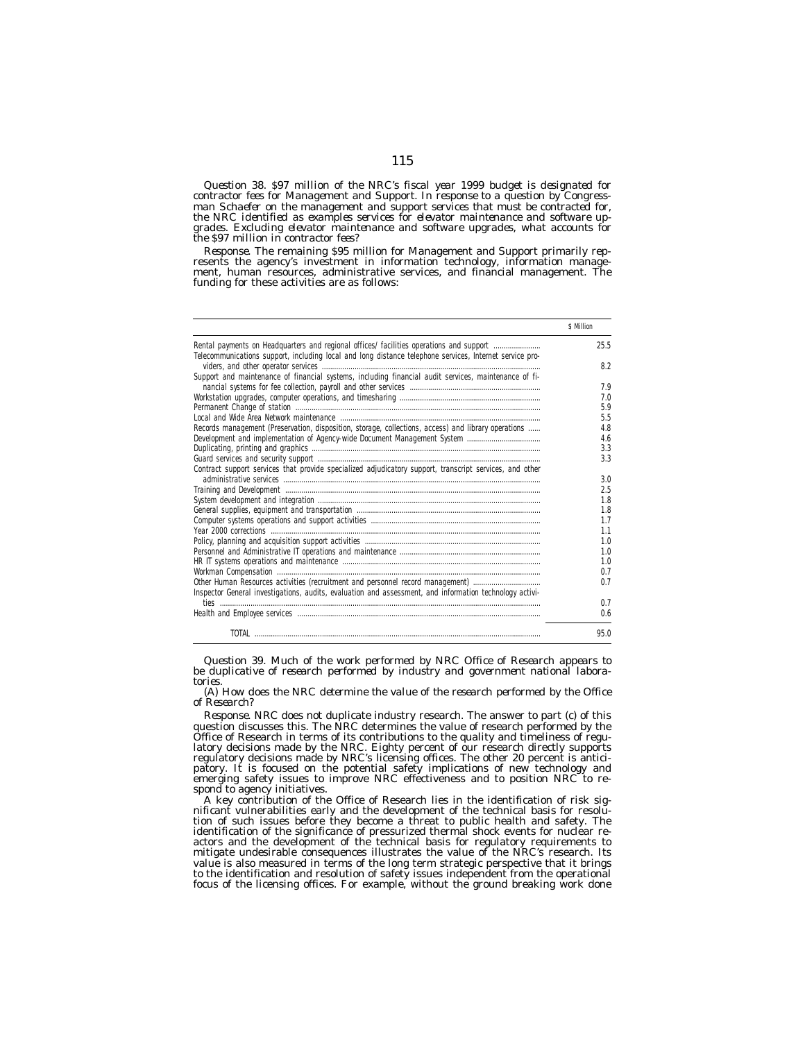*Question 38. $97 million of the NRC's fiscal year 1999 budget is designated for contractor fees for Management and Support. In response to a question by Congressman Schaefer on the management and support services that must be contracted for, the NRC identified as examples services for elevator maintenance and software upgrades. Excluding elevator maintenance and software upgrades, what accounts for the $97 million in contractor fees?*

*Response.* The remaining $95 million for Management and Support primarily represents the agency's investment in information technology, information management, human resources, administrative services, and financial management. The funding for these activities are as follows:

| | $ Million |
|---|---|
| Rental payments on Headquarters and regional offices/ facilities operations and support | 25.5 |
| Telecommunications support, including local and long distance telephone services, Internet service providers, and other operator services | 8.2 |
| Support and maintenance of financial systems, including financial audit services, maintenance of financial systems for fee collection, payroll and other services | 7.9 |
| Workstation upgrades, computer operations, and timesharing | 7.0 |
| Permanent Change of station | 5.9 |
| Local and Wide Area Network maintenance | 5.5 |
| Records management (Preservation, disposition, storage, collections, access) and library operations | 4.8 |
| Development and implementation of Agency-wide Document Management System | 4.6 |
| Duplicating, printing and graphics | 3.3 |
| Guard services and security support | 3.3 |
| Contract support services that provide specialized adjudicatory support, transcript services, and other administrative services | 3.0 |
| Training and Development | 2.5 |
| System development and integration | 1.8 |
| General supplies, equipment and transportation | 1.8 |
| Computer systems operations and support activities | 1.7 |
| Year 2000 corrections | 1.1 |
| Policy, planning and acquisition support activities | 1.0 |
| Personnel and Administrative IT operations and maintenance | 1.0 |
| HR IT systems operations and maintenance | 1.0 |
| Workman Compensation | 0.7 |
| Other Human Resources activities (recruitment and personnel record management) | 0.7 |
| Inspector General investigations, audits, evaluation and assessment, and information technology activities | 0.7 |
| Health and Employee services | 0.6 |
| TOTAL | 95.0 |

*Question 39. Much of the work performed by NRC Office of Research appears to be duplicative of research performed by industry and government national laboratories.*

*(A) How does the NRC determine the value of the research performed by the Office of Research?*

*Response.* NRC does not duplicate industry research. The answer to part (c) of this question discusses this. The NRC determines the value of research performed by the Office of Research in terms of its contributions to the quality and timeliness of regulatory decisions made by the NRC. Eighty percent of our research directly supports regulatory decisions made by NRC's licensing offices. The other 20 percent is anticipatory. It is focused on the potential safety implications of new technology and emerging safety issues to improve NRC effectiveness and to position NRC to respond to agency initiatives.

A key contribution of the Office of Research lies in the identification of risk significant vulnerabilities early and the development of the technical basis for resolution of such issues before they become a threat to public health and safety. The identification of the significance of pressurized thermal shock events for nuclear reactors and the development of the technical basis for regulatory requirements to mitigate undesirable consequences illustrates the value of the NRC's research. Its value is also measured in terms of the long term strategic perspective that it brings to the identification and resolution of safety issues independent from the operational focus of the licensing offices. For example, without the ground breaking work done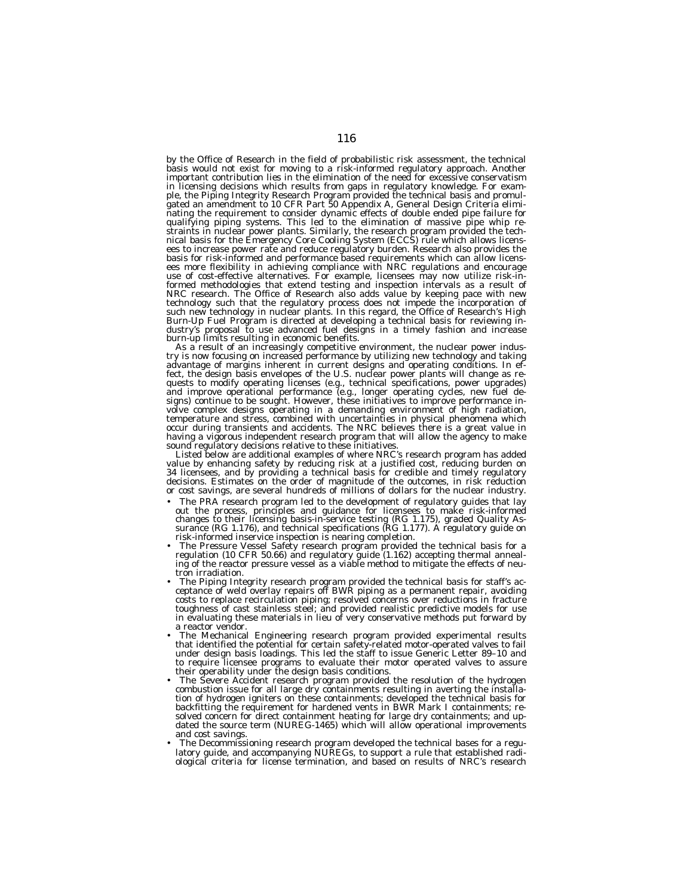by the Office of Research in the field of probabilistic risk assessment, the technical basis would not exist for moving to a risk-informed regulatory approach. Another important contribution lies in the elimination of the need for excessive conservatism in licensing decisions which results from gaps in regulatory knowledge. For example, the Piping Integrity Research Program provided the technical basis and promulgated an amendment to 10 CFR Part 50 Appendix A, General Design Criteria eliminating the requirement to consider dynamic effects of double ended pipe failure for qualifying piping systems. This led to the elimination of massive pipe whip restraints in nuclear power plants. Similarly, the research program provided the technical basis for the Emergency Core Cooling System (ECCS) rule which allows licensees to increase power rate and reduce regulatory burden. Research also provides the basis for risk-informed and performance based requirements which can allow licensees more flexibility in achieving compliance with NRC regulations and encourage use of cost-effective alternatives. For example, licensees may now utilize risk-informed methodologies that extend testing and inspection intervals as a result of NRC research. The Office of Research also adds value by keeping pace with new technology such that the regulatory process does not impede the incorporation of such new technology in nuclear plants. In this regard, the Office of Research's High Burn-Up Fuel Program is directed at developing a technical basis for reviewing industry's proposal to use advanced fuel designs in a timely fashion and increase burn-up limits resulting in economic benefits.

As a result of an increasingly competitive environment, the nuclear power industry is now focusing on increased performance by utilizing new technology and taking advantage of margins inherent in current designs and operating conditions. In effect, the design basis envelopes of the U.S. nuclear power plants will change as requests to modify operating licenses (e.g., technical specifications, power upgrades) and improve operational performance (e.g., longer operating cycles, new fuel designs) continue to be sought. However, these initiatives to improve performance involve complex designs operating in a demanding environment of high radiation, temperature and stress, combined with uncertainties in physical phenomena which occur during transients and accidents. The NRC believes there is a great value in having a vigorous independent research program that will allow the agency to make sound regulatory decisions relative to these initiatives.

Listed below are additional examples of where NRC's research program has added value by enhancing safety by reducing risk at a justified cost, reducing burden on 34 licensees, and by providing a technical basis for credible and timely regulatory decisions. Estimates on the order of magnitude of the outcomes, in risk reduction or cost savings, are several hundreds of millions of dollars for the nuclear industry.

- The PRA research program led to the development of regulatory guides that lay out the process, principles and guidance for licensees to make risk-informed changes to their licensing basis-in-service testing (RG 1.175), graded Quality Assurance (RG 1.176), and technical specifications (RG 1.177). A regulatory guide on risk-informed inservice inspection is nearing completion.
- The Pressure Vessel Safety research program provided the technical basis for a regulation (10 CFR 50.66) and regulatory guide (1.162) accepting thermal annealing of the reactor pressure vessel as a viable method to mitigate the effects of neutron irradiation.
- The Piping Integrity research program provided the technical basis for staff's acceptance of weld overlay repairs off BWR piping as a permanent repair, avoiding costs to replace recirculation piping; resolved concerns over reductions in fracture toughness of cast stainless steel; and provided realistic predictive models for use in evaluating these materials in lieu of very conservative methods put forward by a reactor vendor.
- The Mechanical Engineering research program provided experimental results that identified the potential for certain safety-related motor-operated valves to fail under design basis loadings. This led the staff to issue Generic Letter 89–10 and to require licensee programs to evaluate their motor operated valves to assure their operability under the design basis conditions.
- The Severe Accident research program provided the resolution of the hydrogen combustion issue for all large dry containments resulting in averting the installation of hydrogen igniters on these containments; developed the technical basis for backfitting the requirement for hardened vents in BWR Mark I containments; resolved concern for direct containment heating for large dry containments; and updated the source term (NUREG-1465) which will allow operational improvements and cost savings.
- The Decommissioning research program developed the technical bases for a regulatory guide, and accompanying NUREGs, to support a rule that established radiological criteria for license termination, and based on results of NRC's research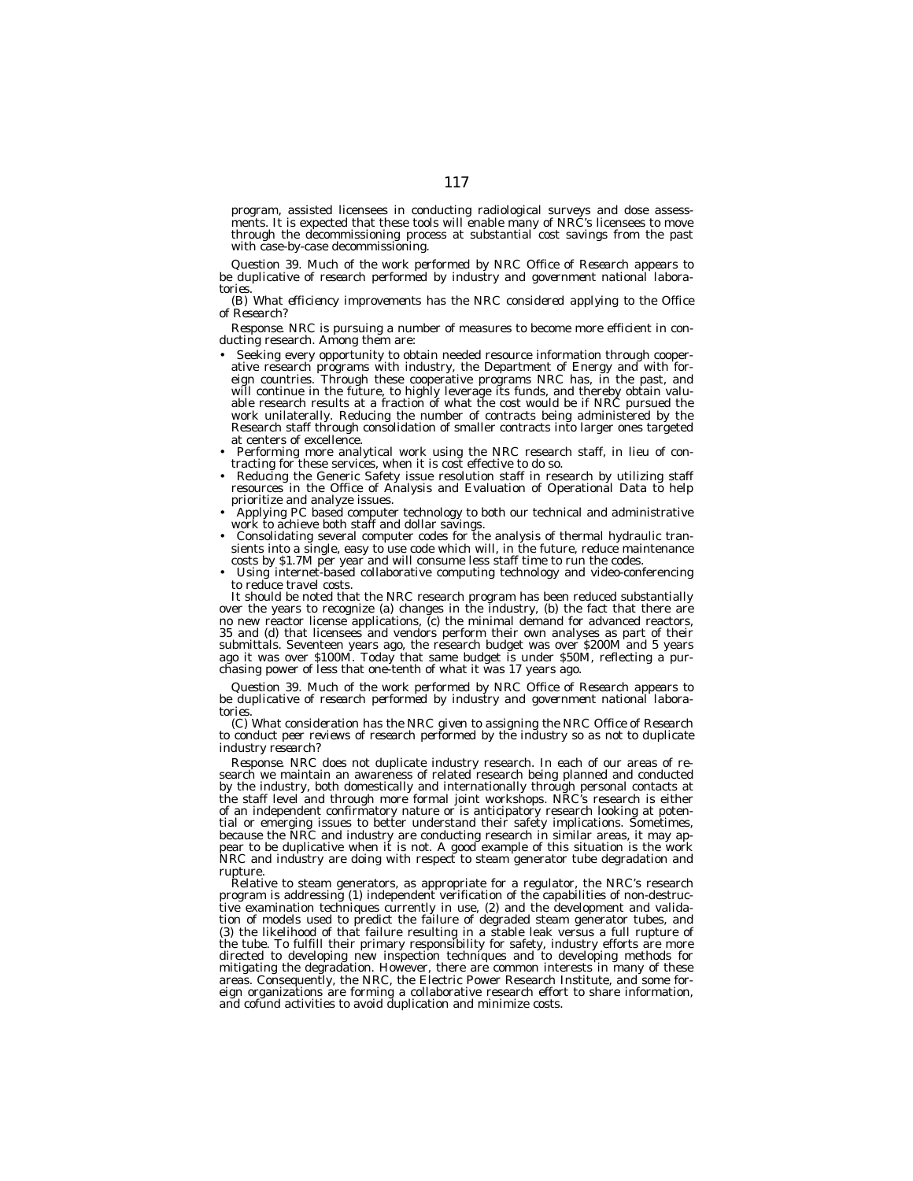program, assisted licensees in conducting radiological surveys and dose assessments. It is expected that these tools will enable many of NRC's licensees to move through the decommissioning process at substantial cost savings from the past with case-by-case decommissioning.

*Question 39. Much of the work performed by NRC Office of Research appears to be duplicative of research performed by industry and government national laboratories.*

*(B) What efficiency improvements has the NRC considered applying to the Office of Research?*

*Response.* NRC is pursuing a number of measures to become more efficient in conducting research. Among them are:

- Seeking every opportunity to obtain needed resource information through cooperative research programs with industry, the Department of Energy and with foreign countries. Through these cooperative programs NRC has, in the past, and will continue in the future, to highly leverage its funds, and thereby obtain valuable research results at a fraction of what the cost would be if NRC pursued the work unilaterally. Reducing the number of contracts being administered by the Research staff through consolidation of smaller contracts into larger ones targeted at centers of excellence.
- Performing more analytical work using the NRC research staff, in lieu of contracting for these services, when it is cost effective to do so.
- Reducing the Generic Safety issue resolution staff in research by utilizing staff resources in the Office of Analysis and Evaluation of Operational Data to help prioritize and analyze issues.
- Applying PC based computer technology to both our technical and administrative work to achieve both staff and dollar savings.
- Consolidating several computer codes for the analysis of thermal hydraulic transients into a single, easy to use code which will, in the future, reduce maintenance costs by $1.7M per year and will consume less staff time to run the codes.
- Using internet-based collaborative computing technology and video-conferencing to reduce travel costs.

It should be noted that the NRC research program has been reduced substantially over the years to recognize (a) changes in the industry, (b) the fact that there are no new reactor license applications, (c) the minimal demand for advanced reactors, 35 and (d) that licensees and vendors perform their own analyses as part of their submittals. Seventeen years ago, the research budget was over $200M and 5 years ago it was over $100M. Today that same budget is under $50M, reflecting a purchasing power of less that one-tenth of what it was 17 years ago.

*Question 39. Much of the work performed by NRC Office of Research appears to be duplicative of research performed by industry and government national laboratories.*

*(C) What consideration has the NRC given to assigning the NRC Office of Research to conduct peer reviews of research performed by the industry so as not to duplicate industry research?*

*Response.* NRC does not duplicate industry research. In each of our areas of research we maintain an awareness of related research being planned and conducted by the industry, both domestically and internationally through personal contacts at the staff level and through more formal joint workshops. NRC's research is either of an independent confirmatory nature or is anticipatory research looking at potential or emerging issues to better understand their safety implications. Sometimes, because the NRC and industry are conducting research in similar areas, it may appear to be duplicative when it is not. A good example of this situation is the work NRC and industry are doing with respect to steam generator tube degradation and rupture.

Relative to steam generators, as appropriate for a regulator, the NRC's research program is addressing (1) independent verification of the capabilities of non-destructive examination techniques currently in use, (2) and the development and validation of models used to predict the failure of degraded steam generator tubes, and (3) the likelihood of that failure resulting in a stable leak versus a full rupture of the tube. To fulfill their primary responsibility for safety, industry efforts are more directed to developing new inspection techniques and to developing methods for mitigating the degradation. However, there are common interests in many of these areas. Consequently, the NRC, the Electric Power Research Institute, and some foreign organizations are forming a collaborative research effort to share information, and cofund activities to avoid duplication and minimize costs.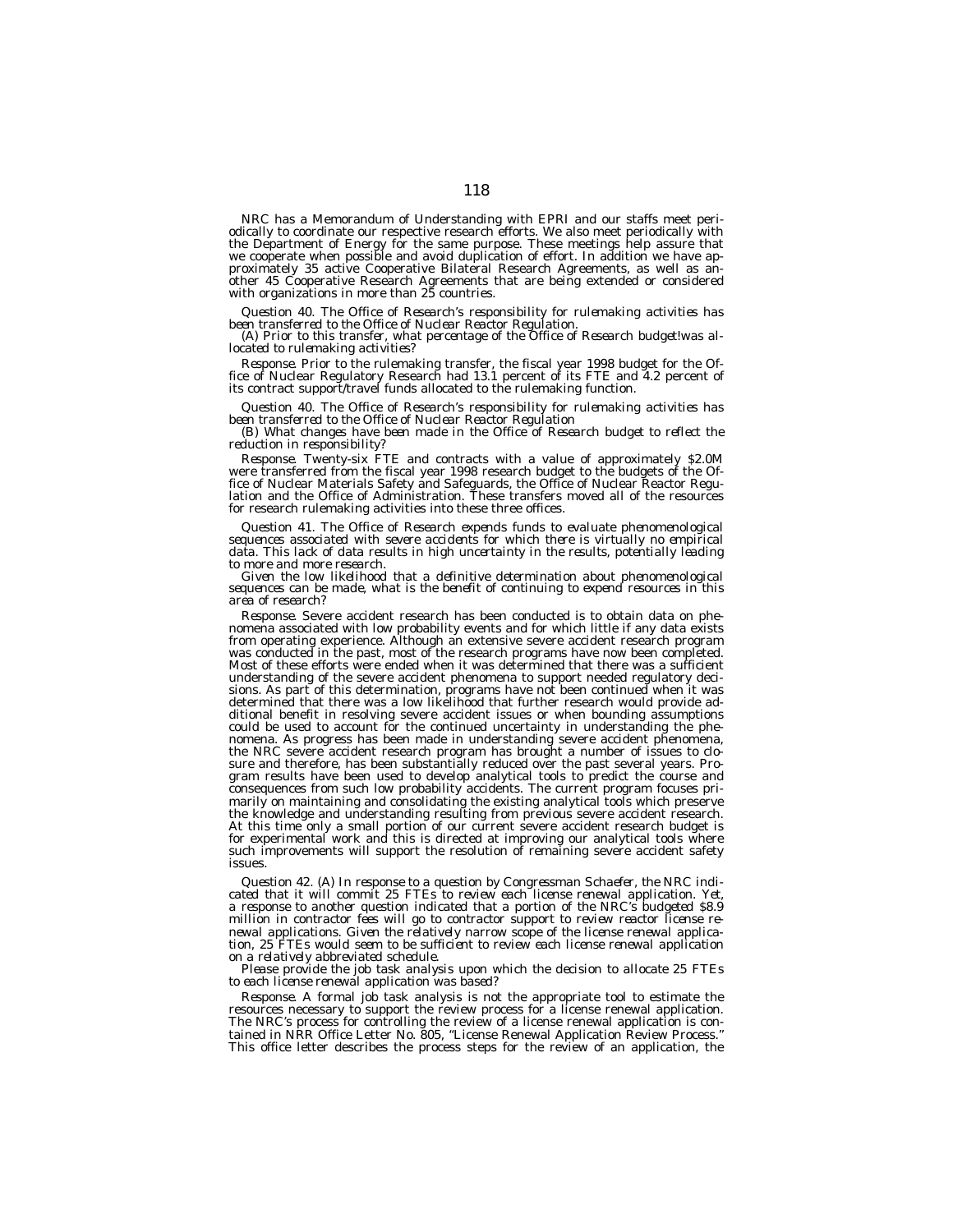NRC has a Memorandum of Understanding with EPRI and our staffs meet periodically to coordinate our respective research efforts. We also meet periodically with the Department of Energy for the same purpose. These meetings help assure that we cooperate when possible and avoid duplication of effort. In addition we have approximately 35 active Cooperative Bilateral Research Agreements, as well as another 45 Cooperative Research Agreements that are being extended or considered with organizations in more than 25 countries.

*Question 40. The Office of Research's responsibility for rulemaking activities has been transferred to the Office of Nuclear Reactor Regulation.*

*(A) Prior to this transfer, what percentage of the Office of Research budget!was allocated to rulemaking activities?*

*Response.* Prior to the rulemaking transfer, the fiscal year 1998 budget for the Office of Nuclear Regulatory Research had 13.1 percent of its FTE and 4.2 percent of its contract support/travel funds allocated to the rulemaking function.

*Question 40. The Office of Research's responsibility for rulemaking activities has been transferred to the Office of Nuclear Reactor Regulation*

*(B) What changes have been made in the Office of Research budget to reflect the reduction in responsibility?*

*Response.* Twenty-six FTE and contracts with a value of approximately $2.0M were transferred from the fiscal year 1998 research budget to the budgets of the Office of Nuclear Materials Safety and Safeguards, the Office of Nuclear Reactor Regulation and the Office of Administration. These transfers moved all of the resources for research rulemaking activities into these three offices.

*Question 41. The Office of Research expends funds to evaluate phenomenological sequences associated with severe accidents for which there is virtually no empirical data. This lack of data results in high uncertainty in the results, potentially leading to more and more research.*

*Given the low likelihood that a definitive determination about phenomenological sequences can be made, what is the benefit of continuing to expend resources in this area of research?*

*Response.* Severe accident research has been conducted is to obtain data on phenomena associated with low probability events and for which little if any data exists from operating experience. Although an extensive severe accident research program was conducted in the past, most of the research programs have now been completed. Most of these efforts were ended when it was determined that there was a sufficient understanding of the severe accident phenomena to support needed regulatory decisions. As part of this determination, programs have not been continued when it was determined that there was a low likelihood that further research would provide additional benefit in resolving severe accident issues or when bounding assumptions could be used to account for the continued uncertainty in understanding the phenomena. As progress has been made in understanding severe accident phenomena, the NRC severe accident research program has brought a number of issues to closure and therefore, has been substantially reduced over the past several years. Program results have been used to develop analytical tools to predict the course and consequences from such low probability accidents. The current program focuses primarily on maintaining and consolidating the existing analytical tools which preserve the knowledge and understanding resulting from previous severe accident research. At this time only a small portion of our current severe accident research budget is for experimental work and this is directed at improving our analytical tools where such improvements will support the resolution of remaining severe accident safety issues.

*Question 42. (A) In response to a question by Congressman Schaefer, the NRC indicated that it will commit 25 FTEs to review each license renewal application. Yet, a response to another question indicated that a portion of the NRC's budgeted $8.9 million in contractor fees will go to contractor support to review reactor license renewal applications. Given the relatively narrow scope of the license renewal application, 25 FTEs would seem to be sufficient to review each license renewal application on a relatively abbreviated schedule.*

*Please provide the job task analysis upon which the decision to allocate 25 FTEs to each license renewal application was based?*

*Response.* A formal job task analysis is not the appropriate tool to estimate the resources necessary to support the review process for a license renewal application. The NRC's process for controlling the review of a license renewal application is contained in NRR Office Letter No. 805, "License Renewal Application Review Process." This office letter describes the process steps for the review of an application, the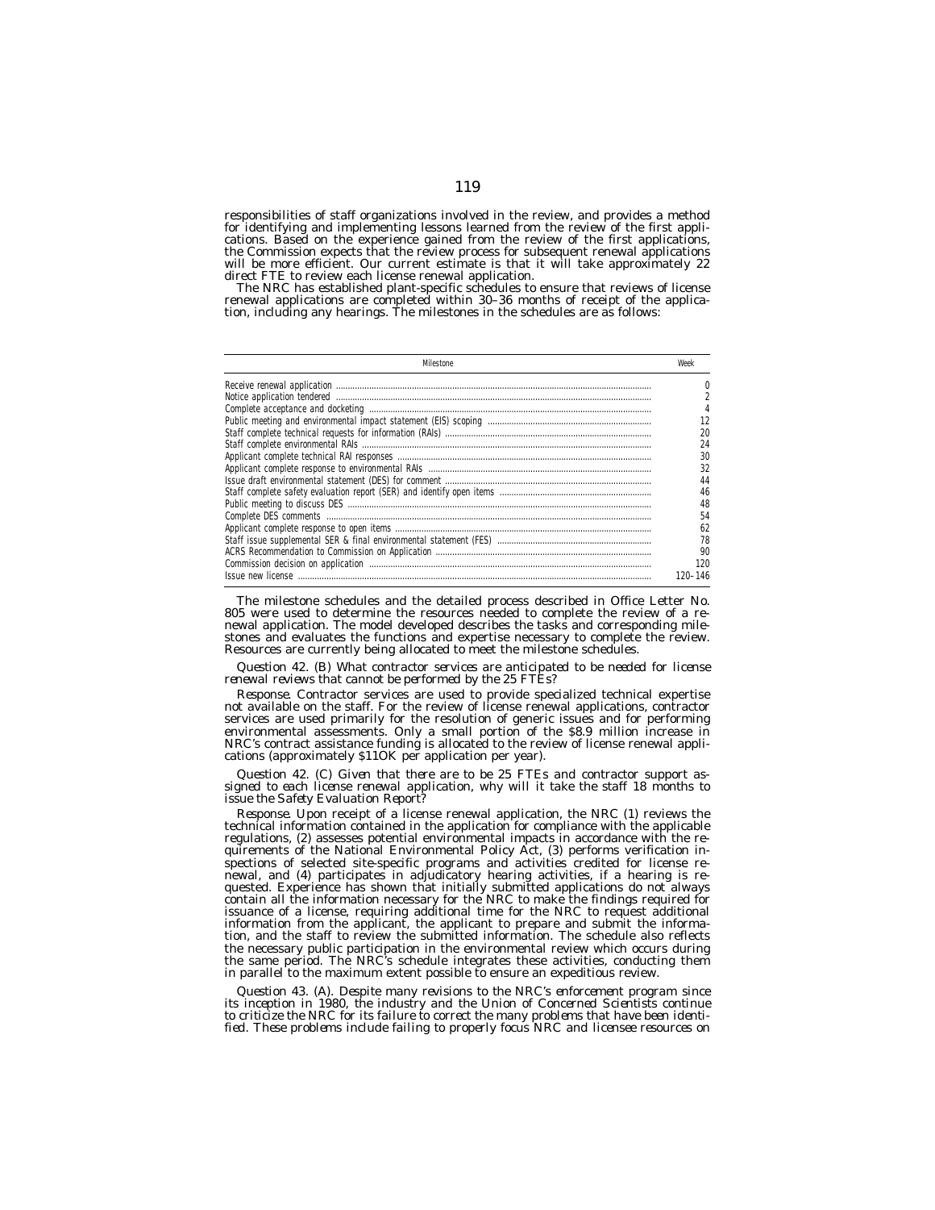responsibilities of staff organizations involved in the review, and provides a method for identifying and implementing lessons learned from the review of the first applications. Based on the experience gained from the review of the first applications, the Commission expects that the review process for subsequent renewal applications will be more efficient. Our current estimate is that it will take approximately 22 direct FTE to review each license renewal application.

The NRC has established plant-specific schedules to ensure that reviews of license renewal applications are completed within 30–36 months of receipt of the application, including any hearings. The milestones in the schedules are as follows:

| Milestone | Week |
|---|---|
| Receive renewal application | 0 |
| Notice application tendered | 2 |
| Complete acceptance and docketing | 4 |
| Public meeting and environmental impact statement (EIS) scoping | 12 |
| Staff complete technical requests for information (RAIs) | 20 |
| Staff complete environmental RAIs | 24 |
| Applicant complete technical RAI responses | 30 |
| Applicant complete response to environmental RAIs | 32 |
| Issue draft environmental statement (DES) for comment | 44 |
| Staff complete safety evaluation report (SER) and identify open items | 46 |
| Public meeting to discuss DES | 48 |
| Complete DES comments | 54 |
| Applicant complete response to open items | 62 |
| Staff issue supplemental SER & final environmental statement (FES) | 78 |
| ACRS Recommendation to Commission on Application | 90 |
| Commission decision on application | 120 |
| Issue new license | 120–146 |

The milestone schedules and the detailed process described in Office Letter No. 805 were used to determine the resources needed to complete the review of a renewal application. The model developed describes the tasks and corresponding milestones and evaluates the functions and expertise necessary to complete the review. Resources are currently being allocated to meet the milestone schedules.

*Question 42. (B) What contractor services are anticipated to be needed for license renewal reviews that cannot be performed by the 25 FTEs?*

*Response.* Contractor services are used to provide specialized technical expertise not available on the staff. For the review of license renewal applications, contractor services are used primarily for the resolution of generic issues and for performing environmental assessments. Only a small portion of the $8.9 million increase in NRC's contract assistance funding is allocated to the review of license renewal applications (approximately $11OK per application per year).

*Question 42. (C) Given that there are to be 25 FTEs and contractor support assigned to each license renewal application, why will it take the staff 18 months to issue the Safety Evaluation Report?*

*Response.* Upon receipt of a license renewal application, the NRC (1) reviews the technical information contained in the application for compliance with the applicable regulations, (2) assesses potential environmental impacts in accordance with the requirements of the National Environmental Policy Act, (3) performs verification inspections of selected site-specific programs and activities credited for license renewal, and (4) participates in adjudicatory hearing activities, if a hearing is requested. Experience has shown that initially submitted applications do not always contain all the information necessary for the NRC to make the findings required for issuance of a license, requiring additional time for the NRC to request additional information from the applicant, the applicant to prepare and submit the information, and the staff to review the submitted information. The schedule also reflects the necessary public participation in the environmental review which occurs during the same period. The NRC's schedule integrates these activities, conducting them in parallel to the maximum extent possible to ensure an expeditious review.

*Question 43. (A). Despite many revisions to the NRC's enforcement program since its inception in 1980, the industry and the Union of Concerned Scientists continue to criticize the NRC for its failure to correct the many problems that have been identified. These problems include failing to properly focus NRC and licensee resources on*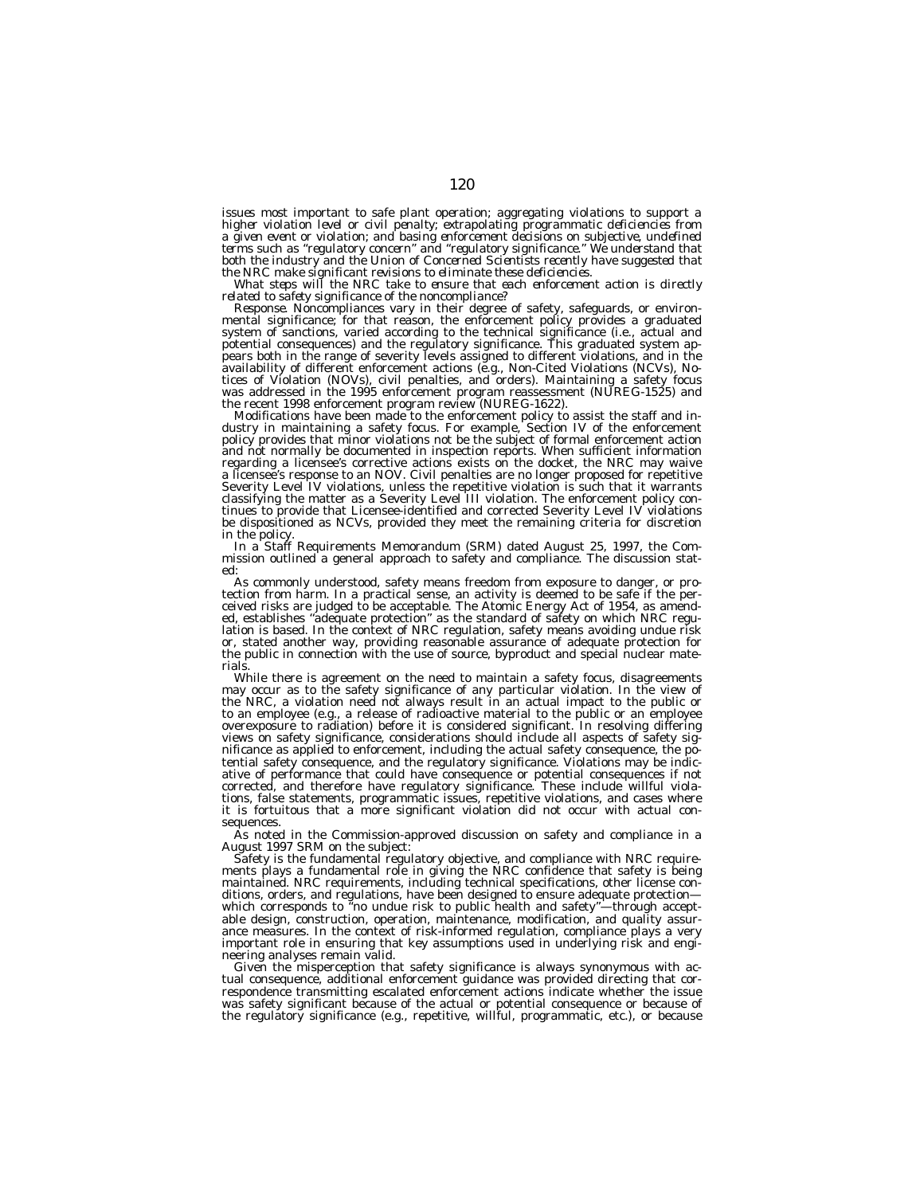*issues most important to safe plant operation; aggregating violations to support a higher violation level or civil penalty; extrapolating programmatic deficiencies from a given event or violation; and basing enforcement decisions on subjective, undefined terms such as "regulatory concern" and "regulatory significance." We understand that both the industry and the Union of Concerned Scientists recently have suggested that the NRC make significant revisions to eliminate these deficiencies.*

*What steps will the NRC take to ensure that each enforcement action is directly related to safety significance of the noncompliance?*

*Response.* Noncompliances vary in their degree of safety, safeguards, or environmental significance; for that reason, the enforcement policy provides a graduated system of sanctions, varied according to the technical significance (i.e., actual and potential consequences) and the regulatory significance. This graduated system appears both in the range of severity levels assigned to different violations, and in the availability of different enforcement actions (e.g., Non-Cited Violations (NCVs), Notices of Violation (NOVs), civil penalties, and orders). Maintaining a safety focus was addressed in the 1995 enforcement program reassessment (NUREG-1525) and the recent 1998 enforcement program review (NUREG-1622).

Modifications have been made to the enforcement policy to assist the staff and industry in maintaining a safety focus. For example, Section IV of the enforcement policy provides that minor violations not be the subject of formal enforcement action and not normally be documented in inspection reports. When sufficient information regarding a licensee's corrective actions exists on the docket, the NRC may waive a licensee's response to an NOV. Civil penalties are no longer proposed for repetitive Severity Level IV violations, unless the repetitive violation is such that it warrants classifying the matter as a Severity Level III violation. The enforcement policy continues to provide that Licensee-identified and corrected Severity Level IV violations be dispositioned as NCVs, provided they meet the remaining criteria for discretion in the policy.

In a Staff Requirements Memorandum (SRM) dated August 25, 1997, the Commission outlined a general approach to safety and compliance. The discussion stated:

As commonly understood, safety means freedom from exposure to danger, or protection from harm. In a practical sense, an activity is deemed to be safe if the perceived risks are judged to be acceptable. The Atomic Energy Act of 1954, as amended, establishes "adequate protection" as the standard of safety on which NRC regulation is based. In the context of NRC regulation, safety means avoiding undue risk or, stated another way, providing reasonable assurance of adequate protection for the public in connection with the use of source, byproduct and special nuclear materials.

While there is agreement on the need to maintain a safety focus, disagreements may occur as to the safety significance of any particular violation. In the view of the NRC, a violation need not always result in an actual impact to the public or to an employee (e.g., a release of radioactive material to the public or an employee overexposure to radiation) before it is considered significant. In resolving differing views on safety significance, considerations should include all aspects of safety significance as applied to enforcement, including the actual safety consequence, the potential safety consequence, and the regulatory significance. Violations may be indicative of performance that could have consequence or potential consequences if not corrected, and therefore have regulatory significance. These include willful violations, false statements, programmatic issues, repetitive violations, and cases where it is fortuitous that a more significant violation did not occur with actual consequences.

As noted in the Commission-approved discussion on safety and compliance in a August 1997 SRM on the subject:

Safety is the fundamental regulatory objective, and compliance with NRC requirements plays a fundamental role in giving the NRC confidence that safety is being maintained. NRC requirements, including technical specifications, other license conditions, orders, and regulations, have been designed to ensure adequate protection—which corresponds to "no undue risk to public health and safety"—through acceptable design, construction, operation, maintenance, modification, and quality assurance measures. In the context of risk-informed regulation, compliance plays a very important role in ensuring that key assumptions used in underlying risk and engineering analyses remain valid.

Given the misperception that safety significance is always synonymous with actual consequence, additional enforcement guidance was provided directing that correspondence transmitting escalated enforcement actions indicate whether the issue was safety significant because of the actual or potential consequence or because of the regulatory significance (e.g., repetitive, willful, programmatic, etc.), or because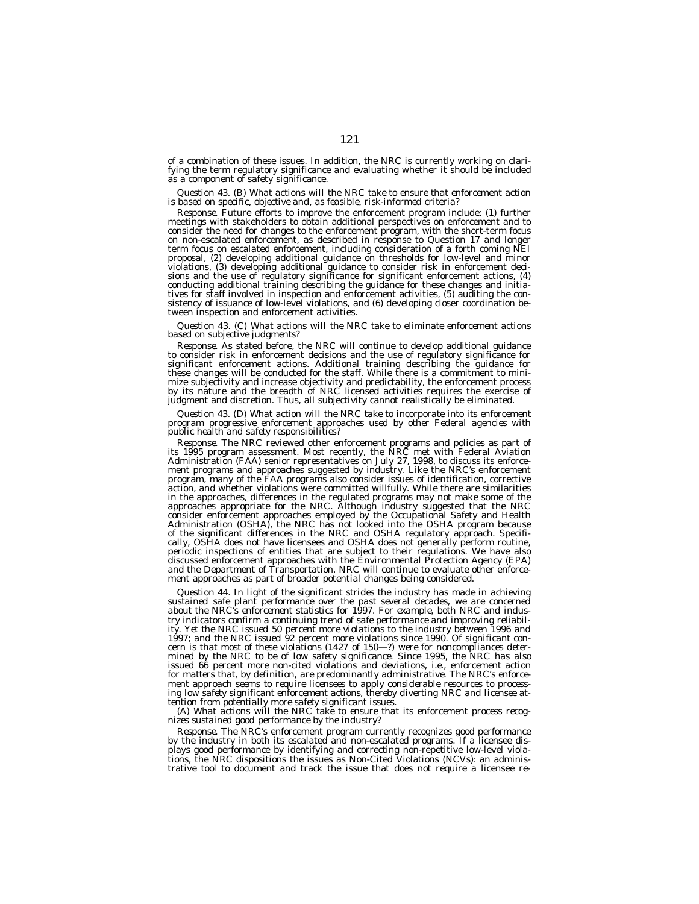of a combination of these issues. In addition, the NRC is currently working on clarifying the term regulatory significance and evaluating whether it should be included as a component of safety significance.

*Question 43. (B) What actions will the NRC take to ensure that enforcement action is based on specific, objective and, as feasible, risk-informed criteria?*

*Response.* Future efforts to improve the enforcement program include: (1) further meetings with stakeholders to obtain additional perspectives on enforcement and to consider the need for changes to the enforcement program, with the short-term focus on non-escalated enforcement, as described in response to Question 17 and longer term focus on escalated enforcement, including consideration of a forth coming NEI proposal, (2) developing additional guidance on thresholds for low-level and minor violations, (3) developing additional guidance to consider risk in enforcement decisions and the use of regulatory significance for significant enforcement actions, (4) conducting additional training describing the guidance for these changes and initiatives for staff involved in inspection and enforcement activities, (5) auditing the consistency of issuance of low-level violations, and (6) developing closer coordination between inspection and enforcement activities.

*Question 43. (C) What actions will the NRC take to eliminate enforcement actions based on subjective judgments?*

*Response.* As stated before, the NRC will continue to develop additional guidance to consider risk in enforcement decisions and the use of regulatory significance for significant enforcement actions. Additional training describing the guidance for these changes will be conducted for the staff. While there is a commitment to minimize subjectivity and increase objectivity and predictability, the enforcement process by its nature and the breadth of NRC licensed activities requires the exercise of judgment and discretion. Thus, all subjectivity cannot realistically be eliminated.

*Question 43. (D) What action will the NRC take to incorporate into its enforcement program progressive enforcement approaches used by other Federal agencies with public health and safety responsibilities?*

*Response.* The NRC reviewed other enforcement programs and policies as part of its 1995 program assessment. Most recently, the NRC met with Federal Aviation Administration (FAA) senior representatives on July 27, 1998, to discuss its enforcement programs and approaches suggested by industry. Like the NRC's enforcement program, many of the FAA programs also consider issues of identification, corrective action, and whether violations were committed willfully. While there are similarities in the approaches, differences in the regulated programs may not make some of the approaches appropriate for the NRC. Although industry suggested that the NRC consider enforcement approaches employed by the Occupational Safety and Health Administration (OSHA), the NRC has not looked into the OSHA program because of the significant differences in the NRC and OSHA regulatory approach. Specifically, OSHA does not have licensees and OSHA does not generally perform routine, periodic inspections of entities that are subject to their regulations. We have also discussed enforcement approaches with the Environmental Protection Agency (EPA) and the Department of Transportation. NRC will continue to evaluate other enforcement approaches as part of broader potential changes being considered.

*Question 44. In light of the significant strides the industry has made in achieving sustained safe plant performance over the past several decades, we are concerned about the NRC's enforcement statistics for 1997. For example, both NRC and industry indicators confirm a continuing trend of safe performance and improving reliability. Yet the NRC issued 50 percent more violations to the industry between 1996 and 1997; and the NRC issued 92 percent more violations since 1990. Of significant concern is that most of these violations (1427 of 150—?) were for noncompliances determined by the NRC to be of low safety significance. Since 1995, the NRC has also issued 66 percent more non-cited violations and deviations, i.e., enforcement action for matters that, by definition, are predominantly administrative. The NRC's enforcement approach seems to require licensees to apply considerable resources to processing low safety significant enforcement actions, thereby diverting NRC and licensee attention from potentially more safety significant issues.*

*(A) What actions will the NRC take to ensure that its enforcement process recognizes sustained good performance by the industry?*

*Response.* The NRC's enforcement program currently recognizes good performance by the industry in both its escalated and non-escalated programs. If a licensee displays good performance by identifying and correcting non-repetitive low-level violations, the NRC dispositions the issues as Non-Cited Violations (NCVs): an administrative tool to document and track the issue that does not require a licensee re-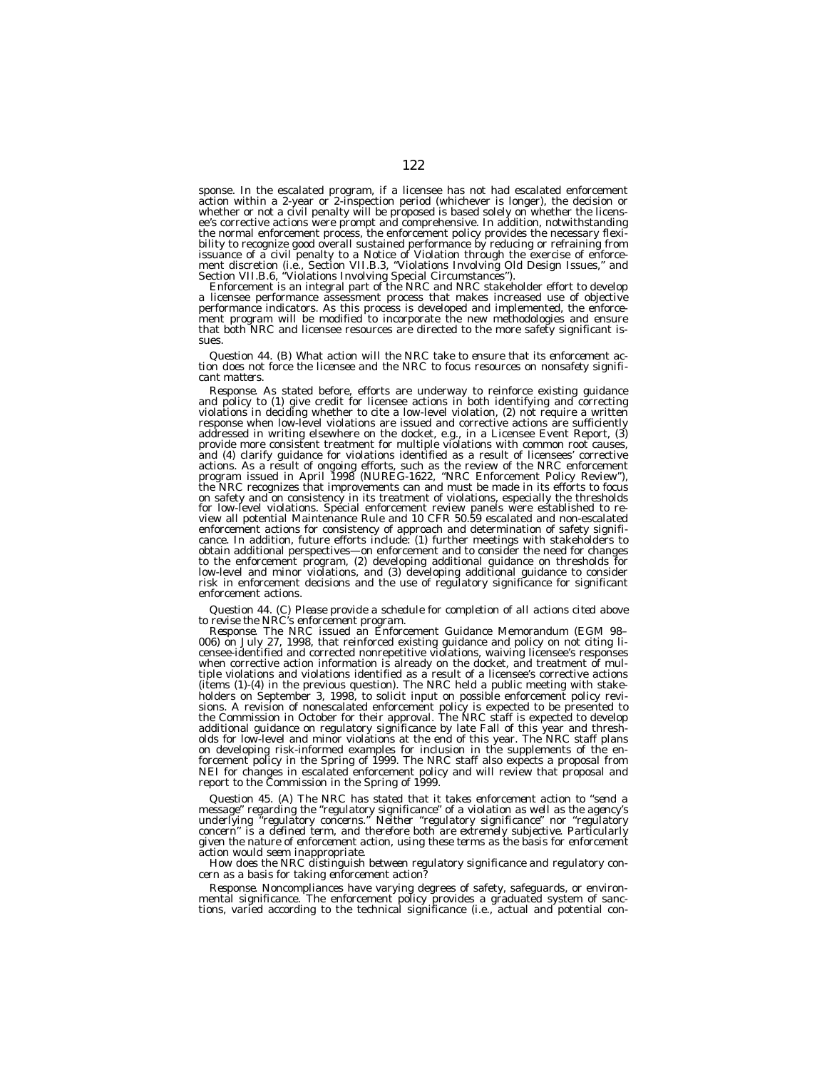sponse. In the escalated program, if a licensee has not had escalated enforcement action within a 2-year or 2-inspection period (whichever is longer), the decision or whether or not a civil penalty will be proposed is based solely on whether the licensee's corrective actions were prompt and comprehensive. In addition, notwithstanding the normal enforcement process, the enforcement policy provides the necessary flexibility to recognize good overall sustained performance by reducing or refraining from issuance of a civil penalty to a Notice of Violation through the exercise of enforcement discretion (i.e., Section VII.B.3, "Violations Involving Old Design Issues," and Section VII.B.6, "Violations Involving Special Circumstances").

Enforcement is an integral part of the NRC and NRC stakeholder effort to develop a licensee performance assessment process that makes increased use of objective performance indicators. As this process is developed and implemented, the enforcement program will be modified to incorporate the new methodologies and ensure that both NRC and licensee resources are directed to the more safety significant issues.

*Question 44. (B) What action will the NRC take to ensure that its enforcement action does not force the licensee and the NRC to focus resources on nonsafety significant matters.*

*Response.* As stated before, efforts are underway to reinforce existing guidance and policy to (1) give credit for licensee actions in both identifying and correcting violations in deciding whether to cite a low-level violation, (2) not require a written response when low-level violations are issued and corrective actions are sufficiently addressed in writing elsewhere on the docket, e.g., in a Licensee Event Report, (3) provide more consistent treatment for multiple violations with common root causes, and (4) clarify guidance for violations identified as a result of licensees' corrective actions. As a result of ongoing efforts, such as the review of the NRC enforcement program issued in April 1998 (NUREG-1622, "NRC Enforcement Policy Review"), the NRC recognizes that improvements can and must be made in its efforts to focus on safety and on consistency in its treatment of violations, especially the thresholds for low-level violations. Special enforcement review panels were established to review all potential Maintenance Rule and 10 CFR 50.59 escalated and non-escalated enforcement actions for consistency of approach and determination of safety significance. In addition, future efforts include: (1) further meetings with stakeholders to obtain additional perspectives—on enforcement and to consider the need for changes to the enforcement program, (2) developing additional guidance on thresholds for low-level and minor violations, and (3) developing additional guidance to consider risk in enforcement decisions and the use of regulatory significance for significant enforcement actions.

*Question 44. (C) Please provide a schedule for completion of all actions cited above to revise the NRC's enforcement program.*

*Response.* The NRC issued an Enforcement Guidance Memorandum (EGM 98–006) on July 27, 1998, that reinforced existing guidance and policy on not citing licensee-identified and corrected nonrepetitive violations, waiving licensee's responses when corrective action information is already on the docket, and treatment of multiple violations and violations identified as a result of a licensee's corrective actions (items (1)-(4) in the previous question). The NRC held a public meeting with stakeholders on September 3, 1998, to solicit input on possible enforcement policy revisions. A revision of nonescalated enforcement policy is expected to be presented to the Commission in October for their approval. The NRC staff is expected to develop additional guidance on regulatory significance by late Fall of this year and thresholds for low-level and minor violations at the end of this year. The NRC staff plans on developing risk-informed examples for inclusion in the supplements of the enforcement policy in the Spring of 1999. The NRC staff also expects a proposal from NEI for changes in escalated enforcement policy and will review that proposal and report to the Commission in the Spring of 1999.

*Question 45. (A) The NRC has stated that it takes enforcement action to "send a message" regarding the "regulatory significance" of a violation as well as the agency's underlying "regulatory concerns." Neither "regulatory significance" nor "regulatory concern" is a defined term, and therefore both are extremely subjective. Particularly given the nature of enforcement action, using these terms as the basis for enforcement action would seem inappropriate.*

*How does the NRC distinguish between regulatory significance and regulatory concern as a basis for taking enforcement action?*

*Response.* Noncompliances have varying degrees of safety, safeguards, or environmental significance. The enforcement policy provides a graduated system of sanctions, varied according to the technical significance (i.e., actual and potential con-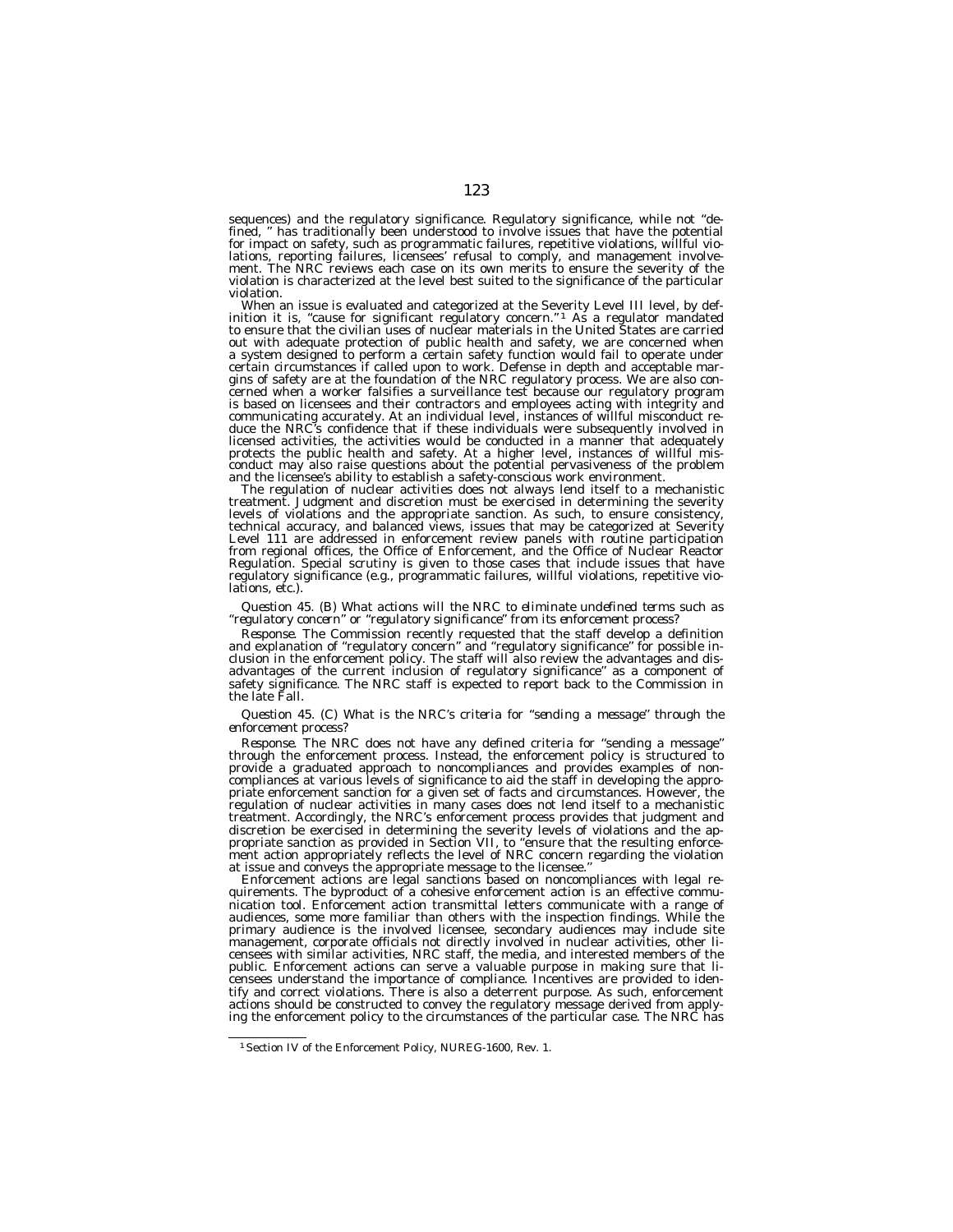sequences) and the regulatory significance. Regulatory significance, while not "defined, " has traditionally been understood to involve issues that have the potential for impact on safety, such as programmatic failures, repetitive violations, willful violations, reporting failures, licensees' refusal to comply, and management involvement. The NRC reviews each case on its own merits to ensure the severity of the violation is characterized at the level best suited to the significance of the particular violation.

When an issue is evaluated and categorized at the Severity Level III level, by definition it is, "cause for significant regulatory concern."[1] As a regulator mandated to ensure that the civilian uses of nuclear materials in the United States are carried out with adequate protection of public health and safety, we are concerned when a system designed to perform a certain safety function would fail to operate under certain circumstances if called upon to work. Defense in depth and acceptable margins of safety are at the foundation of the NRC regulatory process. We are also concerned when a worker falsifies a surveillance test because our regulatory program is based on licensees and their contractors and employees acting with integrity and communicating accurately. At an individual level, instances of willful misconduct reduce the NRC's confidence that if these individuals were subsequently involved in licensed activities, the activities would be conducted in a manner that adequately protects the public health and safety. At a higher level, instances of willful misconduct may also raise questions about the potential pervasiveness of the problem and the licensee's ability to establish a safety-conscious work environment.

The regulation of nuclear activities does not always lend itself to a mechanistic treatment. Judgment and discretion must be exercised in determining the severity levels of violations and the appropriate sanction. As such, to ensure consistency, technical accuracy, and balanced views, issues that may be categorized at Severity Level 111 are addressed in enforcement review panels with routine participation from regional offices, the Office of Enforcement, and the Office of Nuclear Reactor Regulation. Special scrutiny is given to those cases that include issues that have regulatory significance (e.g., programmatic failures, willful violations, repetitive violations, etc.).

*Question 45. (B) What actions will the NRC to eliminate undefined terms such as "regulatory concern" or "regulatory significance" from its enforcement process?*

*Response.* The Commission recently requested that the staff develop a definition and explanation of "regulatory concern" and "regulatory significance" for possible inclusion in the enforcement policy. The staff will also review the advantages and disadvantages of the current inclusion of regulatory significance" as a component of safety significance. The NRC staff is expected to report back to the Commission in the late Fall.

*Question 45. (C) What is the NRC's criteria for "sending a message" through the enforcement process?*

*Response.* The NRC does not have any defined criteria for "sending a message" through the enforcement process. Instead, the enforcement policy is structured to provide a graduated approach to noncompliances and provides examples of noncompliances at various levels of significance to aid the staff in developing the appropriate enforcement sanction for a given set of facts and circumstances. However, the regulation of nuclear activities in many cases does not lend itself to a mechanistic treatment. Accordingly, the NRC's enforcement process provides that judgment and discretion be exercised in determining the severity levels of violations and the appropriate sanction as provided in Section VII, to "ensure that the resulting enforcement action appropriately reflects the level of NRC concern regarding the violation at issue and conveys the appropriate message to the licensee."

Enforcement actions are legal sanctions based on noncompliances with legal requirements. The byproduct of a cohesive enforcement action is an effective communication tool. Enforcement action transmittal letters communicate with a range of audiences, some more familiar than others with the inspection findings. While the primary audience is the involved licensee, secondary audiences may include site management, corporate officials not directly involved in nuclear activities, other licensees with similar activities, NRC staff, the media, and interested members of the public. Enforcement actions can serve a valuable purpose in making sure that licensees understand the importance of compliance. Incentives are provided to identify and correct violations. There is also a deterrent purpose. As such, enforcement actions should be constructed to convey the regulatory message derived from applying the enforcement policy to the circumstances of the particular case. The NRC has

[1] Section IV of the Enforcement Policy, NUREG-1600, Rev. 1.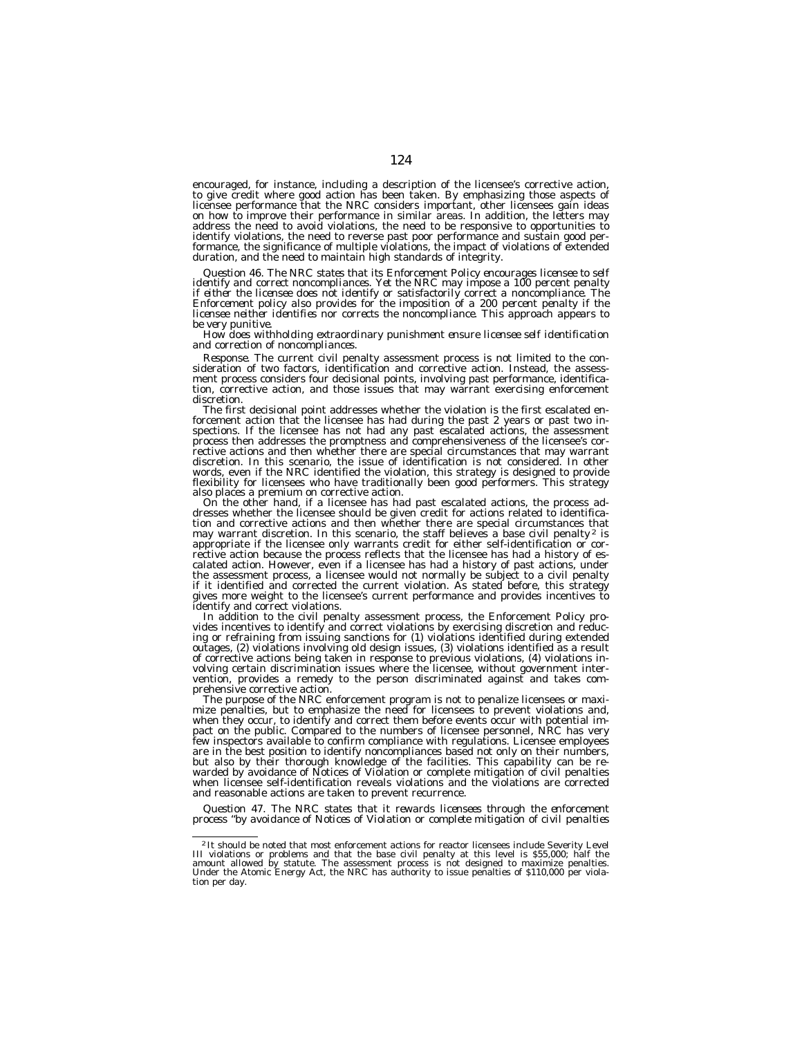encouraged, for instance, including a description of the licensee's corrective action, to give credit where good action has been taken. By emphasizing those aspects of licensee performance that the NRC considers important, other licensees gain ideas on how to improve their performance in similar areas. In addition, the letters may address the need to avoid violations, the need to be responsive to opportunities to identify violations, the need to reverse past poor performance and sustain good performance, the significance of multiple violations, the impact of violations of extended duration, and the need to maintain high standards of integrity.

*Question 46. The NRC states that its Enforcement Policy encourages licensee to self identify and correct noncompliances. Yet the NRC may impose a 100 percent penalty if either the licensee does not identify or satisfactorily correct a noncompliance. The Enforcement policy also provides for the imposition of a 200 percent penalty if the licensee neither identifies nor corrects the noncompliance. This approach appears to be very punitive.*

*How does withholding extraordinary punishment ensure licensee self identification and correction of noncompliances.*

*Response.* The current civil penalty assessment process is not limited to the consideration of two factors, identification and corrective action. Instead, the assessment process considers four decisional points, involving past performance, identification, corrective action, and those issues that may warrant exercising enforcement discretion.

The first decisional point addresses whether the violation is the first escalated enforcement action that the licensee has had during the past 2 years or past two inspections. If the licensee has not had any past escalated actions, the assessment process then addresses the promptness and comprehensiveness of the licensee's corrective actions and then whether there are special circumstances that may warrant discretion. In this scenario, the issue of identification is not considered. In other words, even if the NRC identified the violation, this strategy is designed to provide flexibility for licensees who have traditionally been good performers. This strategy also places a premium on corrective action.

On the other hand, if a licensee has had past escalated actions, the process addresses whether the licensee should be given credit for actions related to identification and corrective actions and then whether there are special circumstances that may warrant discretion. In this scenario, the staff believes a base civil penalty[2] is appropriate if the licensee only warrants credit for either self-identification or corrective action because the process reflects that the licensee has had a history of escalated action. However, even if a licensee has had a history of past actions, under the assessment process, a licensee would not normally be subject to a civil penalty if it identified and corrected the current violation. As stated before, this strategy gives more weight to the licensee's current performance and provides incentives to identify and correct violations.

In addition to the civil penalty assessment process, the Enforcement Policy provides incentives to identify and correct violations by exercising discretion and reducing or refraining from issuing sanctions for (1) violations identified during extended outages, (2) violations involving old design issues, (3) violations identified as a result of corrective actions being taken in response to previous violations, (4) violations involving certain discrimination issues where the licensee, without government intervention, provides a remedy to the person discriminated against and takes comprehensive corrective action.

The purpose of the NRC enforcement program is not to penalize licensees or maximize penalties, but to emphasize the need for licensees to prevent violations and, when they occur, to identify and correct them before events occur with potential impact on the public. Compared to the numbers of licensee personnel, NRC has very few inspectors available to confirm compliance with regulations. Licensee employees are in the best position to identify noncompliances based not only on their numbers, but also by their thorough knowledge of the facilities. This capability can be rewarded by avoidance of Notices of Violation or complete mitigation of civil penalties when licensee self-identification reveals violations and the violations are corrected and reasonable actions are taken to prevent recurrence.

*Question 47. The NRC states that it rewards licensees through the enforcement process "by avoidance of Notices of Violation or complete mitigation of civil penalties*

[2] It should be noted that most enforcement actions for reactor licensees include Severity Level III violations or problems and that the base civil penalty at this level is $55,000; half the amount allowed by statute. The assessment process is not designed to maximize penalties. Under the Atomic Energy Act, the NRC has authority to issue penalties of $110,000 per violation per day.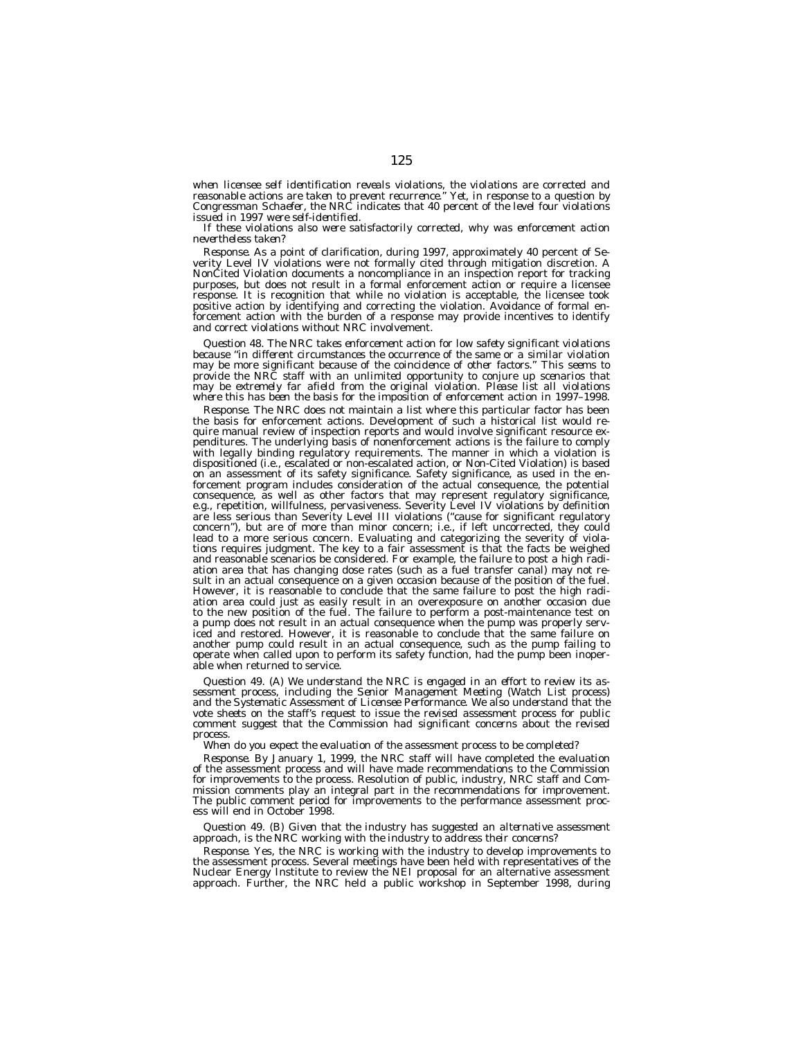*when licensee self identification reveals violations, the violations are corrected and reasonable actions are taken to prevent recurrence." Yet, in response to a question by Congressman Schaefer, the NRC indicates that 40 percent of the level four violations issued in 1997 were self-identified.*

*If these violations also were satisfactorily corrected, why was enforcement action nevertheless taken?*

*Response.* As a point of clarification, during 1997, approximately 40 percent of Severity Level IV violations were not formally cited through mitigation discretion. A NonCited Violation documents a noncompliance in an inspection report for tracking purposes, but does not result in a formal enforcement action or require a licensee response. It is recognition that while no violation is acceptable, the licensee took positive action by identifying and correcting the violation. Avoidance of formal enforcement action with the burden of a response may provide incentives to identify and correct violations without NRC involvement.

*Question 48. The NRC takes enforcement action for low safety significant violations because "in different circumstances the occurrence of the same or a similar violation may be more significant because of the coincidence of other factors." This seems to provide the NRC staff with an unlimited opportunity to conjure up scenarios that may be extremely far afield from the original violation. Please list all violations where this has been the basis for the imposition of enforcement action in 1997–1998.*

*Response.* The NRC does not maintain a list where this particular factor has been the basis for enforcement actions. Development of such a historical list would require manual review of inspection reports and would involve significant resource expenditures. The underlying basis of nonenforcement actions is the failure to comply with legally binding regulatory requirements. The manner in which a violation is dispositioned (i.e., escalated or non-escalated action, or Non-Cited Violation) is based on an assessment of its safety significance. Safety significance, as used in the enforcement program includes consideration of the actual consequence, the potential consequence, as well as other factors that may represent regulatory significance, e.g., repetition, willfulness, pervasiveness. Severity Level IV violations by definition are less serious than Severity Level III violations ("cause for significant regulatory concern"), but are of more than minor concern; i.e., if left uncorrected, they could lead to a more serious concern. Evaluating and categorizing the severity of violations requires judgment. The key to a fair assessment is that the facts be weighed and reasonable scenarios be considered. For example, the failure to post a high radiation area that has changing dose rates (such as a fuel transfer canal) may not result in an actual consequence on a given occasion because of the position of the fuel. However, it is reasonable to conclude that the same failure to post the high radiation area could just as easily result in an overexposure on another occasion due to the new position of the fuel. The failure to perform a post-maintenance test on a pump does not result in an actual consequence when the pump was properly serviced and restored. However, it is reasonable to conclude that the same failure on another pump could result in an actual consequence, such as the pump failing to operate when called upon to perform its safety function, had the pump been inoperable when returned to service.

*Question 49. (A) We understand the NRC is engaged in an effort to review its assessment process, including the Senior Management Meeting (Watch List process) and the Systematic Assessment of Licensee Performance. We also understand that the vote sheets on the staff's request to issue the revised assessment process for public comment suggest that the Commission had significant concerns about the revised process.*

*When do you expect the evaluation of the assessment process to be completed?*

*Response.* By January 1, 1999, the NRC staff will have completed the evaluation of the assessment process and will have made recommendations to the Commission for improvements to the process. Resolution of public, industry, NRC staff and Commission comments play an integral part in the recommendations for improvement. The public comment period for improvements to the performance assessment process will end in October 1998.

*Question 49. (B) Given that the industry has suggested an alternative assessment approach, is the NRC working with the industry to address their concerns?*

*Response.* Yes, the NRC is working with the industry to develop improvements to the assessment process. Several meetings have been held with representatives of the Nuclear Energy Institute to review the NEI proposal for an alternative assessment approach. Further, the NRC held a public workshop in September 1998, during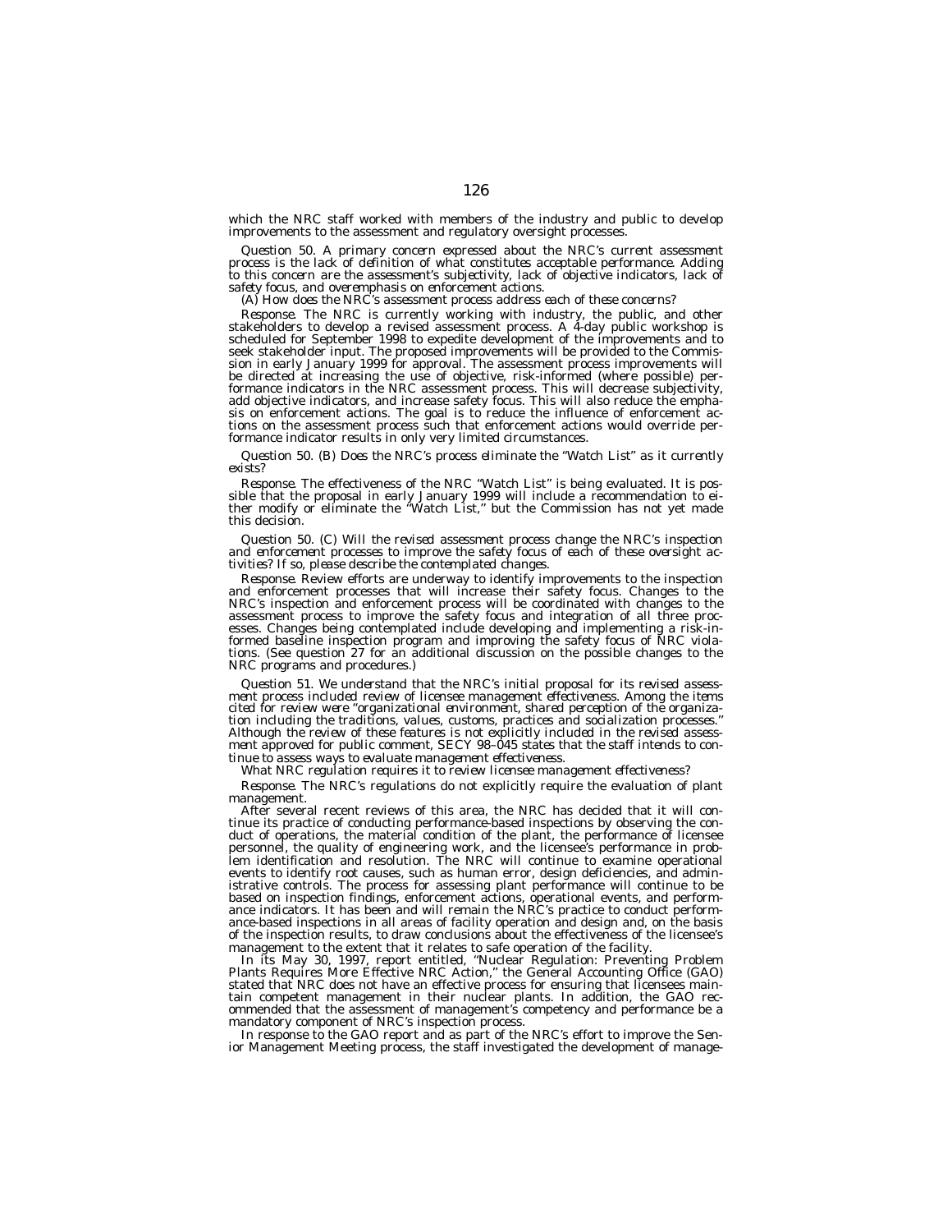which the NRC staff worked with members of the industry and public to develop improvements to the assessment and regulatory oversight processes.

*Question 50. A primary concern expressed about the NRC's current assessment process is the lack of definition of what constitutes acceptable performance. Adding to this concern are the assessment's subjectivity, lack of objective indicators, lack of safety focus, and overemphasis on enforcement actions.*

*(A) How does the NRC's assessment process address each of these concerns?*

*Response.* The NRC is currently working with industry, the public, and other stakeholders to develop a revised assessment process. A 4-day public workshop is scheduled for September 1998 to expedite development of the improvements and to seek stakeholder input. The proposed improvements will be provided to the Commission in early January 1999 for approval. The assessment process improvements will be directed at increasing the use of objective, risk-informed (where possible) performance indicators in the NRC assessment process. This will decrease subjectivity, add objective indicators, and increase safety focus. This will also reduce the emphasis on enforcement actions. The goal is to reduce the influence of enforcement actions on the assessment process such that enforcement actions would override performance indicator results in only very limited circumstances.

*Question 50. (B) Does the NRC's process eliminate the "Watch List" as it currently exists?*

*Response.* The effectiveness of the NRC "Watch List" is being evaluated. It is possible that the proposal in early January 1999 will include a recommendation to either modify or eliminate the "Watch List," but the Commission has not yet made this decision.

*Question 50. (C) Will the revised assessment process change the NRC's inspection and enforcement processes to improve the safety focus of each of these oversight activities? If so, please describe the contemplated changes.*

*Response.* Review efforts are underway to identify improvements to the inspection and enforcement processes that will increase their safety focus. Changes to the NRC's inspection and enforcement process will be coordinated with changes to the assessment process to improve the safety focus and integration of all three processes. Changes being contemplated include developing and implementing a risk-informed baseline inspection program and improving the safety focus of NRC violations. (See question 27 for an additional discussion on the possible changes to the NRC programs and procedures.)

*Question 51. We understand that the NRC's initial proposal for its revised assessment process included review of licensee management effectiveness. Among the items cited for review were "organizational environment, shared perception of the organization including the traditions, values, customs, practices and socialization processes." Although the review of these features is not explicitly included in the revised assessment approved for public comment, SECY 98–045 states that the staff intends to continue to assess ways to evaluate management effectiveness.*

*What NRC regulation requires it to review licensee management effectiveness?*

*Response.* The NRC's regulations do not explicitly require the evaluation of plant management.

After several recent reviews of this area, the NRC has decided that it will continue its practice of conducting performance-based inspections by observing the conduct of operations, the material condition of the plant, the performance of licensee personnel, the quality of engineering work, and the licensee's performance in problem identification and resolution. The NRC will continue to examine operational events to identify root causes, such as human error, design deficiencies, and administrative controls. The process for assessing plant performance will continue to be based on inspection findings, enforcement actions, operational events, and performance indicators. It has been and will remain the NRC's practice to conduct performance-based inspections in all areas of facility operation and design and, on the basis of the inspection results, to draw conclusions about the effectiveness of the licensee's management to the extent that it relates to safe operation of the facility.

In its May 30, 1997, report entitled, "Nuclear Regulation: Preventing Problem Plants Requires More Effective NRC Action," the General Accounting Office (GAO) stated that NRC does not have an effective process for ensuring that licensees maintain competent management in their nuclear plants. In addition, the GAO recommended that the assessment of management's competency and performance be a mandatory component of NRC's inspection process.

In response to the GAO report and as part of the NRC's effort to improve the Senior Management Meeting process, the staff investigated the development of manage-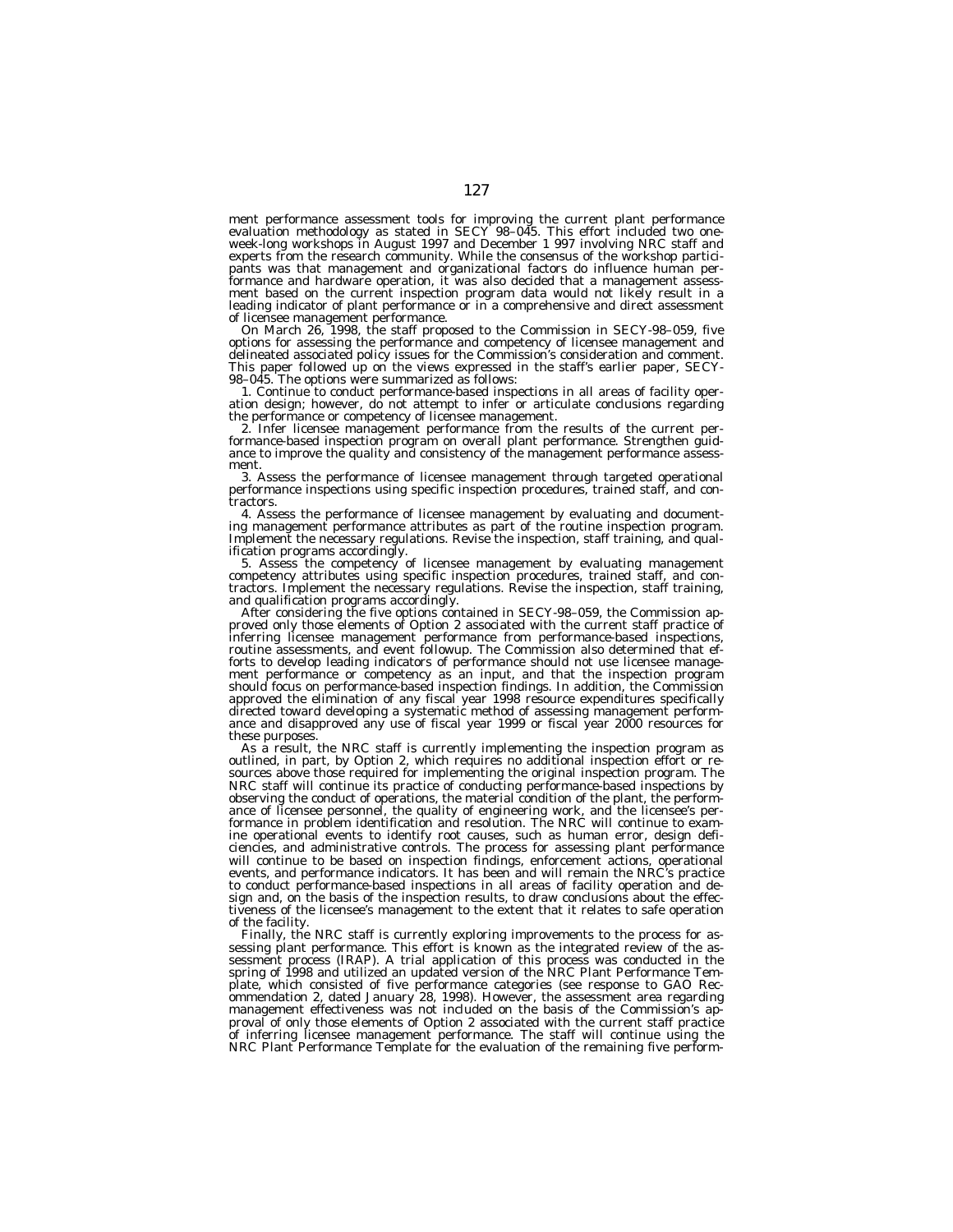ment performance assessment tools for improving the current plant performance evaluation methodology as stated in SECY 98–045. This effort included two one-week-long workshops in August 1997 and December 1 997 involving NRC staff and experts from the research community. While the consensus of the workshop participants was that management and organizational factors do influence human performance and hardware operation, it was also decided that a management assessment based on the current inspection program data would not likely result in a leading indicator of plant performance or in a comprehensive and direct assessment of licensee management performance.

On March 26, 1998, the staff proposed to the Commission in SECY-98–059, five options for assessing the performance and competency of licensee management and delineated associated policy issues for the Commission's consideration and comment. This paper followed up on the views expressed in the staff's earlier paper, SECY-98–045. The options were summarized as follows:

1. Continue to conduct performance-based inspections in all areas of facility operation design; however, do not attempt to infer or articulate conclusions regarding the performance or competency of licensee management.

2. Infer licensee management performance from the results of the current performance-based inspection program on overall plant performance. Strengthen guidance to improve the quality and consistency of the management performance assessment.

3. Assess the performance of licensee management through targeted operational performance inspections using specific inspection procedures, trained staff, and contractors.

4. Assess the performance of licensee management by evaluating and documenting management performance attributes as part of the routine inspection program. Implement the necessary regulations. Revise the inspection, staff training, and qualification programs accordingly.

5. Assess the competency of licensee management by evaluating management competency attributes using specific inspection procedures, trained staff, and contractors. Implement the necessary regulations. Revise the inspection, staff training, and qualification programs accordingly.

After considering the five options contained in SECY-98–059, the Commission approved only those elements of Option 2 associated with the current staff practice of inferring licensee management performance from performance-based inspections, routine assessments, and event followup. The Commission also determined that efforts to develop leading indicators of performance should not use licensee management performance or competency as an input, and that the inspection program should focus on performance-based inspection findings. In addition, the Commission approved the elimination of any fiscal year 1998 resource expenditures specifically directed toward developing a systematic method of assessing management performance and disapproved any use of fiscal year 1999 or fiscal year 2000 resources for these purposes.

As a result, the NRC staff is currently implementing the inspection program as outlined, in part, by Option 2, which requires no additional inspection effort or resources above those required for implementing the original inspection program. The NRC staff will continue its practice of conducting performance-based inspections by observing the conduct of operations, the material condition of the plant, the performance of licensee personnel, the quality of engineering work, and the licensee's performance in problem identification and resolution. The NRC will continue to examine operational events to identify root causes, such as human error, design deficiencies, and administrative controls. The process for assessing plant performance will continue to be based on inspection findings, enforcement actions, operational events, and performance indicators. It has been and will remain the NRC's practice to conduct performance-based inspections in all areas of facility operation and design and, on the basis of the inspection results, to draw conclusions about the effectiveness of the licensee's management to the extent that it relates to safe operation of the facility.

Finally, the NRC staff is currently exploring improvements to the process for assessing plant performance. This effort is known as the integrated review of the assessment process (IRAP). A trial application of this process was conducted in the spring of 1998 and utilized an updated version of the NRC Plant Performance Template, which consisted of five performance categories (see response to GAO Recommendation 2, dated January 28, 1998). However, the assessment area regarding management effectiveness was not included on the basis of the Commission's approval of only those elements of Option 2 associated with the current staff practice of inferring licensee management performance. The staff will continue using the NRC Plant Performance Template for the evaluation of the remaining five perform-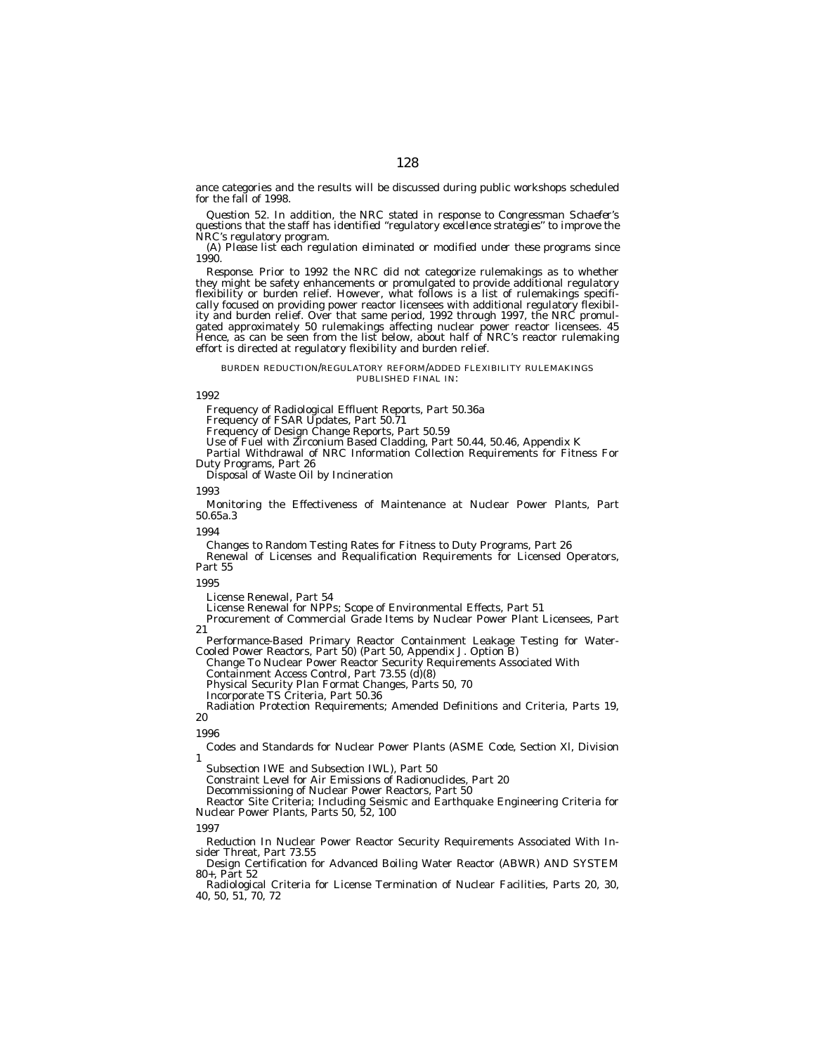ance categories and the results will be discussed during public workshops scheduled for the fall of 1998.

*Question 52. In addition, the NRC stated in response to Congressman Schaefer's questions that the staff has identified "regulatory excellence strategies" to improve the NRC's regulatory program.*

*(A) Please list each regulation eliminated or modified under these programs since 1990.*

*Response.* Prior to 1992 the NRC did not categorize rulemakings as to whether they might be safety enhancements or promulgated to provide additional regulatory flexibility or burden relief. However, what follows is a list of rulemakings specifically focused on providing power reactor licensees with additional regulatory flexibility and burden relief. Over that same period, 1992 through 1997, the NRC promulgated approximately 50 rulemakings affecting nuclear power reactor licensees. 45 Hence, as can be seen from the list below, about half of NRC's reactor rulemaking effort is directed at regulatory flexibility and burden relief.

BURDEN REDUCTION/REGULATORY REFORM/ADDED FLEXIBILITY RULEMAKINGS PUBLISHED FINAL IN:

1992

Frequency of Radiological Effluent Reports, Part 50.36a

Frequency of FSAR Updates, Part 50.71

Frequency of Design Change Reports, Part 50.59

Use of Fuel with Zirconium Based Cladding, Part 50.44, 50.46, Appendix K

Partial Withdrawal of NRC Information Collection Requirements for Fitness For Duty Programs, Part 26

Disposal of Waste Oil by Incineration

1993

Monitoring the Effectiveness of Maintenance at Nuclear Power Plants, Part 50.65a.3

1994

Changes to Random Testing Rates for Fitness to Duty Programs, Part 26

Renewal of Licenses and Requalification Requirements for Licensed Operators, Part 55

1995

License Renewal, Part 54

License Renewal for NPPs; Scope of Environmental Effects, Part 51

Procurement of Commercial Grade Items by Nuclear Power Plant Licensees, Part 21

Performance-Based Primary Reactor Containment Leakage Testing for Water-Cooled Power Reactors, Part 50) (Part 50, Appendix J. Option B)

Change To Nuclear Power Reactor Security Requirements Associated With Containment Access Control, Part 73.55 (d)(8)

Physical Security Plan Format Changes, Parts 50, 70

Incorporate TS Criteria, Part 50.36

Radiation Protection Requirements; Amended Definitions and Criteria, Parts 19, 20

1996

Codes and Standards for Nuclear Power Plants (ASME Code, Section XI, Division 1 Subsection IWE and Subsection IWL), Part 50

Constraint Level for Air Emissions of Radionuclides, Part 20

Decommissioning of Nuclear Power Reactors, Part 50

Reactor Site Criteria; Including Seismic and Earthquake Engineering Criteria for Nuclear Power Plants, Parts 50, 52, 100

1997

Reduction In Nuclear Power Reactor Security Requirements Associated With Insider Threat, Part 73.55

Design Certification for Advanced Boiling Water Reactor (ABWR) AND SYSTEM 80+, Part 52

Radiological Criteria for License Termination of Nuclear Facilities, Parts 20, 30, 40, 50, 51, 70, 72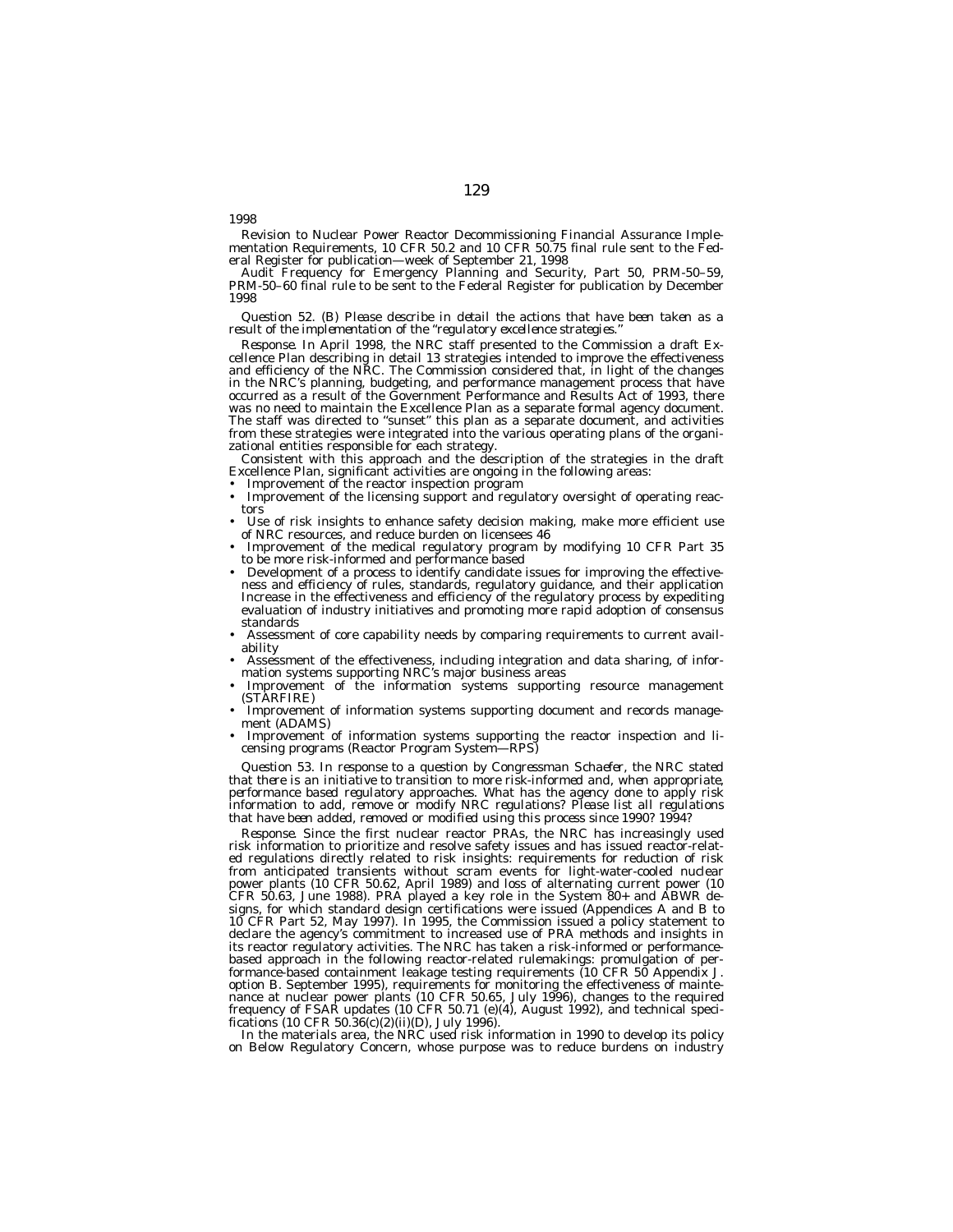1998

Revision to Nuclear Power Reactor Decommissioning Financial Assurance Implementation Requirements, 10 CFR 50.2 and 10 CFR 50.75 final rule sent to the Federal Register for publication—week of September 21, 1998

Audit Frequency for Emergency Planning and Security, Part 50, PRM-50–59, PRM-50–60 final rule to be sent to the Federal Register for publication by December 1998

*Question 52. (B) Please describe in detail the actions that have been taken as a result of the implementation of the "regulatory excellence strategies."*

*Response.* In April 1998, the NRC staff presented to the Commission a draft Excellence Plan describing in detail 13 strategies intended to improve the effectiveness and efficiency of the NRC. The Commission considered that, in light of the changes in the NRC's planning, budgeting, and performance management process that have occurred as a result of the Government Performance and Results Act of 1993, there was no need to maintain the Excellence Plan as a separate formal agency document. The staff was directed to "sunset" this plan as a separate document, and activities from these strategies were integrated into the various operating plans of the organizational entities responsible for each strategy.

Consistent with this approach and the description of the strategies in the draft Excellence Plan, significant activities are ongoing in the following areas:

- Improvement of the reactor inspection program
- Improvement of the licensing support and regulatory oversight of operating reactors
- Use of risk insights to enhance safety decision making, make more efficient use of NRC resources, and reduce burden on licensees 46
- Improvement of the medical regulatory program by modifying 10 CFR Part 35 to be more risk-informed and performance based
- Development of a process to identify candidate issues for improving the effectiveness and efficiency of rules, standards, regulatory guidance, and their application Increase in the effectiveness and efficiency of the regulatory process by expediting evaluation of industry initiatives and promoting more rapid adoption of consensus standards
- Assessment of core capability needs by comparing requirements to current availability
- Assessment of the effectiveness, including integration and data sharing, of information systems supporting NRC's major business areas
- Improvement of the information systems supporting resource management (STARFIRE)
- Improvement of information systems supporting document and records management (ADAMS)
- Improvement of information systems supporting the reactor inspection and licensing programs (Reactor Program System—RPS)

*Question 53. In response to a question by Congressman Schaefer, the NRC stated that there is an initiative to transition to more risk-informed and, when appropriate, performance based regulatory approaches. What has the agency done to apply risk information to add, remove or modify NRC regulations? Please list all regulations that have been added, removed or modified using this process since 1990? 1994?*

*Response.* Since the first nuclear reactor PRAs, the NRC has increasingly used risk information to prioritize and resolve safety issues and has issued reactor-related regulations directly related to risk insights: requirements for reduction of risk from anticipated transients without scram events for light-water-cooled nuclear power plants (10 CFR 50.62, April 1989) and loss of alternating current power (10 CFR 50.63, June 1988). PRA played a key role in the System 80+ and ABWR designs, for which standard design certifications were issued (Appendices A and B to 10 CFR Part 52, May 1997). In 1995, the Commission issued a policy statement to declare the agency's commitment to increased use of PRA methods and insights in its reactor regulatory activities. The NRC has taken a risk-informed or performance-based approach in the following reactor-related rulemakings: promulgation of performance-based containment leakage testing requirements (10 CFR 50 Appendix J. option B. September 1995), requirements for monitoring the effectiveness of maintenance at nuclear power plants (10 CFR 50.65, July 1996), changes to the required frequency of FSAR updates (10 CFR 50.71 (e)(4), August 1992), and technical specifications (10 CFR 50.36(c)(2)(ii)(D), July 1996).

In the materials area, the NRC used risk information in 1990 to develop its policy on Below Regulatory Concern, whose purpose was to reduce burdens on industry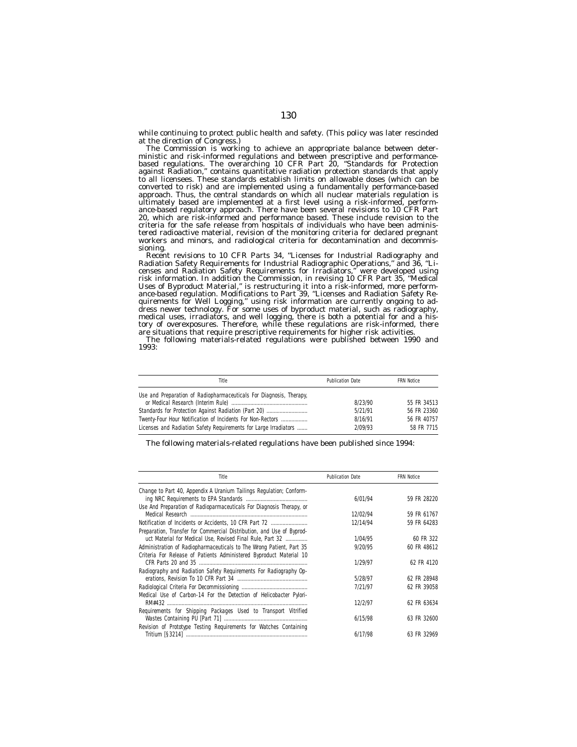while continuing to protect public health and safety. (This policy was later rescinded at the direction of Congress.)

The Commission is working to achieve an appropriate balance between deterministic and risk-informed regulations and between prescriptive and performance-based regulations. The overarching 10 CFR Part 20, "Standards for Protection against Radiation," contains quantitative radiation protection standards that apply to all licensees. These standards establish limits on allowable doses (which can be converted to risk) and are implemented using a fundamentally performance-based approach. Thus, the central standards on which all nuclear materials regulation is ultimately based are implemented at a first level using a risk-informed, performance-based regulatory approach. There have been several revisions to 10 CFR Part 20, which are risk-informed and performance based. These include revision to the criteria for the safe release from hospitals of individuals who have been administered radioactive material, revision of the monitoring criteria for declared pregnant workers and minors, and radiological criteria for decontamination and decommissioning.

Recent revisions to 10 CFR Parts 34, "Licenses for Industrial Radiography and Radiation Safety Requirements for Industrial Radiographic Operations," and 36, "Licenses and Radiation Safety Requirements for Irradiators," were developed using risk information. In addition the Commission, in revising 10 CFR Part 35, "Medical Uses of Byproduct Material," is restructuring it into a risk-informed, more performance-based regulation. Modifications to Part 39, "Licenses and Radiation Safety Requirements for Well Logging," using risk information are currently ongoing to address newer technology. For some uses of byproduct material, such as radiography, medical uses, irradiators, and well logging, there is both a potential for and a history of overexposures. Therefore, while these regulations are risk-informed, there are situations that require prescriptive requirements for higher risk activities.

The following materials-related regulations were published between 1990 and 1993:

| Title | Publication Date | FRN Notice |
|---|---|---|
| Use and Preparation of Radiopharmaceuticals For Diagnosis, Therapy, or Medical Research (Interim Rule) | 8/23/90 | 55 FR 34513 |
| Standards for Protection Against Radiation (Part 20) | 5/21/91 | 56 FR 23360 |
| Twenty-Four Hour Notification of Incidents For Non-Rectors | 8/16/91 | 56 FR 40757 |
| Licenses and Radiation Safety Requirements for Large Irradiators | 2/09/93 | 58 FR 7715 |

The following materials-related regulations have been published since 1994:

| Title | Publication Date | FRN Notice |
|---|---|---|
| Change to Part 40, Appendix A Uranium Tailings Regulation; Conforming NRC Requirements to EPA Standards | 6/01/94 | 59 FR 28220 |
| Use And Preparation of Radioparmaceuticals For Diagnosis Therapy, or Medical Research | 12/02/94 | 59 FR 61767 |
| Notification of Incidents or Accidents, 10 CFR Part 72 | 12/14/94 | 59 FR 64283 |
| Preparation, Transfer for Commercial Distribution, and Use of Byproduct Material for Medical Use, Revised Final Rule, Part 32 | 1/04/95 | 60 FR 322 |
| Administration of Radiopharmaceuticals to The Wrong Patient, Part 35 | 9/20/95 | 60 FR 48612 |
| Criteria For Release of Patients Administered Byproduct Material 10 CFR Parts 20 and 35 | 1/29/97 | 62 FR 4120 |
| Radiography and Radiation Safety Requirements For Radiography Operations, Revision To 10 CFR Part 34 | 5/28/97 | 62 FR 28948 |
| Radiological Criteria For Decommissioning | 7/21/97 | 62 FR 39058 |
| Medical Use of Carbon-14 For the Detection of Helicobacter Pylori-RM#432 | 12/2/97 | 62 FR 63634 |
| Requirements for Shipping Packages Used to Transport Vitrified Wastes Containing PU [Part 71] | 6/15/98 | 63 FR 32600 |
| Revision of Prototype Testing Requirements for Watches Containing Tritium [§3214] | 6/17/98 | 63 FR 32969 |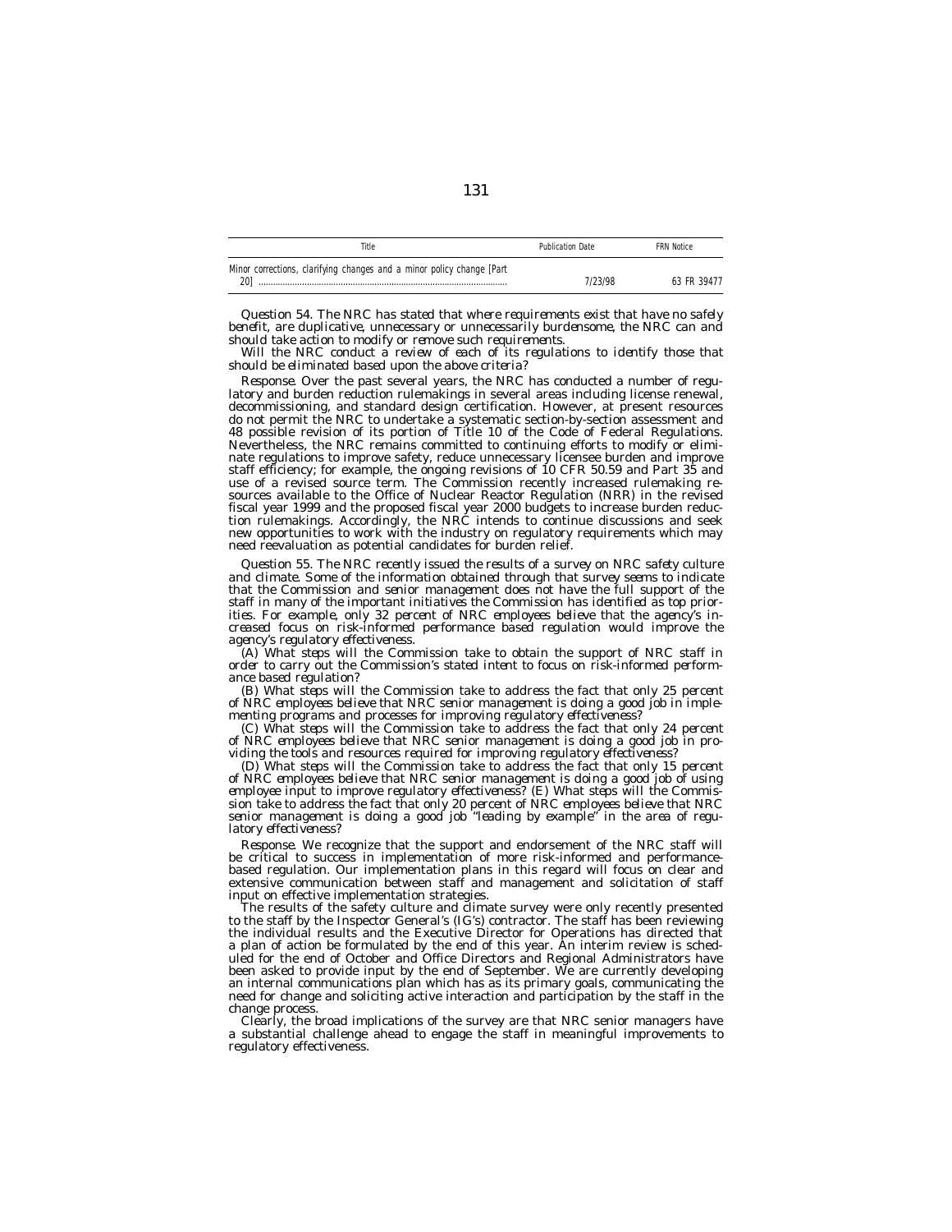| Title | Publication Date | FRN Notice |
|---|---|---|
| Minor corrections, clarifying changes and a minor policy change [Part 20] | 7/23/98 | 63 FR 39477 |

*Question 54. The NRC has stated that where requirements exist that have no safely benefit, are duplicative, unnecessary or unnecessarily burdensome, the NRC can and should take action to modify or remove such requirements.*

*Will the NRC conduct a review of each of its regulations to identify those that should be eliminated based upon the above criteria?*

*Response.* Over the past several years, the NRC has conducted a number of regulatory and burden reduction rulemakings in several areas including license renewal, decommissioning, and standard design certification. However, at present resources do not permit the NRC to undertake a systematic section-by-section assessment and 48 possible revision of its portion of Title 10 of the Code of Federal Regulations. Nevertheless, the NRC remains committed to continuing efforts to modify or eliminate regulations to improve safety, reduce unnecessary licensee burden and improve staff efficiency; for example, the ongoing revisions of 10 CFR 50.59 and Part 35 and use of a revised source term. The Commission recently increased rulemaking resources available to the Office of Nuclear Reactor Regulation (NRR) in the revised fiscal year 1999 and the proposed fiscal year 2000 budgets to increase burden reduction rulemakings. Accordingly, the NRC intends to continue discussions and seek new opportunities to work with the industry on regulatory requirements which may need reevaluation as potential candidates for burden relief.

*Question 55. The NRC recently issued the results of a survey on NRC safety culture and climate. Some of the information obtained through that survey seems to indicate that the Commission and senior management does not have the full support of the staff in many of the important initiatives the Commission has identified as top priorities. For example, only 32 percent of NRC employees believe that the agency's increased focus on risk-informed performance based regulation would improve the agency's regulatory effectiveness.*

*(A) What steps will the Commission take to obtain the support of NRC staff in order to carry out the Commission's stated intent to focus on risk-informed performance based regulation?*

*(B) What steps will the Commission take to address the fact that only 25 percent of NRC employees believe that NRC senior management is doing a good job in implementing programs and processes for improving regulatory effectiveness?*

*(C) What steps will the Commission take to address the fact that only 24 percent of NRC employees believe that NRC senior management is doing a good job in providing the tools and resources required for improving regulatory effectiveness?*

*(D) What steps will the Commission take to address the fact that only 15 percent of NRC employees believe that NRC senior management is doing a good job of using employee input to improve regulatory effectiveness? (E) What steps will the Commission take to address the fact that only 20 percent of NRC employees believe that NRC senior management is doing a good job "leading by example" in the area of regulatory effectiveness?*

*Response.* We recognize that the support and endorsement of the NRC staff will be critical to success in implementation of more risk-informed and performance-based regulation. Our implementation plans in this regard will focus on clear and extensive communication between staff and management and solicitation of staff input on effective implementation strategies.

The results of the safety culture and climate survey were only recently presented to the staff by the Inspector General's (IG's) contractor. The staff has been reviewing the individual results and the Executive Director for Operations has directed that a plan of action be formulated by the end of this year. An interim review is scheduled for the end of October and Office Directors and Regional Administrators have been asked to provide input by the end of September. We are currently developing an internal communications plan which has as its primary goals, communicating the need for change and soliciting active interaction and participation by the staff in the change process.

Clearly, the broad implications of the survey are that NRC senior managers have a substantial challenge ahead to engage the staff in meaningful improvements to regulatory effectiveness.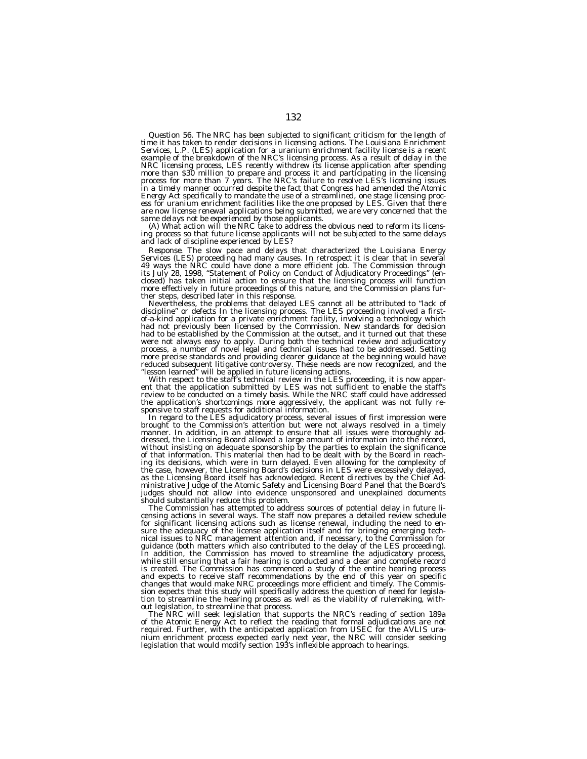*Question 56. The NRC has been subjected to significant criticism for the length of time it has taken to render decisions in licensing actions. The Louisiana Enrichment Services, L.P. (LES) application for a uranium enrichment facility license is a recent example of the breakdown of the NRC's licensing process. As a result of delay in the NRC licensing process, LES recently withdrew its license application after spending more than $30 million to prepare and process it and participating in the licensing process for more than 7 years. The NRC's failure to resolve LES's licensing issues in a timely manner occurred despite the fact that Congress had amended the Atomic Energy Act specifically to mandate the use of a streamlined, one stage licensing process for uranium enrichment facilities like the one proposed by LES. Given that there are now license renewal applications being submitted, we are very concerned that the same delays not be experienced by those applicants.*

*(A) What action will the NRC take to address the obvious need to reform its licensing process so that future license applicants will not be subjected to the same delays and lack of discipline experienced by LES?*

*Response.* The slow pace and delays that characterized the Louisiana Energy Services (LES) proceeding had many causes. In retrospect it is clear that in several 49 ways the NRC could have done a more efficient job. The Commission through its July 28, 1998, "Statement of Policy on Conduct of Adjudicatory Proceedings" (enclosed) has taken initial action to ensure that the licensing process will function more effectively in future proceedings of this nature, and the Commission plans further steps, described later in this response.

Nevertheless, the problems that delayed LES cannot all be attributed to "lack of discipline" or defects In the licensing process. The LES proceeding involved a first-of-a-kind application for a private enrichment facility, involving a technology which had not previously been licensed by the Commission. New standards for decision had to be established by the Commission at the outset, and it turned out that these were not always easy to apply. During both the technical review and adjudicatory process, a number of novel legal and technical issues had to be addressed. Setting more precise standards and providing clearer guidance at the beginning would have reduced subsequent litigative controversy. These needs are now recognized, and the "lesson learned" will be applied in future licensing actions.

With respect to the staff's technical review in the LES proceeding, it is now apparent that the application submitted by LES was not sufficient to enable the staff's review to be conducted on a timely basis. While the NRC staff could have addressed the application's shortcomings more aggressively, the applicant was not fully responsive to staff requests for additional information.

In regard to the LES adjudicatory process, several issues of first impression were brought to the Commission's attention but were not always resolved in a timely manner. In addition, in an attempt to ensure that all issues were thoroughly addressed, the Licensing Board allowed a large amount of information into the record, without insisting on adequate sponsorship by the parties to explain the significance of that information. This material then had to be dealt with by the Board in reaching its decisions, which were in turn delayed. Even allowing for the complexity of the case, however, the Licensing Board's decisions in LES were excessively delayed, as the Licensing Board itself has acknowledged. Recent directives by the Chief Administrative Judge of the Atomic Safety and Licensing Board Panel that the Board's judges should not allow into evidence unsponsored and unexplained documents should substantially reduce this problem.

The Commission has attempted to address sources of potential delay in future licensing actions in several ways. The staff now prepares a detailed review schedule for significant licensing actions such as license renewal, including the need to ensure the adequacy of the license application itself and for bringing emerging technical issues to NRC management attention and, if necessary, to the Commission for guidance (both matters which also contributed to the delay of the LES proceeding). In addition, the Commission has moved to streamline the adjudicatory process, while still ensuring that a fair hearing is conducted and a clear and complete record is created. The Commission has commenced a study of the entire hearing process and expects to receive staff recommendations by the end of this year on specific changes that would make NRC proceedings more efficient and timely. The Commission expects that this study will specifically address the question of need for legislation to streamline the hearing process as well as the viability of rulemaking, without legislation, to streamline that process.

The NRC will seek legislation that supports the NRC's reading of section 189a of the Atomic Energy Act to reflect the reading that formal adjudications are not required. Further, with the anticipated application from USEC for the AVLIS uranium enrichment process expected early next year, the NRC will consider seeking legislation that would modify section 193's inflexible approach to hearings.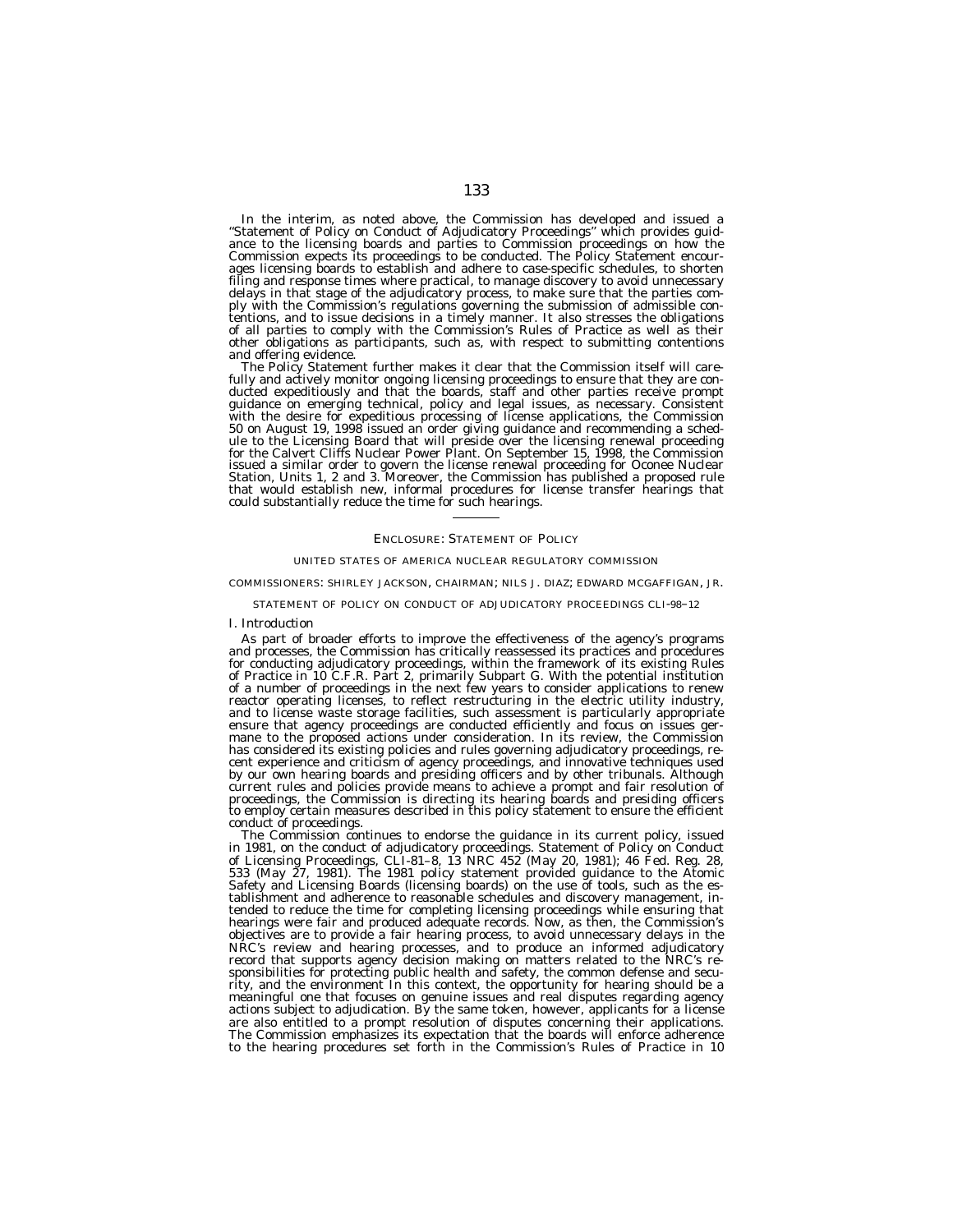In the interim, as noted above, the Commission has developed and issued a "Statement of Policy on Conduct of Adjudicatory Proceedings" which provides guidance to the licensing boards and parties to Commission proceedings on how the Commission expects its proceedings to be conducted. The Policy Statement encourages licensing boards to establish and adhere to case-specific schedules, to shorten filing and response times where practical, to manage discovery to avoid unnecessary delays in that stage of the adjudicatory process, to make sure that the parties comply with the Commission's regulations governing the submission of admissible contentions, and to issue decisions in a timely manner. It also stresses the obligations of all parties to comply with the Commission's Rules of Practice as well as their other obligations as participants, such as, with respect to submitting contentions and offering evidence.

The Policy Statement further makes it clear that the Commission itself will carefully and actively monitor ongoing licensing proceedings to ensure that they are conducted expeditiously and that the boards, staff and other parties receive prompt guidance on emerging technical, policy and legal issues, as necessary. Consistent with the desire for expeditious processing of license applications, the Commission 50 on August 19, 1998 issued an order giving guidance and recommending a schedule to the Licensing Board that will preside over the licensing renewal proceeding for the Calvert Cliffs Nuclear Power Plant. On September 15, 1998, the Commission issued a similar order to govern the license renewal proceeding for Oconee Nuclear Station, Units 1, 2 and 3. Moreover, the Commission has published a proposed rule that would establish new, informal procedures for license transfer hearings that could substantially reduce the time for such hearings.

---

ENCLOSURE: STATEMENT OF POLICY

UNITED STATES OF AMERICA NUCLEAR REGULATORY COMMISSION

COMMISSIONERS: SHIRLEY JACKSON, CHAIRMAN; NILS J. DIAZ; EDWARD MCGAFFIGAN, JR.

STATEMENT OF POLICY ON CONDUCT OF ADJUDICATORY PROCEEDINGS CLI–98–12

*I. Introduction*

As part of broader efforts to improve the effectiveness of the agency's programs and processes, the Commission has critically reassessed its practices and procedures for conducting adjudicatory proceedings, within the framework of its existing Rules of Practice in 10 C.F.R. Part 2, primarily Subpart G. With the potential institution of a number of proceedings in the next few years to consider applications to renew reactor operating licenses, to reflect restructuring in the electric utility industry, and to license waste storage facilities, such assessment is particularly appropriate ensure that agency proceedings are conducted efficiently and focus on issues germane to the proposed actions under consideration. In its review, the Commission has considered its existing policies and rules governing adjudicatory proceedings, recent experience and criticism of agency proceedings, and innovative techniques used by our own hearing boards and presiding officers and by other tribunals. Although current rules and policies provide means to achieve a prompt and fair resolution of proceedings, the Commission is directing its hearing boards and presiding officers to employ certain measures described in this policy statement to ensure the efficient conduct of proceedings.

The Commission continues to endorse the guidance in its current policy, issued in 1981, on the conduct of adjudicatory proceedings. Statement of Policy on Conduct of Licensing Proceedings, CLI–81–8, 13 NRC 452 (May 20, 1981); 46 Fed. Reg. 28, 533 (May 27, 1981). The 1981 policy statement provided guidance to the Atomic Safety and Licensing Boards (licensing boards) on the use of tools, such as the establishment and adherence to reasonable schedules and discovery management, intended to reduce the time for completing licensing proceedings while ensuring that hearings were fair and produced adequate records. Now, as then, the Commission's objectives are to provide a fair hearing process, to avoid unnecessary delays in the NRC's review and hearing processes, and to produce an informed adjudicatory record that supports agency decision making on matters related to the NRC's responsibilities for protecting public health and safety, the common defense and security, and the environment In this context, the opportunity for hearing should be a meaningful one that focuses on genuine issues and real disputes regarding agency actions subject to adjudication. By the same token, however, applicants for a license are also entitled to a prompt resolution of disputes concerning their applications. The Commission emphasizes its expectation that the boards will enforce adherence to the hearing procedures set forth in the Commission's Rules of Practice in 10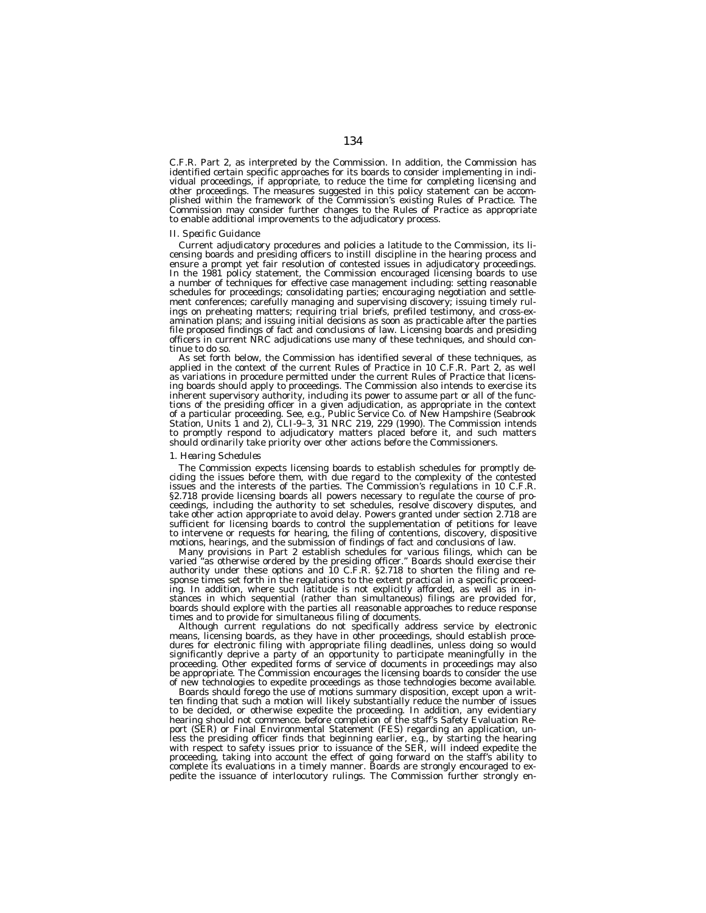C.F.R. Part 2, as interpreted by the Commission. In addition, the Commission has identified certain specific approaches for its boards to consider implementing in individual proceedings, if appropriate, to reduce the time for completing licensing and other proceedings. The measures suggested in this policy statement can be accomplished within the framework of the Commission's existing Rules of Practice. The Commission may consider further changes to the Rules of Practice as appropriate to enable additional improvements to the adjudicatory process.

*II. Specific Guidance*

Current adjudicatory procedures and policies a latitude to the Commission, its licensing boards and presiding officers to instill discipline in the hearing process and ensure a prompt yet fair resolution of contested issues in adjudicatory proceedings. In the 1981 policy statement, the Commission encouraged licensing boards to use a number of techniques for effective case management including: setting reasonable schedules for proceedings; consolidating parties; encouraging negotiation and settlement conferences; carefully managing and supervising discovery; issuing timely rulings on preheating matters; requiring trial briefs, prefiled testimony, and cross-examination plans; and issuing initial decisions as soon as practicable after the parties file proposed findings of fact and conclusions of law. Licensing boards and presiding officers in current NRC adjudications use many of these techniques, and should continue to do so.

As set forth below, the Commission has identified several of these techniques, as applied in the context of the current Rules of Practice in 10 C.F.R. Part 2, as well as variations in procedure permitted under the current Rules of Practice that licensing boards should apply to proceedings. The Commission also intends to exercise its inherent supervisory authority, including its power to assume part or all of the functions of the presiding officer in a given adjudication, as appropriate in the context of a particular proceeding. See, e.g., Public Service Co. of New Hampshire (Seabrook Station, Units 1 and 2), CLI-9–3, 31 NRC 219, 229 (1990). The Commission intends to promptly respond to adjudicatory matters placed before it, and such matters should ordinarily take priority over other actions before the Commissioners.

*1. Hearing Schedules*

The Commission expects licensing boards to establish schedules for promptly deciding the issues before them, with due regard to the complexity of the contested issues and the interests of the parties. The Commission's regulations in 10 C.F.R. §2.718 provide licensing boards all powers necessary to regulate the course of proceedings, including the authority to set schedules, resolve discovery disputes, and take other action appropriate to avoid delay. Powers granted under section 2.718 are sufficient for licensing boards to control the supplementation of petitions for leave to intervene or requests for hearing, the filing of contentions, discovery, dispositive motions, hearings, and the submission of findings of fact and conclusions of law.

Many provisions in Part 2 establish schedules for various filings, which can be varied "as otherwise ordered by the presiding officer." Boards should exercise their authority under these options and 10 C.F.R. §2.718 to shorten the filing and response times set forth in the regulations to the extent practical in a specific proceeding. In addition, where such latitude is not explicitly afforded, as well as in instances in which sequential (rather than simultaneous) filings are provided for, boards should explore with the parties all reasonable approaches to reduce response times and to provide for simultaneous filing of documents.

Although current regulations do not specifically address service by electronic means, licensing boards, as they have in other proceedings, should establish procedures for electronic filing with appropriate filing deadlines, unless doing so would significantly deprive a party of an opportunity to participate meaningfully in the proceeding. Other expedited forms of service of documents in proceedings may also be appropriate. The Commission encourages the licensing boards to consider the use of new technologies to expedite proceedings as those technologies become available.

Boards should forego the use of motions summary disposition, except upon a written finding that such a motion will likely substantially reduce the number of issues to be decided, or otherwise expedite the proceeding. In addition, any evidentiary hearing should not commence. before completion of the staff's Safety Evaluation Report (SER) or Final Environmental Statement (FES) regarding an application, unless the presiding officer finds that beginning earlier, e.g., by starting the hearing with respect to safety issues prior to issuance of the SER, will indeed expedite the proceeding, taking into account the effect of going forward on the staff's ability to complete its evaluations in a timely manner. Boards are strongly encouraged to expedite the issuance of interlocutory rulings. The Commission further strongly en-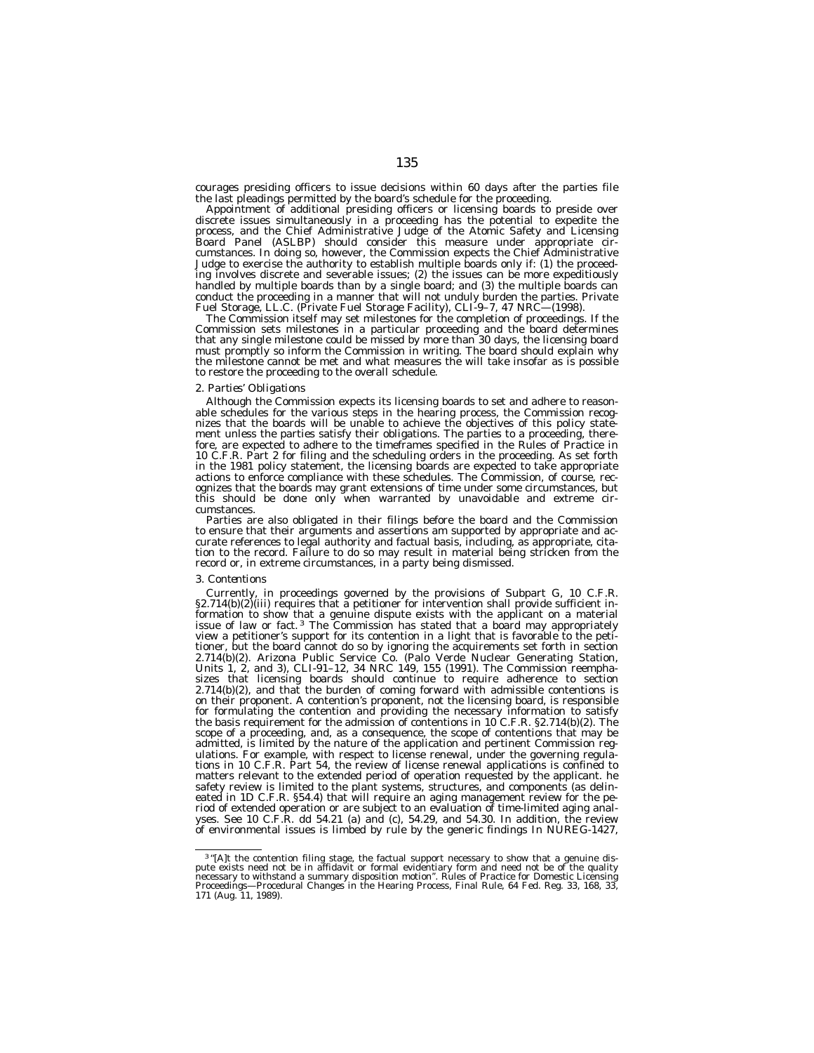courages presiding officers to issue decisions within 60 days after the parties file the last pleadings permitted by the board's schedule for the proceeding.

Appointment of additional presiding officers or licensing boards to preside over discrete issues simultaneously in a proceeding has the potential to expedite the process, and the Chief Administrative Judge of the Atomic Safety and Licensing Board Panel (ASLBP) should consider this measure under appropriate circumstances. In doing so, however, the Commission expects the Chief Administrative Judge to exercise the authority to establish multiple boards only if: (1) the proceeding involves discrete and severable issues; (2) the issues can be more expeditiously handled by multiple boards than by a single board; and (3) the multiple boards can conduct the proceeding in a manner that will not unduly burden the parties. Private Fuel Storage, LL.C. (Private Fuel Storage Facility), CLI–9–7, 47 NRC—(1998).

The Commission itself may set milestones for the completion of proceedings. If the Commission sets milestones in a particular proceeding and the board determines that any single milestone could be missed by more than 30 days, the licensing board must promptly so inform the Commission in writing. The board should explain why the milestone cannot be met and what measures the will take insofar as is possible to restore the proceeding to the overall schedule.

*2. Parties' Obligations*

Although the Commission expects its licensing boards to set and adhere to reasonable schedules for the various steps in the hearing process, the Commission recognizes that the boards will be unable to achieve the objectives of this policy statement unless the parties satisfy their obligations. The parties to a proceeding, therefore, are expected to adhere to the timeframes specified in the Rules of Practice in 10 C.F.R. Part 2 for filing and the scheduling orders in the proceeding. As set forth in the 1981 policy statement, the licensing boards are expected to take appropriate actions to enforce compliance with these schedules. The Commission, of course, recognizes that the boards may grant extensions of time under some circumstances, but this should be done only when warranted by unavoidable and extreme circumstances.

Parties are also obligated in their filings before the board and the Commission to ensure that their arguments and assertions am supported by appropriate and accurate references to legal authority and factual basis, including, as appropriate, citation to the record. Failure to do so may result in material being stricken from the record or, in extreme circumstances, in a party being dismissed.

*3. Contentions*

Currently, in proceedings governed by the provisions of Subpart G, 10 C.F.R. §2.714(b)(2)(iii) requires that a petitioner for intervention shall provide sufficient information to show that a genuine dispute exists with the applicant on a material issue of law or fact.[3] The Commission has stated that a board may appropriately view a petitioner's support for its contention in a light that is favorable to the petitioner, but the board cannot do so by ignoring the acquirements set forth in section 2.714(b)(2). Arizona Public Service Co. (Palo Verde Nuclear Generating Station, Units 1, 2, and 3), CLI–91–12, 34 NRC 149, 155 (1991). The Commission reemphasizes that licensing boards should continue to require adherence to section 2.714(b)(2), and that the burden of coming forward with admissible contentions is on their proponent. A contention's proponent, not the licensing board, is responsible for formulating the contention and providing the necessary information to satisfy the basis requirement for the admission of contentions in 10 C.F.R. §2.714(b)(2). The scope of a proceeding, and, as a consequence, the scope of contentions that may be admitted, is limited by the nature of the application and pertinent Commission regulations. For example, with respect to license renewal, under the governing regulations in 10 C.F.R. Part 54, the review of license renewal applications is confined to matters relevant to the extended period of operation requested by the applicant. he safety review is limited to the plant systems, structures, and components (as delineated in 1D C.F.R. §54.4) that will require an aging management review for the period of extended operation or are subject to an evaluation of time-limited aging analyses. See 10 C.F.R. dd 54.21 (a) and (c), 54.29, and 54.30. In addition, the review of environmental issues is limbed by rule by the generic findings In NUREG-1427,

[3] "[A]t the contention filing stage, the factual support necessary to show that a genuine dispute exists need not be in affidavit or formal evidentiary form and need not be of the quality necessary to withstand a summary disposition motion". Rules of Practice for Domestic Licensing Proceedings—Procedural Changes in the Hearing Process, Final Rule, 64 Fed. Reg. 33, 168, 33, 171 (Aug. 11, 1989).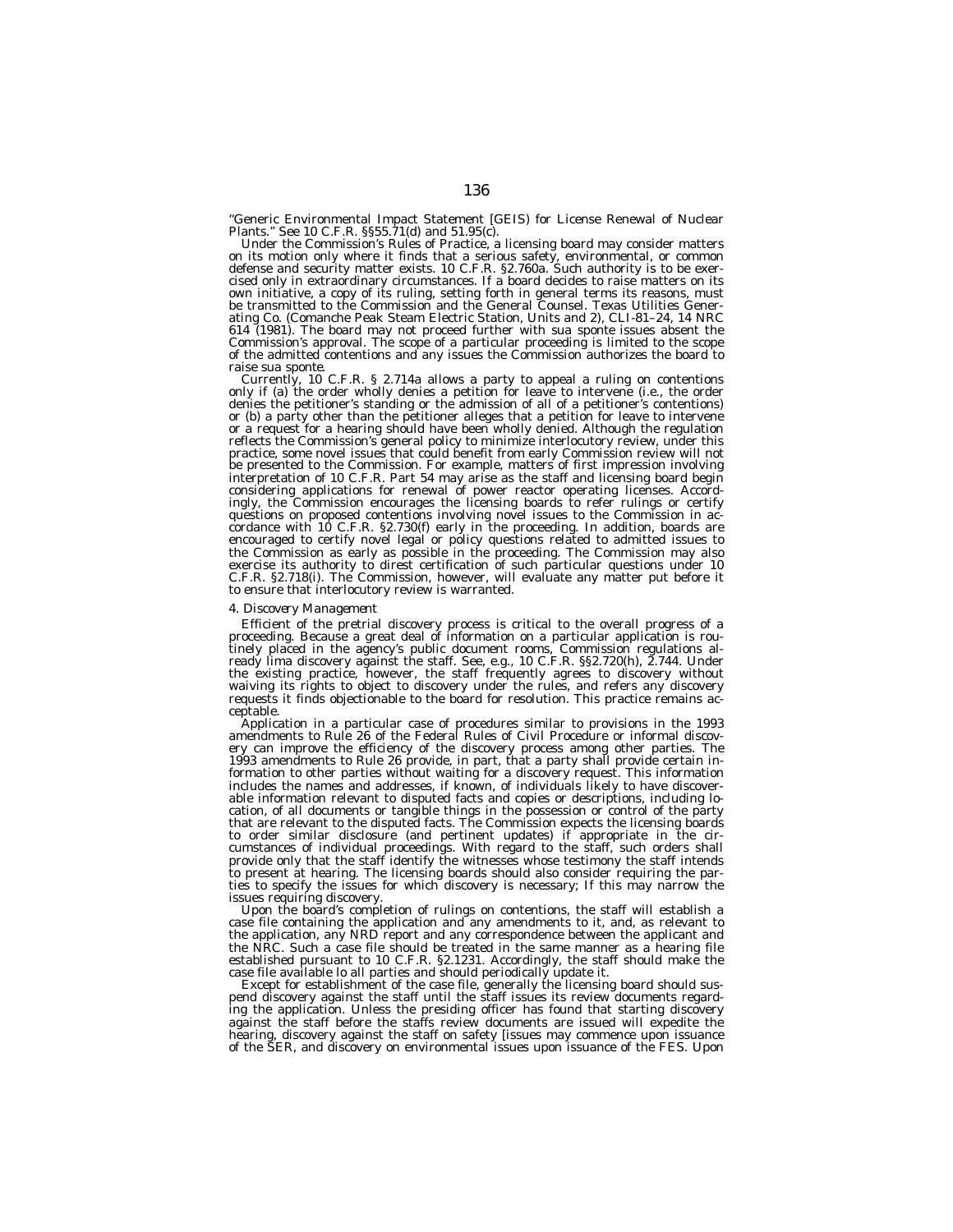"Generic Environmental Impact Statement [GEIS] for License Renewal of Nuclear Plants." See 10 C.F.R. §§55.71(d) and 51.95(c).

Under the Commission's Rules of Practice, a licensing board may consider matters on its motion only where it finds that a serious safety, environmental, or common defense and security matter exists. 10 C.F.R. §2.760a. Such authority is to be exercised only in extraordinary circumstances. If a board decides to raise matters on its own initiative, a copy of its ruling, setting forth in general terms its reasons, must be transmitted to the Commission and the General Counsel. Texas Utilities Generating Co. (Comanche Peak Steam Electric Station, Units and 2), CLI-81–24, 14 NRC 614 (1981). The board may not proceed further with sua sponte issues absent the Commission's approval. The scope of a particular proceeding is limited to the scope of the admitted contentions and any issues the Commission authorizes the board to raise sua sponte.

Currently, 10 C.F.R. § 2.714a allows a party to appeal a ruling on contentions only if (a) the order wholly denies a petition for leave to intervene (i.e., the order denies the petitioner's standing or the admission of all of a petitioner's contentions) or (b) a party other than the petitioner alleges that a petition for leave to intervene or a request for a hearing should have been wholly denied. Although the regulation reflects the Commission's general policy to minimize interlocutory review, under this practice, some novel issues that could benefit from early Commission review will not be presented to the Commission. For example, matters of first impression involving interpretation of 10 C.F.R. Part 54 may arise as the staff and licensing board begin considering applications for renewal of power reactor operating licenses. Accordingly, the Commission encourages the licensing boards to refer rulings or certify questions on proposed contentions involving novel issues to the Commission in accordance with 10 C.F.R. §2.730(f) early in the proceeding. In addition, boards are encouraged to certify novel legal or policy questions related to admitted issues to the Commission as early as possible in the proceeding. The Commission may also exercise its authority to direst certification of such particular questions under 10 C.F.R. §2.718(i). The Commission, however, will evaluate any matter put before it to ensure that interlocutory review is warranted.

*4. Discovery Management*

Efficient of the pretrial discovery process is critical to the overall progress of a proceeding. Because a great deal of information on a particular application is routinely placed in the agency's public document rooms, Commission regulations already lima discovery against the staff. See, e.g., 10 C.F.R. §§2.720(h), 2.744. Under the existing practice, however, the staff frequently agrees to discovery without waiving its rights to object to discovery under the rules, and refers any discovery requests it finds objectionable to the board for resolution. This practice remains acceptable.

Application in a particular case of procedures similar to provisions in the 1993 amendments to Rule 26 of the Federal Rules of Civil Procedure or informal discovery can improve the efficiency of the discovery process among other parties. The 1993 amendments to Rule 26 provide, in part, that a party shall provide certain information to other parties without waiting for a discovery request. This information includes the names and addresses, if known, of individuals likely to have discoverable information relevant to disputed facts and copies or descriptions, including location, of all documents or tangible things in the possession or control of the party that are relevant to the disputed facts. The Commission expects the licensing boards to order similar disclosure (and pertinent updates) if appropriate in the circumstances of individual proceedings. With regard to the staff, such orders shall provide only that the staff identify the witnesses whose testimony the staff intends to present at hearing. The licensing boards should also consider requiring the parties to specify the issues for which discovery is necessary; If this may narrow the issues requiring discovery.

Upon the board's completion of rulings on contentions, the staff will establish a case file containing the application and any amendments to it, and, as relevant to the application, any NRD report and any correspondence between the applicant and the NRC. Such a case file should be treated in the same manner as a hearing file established pursuant to 10 C.F.R. §2.1231. Accordingly, the staff should make the case file available lo all parties and should periodically update it.

Except for establishment of the case file, generally the licensing board should suspend discovery against the staff until the staff issues its review documents regarding the application. Unless the presiding officer has found that starting discovery against the staff before the staffs review documents are issued will expedite the hearing, discovery against the staff on safety [issues may commence upon issuance of the SER, and discovery on environmental issues upon issuance of the FES. Upon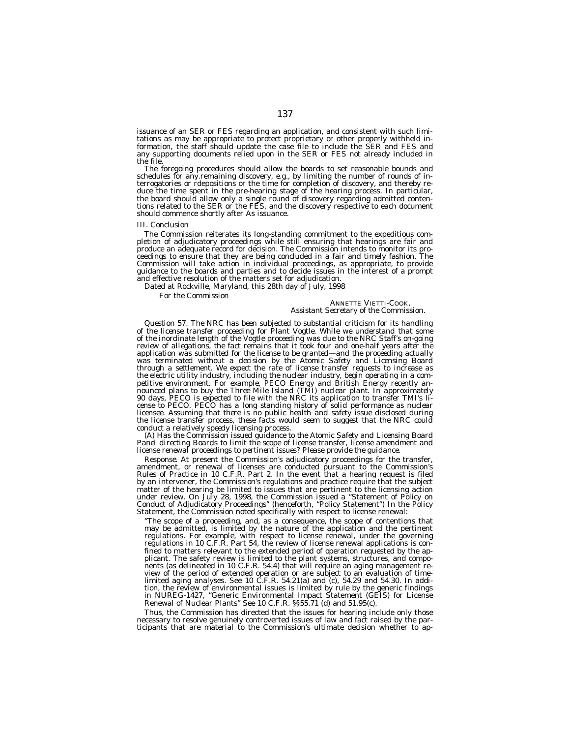issuance of an SER or FES regarding an application, and consistent with such limitations as may be appropriate to protect proprietary or other properly withheld information, the staff should update the case file to include the SER and FES and any supporting documents relied upon in the SER or FES not already included in the file.

The foregoing procedures should allow the boards to set reasonable bounds and schedules for any.remaining discovery, e.g., by limiting the number of rounds of interrogatories or rdepositions or the time for completion of discovery, and thereby reduce the time spent in the pre-hearing stage of the hearing process. In particular, the board should allow only a single round of discovery regarding admitted contentions related to the SER or the FES, and the discovery respective to each document should commence shortly after As issuance.

*III. Conclusion*

The Commission reiterates its long-standing commitment to the expeditious completion of adjudicatory proceedings while still ensuring that hearings are fair and produce an adequate record for decision. The Commission intends to monitor its proceedings to ensure that they are being concluded in a fair and timely fashion. The Commission will take action in individual proceedings, as appropriate, to provide guidance to the boards and parties and to decide issues in the interest of a prompt and effective resolution of the matters set for adjudication.

Dated at Rockville, Maryland, this 28th day of July, 1998

For the Commission

ANNETTE VIETTI-COOK,
*Assistant Secretary of the Commission.*

*Question 57. The NRC has been subjected to substantial criticism for its handling of the license transfer proceeding for Plant Vogtle. While we understand that some of the inordinate length of the Vogtle proceeding was due to the NRC Staff's on-going review of allegations, the fact remains that it took four and one-half years after the application was submitted for the license to be granted—and the proceeding actually was terminated without a decision by the Atomic Safety and Licensing Board through a settlement. We expect the rate of license transfer requests to increase as the electric utility industry, including the nuclear industry, begin operating in a competitive environment. For example, PECO Energy and British Energy recently announced plans to buy the Three Mile Island (TMI) nuclear plant. In approximately 90 days, PECO is expected to file with the NRC its application to transfer TMI's license to PECO. PECO has a long standing history of solid performance as nuclear licensee. Assuming that there is no public health and safety issue disclosed during the license transfer process, these facts would seem to suggest that the NRC could conduct a relatively speedy licensing process.*

*(A) Has the Commission issued guidance to the Atomic Safety and Licensing Board Panel directing Boards to limit the scope of license transfer, license amendment and license renewal proceedings to pertinent issues? Please provide the guidance.*

*Response.* At present the Commission's adjudicatory proceedings for the transfer, amendment, or renewal of licenses are conducted pursuant to the Commission's Rules of Practice in 10 C.F.R. Part 2. In the event that a hearing request is filed by an intervener, the Commission's regulations and practice require that the subject matter of the hearing be limited to issues that are pertinent to the licensing action under review. On July 28, 1998, the Commission issued a "Statement of Policy on Conduct of Adjudicatory Proceedings" (henceforth, "Policy Statement") In the Policy Statement, the Commission noted specifically with respect to license renewal:

> "The scope of a proceeding, and, as a consequence, the scope of contentions that may be admitted, is limited by the nature of the application and the pertinent regulations. For example, with respect to license renewal, under the governing regulations in 10 C.F.R. Part 54, the review of license renewal applications is confined to matters relevant to the extended period of operation requested by the applicant. The safety review is limited to the plant systems, structures, and components (as delineated in 10 C.F.R. 54.4) that will require an aging management review of the period of extended operation or are subject to an evaluation of time-limited aging analyses. See 10 C.F.R. 54.21(a) and (c), 54.29 and 54.30. In addition, the review of environmental issues is limited by rule by the generic findings in NUREG-1427, "Generic Environmental Impact Statement (GEIS) for License Renewal of Nuclear Plants" See 10 C.F.R. §§55.71 (d) and 51.95(c).

Thus, the Commission has directed that the issues for hearing include only those necessary to resolve genuinely controverted issues of law and fact raised by the participants that are material to the Commission's ultimate decision whether to ap-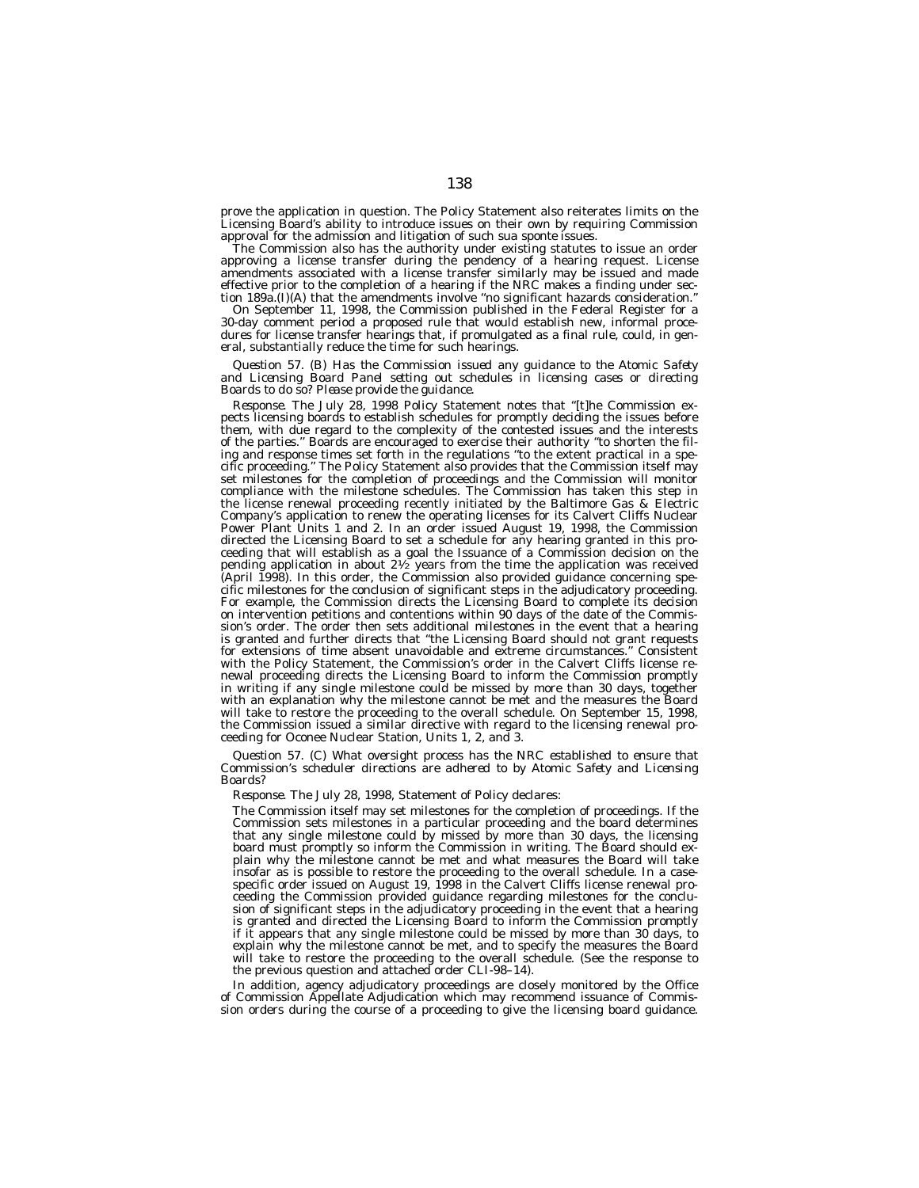prove the application in question. The Policy Statement also reiterates limits on the Licensing Board's ability to introduce issues on their own by requiring Commission approval for the admission and litigation of such sua sponte issues.

The Commission also has the authority under existing statutes to issue an order approving a license transfer during the pendency of a hearing request. License amendments associated with a license transfer similarly may be issued and made effective prior to the completion of a hearing if the NRC makes a finding under section 189a.(I)(A) that the amendments involve ''no significant hazards consideration.''

On September 11, 1998, the Commission published in the Federal Register for a 30-day comment period a proposed rule that would establish new, informal procedures for license transfer hearings that, if promulgated as a final rule, could, in general, substantially reduce the time for such hearings.

*Question 57. (B) Has the Commission issued any guidance to the Atomic Safety and Licensing Board Panel setting out schedules in licensing cases or directing Boards to do so? Please provide the guidance.*

*Response.* The July 28, 1998 Policy Statement notes that ''[t]he Commission expects licensing boards to establish schedules for promptly deciding the issues before them, with due regard to the complexity of the contested issues and the interests of the parties.'' Boards are encouraged to exercise their authority ''to shorten the filing and response times set forth in the regulations ''to the extent practical in a specific proceeding.'' The Policy Statement also provides that the Commission itself may set milestones for the completion of proceedings and the Commission will monitor compliance with the milestone schedules. The Commission has taken this step in the license renewal proceeding recently initiated by the Baltimore Gas & Electric Company's application to renew the operating licenses for its Calvert Cliffs Nuclear Power Plant Units 1 and 2. In an order issued August 19, 1998, the Commission directed the Licensing Board to set a schedule for any hearing granted in this proceeding that will establish as a goal the Issuance of a Commission decision on the pending application in about 2½ years from the time the application was received (April 1998). In this order, the Commission also provided guidance concerning specific milestones for the conclusion of significant steps in the adjudicatory proceeding. For example, the Commission directs the Licensing Board to complete its decision on intervention petitions and contentions within 90 days of the date of the Commission's order. The order then sets additional milestones in the event that a hearing is granted and further directs that ''the Licensing Board should not grant requests for extensions of time absent unavoidable and extreme circumstances.'' Consistent with the Policy Statement, the Commission's order in the Calvert Cliffs license renewal proceeding directs the Licensing Board to inform the Commission promptly in writing if any single milestone could be missed by more than 30 days, together with an explanation why the milestone cannot be met and the measures the Board will take to restore the proceeding to the overall schedule. On September 15, 1998, the Commission issued a similar directive with regard to the licensing renewal proceeding for Oconee Nuclear Station, Units 1, 2, and 3.

*Question 57. (C) What oversight process has the NRC established to ensure that Commission's scheduler directions are adhered to by Atomic Safety and Licensing Boards?*

*Response.* The July 28, 1998, Statement of Policy declares:

The Commission itself may set milestones for the completion of proceedings. If the Commission sets milestones in a particular proceeding and the board determines that any single milestone could by missed by more than 30 days, the licensing board must promptly so inform the Commission in writing. The Board should explain why the milestone cannot be met and what measures the Board will take insofar as is possible to restore the proceeding to the overall schedule. In a case-specific order issued on August 19, 1998 in the Calvert Cliffs license renewal proceeding the Commission provided guidance regarding milestones for the conclusion of significant steps in the adjudicatory proceeding in the event that a hearing is granted and directed the Licensing Board to inform the Commission promptly if it appears that any single milestone could be missed by more than 30 days, to explain why the milestone cannot be met, and to specify the measures the Board will take to restore the proceeding to the overall schedule. (See the response to the previous question and attached order CLI–98–14).

In addition, agency adjudicatory proceedings are closely monitored by the Office of Commission Appellate Adjudication which may recommend issuance of Commission orders during the course of a proceeding to give the licensing board guidance.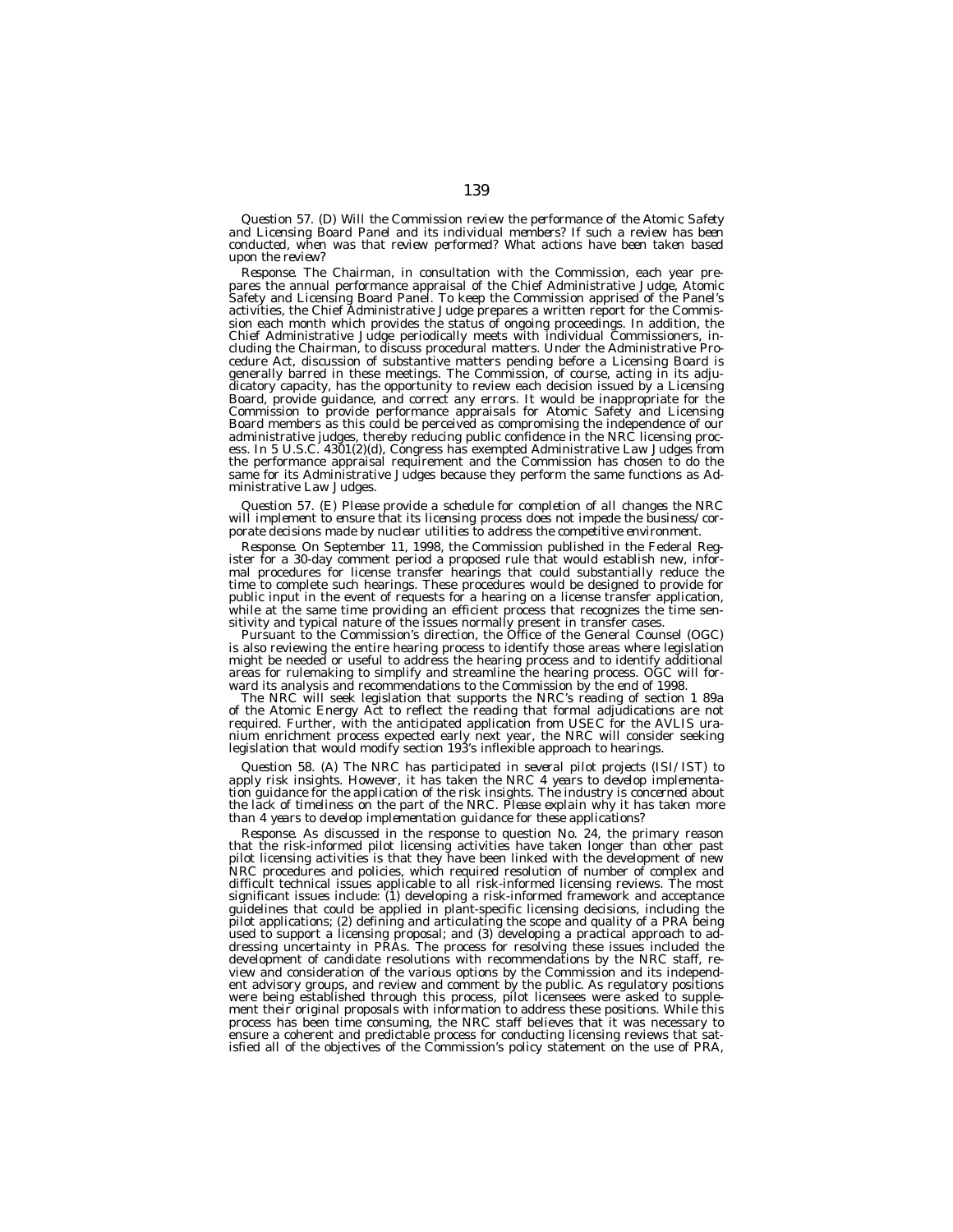*Question 57. (D) Will the Commission review the performance of the Atomic Safety and Licensing Board Panel and its individual members? If such a review has been conducted, when was that review performed? What actions have been taken based upon the review?*

*Response.* The Chairman, in consultation with the Commission, each year prepares the annual performance appraisal of the Chief Administrative Judge, Atomic Safety and Licensing Board Panel. To keep the Commission apprised of the Panel's activities, the Chief Administrative Judge prepares a written report for the Commission each month which provides the status of ongoing proceedings. In addition, the Chief Administrative Judge periodically meets with individual Commissioners, including the Chairman, to discuss procedural matters. Under the Administrative Procedure Act, discussion of substantive matters pending before a Licensing Board is generally barred in these meetings. The Commission, of course, acting in its adjudicatory capacity, has the opportunity to review each decision issued by a Licensing Board, provide guidance, and correct any errors. It would be inappropriate for the Commission to provide performance appraisals for Atomic Safety and Licensing Board members as this could be perceived as compromising the independence of our administrative judges, thereby reducing public confidence in the NRC licensing process. In 5 U.S.C. 4301(2)(d), Congress has exempted Administrative Law Judges from the performance appraisal requirement and the Commission has chosen to do the same for its Administrative Judges because they perform the same functions as Administrative Law Judges.

*Question 57. (E) Please provide a schedule for completion of all changes the NRC will implement to ensure that its licensing process does not impede the business/corporate decisions made by nuclear utilities to address the competitive environment.*

*Response.* On September 11, 1998, the Commission published in the Federal Register for a 30-day comment period a proposed rule that would establish new, informal procedures for license transfer hearings that could substantially reduce the time to complete such hearings. These procedures would be designed to provide for public input in the event of requests for a hearing on a license transfer application, while at the same time providing an efficient process that recognizes the time sensitivity and typical nature of the issues normally present in transfer cases.

Pursuant to the Commission's direction, the Office of the General Counsel (OGC) is also reviewing the entire hearing process to identify those areas where legislation might be needed or useful to address the hearing process and to identify additional areas for rulemaking to simplify and streamline the hearing process. OGC will forward its analysis and recommendations to the Commission by the end of 1998.

The NRC will seek legislation that supports the NRC's reading of section 1 89a of the Atomic Energy Act to reflect the reading that formal adjudications are not required. Further, with the anticipated application from USEC for the AVLIS uranium enrichment process expected early next year, the NRC will consider seeking legislation that would modify section 193's inflexible approach to hearings.

*Question 58. (A) The NRC has participated in several pilot projects (ISI/IST) to apply risk insights. However, it has taken the NRC 4 years to develop implementation guidance for the application of the risk insights. The industry is concerned about the lack of timeliness on the part of the NRC. Please explain why it has taken more than 4 years to develop implementation guidance for these applications?*

*Response.* As discussed in the response to question No. 24, the primary reason that the risk-informed pilot licensing activities have taken longer than other past pilot licensing activities is that they have been linked with the development of new NRC procedures and policies, which required resolution of number of complex and difficult technical issues applicable to all risk-informed licensing reviews. The most significant issues include: (1) developing a risk-informed framework and acceptance guidelines that could be applied in plant-specific licensing decisions, including the pilot applications; (2) defining and articulating the scope and quality of a PRA being used to support a licensing proposal; and (3) developing a practical approach to addressing uncertainty in PRAs. The process for resolving these issues included the development of candidate resolutions with recommendations by the NRC staff, review and consideration of the various options by the Commission and its independent advisory groups, and review and comment by the public. As regulatory positions were being established through this process, pilot licensees were asked to supplement their original proposals with information to address these positions. While this process has been time consuming, the NRC staff believes that it was necessary to ensure a coherent and predictable process for conducting licensing reviews that satisfied all of the objectives of the Commission's policy statement on the use of PRA,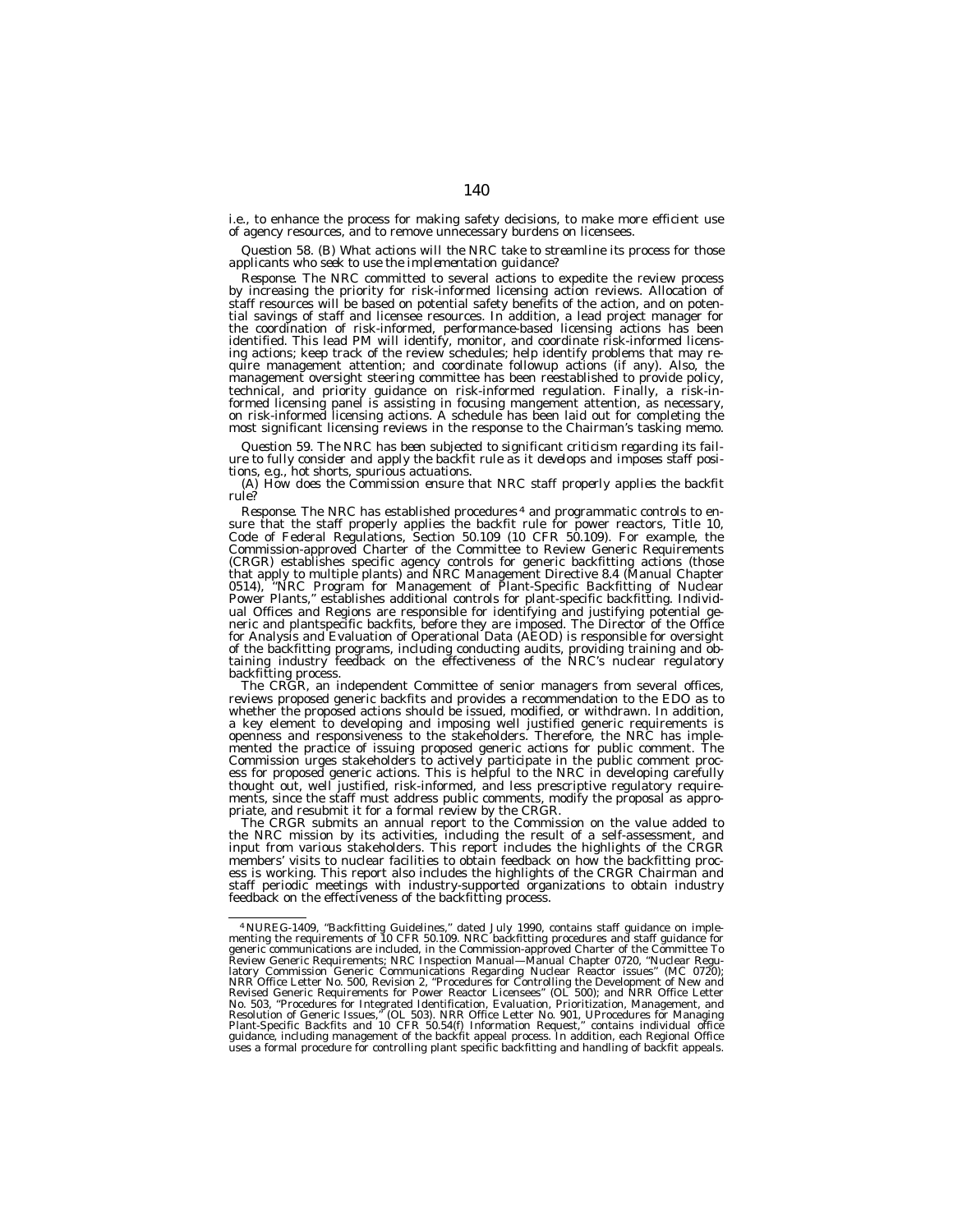i.e., to enhance the process for making safety decisions, to make more efficient use of agency resources, and to remove unnecessary burdens on licensees.

*Question 58. (B) What actions will the NRC take to streamline its process for those applicants who seek to use the implementation guidance?*

*Response.* The NRC committed to several actions to expedite the review process by increasing the priority for risk-informed licensing action reviews. Allocation of staff resources will be based on potential safety benefits of the action, and on potential savings of staff and licensee resources. In addition, a lead project manager for the coordination of risk-informed, performance-based licensing actions has been identified. This lead PM will identify, monitor, and coordinate risk-informed licensing actions; keep track of the review schedules; help identify problems that may require management attention; and coordinate followup actions (if any). Also, the management oversight steering committee has been reestablished to provide policy, technical, and priority guidance on risk-informed regulation. Finally, a risk-informed licensing panel is assisting in focusing mangement attention, as necessary, on risk-informed licensing actions. A schedule has been laid out for completing the most significant licensing reviews in the response to the Chairman's tasking memo.

*Question 59. The NRC has been subjected to significant criticism regarding its failure to fully consider and apply the backfit rule as it develops and imposes staff positions, e.g., hot shorts, spurious actuations.*

*(A) How does the Commission ensure that NRC staff properly applies the backfit rule?*

*Response.* The NRC has established procedures [4] and programmatic controls to ensure that the staff properly applies the backfit rule for power reactors, Title 10, Code of Federal Regulations, Section 50.109 (10 CFR 50.109). For example, the Commission-approved Charter of the Committee to Review Generic Requirements (CRGR) establishes specific agency controls for generic backfitting actions (those that apply to multiple plants) and NRC Management Directive 8.4 (Manual Chapter 0514), "NRC Program for Management of Plant-Specific Backfitting of Nuclear Power Plants," establishes additional controls for plant-specific backfitting. Individual Offices and Regions are responsible for identifying and justifying potential generic and plantspecific backfits, before they are imposed. The Director of the Office for Analysis and Evaluation of Operational Data (AEOD) is responsible for oversight of the backfitting programs, including conducting audits, providing training and obtaining industry feedback on the effectiveness of the NRC's nuclear regulatory backfitting process.

The CRGR, an independent Committee of senior managers from several offices, reviews proposed generic backfits and provides a recommendation to the EDO as to whether the proposed actions should be issued, modified, or withdrawn. In addition, a key element to developing and imposing well justified generic requirements is openness and responsiveness to the stakeholders. Therefore, the NRC has implemented the practice of issuing proposed generic actions for public comment. The Commission urges stakeholders to actively participate in the public comment process for proposed generic actions. This is helpful to the NRC in developing carefully thought out, well justified, risk-informed, and less prescriptive regulatory requirements, since the staff must address public comments, modify the proposal as appropriate, and resubmit it for a formal review by the CRGR.

The CRGR submits an annual report to the Commission on the value added to the NRC mission by its activities, including the result of a self-assessment, and input from various stakeholders. This report includes the highlights of the CRGR members' visits to nuclear facilities to obtain feedback on how the backfitting process is working. This report also includes the highlights of the CRGR Chairman and staff periodic meetings with industry-supported organizations to obtain industry feedback on the effectiveness of the backfitting process.

---

[4] NUREG-1409, "Backfitting Guidelines," dated July 1990, contains staff guidance on implementing the requirements of 10 CFR 50.109. NRC backfitting procedures and staff guidance for generic communications are included, in the Commission-approved Charter of the Committee To Review Generic Requirements; NRC Inspection Manual—Manual Chapter 0720, "Nuclear Regulatory Commission Generic Communications Regarding Nuclear Reactor issues" (MC 0720); NRR Office Letter No. 500, Revision 2, "Procedures for Controlling the Development of New and Revised Generic Requirements for Power Reactor Licensees" (OL 500); and NRR Office Letter No. 503, "Procedures for Integrated Identification, Evaluation, Prioritization, Management, and Resolution of Generic Issues," (OL 503). NRR Office Letter No. 901, UProcedures for Managing Plant-Specific Backfits and 10 CFR 50.54(f) Information Request," contains individual office guidance, including management of the backfit appeal process. In addition, each Regional Office uses a formal procedure for controlling plant specific backfitting and handling of backfit appeals.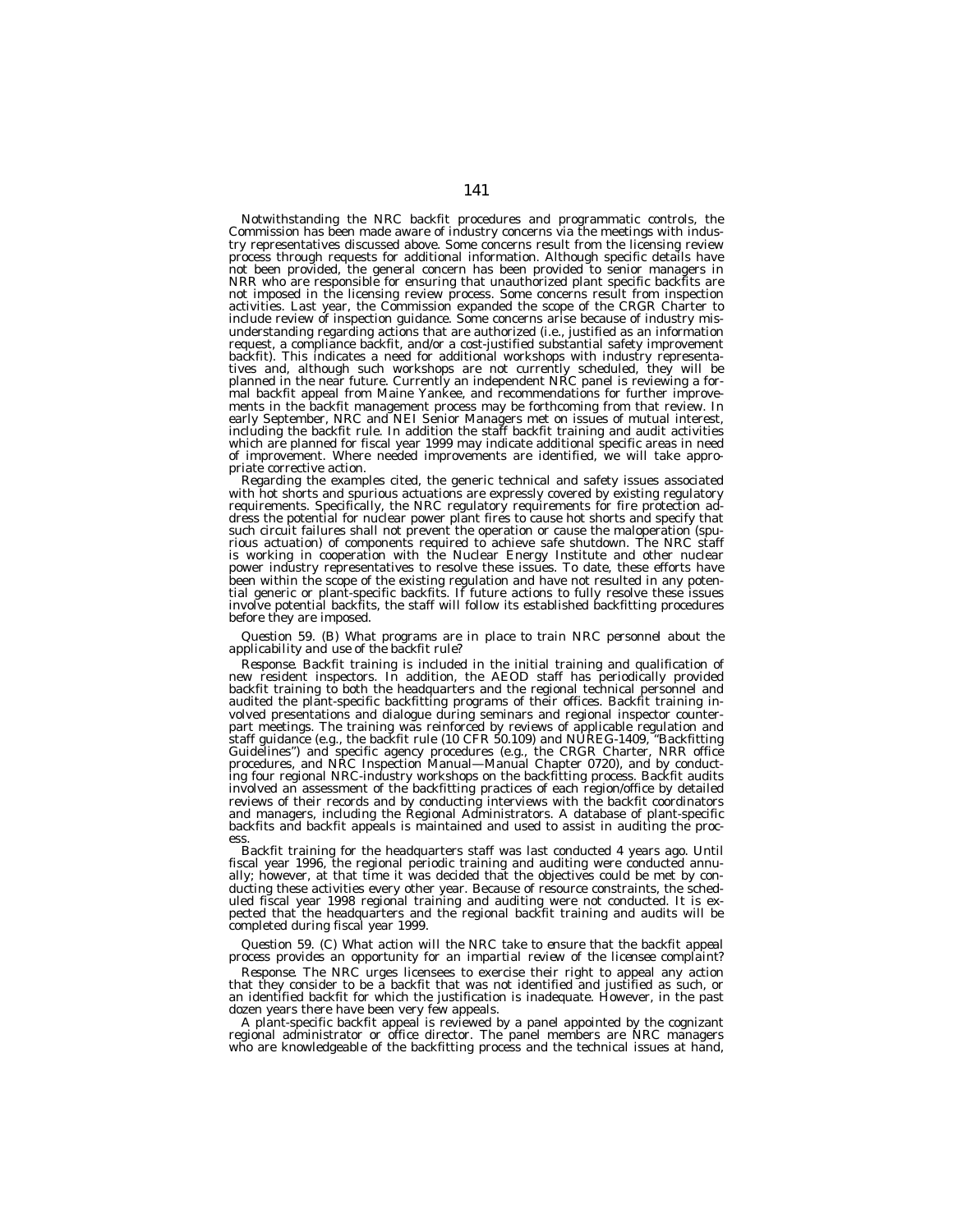Notwithstanding the NRC backfit procedures and programmatic controls, the Commission has been made aware of industry concerns via the meetings with industry representatives discussed above. Some concerns result from the licensing review process through requests for additional information. Although specific details have not been provided, the general concern has been provided to senior managers in NRR who are responsible for ensuring that unauthorized plant specific backfits are not imposed in the licensing review process. Some concerns result from inspection activities. Last year, the Commission expanded the scope of the CRGR Charter to include review of inspection guidance. Some concerns arise because of industry misunderstanding regarding actions that are authorized (i.e., justified as an information request, a compliance backfit, and/or a cost-justified substantial safety improvement backfit). This indicates a need for additional workshops with industry representatives and, although such workshops are not currently scheduled, they will be planned in the near future. Currently an independent NRC panel is reviewing a formal backfit appeal from Maine Yankee, and recommendations for further improvements in the backfit management process may be forthcoming from that review. In early September, NRC and NEI Senior Managers met on issues of mutual interest, including the backfit rule. In addition the staff backfit training and audit activities which are planned for fiscal year 1999 may indicate additional specific areas in need of improvement. Where needed improvements are identified, we will take appropriate corrective action.

Regarding the examples cited, the generic technical and safety issues associated with hot shorts and spurious actuations are expressly covered by existing regulatory requirements. Specifically, the NRC regulatory requirements for fire protection address the potential for nuclear power plant fires to cause hot shorts and specify that such circuit failures shall not prevent the operation or cause the maloperation (spurious actuation) of components required to achieve safe shutdown. The NRC staff is working in cooperation with the Nuclear Energy Institute and other nuclear power industry representatives to resolve these issues. To date, these efforts have been within the scope of the existing regulation and have not resulted in any potential generic or plant-specific backfits. If future actions to fully resolve these issues involve potential backfits, the staff will follow its established backfitting procedures before they are imposed.

*Question 59. (B) What programs are in place to train NRC personnel about the applicability and use of the backfit rule?*

*Response.* Backfit training is included in the initial training and qualification of new resident inspectors. In addition, the AEOD staff has periodically provided backfit training to both the headquarters and the regional technical personnel and audited the plant-specific backfitting programs of their offices. Backfit training involved presentations and dialogue during seminars and regional inspector counterpart meetings. The training was reinforced by reviews of applicable regulation and staff guidance (e.g., the backfit rule (10 CFR 50.109) and NUREG-1409, "Backfitting Guidelines") and specific agency procedures (e.g., the CRGR Charter, NRR office procedures, and NRC Inspection Manual—Manual Chapter 0720), and by conducting four regional NRC-industry workshops on the backfitting process. Backfit audits involved an assessment of the backfitting practices of each region/office by detailed reviews of their records and by conducting interviews with the backfit coordinators and managers, including the Regional Administrators. A database of plant-specific backfits and backfit appeals is maintained and used to assist in auditing the process.

Backfit training for the headquarters staff was last conducted 4 years ago. Until fiscal year 1996, the regional periodic training and auditing were conducted annually; however, at that time it was decided that the objectives could be met by conducting these activities every other year. Because of resource constraints, the scheduled fiscal year 1998 regional training and auditing were not conducted. It is expected that the headquarters and the regional backfit training and audits will be completed during fiscal year 1999.

*Question 59. (C) What action will the NRC take to ensure that the backfit appeal process provides an opportunity for an impartial review of the licensee complaint?*

*Response.* The NRC urges licensees to exercise their right to appeal any action that they consider to be a backfit that was not identified and justified as such, or an identified backfit for which the justification is inadequate. However, in the past dozen years there have been very few appeals.

A plant-specific backfit appeal is reviewed by a panel appointed by the cognizant regional administrator or office director. The panel members are NRC managers who are knowledgeable of the backfitting process and the technical issues at hand,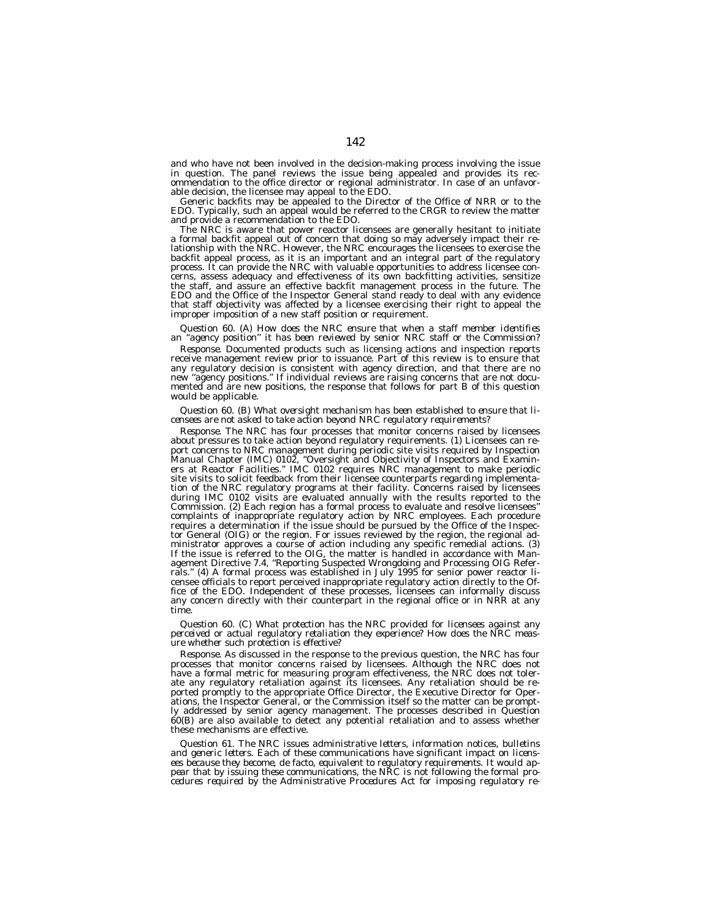and who have not been involved in the decision-making process involving the issue in question. The panel reviews the issue being appealed and provides its recommendation to the office director or regional administrator. In case of an unfavorable decision, the licensee may appeal to the EDO.

Generic backfits may be appealed to the Director of the Office of NRR or to the EDO. Typically, such an appeal would be referred to the CRGR to review the matter and provide a recommendation to the EDO.

The NRC is aware that power reactor licensees are generally hesitant to initiate a formal backfit appeal out of concern that doing so may adversely impact their relationship with the NRC. However, the NRC encourages the licensees to exercise the backfit appeal process, as it is an important and an integral part of the regulatory process. It can provide the NRC with valuable opportunities to address licensee concerns, assess adequacy and effectiveness of its own backfitting activities, sensitize the staff, and assure an effective backfit management process in the future. The EDO and the Office of the Inspector General stand ready to deal with any evidence that staff objectivity was affected by a licensee exercising their right to appeal the improper imposition of a new staff position or requirement.

*Question 60. (A) How does the NRC ensure that when a staff member identifies an "agency position" it has been reviewed by senior NRC staff or the Commission?*

*Response.* Documented products such as licensing actions and inspection reports receive management review prior to issuance. Part of this review is to ensure that any regulatory decision is consistent with agency direction, and that there are no new "agency positions." If individual reviews are raising concerns that are not documented and are new positions, the response that follows for part B of this question would be applicable.

*Question 60. (B) What oversight mechanism has been established to ensure that licensees are not asked to take action beyond NRC regulatory requirements?*

*Response.* The NRC has four processes that monitor concerns raised by licensees about pressures to take action beyond regulatory requirements. (1) Licensees can report concerns to NRC management during periodic site visits required by Inspection Manual Chapter (IMC) 0102, "Oversight and Objectivity of Inspectors and Examiners at Reactor Facilities." IMC 0102 requires NRC management to make periodic site visits to solicit feedback from their licensee counterparts regarding implementation of the NRC regulatory programs at their facility. Concerns raised by licensees during IMC 0102 visits are evaluated annually with the results reported to the Commission. (2) Each region has a formal process to evaluate and resolve licensees' complaints of inappropriate regulatory action by NRC employees. Each procedure requires a determination if the issue should be pursued by the Office of the Inspector General (OIG) or the region. For issues reviewed by the region, the regional administrator approves a course of action including any specific remedial actions. (3) If the issue is referred to the OIG, the matter is handled in accordance with Management Directive 7.4, "Reporting Suspected Wrongdoing and Processing OIG Referrals." (4) A formal process was established in July 1995 for senior power reactor licensee officials to report perceived inappropriate regulatory action directly to the Office of the EDO. Independent of these processes, licensees can informally discuss any concern directly with their counterpart in the regional office or in NRR at any time.

*Question 60. (C) What protection has the NRC provided for licensees against any perceived or actual regulatory retaliation they experience? How does the NRC measure whether such protection is effective?*

*Response.* As discussed in the response to the previous question, the NRC has four processes that monitor concerns raised by licensees. Although the NRC does not have a formal metric for measuring program effectiveness, the NRC does not tolerate any regulatory retaliation against its licensees. Any retaliation should be reported promptly to the appropriate Office Director, the Executive Director for Operations, the Inspector General, or the Commission itself so the matter can be promptly addressed by senior agency management. The processes described in Question 60(B) are also available to detect any potential retaliation and to assess whether these mechanisms are effective.

*Question 61. The NRC issues administrative letters, information notices, bulletins and generic letters. Each of these communications have significant impact on licensees because they become, de facto, equivalent to regulatory requirements. It would appear that by issuing these communications, the NRC is not following the formal procedures required by the Administrative Procedures Act for imposing regulatory re-*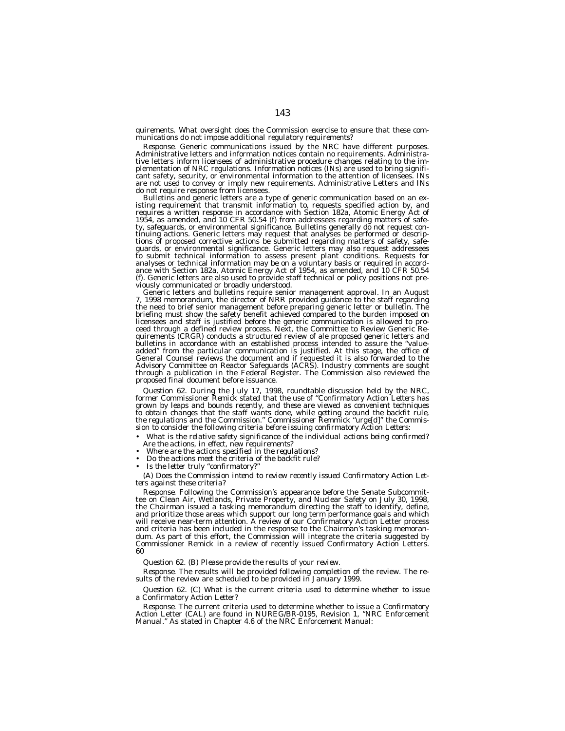*quirements. What oversight does the Commission exercise to ensure that these communications do not impose additional regulatory requirements?*

*Response.* Generic communications issued by the NRC have different purposes. Administrative letters and information notices contain no requirements. Administrative letters inform licensees of administrative procedure changes relating to the implementation of NRC regulations. Information notices (INs) are used to bring significant safety, security, or environmental information to the attention of licensees. INs are not used to convey or imply new requirements. Administrative Letters and INs do not require response from licensees.

Bulletins and generic letters are a type of generic communication based on an existing requirement that transmit information to, requests specified action by, and requires a written response in accordance with Section 182a, Atomic Energy Act of 1954, as amended, and 10 CFR 50.54 (f) from addressees regarding matters of safety, safeguards, or environmental significance. Bulletins generally do not request continuing actions. Generic letters may request that analyses be performed or descriptions of proposed corrective actions be submitted regarding matters of safety, safeguards, or environmental significance. Generic letters may also request addressees to submit technical information to assess present plant conditions. Requests for analyses or technical information may be on a voluntary basis or required in accordance with Section 182a, Atomic Energy Act of 1954, as amended, and 10 CFR 50.54 (f). Generic letters are also used to provide staff technical or policy positions not previously communicated or broadly understood.

Generic letters and bulletins require senior management approval. In an August 7, 1998 memorandum, the director of NRR provided guidance to the staff regarding the need to brief senior management before preparing generic letter or bulletin. The briefing must show the safety benefit achieved compared to the burden imposed on licensees and staff is justified before the generic communication is allowed to proceed through a defined review process. Next, the Committee to Review Generic Requirements (CRGR) conducts a structured review of ale proposed generic letters and bulletins in accordance with an established process intended to assure the "value-added" from the particular communication is justified. At this stage, the office of General Counsel reviews the document and if requested it is also forwarded to the Advisory Committee on Reactor Safeguards (ACRS). Industry comments are sought through a publication in the Federal Register. The Commission also reviewed the proposed final document before issuance.

*Question 62. During the July 17, 1998, roundtable discussion held by the NRC, former Commissioner Remick stated that the use of "Confirmatory Action Letters has grown by leaps and bounds recently, and these are viewed as convenient techniques to obtain changes that the staff wants done, while getting around the backfit rule, the regulations and the Commission." Commissioner Remmick "urge[d]" the Commission to consider the following criteria before issuing confirmatory Action Letters:*

- *What is the relative safety significance of the individual actions being confirmed? Are the actions, in effect, new requirements?*
- *Where are the actions specified in the regulations?*
- *Do the actions meet the criteria of the backfit rule?*
- *Is the letter truly "confirmatory?"*

*(A) Does the Commission intend to review recently issued Confirmatory Action Letters against these criteria?*

*Response.* Following the Commission's appearance before the Senate Subcommittee on Clean Air, Wetlands, Private Property, and Nuclear Safety on July 30, 1998, the Chairman issued a tasking memorandum directing the staff to identify, define, and prioritize those areas which support our long term performance goals and which will receive near-term attention. A review of our Confirmatory Action Letter process and criteria has been included in the response to the Chairman's tasking memorandum. As part of this effort, the Commission will integrate the criteria suggested by Commissioner Remick in a review of recently issued Confirmatory Action Letters. 60

*Question 62. (B) Please provide the results of your review.*

*Response.* The results will be provided following completion of the review. The results of the review are scheduled to be provided in January 1999.

*Question 62. (C) What is the current criteria used to determine whether to issue a Confirmatory Action Letter?*

*Response.* The current criteria used to determine whether to issue a Confirmatory Action Letter (CAL) are found in NUREG/BR-0195, Revision 1, "NRC Enforcement Manual." As stated in Chapter 4.6 of the NRC Enforcement Manual: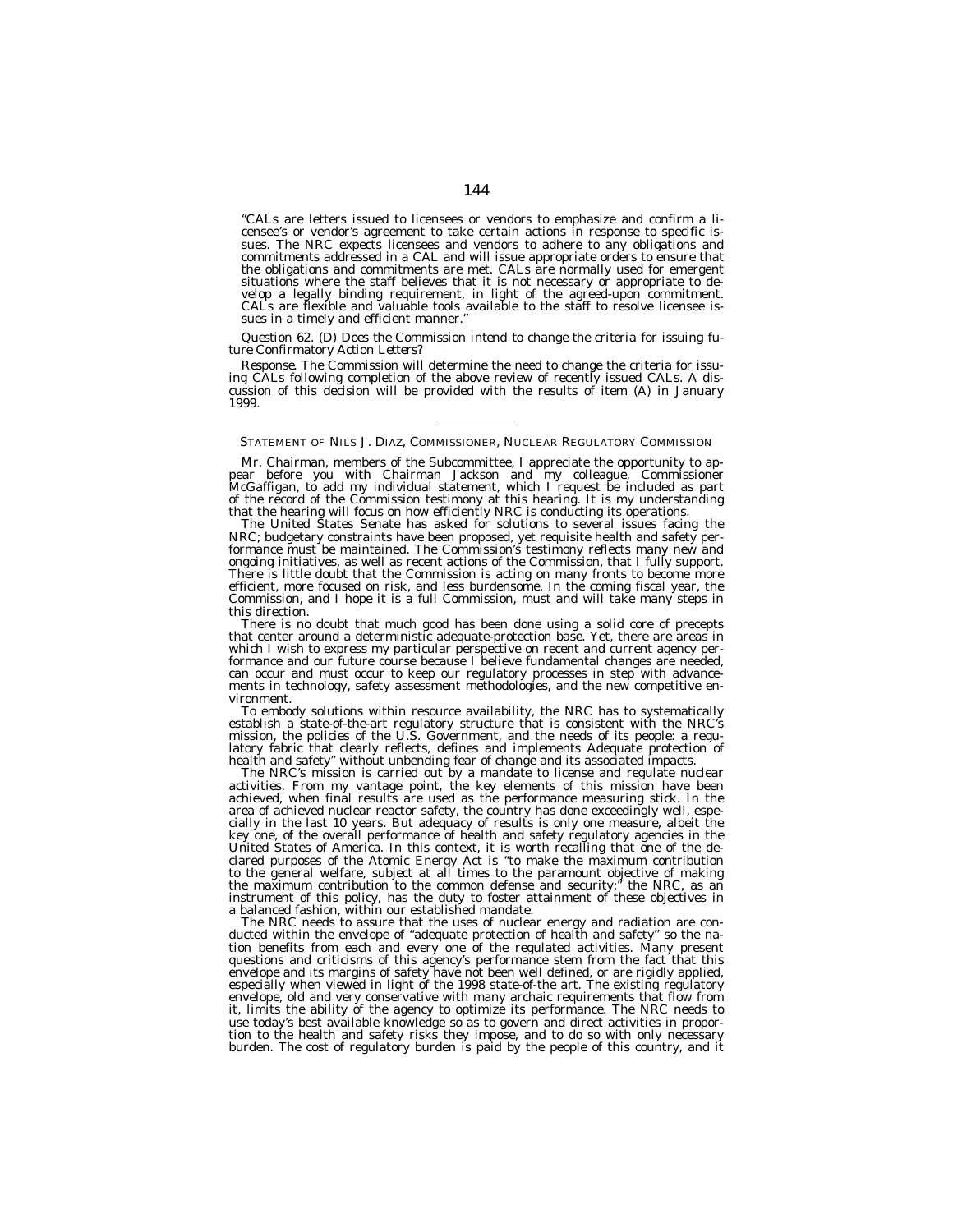"CALs are letters issued to licensees or vendors to emphasize and confirm a licensee's or vendor's agreement to take certain actions in response to specific issues. The NRC expects licensees and vendors to adhere to any obligations and commitments addressed in a CAL and will issue appropriate orders to ensure that the obligations and commitments are met. CALs are normally used for emergent situations where the staff believes that it is not necessary or appropriate to develop a legally binding requirement, in light of the agreed-upon commitment. CALs are flexible and valuable tools available to the staff to resolve licensee issues in a timely and efficient manner."

*Question 62. (D) Does the Commission intend to change the criteria for issuing future Confirmatory Action Letters?*

*Response.* The Commission will determine the need to change the criteria for issuing CALs following completion of the above review of recently issued CALs. A discussion of this decision will be provided with the results of item (A) in January 1999.

---

STATEMENT OF NILS J. DIAZ, COMMISSIONER, NUCLEAR REGULATORY COMMISSION

Mr. Chairman, members of the Subcommittee, I appreciate the opportunity to appear before you with Chairman Jackson and my colleague, Commissioner McGaffigan, to add my individual statement, which I request be included as part of the record of the Commission testimony at this hearing. It is my understanding that the hearing will focus on how efficiently NRC is conducting its operations.

The United States Senate has asked for solutions to several issues facing the NRC; budgetary constraints have been proposed, yet requisite health and safety performance must be maintained. The Commission's testimony reflects many new and ongoing initiatives, as well as recent actions of the Commission, that I fully support. There is little doubt that the Commission is acting on many fronts to become more efficient, more focused on risk, and less burdensome. In the coming fiscal year, the Commission, and I hope it is a full Commission, must and will take many steps in this direction.

There is no doubt that much good has been done using a solid core of precepts that center around a deterministic adequate-protection base. Yet, there are areas in which I wish to express my particular perspective on recent and current agency performance and our future course because I believe fundamental changes are needed, can occur and must occur to keep our regulatory processes in step with advancements in technology, safety assessment methodologies, and the new competitive environment.

To embody solutions within resource availability, the NRC has to systematically establish a state-of-the-art regulatory structure that is consistent with the NRC's mission, the policies of the U.S. Government, and the needs of its people: a regulatory fabric that clearly reflects, defines and implements Adequate protection of health and safety" without unbending fear of change and its associated impacts.

The NRC's mission is carried out by a mandate to license and regulate nuclear activities. From my vantage point, the key elements of this mission have been achieved, when final results are used as the performance measuring stick. In the area of achieved nuclear reactor safety, the country has done exceedingly well, especially in the last 10 years. But adequacy of results is only one measure, albeit the key one, of the overall performance of health and safety regulatory agencies in the United States of America. In this context, it is worth recalling that one of the declared purposes of the Atomic Energy Act is "to make the maximum contribution to the general welfare, subject at all times to the paramount objective of making the maximum contribution to the common defense and security;" the NRC, as an instrument of this policy, has the duty to foster attainment of these objectives in a balanced fashion, within our established mandate.

The NRC needs to assure that the uses of nuclear energy and radiation are conducted within the envelope of "adequate protection of health and safety" so the nation benefits from each and every one of the regulated activities. Many present questions and criticisms of this agency's performance stem from the fact that this envelope and its margins of safety have not been well defined, or are rigidly applied, especially when viewed in light of the 1998 state-of-the art. The existing regulatory envelope, old and very conservative with many archaic requirements that flow from it, limits the ability of the agency to optimize its performance. The NRC needs to use today's best available knowledge so as to govern and direct activities in proportion to the health and safety risks they impose, and to do so with only necessary burden. The cost of regulatory burden is paid by the people of this country, and it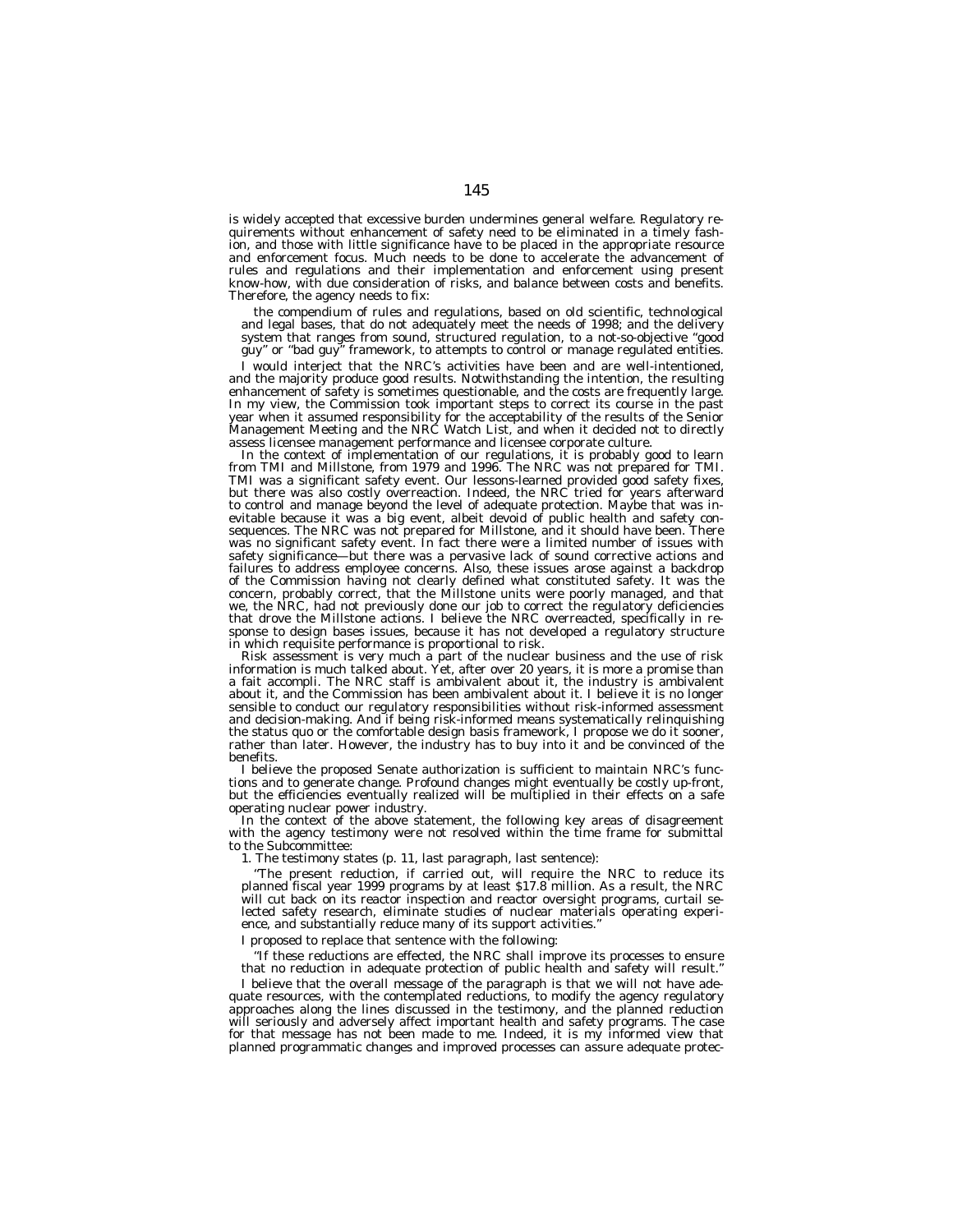is widely accepted that excessive burden undermines general welfare. Regulatory requirements without enhancement of safety need to be eliminated in a timely fashion, and those with little significance have to be placed in the appropriate resource and enforcement focus. Much needs to be done to accelerate the advancement of rules and regulations and their implementation and enforcement using present know-how, with due consideration of risks, and balance between costs and benefits. Therefore, the agency needs to fix:

> the compendium of rules and regulations, based on old scientific, technological and legal bases, that do not adequately meet the needs of 1998; and the delivery system that ranges from sound, structured regulation, to a not-so-objective "good guy" or "bad guy" framework, to attempts to control or manage regulated entities.

I would interject that the NRC's activities have been and are well-intentioned, and the majority produce good results. Notwithstanding the intention, the resulting enhancement of safety is sometimes questionable, and the costs are frequently large. In my view, the Commission took important steps to correct its course in the past year when it assumed responsibility for the acceptability of the results of the Senior Management Meeting and the NRC Watch List, and when it decided not to directly assess licensee management performance and licensee corporate culture.

In the context of implementation of our regulations, it is probably good to learn from TMI and Millstone, from 1979 and 1996. The NRC was not prepared for TMI. TMI was a significant safety event. Our lessons-learned provided good safety fixes, but there was also costly overreaction. Indeed, the NRC tried for years afterward to control and manage beyond the level of adequate protection. Maybe that was inevitable because it was a big event, albeit devoid of public health and safety consequences. The NRC was not prepared for Millstone, and it should have been. There was no significant safety event. In fact there were a limited number of issues with safety significance—but there was a pervasive lack of sound corrective actions and failures to address employee concerns. Also, these issues arose against a backdrop of the Commission having not clearly defined what constituted safety. It was the concern, probably correct, that the Millstone units were poorly managed, and that we, the NRC, had not previously done our job to correct the regulatory deficiencies that drove the Millstone actions. I believe the NRC overreacted, specifically in response to design bases issues, because it has not developed a regulatory structure in which requisite performance is proportional to risk.

Risk assessment is very much a part of the nuclear business and the use of risk information is much talked about. Yet, after over 20 years, it is more a promise than a fait accompli. The NRC staff is ambivalent about it, the industry is ambivalent about it, and the Commission has been ambivalent about it. I believe it is no longer sensible to conduct our regulatory responsibilities without risk-informed assessment and decision-making. And if being risk-informed means systematically relinquishing the status quo or the comfortable design basis framework, I propose we do it sooner, rather than later. However, the industry has to buy into it and be convinced of the benefits.

I believe the proposed Senate authorization is sufficient to maintain NRC's functions and to generate change. Profound changes might eventually be costly up-front, but the efficiencies eventually realized will be multiplied in their effects on a safe operating nuclear power industry.

In the context of the above statement, the following key areas of disagreement with the agency testimony were not resolved within the time frame for submittal to the Subcommittee:

1. The testimony states (p. 11, last paragraph, last sentence):

> "The present reduction, if carried out, will require the NRC to reduce its planned fiscal year 1999 programs by at least $17.8 million. As a result, the NRC will cut back on its reactor inspection and reactor oversight programs, curtail selected safety research, eliminate studies of nuclear materials operating experience, and substantially reduce many of its support activities."

I proposed to replace that sentence with the following:

> "If these reductions are effected, the NRC shall improve its processes to ensure that no reduction in adequate protection of public health and safety will result."

I believe that the overall message of the paragraph is that we will not have adequate resources, with the contemplated reductions, to modify the agency regulatory approaches along the lines discussed in the testimony, and the planned reduction will seriously and adversely affect important health and safety programs. The case for that message has not been made to me. Indeed, it is my informed view that planned programmatic changes and improved processes can assure adequate protec-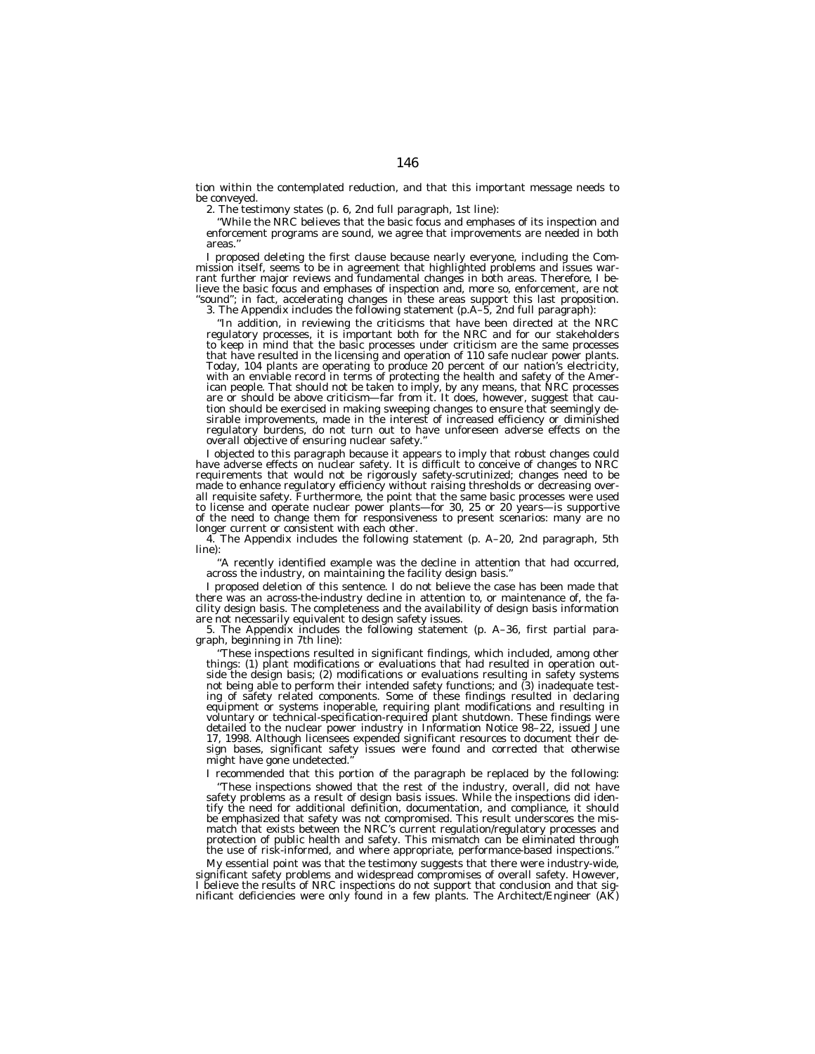tion within the contemplated reduction, and that this important message needs to be conveyed.

2. The testimony states (p. 6, 2nd full paragraph, 1st line):

> "While the NRC believes that the basic focus and emphases of its inspection and enforcement programs are sound, we agree that improvements are needed in both areas."

I proposed deleting the first clause because nearly everyone, including the Commission itself, seems to be in agreement that highlighted problems and issues warrant further major reviews and fundamental changes in both areas. Therefore, I believe the basic focus and emphases of inspection and, more so, enforcement, are not "sound"; in fact, accelerating changes in these areas support this last proposition.

3. The Appendix includes the following statement (p.A–5, 2nd full paragraph):

> "In addition, in reviewing the criticisms that have been directed at the NRC regulatory processes, it is important both for the NRC and for our stakeholders to keep in mind that the basic processes under criticism are the same processes that have resulted in the licensing and operation of 110 safe nuclear power plants. Today, 104 plants are operating to produce 20 percent of our nation's electricity, with an enviable record in terms of protecting the health and safety of the American people. That should not be taken to imply, by any means, that NRC processes are or should be above criticism—far from it. It does, however, suggest that caution should be exercised in making sweeping changes to ensure that seemingly desirable improvements, made in the interest of increased efficiency or diminished regulatory burdens, do not turn out to have unforeseen adverse effects on the overall objective of ensuring nuclear safety."

I objected to this paragraph because it appears to imply that robust changes could have adverse effects on nuclear safety. It is difficult to conceive of changes to NRC requirements that would not be rigorously safety-scrutinized; changes need to be made to enhance regulatory efficiency without raising thresholds or decreasing overall requisite safety. Furthermore, the point that the same basic processes were used to license and operate nuclear power plants—for 30, 25 or 20 years—is supportive of the need to change them for responsiveness to present scenarios: many are no longer current or consistent with each other.

4. The Appendix includes the following statement (p. A–20, 2nd paragraph, 5th line):

> "A recently identified example was the decline in attention that had occurred, across the industry, on maintaining the facility design basis."

I proposed deletion of this sentence. I do not believe the case has been made that there was an across-the-industry decline in attention to, or maintenance of, the facility design basis. The completeness and the availability of design basis information are not necessarily equivalent to design safety issues.

5. The Appendix includes the following statement (p. A–36, first partial paragraph, beginning in 7th line):

> "These inspections resulted in significant findings, which included, among other things: (1) plant modifications or evaluations that had resulted in operation outside the design basis; (2) modifications or evaluations resulting in safety systems not being able to perform their intended safety functions; and (3) inadequate testing of safety related components. Some of these findings resulted in declaring equipment or systems inoperable, requiring plant modifications and resulting in voluntary or technical-specification-required plant shutdown. These findings were detailed to the nuclear power industry in Information Notice 98–22, issued June 17, 1998. Although licensees expended significant resources to document their design bases, significant safety issues were found and corrected that otherwise might have gone undetected."

I recommended that this portion of the paragraph be replaced by the following:

> "These inspections showed that the rest of the industry, overall, did not have safety problems as a result of design basis issues. While the inspections did identify the need for additional definition, documentation, and compliance, it should be emphasized that safety was not compromised. This result underscores the mismatch that exists between the NRC's current regulation/regulatory processes and protection of public health and safety. This mismatch can be eliminated through the use of risk-informed, and where appropriate, performance-based inspections."

My essential point was that the testimony suggests that there were industry-wide, significant safety problems and widespread compromises of overall safety. However, I believe the results of NRC inspections do not support that conclusion and that significant deficiencies were only found in a few plants. The Architect/Engineer (AE)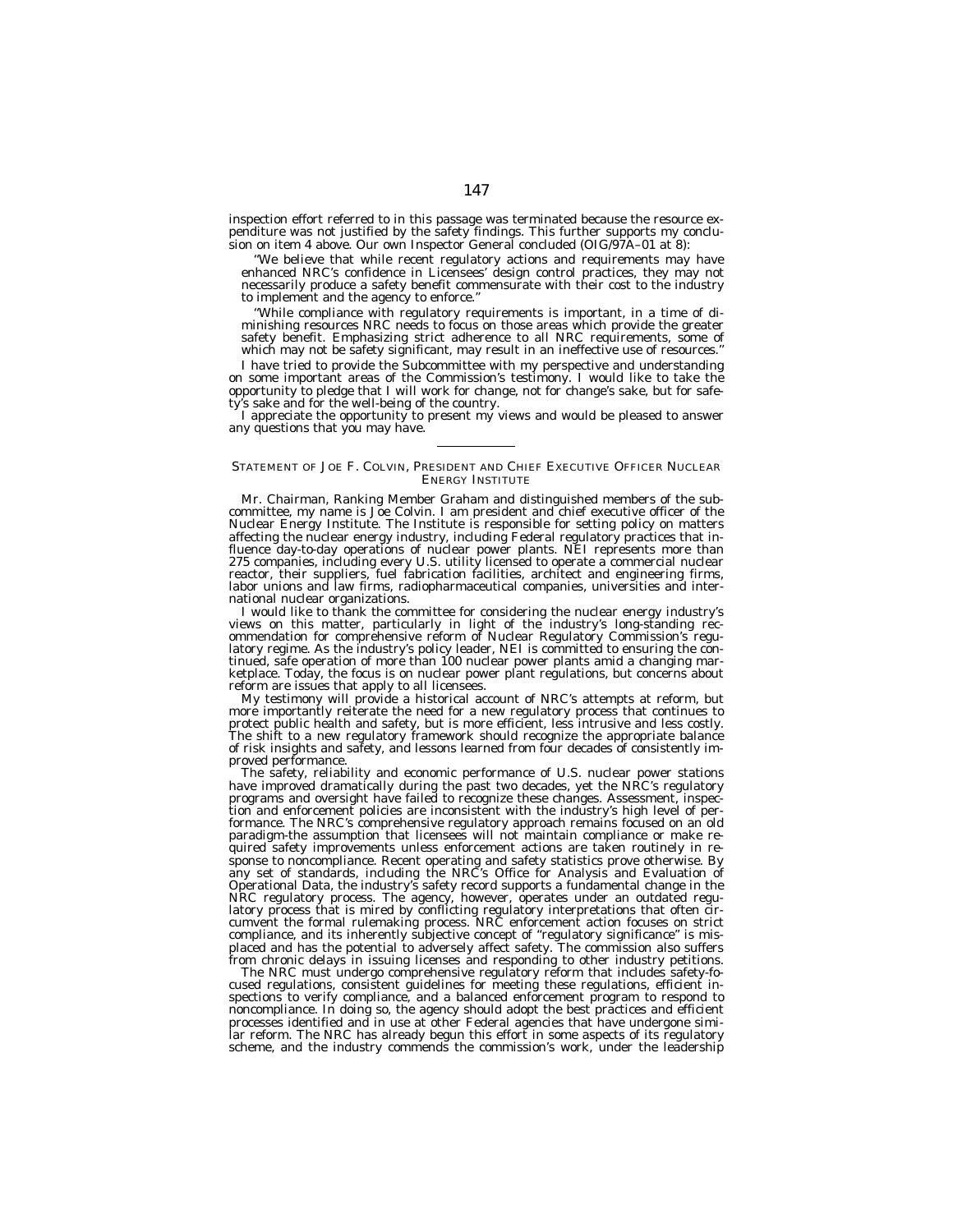inspection effort referred to in this passage was terminated because the resource expenditure was not justified by the safety findings. This further supports my conclusion on item 4 above. Our own Inspector General concluded (OIG/97A–01 at 8):

"We believe that while recent regulatory actions and requirements may have enhanced NRC's confidence in Licensees' design control practices, they may not necessarily produce a safety benefit commensurate with their cost to the industry to implement and the agency to enforce."

"While compliance with regulatory requirements is important, in a time of diminishing resources NRC needs to focus on those areas which provide the greater safety benefit. Emphasizing strict adherence to all NRC requirements, some of which may not be safety significant, may result in an ineffective use of resources."

I have tried to provide the Subcommittee with my perspective and understanding on some important areas of the Commission's testimony. I would like to take the opportunity to pledge that I will work for change, not for change's sake, but for safety's sake and for the well-being of the country.

I appreciate the opportunity to present my views and would be pleased to answer any questions that you may have.

---

## STATEMENT OF JOE F. COLVIN, PRESIDENT AND CHIEF EXECUTIVE OFFICER NUCLEAR ENERGY INSTITUTE

Mr. Chairman, Ranking Member Graham and distinguished members of the subcommittee, my name is Joe Colvin. I am president and chief executive officer of the Nuclear Energy Institute. The Institute is responsible for setting policy on matters affecting the nuclear energy industry, including Federal regulatory practices that influence day-to-day operations of nuclear power plants. NEI represents more than 275 companies, including every U.S. utility licensed to operate a commercial nuclear reactor, their suppliers, fuel fabrication facilities, architect and engineering firms, labor unions and law firms, radiopharmaceutical companies, universities and international nuclear organizations.

I would like to thank the committee for considering the nuclear energy industry's views on this matter, particularly in light of the industry's long-standing recommendation for comprehensive reform of Nuclear Regulatory Commission's regulatory regime. As the industry's policy leader, NEI is committed to ensuring the continued, safe operation of more than 100 nuclear power plants amid a changing marketplace. Today, the focus is on nuclear power plant regulations, but concerns about reform are issues that apply to all licensees.

My testimony will provide a historical account of NRC's attempts at reform, but more importantly reiterate the need for a new regulatory process that continues to protect public health and safety, but is more efficient, less intrusive and less costly. The shift to a new regulatory framework should recognize the appropriate balance of risk insights and safety, and lessons learned from four decades of consistently improved performance.

The safety, reliability and economic performance of U.S. nuclear power stations have improved dramatically during the past two decades, yet the NRC's regulatory programs and oversight have failed to recognize these changes. Assessment, inspection and enforcement policies are inconsistent with the industry's high level of performance. The NRC's comprehensive regulatory approach remains focused on an old paradigm-the assumption that licensees will not maintain compliance or make required safety improvements unless enforcement actions are taken routinely in response to noncompliance. Recent operating and safety statistics prove otherwise. By any set of standards, including the NRC's Office for Analysis and Evaluation of Operational Data, the industry's safety record supports a fundamental change in the NRC regulatory process. The agency, however, operates under an outdated regulatory process that is mired by conflicting regulatory interpretations that often circumvent the formal rulemaking process. NRC enforcement action focuses on strict compliance, and its inherently subjective concept of "regulatory significance" is misplaced and has the potential to adversely affect safety. The commission also suffers from chronic delays in issuing licenses and responding to other industry petitions.

The NRC must undergo comprehensive regulatory reform that includes safety-focused regulations, consistent guidelines for meeting these regulations, efficient inspections to verify compliance, and a balanced enforcement program to respond to noncompliance. In doing so, the agency should adopt the best practices and efficient processes identified and in use at other Federal agencies that have undergone similar reform. The NRC has already begun this effort in some aspects of its regulatory scheme, and the industry commends the commission's work, under the leadership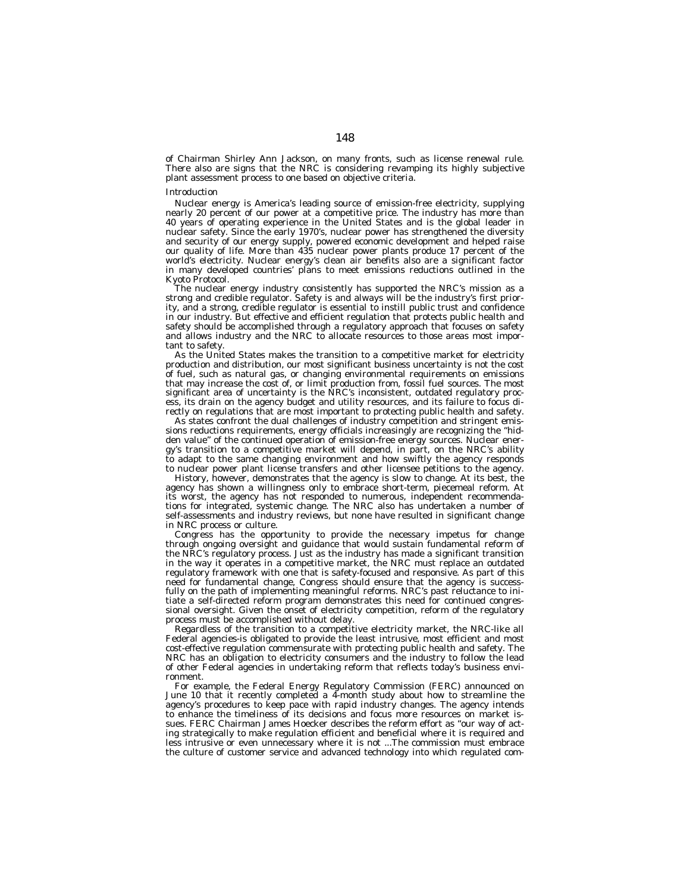of Chairman Shirley Ann Jackson, on many fronts, such as license renewal rule. There also are signs that the NRC is considering revamping its highly subjective plant assessment process to one based on objective criteria.

*Introduction*

Nuclear energy is America's leading source of emission-free electricity, supplying nearly 20 percent of our power at a competitive price. The industry has more than 40 years of operating experience in the United States and is the global leader in nuclear safety. Since the early 1970's, nuclear power has strengthened the diversity and security of our energy supply, powered economic development and helped raise our quality of life. More than 435 nuclear power plants produce 17 percent of the world's electricity. Nuclear energy's clean air benefits also are a significant factor in many developed countries' plans to meet emissions reductions outlined in the Kyoto Protocol.

The nuclear energy industry consistently has supported the NRC's mission as a strong and credible regulator. Safety is and always will be the industry's first priority, and a strong, credible regulator is essential to instill public trust and confidence in our industry. But effective and efficient regulation that protects public health and safety should be accomplished through a regulatory approach that focuses on safety and allows industry and the NRC to allocate resources to those areas most important to safety.

As the United States makes the transition to a competitive market for electricity production and distribution, our most significant business uncertainty is not the cost of fuel, such as natural gas, or changing environmental requirements on emissions that may increase the cost of, or limit production from, fossil fuel sources. The most significant area of uncertainty is the NRC's inconsistent, outdated regulatory process, its drain on the agency budget and utility resources, and its failure to focus directly on regulations that are most important to protecting public health and safety.

As states confront the dual challenges of industry competition and stringent emissions reductions requirements, energy officials increasingly are recognizing the "hidden value" of the continued operation of emission-free energy sources. Nuclear energy's transition to a competitive market will depend, in part, on the NRC's ability to adapt to the same changing environment and how swiftly the agency responds to nuclear power plant license transfers and other licensee petitions to the agency.

History, however, demonstrates that the agency is slow to change. At its best, the agency has shown a willingness only to embrace short-term, piecemeal reform. At its worst, the agency has not responded to numerous, independent recommendations for integrated, systemic change. The NRC also has undertaken a number of self-assessments and industry reviews, but none have resulted in significant change in NRC process or culture.

Congress has the opportunity to provide the necessary impetus for change through ongoing oversight and guidance that would sustain fundamental reform of the NRC's regulatory process. Just as the industry has made a significant transition in the way it operates in a competitive market, the NRC must replace an outdated regulatory framework with one that is safety-focused and responsive. As part of this need for fundamental change, Congress should ensure that the agency is successfully on the path of implementing meaningful reforms. NRC's past reluctance to initiate a self-directed reform program demonstrates this need for continued congressional oversight. Given the onset of electricity competition, reform of the regulatory process must be accomplished without delay.

Regardless of the transition to a competitive electricity market, the NRC-like all Federal agencies-is obligated to provide the least intrusive, most efficient and most cost-effective regulation commensurate with protecting public health and safety. The NRC has an obligation to electricity consumers and the industry to follow the lead of other Federal agencies in undertaking reform that reflects today's business environment.

For example, the Federal Energy Regulatory Commission (FERC) announced on June 10 that it recently completed a 4-month study about how to streamline the agency's procedures to keep pace with rapid industry changes. The agency intends to enhance the timeliness of its decisions and focus more resources on market issues. FERC Chairman James Hoecker describes the reform effort as "our way of acting strategically to make regulation efficient and beneficial where it is required and less intrusive or even unnecessary where it is not ...The commission must embrace the culture of customer service and advanced technology into which regulated com-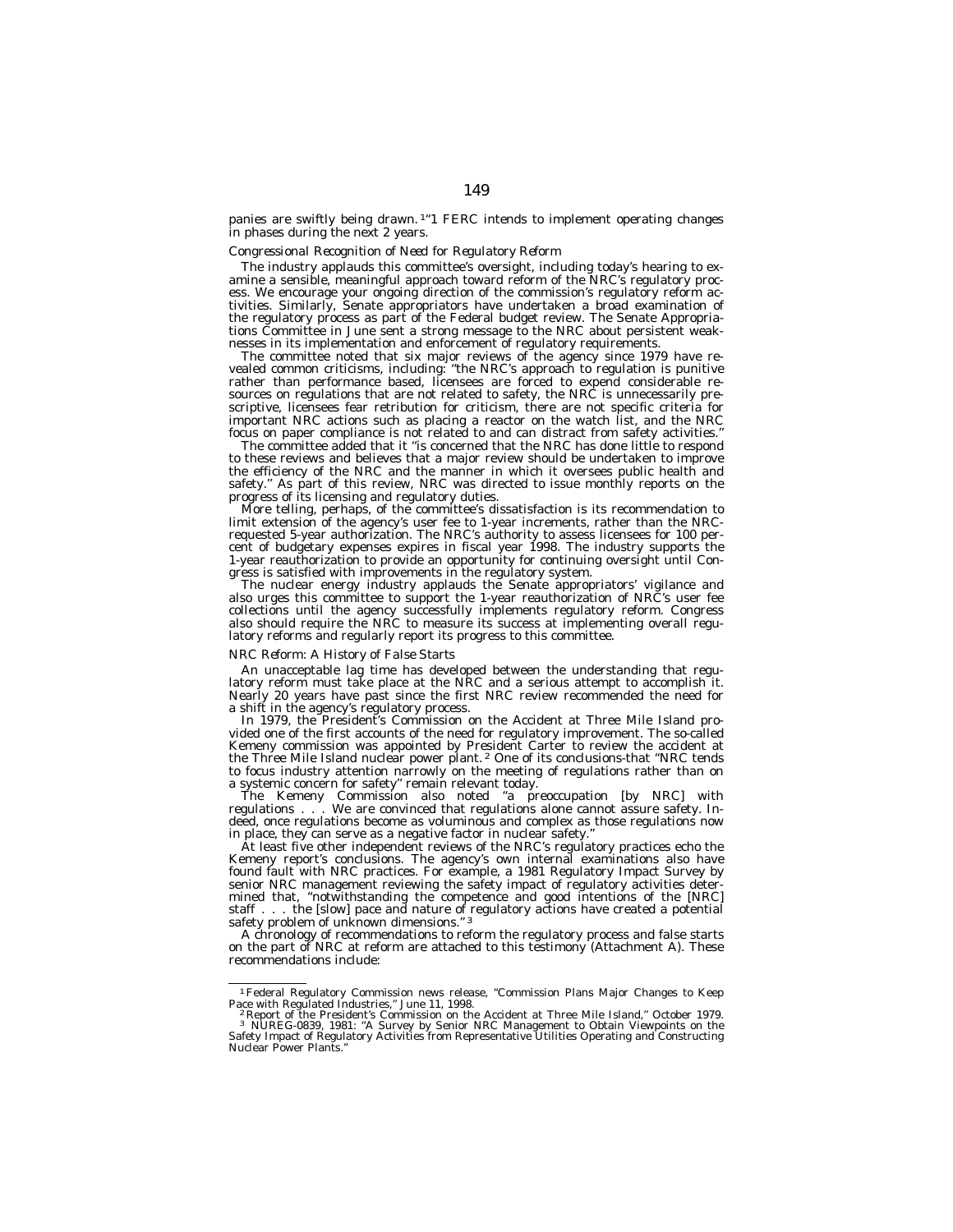panies are swiftly being drawn.[1]"1 FERC intends to implement operating changes in phases during the next 2 years.

*Congressional Recognition of Need for Regulatory Reform*

The industry applauds this committee's oversight, including today's hearing to examine a sensible, meaningful approach toward reform of the NRC's regulatory process. We encourage your ongoing direction of the commission's regulatory reform activities. Similarly, Senate appropriators have undertaken a broad examination of the regulatory process as part of the Federal budget review. The Senate Appropriations Committee in June sent a strong message to the NRC about persistent weaknesses in its implementation and enforcement of regulatory requirements.

The committee noted that six major reviews of the agency since 1979 have revealed common criticisms, including: "the NRC's approach to regulation is punitive rather than performance based, licensees are forced to expend considerable resources on regulations that are not related to safety, the NRC is unnecessarily prescriptive, licensees fear retribution for criticism, there are not specific criteria for important NRC actions such as placing a reactor on the watch list, and the NRC focus on paper compliance is not related to and can distract from safety activities."

The committee added that it "is concerned that the NRC has done little to respond to these reviews and believes that a major review should be undertaken to improve the efficiency of the NRC and the manner in which it oversees public health and safety." As part of this review, NRC was directed to issue monthly reports on the progress of its licensing and regulatory duties.

More telling, perhaps, of the committee's dissatisfaction is its recommendation to limit extension of the agency's user fee to 1-year increments, rather than the NRC-requested 5-year authorization. The NRC's authority to assess licensees for 100 percent of budgetary expenses expires in fiscal year 1998. The industry supports the 1-year reauthorization to provide an opportunity for continuing oversight until Congress is satisfied with improvements in the regulatory system.

The nuclear energy industry applauds the Senate appropriators' vigilance and also urges this committee to support the 1-year reauthorization of NRC's user fee collections until the agency successfully implements regulatory reform. Congress also should require the NRC to measure its success at implementing overall regulatory reforms and regularly report its progress to this committee.

*NRC Reform: A History of False Starts*

An unacceptable lag time has developed between the understanding that regulatory reform must take place at the NRC and a serious attempt to accomplish it. Nearly 20 years have past since the first NRC review recommended the need for a shift in the agency's regulatory process.

In 1979, the President's Commission on the Accident at Three Mile Island provided one of the first accounts of the need for regulatory improvement. The so-called Kemeny commission was appointed by President Carter to review the accident at the Three Mile Island nuclear power plant.[2] One of its conclusions-that "NRC tends to focus industry attention narrowly on the meeting of regulations rather than on a systemic concern for safety" remain relevant today.

The Kemeny Commission also noted "a preoccupation [by NRC] with regulations . . . We are convinced that regulations alone cannot assure safety. Indeed, once regulations become as voluminous and complex as those regulations now in place, they can serve as a negative factor in nuclear safety."

At least five other independent reviews of the NRC's regulatory practices echo the Kemeny report's conclusions. The agency's own internal examinations also have found fault with NRC practices. For example, a 1981 Regulatory Impact Survey by senior NRC management reviewing the safety impact of regulatory activities determined that, "notwithstanding the competence and good intentions of the [NRC] staff . . . the [slow] pace and nature of regulatory actions have created a potential safety problem of unknown dimensions."[3]

A chronology of recommendations to reform the regulatory process and false starts on the part of NRC at reform are attached to this testimony (Attachment A). These recommendations include:

---

[1] Federal Regulatory Commission news release, "Commission Plans Major Changes to Keep Pace with Regulated Industries," June 11, 1998.

[2] Report of the President's Commission on the Accident at Three Mile Island," October 1979.

[3] NUREG-0839, 1981: "A Survey by Senior NRC Management to Obtain Viewpoints on the Safety Impact of Regulatory Activities from Representative Utilities Operating and Constructing Nuclear Power Plants."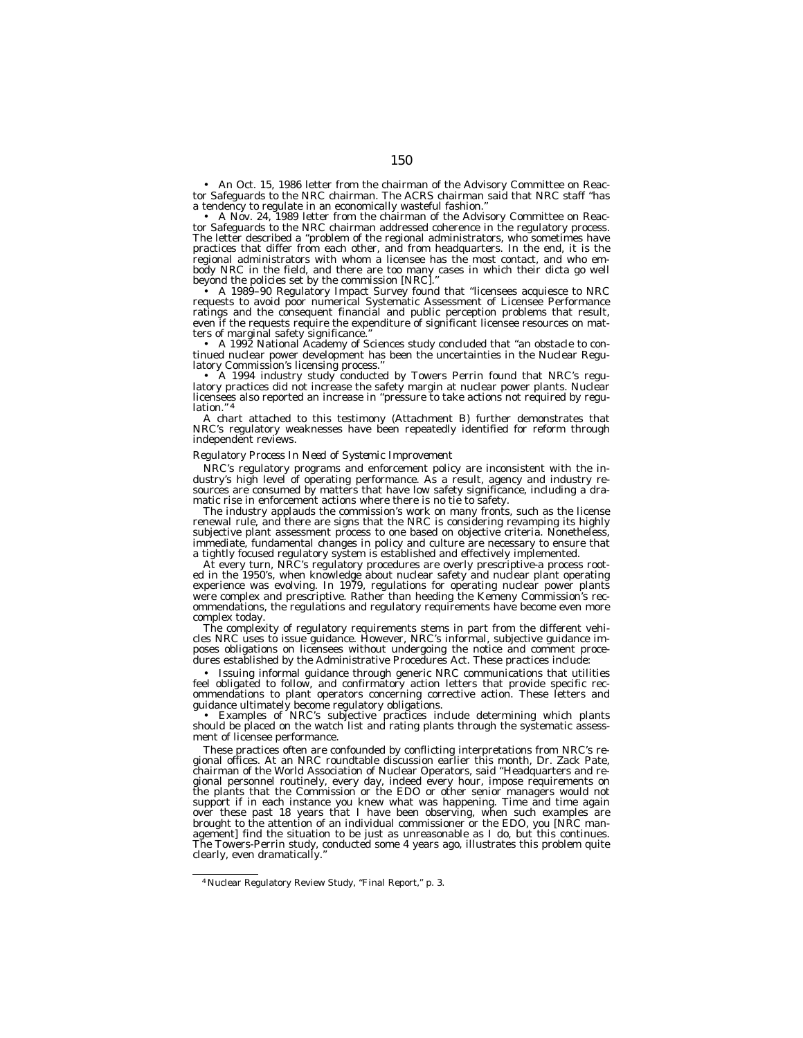• An Oct. 15, 1986 letter from the chairman of the Advisory Committee on Reactor Safeguards to the NRC chairman. The ACRS chairman said that NRC staff "has a tendency to regulate in an economically wasteful fashion."

• A Nov. 24, 1989 letter from the chairman of the Advisory Committee on Reactor Safeguards to the NRC chairman addressed coherence in the regulatory process. The letter described a "problem of the regional administrators, who sometimes have practices that differ from each other, and from headquarters. In the end, it is the regional administrators with whom a licensee has the most contact, and who embody NRC in the field, and there are too many cases in which their dicta go well beyond the policies set by the commission [NRC]."

• A 1989–90 Regulatory Impact Survey found that "licensees acquiesce to NRC requests to avoid poor numerical Systematic Assessment of Licensee Performance ratings and the consequent financial and public perception problems that result, even if the requests require the expenditure of significant licensee resources on matters of marginal safety significance."

• A 1992 National Academy of Sciences study concluded that "an obstacle to continued nuclear power development has been the uncertainties in the Nuclear Regulatory Commission's licensing process."

• A 1994 industry study conducted by Towers Perrin found that NRC's regulatory practices did not increase the safety margin at nuclear power plants. Nuclear licensees also reported an increase in "pressure to take actions not required by regulation."[4]

A chart attached to this testimony (Attachment B) further demonstrates that NRC's regulatory weaknesses have been repeatedly identified for reform through independent reviews.

*Regulatory Process In Need of Systemic Improvement*

NRC's regulatory programs and enforcement policy are inconsistent with the industry's high level of operating performance. As a result, agency and industry resources are consumed by matters that have low safety significance, including a dramatic rise in enforcement actions where there is no tie to safety.

The industry applauds the commission's work on many fronts, such as the license renewal rule, and there are signs that the NRC is considering revamping its highly subjective plant assessment process to one based on objective criteria. Nonetheless, immediate, fundamental changes in policy and culture are necessary to ensure that a tightly focused regulatory system is established and effectively implemented.

At every turn, NRC's regulatory procedures are overly prescriptive-a process rooted in the 1950's, when knowledge about nuclear safety and nuclear plant operating experience was evolving. In 1979, regulations for operating nuclear power plants were complex and prescriptive. Rather than heeding the Kemeny Commission's recommendations, the regulations and regulatory requirements have become even more complex today.

The complexity of regulatory requirements stems in part from the different vehicles NRC uses to issue guidance. However, NRC's informal, subjective guidance imposes obligations on licensees without undergoing the notice and comment procedures established by the Administrative Procedures Act. These practices include:

• Issuing informal guidance through generic NRC communications that utilities feel obligated to follow, and confirmatory action letters that provide specific recommendations to plant operators concerning corrective action. These letters and guidance ultimately become regulatory obligations.

• Examples of NRC's subjective practices include determining which plants should be placed on the watch list and rating plants through the systematic assessment of licensee performance.

These practices often are confounded by conflicting interpretations from NRC's regional offices. At an NRC roundtable discussion earlier this month, Dr. Zack Pate, chairman of the World Association of Nuclear Operators, said "Headquarters and regional personnel routinely, every day, indeed every hour, impose requirements on the plants that the Commission or the EDO or other senior managers would not support if in each instance you knew what was happening. Time and time again over these past 18 years that I have been observing, when such examples are brought to the attention of an individual commissioner or the EDO, you [NRC management] find the situation to be just as unreasonable as I do, but this continues. The Towers-Perrin study, conducted some 4 years ago, illustrates this problem quite clearly, even dramatically."

---

[4] Nuclear Regulatory Review Study, "Final Report," p. 3.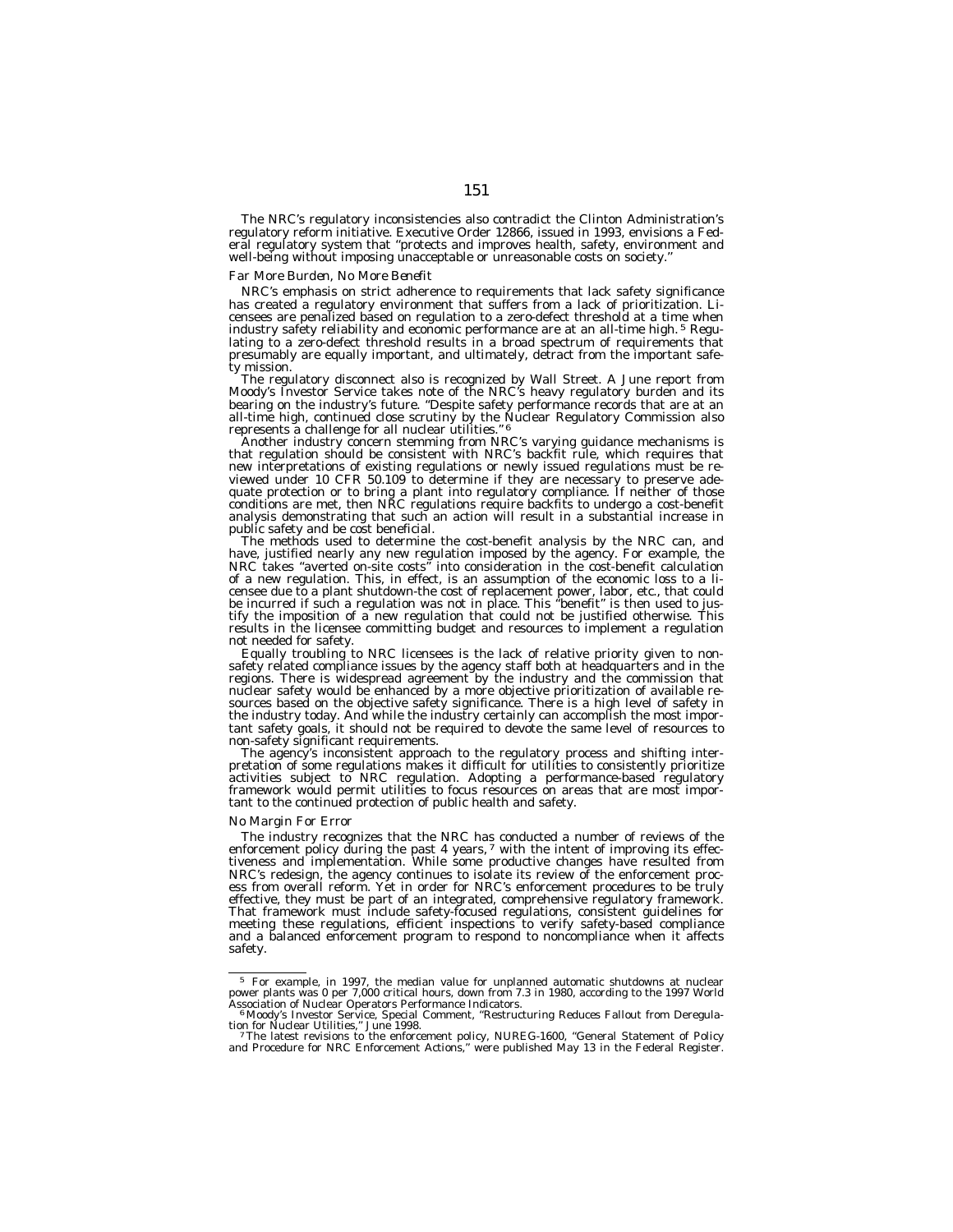The NRC's regulatory inconsistencies also contradict the Clinton Administration's regulatory reform initiative. Executive Order 12866, issued in 1993, envisions a Federal regulatory system that "protects and improves health, safety, environment and well-being without imposing unacceptable or unreasonable costs on society."

*Far More Burden, No More Benefit*

NRC's emphasis on strict adherence to requirements that lack safety significance has created a regulatory environment that suffers from a lack of prioritization. Licensees are penalized based on regulation to a zero-defect threshold at a time when industry safety reliability and economic performance are at an all-time high.[5] Regulating to a zero-defect threshold results in a broad spectrum of requirements that presumably are equally important, and ultimately, detract from the important safety mission.

The regulatory disconnect also is recognized by Wall Street. A June report from Moody's Investor Service takes note of the NRC's heavy regulatory burden and its bearing on the industry's future. "Despite safety performance records that are at an all-time high, continued close scrutiny by the Nuclear Regulatory Commission also represents a challenge for all nuclear utilities."[6]

Another industry concern stemming from NRC's varying guidance mechanisms is that regulation should be consistent with NRC's backfit rule, which requires that new interpretations of existing regulations or newly issued regulations must be reviewed under 10 CFR 50.109 to determine if they are necessary to preserve adequate protection or to bring a plant into regulatory compliance. If neither of those conditions are met, then NRC regulations require backfits to undergo a cost-benefit analysis demonstrating that such an action will result in a substantial increase in public safety and be cost beneficial.

The methods used to determine the cost-benefit analysis by the NRC can, and have, justified nearly any new regulation imposed by the agency. For example, the NRC takes "averted on-site costs" into consideration in the cost-benefit calculation of a new regulation. This, in effect, is an assumption of the economic loss to a licensee due to a plant shutdown-the cost of replacement power, labor, etc., that could be incurred if such a regulation was not in place. This "benefit" is then used to justify the imposition of a new regulation that could not be justified otherwise. This results in the licensee committing budget and resources to implement a regulation not needed for safety.

Equally troubling to NRC licensees is the lack of relative priority given to non-safety related compliance issues by the agency staff both at headquarters and in the regions. There is widespread agreement by the industry and the commission that nuclear safety would be enhanced by a more objective prioritization of available resources based on the objective safety significance. There is a high level of safety in the industry today. And while the industry certainly can accomplish the most important safety goals, it should not be required to devote the same level of resources to non-safety significant requirements.

The agency's inconsistent approach to the regulatory process and shifting interpretation of some regulations makes it difficult for utilities to consistently prioritize activities subject to NRC regulation. Adopting a performance-based regulatory framework would permit utilities to focus resources on areas that are most important to the continued protection of public health and safety.

*No Margin For Error*

The industry recognizes that the NRC has conducted a number of reviews of the enforcement policy during the past 4 years,[7] with the intent of improving its effectiveness and implementation. While some productive changes have resulted from NRC's redesign, the agency continues to isolate its review of the enforcement process from overall reform. Yet in order for NRC's enforcement procedures to be truly effective, they must be part of an integrated, comprehensive regulatory framework. That framework must include safety-focused regulations, consistent guidelines for meeting these regulations, efficient inspections to verify safety-based compliance and a balanced enforcement program to respond to noncompliance when it affects safety.

---

[5] For example, in 1997, the median value for unplanned automatic shutdowns at nuclear power plants was 0 per 7,000 critical hours, down from 7.3 in 1980, according to the 1997 World Association of Nuclear Operators Performance Indicators.

[6] Moody's Investor Service, Special Comment, "Restructuring Reduces Fallout from Deregulation for Nuclear Utilities," June 1998.

[7] The latest revisions to the enforcement policy, NUREG-1600, "General Statement of Policy and Procedure for NRC Enforcement Actions," were published May 13 in the Federal Register.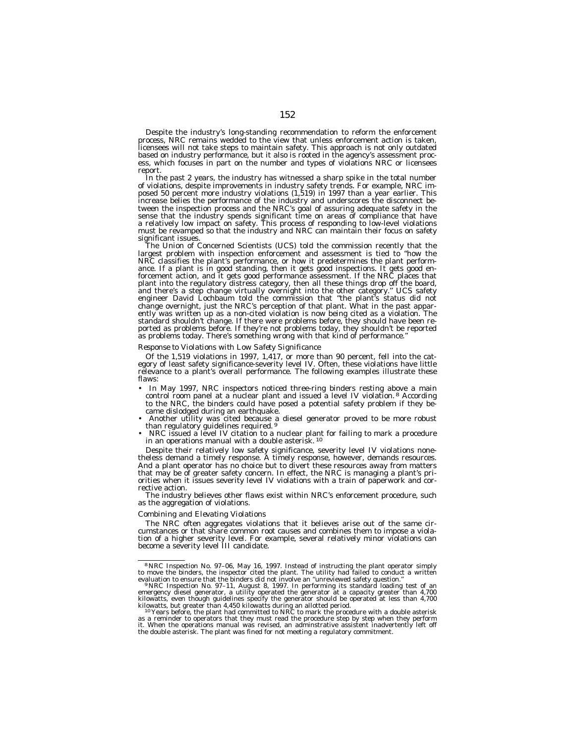Despite the industry's long-standing recommendation to reform the enforcement process, NRC remains wedded to the view that unless enforcement action is taken, licensees will not take steps to maintain safety. This approach is not only outdated based on industry performance, but it also is rooted in the agency's assessment process, which focuses in part on the number and types of violations NRC or licensees report.

In the past 2 years, the industry has witnessed a sharp spike in the total number of violations, despite improvements in industry safety trends. For example, NRC imposed 50 percent more industry violations (1,519) in 1997 than a year earlier. This increase belies the performance of the industry and underscores the disconnect between the inspection process and the NRC's goal of assuring adequate safety in the sense that the industry spends significant time on areas of compliance that have a relatively low impact on safety. This process of responding to low-level violations must be revamped so that the industry and NRC can maintain their focus on safety significant issues.

The Union of Concerned Scientists (UCS) told the commission recently that the largest problem with inspection enforcement and assessment is tied to "how the NRC classifies the plant's performance, or how it predetermines the plant performance. If a plant is in good standing, then it gets good inspections. It gets good enforcement action, and it gets good performance assessment. If the NRC places that plant into the regulatory distress category, then all these things drop off the board, and there's a step change virtually overnight into the other category." UCS safety engineer David Lochbaum told the commission that "the plant's status did not change overnight, just the NRC's perception of that plant. What in the past apparently was written up as a non-cited violation is now being cited as a violation. The standard shouldn't change. If there were problems before, they should have been reported as problems before. If they're not problems today, they shouldn't be reported as problems today. There's something wrong with that kind of performance."

*Response to Violations with Low Safety Significance*

Of the 1,519 violations in 1997, 1,417, or more than 90 percent, fell into the category of least safety significance-severity level IV. Often, these violations have little relevance to a plant's overall performance. The following examples illustrate these flaws:

- In May 1997, NRC inspectors noticed three-ring binders resting above a main control room panel at a nuclear plant and issued a level IV violation.[8] According to the NRC, the binders could have posed a potential safety problem if they became dislodged during an earthquake.
- Another utility was cited because a diesel generator proved to be more robust than regulatory guidelines required.[9]
- NRC issued a level IV citation to a nuclear plant for failing to mark a procedure in an operations manual with a double asterisk.[10]

Despite their relatively low safety significance, severity level IV violations nonetheless demand a timely response. A timely response, however, demands resources. And a plant operator has no choice but to divert these resources away from matters that may be of greater safety concern. In effect, the NRC is managing a plant's priorities when it issues severity level IV violations with a train of paperwork and corrective action.

The industry believes other flaws exist within NRC's enforcement procedure, such as the aggregation of violations.

*Combining and Elevating Violations*

The NRC often aggregates violations that it believes arise out of the same circumstances or that share common root causes and combines them to impose a violation of a higher severity level. For example, several relatively minor violations can become a severity level III candidate.

---

[8] NRC Inspection No. 97–06, May 16, 1997. Instead of instructing the plant operator simply to move the binders, the inspector cited the plant. The utility had failed to conduct a written evaluation to ensure that the binders did not involve an "unreviewed safety question."

[9] NRC Inspection No. 97–11, August 8, 1997. In performing its standard loading test of an emergency diesel generator, a utility operated the generator at a capacity greater than 4,700 kilowatts, even though guidelines specify the generator should be operated at less than 4,700 kilowatts, but greater than 4,450 kilowatts during an allotted period.

[10] Years before, the plant had committed to NRC to mark the procedure with a double asterisk as a reminder to operators that they must read the procedure step by step when they perform it. When the operations manual was revised, an adminstrative assistent inadvertently left off the double asterisk. The plant was fined for not meeting a regulatory commitment.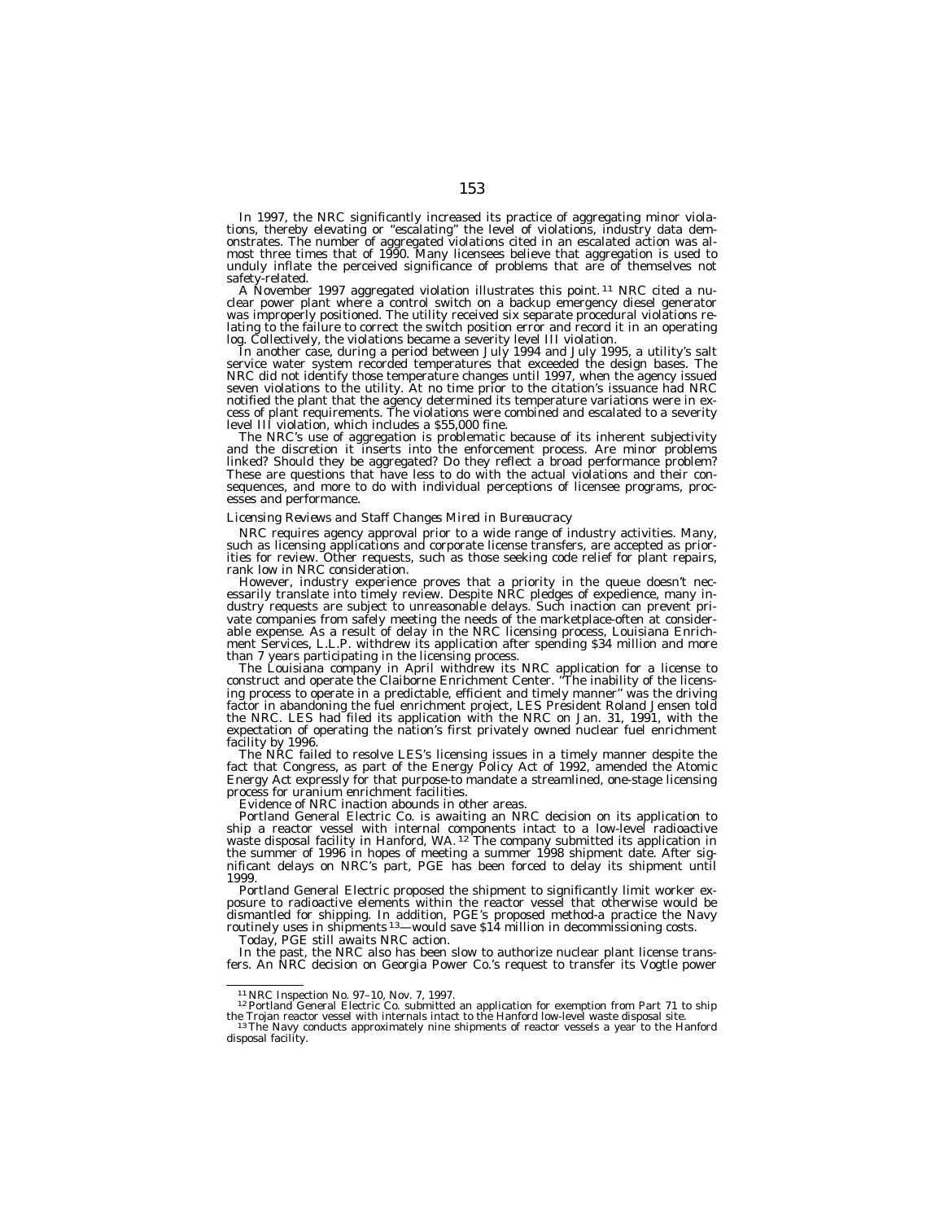In 1997, the NRC significantly increased its practice of aggregating minor violations, thereby elevating or "escalating" the level of violations, industry data demonstrates. The number of aggregated violations cited in an escalated action was almost three times that of 1990. Many licensees believe that aggregation is used to unduly inflate the perceived significance of problems that are of themselves not safety-related.

A November 1997 aggregated violation illustrates this point.[11] NRC cited a nuclear power plant where a control switch on a backup emergency diesel generator was improperly positioned. The utility received six separate procedural violations relating to the failure to correct the switch position error and record it in an operating log. Collectively, the violations became a severity level III violation.

In another case, during a period between July 1994 and July 1995, a utility's salt service water system recorded temperatures that exceeded the design bases. The NRC did not identify those temperature changes until 1997, when the agency issued seven violations to the utility. At no time prior to the citation's issuance had NRC notified the plant that the agency determined its temperature variations were in excess of plant requirements. The violations were combined and escalated to a severity level III violation, which includes a $55,000 fine.

The NRC's use of aggregation is problematic because of its inherent subjectivity and the discretion it inserts into the enforcement process. Are minor problems linked? Should they be aggregated? Do they reflect a broad performance problem? These are questions that have less to do with the actual violations and their consequences, and more to do with individual perceptions of licensee programs, processes and performance.

*Licensing Reviews and Staff Changes Mired in Bureaucracy*

NRC requires agency approval prior to a wide range of industry activities. Many, such as licensing applications and corporate license transfers, are accepted as priorities for review. Other requests, such as those seeking code relief for plant repairs, rank low in NRC consideration.

However, industry experience proves that a priority in the queue doesn't necessarily translate into timely review. Despite NRC pledges of expedience, many industry requests are subject to unreasonable delays. Such inaction can prevent private companies from safely meeting the needs of the marketplace-often at considerable expense. As a result of delay in the NRC licensing process, Louisiana Enrichment Services, L.L.P. withdrew its application after spending $34 million and more than 7 years participating in the licensing process.

The Louisiana company in April withdrew its NRC application for a license to construct and operate the Claiborne Enrichment Center. "The inability of the licensing process to operate in a predictable, efficient and timely manner" was the driving factor in abandoning the fuel enrichment project, LES President Roland Jensen told the NRC. LES had filed its application with the NRC on Jan. 31, 1991, with the expectation of operating the nation's first privately owned nuclear fuel enrichment facility by 1996.

The NRC failed to resolve LES's licensing issues in a timely manner despite the fact that Congress, as part of the Energy Policy Act of 1992, amended the Atomic Energy Act expressly for that purpose-to mandate a streamlined, one-stage licensing process for uranium enrichment facilities.

Evidence of NRC inaction abounds in other areas.

Portland General Electric Co. is awaiting an NRC decision on its application to ship a reactor vessel with internal components intact to a low-level radioactive waste disposal facility in Hanford, WA.[12] The company submitted its application in the summer of 1996 in hopes of meeting a summer 1998 shipment date. After significant delays on NRC's part, PGE has been forced to delay its shipment until 1999.

Portland General Electric proposed the shipment to significantly limit worker exposure to radioactive elements within the reactor vessel that otherwise would be dismantled for shipping. In addition, PGE's proposed method-a practice the Navy routinely uses in shipments[13]—would save $14 million in decommissioning costs.

Today, PGE still awaits NRC action.

In the past, the NRC also has been slow to authorize nuclear plant license transfers. An NRC decision on Georgia Power Co.'s request to transfer its Vogtle power

---

[11] NRC Inspection No. 97–10, Nov. 7, 1997.

[12] Portland General Electric Co. submitted an application for exemption from Part 71 to ship the Trojan reactor vessel with internals intact to the Hanford low-level waste disposal site.

[13] The Navy conducts approximately nine shipments of reactor vessels a year to the Hanford disposal facility.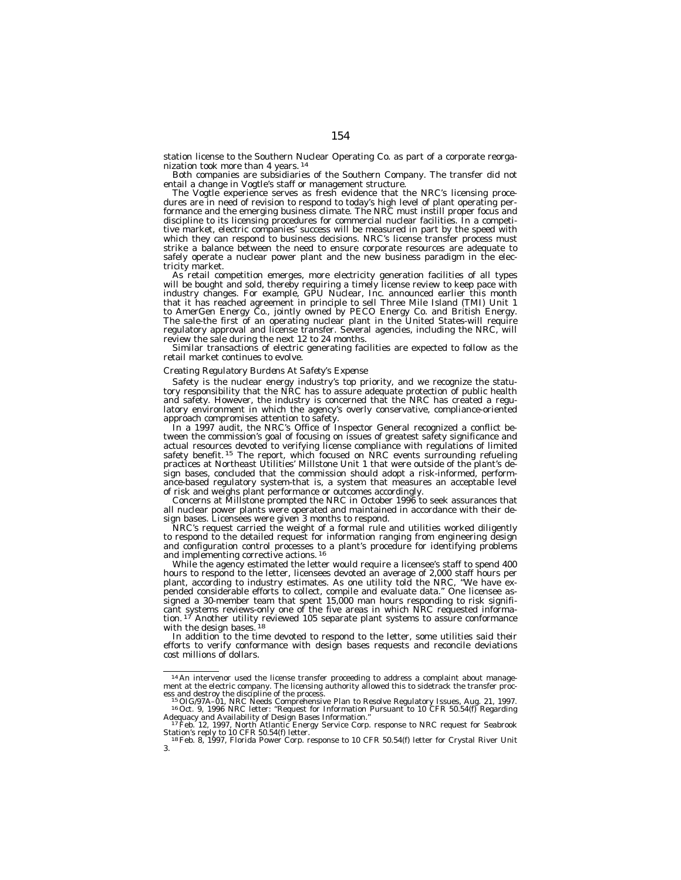station license to the Southern Nuclear Operating Co. as part of a corporate reorganization took more than 4 years.[14]

Both companies are subsidiaries of the Southern Company. The transfer did not entail a change in Vogtle's staff or management structure.

The Vogtle experience serves as fresh evidence that the NRC's licensing procedures are in need of revision to respond to today's high level of plant operating performance and the emerging business climate. The NRC must instill proper focus and discipline to its licensing procedures for commercial nuclear facilities. In a competitive market, electric companies' success will be measured in part by the speed with which they can respond to business decisions. NRC's license transfer process must strike a balance between the need to ensure corporate resources are adequate to safely operate a nuclear power plant and the new business paradigm in the electricity market.

As retail competition emerges, more electricity generation facilities of all types will be bought and sold, thereby requiring a timely license review to keep pace with industry changes. For example, GPU Nuclear, Inc. announced earlier this month that it has reached agreement in principle to sell Three Mile Island (TMI) Unit 1 to AmerGen Energy Co., jointly owned by PECO Energy Co. and British Energy. The sale-the first of an operating nuclear plant in the United States-will require regulatory approval and license transfer. Several agencies, including the NRC, will review the sale during the next 12 to 24 months.

Similar transactions of electric generating facilities are expected to follow as the retail market continues to evolve.

*Creating Regulatory Burdens At Safety's Expense*

Safety is the nuclear energy industry's top priority, and we recognize the statutory responsibility that the NRC has to assure adequate protection of public health and safety. However, the industry is concerned that the NRC has created a regulatory environment in which the agency's overly conservative, compliance-oriented approach compromises attention to safety.

In a 1997 audit, the NRC's Office of Inspector General recognized a conflict between the commission's goal of focusing on issues of greatest safety significance and actual resources devoted to verifying license compliance with regulations of limited safety benefit.[15] The report, which focused on NRC events surrounding refueling practices at Northeast Utilities' Millstone Unit 1 that were outside of the plant's design bases, concluded that the commission should adopt a risk-informed, performance-based regulatory system-that is, a system that measures an acceptable level of risk and weighs plant performance or outcomes accordingly.

Concerns at Millstone prompted the NRC in October 1996 to seek assurances that all nuclear power plants were operated and maintained in accordance with their design bases. Licensees were given 3 months to respond.

NRC's request carried the weight of a formal rule and utilities worked diligently to respond to the detailed request for information ranging from engineering design and configuration control processes to a plant's procedure for identifying problems and implementing corrective actions.[16]

While the agency estimated the letter would require a licensee's staff to spend 400 hours to respond to the letter, licensees devoted an average of 2,000 staff hours per plant, according to industry estimates. As one utility told the NRC, "We have expended considerable efforts to collect, compile and evaluate data." One licensee assigned a 30-member team that spent 15,000 man hours responding to risk significant systems reviews-only one of the five areas in which NRC requested information.[17] Another utility reviewed 105 separate plant systems to assure conformance with the design bases.[18]

In addition to the time devoted to respond to the letter, some utilities said their efforts to verify conformance with design bases requests and reconcile deviations cost millions of dollars.

---

[14] An intervenor used the license transfer proceeding to address a complaint about management at the electric company. The licensing authority allowed this to sidetrack the transfer process and destroy the discipline of the process.

[15] OIG/97A–01, NRC Needs Comprehensive Plan to Resolve Regulatory Issues, Aug. 21, 1997.

[16] Oct. 9, 1996 NRC letter: "Request for Information Pursuant to 10 CFR 50.54(f) Regarding Adequacy and Availability of Design Bases Information."

[17] Feb. 12, 1997, North Atlantic Energy Service Corp. response to NRC request for Seabrook Station's reply to 10 CFR 50.54(f) letter.

[18] Feb. 8, 1997, Florida Power Corp. response to 10 CFR 50.54(f) letter for Crystal River Unit 3.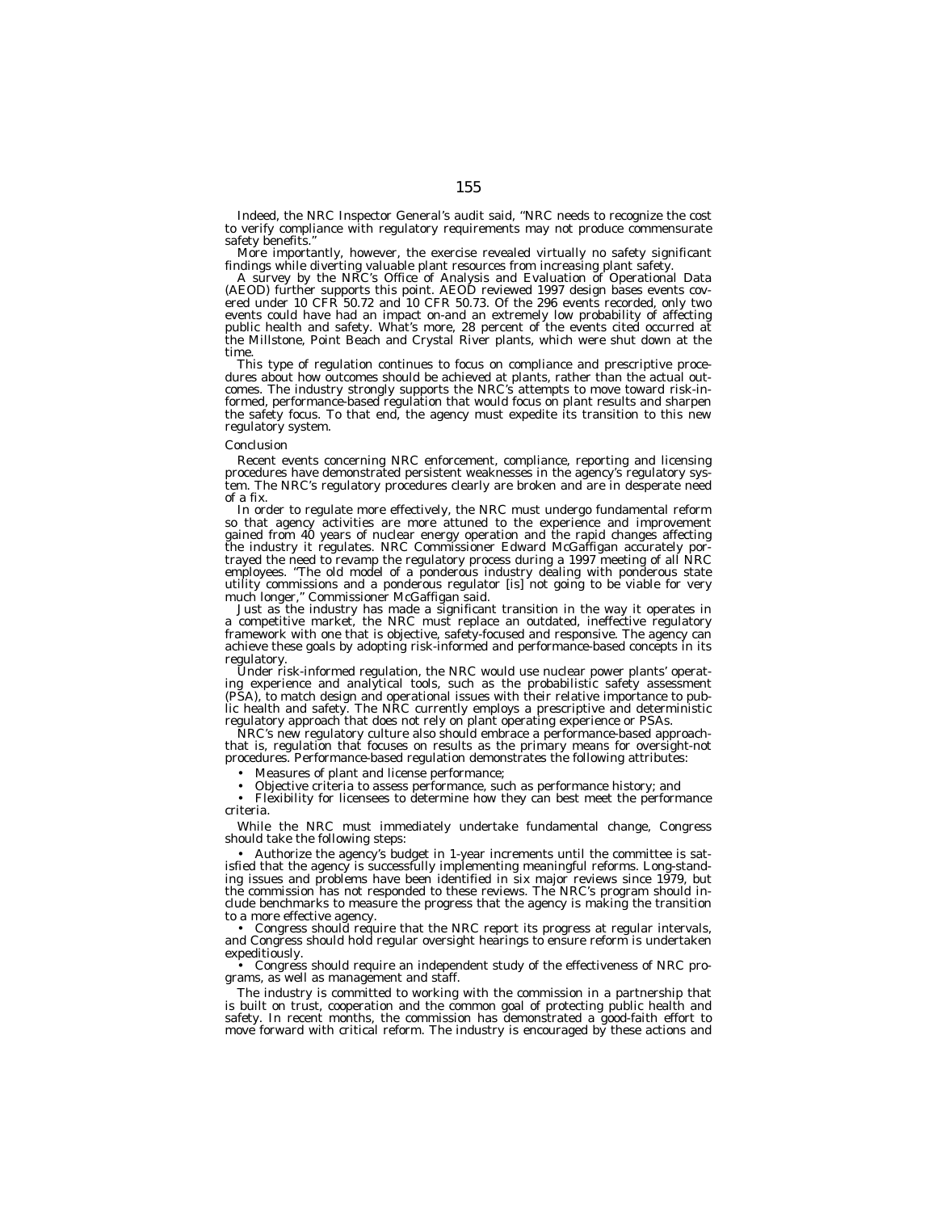Indeed, the NRC Inspector General's audit said, ''NRC needs to recognize the cost to verify compliance with regulatory requirements may not produce commensurate safety benefits.''

More importantly, however, the exercise revealed virtually no safety significant findings while diverting valuable plant resources from increasing plant safety.

A survey by the NRC's Office of Analysis and Evaluation of Operational Data (AEOD) further supports this point. AEOD reviewed 1997 design bases events covered under 10 CFR 50.72 and 10 CFR 50.73. Of the 296 events recorded, only two events could have had an impact on-and an extremely low probability of affecting public health and safety. What's more, 28 percent of the events cited occurred at the Millstone, Point Beach and Crystal River plants, which were shut down at the time.

This type of regulation continues to focus on compliance and prescriptive procedures about how outcomes should be achieved at plants, rather than the actual outcomes. The industry strongly supports the NRC's attempts to move toward risk-informed, performance-based regulation that would focus on plant results and sharpen the safety focus. To that end, the agency must expedite its transition to this new regulatory system.

*Conclusion*

Recent events concerning NRC enforcement, compliance, reporting and licensing procedures have demonstrated persistent weaknesses in the agency's regulatory system. The NRC's regulatory procedures clearly are broken and are in desperate need of a fix.

In order to regulate more effectively, the NRC must undergo fundamental reform so that agency activities are more attuned to the experience and improvement gained from 40 years of nuclear energy operation and the rapid changes affecting the industry it regulates. NRC Commissioner Edward McGaffigan accurately portrayed the need to revamp the regulatory process during a 1997 meeting of all NRC employees. ''The old model of a ponderous industry dealing with ponderous state utility commissions and a ponderous regulator [is] not going to be viable for very much longer,'' Commissioner McGaffigan said.

Just as the industry has made a significant transition in the way it operates in a competitive market, the NRC must replace an outdated, ineffective regulatory framework with one that is objective, safety-focused and responsive. The agency can achieve these goals by adopting risk-informed and performance-based concepts in its regulatory.

Under risk-informed regulation, the NRC would use nuclear power plants' operating experience and analytical tools, such as the probabilistic safety assessment (PSA), to match design and operational issues with their relative importance to public health and safety. The NRC currently employs a prescriptive and deterministic regulatory approach that does not rely on plant operating experience or PSAs.

NRC's new regulatory culture also should embrace a performance-based approach-that is, regulation that focuses on results as the primary means for oversight-not procedures. Performance-based regulation demonstrates the following attributes:

- Measures of plant and license performance;
- Objective criteria to assess performance, such as performance history; and
- Flexibility for licensees to determine how they can best meet the performance criteria.

While the NRC must immediately undertake fundamental change, Congress should take the following steps:

- Authorize the agency's budget in 1-year increments until the committee is satisfied that the agency is successfully implementing meaningful reforms. Long-standing issues and problems have been identified in six major reviews since 1979, but the commission has not responded to these reviews. The NRC's program should include benchmarks to measure the progress that the agency is making the transition to a more effective agency.
- Congress should require that the NRC report its progress at regular intervals, and Congress should hold regular oversight hearings to ensure reform is undertaken expeditiously.
- Congress should require an independent study of the effectiveness of NRC programs, as well as management and staff.

The industry is committed to working with the commission in a partnership that is built on trust, cooperation and the common goal of protecting public health and safety. In recent months, the commission has demonstrated a good-faith effort to move forward with critical reform. The industry is encouraged by these actions and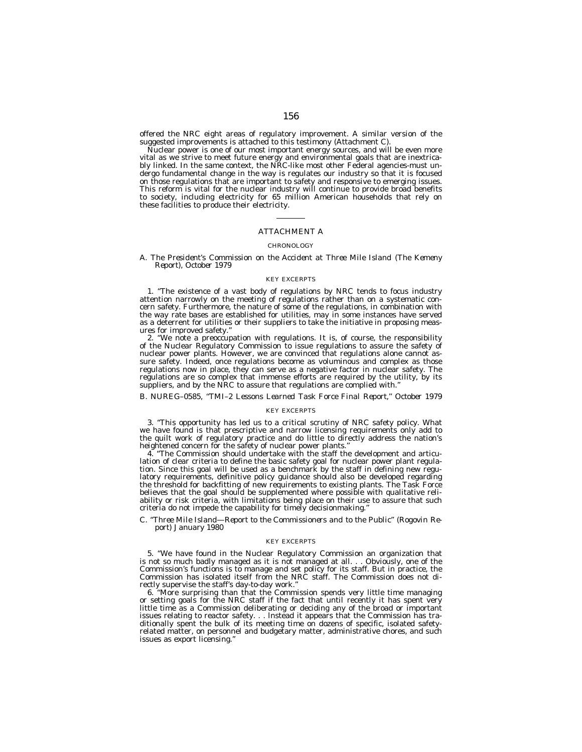offered the NRC eight areas of regulatory improvement. A similar version of the suggested improvements is attached to this testimony (Attachment C).

Nuclear power is one of our most important energy sources, and will be even more vital as we strive to meet future energy and environmental goals that are inextricably linked. In the same context, the NRC-like most other Federal agencies-must undergo fundamental change in the way is regulates our industry so that it is focused on those regulations that are important to safety and responsive to emerging issues. This reform is vital for the nuclear industry will continue to provide broad benefits to society, including electricity for 65 million American households that rely on these facilities to produce their electricity.

---

## ATTACHMENT A

### CHRONOLOGY

#### A. *The President's Commission on the Accident at Three Mile Island (The Kemeny Report), October 1979*

KEY EXCERPTS

1. "The existence of a vast body of regulations by NRC tends to focus industry attention narrowly on the meeting of regulations rather than on a systematic concern safety. Furthermore, the nature of some of the regulations, in combination with the way rate bases are established for utilities, may in some instances have served as a deterrent for utilities or their suppliers to take the initiative in proposing measures for improved safety."

2. "We note a preoccupation with regulations. It is, of course, the responsibility of the Nuclear Regulatory Commission to issue regulations to assure the safety of nuclear power plants. However, we are convinced that regulations alone cannot assure safety. Indeed, once regulations become as voluminous and complex as those regulations now in place, they can serve as a negative factor in nuclear safety. The regulations are so complex that immense efforts are required by the utility, by its suppliers, and by the NRC to assure that regulations are complied with."

#### B. *NUREG–0585, "TMI–2 Lessons Learned Task Force Final Report," October 1979*

KEY EXCERPTS

3. "This opportunity has led us to a critical scrutiny of NRC safety policy. What we have found is that prescriptive and narrow licensing requirements only add to the quilt work of regulatory practice and do little to directly address the nation's heightened concern for the safety of nuclear power plants."

4. "The Commission should undertake with the staff the development and articulation of clear criteria to define the basic safety goal for nuclear power plant regulation. Since this goal will be used as a benchmark by the staff in defining new regulatory requirements, definitive policy guidance should also be developed regarding the threshold for backfitting of new requirements to existing plants. The Task Force believes that the goal should be supplemented where possible with qualitative reliability or risk criteria, with limitations being place on their use to assure that such criteria do not impede the capability for timely decisionmaking."

#### C. *"Three Mile Island—Report to the Commissioners and to the Public" (Rogovin Report) January 1980*

KEY EXCERPTS

5. "We have found in the Nuclear Regulatory Commission an organization that is not so much badly managed as it is not managed at all. . . Obviously, one of the Commission's functions is to manage and set policy for its staff. But in practice, the Commission has isolated itself from the NRC staff. The Commission does not directly supervise the staff's day-to-day work."

6. "More surprising than that the Commission spends very little time managing or setting goals for the NRC staff if the fact that until recently it has spent very little time as a Commission deliberating or deciding any of the broad or important issues relating to reactor safety. . . Instead it appears that the Commission has traditionally spent the bulk of its meeting time on dozens of specific, isolated safety-related matter, on personnel and budgetary matter, administrative chores, and such issues as export licensing."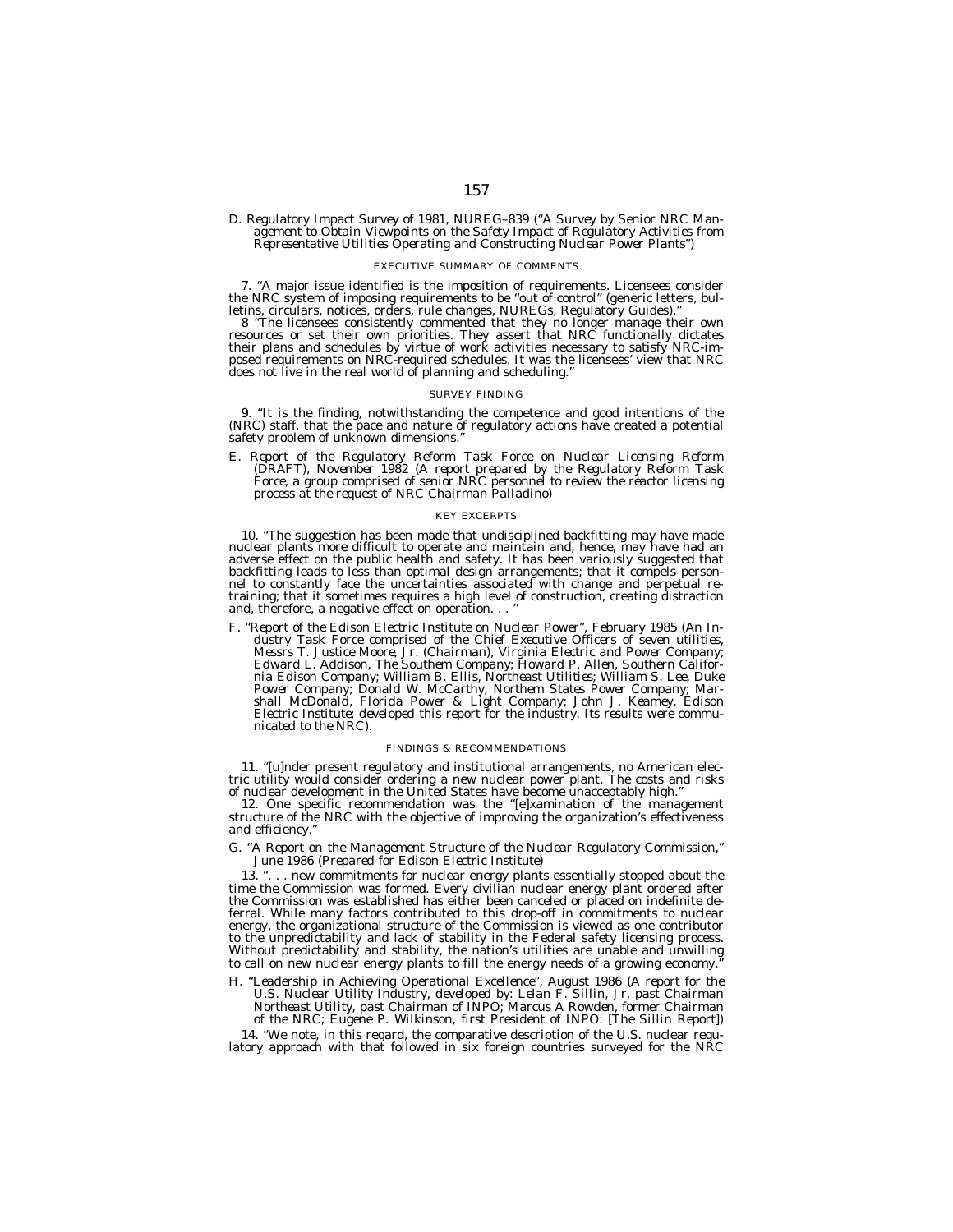D. *Regulatory Impact Survey of 1981, NUREG–839 ("A Survey by Senior NRC Management to Obtain Viewpoints on the Safety Impact of Regulatory Activities from Representative Utilities Operating and Constructing Nuclear Power Plants")*

EXECUTIVE SUMMARY OF COMMENTS

7. "A major issue identified is the imposition of requirements. Licensees consider the NRC system of imposing requirements to be "out of control" (generic letters, bulletins, circulars, notices, orders, rule changes, NUREGs, Regulatory Guides)."

8 "The licensees consistently commented that they no longer manage their own resources or set their own priorities. They assert that NRC functionally dictates their plans and schedules by virtue of work activities necessary to satisfy NRC-imposed requirements on NRC-required schedules. It was the licensees' view that NRC does not live in the real world of planning and scheduling."

SURVEY FINDING

9. "It is the finding, notwithstanding the competence and good intentions of the (NRC) staff, that the pace and nature of regulatory actions have created a potential safety problem of unknown dimensions."

E. *Report of the Regulatory Reform Task Force on Nuclear Licensing Reform (DRAFT), November 1982 (A report prepared by the Regulatory Reform Task Force, a group comprised of senior NRC personnel to review the reactor licensing process at the request of NRC Chairman Palladino)*

KEY EXCERPTS

10. "The suggestion has been made that undisciplined backfitting may have made nuclear plants more difficult to operate and maintain and, hence, may have had an adverse effect on the public health and safety. It has been variously suggested that backfitting leads to less than optimal design arrangements; that it compels personnel to constantly face the uncertainties associated with change and perpetual retraining; that it sometimes requires a high level of construction, creating distraction and, therefore, a negative effect on operation. . . "

F. *"Report of the Edison Electric Institute on Nuclear Power", February 1985 (An Industry Task Force comprised of the Chief Executive Officers of seven utilities, Messrs T. Justice Moore, Jr. (Chairman), Virginia Electric and Power Company; Edward L. Addison, The Southern Company; Howard P. Allen, Southern California Edison Company; William B. Ellis, Northeast Utilities; William S. Lee, Duke Power Company; Donald W. McCarthy, Northern States Power Company; Marshall McDonald, Florida Power & Light Company; John J. Kearney, Edison Electric Institute; developed this report for the industry. Its results were communicated to the NRC).*

FINDINGS & RECOMMENDATIONS

11. "[u]nder present regulatory and institutional arrangements, no American electric utility would consider ordering a new nuclear power plant. The costs and risks of nuclear development in the United States have become unacceptably high."

12. One specific recommendation was the "[e]xamination of the management structure of the NRC with the objective of improving the organization's effectiveness and efficiency."

G. *"A Report on the Management Structure of the Nuclear Regulatory Commission," June 1986 (Prepared for Edison Electric Institute)*

13. ". . . new commitments for nuclear energy plants essentially stopped about the time the Commission was formed. Every civilian nuclear energy plant ordered after the Commission was established has either been canceled or placed on indefinite deferral. While many factors contributed to this drop-off in commitments to nuclear energy, the organizational structure of the Commission is viewed as one contributor to the unpredictability and lack of stability in the Federal safety licensing process. Without predictability and stability, the nation's utilities are unable and unwilling to call on new nuclear energy plants to fill the energy needs of a growing economy."

H. *"Leadership in Achieving Operational Excellence", August 1986 (A report for the U.S. Nuclear Utility Industry, developed by: Lelan F. Sillin, Jr, past Chairman Northeast Utility, past Chairman of INPO; Marcus A Rowden, former Chairman of the NRC; Eugene P. Wilkinson, first President of INPO: [The Sillin Report])*

14. "We note, in this regard, the comparative description of the U.S. nuclear regulatory approach with that followed in six foreign countries surveyed for the NRC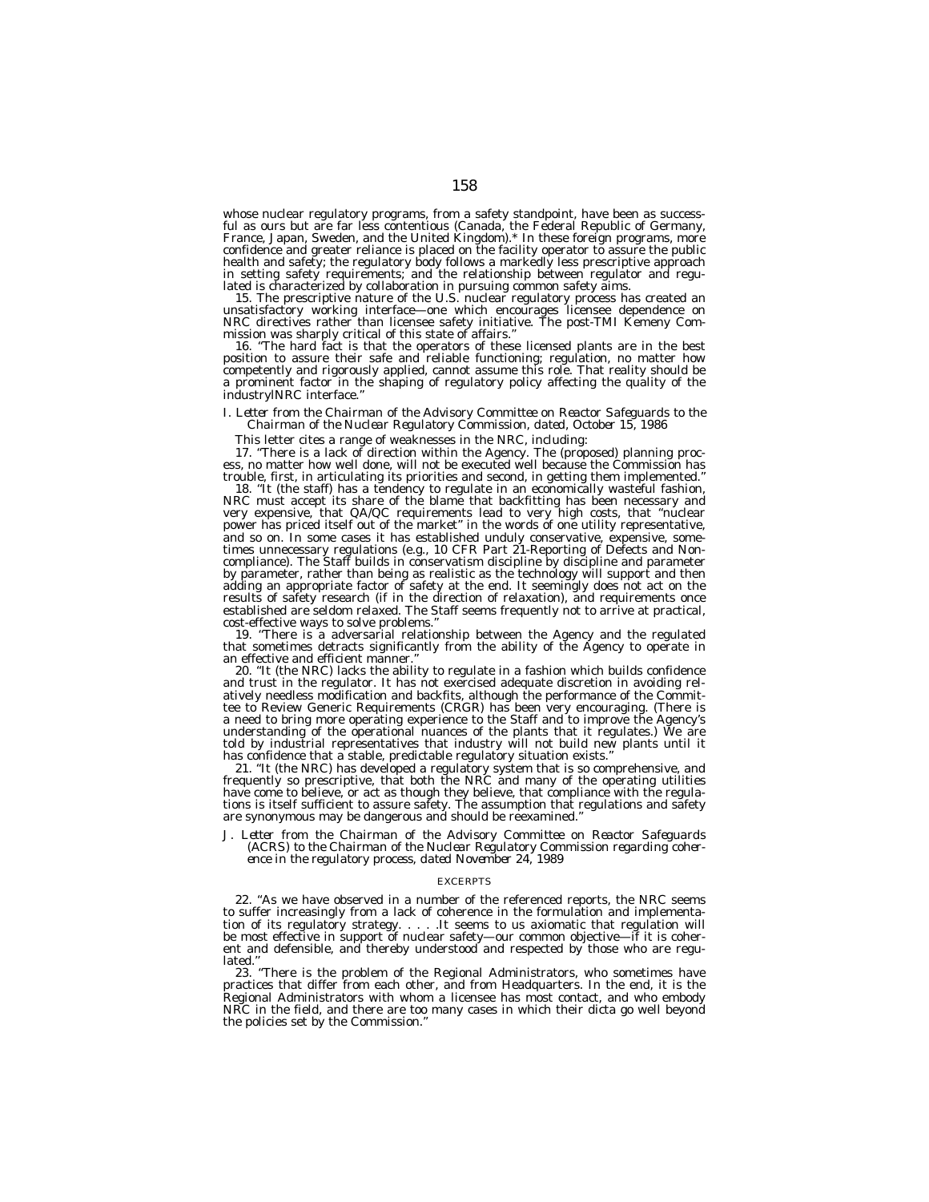whose nuclear regulatory programs, from a safety standpoint, have been as successful as ours but are far less contentious (Canada, the Federal Republic of Germany, France, Japan, Sweden, and the United Kingdom).* In these foreign programs, more confidence and greater reliance is placed on the facility operator to assure the public health and safety; the regulatory body follows a markedly less prescriptive approach in setting safety requirements; and the relationship between regulator and regulated is characterized by collaboration in pursuing common safety aims.

15. The prescriptive nature of the U.S. nuclear regulatory process has created an unsatisfactory working interface—one which encourages licensee dependence on NRC directives rather than licensee safety initiative. The post-TMI Kemeny Commission was sharply critical of this state of affairs."

16. "The hard fact is that the operators of these licensed plants are in the best position to assure their safe and reliable functioning; regulation, no matter how competently and rigorously applied, cannot assume this role. That reality should be a prominent factor in the shaping of regulatory policy affecting the quality of the industrylNRC interface."

*I. Letter from the Chairman of the Advisory Committee on Reactor Safeguards to the Chairman of the Nuclear Regulatory Commission, dated, October 15, 1986*

This letter cites a range of weaknesses in the NRC, including:

17. "There is a lack of direction within the Agency. The (proposed) planning process, no matter how well done, will not be executed well because the Commission has trouble, first, in articulating its priorities and second, in getting them implemented."

18. "It (the staff) has a tendency to regulate in an economically wasteful fashion, NRC must accept its share of the blame that backfitting has been necessary and very expensive, that QA/QC requirements lead to very high costs, that "nuclear power has priced itself out of the market" in the words of one utility representative, and so on. In some cases it has established unduly conservative, expensive, sometimes unnecessary regulations (e.g., 10 CFR Part 21-Reporting of Defects and Noncompliance). The Staff builds in conservatism discipline by discipline and parameter by parameter, rather than being as realistic as the technology will support and then adding an appropriate factor of safety at the end. It seemingly does not act on the results of safety research (if in the direction of relaxation), and requirements once established are seldom relaxed. The Staff seems frequently not to arrive at practical, cost-effective ways to solve problems."

19. "There is a adversarial relationship between the Agency and the regulated that sometimes detracts significantly from the ability of the Agency to operate in an effective and efficient manner."

20. "It (the NRC) lacks the ability to regulate in a fashion which builds confidence and trust in the regulator. It has not exercised adequate discretion in avoiding relatively needless modification and backfits, although the performance of the Committee to Review Generic Requirements (CRGR) has been very encouraging. (There is a need to bring more operating experience to the Staff and to improve the Agency's understanding of the operational nuances of the plants that it regulates.) We are told by industrial representatives that industry will not build new plants until it has confidence that a stable, predictable regulatory situation exists."

21. "It (the NRC) has developed a regulatory system that is so comprehensive, and frequently so prescriptive, that both the NRC and many of the operating utilities have come to believe, or act as though they believe, that compliance with the regulations is itself sufficient to assure safety. The assumption that regulations and safety are synonymous may be dangerous and should be reexamined."

*J. Letter from the Chairman of the Advisory Committee on Reactor Safeguards (ACRS) to the Chairman of the Nuclear Regulatory Commission regarding coherence in the regulatory process, dated November 24, 1989*

EXCERPTS

22. "As we have observed in a number of the referenced reports, the NRC seems to suffer increasingly from a lack of coherence in the formulation and implementation of its regulatory strategy. . . . .It seems to us axiomatic that regulation will be most effective in support of nuclear safety—our common objective—if it is coherent and defensible, and thereby understood and respected by those who are regulated."

23. "There is the problem of the Regional Administrators, who sometimes have practices that differ from each other, and from Headquarters. In the end, it is the Regional Administrators with whom a licensee has most contact, and who embody NRC in the field, and there are too many cases in which their dicta go well beyond the policies set by the Commission."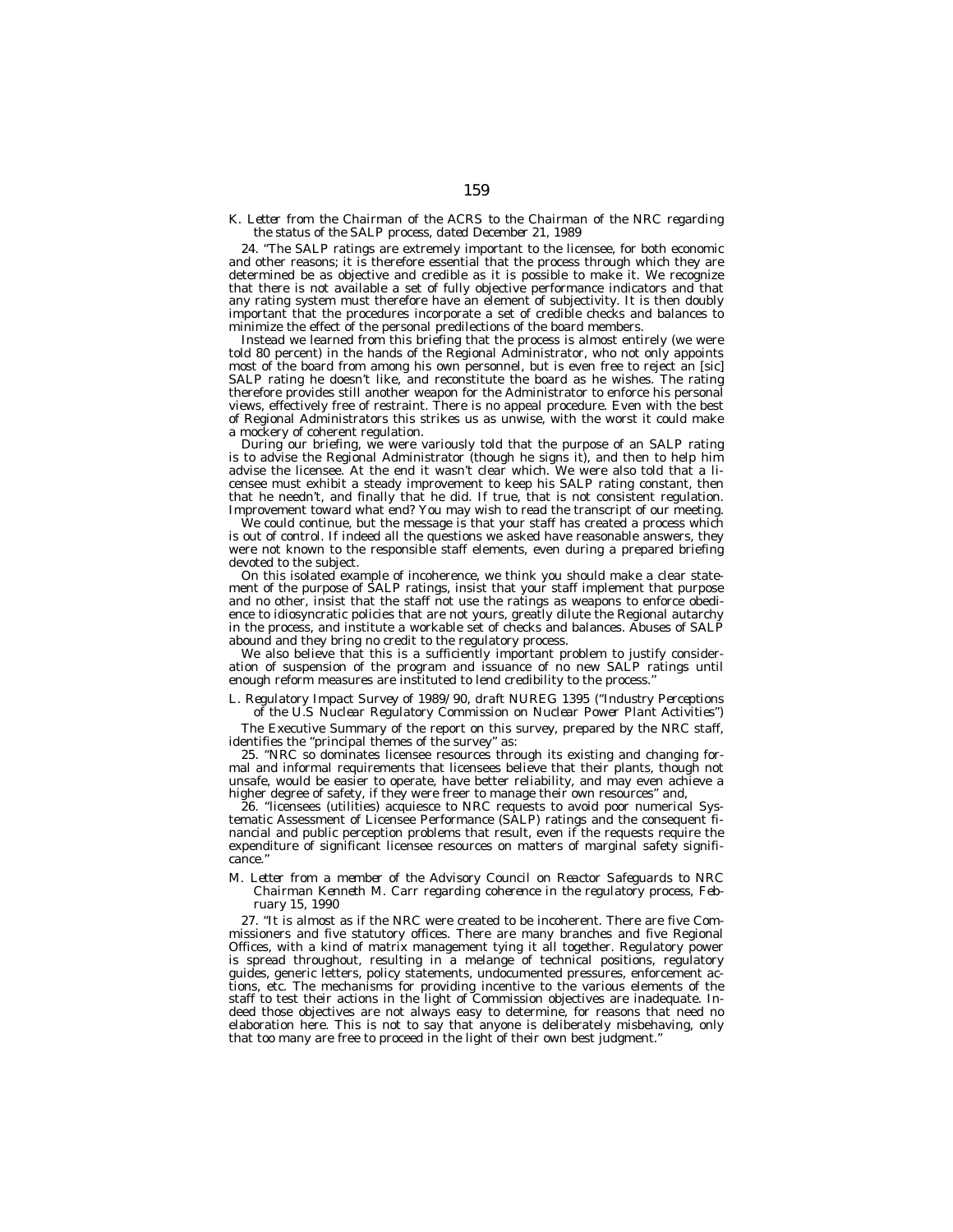*K. Letter from the Chairman of the ACRS to the Chairman of the NRC regarding the status of the SALP process, dated December 21, 1989*

24. "The SALP ratings are extremely important to the licensee, for both economic and other reasons; it is therefore essential that the process through which they are determined be as objective and credible as it is possible to make it. We recognize that there is not available a set of fully objective performance indicators and that any rating system must therefore have an element of subjectivity. It is then doubly important that the procedures incorporate a set of credible checks and balances to minimize the effect of the personal predilections of the board members.

Instead we learned from this briefing that the process is almost entirely (we were told 80 percent) in the hands of the Regional Administrator, who not only appoints most of the board from among his own personnel, but is even free to reject an [sic] SALP rating he doesn't like, and reconstitute the board as he wishes. The rating therefore provides still another weapon for the Administrator to enforce his personal views, effectively free of restraint. There is no appeal procedure. Even with the best of Regional Administrators this strikes us as unwise, with the worst it could make a mockery of coherent regulation.

During our briefing, we were variously told that the purpose of an SALP rating is to advise the Regional Administrator (though he signs it), and then to help him advise the licensee. At the end it wasn't clear which. We were also told that a licensee must exhibit a steady improvement to keep his SALP rating constant, then that he needn't, and finally that he did. If true, that is not consistent regulation. Improvement toward what end? You may wish to read the transcript of our meeting.

We could continue, but the message is that your staff has created a process which is out of control. If indeed all the questions we asked have reasonable answers, they were not known to the responsible staff elements, even during a prepared briefing devoted to the subject.

On this isolated example of incoherence, we think you should make a clear statement of the purpose of SALP ratings, insist that your staff implement that purpose and no other, insist that the staff not use the ratings as weapons to enforce obedience to idiosyncratic policies that are not yours, greatly dilute the Regional autarchy in the process, and institute a workable set of checks and balances. Abuses of SALP abound and they bring no credit to the regulatory process.

We also believe that this is a sufficiently important problem to justify consideration of suspension of the program and issuance of no new SALP ratings until enough reform measures are instituted to lend credibility to the process."

*L. Regulatory Impact Survey of 1989/90, draft NUREG 1395 ("Industry Perceptions of the U.S Nuclear Regulatory Commission on Nuclear Power Plant Activities")*

The Executive Summary of the report on this survey, prepared by the NRC staff, identifies the "principal themes of the survey" as:

25. "NRC so dominates licensee resources through its existing and changing formal and informal requirements that licensees believe that their plants, though not unsafe, would be easier to operate, have better reliability, and may even achieve a higher degree of safety, if they were freer to manage their own resources" and,

26. "licensees (utilities) acquiesce to NRC requests to avoid poor numerical Systematic Assessment of Licensee Performance (SALP) ratings and the consequent financial and public perception problems that result, even if the requests require the expenditure of significant licensee resources on matters of marginal safety significance."

*M. Letter from a member of the Advisory Council on Reactor Safeguards to NRC Chairman Kenneth M. Carr regarding coherence in the regulatory process, February 15, 1990*

27. "It is almost as if the NRC were created to be incoherent. There are five Commissioners and five statutory offices. There are many branches and five Regional Offices, with a kind of matrix management tying it all together. Regulatory power is spread throughout, resulting in a melange of technical positions, regulatory guides, generic letters, policy statements, undocumented pressures, enforcement actions, etc. The mechanisms for providing incentive to the various elements of the staff to test their actions in the light of Commission objectives are inadequate. Indeed those objectives are not always easy to determine, for reasons that need no elaboration here. This is not to say that anyone is deliberately misbehaving, only that too many are free to proceed in the light of their own best judgment."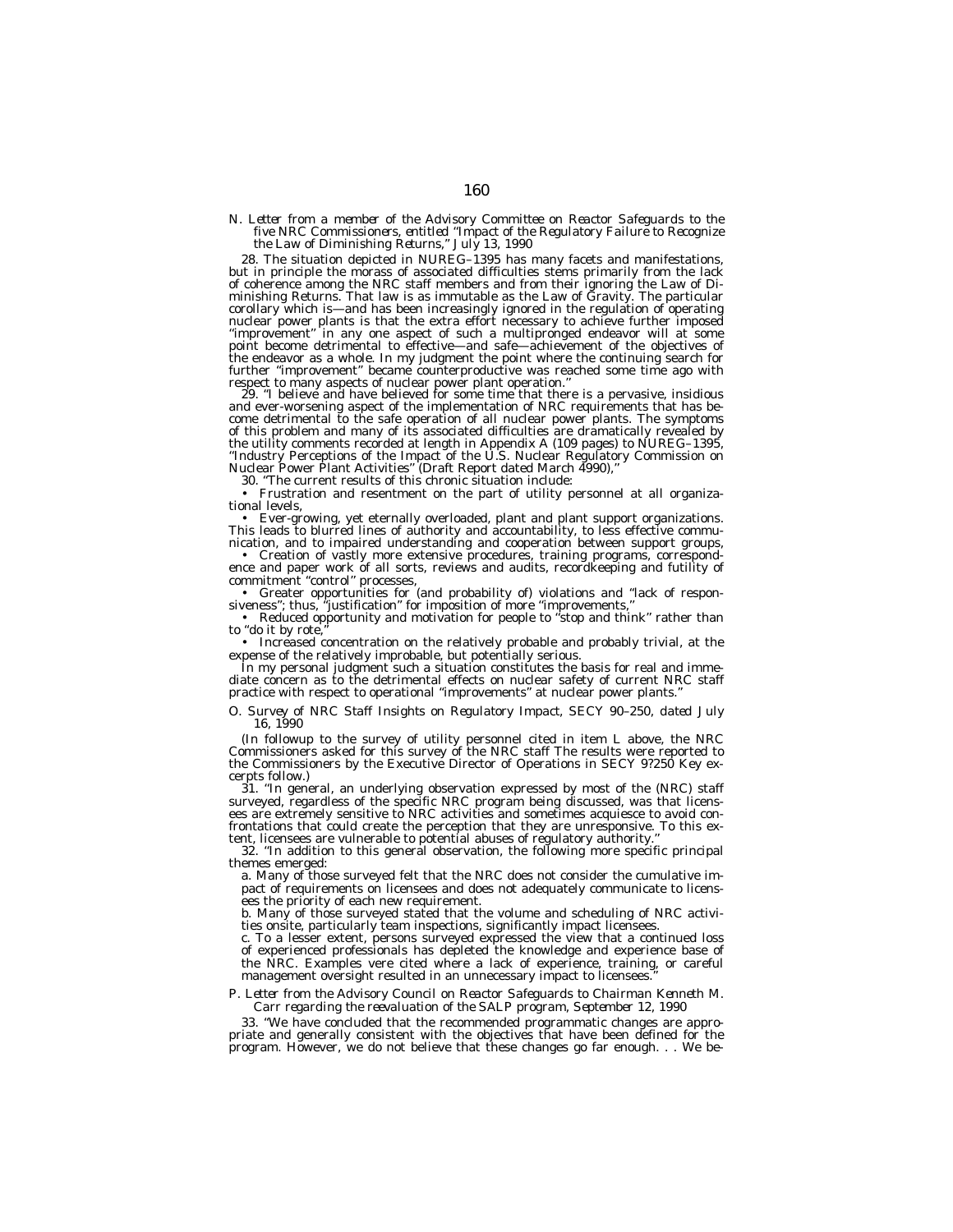*N. Letter from a member of the Advisory Committee on Reactor Safeguards to the five NRC Commissioners, entitled "Impact of the Regulatory Failure to Recognize the Law of Diminishing Returns," July 13, 1990*

28. The situation depicted in NUREG–1395 has many facets and manifestations, but in principle the morass of associated difficulties stems primarily from the lack of coherence among the NRC staff members and from their ignoring the Law of Diminishing Returns. That law is as immutable as the Law of Gravity. The particular corollary which is—and has been increasingly ignored in the regulation of operating nuclear power plants is that the extra effort necessary to achieve further imposed "improvement" in any one aspect of such a multipronged endeavor will at some point become detrimental to effective—and safe—achievement of the objectives of the endeavor as a whole. In my judgment the point where the continuing search for further "improvement" became counterproductive was reached some time ago with respect to many aspects of nuclear power plant operation."

29. "I believe and have believed for some time that there is a pervasive, insidious and ever-worsening aspect of the implementation of NRC requirements that has become detrimental to the safe operation of all nuclear power plants. The symptoms of this problem and many of its associated difficulties are dramatically revealed by the utility comments recorded at length in Appendix A (109 pages) to NUREG–1395, "Industry Perceptions of the Impact of the U.S. Nuclear Regulatory Commission on Nuclear Power Plant Activities" (Draft Report dated March 4990),"

30. "The current results of this chronic situation include:

- Frustration and resentment on the part of utility personnel at all organizational levels,
- Ever-growing, yet eternally overloaded, plant and plant support organizations. This leads to blurred lines of authority and accountability, to less effective communication, and to impaired understanding and cooperation between support groups,
- Creation of vastly more extensive procedures, training programs, correspondence and paper work of all sorts, reviews and audits, recordkeeping and futility of commitment "control" processes,
- Greater opportunities for (and probability of) violations and "lack of responsiveness"; thus, "justification" for imposition of more "improvements,"
- Reduced opportunity and motivation for people to "stop and think" rather than to "do it by rote,"
- Increased concentration on the relatively probable and probably trivial, at the expense of the relatively improbable, but potentially serious.

In my personal judgment such a situation constitutes the basis for real and immediate concern as to the detrimental effects on nuclear safety of current NRC staff practice with respect to operational "improvements" at nuclear power plants."

*O. Survey of NRC Staff Insights on Regulatory Impact, SECY 90–250, dated July 16, 1990*

(In followup to the survey of utility personnel cited in item L above, the NRC Commissioners asked for this survey of the NRC staff The results were reported to the Commissioners by the Executive Director of Operations in SECY 9?250 Key excerpts follow.)

31. "In general, an underlying observation expressed by most of the (NRC) staff surveyed, regardless of the specific NRC program being discussed, was that licensees are extremely sensitive to NRC activities and sometimes acquiesce to avoid confrontations that could create the perception that they are unresponsive. To this extent, licensees are vulnerable to potential abuses of regulatory authority."

32. "In addition to this general observation, the following more specific principal themes emerged:

a. Many of those surveyed felt that the NRC does not consider the cumulative impact of requirements on licensees and does not adequately communicate to licensees the priority of each new requirement.

b. Many of those surveyed stated that the volume and scheduling of NRC activities onsite, particularly team inspections, significantly impact licensees.

c. To a lesser extent, persons surveyed expressed the view that a continued loss of experienced professionals has depleted the knowledge and experience base of the NRC. Examples vere cited where a lack of experience, training, or careful management oversight resulted in an unnecessary impact to licensees."

*P. Letter from the Advisory Council on Reactor Safeguards to Chairman Kenneth M. Carr regarding the reevaluation of the SALP program, September 12, 1990*

33. "We have concluded that the recommended programmatic changes are appropriate and generally consistent with the objectives that have been defined for the program. However, we do not believe that these changes go far enough. . . We be-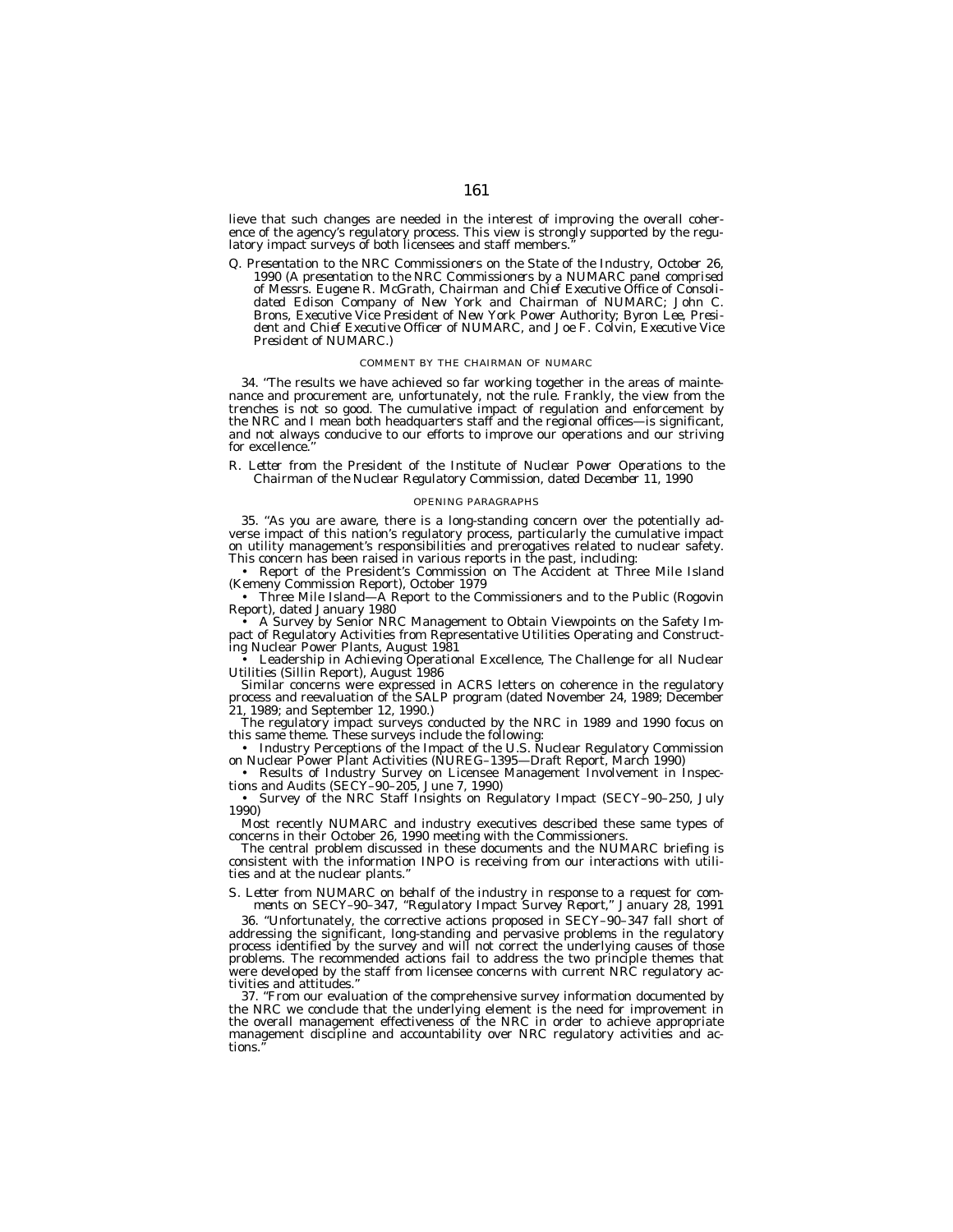lieve that such changes are needed in the interest of improving the overall coherence of the agency's regulatory process. This view is strongly supported by the regulatory impact surveys of both licensees and staff members."

*Q. Presentation to the NRC Commissioners on the State of the Industry, October 26, 1990 (A presentation to the NRC Commissioners by a NUMARC panel comprised of Messrs. Eugene R. McGrath, Chairman and Chief Executive Office of Consolidated Edison Company of New York and Chairman of NUMARC; John C. Brons, Executive Vice President of New York Power Authority; Byron Lee, President and Chief Executive Officer of NUMARC, and Joe F. Colvin, Executive Vice President of NUMARC.)*

COMMENT BY THE CHAIRMAN OF NUMARC

34. "The results we have achieved so far working together in the areas of maintenance and procurement are, unfortunately, not the rule. Frankly, the view from the trenches is not so good. The cumulative impact of regulation and enforcement by the NRC and I mean both headquarters staff and the regional offices—is significant, and not always conducive to our efforts to improve our operations and our striving for excellence."

*R. Letter from the President of the Institute of Nuclear Power Operations to the Chairman of the Nuclear Regulatory Commission, dated December 11, 1990*

OPENING PARAGRAPHS

35. "As you are aware, there is a long-standing concern over the potentially adverse impact of this nation's regulatory process, particularly the cumulative impact on utility management's responsibilities and prerogatives related to nuclear safety. This concern has been raised in various reports in the past, including:

- Report of the President's Commission on The Accident at Three Mile Island (Kemeny Commission Report), October 1979
- Three Mile Island—A Report to the Commissioners and to the Public (Rogovin Report), dated January 1980
- A Survey by Senior NRC Management to Obtain Viewpoints on the Safety Impact of Regulatory Activities from Representative Utilities Operating and Constructing Nuclear Power Plants, August 1981
- Leadership in Achieving Operational Excellence, The Challenge for all Nuclear Utilities (Sillin Report), August 1986

Similar concerns were expressed in ACRS letters on coherence in the regulatory process and reevaluation of the SALP program (dated November 24, 1989; December 21, 1989; and September 12, 1990.)

The regulatory impact surveys conducted by the NRC in 1989 and 1990 focus on this same theme. These surveys include the following:

- Industry Perceptions of the Impact of the U.S. Nuclear Regulatory Commission on Nuclear Power Plant Activities (NUREG–1395—Draft Report, March 1990)
- Results of Industry Survey on Licensee Management Involvement in Inspections and Audits (SECY–90–205, June 7, 1990)
- Survey of the NRC Staff Insights on Regulatory Impact (SECY–90–250, July 1990)

Most recently NUMARC and industry executives described these same types of concerns in their October 26, 1990 meeting with the Commissioners.

The central problem discussed in these documents and the NUMARC briefing is consistent with the information INPO is receiving from our interactions with utilities and at the nuclear plants."

*S. Letter from NUMARC on behalf of the industry in response to a request for comments on SECY–90–347, "Regulatory Impact Survey Report," January 28, 1991*

36. "Unfortunately, the corrective actions proposed in SECY–90–347 fall short of addressing the significant, long-standing and pervasive problems in the regulatory process identified by the survey and will not correct the underlying causes of those problems. The recommended actions fail to address the two principle themes that were developed by the staff from licensee concerns with current NRC regulatory activities and attitudes."

37. "From our evaluation of the comprehensive survey information documented by the NRC we conclude that the underlying element is the need for improvement in the overall management effectiveness of the NRC in order to achieve appropriate management discipline and accountability over NRC regulatory activities and actions."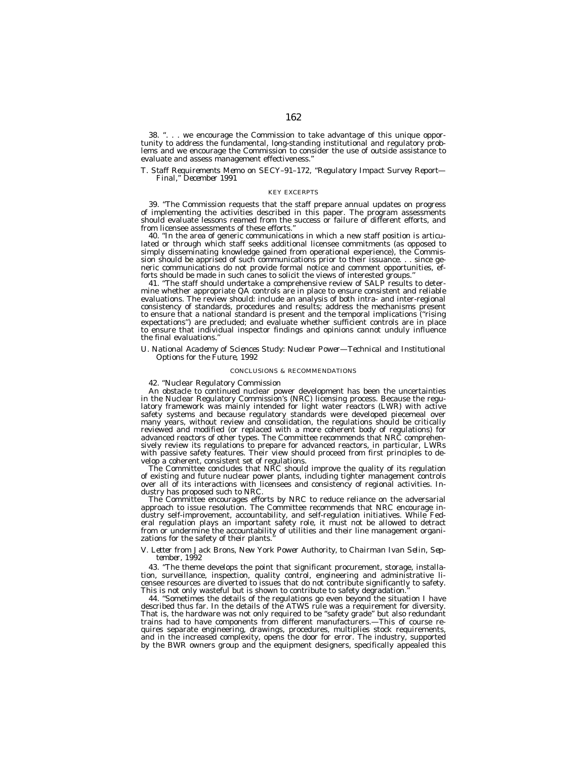38. ". . . we encourage the Commission to take advantage of this unique opportunity to address the fundamental, long-standing institutional and regulatory problems and we encourage the Commission to consider the use of outside assistance to evaluate and assess management effectiveness."

*T. Staff Requirements Memo on SECY–91–172, "Regulatory Impact Survey Report—Final," December 1991*

KEY EXCERPTS

39. "The Commission requests that the staff prepare annual updates on progress of implementing the activities described in this paper. The program assessments should evaluate lessons reamed from the success or failure of different efforts, and from licensee assessments of these efforts."

40. "In the area of generic communications in which a new staff position is articulated or through which staff seeks additional licensee commitments (as opposed to simply disseminating knowledge gained from operational experience), the Commission should be apprised of such communications prior to their issuance. . . since generic communications do not provide formal notice and comment opportunities, efforts should be made in such canes to solicit the views of interested groups."

41. "The staff should undertake a comprehensive review of SALP results to determine whether appropriate QA controls are in place to ensure consistent and reliable evaluations. The review should: include an analysis of both intra- and inter-regional consistency of standards, procedures and results; address the mechanisms present to ensure that a national standard is present and the temporal implications ("rising expectations") are precluded; and evaluate whether sufficient controls are in place to ensure that individual inspector findings and opinions cannot unduly influence the final evaluations."

*U. National Academy of Sciences Study: Nuclear Power—Technical and Institutional Options for the Future, 1992*

CONCLUSIONS & RECOMMENDATIONS

42. "Nuclear Regulatory Commission

An obstacle to continued nuclear power development has been the uncertainties in the Nuclear Regulatory Commission's (NRC) licensing process. Because the regulatory framework was mainly intended for light water reactors (LWR) with active safety systems and because regulatory standards were developed piecemeal over many years, without review and consolidation, the regulations should be critically reviewed and modified (or replaced with a more coherent body of regulations) for advanced reactors of other types. The Committee recommends that NRC comprehensively review its regulations to prepare for advanced reactors, in particular, LWRs with passive safety features. Their view should proceed from first principles to develop a coherent, consistent set of regulations.

The Committee concludes that NRC should improve the quality of its regulation of existing and future nuclear power plants, including tighter management controls over all of its interactions with licensees and consistency of regional activities. Industry has proposed such to NRC.

The Committee encourages efforts by NRC to reduce reliance on the adversarial approach to issue resolution. The Committee recommends that NRC encourage industry self-improvement, accountability, and self-regulation initiatives. While Federal regulation plays an important safety role, it must not be allowed to detract from or undermine the accountability of utilities and their line management organizations for the safety of their plants."

*V. Letter from Jack Brons, New York Power Authority, to Chairman Ivan Selin, September, 1992*

43. "The theme develops the point that significant procurement, storage, installation, surveillance, inspection, quality control, engineering and administrative licensee resources are diverted to issues that do not contribute significantly to safety. This is not only wasteful but is shown to contribute to safety degradation."

44. "Sometimes the details of the regulations go even beyond the situation I have described thus far. In the details of the ATWS rule was a requirement for diversity. That is, the hardware was not only required to be "safety grade" but also redundant trains had to have components from different manufacturers.—This of course requires separate engineering, drawings, procedures, multiplies stock requirements, and in the increased complexity, opens the door for error. The industry, supported by the BWR owners group and the equipment designers, specifically appealed this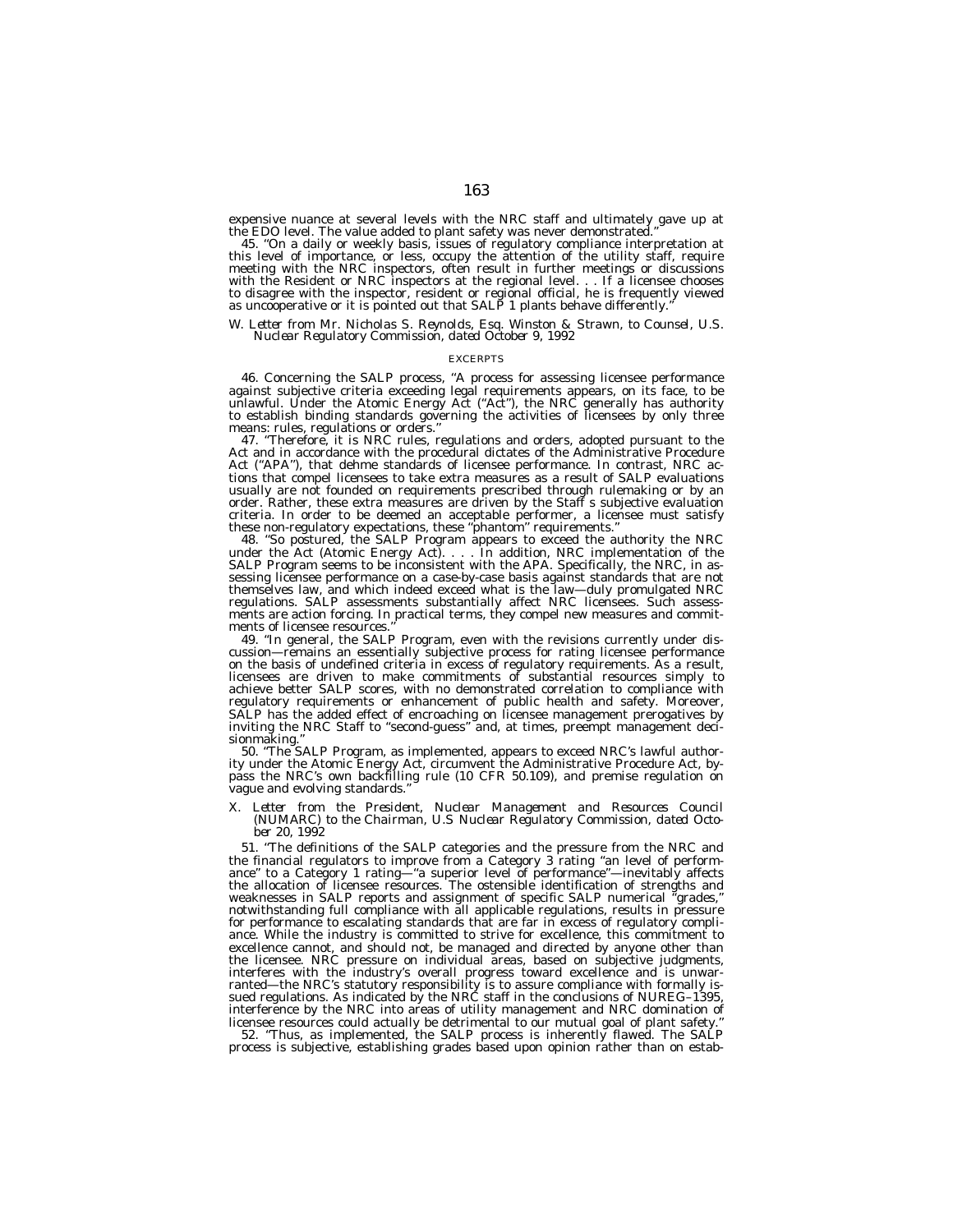expensive nuance at several levels with the NRC staff and ultimately gave up at the EDO level. The value added to plant safety was never demonstrated."

45. "On a daily or weekly basis, issues of regulatory compliance interpretation at this level of importance, or less, occupy the attention of the utility staff, require meeting with the NRC inspectors, often result in further meetings or discussions with the Resident or NRC inspectors at the regional level. . . If a licensee chooses to disagree with the inspector, resident or regional official, he is frequently viewed as uncooperative or it is pointed out that SALP 1 plants behave differently."

*W. Letter from Mr. Nicholas S. Reynolds, Esq. Winston & Strawn, to Counsel, U.S. Nuclear Regulatory Commission, dated October 9, 1992*

EXCERPTS

46. Concerning the SALP process, "A process for assessing licensee performance against subjective criteria exceeding legal requirements appears, on its face, to be unlawful. Under the Atomic Energy Act ("Act"), the NRC generally has authority to establish binding standards governing the activities of licensees by only three means: rules, regulations or orders."

47. "Therefore, it is NRC rules, regulations and orders, adopted pursuant to the Act and in accordance with the procedural dictates of the Administrative Procedure Act ("APA"), that dehme standards of licensee performance. In contrast, NRC actions that compel licensees to take extra measures as a result of SALP evaluations usually are not founded on requirements prescribed through rulemaking or by an order. Rather, these extra measures are driven by the Staff s subjective evaluation criteria. In order to be deemed an acceptable performer, a licensee must satisfy these non-regulatory expectations, these "phantom" requirements."

48. "So postured, the SALP Program appears to exceed the authority the NRC under the Act (Atomic Energy Act). . . . In addition, NRC implementation of the SALP Program seems to be inconsistent with the APA. Specifically, the NRC, in assessing licensee performance on a case-by-case basis against standards that are not themselves law, and which indeed exceed what is the law—duly promulgated NRC regulations. SALP assessments substantially affect NRC licensees. Such assessments are action forcing. In practical terms, they compel new measures and commitments of licensee resources."

49. "In general, the SALP Program, even with the revisions currently under discussion—remains an essentially subjective process for rating licensee performance on the basis of undefined criteria in excess of regulatory requirements. As a result, licensees are driven to make commitments of substantial resources simply to achieve better SALP scores, with no demonstrated correlation to compliance with regulatory requirements or enhancement of public health and safety. Moreover, SALP has the added effect of encroaching on licensee management prerogatives by inviting the NRC Staff to "second-guess" and, at times, preempt management decisionmaking."

50. "The SALP Program, as implemented, appears to exceed NRC's lawful authority under the Atomic Energy Act, circumvent the Administrative Procedure Act, bypass the NRC's own backfilling rule (10 CFR 50.109), and premise regulation on vague and evolving standards."

*X. Letter from the President, Nuclear Management and Resources Council (NUMARC) to the Chairman, U.S Nuclear Regulatory Commission, dated October 20, 1992*

51. "The definitions of the SALP categories and the pressure from the NRC and the financial regulators to improve from a Category 3 rating "an level of performance" to a Category 1 rating—"a superior level of performance"—inevitably affects the allocation of licensee resources. The ostensible identification of strengths and weaknesses in SALP reports and assignment of specific SALP numerical "grades," notwithstanding full compliance with all applicable regulations, results in pressure for performance to escalating standards that are far in excess of regulatory compliance. While the industry is committed to strive for excellence, this commitment to excellence cannot, and should not, be managed and directed by anyone other than the licensee. NRC pressure on individual areas, based on subjective judgments, interferes with the industry's overall progress toward excellence and is unwarranted—the NRC's statutory responsibility is to assure compliance with formally issued regulations. As indicated by the NRC staff in the conclusions of NUREG–1395, interference by the NRC into areas of utility management and NRC domination of licensee resources could actually be detrimental to our mutual goal of plant safety."

52. "Thus, as implemented, the SALP process is inherently flawed. The SALP process is subjective, establishing grades based upon opinion rather than on estab-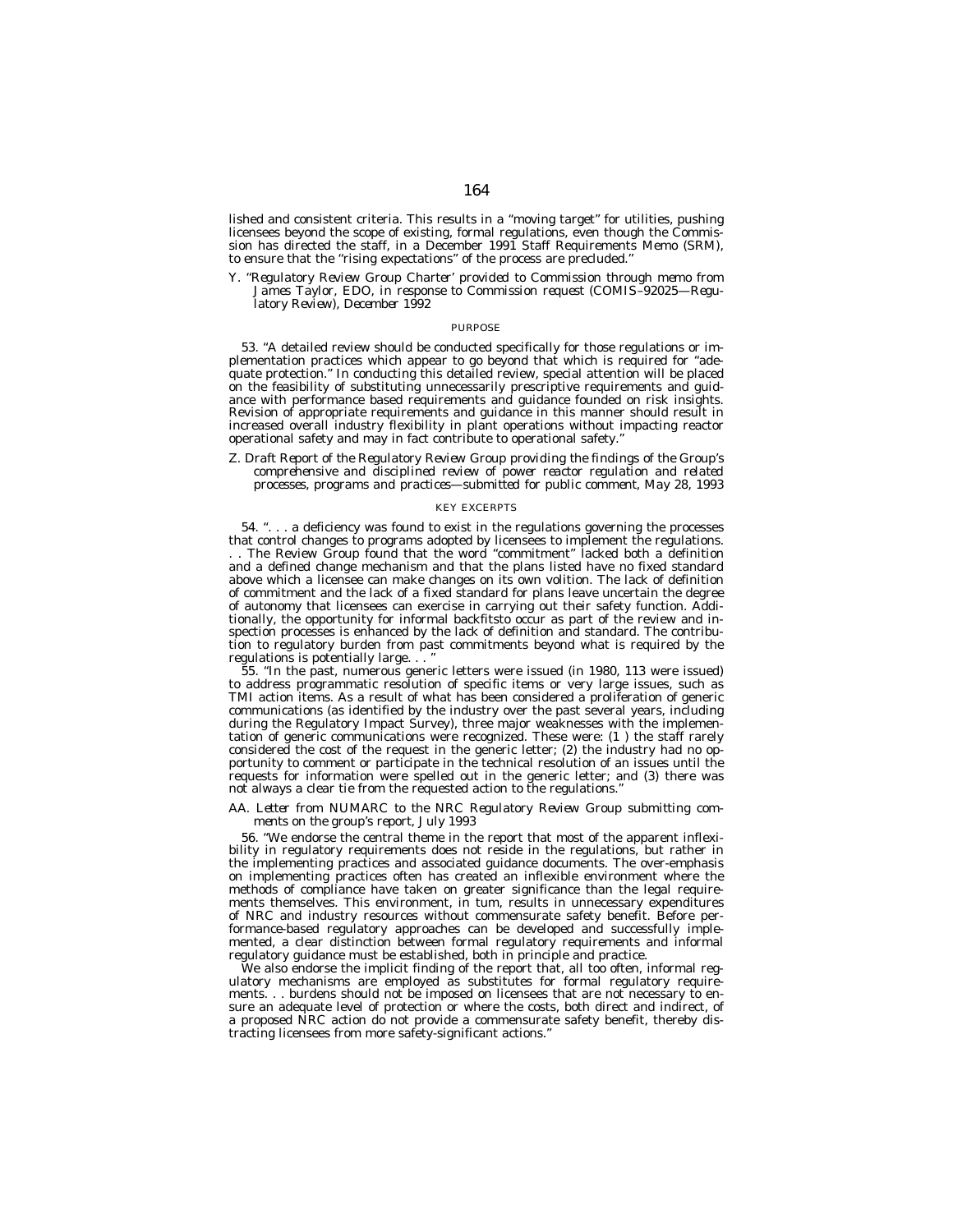lished and consistent criteria. This results in a "moving target" for utilities, pushing licensees beyond the scope of existing, formal regulations, even though the Commission has directed the staff, in a December 1991 Staff Requirements Memo (SRM), to ensure that the "rising expectations" of the process are precluded."

Y. *"Regulatory Review Group Charter' provided to Commission through memo from James Taylor, EDO, in response to Commission request (COMIS–92025—Regulatory Review), December 1992*

PURPOSE

53. "A detailed review should be conducted specifically for those regulations or implementation practices which appear to go beyond that which is required for "adequate protection." In conducting this detailed review, special attention will be placed on the feasibility of substituting unnecessarily prescriptive requirements and guidance with performance based requirements and guidance founded on risk insights. Revision of appropriate requirements and guidance in this manner should result in increased overall industry flexibility in plant operations without impacting reactor operational safety and may in fact contribute to operational safety."

Z. *Draft Report of the Regulatory Review Group providing the findings of the Group's comprehensive and disciplined review of power reactor regulation and related processes, programs and practices—submitted for public comment, May 28, 1993*

KEY EXCERPTS

54. ". . . a deficiency was found to exist in the regulations governing the processes that control changes to programs adopted by licensees to implement the regulations. . . The Review Group found that the word "commitment" lacked both a definition and a defined change mechanism and that the plans listed have no fixed standard above which a licensee can make changes on its own volition. The lack of definition of commitment and the lack of a fixed standard for plans leave uncertain the degree of autonomy that licensees can exercise in carrying out their safety function. Additionally, the opportunity for informal backfitsto occur as part of the review and inspection processes is enhanced by the lack of definition and standard. The contribution to regulatory burden from past commitments beyond what is required by the regulations is potentially large. . . "

55. "In the past, numerous generic letters were issued (in 1980, 113 were issued) to address programmatic resolution of specific items or very large issues, such as TMI action items. As a result of what has been considered a proliferation of generic communications (as identified by the industry over the past several years, including during the Regulatory Impact Survey), three major weaknesses with the implementation of generic communications were recognized. These were: (1 ) the staff rarely considered the cost of the request in the generic letter; (2) the industry had no opportunity to comment or participate in the technical resolution of an issues until the requests for information were spelled out in the generic letter; and (3) there was not always a clear tie from the requested action to the regulations."

AA. *Letter from NUMARC to the NRC Regulatory Review Group submitting comments on the group's report, July 1993*

56. "We endorse the central theme in the report that most of the apparent inflexibility in regulatory requirements does not reside in the regulations, but rather in the implementing practices and associated guidance documents. The over-emphasis on implementing practices often has created an inflexible environment where the methods of compliance have taken on greater significance than the legal requirements themselves. This environment, in turn, results in unnecessary expenditures of NRC and industry resources without commensurate safety benefit. Before performance-based regulatory approaches can be developed and successfully implemented, a clear distinction between formal regulatory requirements and informal regulatory guidance must be established, both in principle and practice.

We also endorse the implicit finding of the report that, all too often, informal regulatory mechanisms are employed as substitutes for formal regulatory requirements. . . burdens should not be imposed on licensees that are not necessary to ensure an adequate level of protection or where the costs, both direct and indirect, of a proposed NRC action do not provide a commensurate safety benefit, thereby distracting licensees from more safety-significant actions."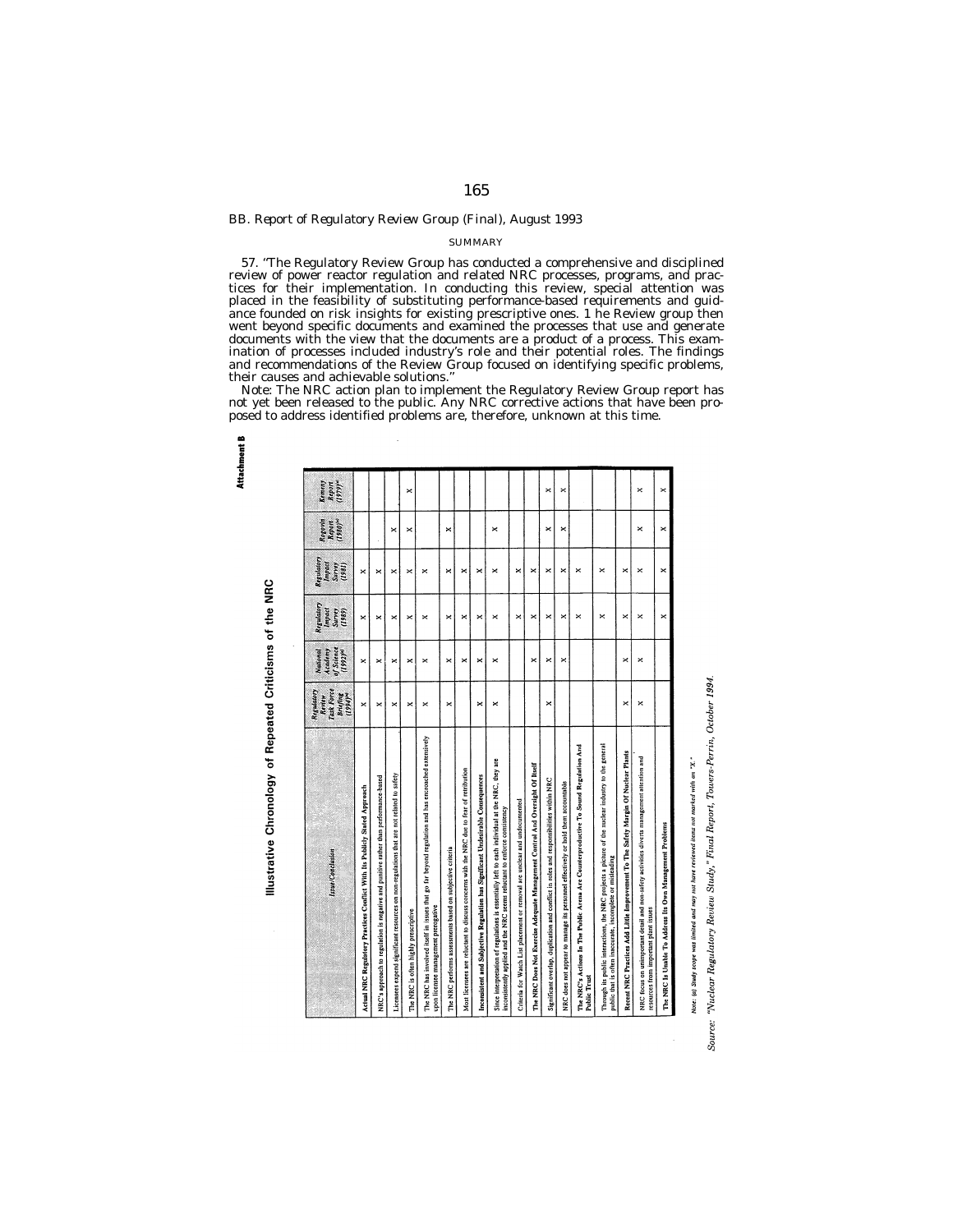### BB. Report of Regulatory Review Group (Final), August 1993

SUMMARY

57. "The Regulatory Review Group has conducted a comprehensive and disciplined review of power reactor regulation and related NRC processes, programs, and practices for their implementation. In conducting this review, special attention was placed in the feasibility of substituting performance-based requirements and guidance founded on risk insights for existing prescriptive ones. 1 he Review group then went beyond specific documents and examined the processes that use and generate documents with the view that the documents are a product of a process. This examination of processes included industry's role and their potential roles. The findings and recommendations of the Review Group focused on identifying specific problems, their causes and achievable solutions."

Note: The NRC action plan to implement the Regulatory Review Group report has not yet been released to the public. Any NRC corrective actions that have been proposed to address identified problems are, therefore, unknown at this time.

**Attachment B**

**Illustrative Chronology of Repeated Criticisms of the NRC**

| Issue/Conclusion | Regulatory Review Task Force Briefing (1994)[a] | National Academy of Science (1992)[a] | Regulatory Impact Survey (1989) | Regulatory Impact Survey (1981) | Rogovin Report (1980)[a] | Kemeny Report (1979)[a] |
|---|---|---|---|---|---|---|
| **Actual NRC Regulatory Practices Conflict With Its Publicly Stated Approach** | X | X | X | X | | |
| NRC's approach to regulation is negative and punitive rather than performance-based | X | X | X | X | | |
| Licensees expend significant resources on non-regulations that are not related to safety | X | X | X | X | X | |
| The NRC is often highly prescriptive | X | X | X | X | X | X |
| The NRC has involved itself in issues that go far beyond regulation and has encroached extensively upon licensee management prerogative | X | X | X | X | | |
| The NRC performs assessments based on subjective criteria | X | X | X | X | X | |
| Most licensees are reluctant to discuss concerns with the NRC due to fear of retribution | | X | X | X | | |
| **Inconsistent and Subjective Regulation Has Significant Undesirable Consequences** | X | X | X | X | | |
| Since interpretation of regulations is essentially left to each individual at the NRC, they are inconsistently applied and the NRC seems reluctant to enforce consistency | X | X | X | X | X | |
| Criteria for Watch List placement or removal are unclear and undocumented | | | X | X | | |
| **The NRC Does Not Exercise Adequate Management Control And Oversight Of Itself** | | X | X | X | | |
| Significant overlap, duplication and conflict in roles and responsibilities within NRC | X | X | X | X | X | X |
| NRC does not appear to manage its personnel effectively or hold them accountable | | X | X | X | X | X |
| **The NRC's Actions In The Public Arena Are Counterproductive To Sound Regulation And Public Trust** | | | X | X | | |
| Through its public interactions, the NRC projects a picture of the nuclear industry to the general public that is often inaccurate, incomplete or misleading | | | X | X | | |
| **Recent NRC Practices Add Little Improvement To The Safety Margin Of Nuclear Plants** | X | X | X | X | | |
| NRC focus on unimportant detail and non-safety activities diverts management attention and resources from important plant issues | X | X | X | X | X | X |
| **The NRC Is Unable To Address Its Own Management Problems** | | | X | X | X | X |

*Note: (a) Study scope was limited and may not have reviewed items not marked with an "X."*

*Source: "Nuclear Regulatory Review Study," Final Report, Towers-Perrin, October 1994.*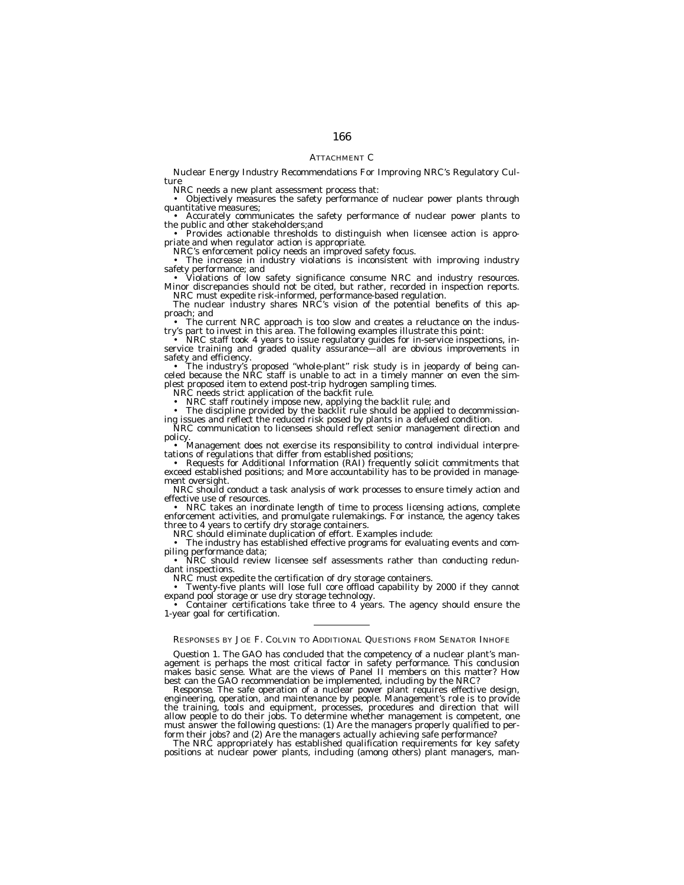ATTACHMENT C

Nuclear Energy Industry Recommendations For Improving NRC's Regulatory Culture

NRC needs a new plant assessment process that:

- Objectively measures the safety performance of nuclear power plants through quantitative measures;
- Accurately communicates the safety performance of nuclear power plants to the public and other stakeholders;and
- Provides actionable thresholds to distinguish when licensee action is appropriate and when regulator action is appropriate.

NRC's enforcement policy needs an improved safety focus.

- The increase in industry violations is inconsistent with improving industry safety performance; and
- Violations of low safety significance consume NRC and industry resources. Minor discrepancies should not be cited, but rather, recorded in inspection reports.

NRC must expedite risk-informed, performance-based regulation.

The nuclear industry shares NRC's vision of the potential benefits of this approach; and

- The current NRC approach is too slow and creates a reluctance on the industry's part to invest in this area. The following examples illustrate this point:
- NRC staff took 4 years to issue regulatory guides for in-service inspections, in-service training and graded quality assurance—all are obvious improvements in safety and efficiency.
- The industry's proposed "whole-plant" risk study is in jeopardy of being canceled because the NRC staff is unable to act in a timely manner on even the simplest proposed item to extend post-trip hydrogen sampling times.

NRC needs strict application of the backfit rule.

- NRC staff routinely impose new, applying the backlit rule; and
- The discipline provided by the backlit rule should be applied to decommissioning issues and reflect the reduced risk posed by plants in a defueled condition.

NRC communication to licensees should reflect senior management direction and policy.

- Management does not exercise its responsibility to control individual interpretations of regulations that differ from established positions;
- Requests for Additional Information (RAI) frequently solicit commitments that exceed established positions; and More accountability has to be provided in management oversight.

NRC should conduct a task analysis of work processes to ensure timely action and effective use of resources.

- NRC takes an inordinate length of time to process licensing actions, complete enforcement activities, and promulgate rulemakings. For instance, the agency takes three to 4 years to certify dry storage containers.

NRC should eliminate duplication of effort. Examples include:

- The industry has established effective programs for evaluating events and compiling performance data;
- NRC should review licensee self assessments rather than conducting redundant inspections.

NRC must expedite the certification of dry storage containers.

- Twenty-five plants will lose full core offload capability by 2000 if they cannot expand pool storage or use dry storage technology.
- Container certifications take three to 4 years. The agency should ensure the 1-year goal for certification.

---

RESPONSES BY JOE F. COLVIN TO ADDITIONAL QUESTIONS FROM SENATOR INHOFE

*Question 1.* The GAO has concluded that the competency of a nuclear plant's management is perhaps the most critical factor in safety performance. This conclusion makes basic sense. What are the views of Panel II members on this matter? How best can the GAO recommendation be implemented, including by the NRC?

*Response.* The safe operation of a nuclear power plant requires effective design, engineering, operation, and maintenance by people. Management's role is to provide the training, tools and equipment, processes, procedures and direction that will allow people to do their jobs. To determine whether management is competent, one must answer the following questions: (1) Are the managers properly qualified to perform their jobs? and (2) Are the managers actually achieving safe performance?

The NRC appropriately has established qualification requirements for key safety positions at nuclear power plants, including (among others) plant managers, man-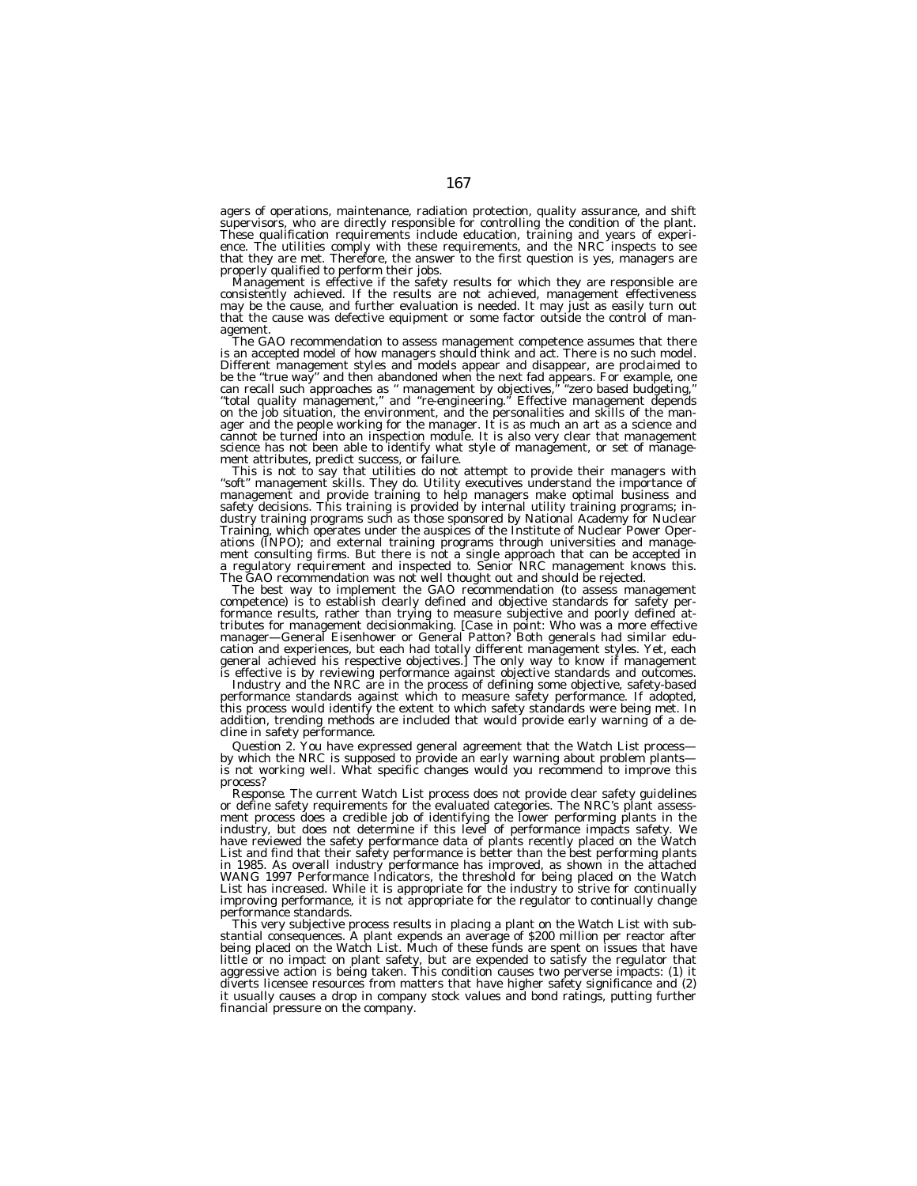agers of operations, maintenance, radiation protection, quality assurance, and shift supervisors, who are directly responsible for controlling the condition of the plant. These qualification requirements include education, training and years of experience. The utilities comply with these requirements, and the NRC inspects to see that they are met. Therefore, the answer to the first question is yes, managers are properly qualified to perform their jobs.

Management is effective if the safety results for which they are responsible are consistently achieved. If the results are not achieved, management effectiveness may be the cause, and further evaluation is needed. It may just as easily turn out that the cause was defective equipment or some factor outside the control of management.

The GAO recommendation to assess management competence assumes that there is an accepted model of how managers should think and act. There is no such model. Different management styles and models appear and disappear, are proclaimed to be the "true way" and then abandoned when the next fad appears. For example, one can recall such approaches as " management by objectives," "zero based budgeting," "total quality management," and "re-engineering." Effective management depends on the job situation, the environment, and the personalities and skills of the manager and the people working for the manager. It is as much an art as a science and cannot be turned into an inspection module. It is also very clear that management science has not been able to identify what style of management, or set of management attributes, predict success, or failure.

This is not to say that utilities do not attempt to provide their managers with "soft" management skills. They do. Utility executives understand the importance of management and provide training to help managers make optimal business and safety decisions. This training is provided by internal utility training programs; industry training programs such as those sponsored by National Academy for Nuclear Training, which operates under the auspices of the Institute of Nuclear Power Operations (INPO); and external training programs through universities and management consulting firms. But there is not a single approach that can be accepted in a regulatory requirement and inspected to. Senior NRC management knows this. The GAO recommendation was not well thought out and should be rejected.

The best way to implement the GAO recommendation (to assess management competence) is to establish clearly defined and objective standards for safety performance results, rather than trying to measure subjective and poorly defined attributes for management decisionmaking. [Case in point: Who was a more effective manager—General Eisenhower or General Patton? Both generals had similar education and experiences, but each had totally different management styles. Yet, each general achieved his respective objectives.] The only way to know if management is effective is by reviewing performance against objective standards and outcomes.

Industry and the NRC are in the process of defining some objective, safety-based performance standards against which to measure safety performance. If adopted, this process would identify the extent to which safety standards were being met. In addition, trending methods are included that would provide early warning of a decline in safety performance.

*Question 2.* You have expressed general agreement that the Watch List process—by which the NRC is supposed to provide an early warning about problem plants—is not working well. What specific changes would you recommend to improve this process?

*Response.* The current Watch List process does not provide clear safety guidelines or define safety requirements for the evaluated categories. The NRC's plant assessment process does a credible job of identifying the lower performing plants in the industry, but does not determine if this level of performance impacts safety. We have reviewed the safety performance data of plants recently placed on the Watch List and find that their safety performance is better than the best performing plants in 1985. As overall industry performance has improved, as shown in the attached WANG 1997 Performance Indicators, the threshold for being placed on the Watch List has increased. While it is appropriate for the industry to strive for continually improving performance, it is not appropriate for the regulator to continually change performance standards.

This very subjective process results in placing a plant on the Watch List with substantial consequences. A plant expends an average of $200 million per reactor after being placed on the Watch List. Much of these funds are spent on issues that have little or no impact on plant safety, but are expended to satisfy the regulator that aggressive action is being taken. This condition causes two perverse impacts: (1) it diverts licensee resources from matters that have higher safety significance and (2) it usually causes a drop in company stock values and bond ratings, putting further financial pressure on the company.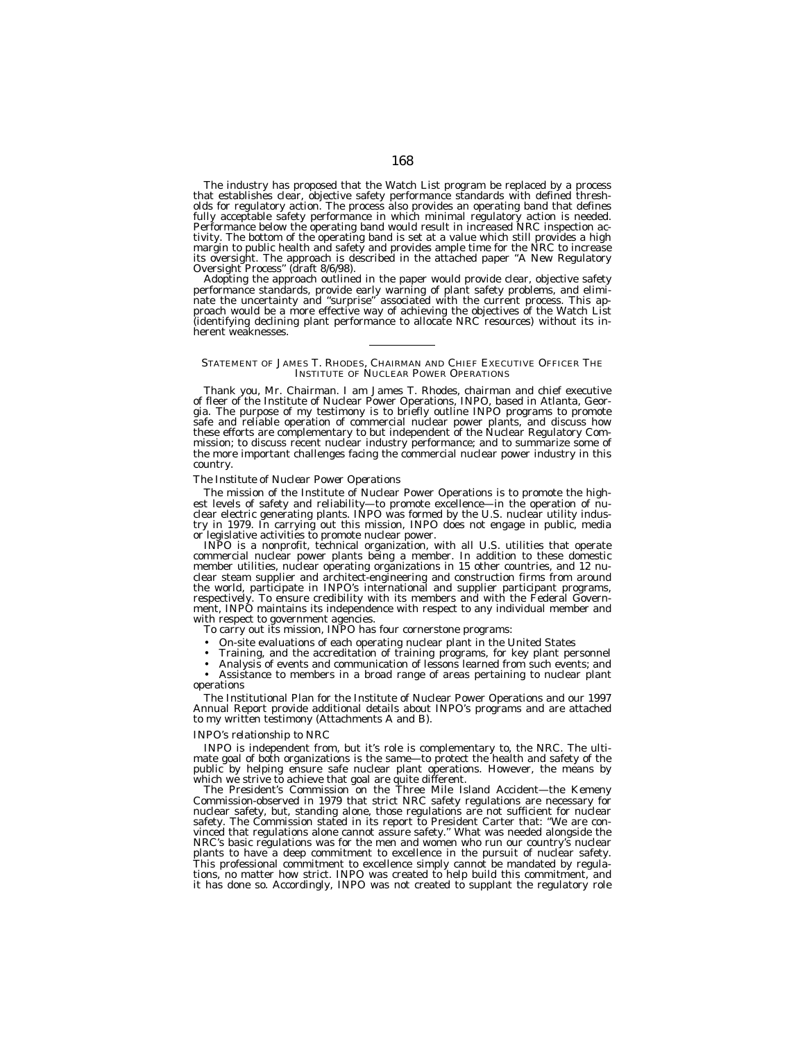The industry has proposed that the Watch List program be replaced by a process that establishes clear, objective safety performance standards with defined thresholds for regulatory action. The process also provides an operating band that defines fully acceptable safety performance in which minimal regulatory action is needed. Performance below the operating band would result in increased NRC inspection activity. The bottom of the operating band is set at a value which still provides a high margin to public health and safety and provides ample time for the NRC to increase its oversight. The approach is described in the attached paper "A New Regulatory Oversight Process" (draft 8/6/98).

Adopting the approach outlined in the paper would provide clear, objective safety performance standards, provide early warning of plant safety problems, and eliminate the uncertainty and "surprise" associated with the current process. This approach would be a more effective way of achieving the objectives of the Watch List (identifying declining plant performance to allocate NRC resources) without its inherent weaknesses.

---

## STATEMENT OF JAMES T. RHODES, CHAIRMAN AND CHIEF EXECUTIVE OFFICER THE INSTITUTE OF NUCLEAR POWER OPERATIONS

Thank you, Mr. Chairman. I am James T. Rhodes, chairman and chief executive of fleer of the Institute of Nuclear Power Operations, INPO, based in Atlanta, Georgia. The purpose of my testimony is to briefly outline INPO programs to promote safe and reliable operation of commercial nuclear power plants, and discuss how these efforts are complementary to but independent of the Nuclear Regulatory Commission; to discuss recent nuclear industry performance; and to summarize some of the more important challenges facing the commercial nuclear power industry in this country.

### *The Institute of Nuclear Power Operations*

The mission of the Institute of Nuclear Power Operations is to promote the highest levels of safety and reliability—to promote excellence—in the operation of nuclear electric generating plants. INPO was formed by the U.S. nuclear utility industry in 1979. In carrying out this mission, INPO does not engage in public, media or legislative activities to promote nuclear power.

INPO is a nonprofit, technical organization, with all U.S. utilities that operate commercial nuclear power plants being a member. In addition to these domestic member utilities, nuclear operating organizations in 15 other countries, and 12 nuclear steam supplier and architect-engineering and construction firms from around the world, participate in INPO's international and supplier participant programs, respectively. To ensure credibility with its members and with the Federal Government, INPO maintains its independence with respect to any individual member and with respect to government agencies.

To carry out its mission, INPO has four cornerstone programs:

- On-site evaluations of each operating nuclear plant in the United States
- Training, and the accreditation of training programs, for key plant personnel
- Analysis of events and communication of lessons learned from such events; and
- Assistance to members in a broad range of areas pertaining to nuclear plant operations

The Institutional Plan for the Institute of Nuclear Power Operations and our 1997 Annual Report provide additional details about INPO's programs and are attached to my written testimony (Attachments A and B).

### *INPO's relationship to NRC*

INPO is independent from, but it's role is complementary to, the NRC. The ultimate goal of both organizations is the same—to protect the health and safety of the public by helping ensure safe nuclear plant operations. However, the means by which we strive to achieve that goal are quite different.

The President's Commission on the Three Mile Island Accident—the Kemeny Commission-observed in 1979 that strict NRC safety regulations are necessary for nuclear safety, but, standing alone, those regulations are not sufficient for nuclear safety. The Commission stated in its report to President Carter that: "We are convinced that regulations alone cannot assure safety." What was needed alongside the NRC's basic regulations was for the men and women who run our country's nuclear plants to have a deep commitment to excellence in the pursuit of nuclear safety. This professional commitment to excellence simply cannot be mandated by regulations, no matter how strict. INPO was created to help build this commitment, and it has done so. Accordingly, INPO was not created to supplant the regulatory role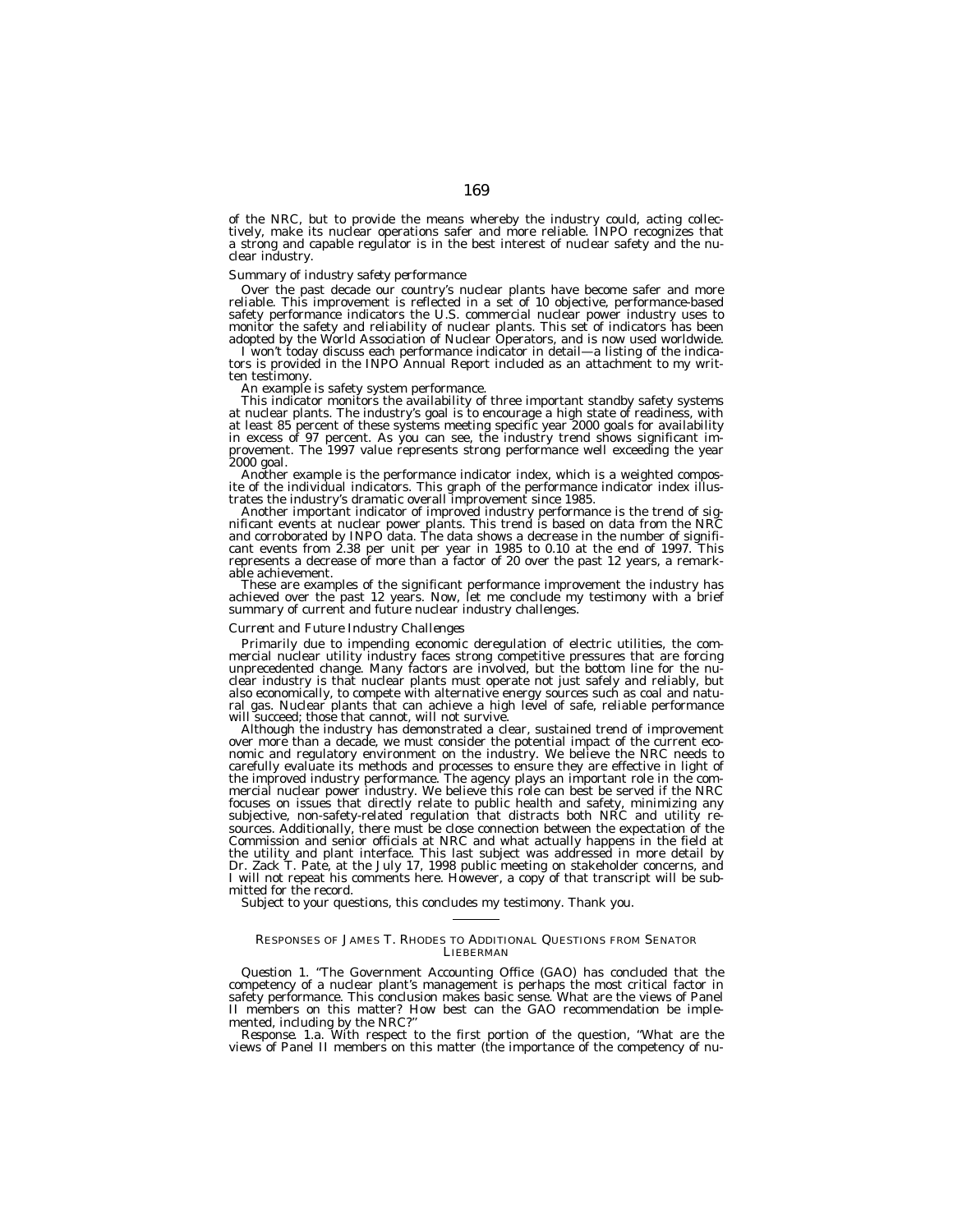of the NRC, but to provide the means whereby the industry could, acting collectively, make its nuclear operations safer and more reliable. INPO recognizes that a strong and capable regulator is in the best interest of nuclear safety and the nuclear industry.

*Summary of industry safety performance*

Over the past decade our country's nuclear plants have become safer and more reliable. This improvement is reflected in a set of 10 objective, performance-based safety performance indicators the U.S. commercial nuclear power industry uses to monitor the safety and reliability of nuclear plants. This set of indicators has been adopted by the World Association of Nuclear Operators, and is now used worldwide.

I won't today discuss each performance indicator in detail—a listing of the indicators is provided in the INPO Annual Report included as an attachment to my written testimony.

An example is safety system performance.

This indicator monitors the availability of three important standby safety systems at nuclear plants. The industry's goal is to encourage a high state of readiness, with at least 85 percent of these systems meeting specific year 2000 goals for availability in excess of 97 percent. As you can see, the industry trend shows significant improvement. The 1997 value represents strong performance well exceeding the year 2000 goal.

Another example is the performance indicator index, which is a weighted composite of the individual indicators. This graph of the performance indicator index illustrates the industry's dramatic overall improvement since 1985.

Another important indicator of improved industry performance is the trend of significant events at nuclear power plants. This trend is based on data from the NRC and corroborated by INPO data. The data shows a decrease in the number of significant events from 2.38 per unit per year in 1985 to 0.10 at the end of 1997. This represents a decrease of more than a factor of 20 over the past 12 years, a remarkable achievement.

These are examples of the significant performance improvement the industry has achieved over the past 12 years. Now, let me conclude my testimony with a brief summary of current and future nuclear industry challenges.

*Current and Future Industry Challenges*

Primarily due to impending economic deregulation of electric utilities, the commercial nuclear utility industry faces strong competitive pressures that are forcing unprecedented change. Many factors are involved, but the bottom line for the nuclear industry is that nuclear plants must operate not just safely and reliably, but also economically, to compete with alternative energy sources such as coal and natural gas. Nuclear plants that can achieve a high level of safe, reliable performance will succeed; those that cannot, will not survive.

Although the industry has demonstrated a clear, sustained trend of improvement over more than a decade, we must consider the potential impact of the current economic and regulatory environment on the industry. We believe the NRC needs to carefully evaluate its methods and processes to ensure they are effective in light of the improved industry performance. The agency plays an important role in the commercial nuclear power industry. We believe this role can best be served if the NRC focuses on issues that directly relate to public health and safety, minimizing any subjective, non-safety-related regulation that distracts both NRC and utility resources. Additionally, there must be close connection between the expectation of the Commission and senior officials at NRC and what actually happens in the field at the utility and plant interface. This last subject was addressed in more detail by Dr. Zack T. Pate, at the July 17, 1998 public meeting on stakeholder concerns, and I will not repeat his comments here. However, a copy of that transcript will be submitted for the record.

Subject to your questions, this concludes my testimony. Thank you.

---

RESPONSES OF JAMES T. RHODES TO ADDITIONAL QUESTIONS FROM SENATOR LIEBERMAN

*Question 1.* "The Government Accounting Office (GAO) has concluded that the competency of a nuclear plant's management is perhaps the most critical factor in safety performance. This conclusion makes basic sense. What are the views of Panel II members on this matter? How best can the GAO recommendation be implemented, including by the NRC?"

*Response.* 1.a. With respect to the first portion of the question, "What are the views of Panel II members on this matter (the importance of the competency of nu-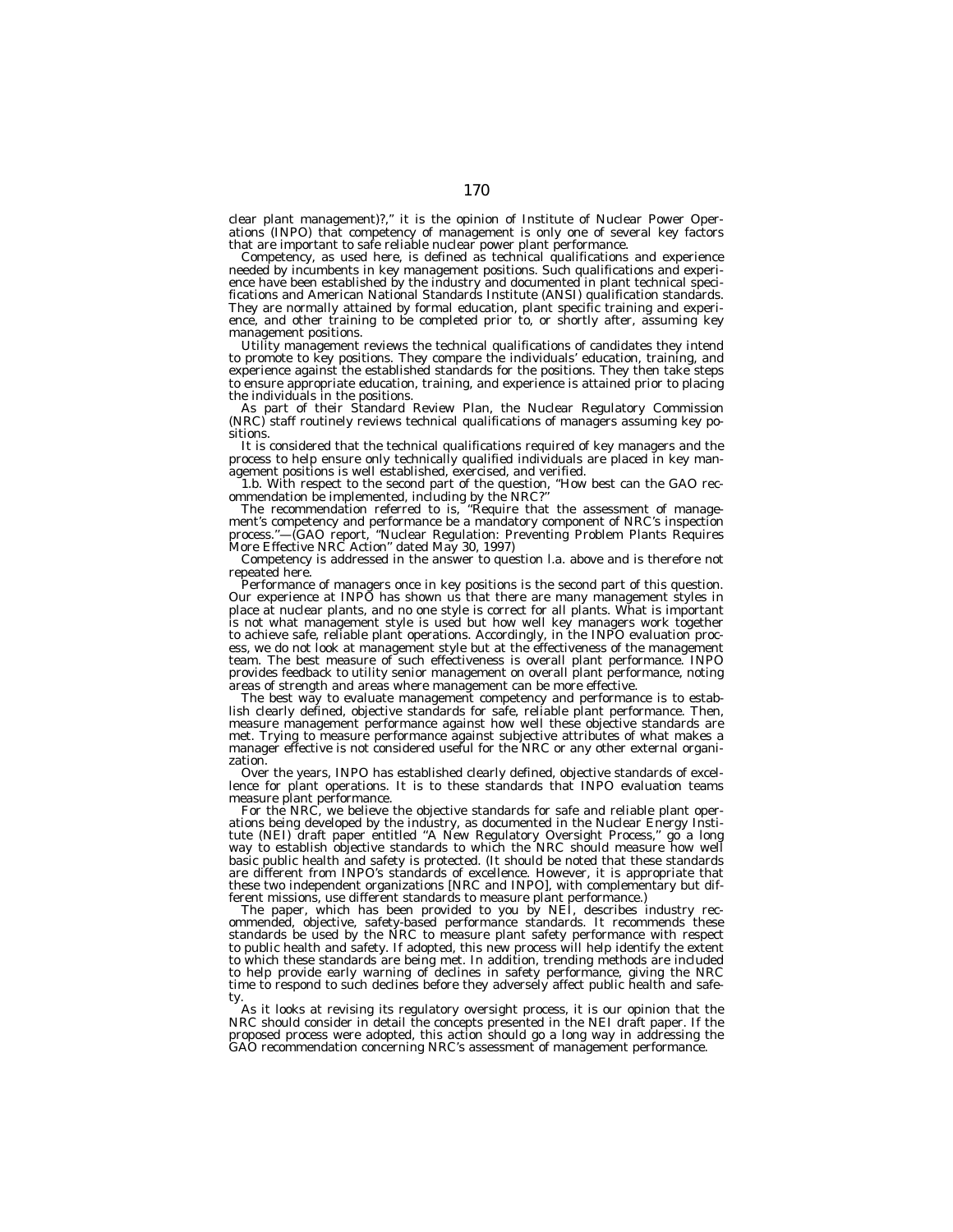clear plant management)?," it is the opinion of Institute of Nuclear Power Operations (INPO) that competency of management is only one of several key factors that are important to safe reliable nuclear power plant performance.

Competency, as used here, is defined as technical qualifications and experience needed by incumbents in key management positions. Such qualifications and experience have been established by the industry and documented in plant technical specifications and American National Standards Institute (ANSI) qualification standards. They are normally attained by formal education, plant specific training and experience, and other training to be completed prior to, or shortly after, assuming key management positions.

Utility management reviews the technical qualifications of candidates they intend to promote to key positions. They compare the individuals' education, training, and experience against the established standards for the positions. They then take steps to ensure appropriate education, training, and experience is attained prior to placing the individuals in the positions.

As part of their Standard Review Plan, the Nuclear Regulatory Commission (NRC) staff routinely reviews technical qualifications of managers assuming key positions.

It is considered that the technical qualifications required of key managers and the process to help ensure only technically qualified individuals are placed in key management positions is well established, exercised, and verified.

1.b. With respect to the second part of the question, "How best can the GAO recommendation be implemented, including by the NRC?"

The recommendation referred to is, "Require that the assessment of management's competency and performance be a mandatory component of NRC's inspection process."—(GAO report, "Nuclear Regulation: Preventing Problem Plants Requires More Effective NRC Action" dated May 30, 1997)

Competency is addressed in the answer to question l.a. above and is therefore not repeated here.

Performance of managers once in key positions is the second part of this question. Our experience at INPO has shown us that there are many management styles in place at nuclear plants, and no one style is correct for all plants. What is important is not what management style is used but how well key managers work together to achieve safe, reliable plant operations. Accordingly, in the INPO evaluation process, we do not look at management style but at the effectiveness of the management team. The best measure of such effectiveness is overall plant performance. INPO provides feedback to utility senior management on overall plant performance, noting areas of strength and areas where management can be more effective.

The best way to evaluate management competency and performance is to establish clearly defined, objective standards for safe, reliable plant performance. Then, measure management performance against how well these objective standards are met. Trying to measure performance against subjective attributes of what makes a manager effective is not considered useful for the NRC or any other external organization.

Over the years, INPO has established clearly defined, objective standards of excellence for plant operations. It is to these standards that INPO evaluation teams measure plant performance.

For the NRC, we believe the objective standards for safe and reliable plant operations being developed by the industry, as documented in the Nuclear Energy Institute (NEI) draft paper entitled "A New Regulatory Oversight Process," go a long way to establish objective standards to which the NRC should measure how well basic public health and safety is protected. (It should be noted that these standards are different from INPO's standards of excellence. However, it is appropriate that these two independent organizations [NRC and INPO], with complementary but different missions, use different standards to measure plant performance.)

The paper, which has been provided to you by NEI, describes industry recommended, objective, safety-based performance standards. It recommends these standards be used by the NRC to measure plant safety performance with respect to public health and safety. If adopted, this new process will help identify the extent to which these standards are being met. In addition, trending methods are included to help provide early warning of declines in safety performance, giving the NRC time to respond to such declines before they adversely affect public health and safety.

As it looks at revising its regulatory oversight process, it is our opinion that the NRC should consider in detail the concepts presented in the NEI draft paper. If the proposed process were adopted, this action should go a long way in addressing the GAO recommendation concerning NRC's assessment of management performance.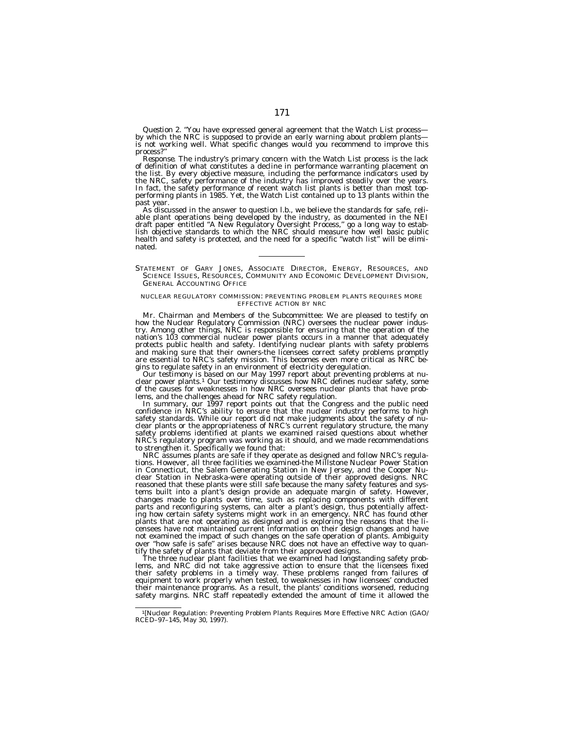Question 2. "You have expressed general agreement that the Watch List process—by which the NRC is supposed to provide an early warning about problem plants—is not working well. What specific changes would you recommend to improve this process?"

*Response.* The industry's primary concern with the Watch List process is the lack of definition of what constitutes a decline in performance warranting placement on the list. By every objective measure, including the performance indicators used by the NRC, safety performance of the industry has improved steadily over the years. In fact, the safety performance of recent watch list plants is better than most top-performing plants in 1985. Yet, the Watch List contained up to 13 plants within the past year.

As discussed in the answer to question l.b., we believe the standards for safe, reliable plant operations being developed by the industry, as documented in the NEI draft paper entitled "A New Regulatory Oversight Process," go a long way to establish objective standards to which the NRC should measure how well basic public health and safety is protected, and the need for a specific "watch list" will be eliminated.

---

STATEMENT OF GARY JONES, ASSOCIATE DIRECTOR, ENERGY, RESOURCES, AND SCIENCE ISSUES, RESOURCES, COMMUNITY AND ECONOMIC DEVELOPMENT DIVISION, GENERAL ACCOUNTING OFFICE

NUCLEAR REGULATORY COMMISSION: PREVENTING PROBLEM PLANTS REQUIRES MORE EFFECTIVE ACTION BY NRC

Mr. Chairman and Members of the Subcommittee: We are pleased to testify on how the Nuclear Regulatory Commission (NRC) oversees the nuclear power industry. Among other things, NRC is responsible for ensuring that the operation of the nation's 103 commercial nuclear power plants occurs in a manner that adequately protects public health and safety. Identifying nuclear plants with safety problems and making sure that their owners-the licensees correct safety problems promptly are essential to NRC's safety mission. This becomes even more critical as NRC begins to regulate safety in an environment of electricity deregulation.

Our testimony is based on our May 1997 report about preventing problems at nuclear power plants.[1] Our testimony discusses how NRC defines nuclear safety, some of the causes for weaknesses in how NRC oversees nuclear plants that have problems, and the challenges ahead for NRC safety regulation.

In summary, our 1997 report points out that the Congress and the public need confidence in NRC's ability to ensure that the nuclear industry performs to high safety standards. While our report did not make judgments about the safety of nuclear plants or the appropriateness of NRC's current regulatory structure, the many safety problems identified at plants we examined raised questions about whether NRC's regulatory program was working as it should, and we made recommendations to strengthen it. Specifically we found that:

NRC assumes plants are safe if they operate as designed and follow NRC's regulations. However, all three facilities we examined-the Millstone Nuclear Power Station in Connecticut, the Salem Generating Station in New Jersey, and the Cooper Nuclear Station in Nebraska-were operating outside of their approved designs. NRC reasoned that these plants were still safe because the many safety features and systems built into a plant's design provide an adequate margin of safety. However, changes made to plants over time, such as replacing components with different parts and reconfiguring systems, can alter a plant's design, thus potentially affecting how certain safety systems might work in an emergency. NRC has found other plants that are not operating as designed and is exploring the reasons that the licensees have not maintained current information on their design changes and have not examined the impact of such changes on the safe operation of plants. Ambiguity over "how safe is safe" arises because NRC does not have an effective way to quantify the safety of plants that deviate from their approved designs.

The three nuclear plant facilities that we examined had longstanding safety problems, and NRC did not take aggressive action to ensure that the licensees fixed their safety problems in a timely way. These problems ranged from failures of equipment to work properly when tested, to weaknesses in how licensees' conducted their maintenance programs. As a result, the plants' conditions worsened, reducing safety margins. NRC staff repeatedly extended the amount of time it allowed the

---

[1][Nuclear Regulation: Preventing Problem Plants Requires More Effective NRC Action (GAO/RCED–97–145, May 30, 1997).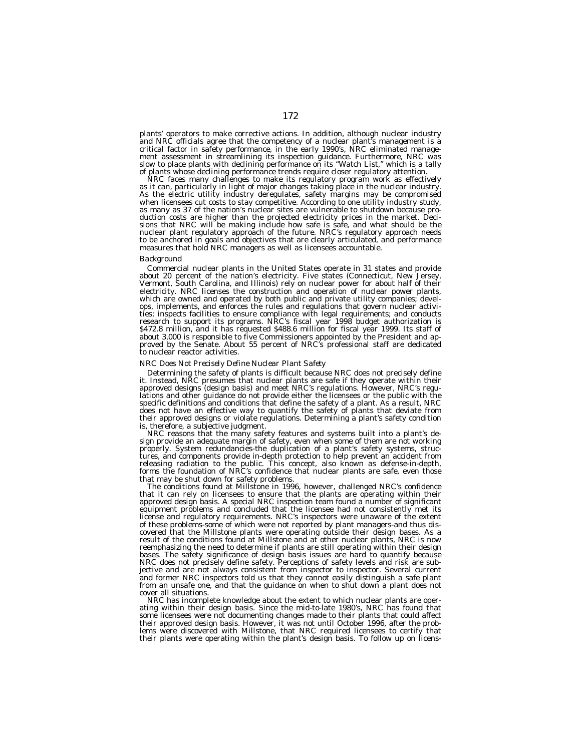plants' operators to make corrective actions. In addition, although nuclear industry and NRC officials agree that the competency of a nuclear plant's management is a critical factor in safety performance, in the early 1990's, NRC eliminated management assessment in streamlining its inspection guidance. Furthermore, NRC was slow to place plants with declining performance on its "Watch List," which is a tally of plants whose declining performance trends require closer regulatory attention.

NRC faces many challenges to make its regulatory program work as effectively as it can, particularly in light of major changes taking place in the nuclear industry. As the electric utility industry deregulates, safety margins may be compromised when licensees cut costs to stay competitive. According to one utility industry study, as many as 37 of the nation's nuclear sites are vulnerable to shutdown because production costs are higher than the projected electricity prices in the market. Decisions that NRC will be making include how safe is safe, and what should be the nuclear plant regulatory approach of the future. NRC's regulatory approach needs to be anchored in goals and objectives that are clearly articulated, and performance measures that hold NRC managers as well as licensees accountable.

*Background*

Commercial nuclear plants in the United States operate in 31 states and provide about 20 percent of the nation's electricity. Five states (Connecticut, New Jersey, Vermont, South Carolina, and Illinois) rely on nuclear power for about half of their electricity. NRC licenses the construction and operation of nuclear power plants, which are owned and operated by both public and private utility companies; develops, implements, and enforces the rules and regulations that govern nuclear activities; inspects facilities to ensure compliance with legal requirements; and conducts research to support its programs. NRC's fiscal year 1998 budget authorization is $472.8 million, and it has requested $488.6 million for fiscal year 1999. Its staff of about 3,000 is responsible to five Commissioners appointed by the President and approved by the Senate. About 55 percent of NRC's professional staff are dedicated to nuclear reactor activities.

*NRC Does Not Precisely Define Nuclear Plant Safety*

Determining the safety of plants is difficult because NRC does not precisely define it. Instead, NRC presumes that nuclear plants are safe if they operate within their approved designs (design basis) and meet NRC's regulations. However, NRC's regulations and other guidance do not provide either the licensees or the public with the specific definitions and conditions that define the safety of a plant. As a result, NRC does not have an effective way to quantify the safety of plants that deviate from their approved designs or violate regulations. Determining a plant's safety condition is, therefore, a subjective judgment.

NRC reasons that the many safety features and systems built into a plant's design provide an adequate margin of safety, even when some of them are not working properly. System redundancies-the duplication of a plant's safety systems, structures, and components provide in-depth protection to help prevent an accident from releasing radiation to the public. This concept, also known as defense-in-depth, forms the foundation of NRC's confidence that nuclear plants are safe, even those that may be shut down for safety problems.

The conditions found at Millstone in 1996, however, challenged NRC's confidence that it can rely on licensees to ensure that the plants are operating within their approved design basis. A special NRC inspection team found a number of significant equipment problems and concluded that the licensee had not consistently met its license and regulatory requirements. NRC's inspectors were unaware of the extent of these problems-some of which were not reported by plant managers-and thus discovered that the Millstone plants were operating outside their design bases. As a result of the conditions found at Millstone and at other nuclear plants, NRC is now reemphasizing the need to determine if plants are still operating within their design bases. The safety significance of design basis issues are hard to quantify because NRC does not precisely define safety. Perceptions of safety levels and risk are subjective and are not always consistent from inspector to inspector. Several current and former NRC inspectors told us that they cannot easily distinguish a safe plant from an unsafe one, and that the guidance on when to shut down a plant does not cover all situations.

NRC has incomplete knowledge about the extent to which nuclear plants are operating within their design basis. Since the mid-to-late 1980's, NRC has found that some licensees were not documenting changes made to their plants that could affect their approved design basis. However, it was not until October 1996, after the problems were discovered with Millstone, that NRC required licensees to certify that their plants were operating within the plant's design basis. To follow up on licens-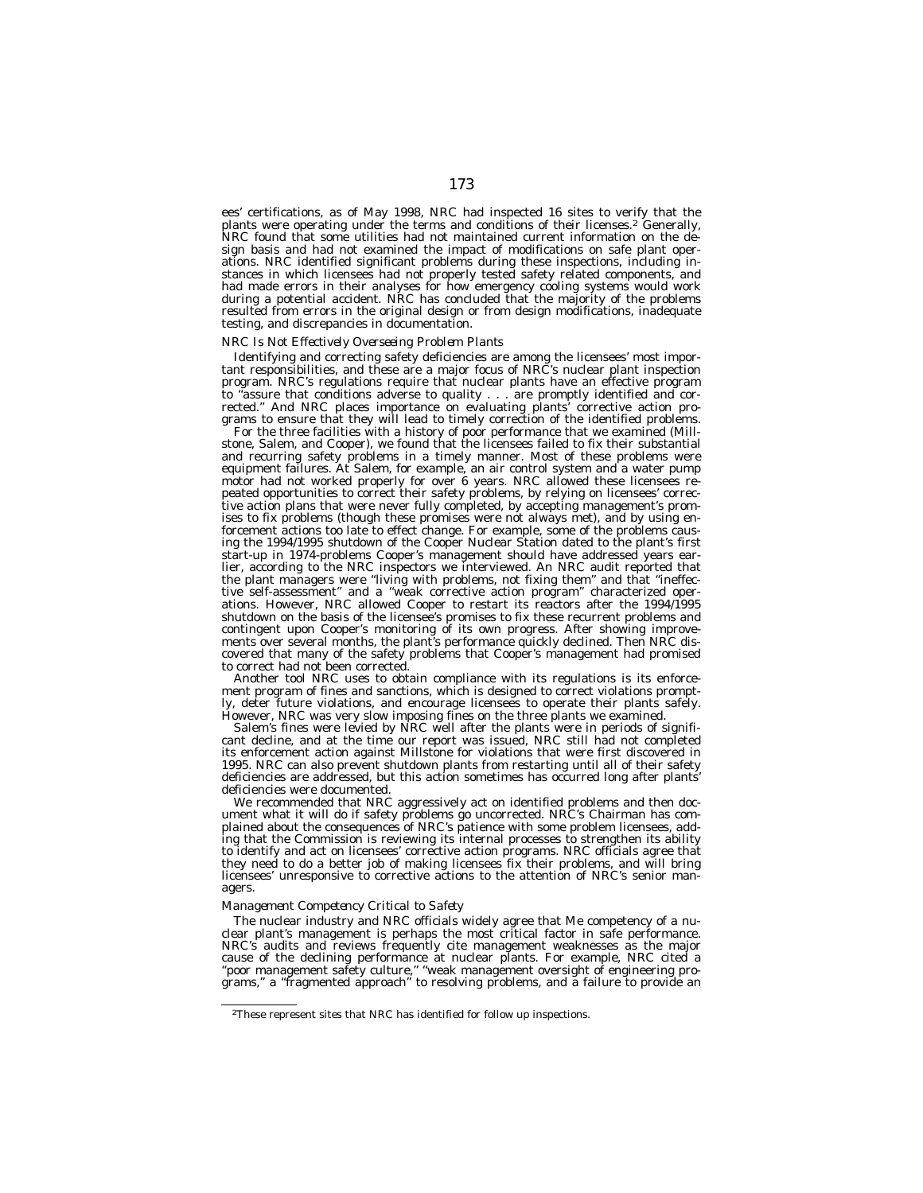ees' certifications, as of May 1998, NRC had inspected 16 sites to verify that the plants were operating under the terms and conditions of their licenses.[2] Generally, NRC found that some utilities had not maintained current information on the design basis and had not examined the impact of modifications on safe plant operations. NRC identified significant problems during these inspections, including instances in which licensees had not properly tested safety related components, and had made errors in their analyses for how emergency cooling systems would work during a potential accident. NRC has concluded that the majority of the problems resulted from errors in the original design or from design modifications, inadequate testing, and discrepancies in documentation.

*NRC Is Not Effectively Overseeing Problem Plants*

Identifying and correcting safety deficiencies are among the licensees' most important responsibilities, and these are a major focus of NRC's nuclear plant inspection program. NRC's regulations require that nuclear plants have an effective program to "assure that conditions adverse to quality . . . are promptly identified and corrected." And NRC places importance on evaluating plants' corrective action programs to ensure that they will lead to timely correction of the identified problems.

For the three facilities with a history of poor performance that we examined (Millstone, Salem, and Cooper), we found that the licensees failed to fix their substantial and recurring safety problems in a timely manner. Most of these problems were equipment failures. At Salem, for example, an air control system and a water pump motor had not worked properly for over 6 years. NRC allowed these licensees repeated opportunities to correct their safety problems, by relying on licensees' corrective action plans that were never fully completed, by accepting management's promises to fix problems (though these promises were not always met), and by using enforcement actions too late to effect change. For example, some of the problems causing the 1994/1995 shutdown of the Cooper Nuclear Station dated to the plant's first start-up in 1974-problems Cooper's management should have addressed years earlier, according to the NRC inspectors we interviewed. An NRC audit reported that the plant managers were "living with problems, not fixing them" and that "ineffective self-assessment" and a "weak corrective action program" characterized operations. However, NRC allowed Cooper to restart its reactors after the 1994/1995 shutdown on the basis of the licensee's promises to fix these recurrent problems and contingent upon Cooper's monitoring of its own progress. After showing improvements over several months, the plant's performance quickly declined. Then NRC discovered that many of the safety problems that Cooper's management had promised to correct had not been corrected.

Another tool NRC uses to obtain compliance with its regulations is its enforcement program of fines and sanctions, which is designed to correct violations promptly, deter future violations, and encourage licensees to operate their plants safely. However, NRC was very slow imposing fines on the three plants we examined.

Salem's fines were levied by NRC well after the plants were in periods of significant decline, and at the time our report was issued, NRC still had not completed its enforcement action against Millstone for violations that were first discovered in 1995. NRC can also prevent shutdown plants from restarting until all of their safety deficiencies are addressed, but this action sometimes has occurred long after plants' deficiencies were documented.

We recommended that NRC aggressively act on identified problems and then document what it will do if safety problems go uncorrected. NRC's Chairman has complained about the consequences of NRC's patience with some problem licensees, adding that the Commission is reviewing its internal processes to strengthen its ability to identify and act on licensees' corrective action programs. NRC officials agree that they need to do a better job of making licensees fix their problems, and will bring licensees' unresponsive to corrective actions to the attention of NRC's senior managers.

*Management Competency Critical to Safety*

The nuclear industry and NRC officials widely agree that Me competency of a nuclear plant's management is perhaps the most critical factor in safe performance. NRC's audits and reviews frequently cite management weaknesses as the major cause of the declining performance at nuclear plants. For example, NRC cited a "poor management safety culture," "weak management oversight of engineering programs," a "fragmented approach" to resolving problems, and a failure to provide an

---

[2] These represent sites that NRC has identified for follow up inspections.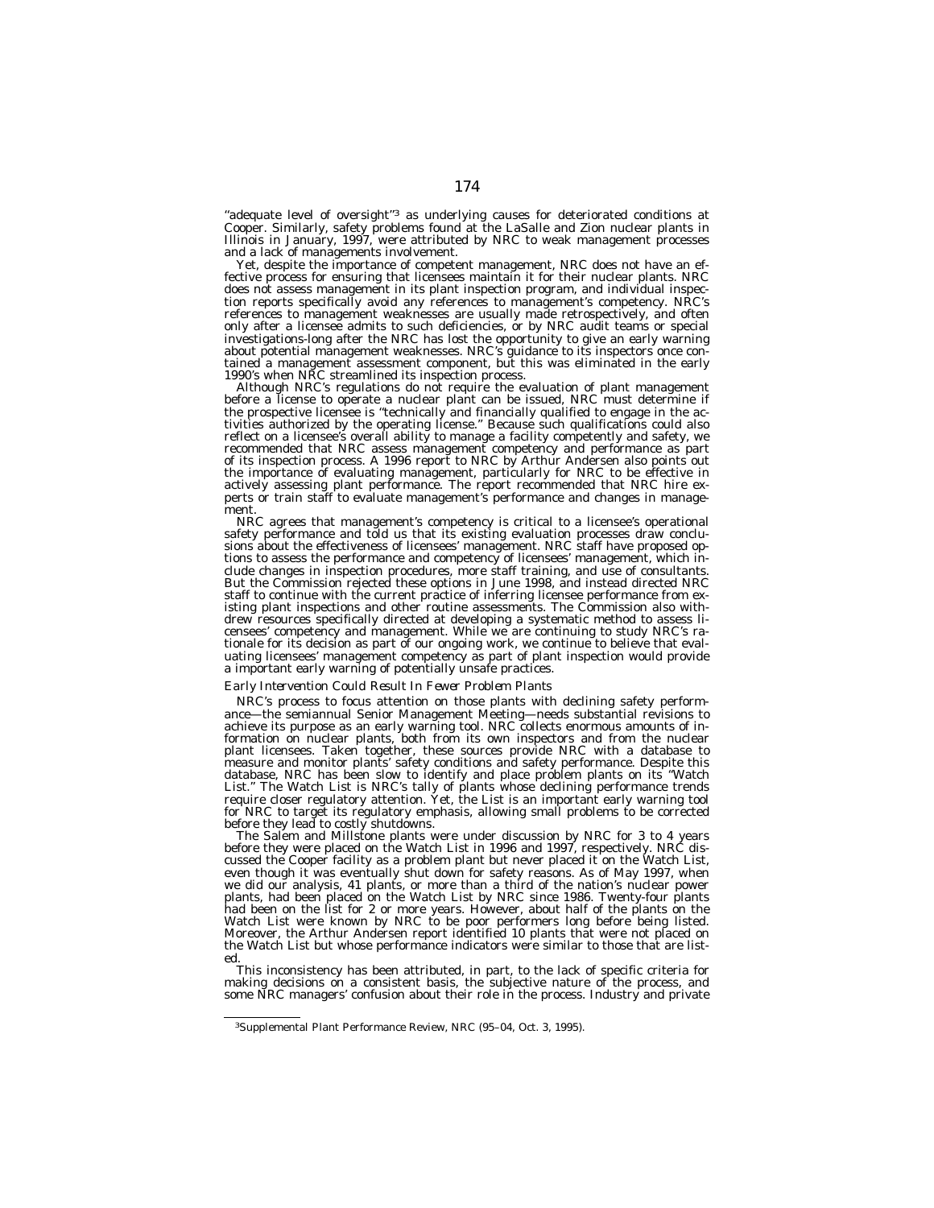"adequate level of oversight"[3] as underlying causes for deteriorated conditions at Cooper. Similarly, safety problems found at the LaSalle and Zion nuclear plants in Illinois in January, 1997, were attributed by NRC to weak management processes and a lack of managements involvement.

Yet, despite the importance of competent management, NRC does not have an effective process for ensuring that licensees maintain it for their nuclear plants. NRC does not assess management in its plant inspection program, and individual inspection reports specifically avoid any references to management's competency. NRC's references to management weaknesses are usually made retrospectively, and often only after a licensee admits to such deficiencies, or by NRC audit teams or special investigations-long after the NRC has lost the opportunity to give an early warning about potential management weaknesses. NRC's guidance to its inspectors once contained a management assessment component, but this was eliminated in the early 1990's when NRC streamlined its inspection process.

Although NRC's regulations do not require the evaluation of plant management before a license to operate a nuclear plant can be issued, NRC must determine if the prospective licensee is "technically and financially qualified to engage in the activities authorized by the operating license." Because such qualifications could also reflect on a licensee's overall ability to manage a facility competently and safety, we recommended that NRC assess management competency and performance as part of its inspection process. A 1996 report to NRC by Arthur Andersen also points out the importance of evaluating management, particularly for NRC to be effective in actively assessing plant performance. The report recommended that NRC hire experts or train staff to evaluate management's performance and changes in management.

NRC agrees that management's competency is critical to a licensee's operational safety performance and told us that its existing evaluation processes draw conclusions about the effectiveness of licensees' management. NRC staff have proposed options to assess the performance and competency of licensees' management, which include changes in inspection procedures, more staff training, and use of consultants. But the Commission rejected these options in June 1998, and instead directed NRC staff to continue with the current practice of inferring licensee performance from existing plant inspections and other routine assessments. The Commission also withdrew resources specifically directed at developing a systematic method to assess licensees' competency and management. While we are continuing to study NRC's rationale for its decision as part of our ongoing work, we continue to believe that evaluating licensees' management competency as part of plant inspection would provide a important early warning of potentially unsafe practices.

*Early Intervention Could Result In Fewer Problem Plants*

NRC's process to focus attention on those plants with declining safety performance—the semiannual Senior Management Meeting—needs substantial revisions to achieve its purpose as an early warning tool. NRC collects enormous amounts of information on nuclear plants, both from its own inspectors and from the nuclear plant licensees. Taken together, these sources provide NRC with a database to measure and monitor plants' safety conditions and safety performance. Despite this database, NRC has been slow to identify and place problem plants on its "Watch List." The Watch List is NRC's tally of plants whose declining performance trends require closer regulatory attention. Yet, the List is an important early warning tool for NRC to target its regulatory emphasis, allowing small problems to be corrected before they lead to costly shutdowns.

The Salem and Millstone plants were under discussion by NRC for 3 to 4 years before they were placed on the Watch List in 1996 and 1997, respectively. NRC discussed the Cooper facility as a problem plant but never placed it on the Watch List, even though it was eventually shut down for safety reasons. As of May 1997, when we did our analysis, 41 plants, or more than a third of the nation's nuclear power plants, had been placed on the Watch List by NRC since 1986. Twenty-four plants had been on the list for 2 or more years. However, about half of the plants on the Watch List were known by NRC to be poor performers long before being listed. Moreover, the Arthur Andersen report identified 10 plants that were not placed on the Watch List but whose performance indicators were similar to those that are listed.

This inconsistency has been attributed, in part, to the lack of specific criteria for making decisions on a consistent basis, the subjective nature of the process, and some NRC managers' confusion about their role in the process. Industry and private

[3] Supplemental Plant Performance Review, NRC (95–04, Oct. 3, 1995).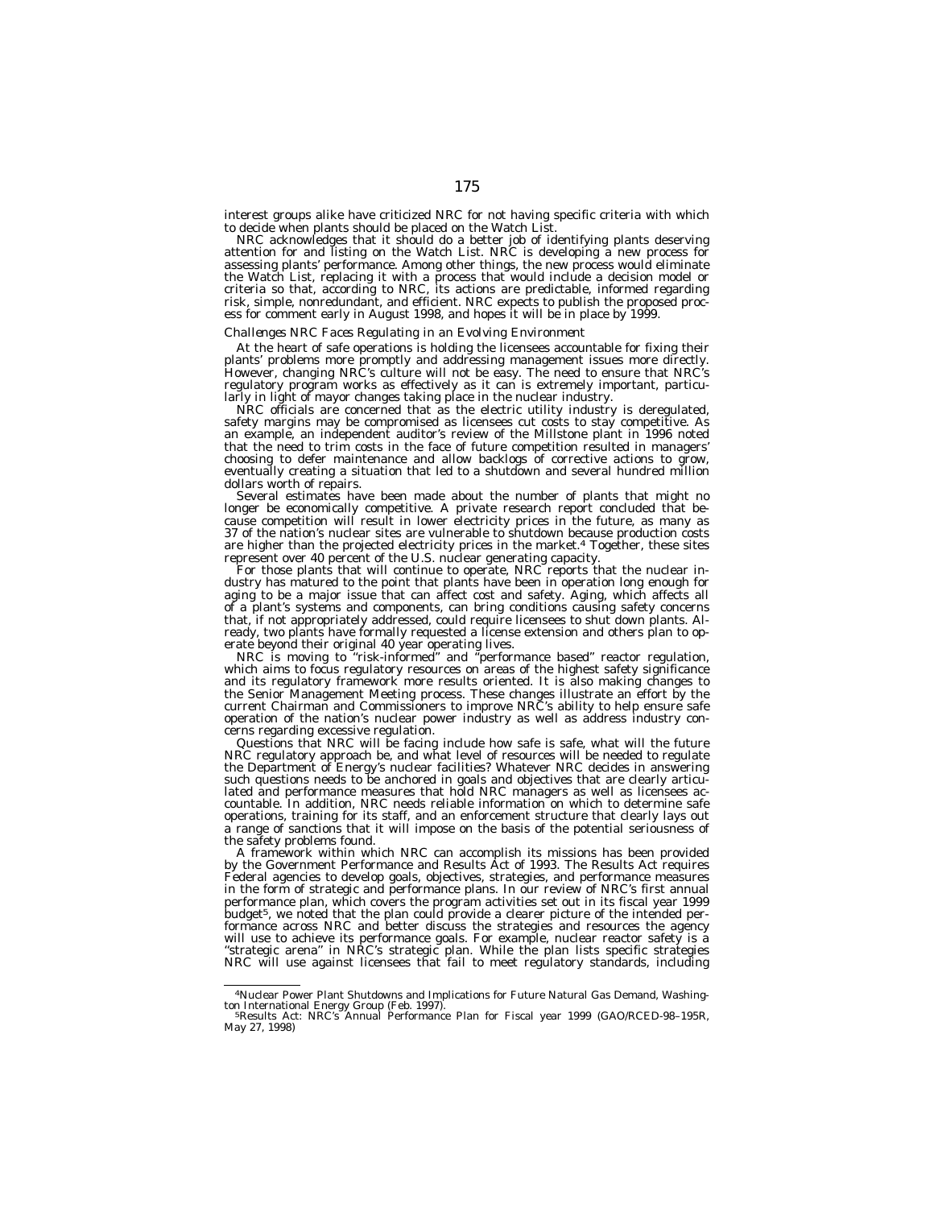interest groups alike have criticized NRC for not having specific criteria with which to decide when plants should be placed on the Watch List.

NRC acknowledges that it should do a better job of identifying plants deserving attention for and listing on the Watch List. NRC is developing a new process for assessing plants' performance. Among other things, the new process would eliminate the Watch List, replacing it with a process that would include a decision model or criteria so that, according to NRC, its actions are predictable, informed regarding risk, simple, nonredundant, and efficient. NRC expects to publish the proposed process for comment early in August 1998, and hopes it will be in place by 1999.

*Challenges NRC Faces Regulating in an Evolving Environment*

At the heart of safe operations is holding the licensees accountable for fixing their plants' problems more promptly and addressing management issues more directly. However, changing NRC's culture will not be easy. The need to ensure that NRC's regulatory program works as effectively as it can is extremely important, particularly in light of mayor changes taking place in the nuclear industry.

NRC officials are concerned that as the electric utility industry is deregulated, safety margins may be compromised as licensees cut costs to stay competitive. As an example, an independent auditor's review of the Millstone plant in 1996 noted that the need to trim costs in the face of future competition resulted in managers' choosing to defer maintenance and allow backlogs of corrective actions to grow, eventually creating a situation that led to a shutdown and several hundred million dollars worth of repairs.

Several estimates have been made about the number of plants that might no longer be economically competitive. A private research report concluded that because competition will result in lower electricity prices in the future, as many as 37 of the nation's nuclear sites are vulnerable to shutdown because production costs are higher than the projected electricity prices in the market.[4] Together, these sites represent over 40 percent of the U.S. nuclear generating capacity.

For those plants that will continue to operate, NRC reports that the nuclear industry has matured to the point that plants have been in operation long enough for aging to be a major issue that can affect cost and safety. Aging, which affects all of a plant's systems and components, can bring conditions causing safety concerns that, if not appropriately addressed, could require licensees to shut down plants. Already, two plants have formally requested a license extension and others plan to operate beyond their original 40 year operating lives.

NRC is moving to "risk-informed" and "performance based" reactor regulation, which aims to focus regulatory resources on areas of the highest safety significance and its regulatory framework more results oriented. It is also making changes to the Senior Management Meeting process. These changes illustrate an effort by the current Chairman and Commissioners to improve NRC's ability to help ensure safe operation of the nation's nuclear power industry as well as address industry concerns regarding excessive regulation.

Questions that NRC will be facing include how safe is safe, what will the future NRC regulatory approach be, and what level of resources will be needed to regulate the Department of Energy's nuclear facilities? Whatever NRC decides in answering such questions needs to be anchored in goals and objectives that are clearly articulated and performance measures that hold NRC managers as well as licensees accountable. In addition, NRC needs reliable information on which to determine safe operations, training for its staff, and an enforcement structure that clearly lays out a range of sanctions that it will impose on the basis of the potential seriousness of the safety problems found.

A framework within which NRC can accomplish its missions has been provided by the Government Performance and Results Act of 1993. The Results Act requires Federal agencies to develop goals, objectives, strategies, and performance measures in the form of strategic and performance plans. In our review of NRC's first annual performance plan, which covers the program activities set out in its fiscal year 1999 budget[5], we noted that the plan could provide a clearer picture of the intended performance across NRC and better discuss the strategies and resources the agency will use to achieve its performance goals. For example, nuclear reactor safety is a "strategic arena" in NRC's strategic plan. While the plan lists specific strategies NRC will use against licensees that fail to meet regulatory standards, including

---

[4] Nuclear Power Plant Shutdowns and Implications for Future Natural Gas Demand, Washington International Energy Group (Feb. 1997).

[5] Results Act: NRC's Annual Performance Plan for Fiscal year 1999 (GAO/RCED-98–195R, May 27, 1998)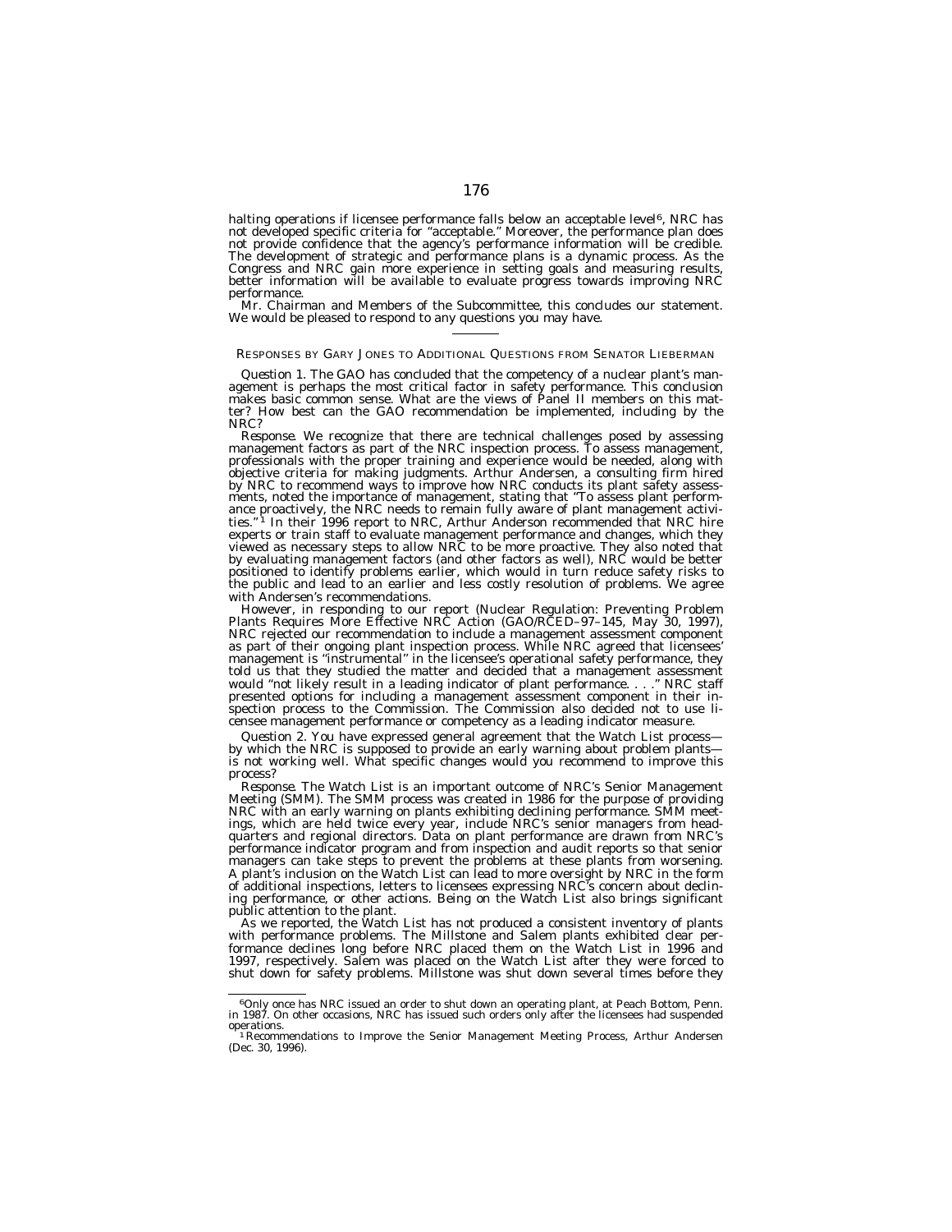halting operations if licensee performance falls below an acceptable level[6], NRC has not developed specific criteria for "acceptable." Moreover, the performance plan does not provide confidence that the agency's performance information will be credible. The development of strategic and performance plans is a dynamic process. As the Congress and NRC gain more experience in setting goals and measuring results, better information will be available to evaluate progress towards improving NRC performance.

Mr. Chairman and Members of the Subcommittee, this concludes our statement. We would be pleased to respond to any questions you may have.

---

RESPONSES BY GARY JONES TO ADDITIONAL QUESTIONS FROM SENATOR LIEBERMAN

*Question 1.* The GAO has concluded that the competency of a nuclear plant's management is perhaps the most critical factor in safety performance. This conclusion makes basic common sense. What are the views of Panel II members on this matter? How best can the GAO recommendation be implemented, including by the NRC?

*Response.* We recognize that there are technical challenges posed by assessing management factors as part of the NRC inspection process. To assess management, professionals with the proper training and experience would be needed, along with objective criteria for making judgments. Arthur Andersen, a consulting firm hired by NRC to recommend ways to improve how NRC conducts its plant safety assessments, noted the importance of management, stating that "To assess plant performance proactively, the NRC needs to remain fully aware of plant management activities."[1] In their 1996 report to NRC, Arthur Anderson recommended that NRC hire experts or train staff to evaluate management performance and changes, which they viewed as necessary steps to allow NRC to be more proactive. They also noted that by evaluating management factors (and other factors as well), NRC would be better positioned to identify problems earlier, which would in turn reduce safety risks to the public and lead to an earlier and less costly resolution of problems. We agree with Andersen's recommendations.

However, in responding to our report (Nuclear Regulation: Preventing Problem Plants Requires More Effective NRC Action (GAO/RCED–97–145, May 30, 1997), NRC rejected our recommendation to include a management assessment component as part of their ongoing plant inspection process. While NRC agreed that licensees' management is "instrumental" in the licensee's operational safety performance, they told us that they studied the matter and decided that a management assessment would "not likely result in a leading indicator of plant performance. . . ." NRC staff presented options for including a management assessment component in their inspection process to the Commission. The Commission also decided not to use licensee management performance or competency as a leading indicator measure.

*Question 2.* You have expressed general agreement that the Watch List process—by which the NRC is supposed to provide an early warning about problem plants—is not working well. What specific changes would you recommend to improve this process?

*Response.* The Watch List is an important outcome of NRC's Senior Management Meeting (SMM). The SMM process was created in 1986 for the purpose of providing NRC with an early warning on plants exhibiting declining performance. SMM meetings, which are held twice every year, include NRC's senior managers from headquarters and regional directors. Data on plant performance are drawn from NRC's performance indicator program and from inspection and audit reports so that senior managers can take steps to prevent the problems at these plants from worsening. A plant's inclusion on the Watch List can lead to more oversight by NRC in the form of additional inspections, letters to licensees expressing NRC's concern about declining performance, or other actions. Being on the Watch List also brings significant public attention to the plant.

As we reported, the Watch List has not produced a consistent inventory of plants with performance problems. The Millstone and Salem plants exhibited clear performance declines long before NRC placed them on the Watch List in 1996 and 1997, respectively. Salem was placed on the Watch List after they were forced to shut down for safety problems. Millstone was shut down several times before they

---

[6] Only once has NRC issued an order to shut down an operating plant, at Peach Bottom, Penn. in 1987. On other occasions, NRC has issued such orders only after the licensees had suspended operations.

[1] Recommendations to Improve the Senior Management Meeting Process, Arthur Andersen (Dec. 30, 1996).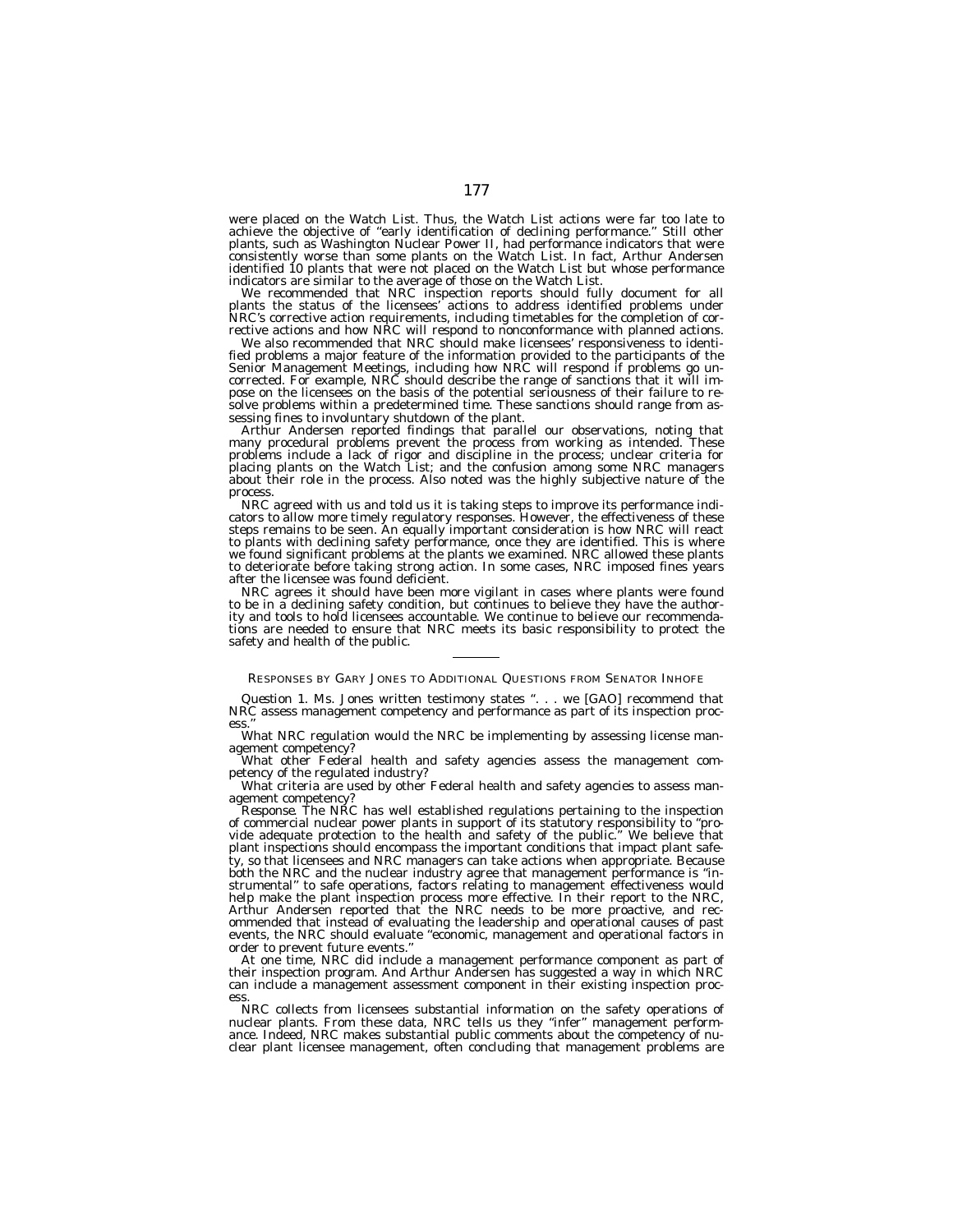were placed on the Watch List. Thus, the Watch List actions were far too late to achieve the objective of ''early identification of declining performance.'' Still other plants, such as Washington Nuclear Power II, had performance indicators that were consistently worse than some plants on the Watch List. In fact, Arthur Andersen identified 10 plants that were not placed on the Watch List but whose performance indicators are similar to the average of those on the Watch List.

We recommended that NRC inspection reports should fully document for all plants the status of the licensees' actions to address identified problems under NRC's corrective action requirements, including timetables for the completion of corrective actions and how NRC will respond to nonconformance with planned actions.

We also recommended that NRC should make licensees' responsiveness to identified problems a major feature of the information provided to the participants of the Senior Management Meetings, including how NRC will respond if problems go uncorrected. For example, NRC should describe the range of sanctions that it will impose on the licensees on the basis of the potential seriousness of their failure to resolve problems within a predetermined time. These sanctions should range from assessing fines to involuntary shutdown of the plant.

Arthur Andersen reported findings that parallel our observations, noting that many procedural problems prevent the process from working as intended. These problems include a lack of rigor and discipline in the process; unclear criteria for placing plants on the Watch List; and the confusion among some NRC managers about their role in the process. Also noted was the highly subjective nature of the process.

NRC agreed with us and told us it is taking steps to improve its performance indicators to allow more timely regulatory responses. However, the effectiveness of these steps remains to be seen. An equally important consideration is how NRC will react to plants with declining safety performance, once they are identified. This is where we found significant problems at the plants we examined. NRC allowed these plants to deteriorate before taking strong action. In some cases, NRC imposed fines years after the licensee was found deficient.

NRC agrees it should have been more vigilant in cases where plants were found to be in a declining safety condition, but continues to believe they have the authority and tools to hold licensees accountable. We continue to believe our recommendations are needed to ensure that NRC meets its basic responsibility to protect the safety and health of the public.

---

RESPONSES BY GARY JONES TO ADDITIONAL QUESTIONS FROM SENATOR INHOFE

*Question 1.* Ms. Jones written testimony states ''. . . we [GAO] recommend that NRC assess management competency and performance as part of its inspection process.''

What NRC regulation would the NRC be implementing by assessing license management competency?

What other Federal health and safety agencies assess the management competency of the regulated industry?

What criteria are used by other Federal health and safety agencies to assess management competency?

*Response.* The NRC has well established regulations pertaining to the inspection of commercial nuclear power plants in support of its statutory responsibility to ''provide adequate protection to the health and safety of the public.'' We believe that plant inspections should encompass the important conditions that impact plant safety, so that licensees and NRC managers can take actions when appropriate. Because both the NRC and the nuclear industry agree that management performance is ''instrumental'' to safe operations, factors relating to management effectiveness would help make the plant inspection process more effective. In their report to the NRC, Arthur Andersen reported that the NRC needs to be more proactive, and recommended that instead of evaluating the leadership and operational causes of past events, the NRC should evaluate ''economic, management and operational factors in order to prevent future events.''

At one time, NRC did include a management performance component as part of their inspection program. And Arthur Andersen has suggested a way in which NRC can include a management assessment component in their existing inspection process.

NRC collects from licensees substantial information on the safety operations of nuclear plants. From these data, NRC tells us they ''infer'' management performance. Indeed, NRC makes substantial public comments about the competency of nuclear plant licensee management, often concluding that management problems are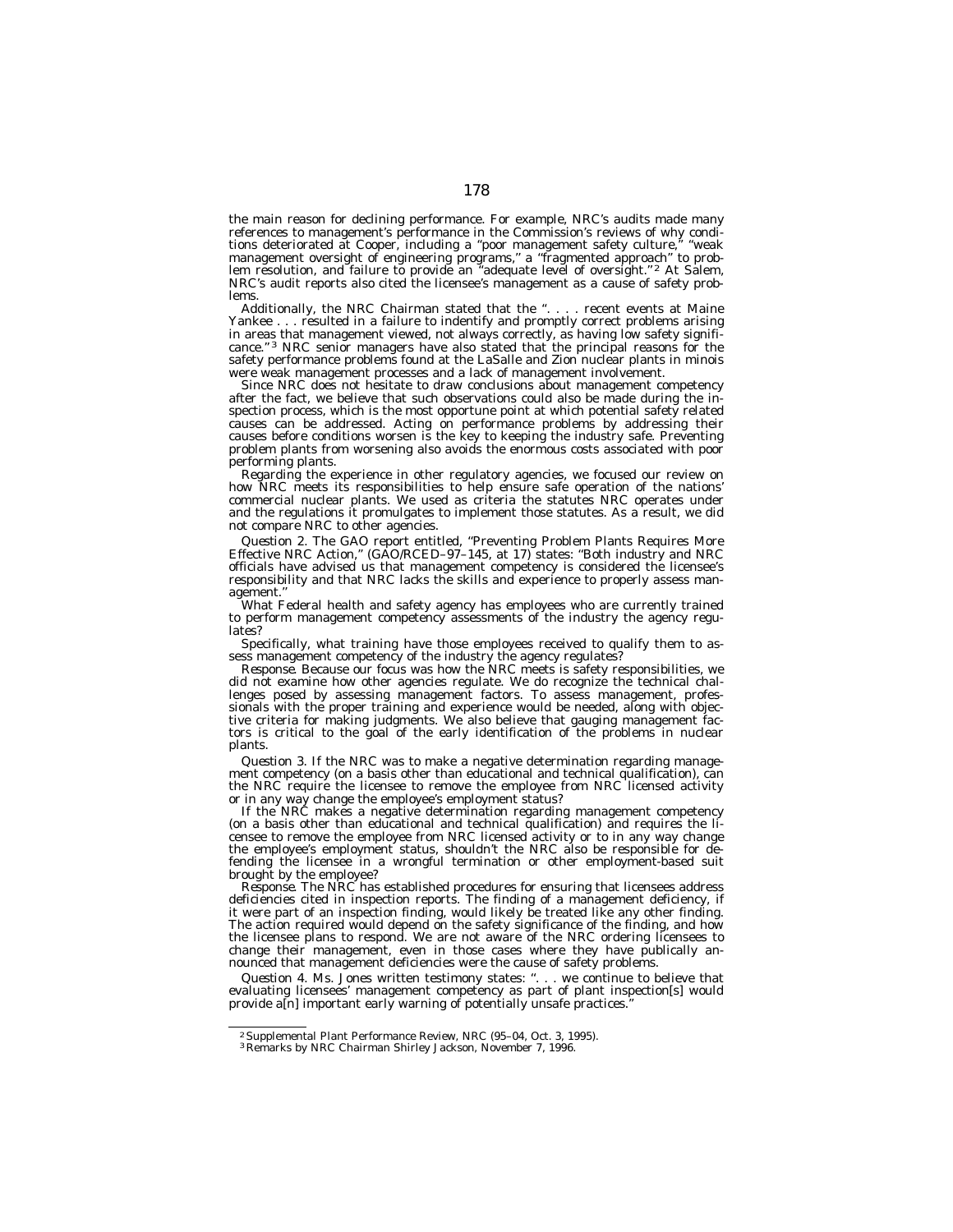the main reason for declining performance. For example, NRC's audits made many references to management's performance in the Commission's reviews of why conditions deteriorated at Cooper, including a "poor management safety culture," "weak management oversight of engineering programs," a "fragmented approach" to problem resolution, and failure to provide an "adequate level of oversight."[2] At Salem, NRC's audit reports also cited the licensee's management as a cause of safety problems.

Additionally, the NRC Chairman stated that the ". . . . recent events at Maine Yankee . . . resulted in a failure to indentify and promptly correct problems arising in areas that management viewed, not always correctly, as having low safety significance."[3] NRC senior managers have also stated that the principal reasons for the safety performance problems found at the LaSalle and Zion nuclear plants in minois were weak management processes and a lack of management involvement.

Since NRC does not hesitate to draw conclusions about management competency after the fact, we believe that such observations could also be made during the inspection process, which is the most opportune point at which potential safety related causes can be addressed. Acting on performance problems by addressing their causes before conditions worsen is the key to keeping the industry safe. Preventing problem plants from worsening also avoids the enormous costs associated with poor performing plants.

Regarding the experience in other regulatory agencies, we focused our review on how NRC meets its responsibilities to help ensure safe operation of the nations' commercial nuclear plants. We used as criteria the statutes NRC operates under and the regulations it promulgates to implement those statutes. As a result, we did not compare NRC to other agencies.

*Question 2.* The GAO report entitled, "Preventing Problem Plants Requires More Effective NRC Action," (GAO/RCED–97–145, at 17) states: "Both industry and NRC officials have advised us that management competency is considered the licensee's responsibility and that NRC lacks the skills and experience to properly assess management."

What Federal health and safety agency has employees who are currently trained to perform management competency assessments of the industry the agency regulates?

Specifically, what training have those employees received to qualify them to assess management competency of the industry the agency regulates?

*Response.* Because our focus was how the NRC meets is safety responsibilities, we did not examine how other agencies regulate. We do recognize the technical challenges posed by assessing management factors. To assess management, professionals with the proper training and experience would be needed, along with objective criteria for making judgments. We also believe that gauging management factors is critical to the goal of the early identification of the problems in nuclear plants.

*Question 3.* If the NRC was to make a negative determination regarding management competency (on a basis other than educational and technical qualification), can the NRC require the licensee to remove the employee from NRC licensed activity or in any way change the employee's employment status?

If the NRC makes a negative determination regarding management competency (on a basis other than educational and technical qualification) and requires the licensee to remove the employee from NRC licensed activity or to in any way change the employee's employment status, shouldn't the NRC also be responsible for defending the licensee in a wrongful termination or other employment-based suit brought by the employee?

*Response.* The NRC has established procedures for ensuring that licensees address deficiencies cited in inspection reports. The finding of a management deficiency, if it were part of an inspection finding, would likely be treated like any other finding. The action required would depend on the safety significance of the finding, and how the licensee plans to respond. We are not aware of the NRC ordering licensees to change their management, even in those cases where they have publically announced that management deficiencies were the cause of safety problems.

*Question 4.* Ms. Jones written testimony states: ". . . we continue to believe that evaluating licensees' management competency as part of plant inspection[s] would provide a[n] important early warning of potentially unsafe practices."

---

[2] Supplemental Plant Performance Review, NRC (95–04, Oct. 3, 1995).

[3] Remarks by NRC Chairman Shirley Jackson, November 7, 1996.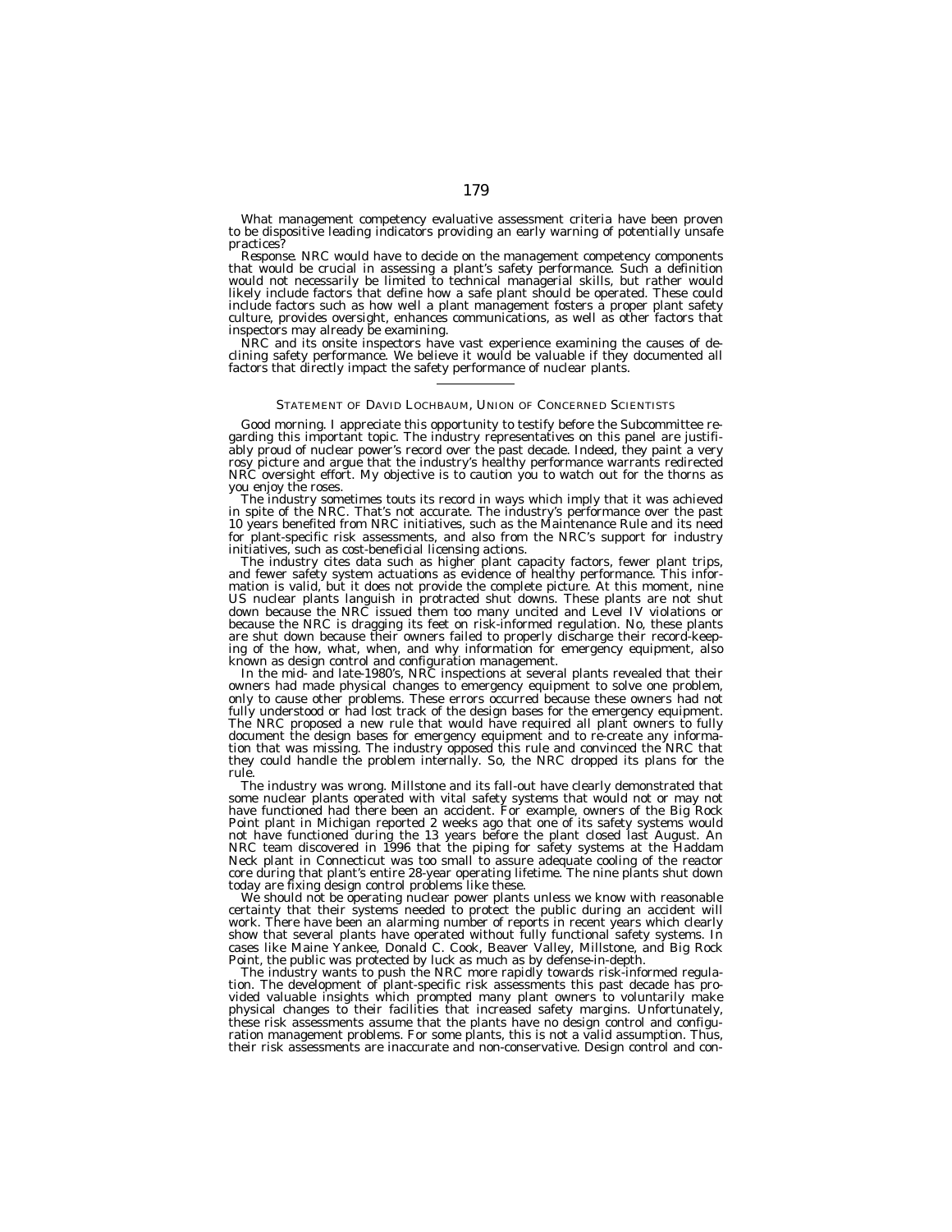What management competency evaluative assessment criteria have been proven to be dispositive leading indicators providing an early warning of potentially unsafe practices?

*Response.* NRC would have to decide on the management competency components that would be crucial in assessing a plant's safety performance. Such a definition would not necessarily be limited to technical managerial skills, but rather would likely include factors that define how a safe plant should be operated. These could include factors such as how well a plant management fosters a proper plant safety culture, provides oversight, enhances communications, as well as other factors that inspectors may already be examining.

NRC and its onsite inspectors have vast experience examining the causes of declining safety performance. We believe it would be valuable if they documented all factors that directly impact the safety performance of nuclear plants.

---

## STATEMENT OF DAVID LOCHBAUM, UNION OF CONCERNED SCIENTISTS

Good morning. I appreciate this opportunity to testify before the Subcommittee regarding this important topic. The industry representatives on this panel are justifiably proud of nuclear power's record over the past decade. Indeed, they paint a very rosy picture and argue that the industry's healthy performance warrants redirected NRC oversight effort. My objective is to caution you to watch out for the thorns as you enjoy the roses.

The industry sometimes touts its record in ways which imply that it was achieved in spite of the NRC. That's not accurate. The industry's performance over the past 10 years benefited from NRC initiatives, such as the Maintenance Rule and its need for plant-specific risk assessments, and also from the NRC's support for industry initiatives, such as cost-beneficial licensing actions.

The industry cites data such as higher plant capacity factors, fewer plant trips, and fewer safety system actuations as evidence of healthy performance. This information is valid, but it does not provide the complete picture. At this moment, nine US nuclear plants languish in protracted shut downs. These plants are not shut down because the NRC issued them too many uncited and Level IV violations or because the NRC is dragging its feet on risk-informed regulation. No, these plants are shut down because their owners failed to properly discharge their record-keeping of the how, what, when, and why information for emergency equipment, also known as design control and configuration management.

In the mid- and late-1980's, NRC inspections at several plants revealed that their owners had made physical changes to emergency equipment to solve one problem, only to cause other problems. These errors occurred because these owners had not fully understood or had lost track of the design bases for the emergency equipment. The NRC proposed a new rule that would have required all plant owners to fully document the design bases for emergency equipment and to re-create any information that was missing. The industry opposed this rule and convinced the NRC that they could handle the problem internally. So, the NRC dropped its plans for the rule.

The industry was wrong. Millstone and its fall-out have clearly demonstrated that some nuclear plants operated with vital safety systems that would not or may not have functioned had there been an accident. For example, owners of the Big Rock Point plant in Michigan reported 2 weeks ago that one of its safety systems would not have functioned during the 13 years before the plant closed last August. An NRC team discovered in 1996 that the piping for safety systems at the Haddam Neck plant in Connecticut was too small to assure adequate cooling of the reactor core during that plant's entire 28-year operating lifetime. The nine plants shut down today are fixing design control problems like these.

We should not be operating nuclear power plants unless we know with reasonable certainty that their systems needed to protect the public during an accident will work. There have been an alarming number of reports in recent years which clearly show that several plants have operated without fully functional safety systems. In cases like Maine Yankee, Donald C. Cook, Beaver Valley, Millstone, and Big Rock Point, the public was protected by luck as much as by defense-in-depth.

The industry wants to push the NRC more rapidly towards risk-informed regulation. The development of plant-specific risk assessments this past decade has provided valuable insights which prompted many plant owners to voluntarily make physical changes to their facilities that increased safety margins. Unfortunately, these risk assessments assume that the plants have no design control and configuration management problems. For some plants, this is not a valid assumption. Thus, their risk assessments are inaccurate and non-conservative. Design control and con-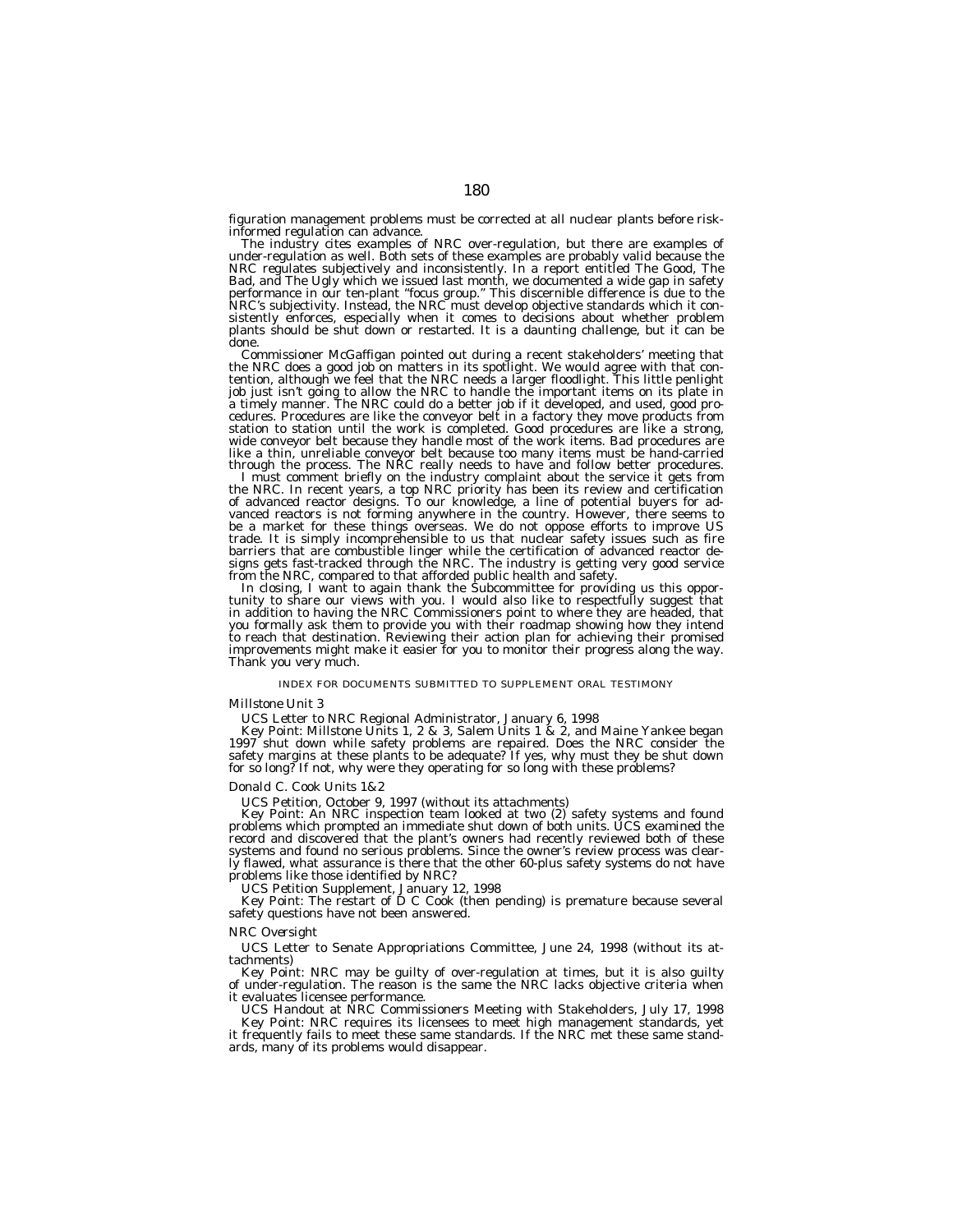figuration management problems must be corrected at all nuclear plants before risk-informed regulation can advance.

The industry cites examples of NRC over-regulation, but there are examples of under-regulation as well. Both sets of these examples are probably valid because the NRC regulates subjectively and inconsistently. In a report entitled The Good, The Bad, and The Ugly which we issued last month, we documented a wide gap in safety performance in our ten-plant "focus group." This discernible difference is due to the NRC's subjectivity. Instead, the NRC must develop objective standards which it consistently enforces, especially when it comes to decisions about whether problem plants should be shut down or restarted. It is a daunting challenge, but it can be done.

Commissioner McGaffigan pointed out during a recent stakeholders' meeting that the NRC does a good job on matters in its spotlight. We would agree with that contention, although we feel that the NRC needs a larger floodlight. This little penlight job just isn't going to allow the NRC to handle the important items on its plate in a timely manner. The NRC could do a better job if it developed, and used, good procedures. Procedures are like the conveyor belt in a factory they move products from station to station until the work is completed. Good procedures are like a strong, wide conveyor belt because they handle most of the work items. Bad procedures are like a thin, unreliable conveyor belt because too many items must be hand-carried through the process. The NRC really needs to have and follow better procedures.

I must comment briefly on the industry complaint about the service it gets from the NRC. In recent years, a top NRC priority has been its review and certification of advanced reactor designs. To our knowledge, a line of potential buyers for advanced reactors is not forming anywhere in the country. However, there seems to be a market for these things overseas. We do not oppose efforts to improve US trade. It is simply incomprehensible to us that nuclear safety issues such as fire barriers that are combustible linger while the certification of advanced reactor designs gets fast-tracked through the NRC. The industry is getting very good service from the NRC, compared to that afforded public health and safety.

In closing, I want to again thank the Subcommittee for providing us this opportunity to share our views with you. I would also like to respectfully suggest that in addition to having the NRC Commissioners point to where they are headed, that you formally ask them to provide you with their roadmap showing how they intend to reach that destination. Reviewing their action plan for achieving their promised improvements might make it easier for you to monitor their progress along the way. Thank you very much.

INDEX FOR DOCUMENTS SUBMITTED TO SUPPLEMENT ORAL TESTIMONY

*Millstone Unit 3*

UCS Letter to NRC Regional Administrator, January 6, 1998

Key Point: Millstone Units 1, 2 & 3, Salem Units 1 & 2, and Maine Yankee began 1997 shut down while safety problems are repaired. Does the NRC consider the safety margins at these plants to be adequate? If yes, why must they be shut down for so long? If not, why were they operating for so long with these problems?

*Donald C. Cook Units 1&2*

UCS Petition, October 9, 1997 (without its attachments)

Key Point: An NRC inspection team looked at two (2) safety systems and found problems which prompted an immediate shut down of both units. UCS examined the record and discovered that the plant's owners had recently reviewed both of these systems and found no serious problems. Since the owner's review process was clearly flawed, what assurance is there that the other 60-plus safety systems do not have problems like those identified by NRC?

UCS Petition Supplement, January 12, 1998

Key Point: The restart of D C Cook (then pending) is premature because several safety questions have not been answered.

*NRC Oversight*

UCS Letter to Senate Appropriations Committee, June 24, 1998 (without its attachments)

Key Point: NRC may be guilty of over-regulation at times, but it is also guilty of under-regulation. The reason is the same the NRC lacks objective criteria when it evaluates licensee performance.

UCS Handout at NRC Commissioners Meeting with Stakeholders, July 17, 1998

Key Point: NRC requires its licensees to meet high management standards, yet it frequently fails to meet these same standards. If the NRC met these same standards, many of its problems would disappear.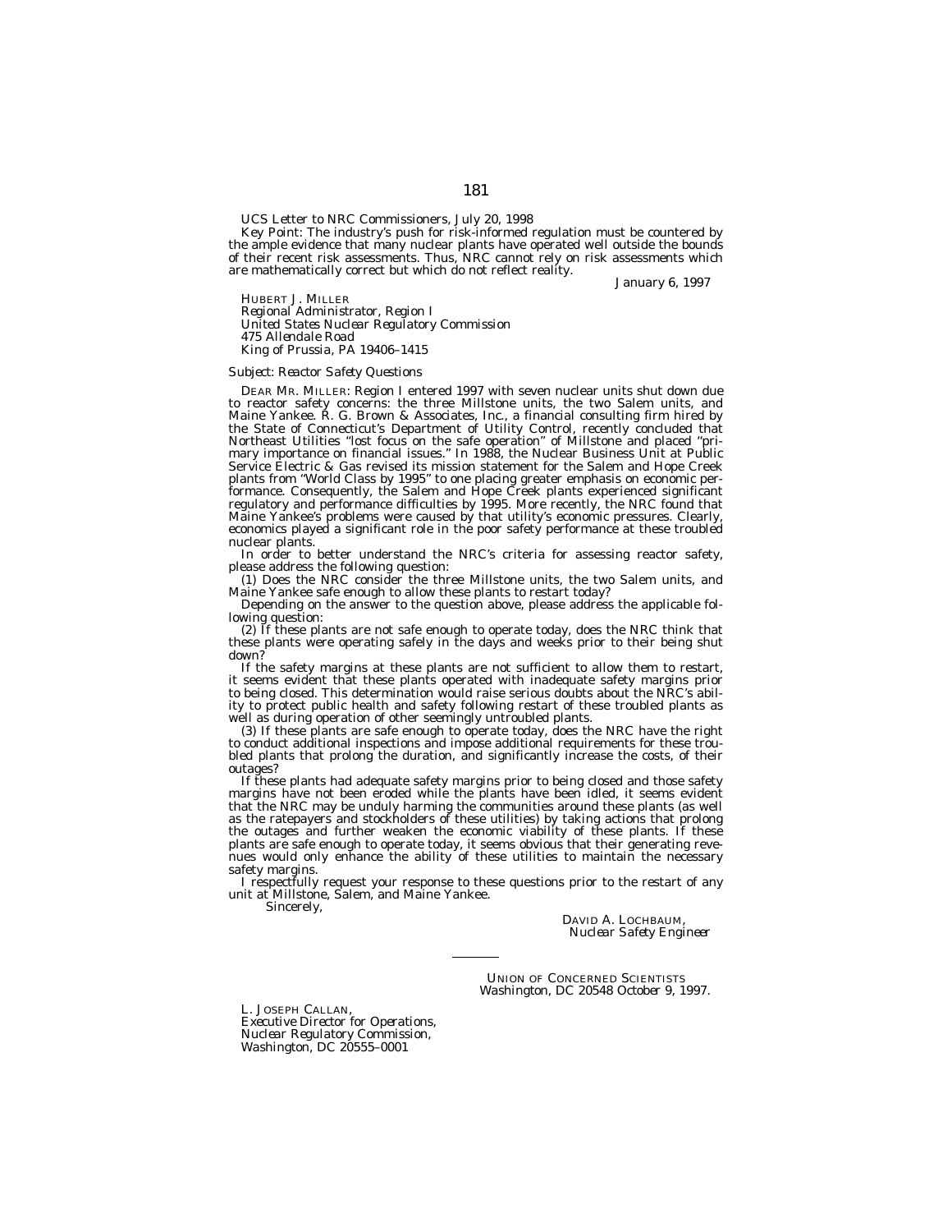UCS Letter to NRC Commissioners, July 20, 1998

Key Point: The industry's push for risk-informed regulation must be countered by the ample evidence that many nuclear plants have operated well outside the bounds of their recent risk assessments. Thus, NRC cannot rely on risk assessments which are mathematically correct but which do not reflect reality.

January 6, 1997

HUBERT J. MILLER
*Regional Administrator, Region I*
*United States Nuclear Regulatory Commission*
*475 Allendale Road*
*King of Prussia, PA 19406–1415*

*Subject: Reactor Safety Questions*

DEAR MR. MILLER: Region I entered 1997 with seven nuclear units shut down due to reactor safety concerns: the three Millstone units, the two Salem units, and Maine Yankee. R. G. Brown & Associates, Inc., a financial consulting firm hired by the State of Connecticut's Department of Utility Control, recently concluded that Northeast Utilities "lost focus on the safe operation" of Millstone and placed "primary importance on financial issues." In 1988, the Nuclear Business Unit at Public Service Electric & Gas revised its mission statement for the Salem and Hope Creek plants from "World Class by 1995" to one placing greater emphasis on economic performance. Consequently, the Salem and Hope Creek plants experienced significant regulatory and performance difficulties by 1995. More recently, the NRC found that Maine Yankee's problems were caused by that utility's economic pressures. Clearly, economics played a significant role in the poor safety performance at these troubled nuclear plants.

In order to better understand the NRC's criteria for assessing reactor safety, please address the following question:

(1) Does the NRC consider the three Millstone units, the two Salem units, and Maine Yankee safe enough to allow these plants to restart today?

Depending on the answer to the question above, please address the applicable following question:

(2) If these plants are not safe enough to operate today, does the NRC think that these plants were operating safely in the days and weeks prior to their being shut down?

If the safety margins at these plants are not sufficient to allow them to restart, it seems evident that these plants operated with inadequate safety margins prior to being closed. This determination would raise serious doubts about the NRC's ability to protect public health and safety following restart of these troubled plants as well as during operation of other seemingly untroubled plants.

(3) If these plants are safe enough to operate today, does the NRC have the right to conduct additional inspections and impose additional requirements for these troubled plants that prolong the duration, and significantly increase the costs, of their outages?

If these plants had adequate safety margins prior to being closed and those safety margins have not been eroded while the plants have been idled, it seems evident that the NRC may be unduly harming the communities around these plants (as well as the ratepayers and stockholders of these utilities) by taking actions that prolong the outages and further weaken the economic viability of these plants. If these plants are safe enough to operate today, it seems obvious that their generating revenues would only enhance the ability of these utilities to maintain the necessary safety margins.

I respectfully request your response to these questions prior to the restart of any unit at Millstone, Salem, and Maine Yankee.

Sincerely,

DAVID A. LOCHBAUM,
*Nuclear Safety Engineer*

---

UNION OF CONCERNED SCIENTISTS
*Washington, DC 20548 October 9, 1997.*

L. JOSEPH CALLAN,
*Executive Director for Operations,*
*Nuclear Regulatory Commission,*
*Washington, DC 20555–0001*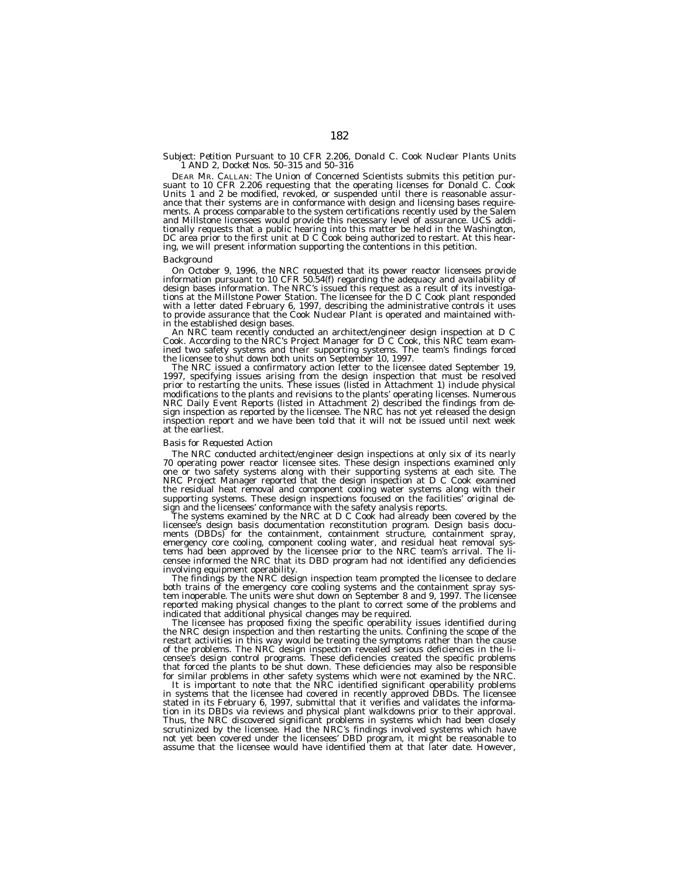*Subject: Petition Pursuant to 10 CFR 2.206, Donald C. Cook Nuclear Plants Units 1 AND 2, Docket Nos. 50–315 and 50–316*

DEAR MR. CALLAN: The Union of Concerned Scientists submits this petition pursuant to 10 CFR 2.206 requesting that the operating licenses for Donald C. Cook Units 1 and 2 be modified, revoked, or suspended until there is reasonable assurance that their systems are in conformance with design and licensing bases requirements. A process comparable to the system certifications recently used by the Salem and Millstone licensees would provide this necessary level of assurance. UCS additionally requests that a public hearing into this matter be held in the Washington, DC area prior to the first unit at D C Cook being authorized to restart. At this hearing, we will present information supporting the contentions in this petition.

*Background*

On October 9, 1996, the NRC requested that its power reactor licensees provide information pursuant to 10 CFR 50.54(f) regarding the adequacy and availability of design bases information. The NRC's issued this request as a result of its investigations at the Millstone Power Station. The licensee for the D C Cook plant responded with a letter dated February 6, 1997, describing the administrative controls it uses to provide assurance that the Cook Nuclear Plant is operated and maintained within the established design bases.

An NRC team recently conducted an architect/engineer design inspection at D C Cook. According to the NRC's Project Manager for D C Cook, this NRC team examined two safety systems and their supporting systems. The team's findings forced the licensee to shut down both units on September 10, 1997.

The NRC issued a confirmatory action letter to the licensee dated September 19, 1997, specifying issues arising from the design inspection that must be resolved prior to restarting the units. These issues (listed in Attachment 1) include physical modifications to the plants and revisions to the plants' operating licenses. Numerous NRC Daily Event Reports (listed in Attachment 2) described the findings from design inspection as reported by the licensee. The NRC has not yet released the design inspection report and we have been told that it will not be issued until next week at the earliest.

*Basis for Requested Action*

The NRC conducted architect/engineer design inspections at only six of its nearly 70 operating power reactor licensee sites. These design inspections examined only one or two safety systems along with their supporting systems at each site. The NRC Project Manager reported that the design inspection at D C Cook examined the residual heat removal and component cooling water systems along with their supporting systems. These design inspections focused on the facilities' original design and the licensees' conformance with the safety analysis reports.

The systems examined by the NRC at D C Cook had already been covered by the licensee's design basis documentation reconstitution program. Design basis documents (DBDs) for the containment, containment structure, containment spray, emergency core cooling, component cooling water, and residual heat removal systems had been approved by the licensee prior to the NRC team's arrival. The licensee informed the NRC that its DBD program had not identified any deficiencies involving equipment operability.

The findings by the NRC design inspection team prompted the licensee to declare both trains of the emergency core cooling systems and the containment spray system inoperable. The units were shut down on September 8 and 9, 1997. The licensee reported making physical changes to the plant to correct some of the problems and indicated that additional physical changes may be required.

The licensee has proposed fixing the specific operability issues identified during the NRC design inspection and then restarting the units. Confining the scope of the restart activities in this way would be treating the symptoms rather than the cause of the problems. The NRC design inspection revealed serious deficiencies in the licensee's design control programs. These deficiencies created the specific problems that forced the plants to be shut down. These deficiencies may also be responsible for similar problems in other safety systems which were not examined by the NRC.

It is important to note that the NRC identified significant operability problems in systems that the licensee had covered in recently approved DBDs. The licensee stated in its February 6, 1997, submittal that it verifies and validates the information in its DBDs via reviews and physical plant walkdowns prior to their approval. Thus, the NRC discovered significant problems in systems which had been closely scrutinized by the licensee. Had the NRC's findings involved systems which have not yet been covered under the licensees' DBD program, it might be reasonable to assume that the licensee would have identified them at that later date. However,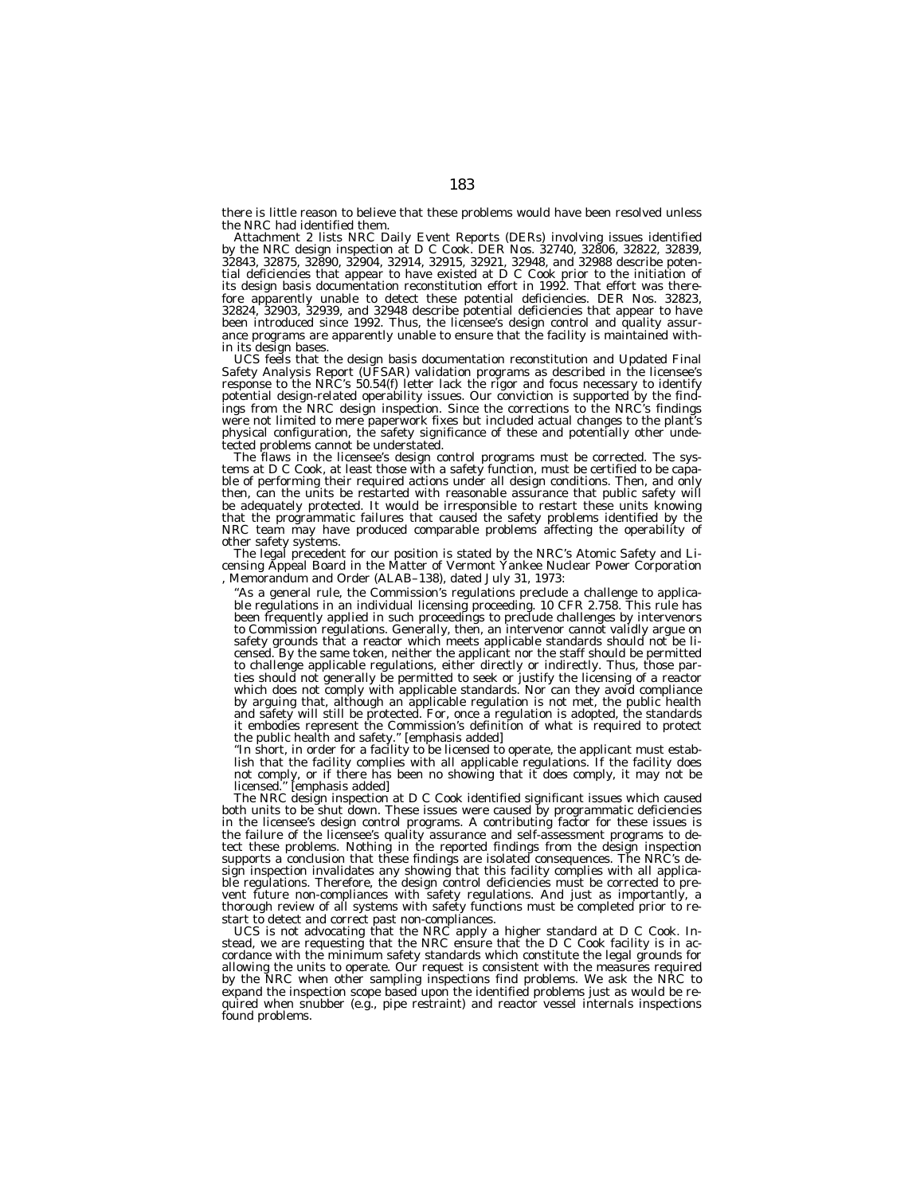there is little reason to believe that these problems would have been resolved unless the NRC had identified them.

Attachment 2 lists NRC Daily Event Reports (DERs) involving issues identified by the NRC design inspection at D C Cook. DER Nos. 32740, 32806, 32822, 32839, 32843, 32875, 32890, 32904, 32914, 32915, 32921, 32948, and 32988 describe potential deficiencies that appear to have existed at D C Cook prior to the initiation of its design basis documentation reconstitution effort in 1992. That effort was therefore apparently unable to detect these potential deficiencies. DER Nos. 32823, 32824, 32903, 32939, and 32948 describe potential deficiencies that appear to have been introduced since 1992. Thus, the licensee's design control and quality assurance programs are apparently unable to ensure that the facility is maintained within its design bases.

UCS feels that the design basis documentation reconstitution and Updated Final Safety Analysis Report (UFSAR) validation programs as described in the licensee's response to the NRC's 50.54(f) letter lack the rigor and focus necessary to identify potential design-related operability issues. Our conviction is supported by the findings from the NRC design inspection. Since the corrections to the NRC's findings were not limited to mere paperwork fixes but included actual changes to the plant's physical configuration, the safety significance of these and potentially other undetected problems cannot be understated.

The flaws in the licensee's design control programs must be corrected. The systems at D C Cook, at least those with a safety function, must be certified to be capable of performing their required actions under all design conditions. Then, and only then, can the units be restarted with reasonable assurance that public safety will be adequately protected. It would be irresponsible to restart these units knowing that the programmatic failures that caused the safety problems identified by the NRC team may have produced comparable problems affecting the operability of other safety systems.

The legal precedent for our position is stated by the NRC's Atomic Safety and Licensing Appeal Board in the Matter of Vermont Yankee Nuclear Power Corporation , Memorandum and Order (ALAB–138), dated July 31, 1973:

> "As a general rule, the Commission's regulations preclude a challenge to applicable regulations in an individual licensing proceeding. 10 CFR 2.758. This rule has been frequently applied in such proceedings to preclude challenges by intervenors to Commission regulations. Generally, then, an intervenor cannot validly argue on safety grounds that a reactor which meets applicable standards should not be licensed. By the same token, neither the applicant nor the staff should be permitted to challenge applicable regulations, either directly or indirectly. Thus, those parties should not generally be permitted to seek or justify the licensing of a reactor which does not comply with applicable standards. Nor can they avoid compliance by arguing that, although an applicable regulation is not met, the public health and safety will still be protected. For, once a regulation is adopted, the standards it embodies represent the Commission's definition of what is required to protect the public health and safety." [emphasis added]
>
> "In short, in order for a facility to be licensed to operate, the applicant must establish that the facility complies with all applicable regulations. If the facility does not comply, or if there has been no showing that it does comply, it may not be licensed." [emphasis added]

The NRC design inspection at D C Cook identified significant issues which caused both units to be shut down. These issues were caused by programmatic deficiencies in the licensee's design control programs. A contributing factor for these issues is the failure of the licensee's quality assurance and self-assessment programs to detect these problems. Nothing in the reported findings from the design inspection supports a conclusion that these findings are isolated consequences. The NRC's design inspection invalidates any showing that this facility complies with all applicable regulations. Therefore, the design control deficiencies must be corrected to prevent future non-compliances with safety regulations. And just as importantly, a thorough review of all systems with safety functions must be completed prior to restart to detect and correct past non-compliances.

UCS is not advocating that the NRC apply a higher standard at D C Cook. Instead, we are requesting that the NRC ensure that the D C Cook facility is in accordance with the minimum safety standards which constitute the legal grounds for allowing the units to operate. Our request is consistent with the measures required by the NRC when other sampling inspections find problems. We ask the NRC to expand the inspection scope based upon the identified problems just as would be required when snubber (e.g., pipe restraint) and reactor vessel internals inspections found problems.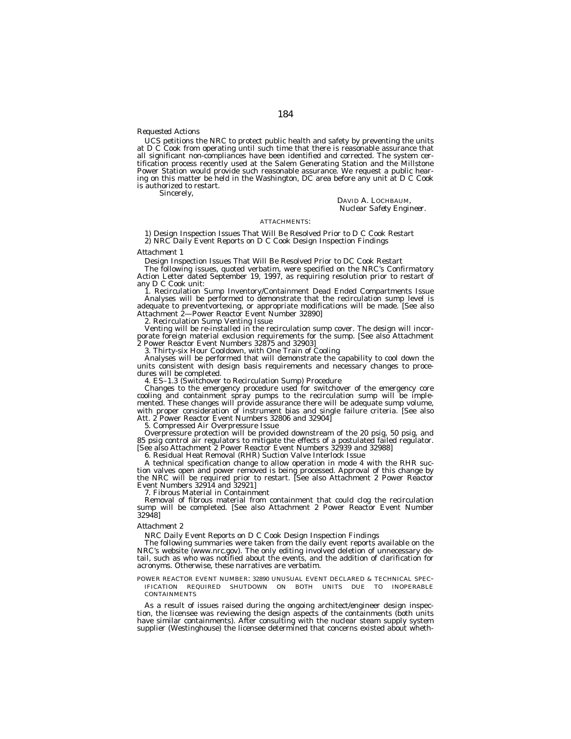*Requested Actions*

UCS petitions the NRC to protect public health and safety by preventing the units at D C Cook from operating until such time that there is reasonable assurance that all significant non-compliances have been identified and corrected. The system certification process recently used at the Salem Generating Station and the Millstone Power Station would provide such reasonable assurance. We request a public hearing on this matter be held in the Washington, DC area before any unit at D C Cook is authorized to restart.

Sincerely,

DAVID A. LOCHBAUM,
*Nuclear Safety Engineer.*

ATTACHMENTS:

1) Design Inspection Issues That Will Be Resolved Prior to D C Cook Restart
2) NRC Daily Event Reports on D C Cook Design Inspection Findings

*Attachment 1*

Design Inspection Issues That Will Be Resolved Prior to DC Cook Restart

The following issues, quoted verbatim, were specified on the NRC's Confirmatory Action Letter dated September 19, 1997, as requiring resolution prior to restart of any D C Cook unit:

1. Recirculation Sump Inventory/Containment Dead Ended Compartments Issue

Analyses will be performed to demonstrate that the recirculation sump level is adequate to preventvortexing, or appropriate modifications will be made. [See also Attachment 2—Power Reactor Event Number 32890]

2. Recirculation Sump Venting Issue

Venting will be re-installed in the recirculation sump cover. The design will incorporate foreign material exclusion requirements for the sump. [See also Attachment 2 Power Reactor Event Numbers 32875 and 32903]

3. Thirty-six Hour Cooldown, with One Train of Cooling

Analyses will be performed that will demonstrate the capability to cool down the units consistent with design basis requirements and necessary changes to procedures will be completed.

4. ES–1.3 (Switchover to Recirculation Sump) Procedure

Changes to the emergency procedure used for switchover of the emergency core cooling and containment spray pumps to the recirculation sump will be implemented. These changes will provide assurance there will be adequate sump volume, with proper consideration of instrument bias and single failure criteria. [See also Att. 2 Power Reactor Event Numbers 32806 and 32904]

5. Compressed Air Overpressure Issue

Overpressure protection will be provided downstream of the 20 psig, 50 psig, and 85 psig control air regulators to mitigate the effects of a postulated failed regulator. [See also Attachment 2 Power Reactor Event Numbers 32939 and 32988]

6. Residual Heat Removal (RHR) Suction Valve Interlock Issue

A technical specification change to allow operation in mode 4 with the RHR suction valves open and power removed is being processed. Approval of this change by the NRC will be required prior to restart. [See also Attachment 2 Power Reactor Event Numbers 32914 and 32921]

7. Fibrous Material in Containment

Removal of fibrous material from containment that could clog the recirculation sump will be completed. [See also Attachment 2 Power Reactor Event Number 32948]

*Attachment 2*

NRC Daily Event Reports on D C Cook Design Inspection Findings

The following summaries were taken from the daily event reports available on the NRC's website (www.nrc.gov). The only editing involved deletion of unnecessary detail, such as who was notified about the events, and the addition of clarification for acronyms. Otherwise, these narratives are verbatim.

POWER REACTOR EVENT NUMBER: 32890 UNUSUAL EVENT DECLARED & TECHNICAL SPECIFICATION REQUIRED SHUTDOWN ON BOTH UNITS DUE TO INOPERABLE CONTAINMENTS

As a result of issues raised during the ongoing architect/engineer design inspection, the licensee was reviewing the design aspects of the containments (both units have similar containments). After consulting with the nuclear steam supply system supplier (Westinghouse) the licensee determined that concerns existed about wheth-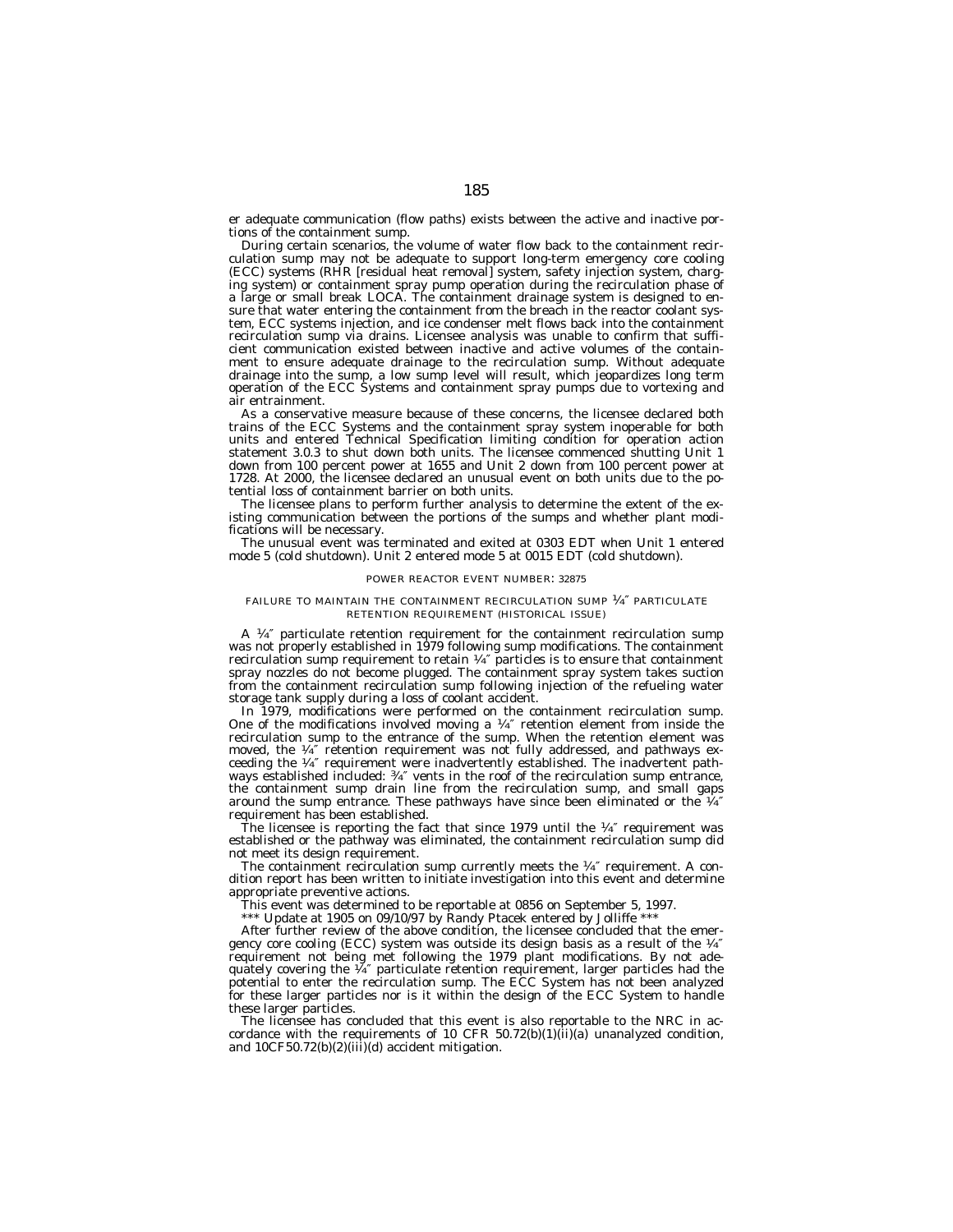er adequate communication (flow paths) exists between the active and inactive portions of the containment sump.

During certain scenarios, the volume of water flow back to the containment recirculation sump may not be adequate to support long-term emergency core cooling (ECC) systems (RHR [residual heat removal] system, safety injection system, charging system) or containment spray pump operation during the recirculation phase of a large or small break LOCA. The containment drainage system is designed to ensure that water entering the containment from the breach in the reactor coolant system, ECC systems injection, and ice condenser melt flows back into the containment recirculation sump via drains. Licensee analysis was unable to confirm that sufficient communication existed between inactive and active volumes of the containment to ensure adequate drainage to the recirculation sump. Without adequate drainage into the sump, a low sump level will result, which jeopardizes long term operation of the ECC Systems and containment spray pumps due to vortexing and air entrainment.

As a conservative measure because of these concerns, the licensee declared both trains of the ECC Systems and the containment spray system inoperable for both units and entered Technical Specification limiting condition for operation action statement 3.0.3 to shut down both units. The licensee commenced shutting Unit 1 down from 100 percent power at 1655 and Unit 2 down from 100 percent power at 1728. At 2000, the licensee declared an unusual event on both units due to the potential loss of containment barrier on both units.

The licensee plans to perform further analysis to determine the extent of the existing communication between the portions of the sumps and whether plant modifications will be necessary.

The unusual event was terminated and exited at 0303 EDT when Unit 1 entered mode 5 (cold shutdown). Unit 2 entered mode 5 at 0015 EDT (cold shutdown).

POWER REACTOR EVENT NUMBER: 32875

FAILURE TO MAINTAIN THE CONTAINMENT RECIRCULATION SUMP ¼″ PARTICULATE RETENTION REQUIREMENT (HISTORICAL ISSUE)

A ¼″ particulate retention requirement for the containment recirculation sump was not properly established in 1979 following sump modifications. The containment recirculation sump requirement to retain ¼″ particles is to ensure that containment spray nozzles do not become plugged. The containment spray system takes suction from the containment recirculation sump following injection of the refueling water storage tank supply during a loss of coolant accident.

In 1979, modifications were performed on the containment recirculation sump. One of the modifications involved moving a ¼″ retention element from inside the recirculation sump to the entrance of the sump. When the retention element was moved, the ¼″ retention requirement was not fully addressed, and pathways exceeding the ¼″ requirement were inadvertently established. The inadvertent pathways established included: ¾″ vents in the roof of the recirculation sump entrance, the containment sump drain line from the recirculation sump, and small gaps around the sump entrance. These pathways have since been eliminated or the ¼″ requirement has been established.

The licensee is reporting the fact that since 1979 until the ¼″ requirement was established or the pathway was eliminated, the containment recirculation sump did not meet its design requirement.

The containment recirculation sump currently meets the ¼″ requirement. A condition report has been written to initiate investigation into this event and determine appropriate preventive actions.

This event was determined to be reportable at 0856 on September 5, 1997.

*** Update at 1905 on 09/10/97 by Randy Ptacek entered by Jolliffe ***

After further review of the above condition, the licensee concluded that the emergency core cooling (ECC) system was outside its design basis as a result of the ¼″ requirement not being met following the 1979 plant modifications. By not adequately covering the ¼″ particulate retention requirement, larger particles had the potential to enter the recirculation sump. The ECC System has not been analyzed for these larger particles nor is it within the design of the ECC System to handle these larger particles.

The licensee has concluded that this event is also reportable to the NRC in accordance with the requirements of 10 CFR 50.72(b)(1)(ii)(a) unanalyzed condition, and 10CF50.72(b)(2)(iii)(d) accident mitigation.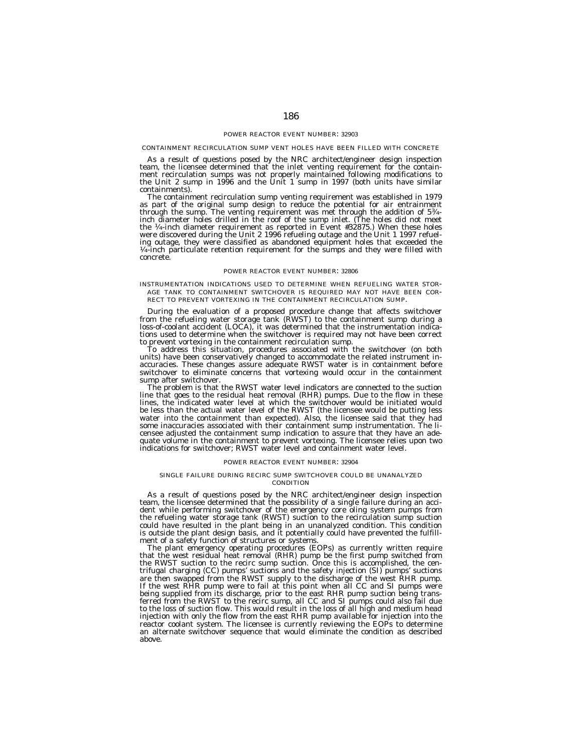POWER REACTOR EVENT NUMBER: 32903

CONTAINMENT RECIRCULATION SUMP VENT HOLES HAVE BEEN FILLED WITH CONCRETE

As a result of questions posed by the NRC architect/engineer design inspection team, the licensee determined that the inlet venting requirement for the containment recirculation sumps was not properly maintained following modifications to the Unit 2 sump in 1996 and the Unit 1 sump in 1997 (both units have similar containments).

The containment recirculation sump venting requirement was established in 1979 as part of the original sump design to reduce the potential for air entrainment through the sump. The venting requirement was met through the addition of 5¾-inch diameter holes drilled in the roof of the sump inlet. (The holes did not meet the ¼-inch diameter requirement as reported in Event #32875.) When these holes were discovered during the Unit 2 1996 refueling outage and the Unit 1 1997 refueling outage, they were classified as abandoned equipment holes that exceeded the ¼-inch particulate retention requirement for the sumps and they were filled with concrete.

POWER REACTOR EVENT NUMBER: 32806

INSTRUMENTATION INDICATIONS USED TO DETERMINE WHEN REFUELING WATER STORAGE TANK TO CONTAINMENT SWITCHOVER IS REQUIRED MAY NOT HAVE BEEN CORRECT TO PREVENT VORTEXING IN THE CONTAINMENT RECIRCULATION SUMP.

During the evaluation of a proposed procedure change that affects switchover from the refueling water storage tank (RWST) to the containment sump during a loss-of-coolant accident (LOCA), it was determined that the instrumentation indications used to determine when the switchover is required may not have been correct to prevent vortexing in the containment recirculation sump.

To address this situation, procedures associated with the switchover (on both units) have been conservatively changed to accommodate the related instrument inaccuracies. These changes assure adequate RWST water is in containment before switchover to eliminate concerns that vortexing would occur in the containment sump after switchover.

The problem is that the RWST water level indicators are connected to the suction line that goes to the residual heat removal (RHR) pumps. Due to the flow in these lines, the indicated water level at which the switchover would be initiated would be less than the actual water level of the RWST (the licensee would be putting less water into the containment than expected). Also, the licensee said that they had some inaccuracies associated with their containment sump instrumentation. The licensee adjusted the containment sump indication to assure that they have an adequate volume in the containment to prevent vortexing. The licensee relies upon two indications for switchover; RWST water level and containment water level.

POWER REACTOR EVENT NUMBER: 32904

SINGLE FAILURE DURING RECIRC SUMP SWITCHOVER COULD BE UNANALYZED CONDITION

As a result of questions posed by the NRC architect/engineer design inspection team, the licensee determined that the possibility of a single failure during an accident while performing switchover of the emergency core oling system pumps from the refueling water storage tank (RWST) suction to the recirculation sump suction could have resulted in the plant being in an unanalyzed condition. This condition is outside the plant design basis, and it potentially could have prevented the fulfillment of a safety function of structures or systems.

The plant emergency operating procedures (EOPs) as currently written require that the west residual heat removal (RHR) pump be the first pump switched from the RWST suction to the recirc sump suction. Once this is accomplished, the centrifugal charging (CC) pumps' suctions and the safety injection (SI) pumps' suctions are then swapped from the RWST supply to the discharge of the west RHR pump. If the west RHR pump were to fail at this point when all CC and SI pumps were being supplied from its discharge, prior to the east RHR pump suction being transferred from the RWST to the recirc sump, all CC and SI pumps could also fail due to the loss of suction flow. This would result in the loss of all high and medium head injection with only the flow from the east RHR pump available for injection into the reactor coolant system. The licensee is currently reviewing the EOPs to determine an alternate switchover sequence that would eliminate the condition as described above.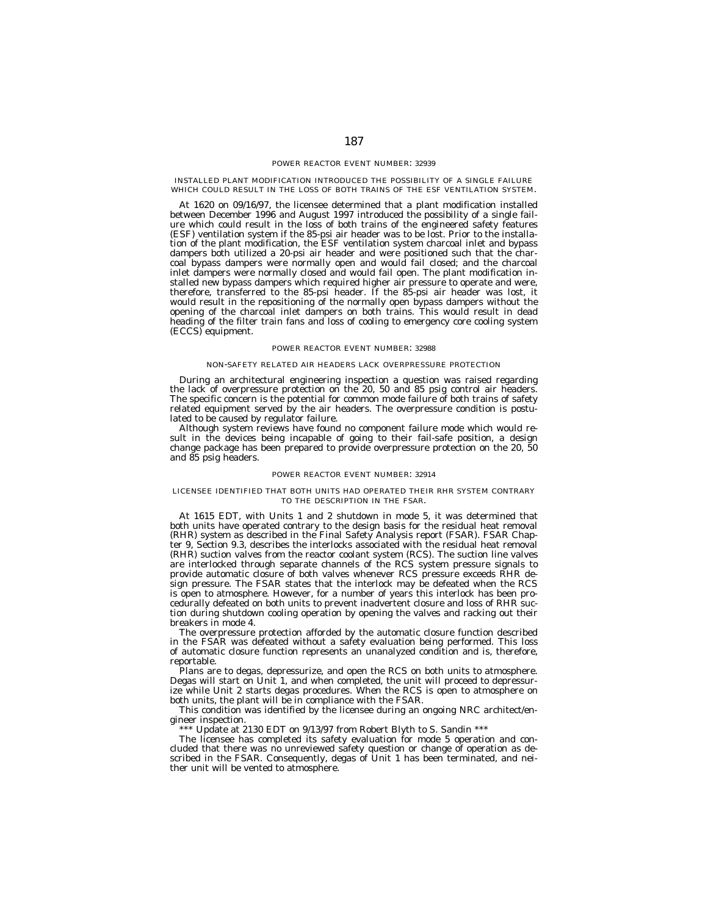## POWER REACTOR EVENT NUMBER: 32939

### INSTALLED PLANT MODIFICATION INTRODUCED THE POSSIBILITY OF A SINGLE FAILURE WHICH COULD RESULT IN THE LOSS OF BOTH TRAINS OF THE ESF VENTILATION SYSTEM.

At 1620 on 09/16/97, the licensee determined that a plant modification installed between December 1996 and August 1997 introduced the possibility of a single failure which could result in the loss of both trains of the engineered safety features (ESF) ventilation system if the 85-psi air header was to be lost. Prior to the installation of the plant modification, the ESF ventilation system charcoal inlet and bypass dampers both utilized a 20-psi air header and were positioned such that the charcoal bypass dampers were normally open and would fail closed; and the charcoal inlet dampers were normally closed and would fail open. The plant modification installed new bypass dampers which required higher air pressure to operate and were, therefore, transferred to the 85-psi header. If the 85-psi air header was lost, it would result in the repositioning of the normally open bypass dampers without the opening of the charcoal inlet dampers on both trains. This would result in dead heading of the filter train fans and loss of cooling to emergency core cooling system (ECCS) equipment.

## POWER REACTOR EVENT NUMBER: 32988

### NON-SAFETY RELATED AIR HEADERS LACK OVERPRESSURE PROTECTION

During an architectural engineering inspection a question was raised regarding the lack of overpressure protection on the 20, 50 and 85 psig control air headers. The specific concern is the potential for common mode failure of both trains of safety related equipment served by the air headers. The overpressure condition is postulated to be caused by regulator failure.

Although system reviews have found no component failure mode which would result in the devices being incapable of going to their fail-safe position, a design change package has been prepared to provide overpressure protection on the 20, 50 and 85 psig headers.

## POWER REACTOR EVENT NUMBER: 32914

### LICENSEE IDENTIFIED THAT BOTH UNITS HAD OPERATED THEIR RHR SYSTEM CONTRARY TO THE DESCRIPTION IN THE FSAR.

At 1615 EDT, with Units 1 and 2 shutdown in mode 5, it was determined that both units have operated contrary to the design basis for the residual heat removal (RHR) system as described in the Final Safety Analysis report (FSAR). FSAR Chapter 9, Section 9.3, describes the interlocks associated with the residual heat removal (RHR) suction valves from the reactor coolant system (RCS). The suction line valves are interlocked through separate channels of the RCS system pressure signals to provide automatic closure of both valves whenever RCS pressure exceeds RHR design pressure. The FSAR states that the interlock may be defeated when the RCS is open to atmosphere. However, for a number of years this interlock has been procedurally defeated on both units to prevent inadvertent closure and loss of RHR suction during shutdown cooling operation by opening the valves and racking out their breakers in mode 4.

The overpressure protection afforded by the automatic closure function described in the FSAR was defeated without a safety evaluation being performed. This loss of automatic closure function represents an unanalyzed condition and is, therefore, reportable.

Plans are to degas, depressurize, and open the RCS on both units to atmosphere. Degas will start on Unit 1, and when completed, the unit will proceed to depressurize while Unit 2 starts degas procedures. When the RCS is open to atmosphere on both units, the plant will be in compliance with the FSAR.

This condition was identified by the licensee during an ongoing NRC architect/engineer inspection.

*** Update at 2130 EDT on 9/13/97 from Robert Blyth to S. Sandin ***

The licensee has completed its safety evaluation for mode 5 operation and concluded that there was no unreviewed safety question or change of operation as described in the FSAR. Consequently, degas of Unit 1 has been terminated, and neither unit will be vented to atmosphere.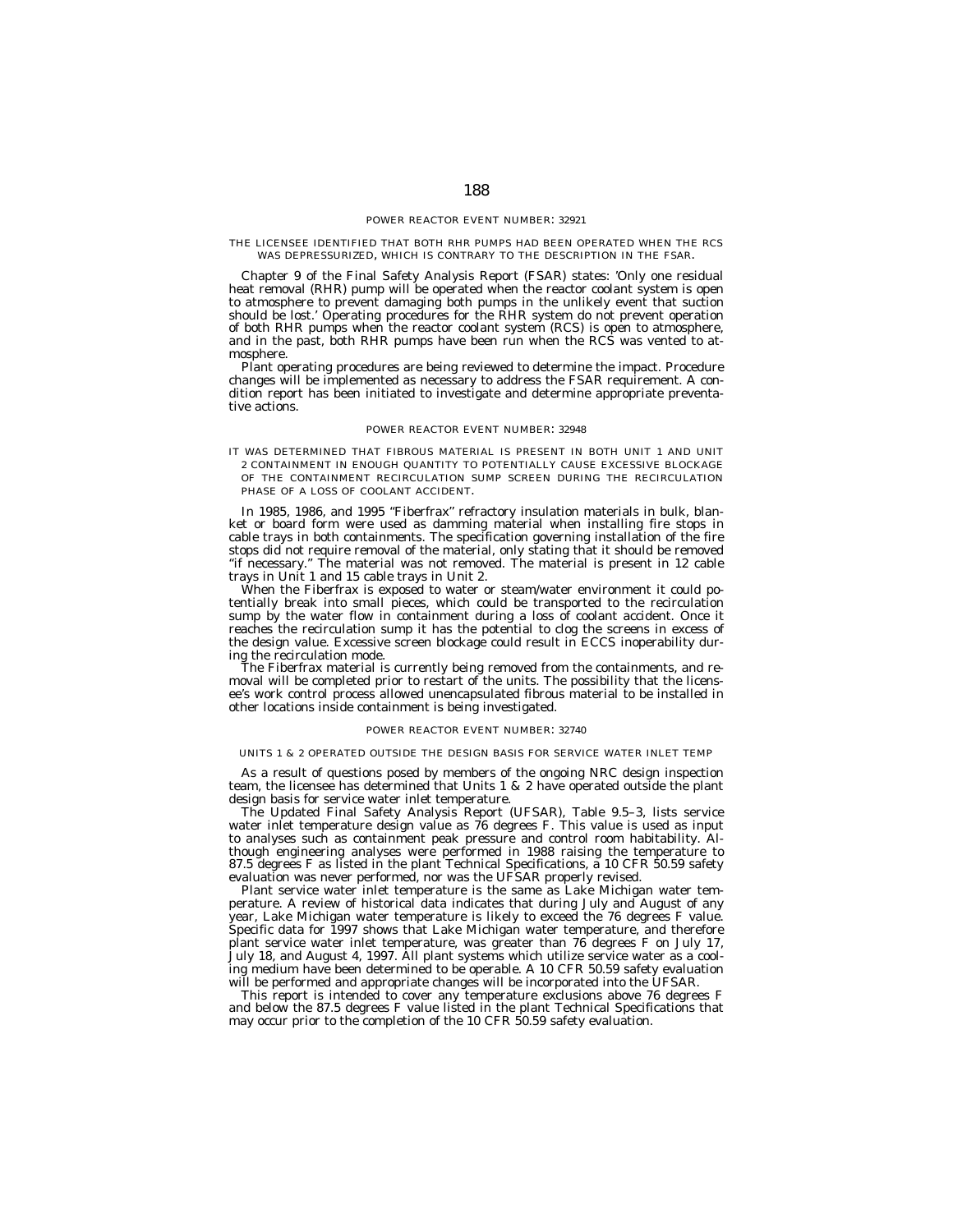## POWER REACTOR EVENT NUMBER: 32921

### THE LICENSEE IDENTIFIED THAT BOTH RHR PUMPS HAD BEEN OPERATED WHEN THE RCS WAS DEPRESSURIZED, WHICH IS CONTRARY TO THE DESCRIPTION IN THE FSAR.

Chapter 9 of the Final Safety Analysis Report (FSAR) states: 'Only one residual heat removal (RHR) pump will be operated when the reactor coolant system is open to atmosphere to prevent damaging both pumps in the unlikely event that suction should be lost.' Operating procedures for the RHR system do not prevent operation of both RHR pumps when the reactor coolant system (RCS) is open to atmosphere, and in the past, both RHR pumps have been run when the RCS was vented to atmosphere.

Plant operating procedures are being reviewed to determine the impact. Procedure changes will be implemented as necessary to address the FSAR requirement. A condition report has been initiated to investigate and determine appropriate preventative actions.

## POWER REACTOR EVENT NUMBER: 32948

### IT WAS DETERMINED THAT FIBROUS MATERIAL IS PRESENT IN BOTH UNIT 1 AND UNIT 2 CONTAINMENT IN ENOUGH QUANTITY TO POTENTIALLY CAUSE EXCESSIVE BLOCKAGE OF THE CONTAINMENT RECIRCULATION SUMP SCREEN DURING THE RECIRCULATION PHASE OF A LOSS OF COOLANT ACCIDENT.

In 1985, 1986, and 1995 "Fiberfrax" refractory insulation materials in bulk, blanket or board form were used as damming material when installing fire stops in cable trays in both containments. The specification governing installation of the fire stops did not require removal of the material, only stating that it should be removed "if necessary." The material was not removed. The material is present in 12 cable trays in Unit 1 and 15 cable trays in Unit 2.

When the Fiberfrax is exposed to water or steam/water environment it could potentially break into small pieces, which could be transported to the recirculation sump by the water flow in containment during a loss of coolant accident. Once it reaches the recirculation sump it has the potential to clog the screens in excess of the design value. Excessive screen blockage could result in ECCS inoperability during the recirculation mode.

The Fiberfrax material is currently being removed from the containments, and removal will be completed prior to restart of the units. The possibility that the licensee's work control process allowed unencapsulated fibrous material to be installed in other locations inside containment is being investigated.

## POWER REACTOR EVENT NUMBER: 32740

### UNITS 1 & 2 OPERATED OUTSIDE THE DESIGN BASIS FOR SERVICE WATER INLET TEMP

As a result of questions posed by members of the ongoing NRC design inspection team, the licensee has determined that Units 1 & 2 have operated outside the plant design basis for service water inlet temperature.

The Updated Final Safety Analysis Report (UFSAR), Table 9.5–3, lists service water inlet temperature design value as 76 degrees F. This value is used as input to analyses such as containment peak pressure and control room habitability. Although engineering analyses were performed in 1988 raising the temperature to 87.5 degrees F as listed in the plant Technical Specifications, a 10 CFR 50.59 safety evaluation was never performed, nor was the UFSAR properly revised.

Plant service water inlet temperature is the same as Lake Michigan water temperature. A review of historical data indicates that during July and August of any year, Lake Michigan water temperature is likely to exceed the 76 degrees F value. Specific data for 1997 shows that Lake Michigan water temperature, and therefore plant service water inlet temperature, was greater than 76 degrees F on July 17, July 18, and August 4, 1997. All plant systems which utilize service water as a cooling medium have been determined to be operable. A 10 CFR 50.59 safety evaluation will be performed and appropriate changes will be incorporated into the UFSAR.

This report is intended to cover any temperature exclusions above 76 degrees F and below the 87.5 degrees F value listed in the plant Technical Specifications that may occur prior to the completion of the 10 CFR 50.59 safety evaluation.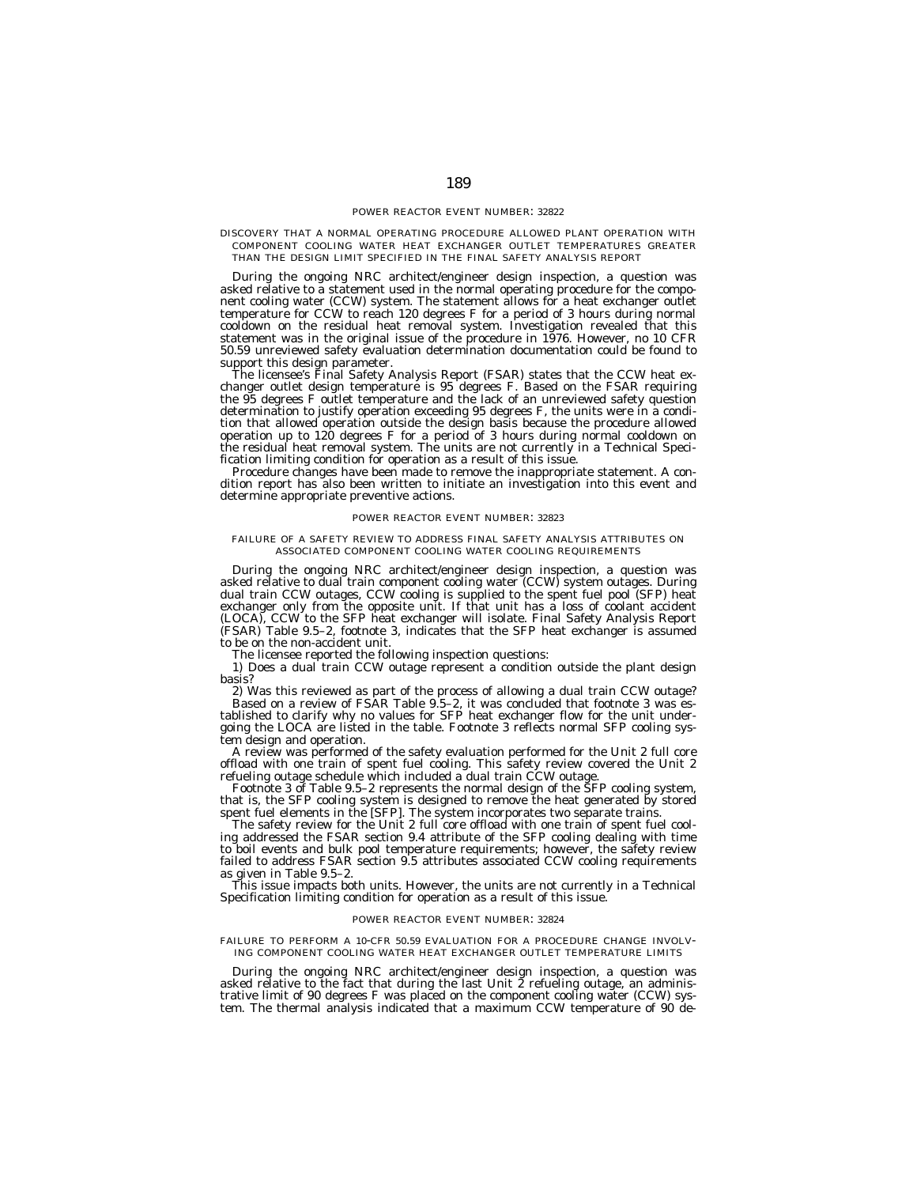### POWER REACTOR EVENT NUMBER: 32822

#### DISCOVERY THAT A NORMAL OPERATING PROCEDURE ALLOWED PLANT OPERATION WITH COMPONENT COOLING WATER HEAT EXCHANGER OUTLET TEMPERATURES GREATER THAN THE DESIGN LIMIT SPECIFIED IN THE FINAL SAFETY ANALYSIS REPORT

During the ongoing NRC architect/engineer design inspection, a question was asked relative to a statement used in the normal operating procedure for the component cooling water (CCW) system. The statement allows for a heat exchanger outlet temperature for CCW to reach 120 degrees F for a period of 3 hours during normal cooldown on the residual heat removal system. Investigation revealed that this statement was in the original issue of the procedure in 1976. However, no 10 CFR 50.59 unreviewed safety evaluation determination documentation could be found to support this design parameter.

The licensee's Final Safety Analysis Report (FSAR) states that the CCW heat exchanger outlet design temperature is 95 degrees F. Based on the FSAR requiring the 95 degrees F outlet temperature and the lack of an unreviewed safety question determination to justify operation exceeding 95 degrees F, the units were in a condition that allowed operation outside the design basis because the procedure allowed operation up to 120 degrees F for a period of 3 hours during normal cooldown on the residual heat removal system. The units are not currently in a Technical Specification limiting condition for operation as a result of this issue.

Procedure changes have been made to remove the inappropriate statement. A condition report has also been written to initiate an investigation into this event and determine appropriate preventive actions.

### POWER REACTOR EVENT NUMBER: 32823

#### FAILURE OF A SAFETY REVIEW TO ADDRESS FINAL SAFETY ANALYSIS ATTRIBUTES ON ASSOCIATED COMPONENT COOLING WATER COOLING REQUIREMENTS

During the ongoing NRC architect/engineer design inspection, a question was asked relative to dual train component cooling water (CCW) system outages. During dual train CCW outages, CCW cooling is supplied to the spent fuel pool (SFP) heat exchanger only from the opposite unit. If that unit has a loss of coolant accident (LOCA), CCW to the SFP heat exchanger will isolate. Final Safety Analysis Report (FSAR) Table 9.5–2, footnote 3, indicates that the SFP heat exchanger is assumed to be on the non-accident unit.

The licensee reported the following inspection questions:

1) Does a dual train CCW outage represent a condition outside the plant design basis?

2) Was this reviewed as part of the process of allowing a dual train CCW outage?

Based on a review of FSAR Table 9.5–2, it was concluded that footnote 3 was established to clarify why no values for SFP heat exchanger flow for the unit undergoing the LOCA are listed in the table. Footnote 3 reflects normal SFP cooling system design and operation.

A review was performed of the safety evaluation performed for the Unit 2 full core offload with one train of spent fuel cooling. This safety review covered the Unit 2 refueling outage schedule which included a dual train CCW outage.

Footnote 3 of Table 9.5–2 represents the normal design of the SFP cooling system, that is, the SFP cooling system is designed to remove the heat generated by stored spent fuel elements in the [SFP]. The system incorporates two separate trains.

The safety review for the Unit 2 full core offload with one train of spent fuel cooling addressed the FSAR section 9.4 attribute of the SFP cooling dealing with time to boil events and bulk pool temperature requirements; however, the safety review failed to address FSAR section 9.5 attributes associated CCW cooling requirements as given in Table 9.5–2.

This issue impacts both units. However, the units are not currently in a Technical Specification limiting condition for operation as a result of this issue.

### POWER REACTOR EVENT NUMBER: 32824

#### FAILURE TO PERFORM A 10-CFR 50.59 EVALUATION FOR A PROCEDURE CHANGE INVOLVING COMPONENT COOLING WATER HEAT EXCHANGER OUTLET TEMPERATURE LIMITS

During the ongoing NRC architect/engineer design inspection, a question was asked relative to the fact that during the last Unit 2 refueling outage, an administrative limit of 90 degrees F was placed on the component cooling water (CCW) system. The thermal analysis indicated that a maximum CCW temperature of 90 de-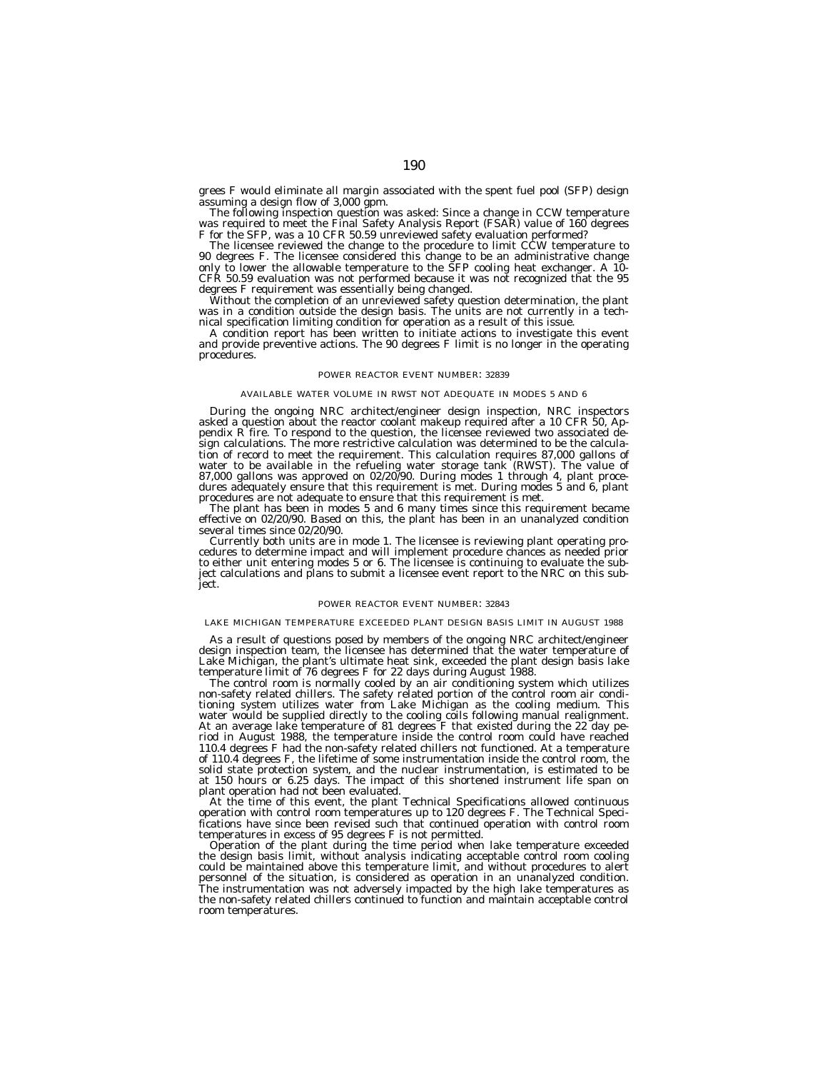grees F would eliminate all margin associated with the spent fuel pool (SFP) design assuming a design flow of 3,000 gpm.

The following inspection question was asked: Since a change in CCW temperature was required to meet the Final Safety Analysis Report (FSAR) value of 160 degrees F for the SFP, was a 10 CFR 50.59 unreviewed safety evaluation performed?

The licensee reviewed the change to the procedure to limit CCW temperature to 90 degrees F. The licensee considered this change to be an administrative change only to lower the allowable temperature to the SFP cooling heat exchanger. A 10-CFR 50.59 evaluation was not performed because it was not recognized that the 95 degrees F requirement was essentially being changed.

Without the completion of an unreviewed safety question determination, the plant was in a condition outside the design basis. The units are not currently in a technical specification limiting condition for operation as a result of this issue.

A condition report has been written to initiate actions to investigate this event and provide preventive actions. The 90 degrees F limit is no longer in the operating procedures.

POWER REACTOR EVENT NUMBER: 32839

AVAILABLE WATER VOLUME IN RWST NOT ADEQUATE IN MODES 5 AND 6

During the ongoing NRC architect/engineer design inspection, NRC inspectors asked a question about the reactor coolant makeup required after a 10 CFR 50, Appendix R fire. To respond to the question, the licensee reviewed two associated design calculations. The more restrictive calculation was determined to be the calculation of record to meet the requirement. This calculation requires 87,000 gallons of water to be available in the refueling water storage tank (RWST). The value of 87,000 gallons was approved on 02/20/90. During modes 1 through 4, plant procedures adequately ensure that this requirement is met. During modes 5 and 6, plant procedures are not adequate to ensure that this requirement is met.

The plant has been in modes 5 and 6 many times since this requirement became effective on 02/20/90. Based on this, the plant has been in an unanalyzed condition several times since 02/20/90.

Currently both units are in mode 1. The licensee is reviewing plant operating procedures to determine impact and will implement procedure chances as needed prior to either unit entering modes 5 or 6. The licensee is continuing to evaluate the subject calculations and plans to submit a licensee event report to the NRC on this subject.

POWER REACTOR EVENT NUMBER: 32843

LAKE MICHIGAN TEMPERATURE EXCEEDED PLANT DESIGN BASIS LIMIT IN AUGUST 1988

As a result of questions posed by members of the ongoing NRC architect/engineer design inspection team, the licensee has determined that the water temperature of Lake Michigan, the plant's ultimate heat sink, exceeded the plant design basis lake temperature limit of 76 degrees F for 22 days during August 1988.

The control room is normally cooled by an air conditioning system which utilizes non-safety related chillers. The safety related portion of the control room air conditioning system utilizes water from Lake Michigan as the cooling medium. This water would be supplied directly to the cooling coils following manual realignment. At an average lake temperature of 81 degrees F that existed during the 22 day period in August 1988, the temperature inside the control room could have reached 110.4 degrees F had the non-safety related chillers not functioned. At a temperature of 110.4 degrees F, the lifetime of some instrumentation inside the control room, the solid state protection system, and the nuclear instrumentation, is estimated to be at 150 hours or 6.25 days. The impact of this shortened instrument life span on plant operation had not been evaluated.

At the time of this event, the plant Technical Specifications allowed continuous operation with control room temperatures up to 120 degrees F. The Technical Specifications have since been revised such that continued operation with control room temperatures in excess of 95 degrees F is not permitted.

Operation of the plant during the time period when lake temperature exceeded the design basis limit, without analysis indicating acceptable control room cooling could be maintained above this temperature limit, and without procedures to alert personnel of the situation, is considered as operation in an unanalyzed condition. The instrumentation was not adversely impacted by the high lake temperatures as the non-safety related chillers continued to function and maintain acceptable control room temperatures.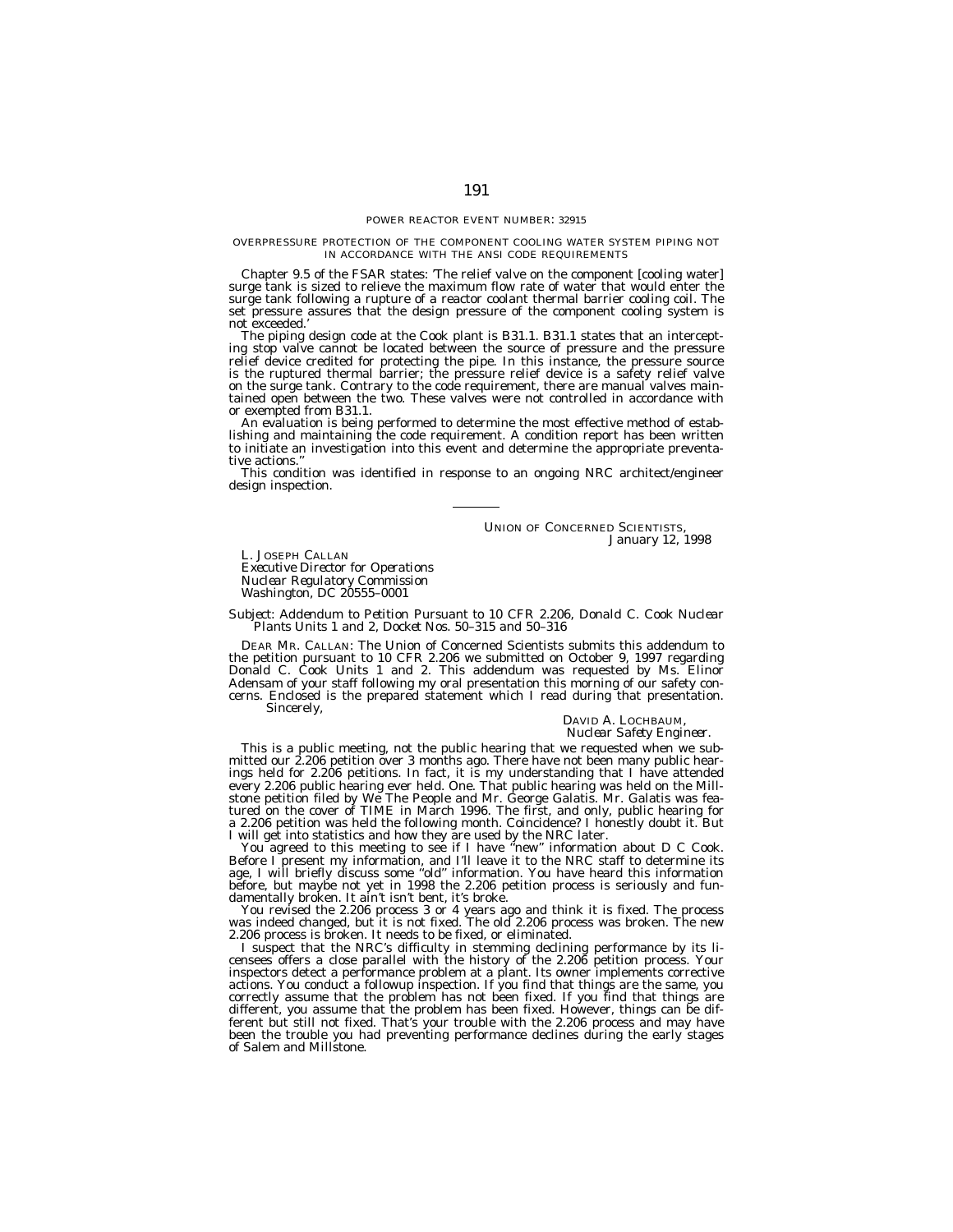POWER REACTOR EVENT NUMBER: 32915

OVERPRESSURE PROTECTION OF THE COMPONENT COOLING WATER SYSTEM PIPING NOT IN ACCORDANCE WITH THE ANSI CODE REQUIREMENTS

Chapter 9.5 of the FSAR states: 'The relief valve on the component [cooling water] surge tank is sized to relieve the maximum flow rate of water that would enter the surge tank following a rupture of a reactor coolant thermal barrier cooling coil. The set pressure assures that the design pressure of the component cooling system is not exceeded.'

The piping design code at the Cook plant is B31.1. B31.1 states that an intercepting stop valve cannot be located between the source of pressure and the pressure relief device credited for protecting the pipe. In this instance, the pressure source is the ruptured thermal barrier; the pressure relief device is a safety relief valve on the surge tank. Contrary to the code requirement, there are manual valves maintained open between the two. These valves were not controlled in accordance with or exempted from B31.1.

An evaluation is being performed to determine the most effective method of establishing and maintaining the code requirement. A condition report has been written to initiate an investigation into this event and determine the appropriate preventative actions."

This condition was identified in response to an ongoing NRC architect/engineer design inspection.

---

UNION OF CONCERNED SCIENTISTS,
January 12, 1998

L. JOSEPH CALLAN
*Executive Director for Operations*
*Nuclear Regulatory Commission*
*Washington, DC 20555–0001*

*Subject: Addendum to Petition Pursuant to 10 CFR 2.206, Donald C. Cook Nuclear Plants Units 1 and 2, Docket Nos. 50–315 and 50–316*

DEAR MR. CALLAN: The Union of Concerned Scientists submits this addendum to the petition pursuant to 10 CFR 2.206 we submitted on October 9, 1997 regarding Donald C. Cook Units 1 and 2. This addendum was requested by Ms. Elinor Adensam of your staff following my oral presentation this morning of our safety concerns. Enclosed is the prepared statement which I read during that presentation.

Sincerely,

DAVID A. LOCHBAUM,
*Nuclear Safety Engineer.*

This is a public meeting, not the public hearing that we requested when we submitted our 2.206 petition over 3 months ago. There have not been many public hearings held for 2.206 petitions. In fact, it is my understanding that I have attended every 2.206 public hearing ever held. One. That public hearing was held on the Millstone petition filed by We The People and Mr. George Galatis. Mr. Galatis was featured on the cover of TIME in March 1996. The first, and only, public hearing for a 2.206 petition was held the following month. Coincidence? I honestly doubt it. But I will get into statistics and how they are used by the NRC later.

You agreed to this meeting to see if I have "new" information about D C Cook. Before I present my information, and I'll leave it to the NRC staff to determine its age, I will briefly discuss some "old" information. You have heard this information before, but maybe not yet in 1998 the 2.206 petition process is seriously and fundamentally broken. It ain't isn't bent, it's broke.

You revised the 2.206 process 3 or 4 years ago and think it is fixed. The process was indeed changed, but it is not fixed. The old 2.206 process was broken. The new 2.206 process is broken. It needs to be fixed, or eliminated.

I suspect that the NRC's difficulty in stemming declining performance by its licensees offers a close parallel with the history of the 2.206 petition process. Your inspectors detect a performance problem at a plant. Its owner implements corrective actions. You conduct a followup inspection. If you find that things are the same, you correctly assume that the problem has not been fixed. If you find that things are different, you assume that the problem has been fixed. However, things can be different but still not fixed. That's your trouble with the 2.206 process and may have been the trouble you had preventing performance declines during the early stages of Salem and Millstone.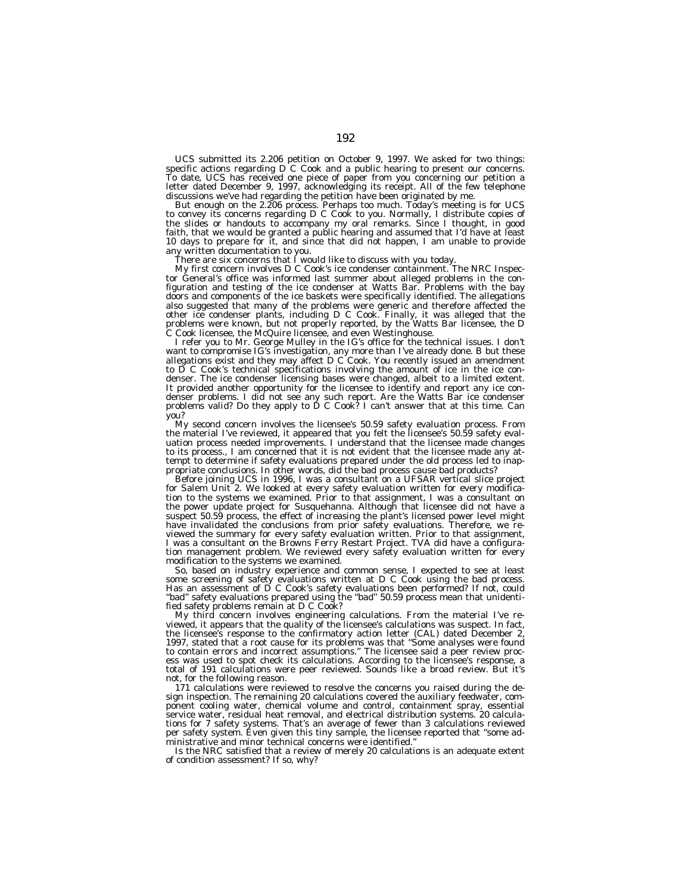UCS submitted its 2.206 petition on October 9, 1997. We asked for two things: specific actions regarding D C Cook and a public hearing to present our concerns. To date, UCS has received one piece of paper from you concerning our petition a letter dated December 9, 1997, acknowledging its receipt. All of the few telephone discussions we've had regarding the petition have been originated by me.

But enough on the 2.206 process. Perhaps too much. Today's meeting is for UCS to convey its concerns regarding D C Cook to you. Normally, I distribute copies of the slides or handouts to accompany my oral remarks. Since I thought, in good faith, that we would be granted a public hearing and assumed that I'd have at least 10 days to prepare for it, and since that did not happen, I am unable to provide any written documentation to you.

There are six concerns that I would like to discuss with you today.

My first concern involves D C Cook's ice condenser containment. The NRC Inspector General's office was informed last summer about alleged problems in the configuration and testing of the ice condenser at Watts Bar. Problems with the bay doors and components of the ice baskets were specifically identified. The allegations also suggested that many of the problems were generic and therefore affected the other ice condenser plants, including D C Cook. Finally, it was alleged that the problems were known, but not properly reported, by the Watts Bar licensee, the D C Cook licensee, the McQuire licensee, and even Westinghouse.

I refer you to Mr. George Mulley in the IG's office for the technical issues. I don't want to compromise IG's investigation, any more than I've already done. B but these allegations exist and they may affect D C Cook. You recently issued an amendment to D C Cook's technical specifications involving the amount of ice in the ice condenser. The ice condenser licensing bases were changed, albeit to a limited extent. It provided another opportunity for the licensee to identify and report any ice condenser problems. I did not see any such report. Are the Watts Bar ice condenser problems valid? Do they apply to D C Cook? I can't answer that at this time. Can you?

My second concern involves the licensee's 50.59 safety evaluation process. From the material I've reviewed, it appeared that you felt the licensee's 50.59 safety evaluation process needed improvements. I understand that the licensee made changes to its process., I am concerned that it is not evident that the licensee made any attempt to determine if safety evaluations prepared under the old process led to inappropriate conclusions. In other words, did the bad process cause bad products?

Before joining UCS in 1996, I was a consultant on a UFSAR vertical slice project for Salem Unit 2. We looked at every safety evaluation written for every modification to the systems we examined. Prior to that assignment, I was a consultant on the power update project for Susquehanna. Although that licensee did not have a suspect 50.59 process, the effect of increasing the plant's licensed power level might have invalidated the conclusions from prior safety evaluations. Therefore, we reviewed the summary for every safety evaluation written. Prior to that assignment, I was a consultant on the Browns Ferry Restart Project. TVA did have a configuration management problem. We reviewed every safety evaluation written for every modification to the systems we examined.

So, based on industry experience and common sense, I expected to see at least some screening of safety evaluations written at D C Cook using the bad process. Has an assessment of D C Cook's safety evaluations been performed? If not, could "bad" safety evaluations prepared using the "bad" 50.59 process mean that unidentified safety problems remain at D C Cook?

My third concern involves engineering calculations. From the material I've reviewed, it appears that the quality of the licensee's calculations was suspect. In fact, the licensee's response to the confirmatory action letter (CAL) dated December 2, 1997, stated that a root cause for its problems was that "Some analyses were found to contain errors and incorrect assumptions." The licensee said a peer review process was used to spot check its calculations. According to the licensee's response, a total of 191 calculations were peer reviewed. Sounds like a broad review. But it's not, for the following reason.

171 calculations were reviewed to resolve the concerns you raised during the design inspection. The remaining 20 calculations covered the auxiliary feedwater, component cooling water, chemical volume and control, containment spray, essential service water, residual heat removal, and electrical distribution systems. 20 calculations for 7 safety systems. That's an average of fewer than 3 calculations reviewed per safety system. Even given this tiny sample, the licensee reported that "some administrative and minor technical concerns were identified."

Is the NRC satisfied that a review of merely 20 calculations is an adequate extent of condition assessment? If so, why?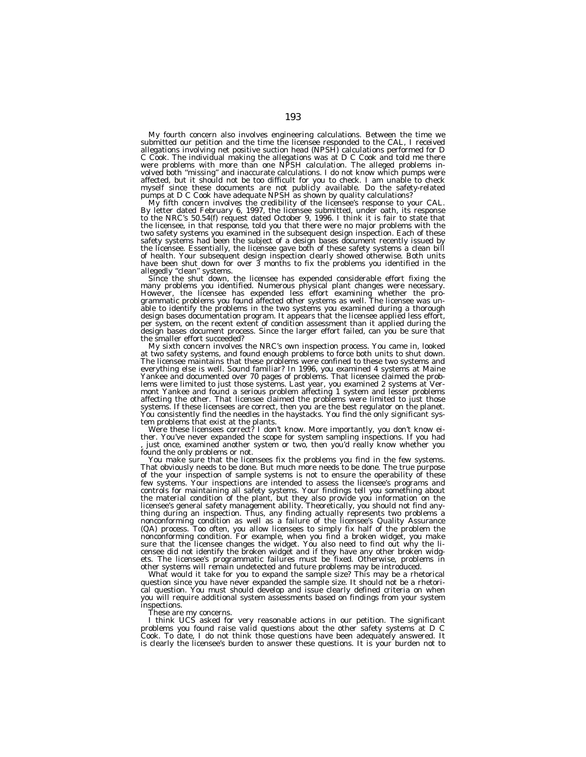My fourth concern also involves engineering calculations. Between the time we submitted our petition and the time the licensee responded to the CAL, I received allegations involving net positive suction head (NPSH) calculations performed for D C Cook. The individual making the allegations was at D C Cook and told me there were problems with more than one NPSH calculation. The alleged problems involved both "missing" and inaccurate calculations. I do not know which pumps were affected, but it should not be too difficult for you to check. I am unable to check myself since these documents are not publicly available. Do the safety-related pumps at D C Cook have adequate NPSH as shown by quality calculations?

My fifth concern involves the credibility of the licensee's response to your CAL. By letter dated February 6, 1997, the licensee submitted, under oath, its response to the NRC's 50.54(f) request dated October 9, 1996. I think it is fair to state that the licensee, in that response, told you that there were no major problems with the two safety systems you examined in the subsequent design inspection. Each of these safety systems had been the subject of a design bases document recently issued by the licensee. Essentially, the licensee gave both of these safety systems a clean bill of health. Your subsequent design inspection clearly showed otherwise. Both units have been shut down for over 3 months to fix the problems you identified in the allegedly "clean" systems.

Since the shut down, the licensee has expended considerable effort fixing the many problems you identified. Numerous physical plant changes were necessary. However, the licensee has expended less effort examining whether the programmatic problems you found affected other systems as well. The licensee was unable to identify the problems in the two systems you examined during a thorough design bases documentation program. It appears that the licensee applied less effort, per system, on the recent extent of condition assessment than it applied during the design bases document process. Since the larger effort failed, can you be sure that the smaller effort succeeded?

My sixth concern involves the NRC's own inspection process. You came in, looked at two safety systems, and found enough problems to force both units to shut down. The licensee maintains that these problems were confined to these two systems and everything else is well. Sound familiar? In 1996, you examined 4 systems at Maine Yankee and documented over 70 pages of problems. That licensee claimed the problems were limited to just those systems. Last year, you examined 2 systems at Vermont Yankee and found a serious problem affecting 1 system and lesser problems affecting the other. That licensee claimed the problems were limited to just those systems. If these licensees are correct, then you are the best regulator on the planet. You consistently find the needles in the haystacks. You find the only significant system problems that exist at the plants.

Were these licensees correct? I don't know. More importantly, you don't know either. You've never expanded the scope for system sampling inspections. If you had , just once, examined another system or two, then you'd really know whether you found the only problems or not.

You make sure that the licensees fix the problems you find in the few systems. That obviously needs to be done. But much more needs to be done. The true purpose of the your inspection of sample systems is not to ensure the operability of these few systems. Your inspections are intended to assess the licensee's programs and controls for maintaining all safety systems. Your findings tell you something about the material condition of the plant, but they also provide you information on the licensee's general safety management ability. Theoretically, you should not find anything during an inspection. Thus, any finding actually represents two problems a nonconforming condition as well as a failure of the licensee's Quality Assurance (QA) process. Too often, you allow licensees to simply fix half of the problem the nonconforming condition. For example, when you find a broken widget, you make sure that the licensee changes the widget. You also need to find out why the licensee did not identify the broken widget and if they have any other broken widgets. The licensee's programmatic failures must be fixed. Otherwise, problems in other systems will remain undetected and future problems may be introduced.

What would it take for you to expand the sample size? This may be a rhetorical question since you have never expanded the sample size. It should not be a rhetorical question. You must should develop and issue clearly defined criteria on when you will require additional system assessments based on findings from your system inspections.

These are my concerns.

I think UCS asked for very reasonable actions in our petition. The significant problems you found raise valid questions about the other safety systems at D C Cook. To date, I do not think those questions have been adequately answered. It is clearly the licensee's burden to answer these questions. It is your burden not to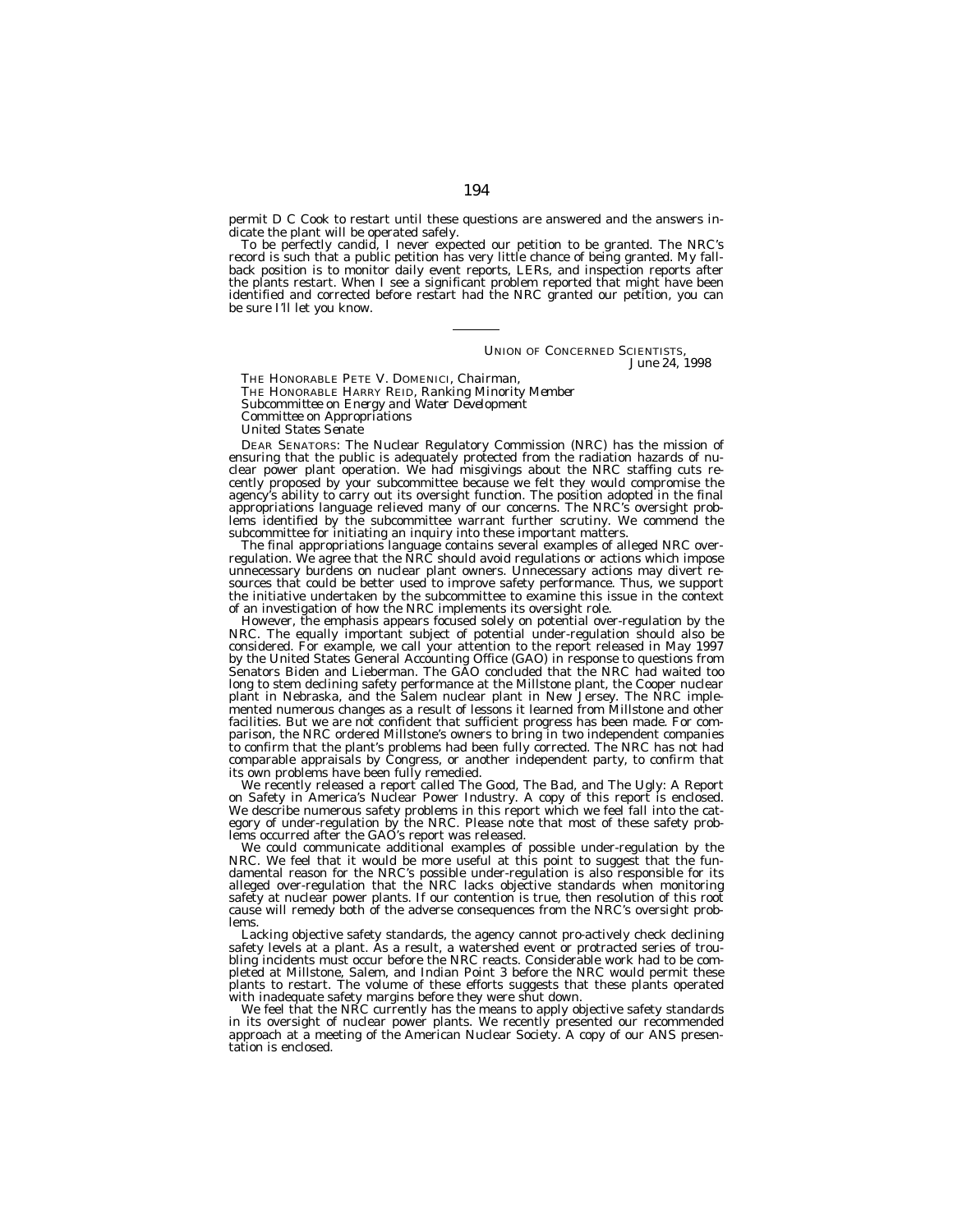permit D C Cook to restart until these questions are answered and the answers indicate the plant will be operated safely.

To be perfectly candid, I never expected our petition to be granted. The NRC's record is such that a public petition has very little chance of being granted. My fallback position is to monitor daily event reports, LERs, and inspection reports after the plants restart. When I see a significant problem reported that might have been identified and corrected before restart had the NRC granted our petition, you can be sure I'll let you know.

---

UNION OF CONCERNED SCIENTISTS,
*June 24, 1998*

THE HONORABLE PETE V. DOMENICI, *Chairman,*
THE HONORABLE HARRY REID, *Ranking Minority Member*
*Subcommittee on Energy and Water Development*
*Committee on Appropriations*
*United States Senate*

DEAR SENATORS: The Nuclear Regulatory Commission (NRC) has the mission of ensuring that the public is adequately protected from the radiation hazards of nuclear power plant operation. We had misgivings about the NRC staffing cuts recently proposed by your subcommittee because we felt they would compromise the agency's ability to carry out its oversight function. The position adopted in the final appropriations language relieved many of our concerns. The NRC's oversight problems identified by the subcommittee warrant further scrutiny. We commend the subcommittee for initiating an inquiry into these important matters.

The final appropriations language contains several examples of alleged NRC over-regulation. We agree that the NRC should avoid regulations or actions which impose unnecessary burdens on nuclear plant owners. Unnecessary actions may divert resources that could be better used to improve safety performance. Thus, we support the initiative undertaken by the subcommittee to examine this issue in the context of an investigation of how the NRC implements its oversight role.

However, the emphasis appears focused solely on potential over-regulation by the NRC. The equally important subject of potential under-regulation should also be considered. For example, we call your attention to the report released in May 1997 by the United States General Accounting Office (GAO) in response to questions from Senators Biden and Lieberman. The GAO concluded that the NRC had waited too long to stem declining safety performance at the Millstone plant, the Cooper nuclear plant in Nebraska, and the Salem nuclear plant in New Jersey. The NRC implemented numerous changes as a result of lessons it learned from Millstone and other facilities. But we are not confident that sufficient progress has been made. For comparison, the NRC ordered Millstone's owners to bring in two independent companies to confirm that the plant's problems had been fully corrected. The NRC has not had comparable appraisals by Congress, or another independent party, to confirm that its own problems have been fully remedied.

We recently released a report called The Good, The Bad, and The Ugly: A Report on Safety in America's Nuclear Power Industry. A copy of this report is enclosed. We describe numerous safety problems in this report which we feel fall into the category of under-regulation by the NRC. Please note that most of these safety problems occurred after the GAO's report was released.

We could communicate additional examples of possible under-regulation by the NRC. We feel that it would be more useful at this point to suggest that the fundamental reason for the NRC's possible under-regulation is also responsible for its alleged over-regulation that the NRC lacks objective standards when monitoring safety at nuclear power plants. If our contention is true, then resolution of this root cause will remedy both of the adverse consequences from the NRC's oversight problems.

Lacking objective safety standards, the agency cannot pro-actively check declining safety levels at a plant. As a result, a watershed event or protracted series of troubling incidents must occur before the NRC reacts. Considerable work had to be completed at Millstone, Salem, and Indian Point 3 before the NRC would permit these plants to restart. The volume of these efforts suggests that these plants operated with inadequate safety margins before they were shut down.

We feel that the NRC currently has the means to apply objective safety standards in its oversight of nuclear power plants. We recently presented our recommended approach at a meeting of the American Nuclear Society. A copy of our ANS presentation is enclosed.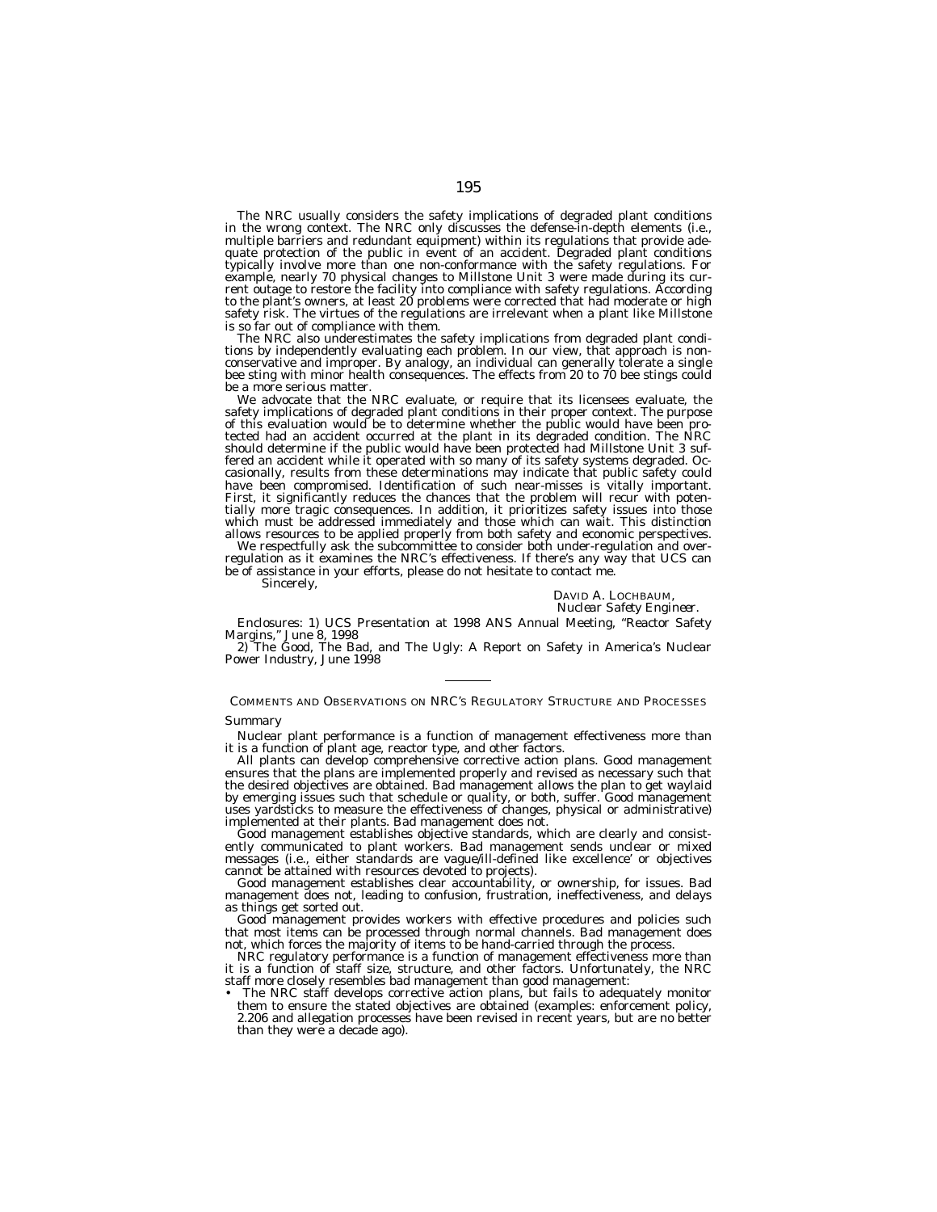The NRC usually considers the safety implications of degraded plant conditions in the wrong context. The NRC only discusses the defense-in-depth elements (i.e., multiple barriers and redundant equipment) within its regulations that provide adequate protection of the public in event of an accident. Degraded plant conditions typically involve more than one non-conformance with the safety regulations. For example, nearly 70 physical changes to Millstone Unit 3 were made during its current outage to restore the facility into compliance with safety regulations. According to the plant's owners, at least 20 problems were corrected that had moderate or high safety risk. The virtues of the regulations are irrelevant when a plant like Millstone is so far out of compliance with them.

The NRC also underestimates the safety implications from degraded plant conditions by independently evaluating each problem. In our view, that approach is non-conservative and improper. By analogy, an individual can generally tolerate a single bee sting with minor health consequences. The effects from 20 to 70 bee stings could be a more serious matter.

We advocate that the NRC evaluate, or require that its licensees evaluate, the safety implications of degraded plant conditions in their proper context. The purpose of this evaluation would be to determine whether the public would have been protected had an accident occurred at the plant in its degraded condition. The NRC should determine if the public would have been protected had Millstone Unit 3 suffered an accident while it operated with so many of its safety systems degraded. Occasionally, results from these determinations may indicate that public safety could have been compromised. Identification of such near-misses is vitally important. First, it significantly reduces the chances that the problem will recur with potentially more tragic consequences. In addition, it prioritizes safety issues into those which must be addressed immediately and those which can wait. This distinction allows resources to be applied properly from both safety and economic perspectives.

We respectfully ask the subcommittee to consider both under-regulation and over-regulation as it examines the NRC's effectiveness. If there's any way that UCS can be of assistance in your efforts, please do not hesitate to contact me.

Sincerely,

DAVID A. LOCHBAUM,
*Nuclear Safety Engineer.*

*Enclosures:* 1) UCS Presentation at 1998 ANS Annual Meeting, "Reactor Safety Margins," June 8, 1998

2) The Good, The Bad, and The Ugly: A Report on Safety in America's Nuclear Power Industry, June 1998

---

## COMMENTS AND OBSERVATIONS ON NRC'S REGULATORY STRUCTURE AND PROCESSES

### Summary

Nuclear plant performance is a function of management effectiveness more than it is a function of plant age, reactor type, and other factors.

All plants can develop comprehensive corrective action plans. Good management ensures that the plans are implemented properly and revised as necessary such that the desired objectives are obtained. Bad management allows the plan to get waylaid by emerging issues such that schedule or quality, or both, suffer. Good management uses yardsticks to measure the effectiveness of changes, physical or administrative) implemented at their plants. Bad management does not.

Good management establishes objective standards, which are clearly and consistently communicated to plant workers. Bad management sends unclear or mixed messages (i.e., either standards are vague/ill-defined like excellence' or objectives cannot be attained with resources devoted to projects).

Good management establishes clear accountability, or ownership, for issues. Bad management does not, leading to confusion, frustration, ineffectiveness, and delays as things get sorted out.

Good management provides workers with effective procedures and policies such that most items can be processed through normal channels. Bad management does not, which forces the majority of items to be hand-carried through the process.

NRC regulatory performance is a function of management effectiveness more than it is a function of staff size, structure, and other factors. Unfortunately, the NRC staff more closely resembles bad management than good management:

- The NRC staff develops corrective action plans, but fails to adequately monitor them to ensure the stated objectives are obtained (examples: enforcement policy, 2.206 and allegation processes have been revised in recent years, but are no better than they were a decade ago).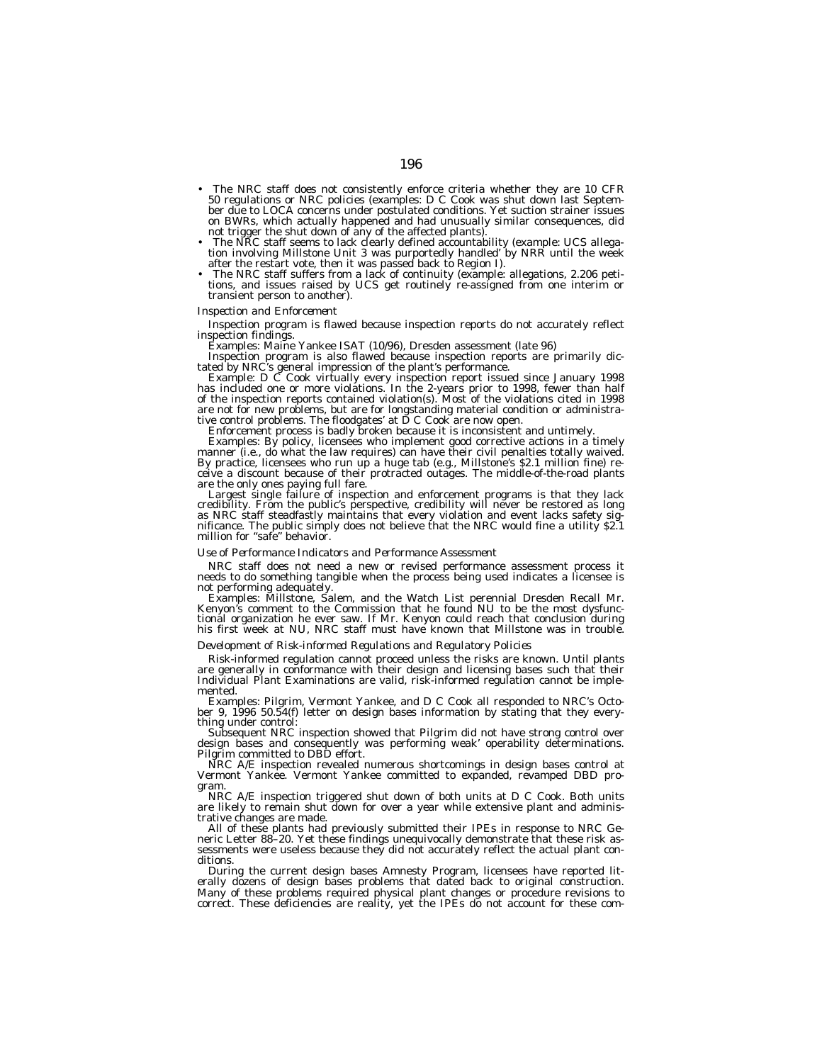- The NRC staff does not consistently enforce criteria whether they are 10 CFR 50 regulations or NRC policies (examples: D C Cook was shut down last September due to LOCA concerns under postulated conditions. Yet suction strainer issues on BWRs, which actually happened and had unusually similar consequences, did not trigger the shut down of any of the affected plants).
- The NRC staff seems to lack clearly defined accountability (example: UCS allegation involving Millstone Unit 3 was purportedly handled' by NRR until the week after the restart vote, then it was passed back to Region I).
- The NRC staff suffers from a lack of continuity (example: allegations, 2.206 petitions, and issues raised by UCS get routinely re-assigned from one interim or transient person to another).

*Inspection and Enforcement*

Inspection program is flawed because inspection reports do not accurately reflect inspection findings.

Examples: Maine Yankee ISAT (10/96), Dresden assessment (late 96)

Inspection program is also flawed because inspection reports are primarily dictated by NRC's general impression of the plant's performance.

Example: D C Cook virtually every inspection report issued since January 1998 has included one or more violations. In the 2-years prior to 1998, fewer than half of the inspection reports contained violation(s). Most of the violations cited in 1998 are not for new problems, but are for longstanding material condition or administrative control problems. The floodgates' at D C Cook are now open.

Enforcement process is badly broken because it is inconsistent and untimely.

Examples: By policy, licensees who implement good corrective actions in a timely manner (i.e., do what the law requires) can have their civil penalties totally waived. By practice, licensees who run up a huge tab (e.g., Millstone's $2.1 million fine) receive a discount because of their protracted outages. The middle-of-the-road plants are the only ones paying full fare.

Largest single failure of inspection and enforcement programs is that they lack credibility. From the public's perspective, credibility will never be restored as long as NRC staff steadfastly maintains that every violation and event lacks safety significance. The public simply does not believe that the NRC would fine a utility $2.1 million for "safe" behavior.

*Use of Performance Indicators and Performance Assessment*

NRC staff does not need a new or revised performance assessment process it needs to do something tangible when the process being used indicates a licensee is not performing adequately.

Examples: Millstone, Salem, and the Watch List perennial Dresden Recall Mr. Kenyon's comment to the Commission that he found NU to be the most dysfunctional organization he ever saw. If Mr. Kenyon could reach that conclusion during his first week at NU, NRC staff must have known that Millstone was in trouble.

*Development of Risk-informed Regulations and Regulatory Policies*

Risk-informed regulation cannot proceed unless the risks are known. Until plants are generally in conformance with their design and licensing bases such that their Individual Plant Examinations are valid, risk-informed regulation cannot be implemented.

Examples: Pilgrim, Vermont Yankee, and D C Cook all responded to NRC's October 9, 1996 50.54(f) letter on design bases information by stating that they everything under control:

Subsequent NRC inspection showed that Pilgrim did not have strong control over design bases and consequently was performing weak' operability determinations. Pilgrim committed to DBD effort.

NRC A/E inspection revealed numerous shortcomings in design bases control at Vermont Yankee. Vermont Yankee committed to expanded, revamped DBD program.

NRC A/E inspection triggered shut down of both units at D C Cook. Both units are likely to remain shut down for over a year while extensive plant and administrative changes are made.

All of these plants had previously submitted their IPEs in response to NRC Generic Letter 88–20. Yet these findings unequivocally demonstrate that these risk assessments were useless because they did not accurately reflect the actual plant conditions.

During the current design bases Amnesty Program, licensees have reported literally dozens of design bases problems that dated back to original construction. Many of these problems required physical plant changes or procedure revisions to correct. These deficiencies are reality, yet the IPEs do not account for these com-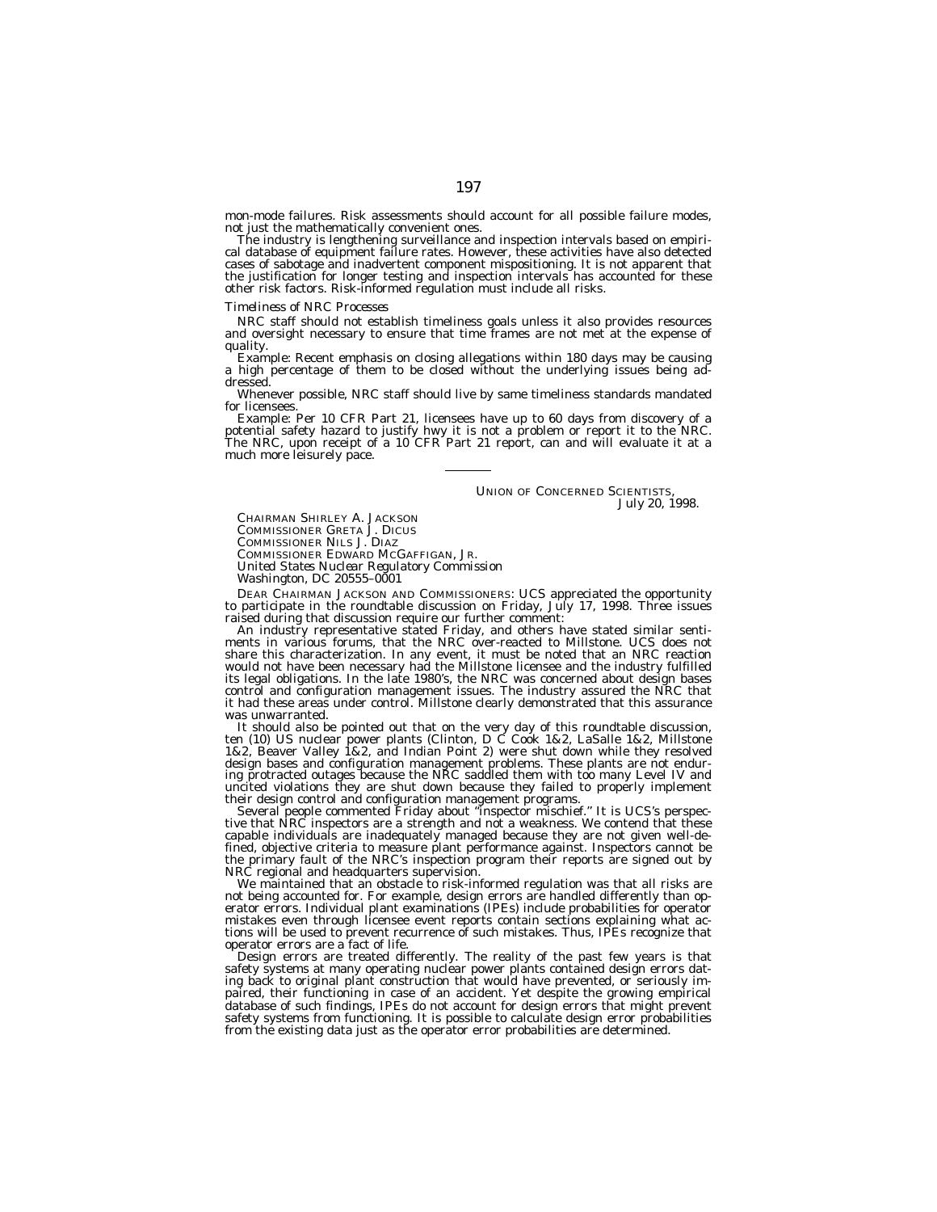mon-mode failures. Risk assessments should account for all possible failure modes, not just the mathematically convenient ones.

The industry is lengthening surveillance and inspection intervals based on empirical database of equipment failure rates. However, these activities have also detected cases of sabotage and inadvertent component mispositioning. It is not apparent that the justification for longer testing and inspection intervals has accounted for these other risk factors. Risk-informed regulation must include all risks.

*Timeliness of NRC Processes*

NRC staff should not establish timeliness goals unless it also provides resources and oversight necessary to ensure that time frames are not met at the expense of quality.

Example: Recent emphasis on closing allegations within 180 days may be causing a high percentage of them to be closed without the underlying issues being addressed.

Whenever possible, NRC staff should live by same timeliness standards mandated for licensees.

Example: Per 10 CFR Part 21, licensees have up to 60 days from discovery of a potential safety hazard to justify hwy it is not a problem or report it to the NRC. The NRC, upon receipt of a 10 CFR Part 21 report, can and will evaluate it at a much more leisurely pace.

---

UNION OF CONCERNED SCIENTISTS,
*July 20, 1998.*

CHAIRMAN SHIRLEY A. JACKSON
COMMISSIONER GRETA J. DICUS
COMMISSIONER NILS J. DIAZ
COMMISSIONER EDWARD MCGAFFIGAN, JR.
*United States Nuclear Regulatory Commission*
*Washington, DC 20555–0001*

DEAR CHAIRMAN JACKSON AND COMMISSIONERS: UCS appreciated the opportunity to participate in the roundtable discussion on Friday, July 17, 1998. Three issues raised during that discussion require our further comment:

An industry representative stated Friday, and others have stated similar sentiments in various forums, that the NRC over-reacted to Millstone. UCS does not share this characterization. In any event, it must be noted that an NRC reaction would not have been necessary had the Millstone licensee and the industry fulfilled its legal obligations. In the late 1980's, the NRC was concerned about design bases control and configuration management issues. The industry assured the NRC that it had these areas under control. Millstone clearly demonstrated that this assurance was unwarranted.

It should also be pointed out that on the very day of this roundtable discussion, ten (10) US nuclear power plants (Clinton, D C Cook 1&2, LaSalle 1&2, Millstone 1&2, Beaver Valley 1&2, and Indian Point 2) were shut down while they resolved design bases and configuration management problems. These plants are not enduring protracted outages because the NRC saddled them with too many Level IV and uncited violations they are shut down because they failed to properly implement their design control and configuration management programs.

Several people commented Friday about "inspector mischief." It is UCS's perspective that NRC inspectors are a strength and not a weakness. We contend that these capable individuals are inadequately managed because they are not given well-defined, objective criteria to measure plant performance against. Inspectors cannot be the primary fault of the NRC's inspection program their reports are signed out by NRC regional and headquarters supervision.

We maintained that an obstacle to risk-informed regulation was that all risks are not being accounted for. For example, design errors are handled differently than operator errors. Individual plant examinations (IPEs) include probabilities for operator mistakes even through licensee event reports contain sections explaining what actions will be used to prevent recurrence of such mistakes. Thus, IPEs recognize that operator errors are a fact of life.

Design errors are treated differently. The reality of the past few years is that safety systems at many operating nuclear power plants contained design errors dating back to original plant construction that would have prevented, or seriously impaired, their functioning in case of an accident. Yet despite the growing empirical database of such findings, IPEs do not account for design errors that might prevent safety systems from functioning. It is possible to calculate design error probabilities from the existing data just as the operator error probabilities are determined.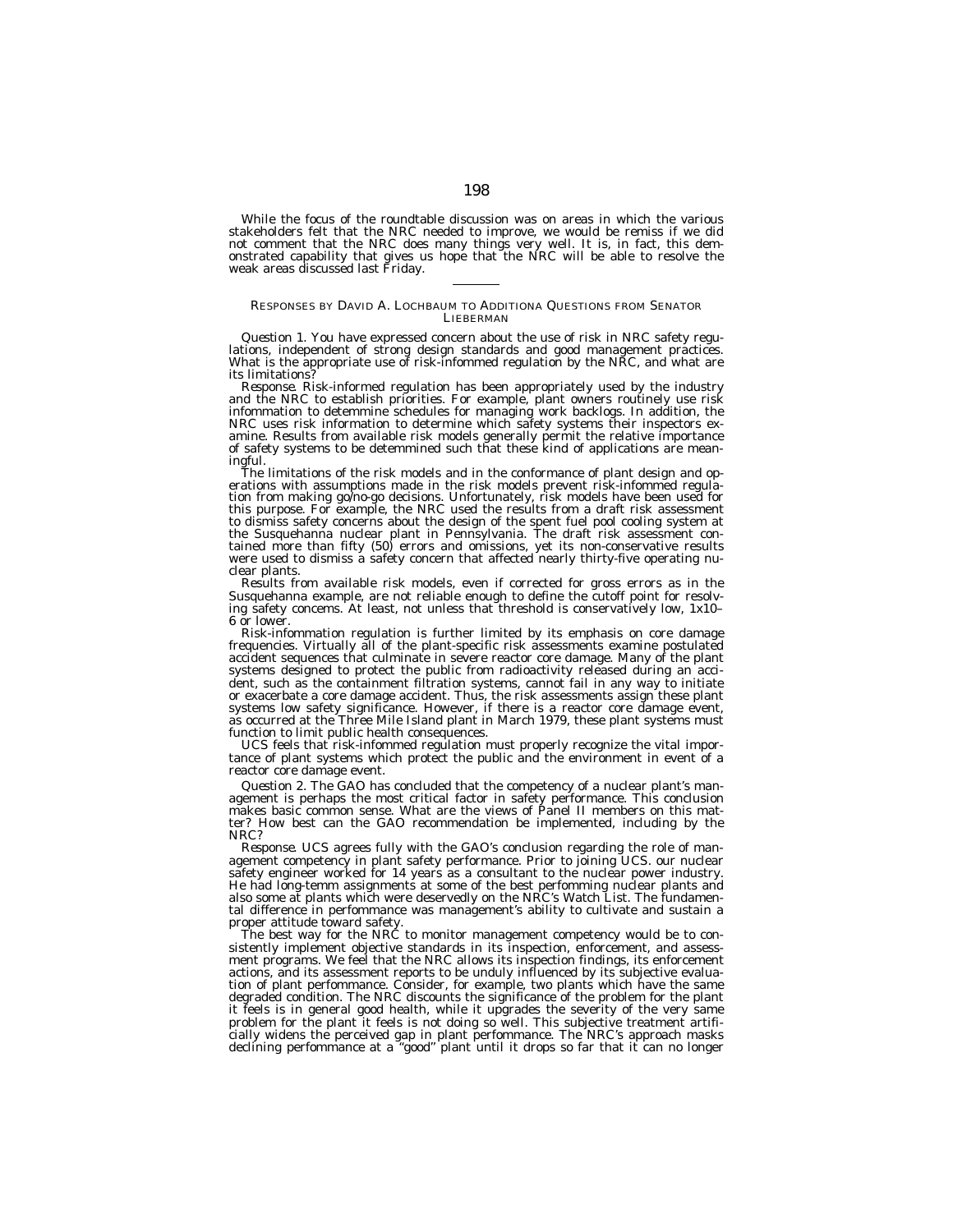While the focus of the roundtable discussion was on areas in which the various stakeholders felt that the NRC needed to improve, we would be remiss if we did not comment that the NRC does many things very well. It is, in fact, this demonstrated capability that gives us hope that the NRC will be able to resolve the weak areas discussed last Friday.

---

RESPONSES BY DAVID A. LOCHBAUM TO ADDITIONA QUESTIONS FROM SENATOR LIEBERMAN

*Question 1.* You have expressed concern about the use of risk in NRC safety regulations, independent of strong design standards and good management practices. What is the appropriate use of risk-infommed regulation by the NRC, and what are its limitations?

*Response.* Risk-informed regulation has been appropriately used by the industry and the NRC to establish priorities. For example, plant owners routinely use risk infommation to detemmine schedules for managing work backlogs. In addition, the NRC uses risk information to determine which safety systems their inspectors examine. Results from available risk models generally permit the relative importance of safety systems to be detemmined such that these kind of applications are meaningful.

The limitations of the risk models and in the conformance of plant design and operations with assumptions made in the risk models prevent risk-infommed regulation from making go/no-go decisions. Unfortunately, risk models have been used for this purpose. For example, the NRC used the results from a draft risk assessment to dismiss safety concerns about the design of the spent fuel pool cooling system at the Susquehanna nuclear plant in Pennsylvania. The draft risk assessment contained more than fifty (50) errors and omissions, yet its non-conservative results were used to dismiss a safety concern that affected nearly thirty-five operating nuclear plants.

Results from available risk models, even if corrected for gross errors as in the Susquehanna example, are not reliable enough to define the cutoff point for resolving safety concerns. At least, not unless that threshold is conservatively low, 1x10–6 or lower.

Risk-infommation regulation is further limited by its emphasis on core damage frequencies. Virtually all of the plant-specific risk assessments examine postulated accident sequences that culminate in severe reactor core damage. Many of the plant systems designed to protect the public from radioactivity released during an accident, such as the containment filtration systems, cannot fail in any way to initiate or exacerbate a core damage accident. Thus, the risk assessments assign these plant systems low safety significance. However, if there is a reactor core damage event, as occurred at the Three Mile Island plant in March 1979, these plant systems must function to limit public health consequences.

UCS feels that risk-infommed regulation must properly recognize the vital importance of plant systems which protect the public and the environment in event of a reactor core damage event.

*Question 2.* The GAO has concluded that the competency of a nuclear plant's management is perhaps the most critical factor in safety performance. This conclusion makes basic common sense. What are the views of Panel II members on this matter? How best can the GAO recommendation be implemented, including by the NRC?

*Response.* UCS agrees fully with the GAO's conclusion regarding the role of management competency in plant safety performance. Prior to joining UCS. our nuclear safety engineer worked for 14 years as a consultant to the nuclear power industry. He had long-temm assignments at some of the best perfomming nuclear plants and also some at plants which were deservedly on the NRC's Watch List. The fundamental difference in perfommance was management's ability to cultivate and sustain a proper attitude toward safety.

The best way for the NRC to monitor management competency would be to consistently implement objective standards in its inspection, enforcement, and assessment programs. We feel that the NRC allows its inspection findings, its enforcement actions, and its assessment reports to be unduly influenced by its subjective evaluation of plant perfommance. Consider, for example, two plants which have the same degraded condition. The NRC discounts the significance of the problem for the plant it feels is in general good health, while it upgrades the severity of the very same problem for the plant it feels is not doing so well. This subjective treatment artificially widens the perceived gap in plant perfommance. The NRC's approach masks declining perfommance at a "good" plant until it drops so far that it can no longer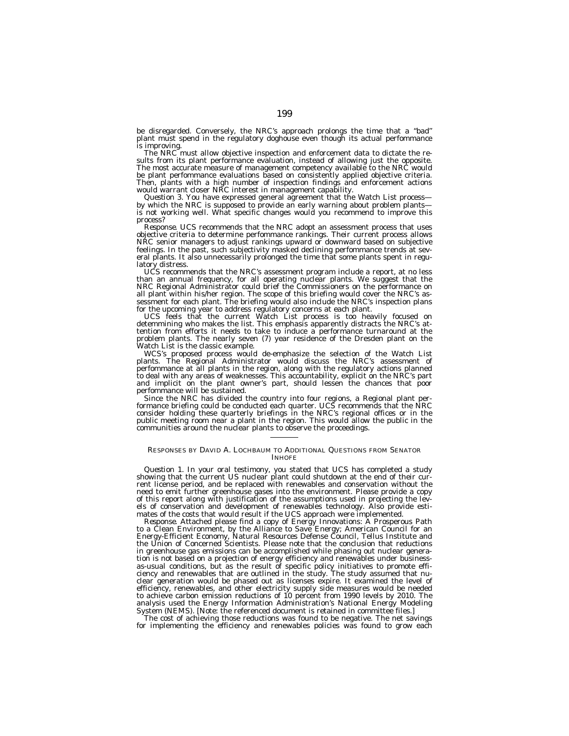be disregarded. Conversely, the NRC's approach prolongs the time that a "bad" plant must spend in the regulatory doghouse even though its actual perfommance is improving.

The NRC must allow objective inspection and enforcement data to dictate the results from its plant performance evaluation, instead of allowing just the opposite. The most accurate measure of management competency available to the NRC would be plant perfommance evaluations based on consistently applied objective criteria. Then, plants with a high number of inspection findings and enforcement actions would warrant closer NRC interest in management capability.

*Question 3.* You have expressed general agreement that the Watch List process—by which the NRC is supposed to provide an early warning about problem plants—is not working well. What specific changes would you recommend to improve this process?

*Response.* UCS recommends that the NRC adopt an assessment process that uses objective criteria to determine perfommance rankings. Their current process allows NRC senior managers to adjust rankings upward or downward based on subjective feelings. In the past, such subjectivity masked declining perfommance trends at several plants. It also unnecessarily prolonged the time that some plants spent in regulatory distress.

UCS recommends that the NRC's assessment program include a report, at no less than an annual frequency, for all operating nuclear plants. We suggest that the NRC Regional Administrator could brief the Commissioners on the performance on all plant within his/her region. The scope of this briefing would cover the NRC's assessment for each plant. The briefing would also include the NRC's inspection plans for the upcoming year to address regulatory concerns at each plant.

UCS feels that the current Watch List process is too heavily focused on detemmining who makes the list. This emphasis apparently distracts the NRC's attention from efforts it needs to take to induce a performance turnaround at the problem plants. The nearly seven (7) year residence of the Dresden plant on the Watch List is the classic example.

WCS's proposed process would de-emphasize the selection of the Watch List plants. The Regional Administrator would discuss the NRC's assessment of perfommance at all plants in the region, along with the regulatory actions planned to deal with any areas of weaknesses. This accountability, explicit on the NRC's part and implicit on the plant owner's part, should lessen the chances that poor perfommance will be sustained.

Since the NRC has divided the country into four regions, a Regional plant performance briefing could be conducted each quarter. UCS recommends that the NRC consider holding these quarterly briefings in the NRC's regional offices or in the public meeting room near a plant in the region. This would allow the public in the communities around the nuclear plants to observe the proceedings.

---

RESPONSES BY DAVID A. LOCHBAUM TO ADDITIONAL QUESTIONS FROM SENATOR INHOFE

*Question 1.* In your oral testimony, you stated that UCS has completed a study showing that the current US nuclear plant could shutdown at the end of their current license period, and be replaced with renewables and conservation without the need to emit further greenhouse gases into the environment. Please provide a copy of this report along with justification of the assumptions used in projecting the levels of conservation and development of renewables technology. Also provide estimates of the costs that would result if the UCS approach were implemented.

*Response.* Attached please find a copy of Energy Innovations: A Prosperous Path to a Clean Environment, by the Alliance to Save Energy; American Council for an Energy-Efficient Economy, Natural Resources Defense Council, Tellus Institute and the Union of Concerned Scientists. Please note that the conclusion that reductions in greenhouse gas emissions can be accomplished while phasing out nuclear generation is not based on a projection of energy efficiency and renewables under business-as-usual conditions, but as the result of specific policy initiatives to promote efficiency and renewables that are outlined in the study. The study assumed that nuclear generation would be phased out as licenses expire. It examined the level of efficiency, renewables, and other electricity supply side measures would be needed to achieve carbon emission reductions of 10 percent from 1990 levels by 2010. The analysis used the Energy Information Administration's National Energy Modeling System (NEMS). [Note: the referenced document is retained in committee files.]

The cost of achieving those reductions was found to be negative. The net savings for implementing the efficiency and renewables policies was found to grow each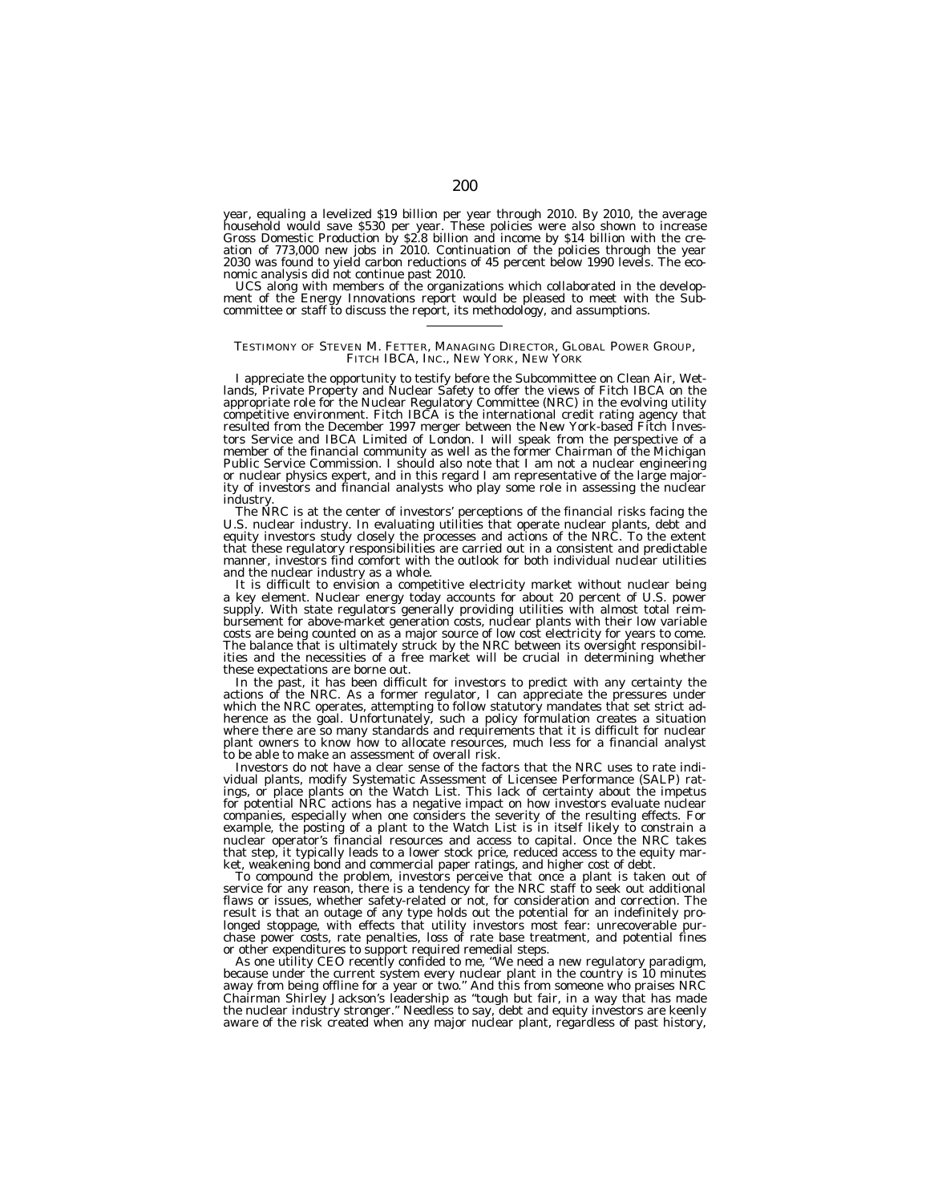year, equaling a levelized $19 billion per year through 2010. By 2010, the average household would save $530 per year. These policies were also shown to increase Gross Domestic Production by $2.8 billion and income by $14 billion with the creation of 773,000 new jobs in 2010. Continuation of the policies through the year 2030 was found to yield carbon reductions of 45 percent below 1990 levels. The economic analysis did not continue past 2010.

UCS along with members of the organizations which collaborated in the development of the Energy Innovations report would be pleased to meet with the Subcommittee or staff to discuss the report, its methodology, and assumptions.

---

## TESTIMONY OF STEVEN M. FETTER, MANAGING DIRECTOR, GLOBAL POWER GROUP, FITCH IBCA, INC., NEW YORK, NEW YORK

I appreciate the opportunity to testify before the Subcommittee on Clean Air, Wetlands, Private Property and Nuclear Safety to offer the views of Fitch IBCA on the appropriate role for the Nuclear Regulatory Committee (NRC) in the evolving utility competitive environment. Fitch IBCA is the international credit rating agency that resulted from the December 1997 merger between the New York-based Fitch Investors Service and IBCA Limited of London. I will speak from the perspective of a member of the financial community as well as the former Chairman of the Michigan Public Service Commission. I should also note that I am not a nuclear engineering or nuclear physics expert, and in this regard I am representative of the large majority of investors and financial analysts who play some role in assessing the nuclear industry.

The NRC is at the center of investors' perceptions of the financial risks facing the U.S. nuclear industry. In evaluating utilities that operate nuclear plants, debt and equity investors study closely the processes and actions of the NRC. To the extent that these regulatory responsibilities are carried out in a consistent and predictable manner, investors find comfort with the outlook for both individual nuclear utilities and the nuclear industry as a whole.

It is difficult to envision a competitive electricity market without nuclear being a key element. Nuclear energy today accounts for about 20 percent of U.S. power supply. With state regulators generally providing utilities with almost total reimbursement for above-market generation costs, nuclear plants with their low variable costs are being counted on as a major source of low cost electricity for years to come. The balance that is ultimately struck by the NRC between its oversight responsibilities and the necessities of a free market will be crucial in determining whether these expectations are borne out.

In the past, it has been difficult for investors to predict with any certainty the actions of the NRC. As a former regulator, I can appreciate the pressures under which the NRC operates, attempting to follow statutory mandates that set strict adherence as the goal. Unfortunately, such a policy formulation creates a situation where there are so many standards and requirements that it is difficult for nuclear plant owners to know how to allocate resources, much less for a financial analyst to be able to make an assessment of overall risk.

Investors do not have a clear sense of the factors that the NRC uses to rate individual plants, modify Systematic Assessment of Licensee Performance (SALP) ratings, or place plants on the Watch List. This lack of certainty about the impetus for potential NRC actions has a negative impact on how investors evaluate nuclear companies, especially when one considers the severity of the resulting effects. For example, the posting of a plant to the Watch List is in itself likely to constrain a nuclear operator's financial resources and access to capital. Once the NRC takes that step, it typically leads to a lower stock price, reduced access to the equity market, weakening bond and commercial paper ratings, and higher cost of debt.

To compound the problem, investors perceive that once a plant is taken out of service for any reason, there is a tendency for the NRC staff to seek out additional flaws or issues, whether safety-related or not, for consideration and correction. The result is that an outage of any type holds out the potential for an indefinitely prolonged stoppage, with effects that utility investors most fear: unrecoverable purchase power costs, rate penalties, loss of rate base treatment, and potential fines or other expenditures to support required remedial steps.

As one utility CEO recently confided to me, "We need a new regulatory paradigm, because under the current system every nuclear plant in the country is 10 minutes away from being offline for a year or two." And this from someone who praises NRC Chairman Shirley Jackson's leadership as "tough but fair, in a way that has made the nuclear industry stronger." Needless to say, debt and equity investors are keenly aware of the risk created when any major nuclear plant, regardless of past history,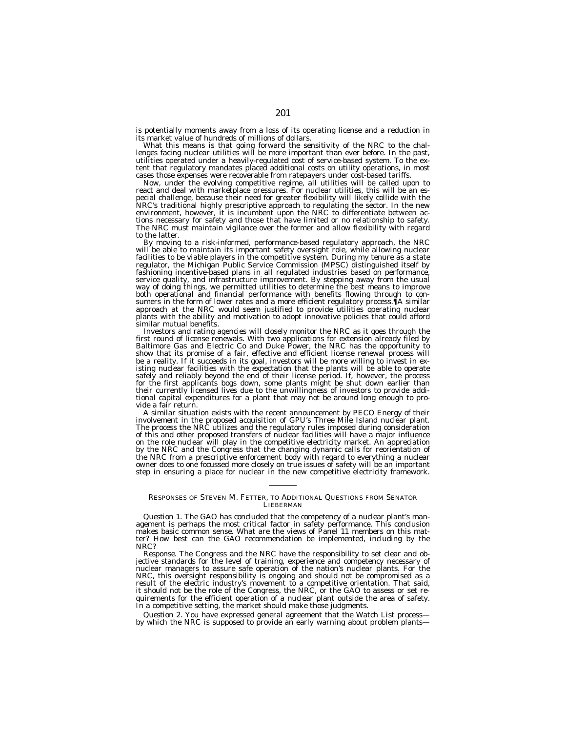is potentially moments away from a loss of its operating license and a reduction in its market value of hundreds of millions of dollars.

What this means is that going forward the sensitivity of the NRC to the challenges facing nuclear utilities will be more important than ever before. In the past, utilities operated under a heavily-regulated cost of service-based system. To the extent that regulatory mandates placed additional costs on utility operations, in most cases those expenses were recoverable from ratepayers under cost-based tariffs.

Now, under the evolving competitive regime, all utilities will be called upon to react and deal with marketplace pressures. For nuclear utilities, this will be an especial challenge, because their need for greater flexibility will likely collide with the NRC's traditional highly prescriptive approach to regulating the sector. In the new environment, however, it is incumbent upon the NRC to differentiate between actions necessary for safety and those that have limited or no relationship to safety. The NRC must maintain vigilance over the former and allow flexibility with regard to the latter.

By moving to a risk-informed, performance-based regulatory approach, the NRC will be able to maintain its important safety oversight role, while allowing nuclear facilities to be viable players in the competitive system. During my tenure as a state regulator, the Michigan Public Service Commission (MPSC) distinguished itself by fashioning incentive-based plans in all regulated industries based on performance, service quality, and infrastructure improvement. By stepping away from the usual way of doing things, we permitted utilities to determine the best means to improve both operational and financial performance with benefits flowing through to consumers in the form of lower rates and a more efficient regulatory process.¶A similar approach at the NRC would seem justified to provide utilities operating nuclear plants with the ability and motivation to adopt innovative policies that could afford similar mutual benefits.

Investors and rating agencies will closely monitor the NRC as it goes through the first round of license renewals. With two applications for extension already filed by Baltimore Gas and Electric Co and Duke Power, the NRC has the opportunity to show that its promise of a fair, effective and efficient license renewal process will be a reality. If it succeeds in its goal, investors will be more willing to invest in existing nuclear facilities with the expectation that the plants will be able to operate safely and reliably beyond the end of their license period. If, however, the process for the first applicants bogs down, some plants might be shut down earlier than their currently licensed lives due to the unwillingness of investors to provide additional capital expenditures for a plant that may not be around long enough to provide a fair return.

A similar situation exists with the recent announcement by PECO Energy of their involvement in the proposed acquisition of GPU's Three Mile Island nuclear plant. The process the NRC utilizes and the regulatory rules imposed during consideration of this and other proposed transfers of nuclear facilities will have a major influence on the role nuclear will play in the competitive electricity market. An appreciation by the NRC and the Congress that the changing dynamic calls for reorientation of the NRC from a prescriptive enforcement body with regard to everything a nuclear owner does to one focussed more closely on true issues of safety will be an important step in ensuring a place for nuclear in the new competitive electricity framework.

---

RESPONSES OF STEVEN M. FETTER, TO ADDITIONAL QUESTIONS FROM SENATOR LIEBERMAN

*Question 1.* The GAO has concluded that the competency of a nuclear plant's management is perhaps the most critical factor in safety performance. This conclusion makes basic common sense. What are the views of Panel 11 members on this matter? How best can the GAO recommendation be implemented, including by the NRC?

*Response.* The Congress and the NRC have the responsibility to set clear and objective standards for the level of training, experience and competency necessary of nuclear managers to assure safe operation of the nation's nuclear plants. For the NRC, this oversight responsibility is ongoing and should not be compromised as a result of the electric industry's movement to a competitive orientation. That said, it should not be the role of the Congress, the NRC, or the GAO to assess or set requirements for the efficient operation of a nuclear plant outside the area of safety. In a competitive setting, the market should make those judgments.

*Question 2.* You have expressed general agreement that the Watch List process— by which the NRC is supposed to provide an early warning about problem plants—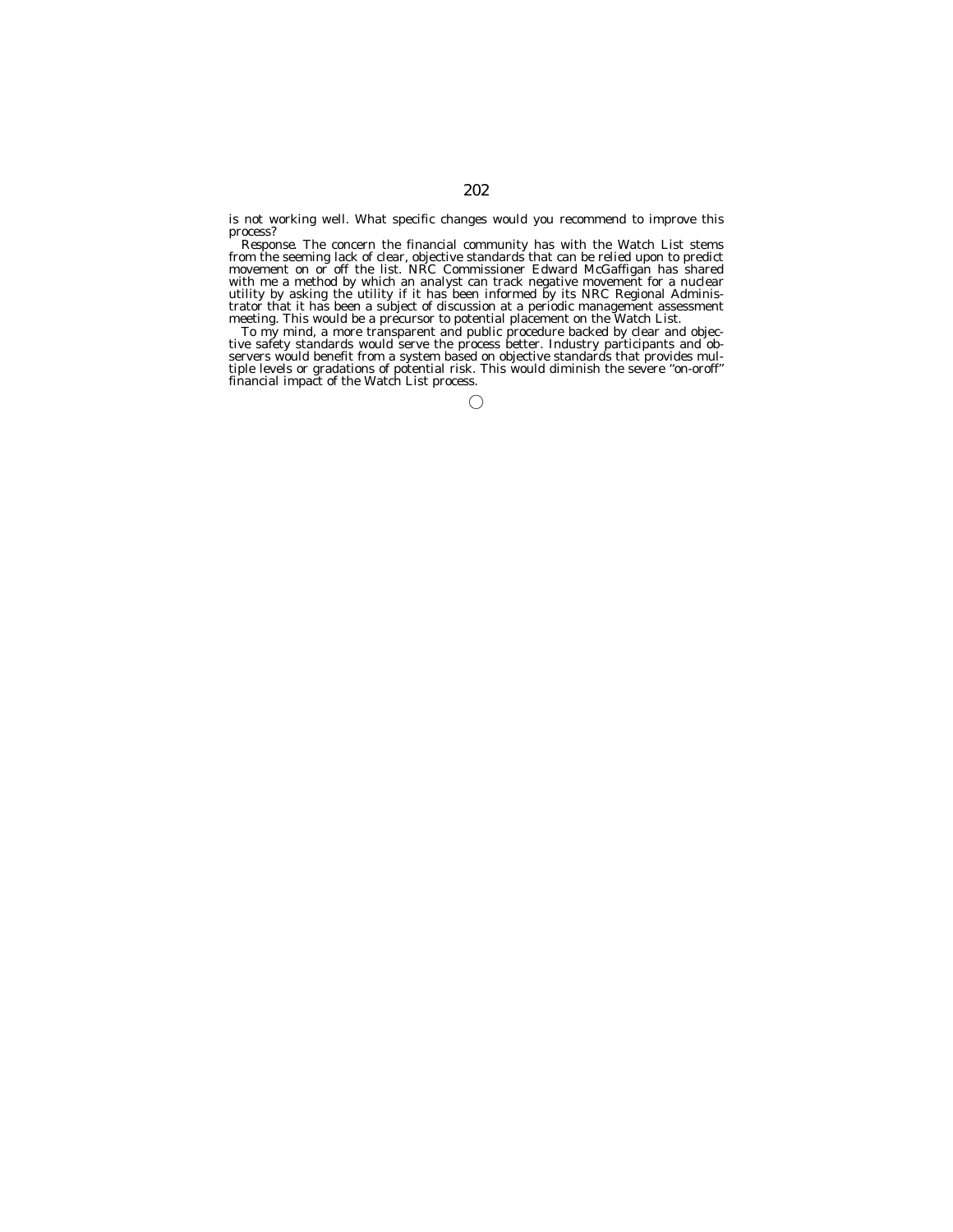is not working well. What specific changes would you recommend to improve this process?

*Response.* The concern the financial community has with the Watch List stems from the seeming lack of clear, objective standards that can be relied upon to predict movement on or off the list. NRC Commissioner Edward McGaffigan has shared with me a method by which an analyst can track negative movement for a nuclear utility by asking the utility if it has been informed by its NRC Regional Administrator that it has been a subject of discussion at a periodic management assessment meeting. This would be a precursor to potential placement on the Watch List.

To my mind, a more transparent and public procedure backed by clear and objective safety standards would serve the process better. Industry participants and observers would benefit from a system based on objective standards that provides multiple levels or gradations of potential risk. This would diminish the severe "on-oroff" financial impact of the Watch List process.